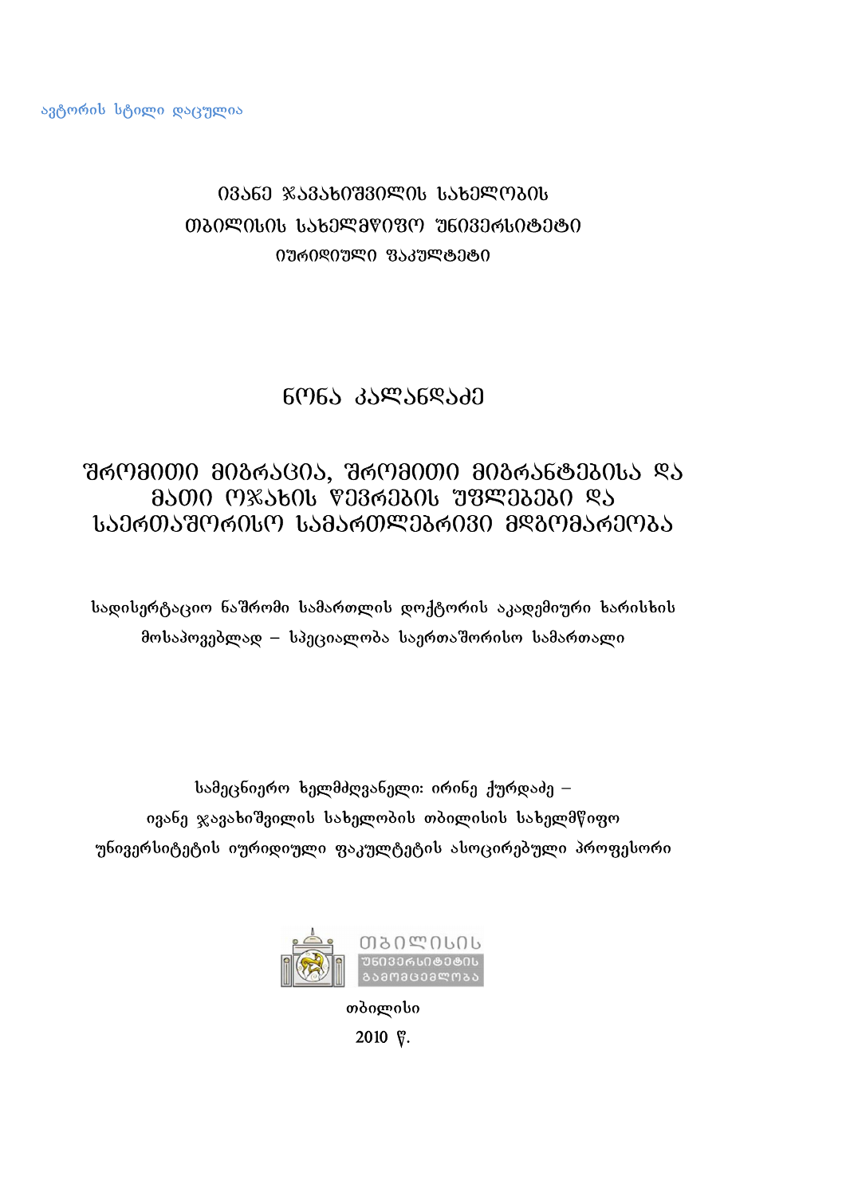ავტორის სტილი დაცულია

ივანე ჯავახიშვილის სახელობის
თბილისის სახელმწიფო უნივერსიტეტი
იურიდიული ფაკულტეტი

ნონა კალანდაძე

# შრომითი მიგრაცია, შრომითი მიგრანტებისა და მათი ოჯახის წევრების უფლებები და საერთაშორისო სამართლებრივი მდგომარეობა

სადისერტაციო ნაშრომი სამართლის დოქტორის აკადემიური ხარისხის მოსაპოვებლად – სპეციალობა საერთაშორისო სამართალი

სამეცნიერო ხელმძღვანელი: ირინე ქურდაძე –
ივანე ჯავახიშვილის სახელობის თბილისის სახელმწიფო
უნივერსიტეტის იურიდიული ფაკულტეტის ასოცირებული პროფესორი

თბილისის
უნივერსიტეტის
გამომცემლობა

თბილისი
2010 წ.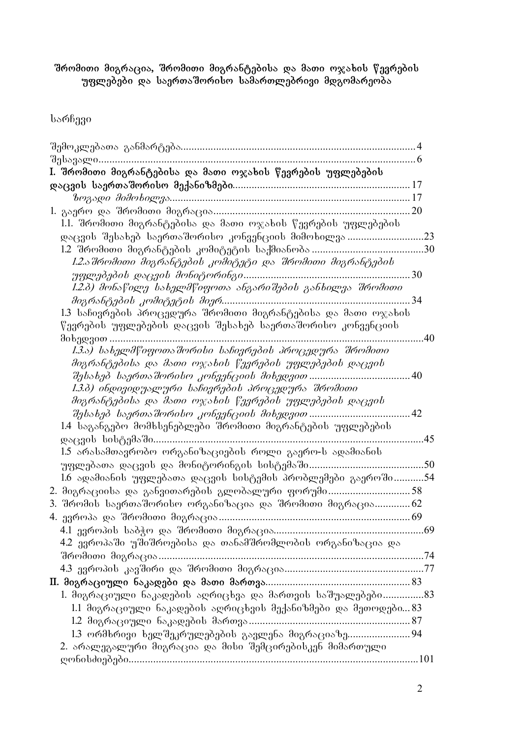**შრომითი მიგრაცია, შრომითი მიგრანტებისა და მათი ოჯახის წევრების უფლებები და საერთაშორისო სამართლებრივი მდგომარეობა**

სარჩევი

შემოკლებათა განმარტება.....4
შესავალი.....6
**I. შრომითი მიგრანტებისა და მათი ოჯახის წევრების უფლებების დაცვის საერთაშორისო მექანიზმები**.....17
*ზოგადი მიმოხილვა*.....17
1. გაერო და შრომითი მიგრაცია.....20
1.1. შრომითი მიგრანტებისა და მათი ოჯახის წევრების უფლებების დაცვის შესახებ საერთაშორისო კონვენციის მიმოხილვა.....23
1.2 შრომითი მიგრანტების კომიტეტის საქმიანობა.....30
*1.2.ა შრომითი მიგრანტების კომიტეტი და შრომითი მიგრანტების უფლებების დაცვის მონიტორინგი*.....30
*1.2.ბ) მონაწილე სახელმწიფოთა ანგარიშების განხილვა შრომითი მიგრანტების კომიტეტის მიერ*.....34
1.3 საჩივრების პროცედურა შრომითი მიგრანტებისა და მათი ოჯახის წევრების უფლებების დაცვის შესახებ საერთაშორისო კონვენციის მიხედვით.....40
*1.3.ა) სახელმწიფოთაშორისი საჩივრების პროცედურა შრომითი მიგრანტებისა და მათი ოჯახის წევრების უფლებების დაცვის შესახებ საერთაშორისო კონვენციის მიხედვით*.....40
*1.3.ბ) ინდივიდუალური საჩივრების პროცედურა შრომითი მიგრანტებისა და მათი ოჯახის წევრების უფლებების დაცვის შესახებ საერთაშორისო კონვენციის მიხედვით*.....42
1.4 საგანგებო მომხსენებლები შრომითი მიგრანტების უფლებების დაცვის სისტემაში.....45
1.5 არასამთავრობო ორგანიზაციების როლი გაერო-ს ადამიანის უფლებათა დაცვის და მონიტორინგის სისტემაში.....50
1.6 ადამიანის უფლებათა დაცვის სისტემის პრობლემები გაეროში.....54
2. მიგრაციისა და განვითარების გლობალური ფორუმი.....58
3. შრომის საერთაშორისო ორგანიზაცია და შრომითი მიგრაცია.....62
4. ევროპა და შრომითი მიგრაცია.....69
4.1 ევროპის საბჭო და შრომითი მიგრაცია.....69
4.2 ევროპაში უშიშროებისა და თანამშრომლობის ორგანიზაცია და შრომითი მიგრაცია.....74
4.3 ევროპის კავშირი და შრომითი მიგრაცია.....77
**II. მიგრაციული ნაკადები და მათი მართვა**.....83
1. მიგრაციული ნაკადების აღრიცხვა და მართვის საშუალებები.....83
1.1 მიგრაციული ნაკადების აღრიცხვის მექანიზმები და მეთოდები.....83
1.2 მიგრაციული ნაკადების მართვა.....87
1.3 ორმხრივი ხელშეკრულებების გავლენა მიგრაციაზე.....94
2. არალეგალური მიგრაცია და მისი შემცირებისკენ მიმართული ღონისძიებები.....101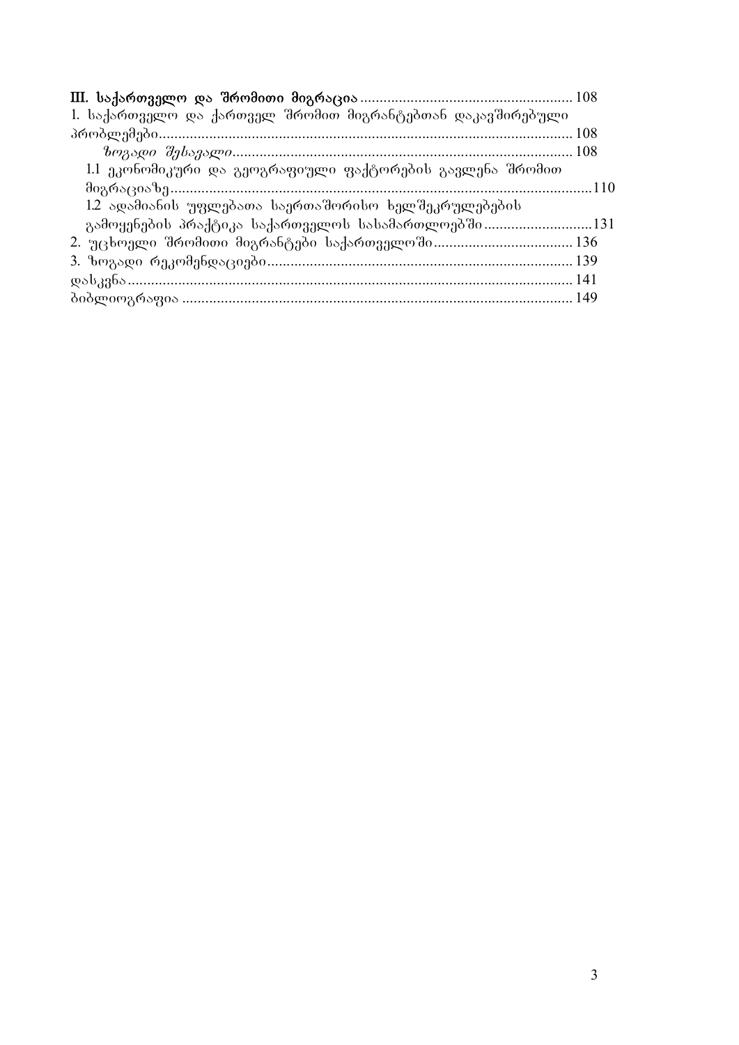**III. საქართველო და შრომითი მიგრაცია** ........................................................ 108

1. საქართველო და ქართველ შრომით მიგრანტებთან დაკავშირებული პრობლემები ........................................................ 108

*ზოგადი შესავალი* ........................................................ 108

1.1 ეკონომიკური და გეოგრაფიული ფაქტორების გავლენა შრომით მიგრაციაზე ........................................................ 110

1.2 ადამიანის უფლებათა საერთაშორისო ხელშეკრულებების გამოყენების პრაქტიკა საქართველოს სასამართლოებში ........................................................ 131

2. უცხოელი შრომითი მიგრანტები საქართველოში ........................................................ 136

3. ზოგადი რეკომენდაციები ........................................................ 139

დასკვნა ........................................................ 141

ბიბლიოგრაფია ........................................................ 149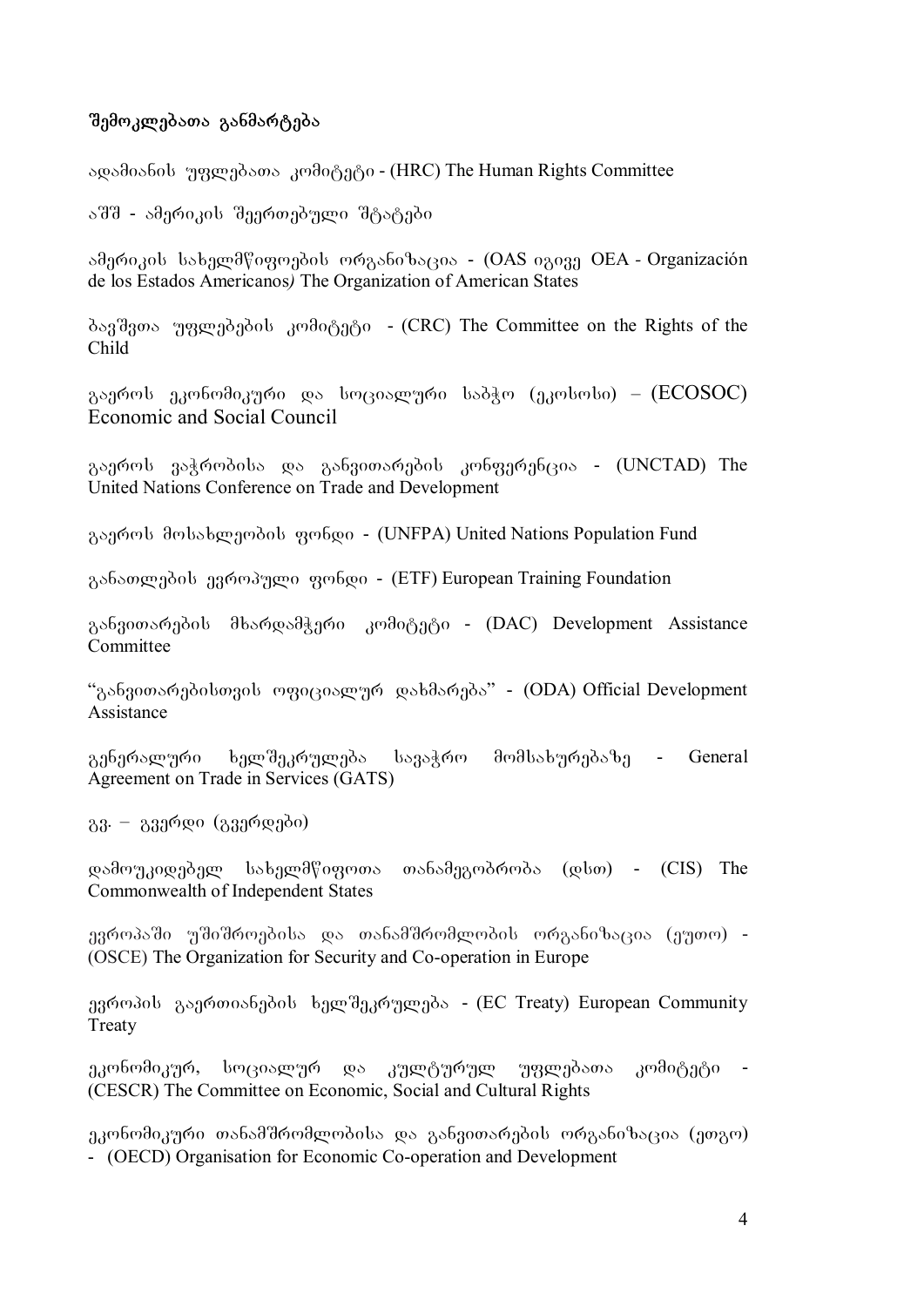**შემოკლებათა განმარტება**

ადამიანის უფლებათა კომიტეტი - (HRC) The Human Rights Committee

აშშ - ამერიკის შეერთებული შტატები

ამერიკის სახელმწიფოების ორგანიზაცია - (OAS იგივე OEA - Organización de los Estados Americanos*)* The Organization of American States

ბავშვთა უფლებების კომიტეტი - (CRC) The Committee on the Rights of the Child

გაეროს ეკონომიკური და სოციალური საბჭო (ეკოსოსი) – (ECOSOC) Economic and Social Council

გაეროს ვაჭრობისა და განვითარების კონფერენცია - (UNCTAD) The United Nations Conference on Trade and Development

გაეროს მოსახლეობის ფონდი - (UNFPA) United Nations Population Fund

განათლების ევროპული ფონდი - (ETF) European Training Foundation

განვითარების მხარდამჭერი კომიტეტი - (DAC) Development Assistance Committee

"განვითარებისთვის ოფიციალურ დახმარება" - (ODA) Official Development Assistance

გენერალური ხელშეკრულება სავაჭრო მომსახურებაზე - General Agreement on Trade in Services (GATS)

გვ. – გვერდი (გვერდები)

დამოუკიდებელ სახელმწიფოთა თანამეგობრობა (დსთ) - (CIS) The Commonwealth of Independent States

ევროპაში უშიშროებისა და თანამშრომლობის ორგანიზაცია (ეუთო) - (OSCE) The Organization for Security and Co-operation in Europe

ევროპის გაერთიანების ხელშეკრულება - (EC Treaty) European Community Treaty

ეკონომიკურ, სოციალურ და კულტურულ უფლებათა კომიტეტი - (CESCR) The Committee on Economic, Social and Cultural Rights

ეკონომიკური თანამშრომლობისა და განვითარების ორგანიზაცია (ეთგო) - (OECD) Organisation for Economic Co-operation and Development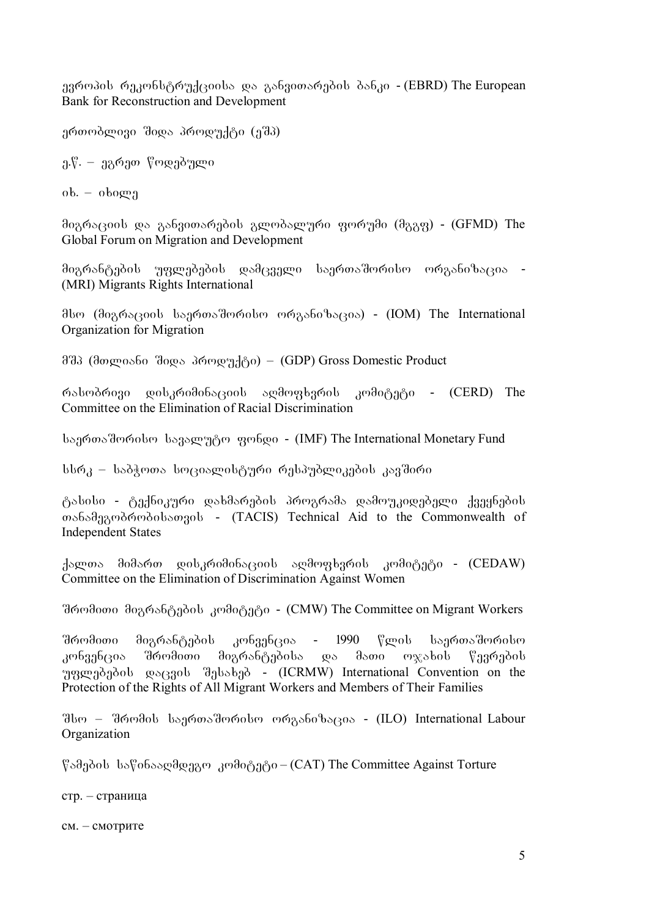ევროპის რეკონსტრუქციისა და განვითარების ბანკი - (EBRD) The European Bank for Reconstruction and Development

ერთობლივი შიდა პროდუქტი (ეშპ)

ე.წ. – ეგრეთ წოდებული

იხ. – იხილე

მიგრაციის და განვითარების გლობალური ფორუმი (მგგფ) - (GFMD) The Global Forum on Migration and Development

მიგრანტების უფლებების დამცველი საერთაშორისო ორგანიზაცია - (MRI) Migrants Rights International

მსო (მიგრაციის საერთაშორისო ორგანიზაცია) - (IOM) The International Organization for Migration

მშპ (მთლიანი შიდა პროდუქტი) – (GDP) Gross Domestic Product

რასობრივი დისკრიმინაციის აღმოფხვრის კომიტეტი - (CERD) The Committee on the Elimination of Racial Discrimination

საერთაშორისო სავალუტო ფონდი - (IMF) The International Monetary Fund

სსრკ – საბჭოთა სოციალისტური რესპუბლიკების კავშირი

ტასისი - ტექნიკური დახმარების პროგრამა დამოუკიდებელი ქვეყნების თანამეგობრობისათვის - (TACIS) Technical Aid to the Commonwealth of Independent States

ქალთა მიმართ დისკრიმინაციის აღმოფხვრის კომიტეტი - (CEDAW) Committee on the Elimination of Discrimination Against Women

შრომითი მიგრანტების კომიტეტი - (CMW) The Committee on Migrant Workers

შრომითი მიგრანტების კონვენცია - 1990 წლის საერთაშორისო კონვენცია შრომითი მიგრანტებისა და მათი ოჯახის წევრების უფლებების დაცვის შესახებ - (ICRMW) International Convention on the Protection of the Rights of All Migrant Workers and Members of Their Families

შსო – შრომის საერთაშორისო ორგანიზაცია - (ILO) International Labour Organization

წამების საწინააღმდეგო კომიტეტი – (CAT) The Committee Against Torture

стр. – страница

см. – смотрите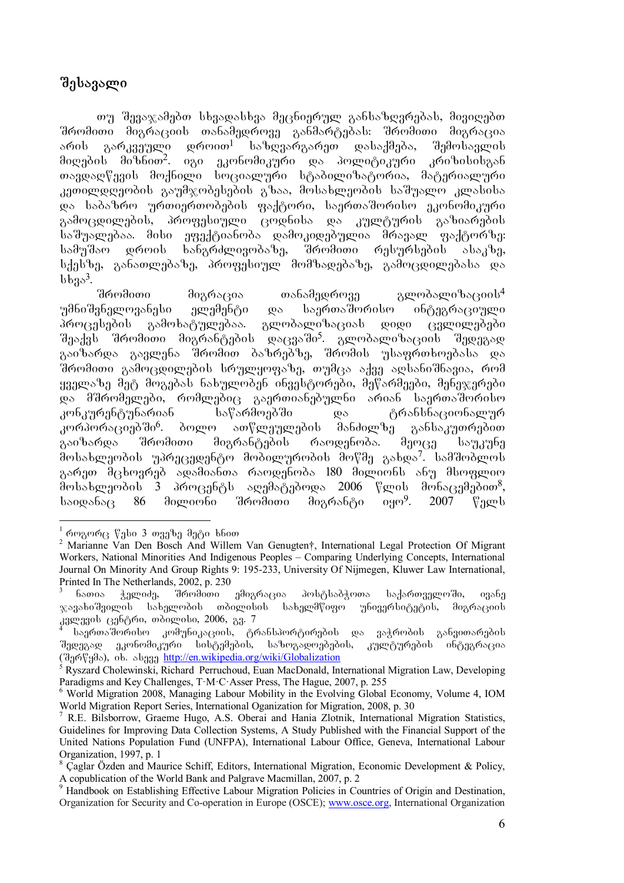## შესავალი

თუ შევაჯამებთ სხვადასხვა მეცნიერულ განსაზღვრებას, მივიღებთ შრომითი მიგრაციის თანამედროვე განმარტებას: შრომითი მიგრაცია არის გარკვეული დროით[1] საზღვარგარეთ დასაქმება, შემოსავლის მიღების მიზნით[2]. იგი ეკონომიკური და პოლიტიკური კრიზისისგან თავდაღწევის მოქნილი სოციალური სტაბილიზატორია, მატერიალური კეთილდღეობის გაუმჯობესების გზაა, მოსახლეობის საშუალო კლასისა და საბაზრო ურთიერთობების ფაქტორი, საერთაშორისო ეკონომიკური გამოცდილების, პროფესიული ცოდნისა და კულტურის გაზიარების საშუალებაა. მისი ეფექტიანობა დამოკიდებულია მრავალ ფაქტორზე: სამუშაო დროის ხანგრძლივობაზე, შრომითი რესურსების ასაკზე, სქესზე, განათლებაზე, პროფესიულ მომზადებაზე, გამოცდილებასა და სხვა[3].

შრომითი მიგრაცია თანამედროვე გლობალიზაციის[4] უმნიშვნელოვანესი ელემენტი და საერთაშორისო ინტეგრაციული პროცესების გამოხატულებაა. გლობალიზაციას დიდი ცვლილებები შეაქვს შრომითი მიგრანტების დაცვაში[5]. გლობალიზაციის შედეგად გაიზარდა გავლენა შრომით ბაზრებზე, შრომის უსაფრთხოებასა და შრომითი გამოცდილების სრულყოფაზე, თუმცა აქვე აღსანიშნავია, რომ ყველაზე მეტ მოგებას ნახულობენ ინვესტორები, მეწარმეები, მენეჯერები და მშრომელები, რომლებიც გაერთიანებულნი არიან საერთაშორისო კონკურენტუნარიან საწარმოებში და ტრანსნაციონალურ კორპორაციებში[6]. ბოლო ათწლეულების მანძილზე განსაკუთრებით გაიზარდა შრომითი მიგრანტების რაოდენობა. მეოცე საუკუნე მოსახლეობის უპრეცედენტო მობილურობის მოწმე გახდა[7]. სამშობლოს გარეთ მცხოვრებ ადამიანთა რაოდენობა 180 მილიონს ანუ მსოფლიო მოსახლეობის 3 პროცენტს აღემატებოდა 2006 წლის მონაცემებით[8], საიდანაც 86 მილიონი შრომითი მიგრანტი იყო[9]. 2007 წელს

---

[1] როგორც წესი 3 თვეზე მეტი ხნით

[2] Marianne Van Den Bosch And Willem Van Genugten†, International Legal Protection Of Migrant Workers, National Minorities And Indigenous Peoples – Comparing Underlying Concepts, International Journal On Minority And Group Rights 9: 195-233, University Of Nijmegen, Kluwer Law International, Printed In The Netherlands, 2002, p. 230

[3] ნათია ჭელიძე, შრომითი ემიგრაცია პოსტსაბჭოთა საქართველოში, ივანე ჯავახიშვილის სახელობის თბილისის სახელმწიფო უნივერსიტეტის, მიგრაციის კვლევის ცენტრი, თბილისი, 2006, გვ. 7

[4] საერთაშორისო კომუნიკაციის, ტრანსპორტირების და ვაჭრობის განვითარების შედეგად ეკონომიკური სისტემების, საზოგადოებების, კულტურების ინტეგრაცია (შერწყმა), იხ. ასევე http://en.wikipedia.org/wiki/Globalization

[5] Ryszard Cholewinski, Richard Perruchoud, Euan MacDonald, International Migration Law, Developing Paradigms and Key Challenges, T·M·C·Asser Press, The Hague, 2007, p. 255

[6] World Migration 2008, Managing Labour Mobility in the Evolving Global Economy, Volume 4, IOM World Migration Report Series, International Oganization for Migration, 2008, p. 30

[7] R.E. Bilsborrow, Graeme Hugo, A.S. Oberai and Hania Zlotnik, International Migration Statistics, Guidelines for Improving Data Collection Systems, A Study Published with the Financial Support of the United Nations Population Fund (UNFPA), International Labour Office, Geneva, International Labour Organization, 1997, p. 1

[8] Çaglar Özden and Maurice Schiff, Editors, International Migration, Economic Development & Policy, A copublication of the World Bank and Palgrave Macmillan, 2007, p. 2

[9] Handbook on Establishing Effective Labour Migration Policies in Countries of Origin and Destination, Organization for Security and Co-operation in Europe (OSCE); www.osce.org, International Organization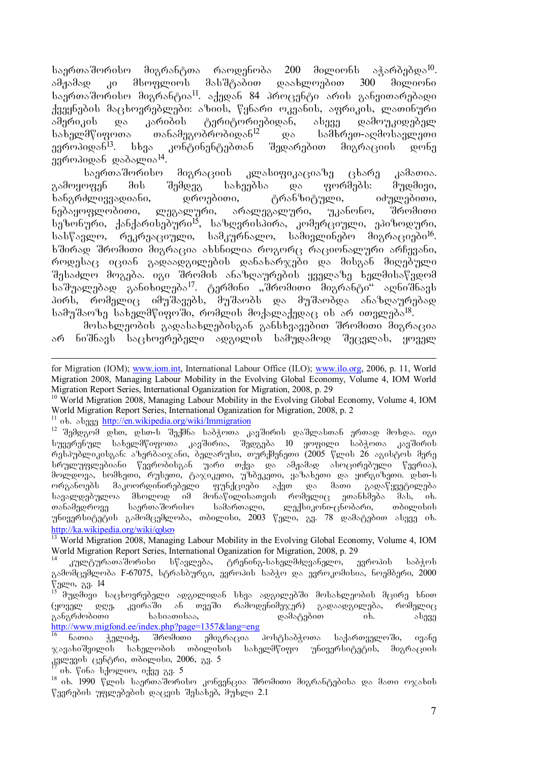საერთაშორისო მიგრანტთა რაოდენობა 200 მილიონს აჭარბებდა[10]. ამჟამად კი მსოფლიოს მასშტაბით დაახლოებით 300 მილიონი საერთაშორისო მიგრანტია[11]. აქედან 84 პროცენტი არის განვითარებადი ქვეყნების მაცხოვრებლები: აზიის, წყნარი ოკეანის, აფრიკის, ლათინური ამერიკის და კარიბის ტერიტორიებიდან, ასევე დამოუკიდებელ სახელმწიფოთა თანამეგობრობიდან[12] და სამხრეთ-აღმოსავლეთი ევროპიდან[13]. სხვა კონტინენტებთან შედარებით მიგრაციის დონე ევროპიდან დაბალია[14].

საერთაშორისო მიგრაციის კლასიფიკაციაზე ცხარე კამათია. გამოყოფენ მის შემდეგ სახეებსა და ფორმებს: მუდმივი, ხანგრძლივვადიანი, დროებითი, ტრანზიტული, იძულებითი, ნებაყოფლობითი, ლეგალური, არალეგალური, უკანონო, შრომითი სეზონური, ქანქარისებური[15], საზღვრისპირა, კომერციული, ეპიზოდური, სასწავლო, რეკრეაციული, სამკურნალო, სამიქლინებო მიგრაციები[16]. ხშირად შრომითი მიგრაცია ახსნილია როგორც რაციონალური არჩევანი, როდესაც იციან გადაადგილების დანახარჯები და მისგან მიღებული შესაძლო მოგება. იგი შრომის ანაზღაურების ყველაზე ხელმისაწვდომ საშუალებად განიხილება[17]. ტერმინი „შრომითი მიგრანტი" აღნიშნავს პირს, რომელიც იმუშავებს, მუშაობს და მუშაობდა ანაზღაურებად სამუშაოზე სახელმწიფოში, რომლის მოქალაქედაც ის არ ითვლება[18].

მოსახლეობის გადასახლებისგან განსხვავებით შრომითი მიგრაცია არ ნიშნავს საცხოვრებელი ადგილის სამუდამოდ შეცვლას, ყოველ

---

for Migration (IOM); www.iom.int, International Labour Office (ILO); www.ilo.org, 2006, p. 11, World Migration 2008, Managing Labour Mobility in the Evolving Global Economy, Volume 4, IOM World Migration Report Series, International Organization for Migration, 2008, p. 29

[10] World Migration 2008, Managing Labour Mobility in the Evolving Global Economy, Volume 4, IOM World Migration Report Series, International Organization for Migration, 2008, p. 2

[11] იხ. ასევე http://en.wikipedia.org/wiki/Immigration

[12] შემდგომ დსთ, დსთ-ს შექმნა საბჭოთა კავშირის დაშლასთან ერთად მოხდა. იგი სუვერენულ სახელმწიფოთა კავშირია, შედგება 10 ყოფილი საბჭოთა კავშირის რესპუბლიკისგან: აზერბაიჯანი, ბელარუსი, თურქმენეთი (2005 წლის 26 აგვისტოს მერე სრულუფლებიანი წევრობისგან უარი თქვა და ამჟამად ასოცირებული წევრია), მოლდოვა, სომხეთი, რუსეთი, ტაჯიკეთი, უზბეკეთი, ყაზახეთი და ყირგიზეთი. დსთ-ს ორგანოებს მაკოორდინირებელი ფუნქციები აქვთ და მათი გადაწყვეტილება სავალდებულოა მხოლოდ იმ მონაწილისათვის რომელიც ეთანხმება მას, იხ. თანამედროვე საერთაშორისო სამართალი, ლექსიკონი-ცნობარი, თბილისის უნივერსიტეტის გამომცემლობა, თბილისი, 2003 წელი, გვ. 78 დამატებით ასევე იხ. http://ka.wikipedia.org/wiki/დსთ

[13] World Migration 2008, Managing Labour Mobility in the Evolving Global Economy, Volume 4, IOM World Migration Report Series, International Organization for Migration, 2008, p. 29

[14] კულტურათაშორისი სწავლება, ტრენინგ-სახელმძღვანელო, ევროპის საბჭოს გამომცემლობა F-67075, სტრასბურგი, ევროპის საბჭო და ევროკომისია, ნოემბერი, 2000 წელი, გვ. 14

[15] მუდმივი საცხოვრებელი ადგილიდან სხვა ადგილებში მოსახლეობის მცირე ხნით (ყოველ დღე, კვირაში ან თვეში რამოდენიმეჯერ) გადაადგილება, რომელიც განგრძობითი ხასიათისაა, დამატებით იხ. ასევე http://www.migfond.ee/index.php?page=1357&lang=eng

[16] ნათია ჭელიძე, შრომითი ემიგრაცია პოსტსაბჭოთა საქართველოში, ივანე ჯავახიშვილის სახელობის თბილისის სახელმწიფო უნივერსიტეტის, მიგრაციის კვლევის ცენტრი, თბილისი, 2006, გვ. 5

[17] იხ. წინა სქოლიო, იქვე გვ. 5

[18] იხ. 1990 წლის საერთაშორისო კონვენცია შრომითი მიგრანტებისა და მათი ოჯახის წევრების უფლებების დაცვის შესახებ, მუხლი 2.1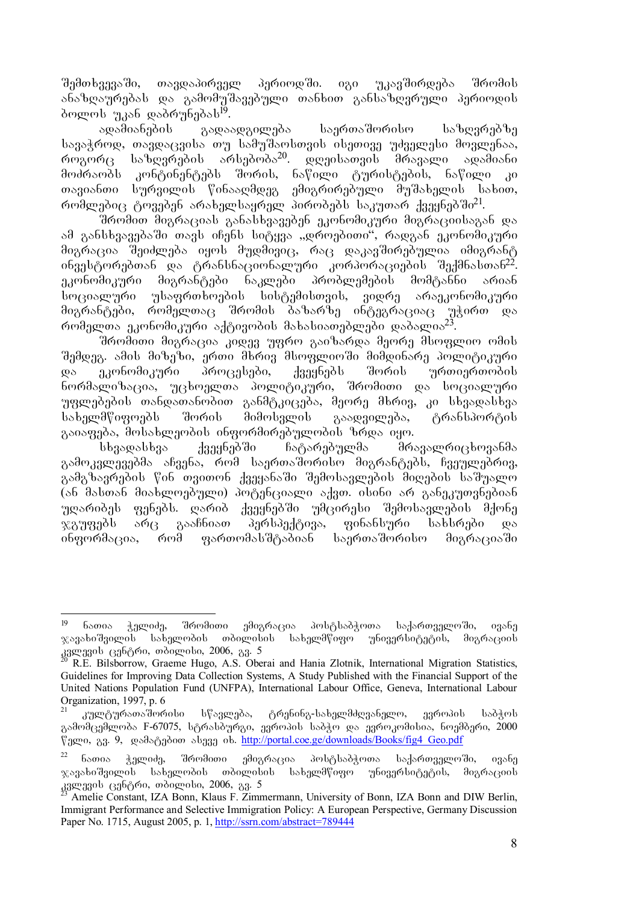შემთხვევაში, თავდაპირველ პერიოდში. იგი უკავშირდება შრომის ანაზღაურებას და გამომუშავებული თანხით განსაზღვრული პერიოდის ბოლოს უკან დაბრუნებას[19].

ადამიანების გადაადგილება საერთაშორისო საზღვრებზე სავაჭროდ, თავდაცვისა თუ სამუშაოსთვის ისეთივე უძველესი მოვლენაა, როგორც საზღვრების არსებობა[20]. დღეისათვის მრავალი ადამიანი მოძრაობს კონტინენტებს შორის, ნაწილი ტურისტების, ნაწილი კი თავიანთი სურვილის წინააღმდეგ ემიგრირებული მუშახელის სახით, რომლებიც ტოვებენ არახელსაყრელ პირობებს საკუთარ ქვეყნებში[21].

შრომით მიგრაციას განასხვავებენ ეკონომიკური მიგრაციისაგან და ამ განსხვავებაში თავს იჩენს სიტყვა „დროებითი", რადგან ეკონომიკური მიგრაცია შეიძლება იყოს მუდმივიც, რაც დაკავშირებულია იმიგრანტ ინვესტორებთან და ტრანსნაციონალური კორპორაციების შექმნასთან[22]. ეკონომიკური მიგრანტები ნაკლები პრობლემების მომტანნი არიან სოციალური უსაფრთხოების სისტემისთვის, ვიდრე არაეკონომიკური მიგრანტები, რომელთაც შრომის ბაზარზე ინტეგრაციაც უჭირთ და რომელთა ეკონომიკური აქტივობის მახასიათებლები დაბალია[23].

შრომითი მიგრაცია კიდევ უფრო გაიზარდა მეორე მსოფლიო ომის შემდეგ. ამის მიზეზი, ერთი მხრივ მსოფლიოში მიმდინარე პოლიტიკური და ეკონომიკური პროცესები, ქვეყნებს შორის ურთიერთობის ნორმალიზაცია, უცხოელთა პოლიტიკური, შრომითი და სოციალური უფლებების თანდათანობით განმტკიცება, მეორე მხრივ, კი სხვადასხვა სახელმწიფოებს შორის მიმოსვლის გაადვილება, ტრანსპორტის გაიაფება, მოსახლეობის ინფორმირებულობის ზრდა იყო.

სხვადასხვა ქვეყნებში ჩატარებულმა მრავალრიცხოვანმა გამოკვლევებმა აჩვენა, რომ საერთაშორისო მიგრანტებს, ჩვეულებრივ, გამგზავრების წინ თვითონ ქვეყანაში შემოსავლების მიღების საშუალო (ან მასთან მიახლოებული) პოტენციალი აქვთ. ისინი არ განეკუთვნებიან უღარიბეს ფენებს. ღარიბ ქვეყნებში უმცირესი შემოსავლების მქონე ჯგუფებს არც გააჩნიათ პერსპექტივა, ფინანსური სახსრები და ინფორმაცია, რომ ფართომასშტაბიან საერთაშორისო მიგრაციაში

---

[19] ნათია ჭელიძე, შრომითი ემიგრაცია პოსტსაბჭოთა საქართველოში, ივანე ჯავახიშვილის სახელობის თბილისის სახელმწიფო უნივერსიტეტის, მიგრაციის კვლევის ცენტრი, თბილისი, 2006, გვ. 5

[20] R.E. Bilsborrow, Graeme Hugo, A.S. Oberai and Hania Zlotnik, International Migration Statistics, Guidelines for Improving Data Collection Systems, A Study Published with the Financial Support of the United Nations Population Fund (UNFPA), International Labour Office, Geneva, International Labour Organization, 1997, p. 6

[21] კულტურათაშორისი სწავლება, ტრენინგ-სახელმძღვანელო, ევროპის საბჭოს გამომცემლობა F-67075, სტრასბურგი, ევროპის საბჭო და ევროკომისია, ნოემბერი, 2000 წელი, გვ. 9, დამატებით ასევე იხ. http://portal.coe.ge/downloads/Books/fig4 Geo.pdf

[22] ნათია ჭელიძე, შრომითი ემიგრაცია პოსტსაბჭოთა საქართველოში, ივანე ჯავახიშვილის სახელობის თბილისის სახელმწიფო უნივერსიტეტის, მიგრაციის კვლევის ცენტრი, თბილისი, 2006, გვ. 5

[23] Amelie Constant, IZA Bonn, Klaus F. Zimmermann, University of Bonn, IZA Bonn and DIW Berlin, Immigrant Performance and Selective Immigration Policy: A European Perspective, Germany Discussion Paper No. 1715, August 2005, p. 1, http://ssrn.com/abstract=789444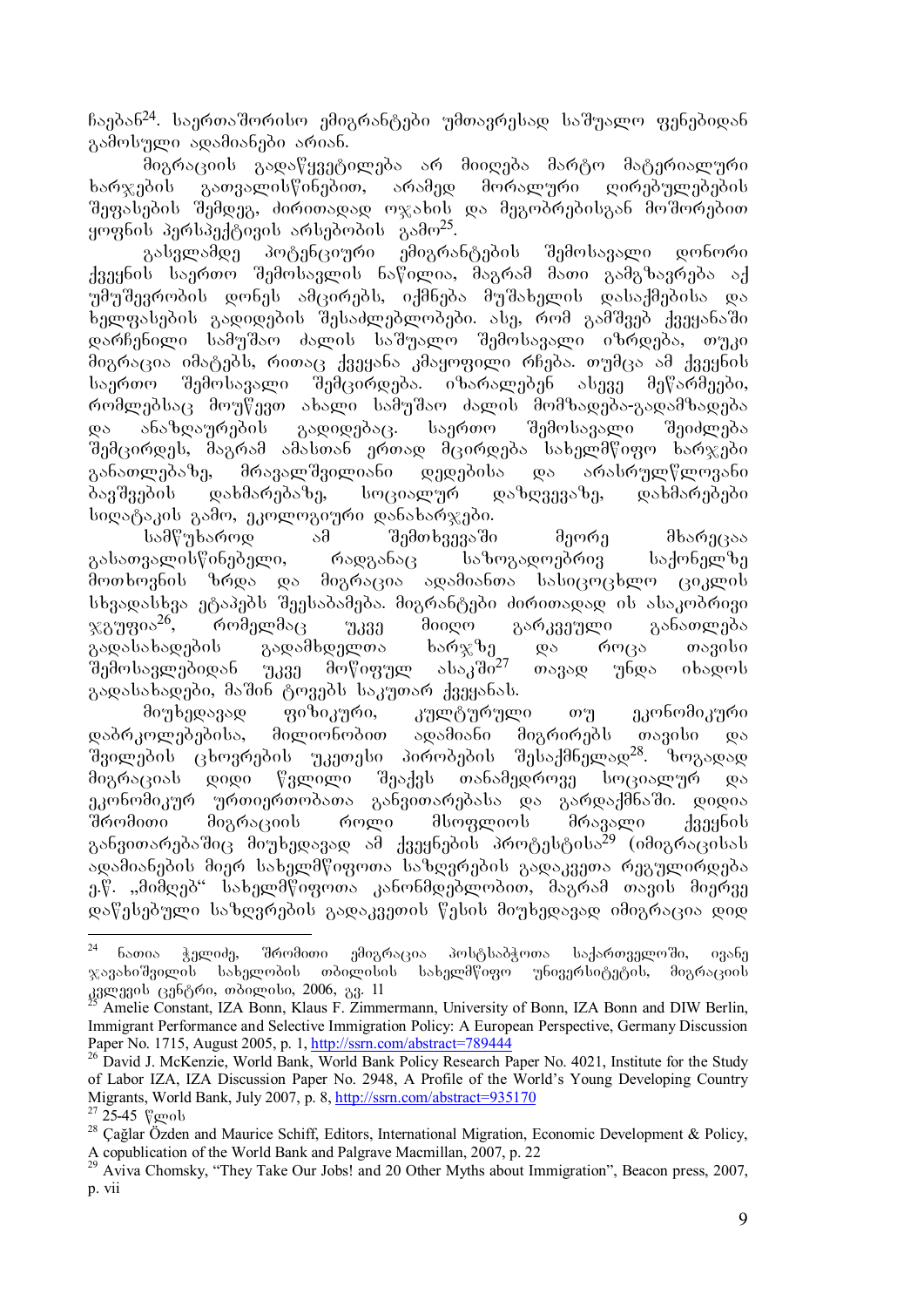ჩავბან[24]. საერთაშორისო ემიგრანტები უმთავრესად საშუალო ფენებიდან გამოსული ადამიანები არიან.

მიგრაციის გადაწყვეტილება არ მიიღება მარტო მატერიალური ხარჯების გათვალისწინებით, არამედ მორალური ღირებულებების შეფასების შემდეგ, ძირითადად ოჯახის და მეგობრებისგან მოშორებით ყოფნის პერსპექტივის არსებობის გამო[25].

გასვლამდე პოტენციური ემიგრანტების შემოსავალი დონორი ქვეყნის საერთო შემოსავლის ნაწილია, მაგრამ მათი გამგზავრება აქ უმუშევრობის დონეს ამცირებს, იქმნება მუშახელის დასაქმებისა და ხელფასების გადიდების შესაძლებლობები. ასე, რომ გამშვებ ქვეყანაში დარჩენილი სამუშაო ძალის საშუალო შემოსავალი იზრდება, თუკი მიგრაცია იმატებს, რითაც ქვეყანა კმაყოფილი რჩება. თუმცა ამ ქვეყნის საერთო შემოსავალი შემცირდება. იზარალებენ ასევე მეწარმეები, რომლებსაც მოუწევთ ახალი სამუშაო ძალის მომზადება-გადამზადება და ანაზღაურების გადიდებაც. საერთო შემოსავალი შეიძლება შემცირდეს, მაგრამ ამასთან ერთად მცირდება სახელმწიფო ხარჯები განათლებაზე, მრავალშვილიანი დედებისა და არასრულწლოვანი ბავშვების დახმარებაზე, სოციალურ დაზღვევაზე, დახმარებები სიღატაკის გამო, ეკოლოგიური დანახარჯები.

სამწუხაროდ ამ შემთხვევაში მეორე მხარეცაა გასათვალისწინებელი, რადგანაც საზოგადოებრივ საქონელზე მოთხოვნის ზრდა და მიგრაცია ადამიანთა სასიცოცხლო ციკლის სხვადასხვა ეტაპებს შეესაბამება. მიგრანტები ძირითადად ის ასაკობრივი ჯგუფია[26], რომელმაც უკვე მიიღო გარკვეული განათლება გადასახადების გადამხდელთა ხარჯზე და როცა თავისი შემოსავლებიდან უკვე მოწიფულ ასაკში[27] თავად უნდა იხადოს გადასახადები, მაშინ ტოვებს საკუთარ ქვეყანას.

მიუხედავად ფიზიკური, კულტურული თუ ეკონომიკური დაბრკოლებებისა, მილიონობით ადამიანი მიგრირებს თავისი და შვილების ცხოვრების უკეთესი პირობების შესაქმნელად[28]. ზოგადად მიგრაციას დიდი წვლილი შეაქვს თანამედროვე სოციალურ და ეკონომიკურ ურთიერთობათა განვითარებასა და გარდაქმნაში. დიდია შრომითი მიგრაციის როლი მსოფლიოს მრავალი ქვეყნის განვითარებაშიც მიუხედავად ამ ქვეყნების პროტესტისა[29] (იმიგრაციისას ადამიანების მიერ სახელმწიფოთა საზღვრების გადაკვეთა რეგულირდება ე.წ. „მიმღებ" სახელმწიფოთა კანონმდებლობით, მაგრამ თავის მიერვე დაწესებული საზღვრების გადაკვეთის წესის მიუხედავად იმიგრაცია დიდ

---

[24] ნათია ჭელიძე, შრომითი ემიგრაცია პოსტსაბჭოთა საქართველოში, ივანე ჯავახიშვილის სახელობის თბილისის სახელმწიფო უნივერსიტეტის, მიგრაციის კვლევის ცენტრი, თბილისი, 2006, გვ. 11

[25] Amelie Constant, IZA Bonn, Klaus F. Zimmermann, University of Bonn, IZA Bonn and DIW Berlin, Immigrant Performance and Selective Immigration Policy: A European Perspective, Germany Discussion Paper No. 1715, August 2005, p. 1, http://ssrn.com/abstract=789444

[26] David J. McKenzie, World Bank, World Bank Policy Research Paper No. 4021, Institute for the Study of Labor IZA, IZA Discussion Paper No. 2948, A Profile of the World's Young Developing Country Migrants, World Bank, July 2007, p. 8, http://ssrn.com/abstract=935170

[27] 25-45 წლის

[28] Çağlar Özden and Maurice Schiff, Editors, International Migration, Economic Development & Policy, A copublication of the World Bank and Palgrave Macmillan, 2007, p. 22

[29] Aviva Chomsky, "They Take Our Jobs! and 20 Other Myths about Immigration", Beacon press, 2007, p. vii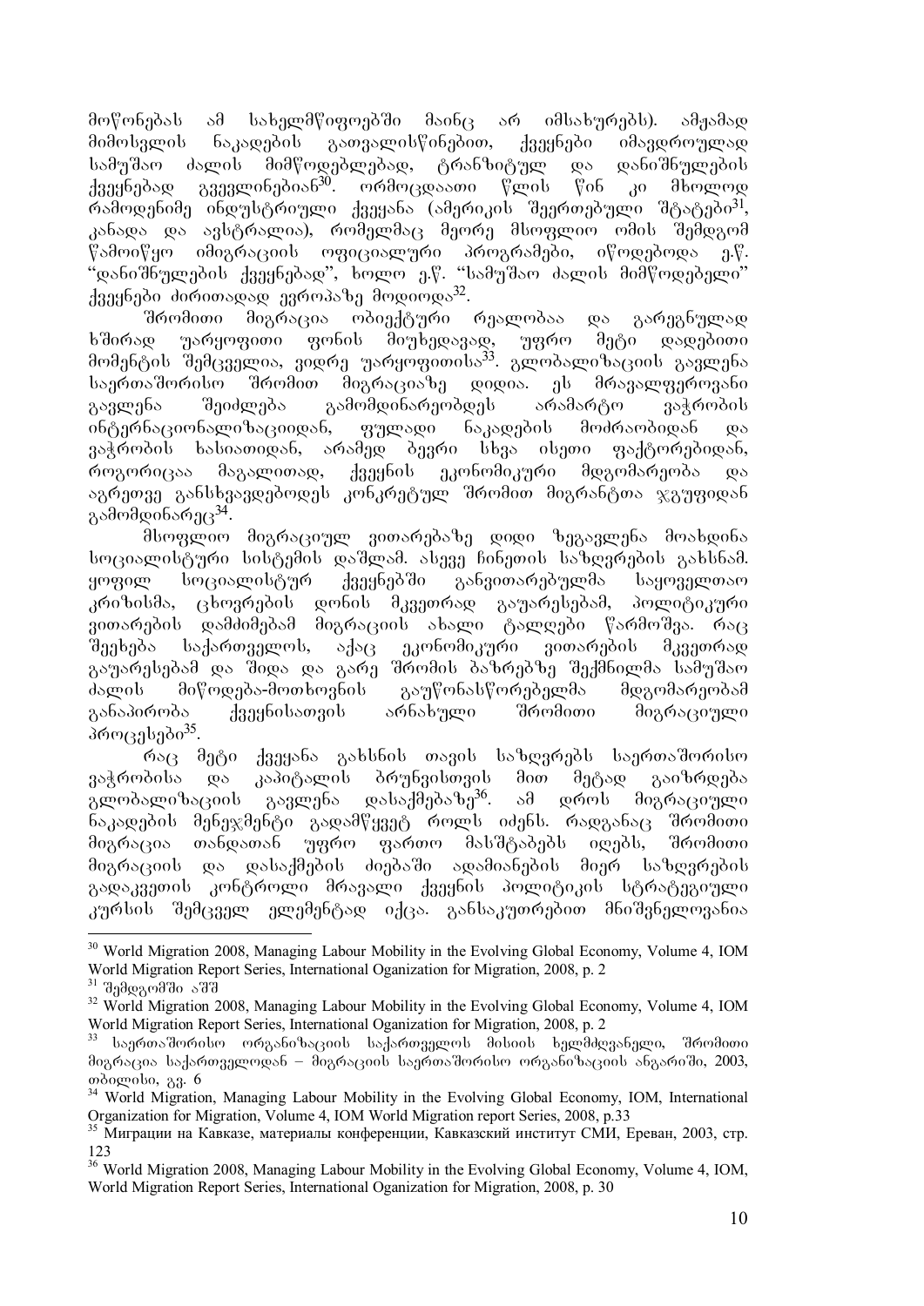მოწონებას ამ სახელმწიფოებში მაინც არ იმსახურებს). ამჟამად მიმოსვლის ნაკადების გათვალისწინებით, ქვეყნები იმავდროულად სამუშაო ძალის მიმწოდებლებად, ტრანზიტულ და დანიშნულების ქვეყნებად გვევლინებიან[30]. ორმოცდაათი წლის წინ კი მხოლოდ რამოდენიმე ინდუსტრიული ქვეყანა (ამერიკის შეერთებული შტატები[31], კანადა და ავსტრალია), რომელმაც მეორე მსოფლიო ომის შემდგომ წამოიწყო იმიგრაციის ოფიციალური პროგრამები, იწოდებოდა ე.წ. "დანიშნულების ქვეყნებად", ხოლო ე.წ. "სამუშაო ძალის მიმწოდებელი" ქვეყნები ძირითადად ევროპაზე მოდიოდა[32].

შრომითი მიგრაცია ობიექტური რეალობაა და გარეგნულად ხშირად უარყოფითი ფონის მიუხედავად, უფრო მეტი დადებითი მომენტის შემცველია, ვიდრე უარყოფითისა[33]. გლობალიზაციის გავლენა საერთაშორისო შრომით მიგრაციაზე დიდია. ეს მრავალფეროვანი გავლენა შეიძლება გამომდინარეობდეს არამარტო ვაჭრობის ინტერნაციონალიზაციიდან, ფულადი ნაკადების მოძრაობიდან და ვაჭრობის ხასიათიდან, არამედ ბევრი სხვა ისეთი ფაქტორებიდან, როგორიცაა მაგალითად, ქვეყნის ეკონომიკური მდგომარეობა და აგრეთვე განსხვავდებოდეს კონკრეტულ შრომით მიგრანტთა ჯგუფიდან გამომდინარეც[34].

მსოფლიო მიგრაციულ ვითარებაზე დიდი ზეგავლენა მოახდინა სოციალისტური სისტემის დაშლამ. ასევე ჩინეთის საზღვრების გახსნამ. ყოფილ სოციალისტურ ქვეყნებში განვითარებულმა საყოველთაო კრიზისმა, ცხოვრების დონის მკვეთრად გაუარესებამ, პოლიტიკური ვითარების დამძიმებამ მიგრაციის ახალი ტალღები წარმოშვა. რაც შეეხება საქართველოს, აქაც ეკონომიკური ვითარების მკვეთრად გაუარესებამ და შიდა და გარე შრომის ბაზრებზე შექმნილმა სამუშაო ძალის მიწოდება-მოთხოვნის გაუწონასწორებელმა მდგომარეობამ განაპირობა ქვეყნისათვის არნახული შრომითი მიგრაციული პროცესები[35].

რაც მეტი ქვეყანა გახსნის თავის საზღვრებს საერთაშორისო ვაჭრობისა და კაპიტალის ბრუნვისთვის მით მეტად გაიზრდება გლობალიზაციის გავლენა დასაქმებაზე[36]. ამ დროს მიგრაციული ნაკადების მენეჯმენტი გადამწყვეტ როლს იძენს. რადგანაც შრომითი მიგრაცია თანდათან უფრო ფართო მასშტაბებს იღებს, შრომითი მიგრაციის და დასაქმების ძიებაში ადამიანების მიერ საზღვრების გადაკვეთის კონტროლი მრავალი ქვეყნის პოლიტიკის სტრატეგიული კურსის შემცველ ელემენტად იქცა. განსაკუთრებით მნიშვნელოვანია

---

[30] World Migration 2008, Managing Labour Mobility in the Evolving Global Economy, Volume 4, IOM World Migration Report Series, International Oganization for Migration, 2008, p. 2

[31] შემდგომში აშშ

[32] World Migration 2008, Managing Labour Mobility in the Evolving Global Economy, Volume 4, IOM World Migration Report Series, International Oganization for Migration, 2008, p. 2

[33] საერთაშორისო ორგანიზაციის საქართველოს მისიის ხელმძღვანელი, შრომითი მიგრაცია საქართველოდან – მიგრაციის საერთაშორისო ორგანიზაციის ანგარიში, 2003, თბილისი, გვ. 6

[34] World Migration, Managing Labour Mobility in the Evolving Global Economy, IOM, International Organization for Migration, Volume 4, IOM World Migration report Series, 2008, p.33

[35] Миграции на Кавказе, материалы конференции, Кавказский институт СМИ, Ереван, 2003, стр. 123

[36] World Migration 2008, Managing Labour Mobility in the Evolving Global Economy, Volume 4, IOM, World Migration Report Series, International Oganization for Migration, 2008, p. 30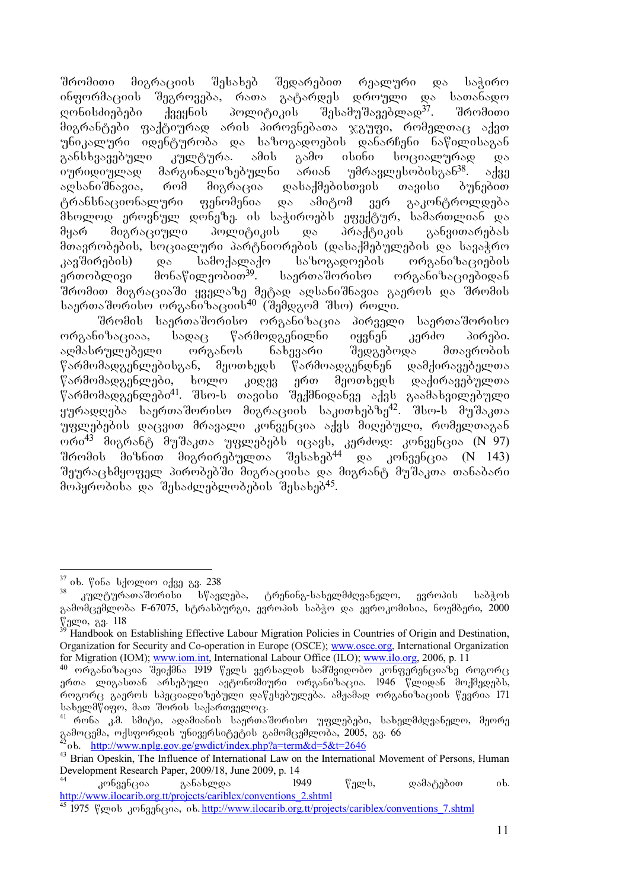შრომითი მიგრაციის შესახებ შედარებით რეალური და საჭირო ინფორმაციის შეგროვება, რათა გატარდეს დროული და სათანადო ღონისძიებები ქვეყნის პოლიტიკის შესამუშავებლად[37]. შრომითი მიგრანტები ფაქტიურად არის პიროვნებათა ჯგუფი, რომელთაც აქვთ უნიკალური იდენტურობა და საზოგადოების დანარჩენი ნაწილისაგან განსხვავებული კულტურა. ამის გამო ისინი სოციალურად და იურიდიულად მარგინალიზებულნი არიან უმრავლესობისგან[38]. აქვე აღსანიშნავია, რომ მიგრაცია დასაქმებისთვის თავისი ბუნებით ტრანსნაციონალური ფენომენია და ამიტომ ვერ გაკონტროლდება მხოლოდ ეროვნულ დონეზე. ის საჭიროებს ეფექტურ, სამართლიან და მყარ მიგრაციული პოლიტიკის და პრაქტიკის განვითარებას მთავრობების, სოციალური პარტნიორების (დასაქმებულების და სავაჭრო კავშირების) და სამოქალაქო საზოგადოების ორგანიზაციების ერთობლივი მონაწილეობით[39]. საერთაშორისო ორგანიზაციებიდან შრომით მიგრაციაში ყველაზე მეტად აღსანიშნავია გაეროს და შრომის საერთაშორისო ორგანიზაციის[40] (შემდგომ შსო) როლი.

შრომის საერთაშორისო ორგანიზაცია პირველი საერთაშორისო ორგანიზაციაა, სადაც წარმოდგენილნი იყვნენ კერძო პირები. აღმასრულებელი ორგანოს ნახევარი შედგებოდა მთავრობის წარმომადგენლებისგან, მეოთხედს წარმოადგენდნენ დამქირავებელთა წარმომადგენლები, ხოლო კიდევ ერთ მეოთხედს დაქირავებულთა წარმომადგენლები[41]. შსო-ს თავისი შექმნიდანვე აქვს გაამახვილებული ყურადღება საერთაშორისო მიგრაციის საკითხებზე[42]. შსო-ს მუშაკთა უფლებების დაცვით მრავალი კონვენცია აქვს მიღებული, რომელთაგან ორი[43] მიგრანტ მუშაკთა უფლებებს იცავს, კერძოდ: კონვენცია (N 97) შრომის მიზნით მიგრირებულთა შესახებ[44] და კონვენცია (N 143) შეურაცხმყოფელ პირობებში მიგრაციისა და მიგრანტ მუშაკთა თანაბარი მოპყრობისა და შესაძლებლობების შესახებ[45].

---

[37] იხ. წინა სქოლიო იქვე გვ. 238

[38] კულტურათაშორისო სწავლება, ტრენინგ-სახელმძღვანელო, ევროპის საბჭოს გამომცემლობა F-67075, სტრასბურგი, ევროპის საბჭო და ევროკომისია, ნოემბერი, 2000 წელი, გვ. 118

[39] Handbook on Establishing Effective Labour Migration Policies in Countries of Origin and Destination, Organization for Security and Co-operation in Europe (OSCE); www.osce.org, International Organization for Migration (IOM); www.iom.int, International Labour Office (ILO); www.ilo.org, 2006, p. 11

[40] ორგანიზაცია შეიქმნა 1919 წელს ვერსალის სამშვიდობო კონფერენციაზე როგორც ერთა ლიგასთან არსებული ავტონომიური ორგანიზაცია. 1946 წლიდან მოქმედებს, როგორც გაეროს სპეციალიზებული დაწესებულება. ამჟამად ორგანიზაციის წევრია 171 სახელმწიფო, მათ შორის საქართველოც.

[41] რონა კ.მ. სმიტი, ადამიანის საერთაშორისო უფლებები, სახელმძღვანელო, მეორე გამოცემა, ოქსფორდის უნივერსიტეტის გამომცემლობა, 2005, გვ. 66

[42] იხ. http://www.nplg.gov.ge/gwdict/index.php?a=term&d=5&t=2646

[43] Brian Opeskin, The Influence of International Law on the International Movement of Persons, Human Development Research Paper, 2009/18, June 2009, p. 14

[44] კონვენცია განახლდა 1949 წელს, დამატებით იხ. http://www.ilocarib.org.tt/projects/cariblex/conventions_2.shtml

[45] 1975 წლის კონვენცია, იხ. http://www.ilocarib.org.tt/projects/cariblex/conventions_7.shtml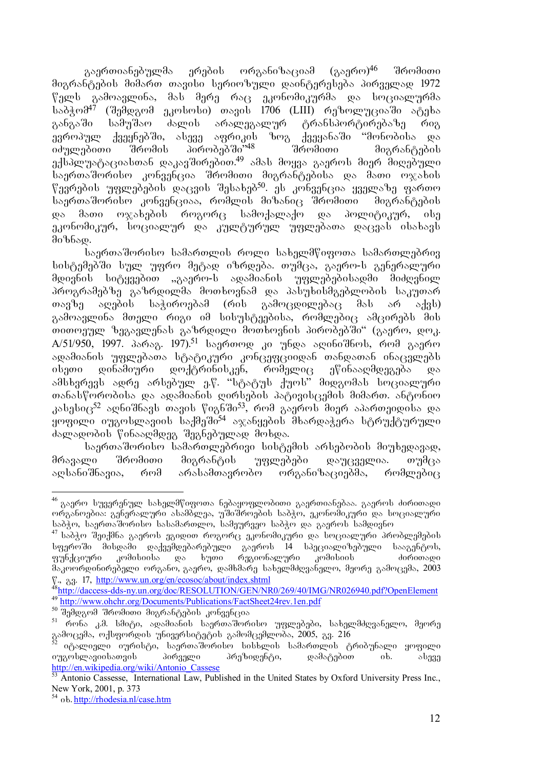გაერთიანებულმა ერების ორგანიზაციამ (გაერო)[46] შრომითი მიგრანტების მიმართ თავისი სერიოზული დაინტერესება პირველად 1972 წელს გამოავლინა, მას მერე რაც ეკონომიკურმა და სოციალურმა საბჭომ[47] (შემდგომ ეკოსოსი) თავის 1706 (LIII) რეზოლუციაში ატეხა განგაში სამუშაო ძალის არალეგალურ ტრანსპორტირებაზე რიგ ევროპულ ქვეყნებში, ასევე აფრიკის ზოგ ქვეყანაში "მონობისა და იძულებითი შრომის პირობებში"[48] შრომითი მიგრანტების ექსპლუატაციასთან დაკავშირებით.[49] ამას მოყვა გაეროს მიერ მიღებული საერთაშორისო კონვენცია შრომითი მიგრანტებისა და მათი ოჯახის წევრების უფლებების დაცვის შესახებ[50]. ეს კონვენცია ყველაზე ფართო საერთაშორისო კონვენციაა, რომლის მიზანიც შრომითი მიგრანტების და მათი ოჯახების როგორც სამოქალაქო და პოლიტიკურ, ისე ეკონომიკურ, სოციალურ და კულტურულ უფლებათა დაცვას ისახავს მიზნად.

საერთაშორისო სამართლის როლი სახელმწიფოთა სამართლებრივ სისტემებში სულ უფრო მეტად იზრდება. თუმცა, გაერო-ს გენერალური მდივნის სიტყვებით „გაერო-ს ადამიანის უფლებებისადმი მიძღვნილ პროგრამებზე გაზრდილმა მოთხოვნამ და პასუხისმგებლობის საკუთარ თავზე აღების საჭიროებამ (რის გამოცდილებაც მას არ აქვს) გამოავლინა მთელი რიგი იმ სისუსტეებისა, რომლებიც ამცირებს მის თითოეულ ზეგავლენას გაზრდილი მოთხოვნის პირობებში" (გაერო, დოკ. A/51/950, 1997. პარაგ. 197).[51] საერთოდ კი უნდა აღინიშნოს, რომ გაერო ადამიანის უფლებათა სტატიკური კონცეფციიდან თანდათან ინაცვლებს ისეთი დინამიური დოქტრინისკენ, რომელიც ეწინააღმდეგება და ამსხვრევს ადრე არსებულ ე.წ. "სტატუს ქუოს" მიდგომას სოციალური თანასწორობისა და ადამიანის ღირსების პატივისცემის მიმართ. ანტონიო კასესიც[52] აღნიშნავს თავის წიგნში[53], რომ გაეროს მიერ აპართეიდისა და ყოფილი იუგოსლავიის საქმეში[54] აჯანყების მხარდაჭერა სტრუქტურული ძალადობის წინააღმდეგ შეგნებულად მოხდა.

საერთაშორისო სამართლებრივი სისტემის არსებობის მიუხედავად, მრავალი შრომითი მიგრანტის უფლებები დაუცველია. თუმცა აღსანიშნავია, რომ არასამთავრობო ორგანიზაციებმა, რომლებიც

---

[46] გაერო სუვერენულ სახელმწიფოთა ნებაყოფლობითი გაერთიანებაა. გაეროს ძირითადი ორგანოებია: გენერალური ასამბლეა, უშიშროების საბჭო, ეკონომიკური და სოციალური საბჭო, საერთაშორისო სასამართლო, სამეურვეო საბჭო და გაეროს სამდივნო

[47] საბჭო შეიქმნა გაეროს ეგიდით როგორც ეკონომიკური და სოციალური პრობლემების სფეროში მისდამი დაქვემდებარებული გაეროს 14 სპეციალიზებული სააგენტოს, ფუნქციური კომისიისა და ხუთი რეგიონალური კომისიის ძირითადი მაკოორდინირებელი ორგანო, გაერო, დამხმარე სახელმძღვანელო, მეორე გამოცემა, 2003 წ., გვ. 17, http://www.un.org/en/ecosoc/about/index.shtml

[48] http://daccess-dds-ny.un.org/doc/RESOLUTION/GEN/NR0/269/40/IMG/NR026940.pdf?OpenElement

[49] http://www.ohchr.org/Documents/Publications/FactSheet24rev.1en.pdf

[50] შემდგომ შრომითი მიგრანტების კონვენცია

[51] რონა კ.მ. სმიტი, ადამიანის საერთაშორისო უფლებები, სახელმძღვანელო, მეორე გამოცემა, ოქსფორდის უნივერსიტეტის გამომცემლობა, 2005, გვ. 216

[52] იტალიელი იურისტი, საერთაშორისო სისხლის სამართლის ტრიბუნალი ყოფილი იუგოსლავიისათვის პირველი პრეზიდენტი, დამატებით იხ. ასევე http://en.wikipedia.org/wiki/Antonio_Cassese

[53] Antonio Cassesse, International Law, Published in the United States by Oxford University Press Inc., New York, 2001, p. 373

[54] იხ. http://rhodesia.nl/case.htm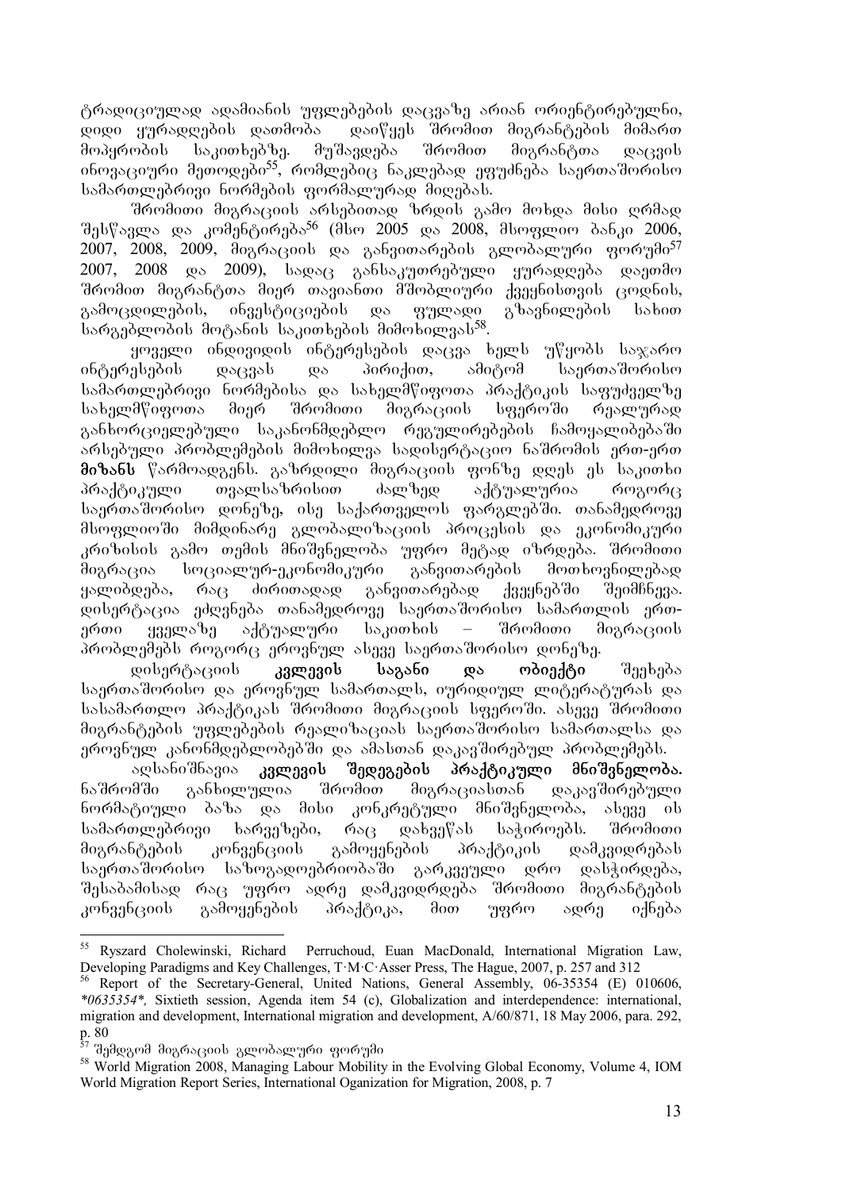ტრადიციულად ადამიანის უფლებების დაცვაზე არიან ორიენტირებულნი, დიდი ყურადღების დათმობა დაიწყეს შრომით მიგრანტების მიმართ მოპყრობის საკითხებზე. მუშავდება შრომით მიგრანტთა დაცვის ინოვაციური მეთოდები[55], რომლებიც ნაკლებად ეფუძნება საერთაშორისო სამართლებრივი ნორმების ფორმალურად მიღებას.

შრომითი მიგრაციის არსებითად ზრდის გამო მოხდა მისი ღრმად შესწავლა და კომენტირება[56] (მსო 2005 და 2008, მსოფლიო ბანკი 2006, 2007, 2008, 2009, მიგრაციის და განვითარების გლობალური ფორუმი[57] 2007, 2008 და 2009), სადაც განსაკუთრებული ყურადღება დაეთმო შრომით მიგრანტთა მიერ თავიანთი მშობლიური ქვეყნისთვის ცოდნის, გამოცდილების, ინვესტიციების და ფულადი გზავნილების სახით სარგებლობის მოტანის საკითხების მიმოხილვას[58].

ყოველი ინდივიდის ინტერესების დაცვა ხელს უწყობს საჯარო ინტერესების დაცვას და პირიქით, ამიტომ საერთაშორისო სამართლებრივი ნორმებისა და სახელმწიფოთა პრაქტიკის საფუძველზე სახელმწიფოთა მიერ შრომითი მიგრაციის სფეროში რეალურად განხორციელებული საკანონმდებლო რეგულირებების ჩამოყალიბებაში არსებული პრობლემების მიმოხილვა სადისერტაციო ნაშრომის ერთ-ერთ **მიზანს** წარმოადგენს. გაზრდილი მიგრაციის ფონზე დღეს ეს საკითხი პრაქტიკული თვალსაზრისით ძალზედ აქტუალურია როგორც საერთაშორისო დონეზე, ისე საქართველოს ფარგლებში. თანამედროვე მსოფლიოში მიმდინარე გლობალიზაციის პროცესის და ეკონომიკური კრიზისის გამო თემის მნიშვნელობა უფრო მეტად იზრდება. შრომითი მიგრაცია სოციალურ-ეკონომიკური განვითარების მოთხოვნილებად ყალიბდება, რაც ძირითადად განვითარებად ქვეყნებში შეიმჩნევა. დისერტაცია ეძღვნება თანამედროვე საერთაშორისო სამართლის ერთ-ერთი ყველაზე აქტუალური საკითხის – შრომითი მიგრაციის პრობლემებს როგორც ეროვნულ ასევე საერთაშორისო დონეზე.

დისერტაციის **კვლევის საგანი და ობიექტი** შეეხება საერთაშორისო და ეროვნულ სამართალს, იურიდიულ ლიტერატურას და სასამართლო პრაქტიკას შრომითი მიგრაციის სფეროში. ასევე შრომითი მიგრანტების უფლებების რეალიზაციას საერთაშორისო სამართალსა და ეროვნულ კანონმდებლობებში და ამასთან დაკავშირებულ პრობლემებს.

აღსანიშნავია **კვლევის შედეგების პრაქტიკული მნიშვნელობა.** ნაშრომში განხილულია შრომით მიგრაციასთან დაკავშირებული ნორმატიული ბაზა და მისი კონკრეტული მნიშვნელობა, ასევე ის სამართლებრივი ხარვეზები, რაც დახვეწას საჭიროებს. შრომითი მიგრანტების კონვენციის გამოყენების პრაქტიკის დამკვიდრებას საერთაშორისო საზოგადოებრიობაში გარკვეული დრო დასჭირდება, შესაბამისად რაც უფრო ადრე დამკვიდრდება შრომითი მიგრანტების კონვენციის გამოყენების პრაქტიკა, მით უფრო ადრე იქნება

---

[55] Ryszard Cholewinski, Richard Perruchoud, Euan MacDonald, International Migration Law, Developing Paradigms and Key Challenges, T·M·C·Asser Press, The Hague, 2007, p. 257 and 312

[56] Report of the Secretary-General, United Nations, General Assembly, 06-35354 (E) 010606, *\*0635354\**, Sixtieth session, Agenda item 54 (c), Globalization and interdependence: international, migration and development, International migration and development, A/60/871, 18 May 2006, para. 292, p. 80

[57] შემდგომ მიგრაციის გლობალური ფორუმი

[58] World Migration 2008, Managing Labour Mobility in the Evolving Global Economy, Volume 4, IOM World Migration Report Series, International Oganization for Migration, 2008, p. 7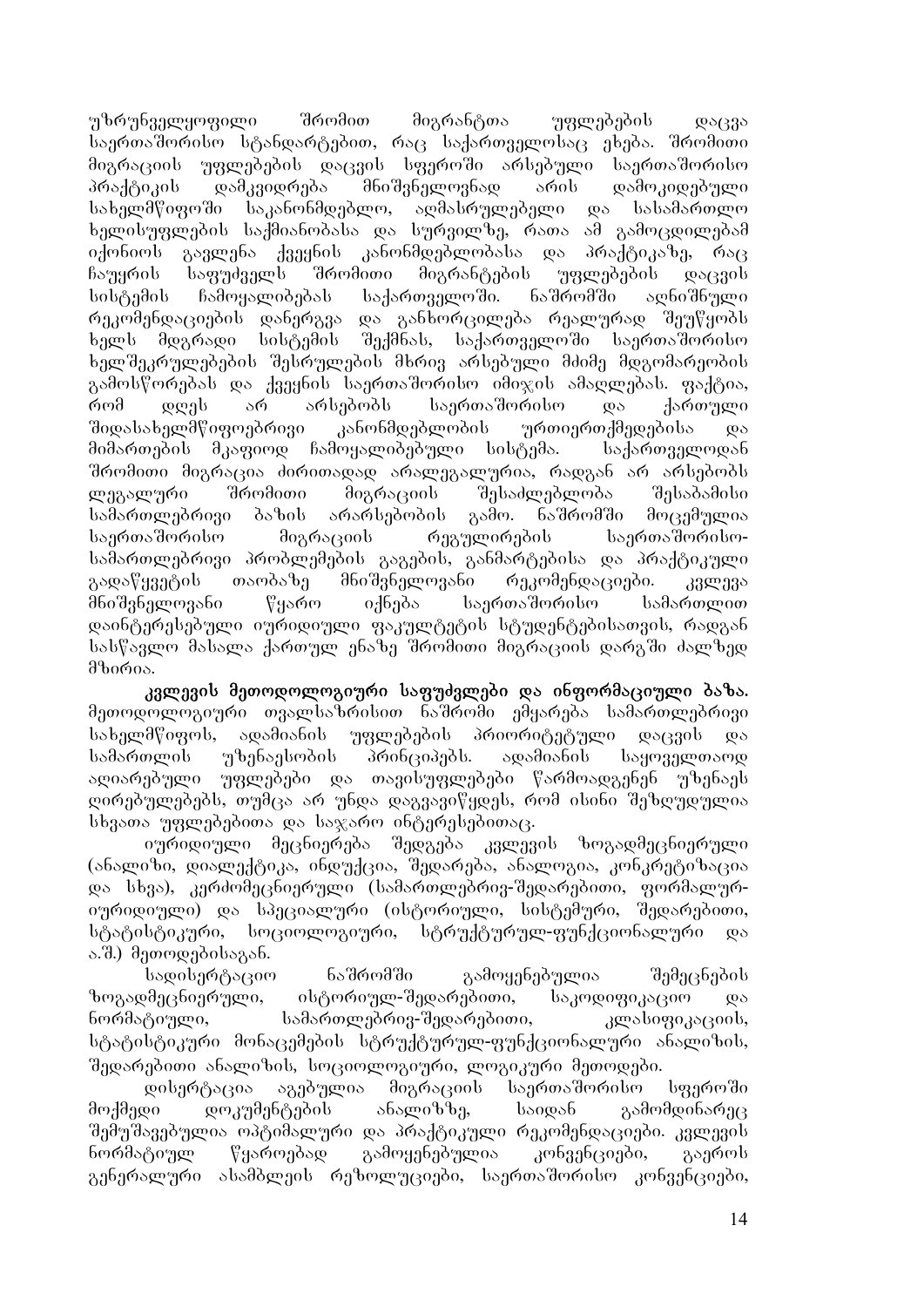უზრუნველყოფილი შრომით მიგრანტთა უფლებების დაცვა საერთაშორისო სტანდარტებით, რაც საქართველოსაც ეხება. შრომითი მიგრაციის უფლებების დაცვის სფეროში არსებული საერთაშორისო პრაქტიკის დამკვიდრება მნიშვნელოვნად არის დამოკიდებული სახელმწიფოში საკანონმდებლო, აღმასრულებელი და სასამართლო ხელისუფლების საქმიანობასა და სურვილზე, რათა ამ გამოცდილებამ იქონიოს გავლენა ქვეყნის კანონმდებლობასა და პრაქტიკაზე, რაც ჩაუყრის საფუძველს შრომითი მიგრანტების უფლებების დაცვის სისტემის ჩამოყალიბებას საქართველოში. ნაშრომში აღნიშნული რეკომენდაციების დანერგვა და განხორციელება რეალურად შეუწყობს ხელს მდგრადი სისტემის შექმნას, საქართველოში საერთაშორისო ხელშეკრულებების შესრულების მხრივ არსებული მძიმე მდგომარეობის გამოსწორებას და ქვეყნის საერთაშორისო იმიჯის ამაღლებას. ფაქტია, რომ დღეს არ არსებობს საერთაშორისო და ქართული შიდასახელმწიფოებრივი კანონმდებლობის ურთიერთქმედებისა და მიმართების მკაფიოდ ჩამოყალიბებული სისტემა. საქართველოდან შრომითი მიგრაცია ძირითადად არალეგალურია, რადგან არ არსებობს ლეგალური შრომითი მიგრაციის შესაძლებლობა შესაბამისი სამართლებრივი ბაზის არარსებობის გამო. ნაშრომში მოცემულია საერთაშორისო მიგრაციის რეგულირების საერთაშორისო-სამართლებრივი პრობლემების გაგების, განმარტებისა და პრაქტიკული გადაწყვეტის თაობაზე მნიშვნელოვანი რეკომენდაციები. კვლევა მნიშვნელოვანი წყარო იქნება საერთაშორისო სამართლით დაინტერესებული იურიდიული ფაკულტეტის სტუდენტებისათვის, რადგან სასწავლო მასალა ქართულ ენაზე შრომითი მიგრაციის დარგში ძალზედ მწირია.

**კვლევის მეთოდოლოგიური საფუძვლები და ინფორმაციული ბაზა.** მეთოდოლოგიური თვალსაზრისით ნაშრომი ემყარება სამართლებრივი სახელმწიფოს, ადამიანის უფლებების პრიორიტეტული დაცვის და სამართლის უზენაესობის პრინციპებს. ადამიანის საყოველთაოდ აღიარებული უფლებები და თავისუფლებები წარმოადგენენ უზენაეს ღირებულებებს, თუმცა არ უნდა დაგვავიწყდეს, რომ ისინი შეზღუდულია სხვათა უფლებებითა და საჯარო ინტერესებითაც.

იურიდიული მეცნიერება შედგება კვლევის ზოგადმეცნიერული (ანალიზი, დიალექტიკა, ინდუქცია, შედარება, ანალოგია, კონკრეტიზაცია და სხვა), კერძომეცნიერული (სამართლებრივ-შედარებითი, ფორმალურ-იურიდიული) და სპეციალური (ისტორიული, სისტემური, შედარებითი, სტატისტიკური, სოციოლოგიური, სტრუქტურულ-ფუნქციონალური და ა.შ.) მეთოდებისაგან.

სადისერტაციო ნაშრომში გამოყენებულია შემეცნების ზოგადმეცნიერული, ისტორიულ-შედარებითი, საკოდიფიკაციო და ნორმატიული, სამართლებრივ-შედარებითი, კლასიფიკაციის, სტატისტიკური მონაცემების სტრუქტურულ-ფუნქციონალური ანალიზის, შედარებითი ანალიზის, სოციოლოგიური, ლოგიკური მეთოდები.

დისერტაცია აგებულია მიგრაციის საერთაშორისო სფეროში მოქმედი დოკუმენტების ანალიზზე, საიდან გამომდინარეც შემუშავებულია ოპტიმალური და პრაქტიკული რეკომენდაციები. კვლევის ნორმატიულ წყაროებად გამოყენებულია კონვენციები, გაეროს გენერალური ასამბლეის რეზოლუციები, საერთაშორისო კონვენციები,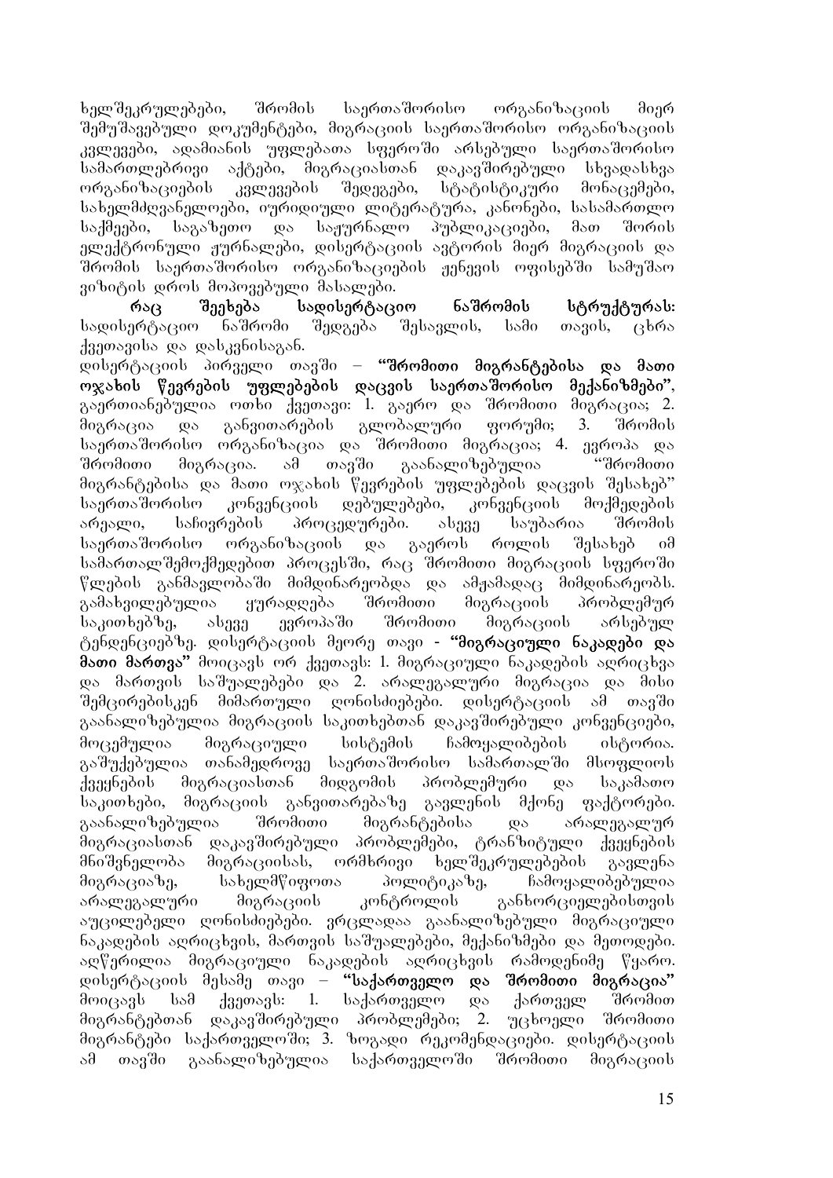ხელშეკრულებები, შრომის საერთაშორისო ორგანიზაციის მიერ შემუშავებული დოკუმენტები, მიგრაციის საერთაშორისო ორგანიზაციის კვლევები, ადამიანის უფლებათა სფეროში არსებული საერთაშორისო სამართლებრივი აქტები, მიგრაციასთან დაკავშირებული სხვადასხვა ორგანიზაციების კვლევების შედეგები, სტატისტიკური მონაცემები, სახელმძღვანელოები, იურიდიული ლიტერატურა, კანონები, სასამართლო საქმეები, საგაზეთო და საჟურნალო პუბლიკაციები, მათ შორის ელექტრონული ჟურნალები, დისერტაციის ავტორის მიერ მიგრაციის და შრომის საერთაშორისო ორგანიზაციების ჟენევის ოფისებში სამუშაო ვიზიტის დროს მოპოვებული მასალები.

**რაც შეეხება სადისერტაციო ნაშრომის სტრუქტურას:** სადისერტაციო ნაშრომი შედგება შესავლის, სამი თავის, ცხრა ქვეთავისა და დასკვნისაგან.

დისერტაციის პირველი თავში – **"შრომითი მიგრანტებისა და მათი ოჯახის წევრების უფლებების დაცვის საერთაშორისო მექანიზმები"**, გაერთიანებულია ოთხი ქვეთავი: 1. გაერო და შრომითი მიგრაცია; 2. მიგრაცია და განვითარების გლობალური ფორუმი; 3. შრომის საერთაშორისო ორგანიზაცია და შრომითი მიგრაცია; 4. ევროპა და შრომითი მიგრაცია. ამ თავში გაანალიზებულია "შრომითი მიგრანტებისა და მათი ოჯახის წევრების უფლებების დაცვის შესახებ" საერთაშორისო კონვენციის დებულებები, კონვენციის მოქმედების არეალი, საჩივრების პროცედურები. ასევე საუბარია შრომის საერთაშორისო ორგანიზაციის და გაეროს როლის შესახებ იმ სამართალშემოქმედებით პროცესში, რაც შრომითი მიგრაციის სფეროში წლების განმავლობაში მიმდინარეობდა და ამჟამადაც მიმდინარეობს. გამახვილებულია ყურადღება შრომითი მიგრაციის პრობლემურ საკითხებზე, ასევე ევროპაში შრომითი მიგრაციის არსებულ ტენდენციებზე. დისერტაციის მეორე თავი - **"მიგრაციული ნაკადები და მათი მართვა"** მოიცავს ორ ქვეთავს: 1. მიგრაციული ნაკადების აღრიცხვა და მართვის საშუალებები და 2. არალეგალური მიგრაცია და მისი შემცირებისკენ მიმართული ღონისძიებები. დისერტაციის ამ თავში გაანალიზებულია მიგრაციის საკითხებთან დაკავშირებული კონვენციები, მოცემულია მიგრაციული სისტემის ჩამოყალიბების ისტორია. გაშუქებულია თანამედროვე საერთაშორისო სამართალში მსოფლიოს ქვეყნების მიგრაციასთან მიდგომის პრობლემური და საკამათო საკითხები, მიგრაციის განვითარებაზე გავლენის მქონე ფაქტორები. გაანალიზებულია შრომითი მიგრანტებისა და არალეგალურ მიგრაციასთან დაკავშირებული პრობლემები, ტრანზიტული ქვეყნების მნიშვნელობა მიგრაციისას, ორმხრივი ხელშეკრულებების გავლენა მიგრაციაზე, სახელმწიფოთა პოლიტიკაზე, ჩამოყალიბებულია არალეგალური მიგრაციის კონტროლის განხორციელებისთვის აუცილებელი ღონისძიებები. ვრცლადაა გაანალიზებული მიგრაციული ნაკადების აღრიცხვის, მართვის საშუალებები, მექანიზმები და მეთოდები. აღწერილია მიგრაციული ნაკადების აღრიცხვის რამოდენიმე წყარო. დისერტაციის მესამე თავი – **"საქართველო და შრომითი მიგრაცია"** მოიცავს სამ ქვეთავს: 1. საქართველო და ქართველ შრომით მიგრანტებთან დაკავშირებული პრობლემები; 2. უცხოელი შრომითი მიგრანტები საქართველოში; 3. ზოგადი რეკომენდაციები. დისერტაციის ამ თავში გაანალიზებულია საქართველოში შრომითი მიგრაციის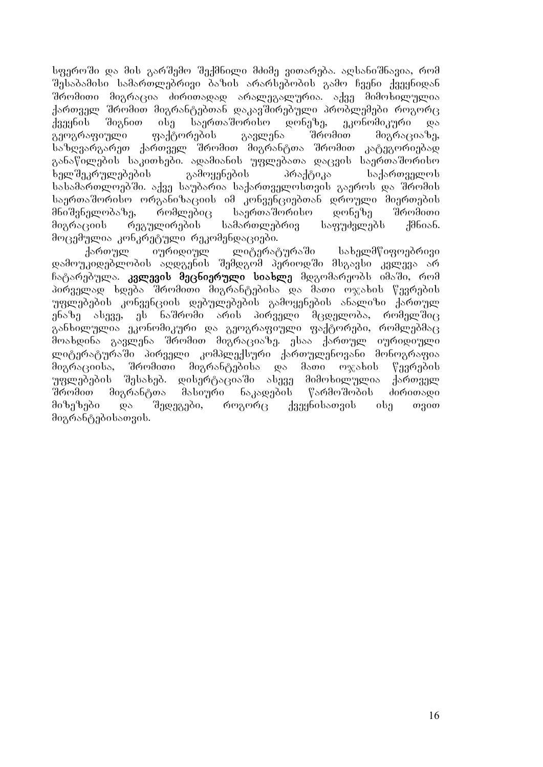სფეროში და მის გარშემო შექმნილი მძიმე ვითარება. აღსანიშნავია, რომ შესაბამისი სამართლებრივი ბაზის არარსებობის გამო ჩვენი ქვეყნიდან შრომითი მიგრაცია ძირითადად არალეგალურია. აქვე მიმოხილულია ქართველ შრომით მიგრანტებთან დაკავშირებული პრობლემები როგორც ქვეყნის შიგნით ისე საერთაშორისო დონეზე, ეკონომიკური და გეოგრაფიული ფაქტორების გავლენა შრომით მიგრაციაზე, საზღვარგარეთ ქართველ შრომით მიგრანტთა შრომით კატეგორიებად განაწილების საკითხები. ადამიანის უფლებათა დაცვის საერთაშორისო ხელშეკრულებების გამოყენების პრაქტიკა საქართველოს სასამართლოებში. აქვე საუბარია საქართველოსთვის გაეროს და შრომის საერთაშორისო ორგანიზაციის იმ კონვენციებთან დროული მიერთების მნიშვნელობაზე, რომლებიც საერთაშორისო დონეზე შრომითი მიგრაციის რეგულირების სამართლებრივ საფუძვლებს ქმნიან. მოცემულია კონკრეტული რეკომენდაციები.

ქართულ იურიდიულ ლიტერატურაში სახელმწიფოებრივი დამოუკიდებლობის აღდგენის შემდგომ პერიოდში მსგავსი კვლევა არ ჩატარებულა. **კვლევის მეცნიერული სიახლე** მდგომარეობს იმაში, რომ პირველად ხდება შრომითი მიგრანტებისა და მათი ოჯახის წევრების უფლებების კონვენციის დებულებების გამოყენების ანალიზი ქართულ ენაზე ასევე, ეს ნაშრომი არის პირველი მცდელობა, რომელშიც განხილულია ეკონომიკური და გეოგრაფიული ფაქტორები, რომლებმაც მოახდინა გავლენა შრომით მიგრაციაზე. ესაა ქართულ იურიდიული ლიტერატურაში პირველი კომპლექსური ქართულენოვანი მონოგრაფია მიგრაციისა, შრომითი მიგრანტებისა და მათი ოჯახის წევრების უფლებების შესახებ. დისერტაციაში ასევე მიმოხილულია ქართველ შრომით მიგრანტთა მასიური ნაკადების წარმოშობის ძირითადი მიზეზები და შედეგები, როგორც ქვეყნისათვის ისე თვით მიგრანტებისათვის.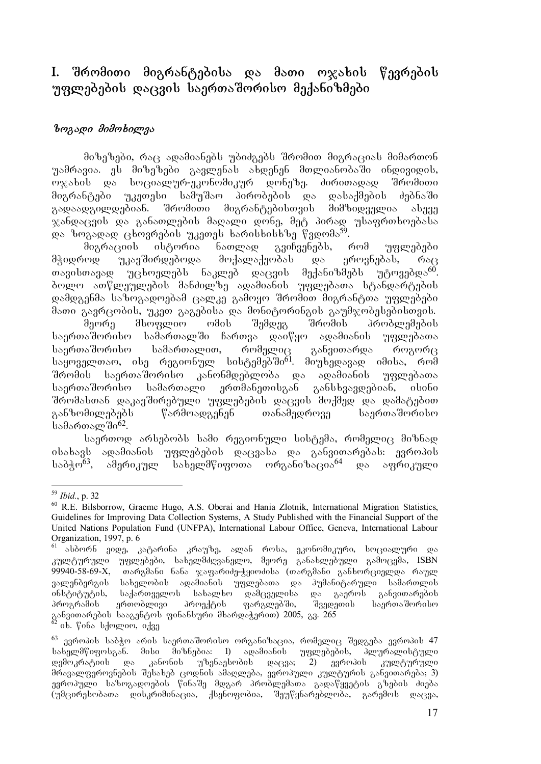# I. შრომითი მიგრანტებისა და მათი ოჯახის წევრების უფლებების დაცვის საერთაშორისო მექანიზმები

*ზოგადი მიმოხილვა*

მიზეზები, რაც ადამიანებს უბიძგებს შრომით მიგრაციას მიმართონ უამრავია. ეს მიზეზები გავლენას ახდენენ მთლიანობაში ინდივიდის, ოჯახის და სოციალურ-ეკონომიკურ დონეზე. ძირითადად შრომითი მიგრანტები უკეთესი სამუშაო პირობების და დასაქმების ძებნაში გადაადგილდებიან. შრომითი მიგრანტებისთვის მიმზიდველია ასევე ჯანდაცვის და განათლების მაღალი დონე, მეტ პირად უსაფრთხოებასა და ზოგადად ცხოვრების უკეთეს ხარისხისხზე წვდომა[59].

მიგრაციის ისტორია ნათლად გვიჩვენებს, რომ უფლებები მჭიდროდ უკავშირდებოდა მოქალაქეობას და ეროვნებას, რაც თავისთავად უცხოელებს ნაკლებ დაცვის მექანიზმებს უტოვებდა[60]. ბოლო ათწლეულების მანძილზე ადამიანის უფლებათა სტანდარტების დამდგენმა საზოგადოებამ ცალკე გამოყო შრომით მიგრანტთა უფლებები მათი გავრცობის, უკეთ გაგებისა და მონიტორინგის გაუმჯობესებისთვის.

მეორე მსოფლიო ომის შემდეგ შრომის პრობლემების საერთაშორისო სამართალში ჩართვა დაიწყო ადამიანის უფლებათა საერთაშორისო სამართალით, რომელიც განვითარდა როგორც საყოველთაო, ისე რეგიონულ სისტემებში[61]. მიუხედავად იმისა, რომ შრომის საერთაშორისო კანონმდებლობა და ადამიანის უფლებათა საერთაშორისო სამართალი ერთმანეთისგან განსხვავდებიან, ისინი შრომასთან დაკავშირებული უფლებების დაცვის მოქმედ და დამატებით განზომილებებს წარმოადგენენ თანამედროვე საერთაშორისო სამართალში[62].

საერთოდ არსებობს სამი რეგიონული სისტემა, რომელიც მიზნად ისახავს ადამიანის უფლებების დაცვასა და განვითარებას: ევროპის საბჭო[63], ამერიკულ სახელმწიფოთა ორგანიზაცია[64] და აფრიკული

---

[59] *Ibid.*, p. 32

[60] R.E. Bilsborrow, Graeme Hugo, A.S. Oberai and Hania Zlotnik, International Migration Statistics, Guidelines for Improving Data Collection Systems, A Study Published with the Financial Support of the United Nations Population Fund (UNFPA), International Labour Office, Geneva, International Labour Organization, 1997, p. 6

[61] ასბორნ ეიდე, კატარინა კრაუზე, ალან როსა, ეკონომიკური, სოციალური და კულტურული უფლებები, სახელმძღვანელო, მეორე განახლებული გამოცემა, ISBN 99940-58-69-X, თარგმანი ნანა ჯაფარიძე-ჭყოიძისა (თარგმანი განხორციელდა რაულ ვალენბერგის სახელობის ადამიანის უფლებათა და ჰუმანიტარული სამართლის ინსტიტუტის, საქართველოს სახალხო დამცველისა და გაეროს განვითარების პროგრამის ერთობლივი პროექტის ფარგლებში, შვედეთის საერთაშორისო განვითარების სააგენტოს ფინანსური მხარდაჭერით) 2005, გვ. 265

[62] იხ. წინა სქოლიო, იქვე

[63] ევროპის საბჭო არის საერთაშორისო ორგანიზაცია, რომელიც შედგება ევროპის 47 სახელმწიფოსგან. მისი მიზნებია: 1) ადამიანის უფლებების, პლურალისტული დემოკრატიის და კანონის უზენაესობის დაცვა; 2) ევროპის კულტურული მრავალფეროვნების შესახებ ცოდნის ამაღლება, ევროპული კულტურის განვითარება; 3) ევროპული საზოგადოების წინაშე მდგარ პრობლემათა გადაწყვეტის გზების ძიება (უმცირესობათა დისკრიმინაცია, ქსენოფობია, შეუწყნარებლობა, გარემოს დაცვა,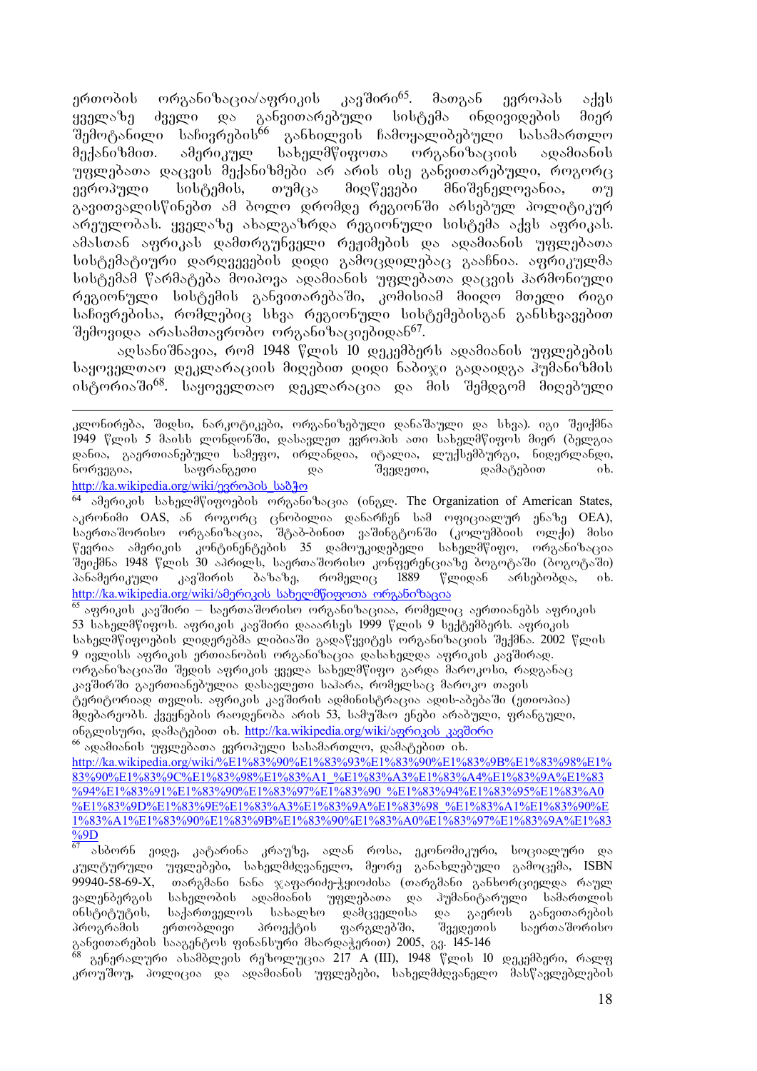ერთობის ორგანიზაცია/აფრიკის კავშირი[65]. მათგან ევროპას აქვს ყველაზე ძველი და განვითარებული სისტემა ინდივიდების მიერ შემოტანილი საჩივრების[66] განხილვის ჩამოყალიბებული სასამართლო მექანიზმით. ამერიკულ სახელმწიფოთა ორგანიზაციის ადამიანის უფლებათა დაცვის მექანიზმები არ არის ისე განვითარებული, როგორც ევროპული სისტემის, თუმცა მიღწევები მნიშვნელოვანია, თუ გავითვალისწინებთ ამ ბოლო დრომდე რეგიონში არსებულ პოლიტიკურ არეულობას. ყველაზე ახალგაზრდა რეგიონული სისტემა აქვს აფრიკას. ამასთან აფრიკას დამთრგუნველი რეჟიმების და ადამიანის უფლებათა სისტემატიური დარღვევების დიდი გამოცდილებაც გააჩნია. აფრიკულმა სისტემამ წარმატება მოიპოვა ადამიანის უფლებათა დაცვის ჰარმონიული რეგიონული სისტემის განვითარებაში, კომისიამ მიიღო მთელი რიგი საჩივრებისა, რომლებიც სხვა რეგიონული სისტემებისგან განსხვავებით შემოვიდა არასამთავრობო ორგანიზაციებიდან[67].

აღსანიშნავია, რომ 1948 წლის 10 დეკემბერს ადამიანის უფლებების საყოველთაო დეკლარაციის მიღებით დიდი ნაბიჯი გადაიდგა ჰუმანიზმის ისტორიაში[68]. საყოველთაო დეკლარაცია და მის შემდგომ მიღებული

---

კლონირება, შიდსი, ნარკოტიკები, ორგანიზებული დანაშაული და სხვა). იგი შეიქმნა 1949 წლის 5 მაისს ლონდონში, დასავლეთ ევროპის ათი სახელმწიფოს მიერ (ბელგია დანია, გაერთიანებული სამეფო, ირლანდია, იტალია, ლუქსემბურგი, ნიდერლანდი, ნორვეგია, საფრანგეთი და შვედეთი, დამატებით იხ. http://ka.wikipedia.org/wiki/ევროპის_საბჭო

[64] ამერიკის სახელმწიფოების ორგანიზაცია (ინგლ. The Organization of American States, აკრონიმი OAS, ან როგორც ცნობილია დანარჩენ სამ ოფიციალურ ენაზე OEA), საერთაშორისო ორგანიზაცია, შტაბ-ბინით ვაშინგტონში (კოლუმბიის ოლქი) მისი წევრია ამერიკის კონტინენტების 35 დამოუკიდებელი სახელმწიფო, ორგანიზაცია შეიქმნა 1948 წლის 30 აპრილს, საერთაშორისო კონფერენციაზე ბოგოტაში (ბოგოტაში) პანამერიკული კავშირის ბაზაზე, რომელიც 1889 წლიდან არსებობდა, იხ. http://ka.wikipedia.org/wiki/ამერიკის_სახელმწიფოთა_ორგანიზაცია

[65] აფრიკის კავშირი – საერთაშორისო ორგანიზაციაა, რომელიც აერთიანებს აფრიკის 53 სახელმწიფოს. აფრიკის კავშირი დააარსეს 1999 წლის 9 სექტემბერს. აფრიკის სახელმწიფოების ლიდერებმა ლიბიაში გადაწყვიტეს ორგანიზაციის შექმნა. 2002 წლის 9 ივლისს აფრიკის ერთიანობის ორგანიზაცია დასახელდა აფრიკის კავშირად. ორგანიზაციაში შედის აფრიკის ყველა სახელმწიფო გარდა მაროკოსი, რადგანაც კავშირში გაერთიანებულია დასავლეთი საჰარა, რომელსაც მაროკო თავის ტერიტორიად თვლის. აფრიკის კავშირის ადმინისტრაცია ადის-აბებაში (ეთიოპია) მდებარეობს. ქვეყნების რაოდენობა არის 53, სამუშაო ენები არაბული, ფრანგული, ინგლისური, დამატებით იხ. http://ka.wikipedia.org/wiki/აფრიკის_კავშირი

[66] ადამიანის უფლებათა ევროპული სასამართლო, დამატებით იხ. http://ka.wikipedia.org/wiki/%E1%83%90%E1%83%93%E1%83%90%E1%83%9B%E1%83%98%E1%83%90%E1%83%9C%E1%83%98%E1%83%A1_%E1%83%A3%E1%83%A4%E1%83%9A%E1%83%94%E1%83%91%E1%83%90%E1%83%97%E1%83%90_%E1%83%94%E1%83%95%E1%83%A0%E1%83%9D%E1%83%9E%E1%83%A3%E1%83%9A%E1%83%98_%E1%83%A1%E1%83%90%E1%83%A1%E1%83%90%E1%83%9B%E1%83%90%E1%83%A0%E1%83%97%E1%83%9A%E1%83%9D

[67] ასბორნ ეიდე, კატარინა კრაუზე, ალან როსა, ეკონომიკური, სოციალური და კულტურული უფლებები, სახელმძღვანელო, მეორე განახლებული გამოცემა, ISBN 99940-58-69-X, თარგმანი ნანა ჯაფარიძე-ჭყოიძისა (თარგმანი განხორციელდა რაულ ვალენბერგის სახელობის ადამიანის უფლებათა და ჰუმანიტარული სამართლის ინსტიტუტის, საქართველოს სახალხო დამცველისა და გაეროს განვითარების პროგრამის ერთობლივი პროექტის ფარგლებში, შვედეთის საერთაშორისო განვითარების სააგენტოს ფინანსური მხარდაჭერით) 2005, გვ. 145-146

[68] გენერალური ასამბლეის რეზოლუცია 217 A (III), 1948 წლის 10 დეკემბერი, რალფ კროუშოუ, პოლიცია და ადამიანის უფლებები, სახელმძღვანელო მასწავლებლების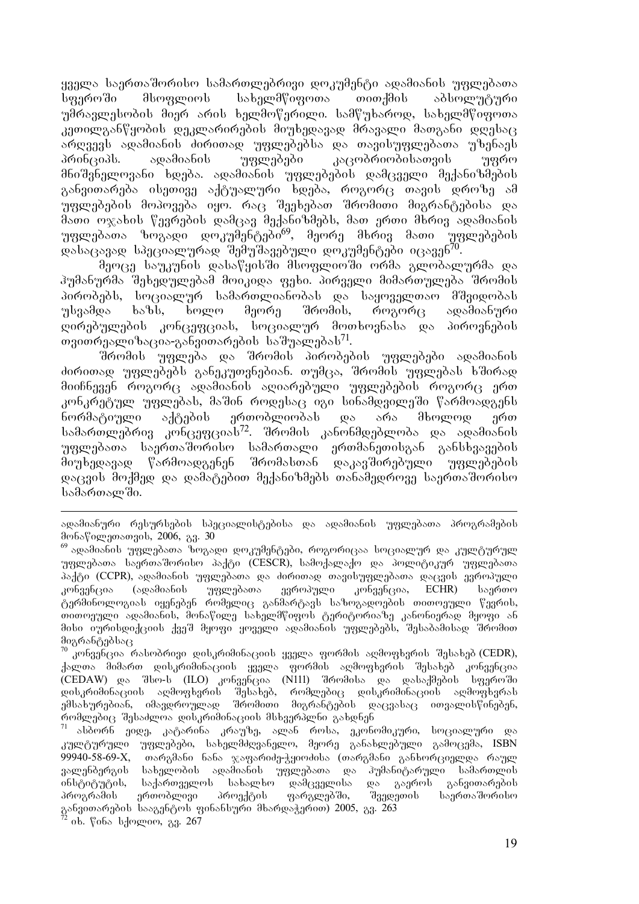ყველა საერთაშორისო სამართლებრივი დოკუმენტი ადამიანის უფლებათა სფეროში მსოფლიოს სახელმწიფოთა თითქმის აბსოლუტური უმრავლესობის მიერ არის ხელმოწერილი. სამწუხაროდ, სახელმწიფოთა კეთილგანწყობის დეკლარირების მიუხედავად მრავალი მათგანი დღესაც არღვევს ადამიანის ძირითად უფლებებსა და თავისუფლებათა უზენაეს პრინციპს. ადამიანის უფლებები კაცობრიობისათვის უფრო მნიშვნელოვანი ხდება. ადამიანის უფლებების დამცველი მექანიზმების განვითარება ისეთივე აქტუალური ხდება, როგორც თავის დროზე ამ უფლებების მოპოვება იყო. რაც შეეხება შრომითი მიგრანტებისა და მათი ოჯახის წევრების დამცავ მექანიზმებს, მათ ერთი მხრივ ადამიანის უფლებათა ზოგადი დოკუმენტები[69], მეორე მხრივ მათი უფლებების დასაცავად სპეციალურად შემუშავებული დოკუმენტები იცავენ[70].

მეოცე საუკუნის დასაწყისში მსოფლიოში ორმა გლობალურმა და ჰუმანურმა შეხედულებამ მოიკიდა ფეხი. პირველი მიმართულება შრომის პირობებს, სოციალურ სამართლიანობას და საყოველთაო მშვიდობას უსვამდა ხაზს, ხოლო მეორე შრომის, როგორც ადამიანური ღირებულების კონცეფციას, სოციალურ მოთხოვნასა და პიროვნების თვითრეალიზაცია-განვითარების საშუალებას[71].

შრომის უფლება და შრომის პირობების უფლებები ადამიანის ძირითად უფლებებს განეკუთვნებიან. თუმცა, შრომის უფლებას ხშირად მიიჩნევენ როგორც ადამიანის აღიარებული უფლებების როგორც ერთ კონკრეტულ უფლებას, მაშინ როდესაც იგი სინამდვილეში წარმოადგენს ნორმატიული აქტების ერთობლიობას და არა მხოლოდ ერთ სამართლებრივ კონცეფციას[72]. შრომის კანონმდებლობა და ადამიანის უფლებათა საერთაშორისო სამართალი ერთმანეთისგან განსხვავების მიუხედავად წარმოადგენენ შრომასთან დაკავშირებული უფლებების დაცვის მოქმედ და დამატებით მექანიზმებს თანამედროვე საერთაშორისო სამართალში.

---

ადამიანური რესურსების სპეციალისტებისა და ადამიანის უფლებათა პროგრამების მონაწილეთათვის, 2006, გვ. 30

[69] ადამიანის უფლებათა ზოგადი დოკუმენტები, როგორიცაა სოციალურ და კულტურულ უფლებათა საერთაშორისო პაქტი (CESCR), სამოქალაქო და პოლიტიკურ უფლებათა პაქტი (CCPR), ადამიანის უფლებათა და ძირითად თავისუფლებათა დაცვის ევროპული კონვენცია (ადამიანის უფლებათა ევროპული კონვენცია, ECHR) საერთო ტერმინოლოგიას იყენებენ რომელიც განმარტავს საზოგადოების თითოეული წევრის, თითოეული ადამიანის, მონაწილე სახელმწიფოს ტერიტორიაზე კანონიერად მყოფი ან მისი იურისდიქციის ქვეშ მყოფი ყოველი ადამიანის უფლებებს, შესაბამისად შრომით მიგრანტებსაც

[70] კონვენცია რასობრივი დისკრიმინაციის ყველა ფორმის აღმოფხვრის შესახებ (CEDR), ქალთა მიმართ დისკრიმინაციის ყველა ფორმის აღმოფხვრის შესახებ კონვენცია (CEDAW) და შსო-ს (ILO) კონვენცია (N111) შრომისა და დასაქმების სფეროში დისკრიმინაციის აღმოფხვრის შესახებ, რომლებიც დისკრიმინაციის აღმოფხვრას ემსახურებიან, იმავდროულად შრომითი მიგრანტების დაცვასაც ითვალისწინებენ, რომლებიც შესაძლოა დისკრიმინაციის მსხვერპლნი გახდნენ

[71] ასბორნ ეიდე, კატარინა კრაუზე, ალან როსა, ეკონომიკური, სოციალური და კულტურული უფლებები, სახელმძღვანელო, მეორე განახლებული გამოცემა, ISBN 99940-58-69-X, თარგმანი ნანა ჯაფარიძე-ჭყოიძისა (თარგმანი განხორციელდა რაულ ვალენბერგის სახელობის ადამიანის უფლებათა და ჰუმანიტარული სამართლის ინსტიტუტის, საქართველოს სახალხო დამცველისა და გაეროს განვითარების პროგრამის ერთობლივი პროექტის ფარგლებში, შვედეთის საერთაშორისო განვითარების სააგენტოს ფინანსური მხარდაჭერით) 2005, გვ. 263

[72] იხ. წინა სქოლიო, გვ. 267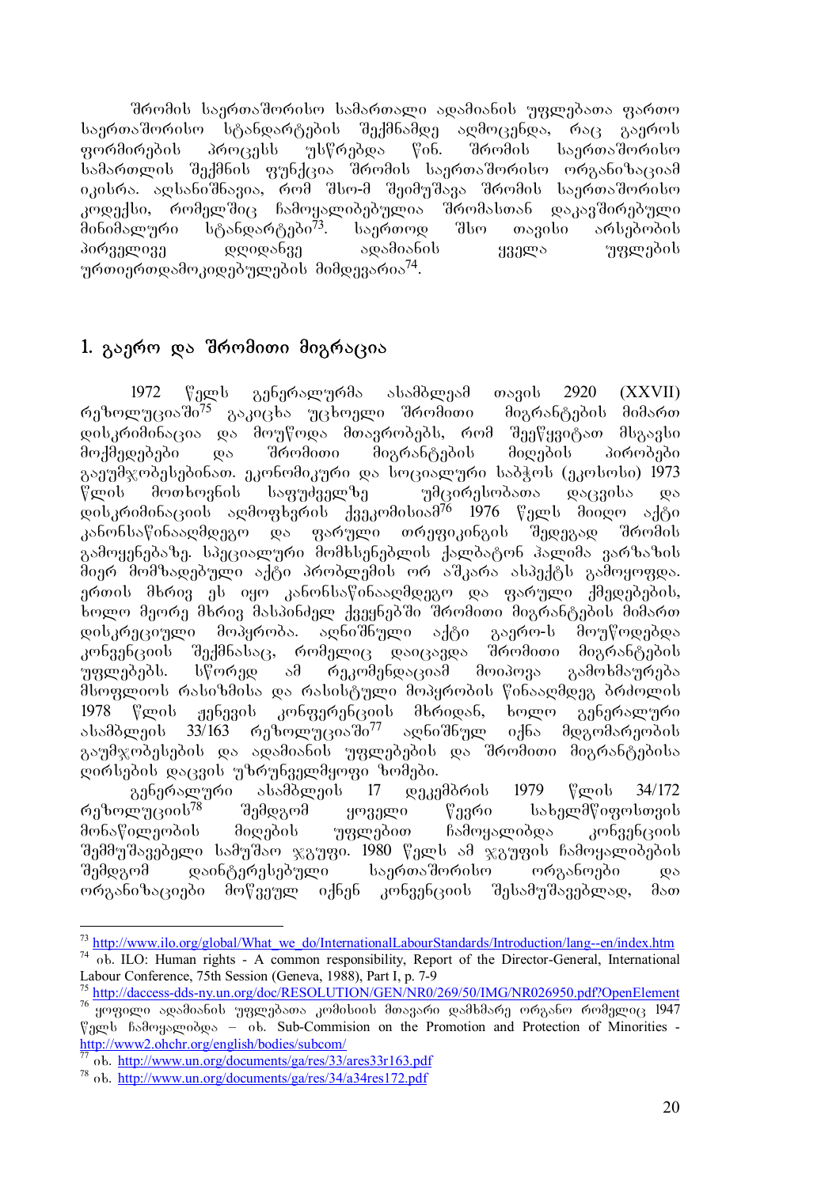შრომის საერთაშორისო სამართალი ადამიანის უფლებათა ფართო საერთაშორისო სტანდარტების შექმნამდე აღმოცენდა, რაც გაეროს ფორმირების პროცესს უსწრებდა წინ. შრომის საერთაშორისო სამართლის შექმნის ფუნქცია შრომის საერთაშორისო ორგანიზაციამ იკისრა. აღსანიშნავია, რომ შსო-მ შეიმუშავა შრომის საერთაშორისო კოდექსი, რომელშიც ჩამოყალიბებულია შრომასთან დაკავშირებული მინიმალური სტანდარტები[73]. საერთოდ შსო თავისი არსებობის პირველივე დღიდანვე ადამიანის ყველა უფლების ურთიერთდამოკიდებულების მიმდევარია[74].

## 1. გაერო და შრომითი მიგრაცია

1972 წელს გენერალურმა ასამბლეამ თავის 2920 (XXVII) რეზოლუციაში[75] გაკიცხა უცხოელი შრომითი მიგრანტების მიმართ დისკრიმინაცია და მოუწოდა მთავრობებს, რომ შეეწყვიტათ მსგავსი მოქმედებები და შრომითი მიგრანტების მიღების პირობები გაეუმჯობესებინათ. ეკონომიკური და სოციალური საბჭოს (ეკოსოსი) 1973 წლის მოთხოვნის საფუძველზე უმცირესობათა დაცვისა და დისკრიმინაციის აღმოფხვრის ქვეკომისიამ[76] 1976 წელს მიიღო აქტი კანონსაწინააღმდეგო და ფარული თრეფიკინგის შედეგად შრომის გამოყენებაზე. სპეციალური მომხსენებლის ქალბატონ ჰალიმა ვარზაზის მიერ მომზადებული აქტი პრობლემის ორ აშკარა ასპექტს გამოყოფდა. ერთის მხრივ ეს იყო კანონსაწინააღმდეგო და ფარული ქმედებების, ხოლო მეორე მხრივ მასპინძელ ქვეყნებში შრომითი მიგრანტების მიმართ დისკრეციული მოპყრობა. აღნიშნული აქტი გაერო-ს მოუწოდებდა კონვენციის შექმნასაც, რომელიც დაიცავდა შრომითი მიგრანტების უფლებებს. სწორედ ამ რეკომენდაციამ მოიპოვა გამოხმაურება მსოფლიოს რასიზმისა და რასისტული მოპყრობის წინააღმდეგ ბრძოლის 1978 წლის ჟენევის კონფერენციის მხრიდან, ხოლო გენერალური ასამბლეის 33/163 რეზოლუციაში[77] აღნიშნულ იქნა მდგომარეობის გაუმჯობესების და ადამიანის უფლებების და შრომითი მიგრანტებისა ღირსების დაცვის უზრუნველმყოფი ზომები.

გენერალური ასამბლეის 17 დეკემბრის 1979 წლის 34/172 რეზოლუციის[78] შემდგომ ყოველი წევრი სახელმწიფოსთვის მონაწილეობის მიღების უფლებით ჩამოყალიბდა კონვენციის შემმუშავებელი სამუშაო ჯგუფი. 1980 წელს ამ ჯგუფის ჩამოყალიბების შემდგომ დაინტერესებული საერთაშორისო ორგანოები და ორგანიზაციები მოწვეულ იქნენ კონვენციის შესამუშავებლად, მათ

---

[73] http://www.ilo.org/global/What_we_do/InternationalLabourStandards/Introduction/lang--en/index.htm

[74] იხ. ILO: Human rights - A common responsibility, Report of the Director-General, International Labour Conference, 75th Session (Geneva, 1988), Part I, p. 7-9

[75] http://daccess-dds-ny.un.org/doc/RESOLUTION/GEN/NR0/269/50/IMG/NR026950.pdf?OpenElement

[76] ყოფილი ადამიანის უფლებათა კომისიის მთავარი დამხმარე ორგანო რომელიც 1947 წელს ჩამოყალიბდა – იხ. Sub-Commision on the Promotion and Protection of Minorities - http://www2.ohchr.org/english/bodies/subcom/

[77] იხ. http://www.un.org/documents/ga/res/33/ares33r163.pdf

[78] იხ. http://www.un.org/documents/ga/res/34/a34res172.pdf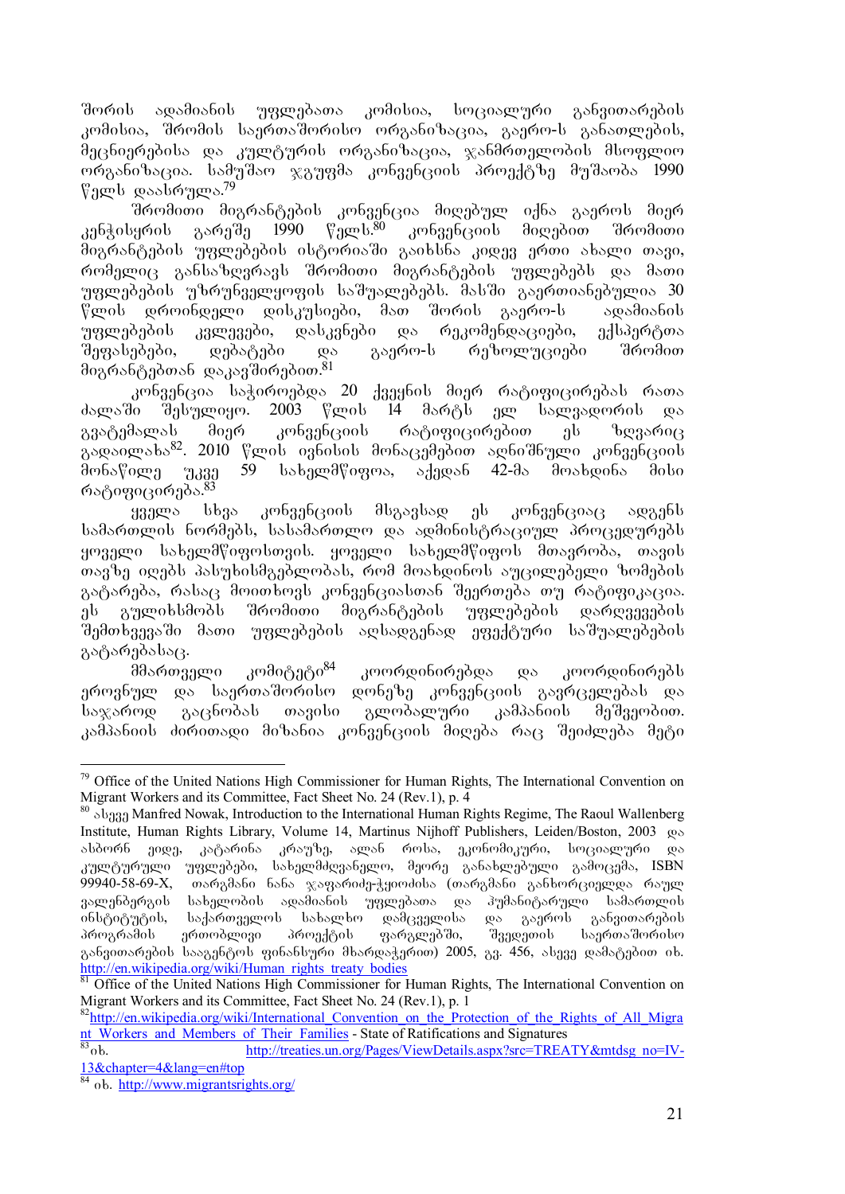შორის ადამიანის უფლებათა კომისია, სოციალური განვითარების კომისია, შრომის საერთაშორისო ორგანიზაცია, გაერო-ს განათლების, მეცნიერებისა და კულტურის ორგანიზაცია, ჯანმრთელობის მსოფლიო ორგანიზაცია. სამუშაო ჯგუფმა კონვენციის პროექტზე მუშაობა 1990 წელს დაასრულა.[79]

შრომითი მიგრანტების კონვენცია მიღებულ იქნა გაეროს მიერ კენჭისყრის გარეშე 1990 წელს.[80] კონვენციის მიღებით შრომითი მიგრანტების უფლებების ისტორიაში გაიხსნა კიდევ ერთი ახალი თავი, რომელიც განსაზღვრავს შრომითი მიგრანტების უფლებებს და მათი უფლებების უზრუნველყოფის საშუალებებს. მასში გაერთიანებულია 30 წლის დროინდელი დისკუსიები, მათ შორის გაერო-ს ადამიანის უფლებების კვლევები, დასკვნები და რეკომენდაციები, ექსპერტთა შეფასებები, დებატები და გაერო-ს რეზოლუციები შრომით მიგრანტებთან დაკავშირებით.[81]

კონვენცია საჭიროებდა 20 ქვეყნის მიერ რატიფიცირებას რათა ძალაში შესულიყო. 2003 წლის 14 მარტს ელ სალვადორის და გვატემალას მიერ კონვენციის რატიფიცირებით ეს ზღვარიც გადაილახა[82]. 2010 წლის ივნისის მონაცემებით აღნიშნული კონვენციის მონაწილე უკვე 59 სახელმწიფოა, აქედან 42-მა მოახდინა მისი რატიფიცირება.[83]

ყველა სხვა კონვენციის მსგავსად ეს კონვენციაც ადგენს სამართლის ნორმებს, სასამართლო და ადმინისტრაციულ პროცედურებს ყოველი სახელმწიფოსთვის. ყოველი სახელმწიფოს მთავრობა, თავის თავზე იღებს პასუხისმგებლობას, რომ მოახდინოს აუცილებელი ზომების გატარება, რასაც მოითხოვს კონვენციასთან შეერთება თუ რატიფიკაცია. ეს გულისხმობს შრომითი მიგრანტების უფლებების დარღვევების შემთხვევაში მათი უფლებების აღსადგენად ეფექტური საშუალებების გატარებასაც.

მმართველი კომიტეტი[84] კოორდინირებდა და კოორდინირებს ეროვნულ და საერთაშორისო დონეზე კონვენციის გავრცელებას და საჯაროდ გაცნობას თავისი გლობალური კამპანიის მეშვეობით. კამპანიის ძირითადი მიზანია კონვენციის მიღება რაც შეიძლება მეტი

---

[79] Office of the United Nations High Commissioner for Human Rights, The International Convention on Migrant Workers and its Committee, Fact Sheet No. 24 (Rev.1), p. 4

[80] ასევე Manfred Nowak, Introduction to the International Human Rights Regime, The Raoul Wallenberg Institute, Human Rights Library, Volume 14, Martinus Nijhoff Publishers, Leiden/Boston, 2003 და ასბორნ ეიდე, კატარინა კრაუზე, ალან როსა, ეკონომიკური, სოციალური და კულტურული უფლებები, სახელმძღვანელო, მეორე განახლებული გამოცემა, ISBN 99940-58-69-X, თარგმანი ნანა ჯაფარიძე-ჭყოიძისა (თარგმანი განხორციელდა რაულ ვალენბერგის სახელობის ადამიანის უფლებათა და ჰუმანიტარული სამართლის ინსტიტუტის, საქართველოს სახალხო დამცველისა და გაეროს განვითარების პროგრამის ერთობლივი პროექტის ფარგლებში, შვედეთის საერთაშორისო განვითარების სააგენტოს ფინანსური მხარდაჭერით) 2005, გვ. 456, ასევე დამატებით იხ. http://en.wikipedia.org/wiki/Human_rights_treaty_bodies

[81] Office of the United Nations High Commissioner for Human Rights, The International Convention on Migrant Workers and its Committee, Fact Sheet No. 24 (Rev.1), p. 1

[82] http://en.wikipedia.org/wiki/International_Convention_on_the_Protection_of_the_Rights_of_All_Migrant_Workers_and_Members_of_Their_Families - State of Ratifications and Signatures

[83] იხ. http://treaties.un.org/Pages/ViewDetails.aspx?src=TREATY&mtdsg_no=IV-13&chapter=4&lang=en#top

[84] იხ. http://www.migrantsrights.org/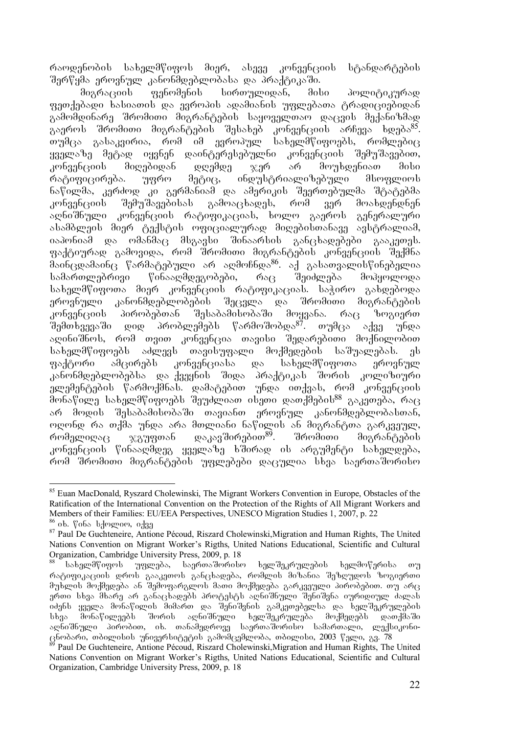რაოდენობის სახელმწიფოს მიერ, ასევე კონვენციის სტანდარტების შერწყმა ეროვნულ კანონმდებლობასა და პრაქტიკაში.

მიგრაციის ფენომენის სირთულიდან, მისი პოლიტიკურად ფეთქებადი ხასიათის და ევროპის ადამიანის უფლებათა ტრადიციებიდან გამომდინარე შრომითი მიგრანტების საყოველთაო დაცვის მექანიზმად გაეროს შრომითი მიგრანტების შესახებ კონვენციის არჩევა ხდება[85]. თუმცა გასაკვირია, რომ იმ ევროპულ სახელმწიფოებს, რომლებიც ყველაზე მეტად იყვნენ დაინტერესებულნი კონვენციის შემუშავებით, კონვენციის მიღებიდან დღემდე ჯერ არ მოუხდენიათ მისი რატიფიცირება. უფრო მეტიც, ინდუსტრიალიზებული მსოფლიოს ნაწილმა, კერძოდ კი გერმანიამ და ამერიკის შეერთებულმა შტატებმა კონვენციის შემუშავებისას გამოაცხადეს, რომ ვერ მოახდენდნენ აღნიშნული კონვენციის რატიფიკაციას, ხოლო გაეროს გენერალური ასამბლეის მიერ ტექსტის ოფიციალურად მიღებისთანავე ავსტრალიამ, იაპონიამ და ომანმაც მსგავსი შინაარსის განცხადებები გააკეთეს. ფაქტიურად გამოვიდა, რომ შრომითი მიგრანტების კონვენციის შექმნა მაინცდამაინც წარმატებული არ აღმოჩნდა[86]. აქ გასათვალისწინებელია სამართლებრივი წინააღმდეგობები, რაც შეიძლება მოჰყოლოდა სახელმწიფოთა მიერ კონვენციის რატიფიკაციას. საჭირო გახდებოდა ეროვნული კანონმდებლობების შეცვლა და შრომითი მიგრანტების კონვენციის პირობებთან შესაბამისობაში მოყვანა. რაც ზოგიერთ შემთხვევაში დიდ პრობლემებს წარმოშობდა[87]. თუმცა აქვე უნდა აღინიშნოს, რომ თვით კონვენცია თავისი შედარებითი მოქნილობით სახელმწიფოებს აძლევს თავისუფალი მოქმედების საშუალებას. ეს ფაქტორი ამცირებს კონვენციასა და სახელმწიფოთა ეროვნულ კანონმდებლობებსა და ქვეყნის შიდა პრაქტიკას შორის კოლიზიური ელემენტების წარმოქმნას. დამატებით უნდა ითქვას, რომ კონვენციის მონაწილე სახელმწიფოებს შეუძლიათ ისეთი დათქმების[88] გაკეთება, რაც არ მოდის შესაბამისობაში თავიანთ ეროვნულ კანონმდებლობასთან, ოღონდ რა თქმა უნდა არა მთლიანი ნაწილის ან მიგრანტთა გარკვეულ, რომელიღაც ჯგუფთან დაკავშირებით[89]. შრომითი მიგრანტების კონვენციის წინააღმდეგ ყველაზე ხშირად ის არგუმენტი სახელდება, რომ შრომითი მიგრანტების უფლებები დაცულია სხვა საერთაშორისო

---

[85] Euan MacDonald, Ryszard Cholewinski, The Migrant Workers Convention in Europe, Obstacles of the Ratification of the International Convention on the Protection of the Rights of All Migrant Workers and Members of their Families: EU/EEA Perspectives, UNESCO Migration Studies 1, 2007, p. 22

[86] იხ. წინა სქოლიო, იქვე

[87] Paul De Guchteneire, Antione Pécoud, Riszard Cholewinski,Migration and Human Rights, The United Nations Convention on Migrant Worker's Rigths, United Nations Educational, Scientific and Cultural Organization, Cambridge University Press, 2009, p. 18

[88] სახელმწიფოს უფლება, საერთაშორისო ხელშეკრულების ხელმოწერისა თუ რატიფიკაციის დროს გააკეთოს განცხადება, რომლის მიზანია შეზღუდოს ზოგიერთი მუხლის მოქმედება ან შემოფარგლოს მათი მოქმედება გარკვეული პირობებით. თუ არც ერთი სხვა მხარე არ განაცხადებს პროტესტს აღნიშნული შენიშნა იურიდიულ ძალას იძენს ყველა მონაწილის მიმართ და შენიშვნის გამკეთებელსა და ხელშეკრულების სხვა მონაწილეებს შორის აღნიშნული ხელშეკრულება მოქმედებს დათქმაში აღნიშნული პირობით, იხ. თანამედროვე საერთაშორისო სამართალი, ლექსიკონი-ცნობარი, თბილისის უნივერსიტეტის გამომცემლობა, თბილისი, 2003 წელი, გვ. 78

[89] Paul De Guchteneire, Antione Pécoud, Riszard Cholewinski,Migration and Human Rights, The United Nations Convention on Migrant Worker's Rigths, United Nations Educational, Scientific and Cultural Organization, Cambridge University Press, 2009, p. 18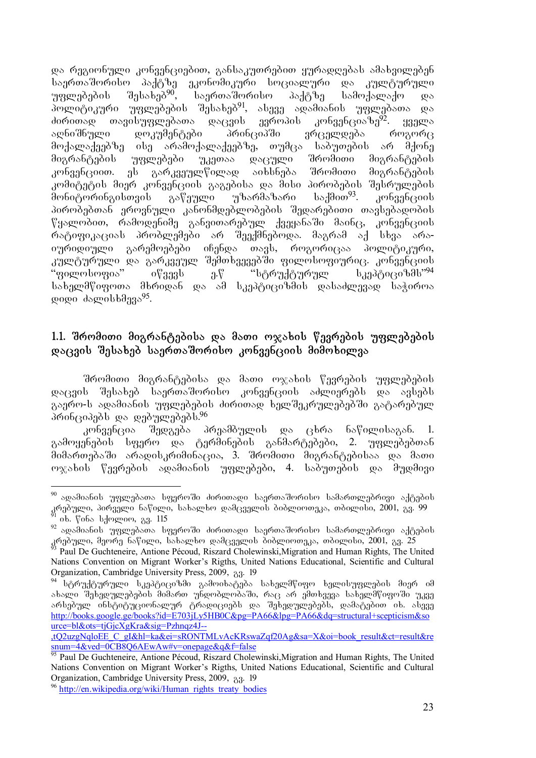და რეგიონული კონვენციებით, განსაკუთრებით ყურადღებას ამახვილებენ საერთაშორისო პაქტზე ეკონომიკური სოციალური და კულტურული უფლებების შესახებ[90], საერთაშორისო პაქტზე სამოქალაქო და პოლიტიკური უფლებების შესახებ[91], ასევე ადამიანის უფლებათა და ძირითად თავისუფლებათა დაცვის ევროპის კონვენციაზე[92]. ყველა აღნიშნული დოკუმენტები პრინციპში ვრცელდება როგორც მოქალაქეებზე ისე არამოქალაქეებზე, თუმცა საბუთების არ მქონე მიგრანტების უფლებები უკეთაა დაცული შრომითი მიგრანტების კონვენციით. ეს გარკვეულწილად აიხსნება შრომითი მიგრანტების კომიტეტის მიერ კონვენციის გაგებისა და მისი პირობების შესრულების მონიტორინგისთვის გაწეული უზარმაზარი საქმით[93]. კონვენციის პირობებთან ეროვნული კანონმდებლობების შედარებითი თავსებადობის წყალობით, რამოდენიმე განვითარებულ ქვეყანაში მაინც, კონვენციის რატიფიკაციას პრობლემები არ შეექმნებოდა. მაგრამ აქ სხვა არა-იურიდიული გარემოებები იჩენდა თავს, როგორიცაა პოლიტიკური, კულტურული და გარკვეულ შემთხვევებში ფილოსოფიურიც. კონვენციის "ფილოსოფია" იწვევს ე.წ "სტრუქტურულ სკეპტიციზმს"[94] სახელმწიფოთა მხრიდან და ამ სკეპტიციზმის დასაძლევად საჭიროა დიდი ძალისხმევა[95].

## 1.1. შრომითი მიგრანტებისა და მათი ოჯახის წევრების უფლებების დაცვის შესახებ საერთაშორისო კონვენციის მიმოხილვა

შრომითი მიგრანტებისა და მათი ოჯახის წევრების უფლებების დაცვის შესახებ საერთაშორისო კონვენციის აძლიერებს და ავსებს გაერო-ს ადამიანის უფლებების ძირითად ხელშეკრულებებში გატარებულ პრინციპებს და დებულებებს.[96]

კონვენცია შედგება პრეამბულის და ცხრა ნაწილისაგან. 1. გამოყენების სფერო და ტერმინების განმარტებები, 2. უფლებებთან მიმართებაში არადისკრიმინაცია, 3. შრომითი მიგრანტებისაა და მათი ოჯახის წევრების ადამიანის უფლებები, 4. საბუთების და მუდმივი

---

[90] ადამიანის უფლებათა სფეროში ძირითადი საერთაშორისო სამართლებრივი აქტების კრებული, პირველი ნაწილი, სახალხო დამცველის ბიბლიოთეკა, თბილისი, 2001, გვ. 99

[91] იხ. წინა სქოლიო, გვ. 115

[92] ადამიანის უფლებათა სფეროში ძირითადი საერთაშორისო სამართლებრივი აქტების კრებული, მეორე ნაწილი, სახალხო დამცველის ბიბლიოთეკა, თბილისი, 2001, გვ. 25

[93] Paul De Guchteneire, Antoine Pécoud, Riszard Cholewinski,Migration and Human Rights, The United Nations Convention on Migrant Worker's Rigths, United Nations Educational, Scientific and Cultural Organization, Cambridge University Press, 2009, გვ. 19

[94] სტრუქტურული სკეპტიციზმი გამოიხატება სახელმწიფო ხელისუფლების მიერ იმ ახალი შეხედულებების მიმართ უნდობლობაში, რაც არ ემთხვევა სახელმწიფოში უკვე არსებულ ინსტიტუციონალურ ტრადიციებს და შეხედულებებს, დამატებით იხ. ასევე http://books.google.ge/books?id=E703jLy5HB0C&pg=PA66&lpg=PA66&dq=structural+scepticism&source=bl&ots=tjGjcXgKra&sig=Pzhnqz4J--,tQ2uzgNqloEE_C_gI&hl=ka&ei=sRONTMLvAcKRswaZqf20Ag&sa=X&oi=book_result&ct=result&resnum=4&ved=0CB8Q6AEwAw#v=onepage&q&f=false

[95] Paul De Guchteneire, Antoine Pécoud, Riszard Cholewinski,Migration and Human Rights, The United Nations Convention on Migrant Worker's Rigths, United Nations Educational, Scientific and Cultural Organization, Cambridge University Press, 2009, გვ. 19

[96] http://en.wikipedia.org/wiki/Human_rights_treaty_bodies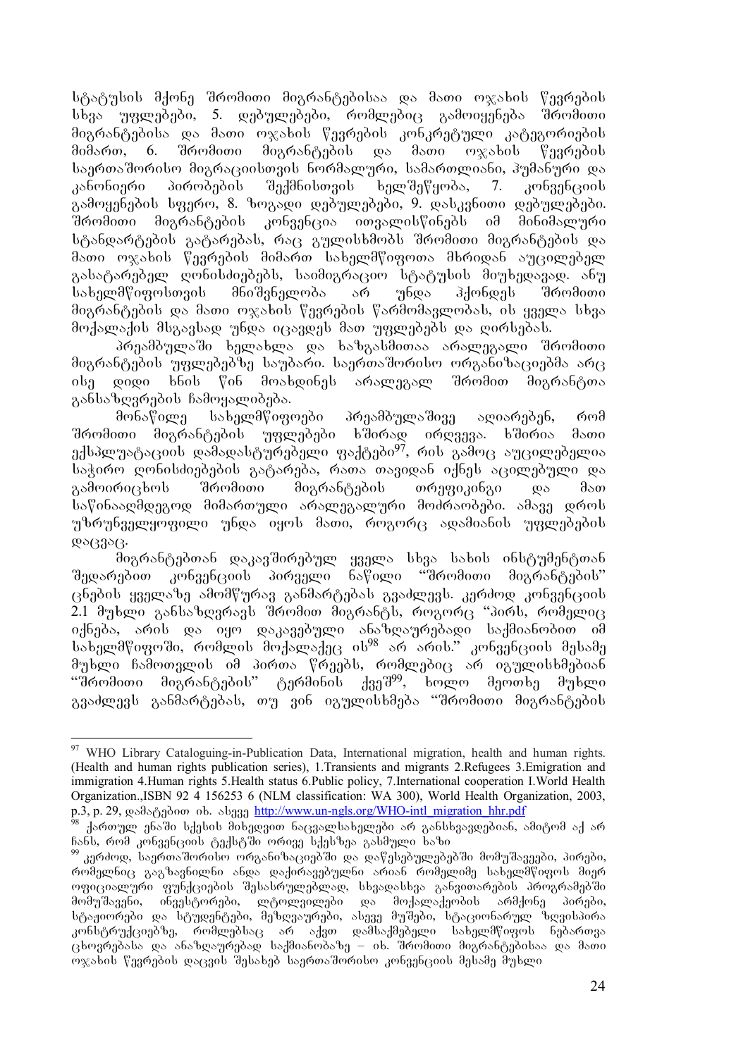სტატუსის მქონე შრომითი მიგრანტებისაა და მათი ოჯახის წევრების სხვა უფლებები, 5. დებულებები, რომლებიც გამოიყენება შრომითი მიგრანტებისა და მათი ოჯახის წევრების კონკრეტული კატეგორიების მიმართ, 6. შრომითი მიგრანტების და მათი ოჯახის წევრების საერთაშორისო მიგრაციისთვის ნორმალური, სამართლიანი, ჰუმანური და კანონიერი პირობების შექმნისთვის ხელშეწყობა, 7. კონვენციის გამოყენების სფერო, 8. ზოგადი დებულებები, 9. დასკვნითი დებულებები. შრომითი მიგრანტების კონვენცია ითვალისწინებს იმ მინიმალური სტანდარტების გატარებას, რაც გულისხმობს შრომითი მიგრანტების და მათი ოჯახის წევრების მიმართ სახელმწიფოთა მხრიდან აუცილებელ გასატარებელ ღონისძიებებს, საიმიგრაციო სტატუსის მიუხედავად. ანუ სახელმწიფოსთვის მნიშვნელობა არ უნდა ჰქონდეს შრომითი მიგრანტების და მათი ოჯახის წევრების წარმომავლობას, ის ყველა სხვა მოქალაქის მსგავსად უნდა იცავდეს მათ უფლებებს და ღირსებას.

პრეამბულაში ხელახლა და ხაზგასმითაა არალეგალი შრომითი მიგრანტების უფლებებზე საუბარი. საერთაშორისო ორგანიზაციებმა არც ისე დიდი ხნის წინ მოახდინეს არალეგალ შრომით მიგრანტთა განსაზღვრების ჩამოყალიბება.

მონაწილე სახელმწიფოები პრეამბულაშივე აღიარებენ, რომ შრომითი მიგრანტების უფლებები ხშირად ირღვევა. ხშირია მათი ექსპლუატაციის დამადასტურებელი ფაქტები[97], რის გამოც აუცილებელია საჭირო ღონისძიებების გატარება, რათა თავიდან იქნეს აცილებული და გამოირიცხოს შრომითი მიგრანტების თრეფიკინგი და მათ საწინააღმდეგოდ მიმართული არალეგალური მოძრაობები. ამავე დროს უზრუნველყოფილი უნდა იყოს მათი, როგორც ადამიანის უფლებების დაცვაც.

მიგრანტებთან დაკავშირებულ ყველა სხვა სახის ინსტუმენტთან შედარებით კონვენციის პირველი ნაწილი "შრომითი მიგრანტების" ცნების ყველაზე ამომწურავ განმარტებას გვაძლევს. კერძოდ კონვენციის 2.1 მუხლი განსაზღვრავს შრომით მიგრანტს, როგორც "პირს, რომელიც იქნება, არის და იყო დაკავებული ანაზღაურებადი საქმიანობით იმ სახელმწიფოში, რომლის მოქალაქეც ის[98] არ არის." კონვენციის მესამე მუხლი ჩამოთვლის იმ პირთა წრეებს, რომლებიც არ იგულისხმებიან "შრომითი მიგრანტების" ტერმინის ქვეშ[99], ხოლო მეოთხე მუხლი გვაძლევს განმარტებას, თუ ვინ იგულისხმება "შრომითი მიგრანტების

---

[97] WHO Library Cataloguing-in-Publication Data, International migration, health and human rights. (Health and human rights publication series), 1.Transients and migrants 2.Refugees 3.Emigration and immigration 4.Human rights 5.Health status 6.Public policy, 7.International cooperation I.World Health Organization.,ISBN 92 4 156253 6 (NLM classification: WA 300), World Health Organization, 2003, p.3, p. 29, დამატებით იხ. ასევე http://www.un-ngls.org/WHO-intl_migration_hhr.pdf

[98] ქართულ ენაში სქესის მიხედვით ნაცვალსახელები არ განსხვავდებიან, ამიტომ აქ არ ჩანს, რომ კონვენციის ტექსტში ორივე სქესზეა გასმული ხაზი

[99] კერძოდ, საერთაშორისო ორგანიზაციებში და დაწესებულებებში მომუშავეები, პირები, რომელნიც გაგზავნილნი ანდა დაქირავებულნი არიან რომელიმე სახელმწიფოს მიერ ოფიციალური ფუნქციების შესასრულებლად, სხვადასხვა განვითარების პროგრამებში მომუშავენი, ინვესტორები, ლტოლვილები და მოქალაქეობის არმქონე პირები, სტაჟიორები და სტუდენტები, მეზღვაურები, ასევე მუშები, სტაციონარულ ზღვისპირა კონსტრუქციებზე, რომლებსაც არ აქვთ დამსაქმებელი სახელმწიფოს ნებართვა ცხოვრებასა და ანაზღაურებად საქმიანობაზე – იხ. შრომითი მიგრანტებისაა და მათი ოჯახის წევრების დაცვის შესახებ საერთაშორისო კონვენციის მესამე მუხლი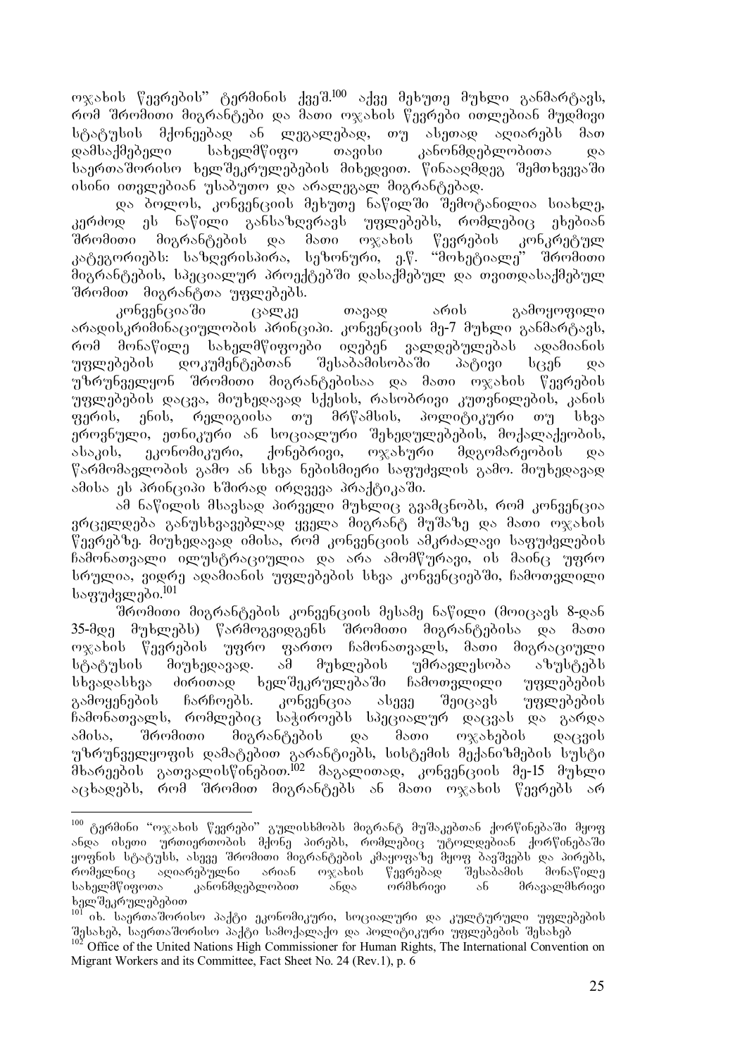ოჯახის წევრების" ტერმინის ქვეშ.[100] აქვე მეხუთე მუხლი განმარტავს, რომ შრომითი მიგრანტები და მათი ოჯახის წევრები ითლებიან მუდმივი სტატუსის მქონეებად ან ლეგალებად, თუ ასეთად აღიარებს მათ დამსაქმებელი სახელმწიფო თავისი კანონმდებლობითა და საერთაშორისო ხელშეკრულებების მიხედვით. წინააღმდეგ შემთხვევაში ისინი ითვლებიან უსაბუთო და არალეგალ მიგრანტებად.

და ბოლოს, კონვენციის მეხუთე ნაწილში შემოტანილია სიახლე, კერძოდ ეს ნაწილი განსაზღვრავს უფლებებს, რომლებიც ეხებიან შრომითი მიგრანტების და მათი ოჯახის წევრების კონკრეტულ კატეგორიებს: საზღვრისპირა, სეზონური, ე.წ. "მოხეტიალე" შრომითი მიგრანტების, სპეციალურ პროექტებში დასაქმებულ და თვითდასაქმებულ შრომით მიგრანტთა უფლებებს.

კონვენციაში ცალკე თავად არის გამოყოფილი არადისკრიმინაციულობის პრინციპი. კონვენციის მე-7 მუხლი განმარტავს, რომ მონაწილე სახელმწიფოები იღებენ ვალდებულებას ადამიანის უფლებების დოკუმენტებთან შესაბამისობაში პატივი სცენ და უზრუნველყონ შრომითი მიგრანტებისაა და მათი ოჯახის წევრების უფლებების დაცვა, მიუხედავად სქესის, რასობრივი კუთვნილების, კანის ფერის, ენის, რელიგიისა თუ მრწამსის, პოლიტიკური თუ სხვა ეროვნული, ეთნიკური ან სოციალური შეხედულებების, მოქალაქეობის, ასაკის, ეკონომიკური, ქონებრივი, ოჯახური მდგომარეობის და წარმომავლობის გამო ან სხვა ნებისმიერი საფუძვლის გამო. მიუხედავად ამისა ეს პრინციპი ხშირად ირღვევა პრაქტიკაში.

ამ ნაწილის მსავსად პირველი მუხლიც გვამცნობს, რომ კონვენცია ვრცელდება განუსხვავებლად ყველა მიგრანტ მუშაზე და მათი ოჯახის წევრებზე. მიუხედავად იმისა, რომ კონვენციის ამკრძალავი საფუძვლების ჩამონათვალი ილუსტრაციულია და არა ამომწურავი, ის მაინც უფრო სრულია, ვიდრე ადამიანის უფლებების სხვა კონვენციებში, ჩამოთვლილი საფუძვლები.[101]

შრომითი მიგრანტების კონვენციის მესამე ნაწილი (მოიცავს 8-დან 35-მდე მუხლებს) წარმოგვიდგენს შრომითი მიგრანტებისა და მათი ოჯახის წევრების უფრო ფართო ჩამონათვალს, მათი მიგრაციული სტატუსის მიუხედავად. ამ მუხლების უმრავლესობა აზუსტებს სხვადასხვა ძირითად ხელშეკრულებაში ჩამოთვლილი უფლებების გამოყენების ჩარჩოებს. კონვენცია ასევე შეიცავს უფლებების ჩამონათვალს, რომლებიც საჭიროებს სპეციალურ დაცვას და გარდა ამისა, შრომითი მიგრანტების და მათი ოჯახების დაცვის უზრუნველყოფის დამატებით გარანტიებს, სისტემის მექანიზმების სუსტი მხარეების გათვალისწინებით.[102] მაგალითად, კონვენციის მე-15 მუხლი აცხადებს, რომ შრომით მიგრანტებს ან მათი ოჯახის წევრებს არ

---

[100] ტერმინი "ოჯახის წევრები" გულისხმობს მიგრანტ მუშაკებთან ქორწინებაში მყოფ ანდა ისეთი ურთიერთობის მქონე პირებს, რომლებიც უტოლდებიან ქორწინებაში ყოფნის სტატუსს, ასევე შრომითი მიგრანტების კმაყოფაზე მყოფ ბავშვებს და პირებს, რომელნიც აღიარებულნი არიან ოჯახის წევრებად შესაბამის მონაწილე სახელმწიფოთა კანონმდებლობით ანდა ორმხრივი ან მრავალმხრივი ხელშეკრულებებით

[101] იხ. საერთაშორისო პაქტი ეკონომიკური, სოციალური და კულტურული უფლებების შესახებ, საერთაშორისო პაქტი სამოქალაქო და პოლიტიკური უფლებების შესახებ

[102] Office of the United Nations High Commissioner for Human Rights, The International Convention on Migrant Workers and its Committee, Fact Sheet No. 24 (Rev.1), p. 6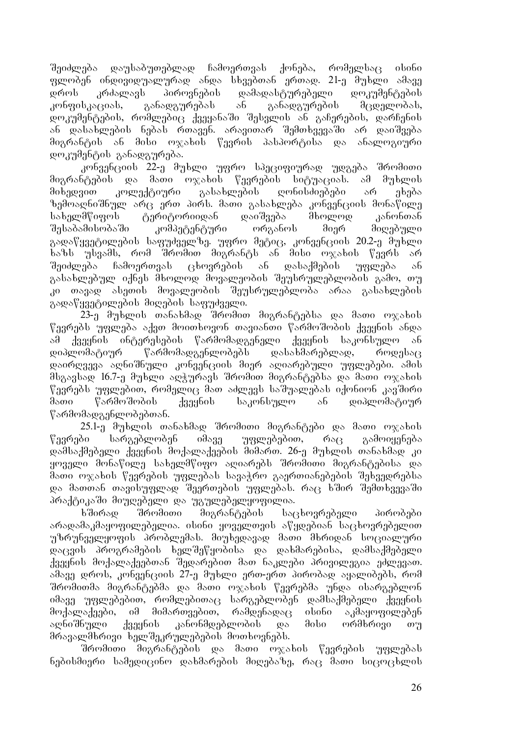შეიძლება დაუსაბუთებლად ჩამოერთვას ქონება, რომელსაც ისინი ფლობენ ინდივიდუალურად ანდა სხვებთან ერთად. 21-ე მუხლი ამავე დროს კრძალავს პიროვნების დამადასტურებელი დოკუმენტების კონფისკაციას, განადგურებას ან განადგურების მცდელობას, დოკუმენტების, რომლებიც ქვეყანაში შესვლის ან გაჩერების, დარჩენის ან დასახლების ნებას რთავენ. არავითარ შემთხვევაში არ დაიშვება მიგრანტის ან მისი ოჯახის წევრის პასპორტისა და ანალოგიური დოკუმენტის განადგურება.

კონვენციის 22-ე მუხლი უფრო სპეციფიურად უდგება შრომითი მიგრანტების და მათი ოჯახის წევრების სიტუაციას. ამ მუხლის მიხედვით კოლექტიური გასახლების ღონისძიებები არ ეხება ზემოაღნიშნულ არც ერთ პირს. მათი გასახლება კონვენციის მონაწილე სახელმწიფოს ტერიტორიიდან დაიშვება მხოლოდ კანონთან შესაბამისობაში კომპეტენტური ორგანოს მიერ მიღებული გადაწყვეტილების საფუძველზე. უფრო მეტიც, კონვენციის 20.2-ე მუხლი ხაზს უსვამს, რომ შრომით მიგრანტს ან მისი ოჯახის წევრს არ შეიძლება ჩამოერთვას ცხოვრების ან დასაქმების უფლება ან გასახლებულ იქნეს მხოლოდ მოვალეობის შეუსრულებლობის გამო, თუ კი თავად ასეთის მოვალეობის შეუსრულებლობა არაა გასახლების გადაწყვეტილების მიღების საფუძველი.

23-ე მუხლის თანახმად შრომით მიგრანტებსა და მათი ოჯახის წევრებს უფლება აქვთ მოითხოვონ თავიანთი წარმოშობის ქვეყნის ანდა ამ ქვეყნის ინტერესების წარმომადგენელი ქვეყნის საკონსულო ან დიპლომატიურ წარმომადგენლობებს დასახმარებლად, როდესაც დაირღვევა აღნიშნული კონვენციის მიერ აღიარებული უფლებები. ამის მსგავსად 16.7-ე მუხლი აღჭურავს შრომით მიგრანტებსა და მათი ოჯახის წევრებს უფლებით, რომელიც მათ აძლევს საშუალებას იქონიონ კავშირი მათი წარმოშობის ქვეყნის საკონსულო ან დიპლომატიურ წარმომადგენლობებთან.

25.1-ე მუხლის თანახმად შრომითი მიგრანტები და მათი ოჯახის წევრები სარგებლობენ იმავე უფლებებით, რაც გამოიყენება დამსაქმებელი ქვეყნის მოქალაქეების მიმართ. 26-ე მუხლის თანახმად კი ყოველი მონაწილე სახელმწიფო აღიარებს შრომითი მიგრანტებისა და მათი ოჯახის წევრების უფლებას სავაჭრო გაერთიანებების შეხვედრებსა და მათთან თავისუფლად შეერთების უფლებას. რაც ხშირ შემთხვევაში პრაქტიკაში მიუღებელი და უგულებელყოფილია.

ხშირად შრომითი მიგრანტების საცხოვრებელი პირობები არადამაკმაყოფილებელია. ისინი ყოველთვის აწყდებიან საცხოვრებელით უზრუნველყოფის პრობლემას. მიუხედავად მათი მხრიდან სოციალური დაცვის პროგრამების ხელშეწყობისა და დახმარებისა, დამსაქმებელი ქვეყნის მოქალაქეებთან შედარებით მათ ნაკლები პრივილეგია ეძლევათ. ამავე დროს, კონვენციის 27-ე მუხლი ერთ-ერთ პირობად აყალიბებს, რომ შრომითმა მიგრანტებმა და მათი ოჯახის წევრებმა უნდა ისარგებლონ იმავე უფლებებით, რომლებითაც სარგებლობენ დამსაქმებელი ქვეყნის მოქალაქეები, იმ მიმართვებით, რამდენადაც ისინი აკმაყოფილებენ აღნიშნული ქვეყნის კანონმდებლობის და მისი ორმხრივი თუ მრავალმხრივი ხელშეკრულებების მოთხოვნებს.

შრომითი მიგრანტების და მათი ოჯახის წევრების უფლებას ნებისმიერი სამედიცინო დახმარების მიღებაზე, რაც მათი სიცოცხლის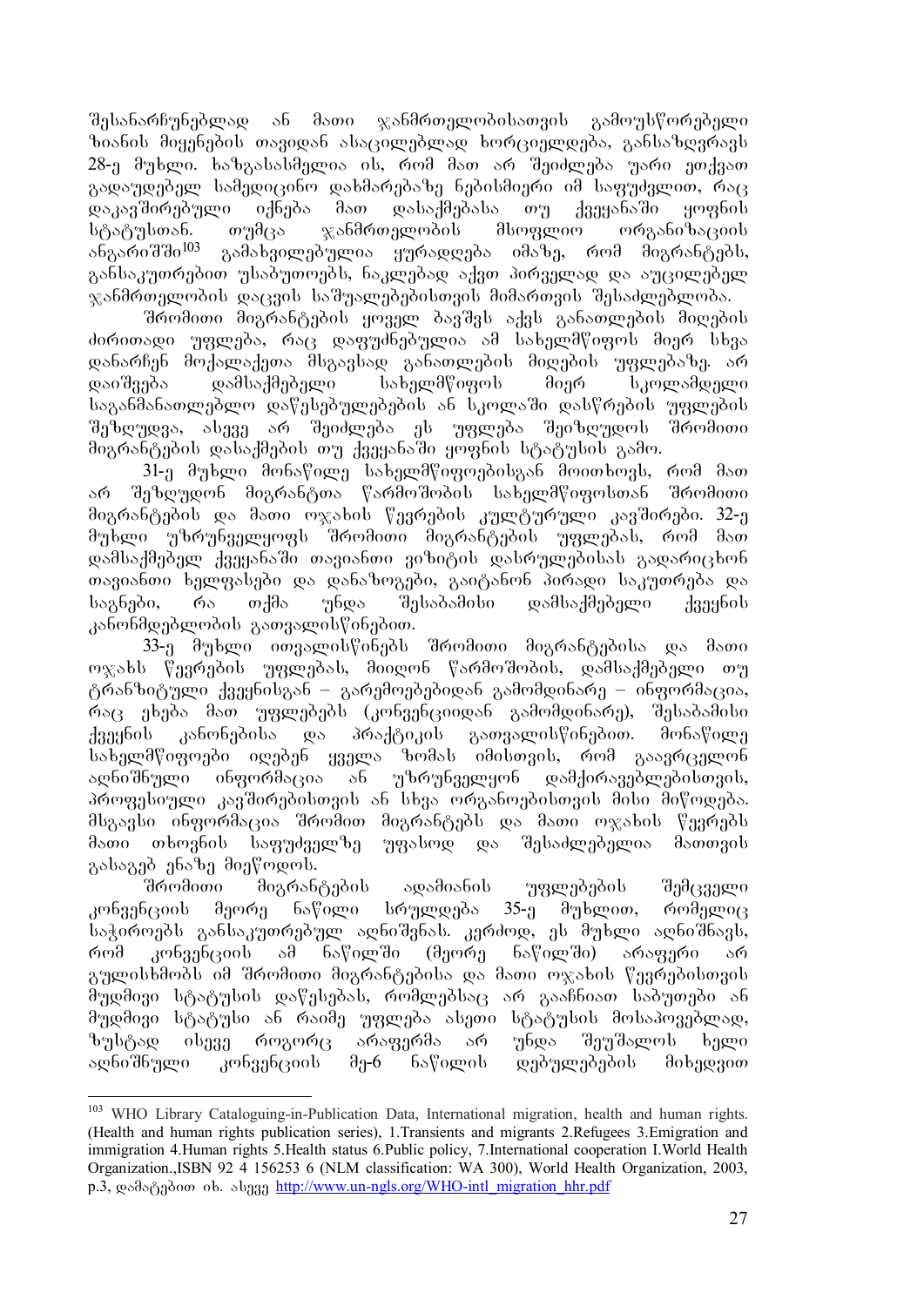შესანარჩუნებლად ან მათი ჯანმრთელობისათვის გამოუსწორებელი ზიანის მიყენების თავიდან ასაცილებლად ხორციელდება, განსაზღვრავს 28-ე მუხლი. ხაზგასასმელია ის, რომ მათ არ შეიძლება უარი ეთქვათ გადაუდებელ სამედიცინო დახმარებაზე ნებისმიერი იმ საფუძვლით, რაც დაკავშირებული იქნება მათ დასაქმებასა თუ ქვეყანაში ყოფნის სტატუსთან. თუმცა ჯანმრთელობის მსოფლიო ორგანიზაციის ანგარიშში[103] გამახვილებულია ყურადღება იმაზე, რომ მიგრანტებს, განსაკუთრებით უსაბუთოებს, ნაკლებად აქვთ პირველად და აუცილებელ ჯანმრთელობის დაცვის საშუალებებისთვის მიმართვის შესაძლებლობა.

შრომითი მიგრანტების ყოველ ბავშვს აქვს განათლების მიღების ძირითადი უფლება, რაც დაფუძნებულია ამ სახელმწიფოს მიერ სხვა დანარჩენ მოქალაქეთა მსგავსად განათლების მიღების უფლებაზე. არ დაიშვება დამსაქმებელი სახელმწიფოს მიერ სკოლამდელი საგანმანათლებლო დაწესებულებების ან სკოლაში დასწრების უფლების შეზღუდვა, ასევე არ შეიძლება ეს უფლება შეიზღუდოს შრომითი მიგრანტების დასაქმების თუ ქვეყანაში ყოფნის სტატუსის გამო.

31-ე მუხლი მონაწილე სახელმწიფოებისგან მოითხოვს, რომ მათ არ შეზღუდონ მიგრანტთა წარმოშობის სახელმწიფოსთან შრომითი მიგრანტების და მათი ოჯახის წევრების კულტურული კავშირები. 32-ე მუხლი უზრუნველყოფს შრომითი მიგრანტების უფლებას, რომ მათ დამსაქმებელ ქვეყანაში თავიანთი ვიზიტის დასრულებისას გადარიცხონ თავიანთი ხელფასები და დანაზოგები, გაიტანონ პირადი საკუთრება და საგნები, რა თქმა უნდა შესაბამისი დამსაქმებელი ქვეყნის კანონმდებლობის გათვალისწინებით.

33-ე მუხლი ითვალისწინებს შრომითი მიგრანტებისა და მათი ოჯახს წევრების უფლებას, მიიღონ წარმოშობის, დამსაქმებელი თუ ტრანზიტული ქვეყნისგან – გარემოებებიდან გამომდინარე – ინფორმაცია, რაც ეხება მათ უფლებებს (კონვენციიდან გამომდინარე), შესაბამისი ქვეყნის კანონებისა და პრაქტიკის გათვალისწინებით. მონაწილე სახელმწიფოები იღებენ ყველა ზომას იმისთვის, რომ გაავრცელონ აღნიშნული ინფორმაცია ან უზრუნველყონ დამქირავებლებისთვის, პროფესიული კავშირებისთვის ან სხვა ორგანოებისთვის მისი მიწოდება. მსგავსი ინფორმაცია შრომით მიგრანტებს და მათი ოჯახის წევრებს მათი თხოვნის საფუძველზე უფასოდ და შესაძლებელია მათთვის გასაგებ ენაზე მიეწოდოს.

შრომითი მიგრანტების ადამიანის უფლებების შემცველი კონვენციის მეორე ნაწილი სრულდება 35-ე მუხლით, რომელიც საჭიროებს განსაკუთრებულ აღნიშვნას. კერძოდ, ეს მუხლი აღნიშნავს, რომ კონვენციის ამ ნაწილში (მეორე ნაწილში) არაფერი არ გულისხმობს იმ შრომითი მიგრანტებისა და მათი ოჯახის წევრებისთვის მუდმივი სტატუსის დაწესებას, რომლებსაც არ გააჩნიათ საბუთები ან მუდმივი სტატუსი ან რაიმე უფლება ასეთი სტატუსის მოსაპოვებლად, ზუსტად ისევე როგორც არაფერმა არ უნდა შეუშალოს ხელი აღნიშნული კონვენციის მე-6 ნაწილის დებულებების მიხედვით

---

[103] WHO Library Cataloguing-in-Publication Data, International migration, health and human rights. (Health and human rights publication series), 1.Transients and migrants 2.Refugees 3.Emigration and immigration 4.Human rights 5.Health status 6.Public policy, 7.International cooperation I.World Health Organization.,ISBN 92 4 156253 6 (NLM classification: WA 300), World Health Organization, 2003, p.3, დამატებით იხ. ასევე http://www.un-ngls.org/WHO-intl_migration_hhr.pdf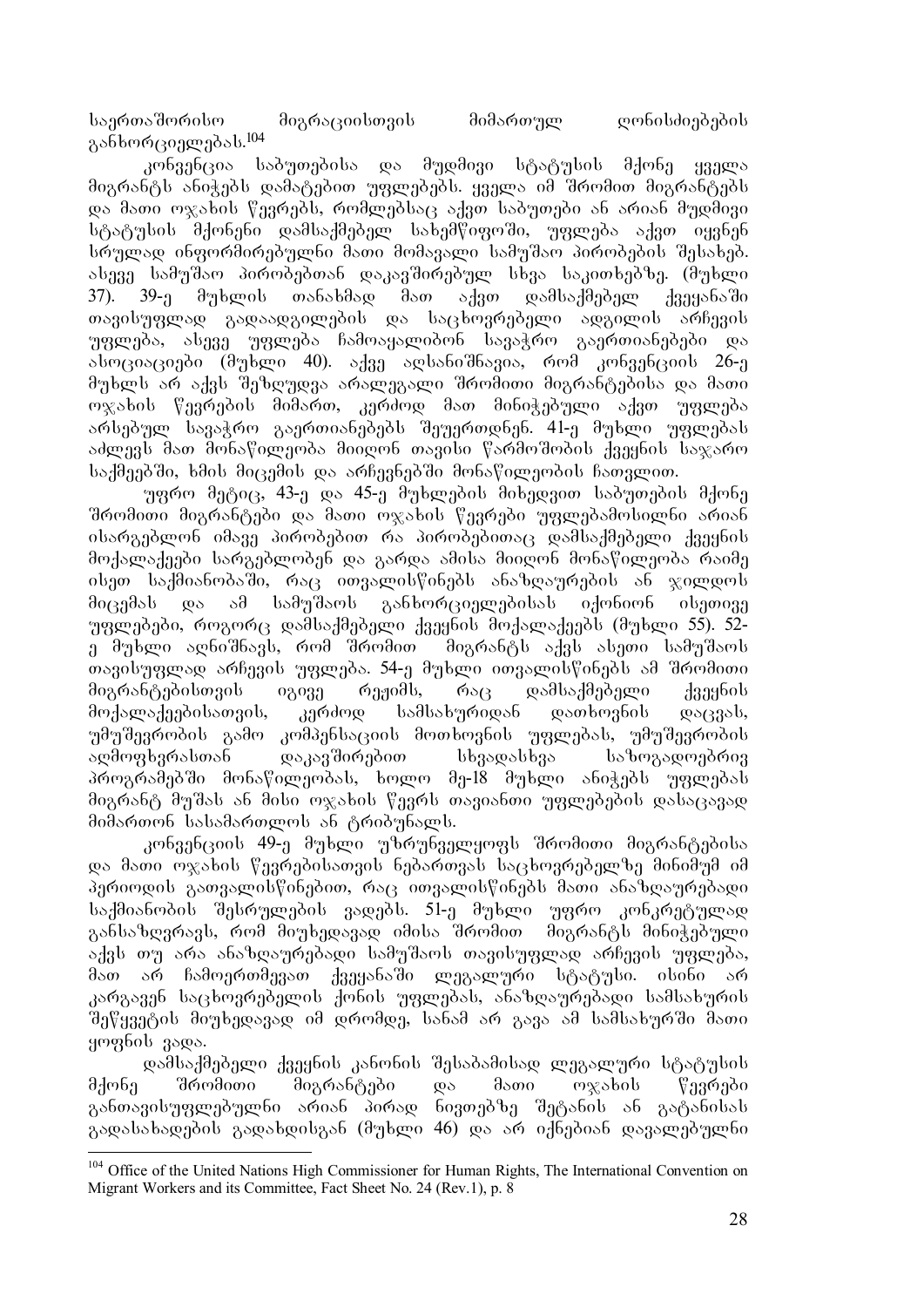საერთაშორისო მიგრაციისთვის მიმართულ ღონისძიებების განხორციელებას.[104]

კონვენცია საბუთებისა და მუდმივი სტატუსის მქონე ყველა მიგრანტს ანიჭებს დამატებით უფლებებს. ყველა იმ შრომით მიგრანტებს და მათი ოჯახის წევრებს, რომლებსაც აქვთ საბუთები ან არიან მუდმივი სტატუსის მქონენი დამსაქმებელ სახემწიფოში, უფლება აქვთ იყვნენ სრულად ინფორმირებულნი მათი მომავალი სამუშაო პირობების შესახებ. ასევე სამუშაო პირობებთან დაკავშირებულ სხვა საკითხებზე. (მუხლი 37). 39-ე მუხლის თანახმად მათ აქვთ დამსაქმებელ ქვეყანაში თავისუფლად გადაადგილების და საცხოვრებელი ადგილის არჩევის უფლება, ასევე უფლება ჩამოაყალიბონ სავაჭრო გაერთიანებები და ასოციაციები (მუხლი 40). აქვე აღსანიშნავია, რომ კონვენციის 26-ე მუხლს არ აქვს შეზღუდვა არალეგალი შრომითი მიგრანტებისა და მათი ოჯახის წევრების მიმართ, კერძოდ მათ მინიჭებული აქვთ უფლება არსებულ სავაჭრო გაერთიანებებს შეუერთდნენ. 41-ე მუხლი უფლებას აძლევს მათ მონაწილეობა მიიღონ თავისი წარმოშობის ქვეყნის საჯარო საქმეებში, ხმის მიცემის და არჩევნებში მონაწილეობის ჩათვლით.

უფრო მეტიც, 43-ე და 45-ე მუხლების მიხედვით საბუთების მქონე შრომითი მიგრანტები და მათი ოჯახის წევრები უფლებამოსილნი არიან ისარგებლონ იმავე პირობებით რა პირობებითაც დამსაქმებელი ქვეყნის მოქალაქეები სარგებლობენ და გარდა ამისა მიიღონ მონაწილეობა რაიმე ისეთ საქმიანობაში, რაც ითვალისწინებს ანაზღაურების ან ჯილდოს მიცემას და ამ სამუშაოს განხორციელებისას იქონიონ ისეთივე უფლებები, როგორც დამსაქმებელი ქვეყნის მოქალაქეებს (მუხლი 55). 52-ე მუხლი აღნიშნავს, რომ შრომით მიგრანტს აქვს ასეთი სამუშაოს თავისუფლად არჩევის უფლება. 54-ე მუხლი ითვალისწინებს ამ შრომითი მიგრანტებისთვის იგივე რეჟიმს, რაც დამსაქმებელი ქვეყნის მოქალაქეებისათვის, კერძოდ სამსახურიდან დათხოვნის დაცვას, უმუშევრობის გამო კომპენსაციის მოთხოვნის უფლებას, უმუშევრობის აღმოფხვრასთან დაკავშირებით სხვადასხვა საზოგადოებრივ პროგრამებში მონაწილეობას, ხოლო მე-18 მუხლი ანიჭებს უფლებას მიგრანტ მუშას ან მისი ოჯახის წევრს თავიანთი უფლებების დასაცავად მიმართონ სასამართლოს ან ტრიბუნალს.

კონვენციის 49-ე მუხლი უზრუნველყოფს შრომითი მიგრანტებისა და მათი ოჯახის წევრებისათვის ნებართვას საცხოვრებელზე მინიმუმ იმ პერიოდის გათვალისწინებით, რაც ითვალისწინებს მათი ანაზღაურებადი საქმიანობის შესრულების ვადებს. 51-ე მუხლი უფრო კონკრეტულად განსაზღვრავს, რომ მიუხედავად იმისა შრომით მიგრანტს მინიჭებული აქვს თუ არა ანაზღაურებადი სამუშაოს თავისუფლად არჩევის უფლება, მათ არ ჩამოერთმევათ ქვეყანაში ლეგალური სტატუსი. ისინი არ კარგავენ საცხოვრებელის ქონის უფლებას, ანაზღაურებადი სამსახურის შეწყვეტის მიუხედავად იმ დრომდე, სანამ არ გავა ამ სამსახურში მათი ყოფნის ვადა.

დამსაქმებელი ქვეყნის კანონის შესაბამისად ლეგალური სტატუსის მქონე შრომითი მიგრანტები და მათი ოჯახის წევრები განთავისუფლებულნი არიან პირად ნივთებზე შეტანის ან გატანისას გადასახადების გადახდისგან (მუხლი 46) და არ იქნებიან დავალებულნი

---

[104] Office of the United Nations High Commissioner for Human Rights, The International Convention on Migrant Workers and its Committee, Fact Sheet No. 24 (Rev.1), p. 8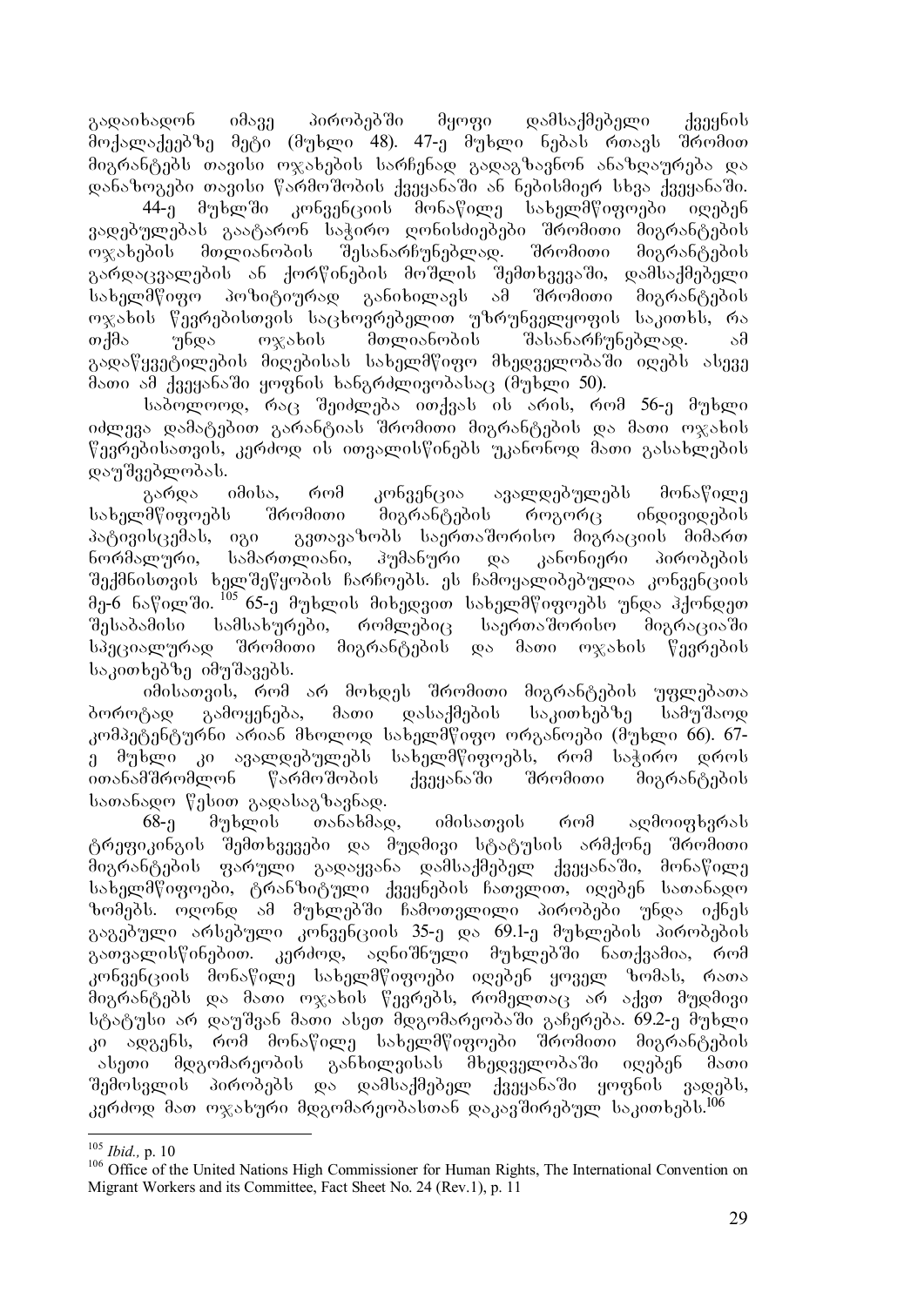გადაიხადონ იმავე პირობებში მყოფი დამსაქმებელი ქვეყნის მოქალაქეებზე მეტი (მუხლი 48). 47-ე მუხლი ნებას რთავს შრომით მიგრანტებს თავისი ოჯახების სარჩენად გადაგზავნონ ანაზღაურება და დანაზოგები თავისი წარმოშობის ქვეყანაში ან ნებისმიერ სხვა ქვეყანაში.

44-ე მუხლში კონვენციის მონაწილე სახელმწიფოები იღებენ ვალდებულებას გაატარონ საჭირო ღონისძიებები შრომითი მიგრანტების ოჯახების მთლიანობის შესანარჩუნებლად. შრომითი მიგრანტების გარდაცვალების ან ქორწინების მოშლის შემთხვევაში, დამსაქმებელი სახელმწიფო პოზიტიურად განიხილავს ამ შრომითი მიგრანტების ოჯახის წევრებისთვის საცხოვრებელით უზრუნველყოფის საკითხს, რა თქმა უნდა ოჯახის მთლიანობის შასანარჩუნებლად. ამ გადაწყვეტილების მიღებისას სახელმწიფო მხედველობაში იღებს ასევე მათი ამ ქვეყანაში ყოფნის ხანგრძლივობასაც (მუხლი 50).

საბოლოოდ, რაც შეიძლება ითქვას ის არის, რომ 56-ე მუხლი იძლევა დამატებით გარანტიას შრომითი მიგრანტების და მათი ოჯახის წევრებისათვის, კერძოდ ის ითვალისწინებს უკანონოდ მათი გასახლების დაუშვებლობას.

გარდა იმისა, რომ კონვენცია ავალდებულებს მონაწილე სახელმწიფოებს შრომითი მიგრანტების როგორც ინდივიდების პატივისცემას, იგი გვთავაზობს საერთაშორისო მიგრაციის მიმართ ნორმალური, სამართლიანი, ჰუმანური და კანონიერი პირობების შექმნისთვის ხელშეწყობის ჩარჩოებს. ეს ჩამოყალიბებულია კონვენციის მე-6 ნაწილში.[105] 65-ე მუხლის მიხედვით სახელმწიფოებს უნდა ჰქონდეთ შესაბამისი სამსახურები, რომლებიც საერთაშორისო მიგრაციაში სპეციალურად შრომითი მიგრანტების და მათი ოჯახის წევრების საკითხებზე იმუშავებს.

იმისათვის, რომ არ მოხდეს შრომითი მიგრანტების უფლებათა ბოროტად გამოყენება, მათი დასაქმების საკითხებზე სამუშაოდ კომპეტენტურნი არიან მხოლოდ სახელმწიფო ორგანოები (მუხლი 66). 67-ე მუხლი კი ავალდებულებს სახელმწიფოებს, რომ საჭირო დროს ითანამშრომლონ წარმოშობის ქვეყანაში შრომითი მიგრანტების სათანადო წესით გადასაგზავნად.

68-ე მუხლის თანახმად, იმისათვის რომ აღმოიფხვრას ტრეფიკინგის შემთხვევები და მუდმივი სტატუსის არმქონე შრომითი მიგრანტების ფარული გადაყვანა დამსაქმებელ ქვეყანაში, მონაწილე სახელმწიფოები, ტრანზიტული ქვეყნების ჩათვლით, იღებენ სათანადო ზომებს. ოღონდ ამ მუხლებში ჩამოთვლილი პირობები უნდა იქნეს გაგებული არსებული კონვენციის 35-ე და 69.1-ე მუხლების პირობების გათვალისწინებით. კერძოდ, აღნიშნული მუხლებში ნათქვამია, რომ კონვენციის მონაწილე სახელმწიფოები იღებენ ყოველ ზომას, რათა მიგრანტებს და მათი ოჯახის წევრებს, რომელთაც არ აქვთ მუდმივი სტატუსი არ დაუშვან მათი ასეთ მდგომარეობაში გაჩერება. 69.2-ე მუხლი კი ადგენს, რომ მონაწილე სახელმწიფოები შრომითი მიგრანტების ასეთი მდგომარეობის განხილვისას მხედველობაში იღებენ მათი შემოსვლის პირობებს და დამსაქმებელ ქვეყანაში ყოფნის ვადებს, კერძოდ მათ ოჯახური მდგომარეობასთან დაკავშირებულ საკითხებს.[106]

---

[105] *Ibid.,* p. 10

[106] Office of the United Nations High Commissioner for Human Rights, The International Convention on Migrant Workers and its Committee, Fact Sheet No. 24 (Rev.1), p. 11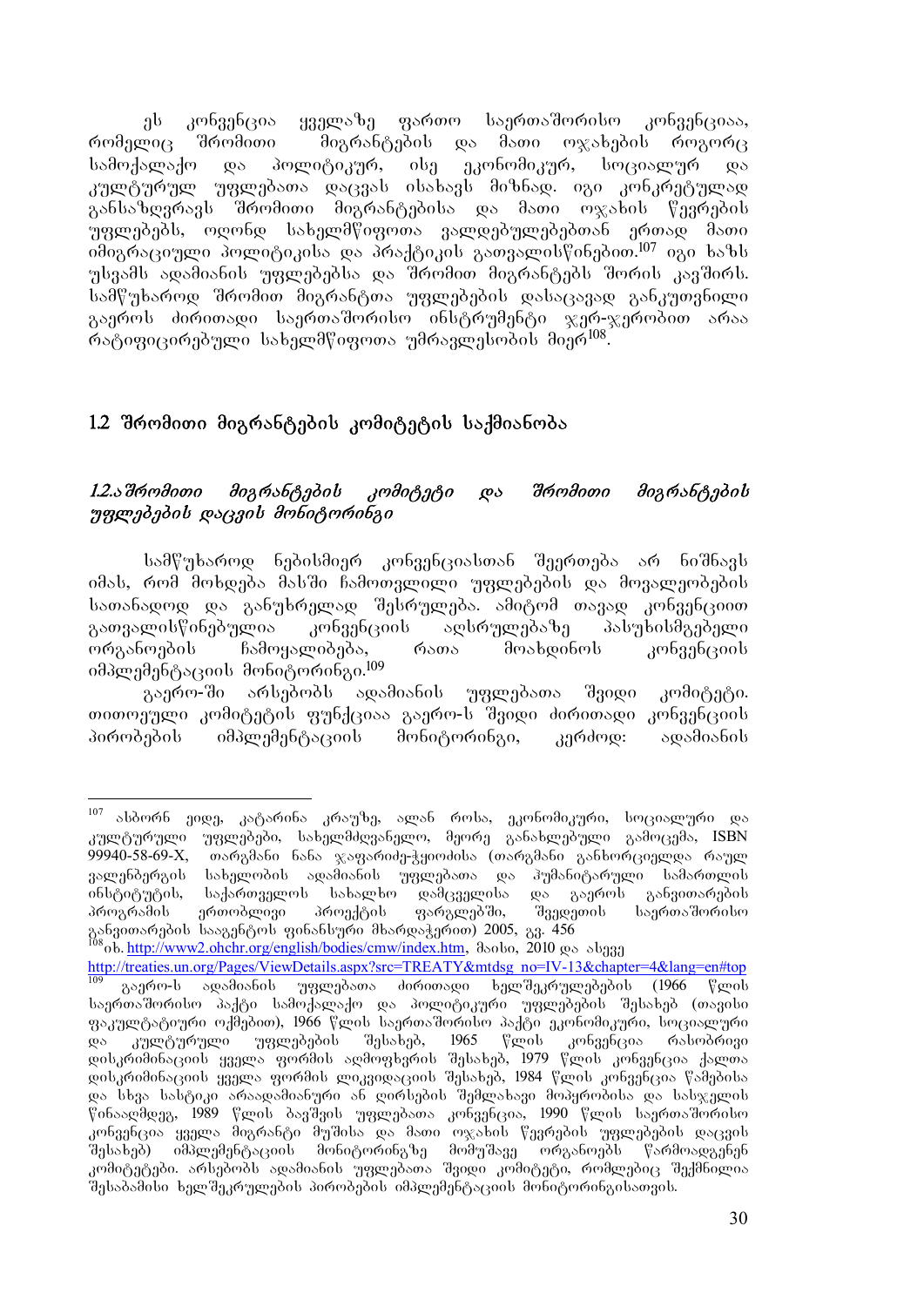ეს კონვენცია ყველაზე ფართო საერთაშორისო კონვენციაა, რომელიც შრომითი მიგრანტების და მათი ოჯახების როგორც სამოქალაქო და პოლიტიკურ, ისე ეკონომიკურ, სოციალურ და კულტურულ უფლებათა დაცვას ისახავს მიზნად. იგი კონკრეტულად განსაზღვრავს შრომითი მიგრანტებისა და მათი ოჯახის წევრების უფლებებს, ოღონდ სახელმწიფოთა ვალდებულებებთან ერთად მათი იმიგრაციული პოლიტიკისა და პრაქტიკის გათვალისწინებით.[107] იგი ხაზს უსვამს ადამიანის უფლებებსა და შრომით მიგრანტებს შორის კავშირს. სამწუხაროდ შრომით მიგრანტთა უფლებების დასაცავად განკუთვნილი გაეროს ძირითადი საერთაშორისო ინსტრუმენტი ჯერ-ჯერობით არაა რატიფიცირებული სახელმწიფოთა უმრავლესობის მიერ[108].

## 1.2 შრომითი მიგრანტების კომიტეტის საქმიანობა

### *1.2.ა შრომითი მიგრანტების კომიტეტი და შრომითი მიგრანტების უფლებების დაცვის მონიტორინგი*

სამწუხაროდ ნებისმიერ კონვენციასთან შეერთება არ ნიშნავს იმას, რომ მოხდება მასში ჩამოთვლილი უფლებების და მოვალეობების სათანადოდ და განუხრელად შესრულება. ამიტომ თავად კონვენციით გათვალისწინებულია კონვენციის აღსრულებაზე პასუხისმგებელი ორგანოების ჩამოყალიბება, რათა მოახდინოს კონვენციის იმპლემენტაციის მონიტორინგი.[109]

გაერო-ში არსებობს ადამიანის უფლებათა შვიდი კომიტეტი. თითოეული კომიტეტის ფუნქციაა გაერო-ს შვიდი ძირითადი კონვენციის პირობების იმპლემენტაციის მონიტორინგი, კერძოდ: ადამიანის

---

[107] ასბორნ ეიდე, კატარინა კრაუზე, ალან როსა, ეკონომიკური, სოციალური და კულტურული უფლებები, სახელმძღვანელო, მეორე განახლებული გამოცემა, ISBN 99940-58-69-X, თარგმანი ნანა ჯაფარიძე-ჭყოიძისა (თარგმანი განხორციელდა რაულ ვალენბერგის სახელობის ადამიანის უფლებათა და ჰუმანიტარული სამართლის ინსტიტუტის, საქართველოს სახალხო დამცველისა და გაეროს განვითარების პროგრამის ერთობლივი პროექტის ფარგლებში, შვედეთის საერთაშორისო განვითარების სააგენტოს ფინანსური მხარდაჭერით) 2005, გვ. 456

[108] იხ. http://www2.ohchr.org/english/bodies/cmw/index.htm, მაისი, 2010 და ასევე http://treaties.un.org/Pages/ViewDetails.aspx?src=TREATY&mtdsg_no=IV-13&chapter=4&lang=en#top

[109] გაერო-ს ადამიანის უფლებათა ძირითადი ხელშეკრულებების (1966 წლის საერთაშორისო პაქტი სამოქალაქო და პოლიტიკური უფლებების შესახებ (თავისი ფაკულტატიური ოქმებით), 1966 წლის საერთაშორისო პაქტი ეკონომიკური, სოციალური და კულტურული უფლებების შესახებ, 1965 წლის კონვენცია რასობრივი დისკრიმინაციის ყველა ფორმის აღმოფხვრის შესახებ, 1979 წლის კონვენცია ქალთა დისკრიმინაციის ყველა ფორმის ლიკვიდაციის შესახებ, 1984 წლის კონვენცია წამებისა და სხვა სასტიკი არაადამიანური ან ღირსების შემლახავი მოპყრობისა და სასჯელის წინააღმდეგ, 1989 წლის ბავშვის უფლებათა კონვენცია, 1990 წლის საერთაშორისო კონვენცია ყველა მიგრანტი მუშისა და მათი ოჯახის წევრების უფლებების დაცვის შესახებ) იმპლემენტაციის მონიტორინგზე მომუშავე ორგანოებს წარმოადგენენ კომიტეტები. არსებობს ადამიანის უფლებათა შვიდი კომიტეტი, რომლებიც შექმნილია შესაბამისი ხელშეკრულების პირობების იმპლემენტაციის მონიტორინგისათვის.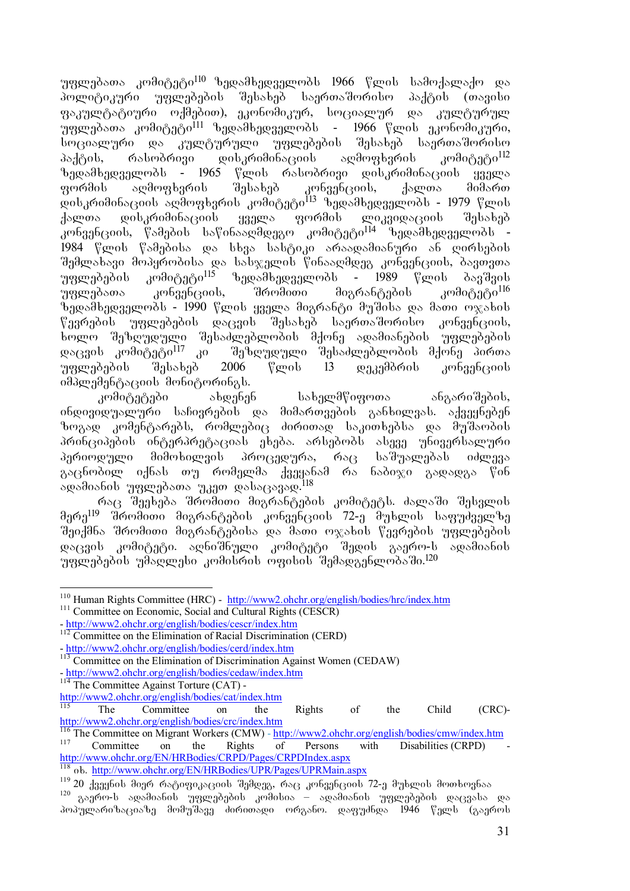უფლებათა კომიტეტი[110] ზედამხედველობს 1966 წლის სამოქალაქო და პოლიტიკური უფლებების შესახებ საერთაშორისო პაქტის (თავისი ფაკულტატიური ოქმებით), ეკონომიკურ, სოციალურ და კულტურულ უფლებათა კომიტეტი[111] ზედამხედველობს - 1966 წლის ეკონომიკური, სოციალური და კულტურული უფლებების შესახებ საერთაშორისო პაქტის, რასობრივი დისკრიმინაციის აღმოფხვრის კომიტეტი[112] ზედამხედველობს - 1965 წლის რასობრივი დისკრიმინაციის ყველა ფორმის აღმოფხვრის შესახებ კონვენციის, ქალთა მიმართ დისკრიმინაციის აღმოფხვრის კომიტეტი[113] ზედამხედველობს - 1979 წლის ქალთა დისკრიმინაციის ყველა ფორმის ლიკვიდაციის შესახებ კონვენციის, წამების საწინააღმდეგო კომიტეტი[114] ზედამხედველობს - 1984 წლის წამებისა და სხვა სასტიკი არაადამიანური ან ღირსების შემლახავი მოპყრობისა და სასჯელის წინააღმდეგ კონვენციის, ბავშვთა უფლებების კომიტეტი[115] ზედამხედველობს - 1989 წლის ბავშვის უფლებათა კონვენციის, შრომითი მიგრანტების კომიტეტი[116] ზედამხედველობს - 1990 წლის ყველა მიგრანტი მუშისა და მათი ოჯახის წევრების უფლებების დაცვის შესახებ საერთაშორისო კონვენციის, ხოლო შეზღუდული შესაძლებლობის მქონე ადამიანების უფლებების დაცვის კომიტეტი[117] კი შეზღუდული შესაძლებლობის მქონე პირთა უფლებების შესახებ 2006 წლის 13 დეკემბრის კონვენციის იმპლემენტაციის მონიტორინგს.

კომიტეტები ახდენენ სახელმწიფოთა ანგარიშების, ინდივიდუალური საჩივრების და მიმართვების განხილვას. აქვეყნებენ ზოგად კომენტარებს, რომლებიც ძირითად საკითხებსა და მუშაობის პრინციპების ინტერპრეტაციას ეხება. არსებობს ასევე უნივერსალური პერიოდული მიმოხილვის პროცედურა, რაც საშუალებას იძლევა გაცნობილ იქნას თუ რომელმა ქვეყანამ რა ნაბიჯი გადადგა წინ ადამიანის უფლებათა უკეთ დასაცავად.[118]

რაც შეეხება შრომითი მიგრანტების კომიტეტს. ძალაში შესვლის მერე[119] შრომითი მიგრანტების კონვენციის 72-ე მუხლის საფუძველზე შეიქმნა შრომითი მიგრანტებისა და მათი ოჯახის წევრების უფლებების დაცვის კომიტეტი. აღნიშნული კომიტეტი შედის გაერო-ს ადამიანის უფლებების უმაღლესი კომისრის ოფისის შემადგენლობაში.[120]

---

[110] Human Rights Committee (HRC) - http://www2.ohchr.org/english/bodies/hrc/index.htm

[111] Committee on Economic, Social and Cultural Rights (CESCR) - http://www2.ohchr.org/english/bodies/cescr/index.htm

[112] Committee on the Elimination of Racial Discrimination (CERD) - http://www2.ohchr.org/english/bodies/cerd/index.htm

[113] Committee on the Elimination of Discrimination Against Women (CEDAW) - http://www2.ohchr.org/english/bodies/cedaw/index.htm

[114] The Committee Against Torture (CAT) - http://www2.ohchr.org/english/bodies/cat/index.htm

[115] The Committee on the Rights of the Child (CRC)- http://www2.ohchr.org/english/bodies/crc/index.htm

[116] The Committee on Migrant Workers (CMW) - http://www2.ohchr.org/english/bodies/cmw/index.htm

[117] Committee on the Rights of Persons with Disabilities (CRPD) - http://www.ohchr.org/EN/HRBodies/CRPD/Pages/CRPDIndex.aspx

[118] იხ. http://www.ohchr.org/EN/HRBodies/UPR/Pages/UPRMain.aspx

[119] 20 ქვეყნის მიერ რატიფიკაციის შემდეგ, რაც კონვენციის 72-ე მუხლის მოთხოვნაა

[120] გაერო-ს ადამიანის უფლებების კომისია – ადამიანის უფლებების დაცვასა და პოპულარიზაციაზე მომუშავე ძირითადი ორგანო. დაფუძნდა 1946 წელს (გაეროს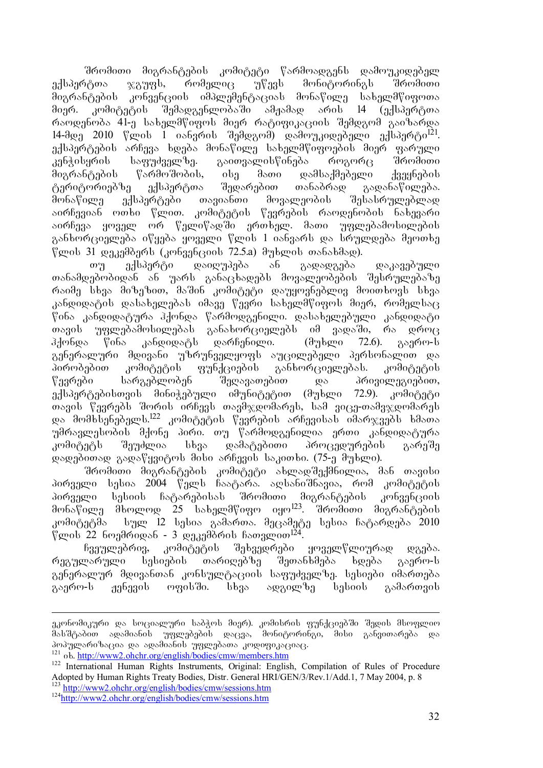შრომითი მიგრანტების კომიტეტი წარმოადგენს დამოუკიდებელ ექსპერტთა ჯგუფს, რომელიც უწევს მონიტორინგს შრომითი მიგრანტების კონვენციის იმპლემენტაციას მონაწილე სახელმწიფოთა მიერ. კომიტეტის შემადგენლობაში ამჟამად არის 14 (ექსპერტთა რაოდენობა 41-ე სახელმწიფოს მიერ რატიფიკაციის შემდგომ გაიზარდა 14-მდე 2010 წლის 1 იანვრის შემდგომ) დამოუკიდებელი ექსპერტი[121]. ექსპერტების არჩევა ხდება მონაწილე სახელმწიფოების მიერ ფარული კენჭისყრის საფუძველზე. გაითვალისწინება როგორც შრომითი მიგრანტების წარმოშობის, ისე მათი დამსაქმებელი ქვეყნების ტერიტორიებზე ექსპერტთა შედარებით თანაბრად გადანაწილება. მონაწილე ექსპერტები თავიანთი მოვალეობის შესასრულებლად აირჩევიან ოთხი წლით. კომიტეტის წევრების რაოდენობის ნახევარი აირჩევა ყოველ ორ წელიწადში ერთხელ. მათი უფლებამოსილების განხორციელება იწყება ყოველი წლის 1 იანვარს და სრულდება მეოთხე წლის 31 დეკემბერს (კონვენციის 72.5.a) მუხლის თანახმად).

თუ ექსპერტი დაიღუპება ან გადადგება დაკავებული თანამდებობიდან ან უარს განაცხადებს მოვალეობების შესრულებაზე რაიმე სხვა მიზეზით, მაშინ კომიტეტი დაუყოვნებლივ მოითხოვს სხვა კანდიდატის დასახელებას იმავე წევრი სახელმწიფოს მიერ, რომელსაც წინა კანდიდატურა ჰქონდა წარმოდგენილი. დასახელებული კანდიდატი თავის უფლებამოსილებას განახორციელებს იმ ვადაში, რა დროც ჰქონდა წინა კანდიდატს დარჩენილი. (მუხლი 72.6). გაერო-ს გენერალური მდივანი უზრუნველყოფს აუცილებელი პერსონალით და პირობებით კომიტეტის ფუნქციების განხორციელებას. კომიტეტის წევრები სარგებლობენ შეღავათებით და პრივილეგიებით, ექსპერტებისთვის მინიჭებული იმუნიტეტით (მუხლი 72.9). კომიტეტი თავის წევრებს შორის ირჩევს თავმჯდომარეს, სამ ვიცე-თავმჯდომარეს და მომხსენებელს.[122] კომიტეტის წევრების არჩევისას იმარჯვებს ხმათა უმრავლესობის მქონე პირი. თუ წარმოდგენილია ერთი კანდიდატურა კომიტეტს შეუძლია სხვა დამატებითი პროცედურების გარეშე დადებითად გადაწყვიტოს მისი არჩევის საკითხი. (75-ე მუხლი).

შრომითი მიგრანტების კომიტეტი ახლადშექმნილია, მან თავისი პირველი სესია 2004 წელს ჩაატარა. აღსანიშნავია, რომ კომიტეტის პირველი სესიის ჩატარებისას შრომითი მიგრანტების კონვენციის მონაწილე მხოლოდ 25 სახელმწიფო იყო[123]. შრომითი მიგრანტების კომიტეტმა სულ 12 სესია გამართა. მეცამეტე სესია ჩატარდება 2010 წლის 22 ნოემბრიდან - 3 დეკემბრის ჩათვლით[124].

ჩვეულებრივ, კომიტეტის შეხვედრები ყოველწლიურად დგება. რეგულარული სესიების თარიღებზე შეთანხმება ხდება გაერო-ს გენერალურ მდივანთან კონსულტაციის საფუძველზე. სესიები იმართება გაერო-ს ჟენევის ოფისში. სხვა ადგილზე სესიის გამართვის

---

ეკონომიკური და სოციალური საბჭოს მიერ). კომისრის ფუნქციებში შედის მსოფლიო მასშტაბით ადამიანის უფლებების დაცვა, მონიტორინგი, მისი განვითარება და პოპულარიზაცია და ადამიანის უფლებათა კოდიფიკაციაც.

[121] იხ. http://www2.ohchr.org/english/bodies/cmw/members.htm

[122] International Human Rights Instruments, Original: English, Compilation of Rules of Procedure Adopted by Human Rights Treaty Bodies, Distr. General HRI/GEN/3/Rev.1/Add.1, 7 May 2004, p. 8

[123] http://www2.ohchr.org/english/bodies/cmw/sessions.htm

[124] http://www2.ohchr.org/english/bodies/cmw/sessions.htm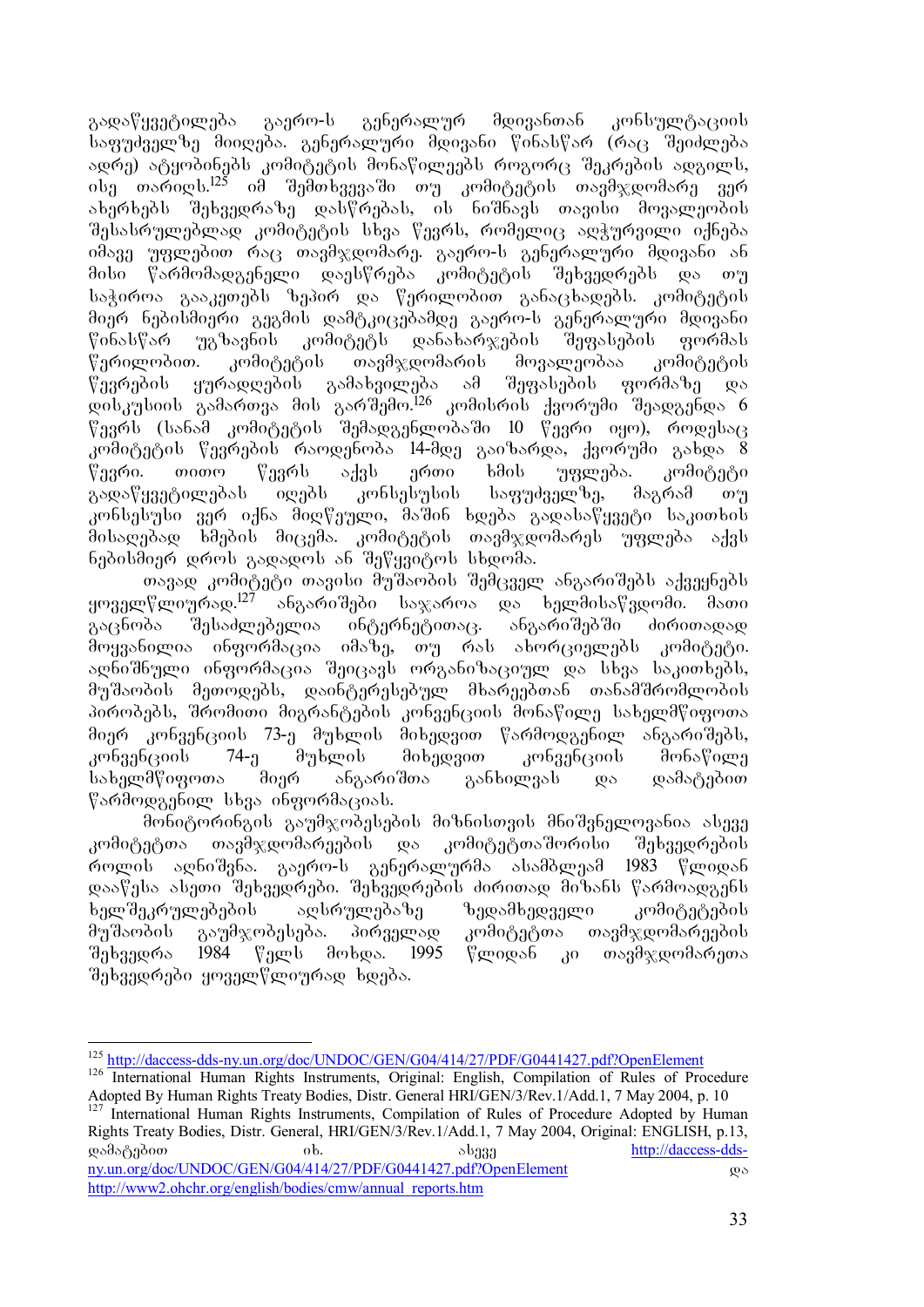გადაწყვეტილება გაერო-ს გენერალურ მდივანთან კონსულტაციის საფუძველზე მიიღება. გენერალური მდივანი წინასწარ (რაც შეიძლება ადრე) ატყობინებს კომიტეტის მონაწილეებს როგორც შეკრების ადგილს, ისე თარიღს.[125] იმ შემთხვევაში თუ კომიტეტის თავმჯდომარე ვერ ახერხებს შეხვედრაზე დასწრებას, ის ნიშნავს თავისი მოვალეობის შესასრულებლად კომიტეტის სხვა წევრს, რომელიც აღჭურვილი იქნება იმავე უფლებით რაც თავმჯდომარე. გაერო-ს გენერალური მდივანი ან მისი წარმომადგენელი დაესწრება კომიტეტის შეხვედრებს და თუ საჭიროა გააკეთებს ზეპირ და წერილობით განაცხადებს. კომიტეტის მიერ ნებისმიერი გეგმის დამტკიცებამდე გაერო-ს გენერალური მდივანი წინასწარ უგზავნის კომიტეტს დანახარჯების შეფასების ფორმას წერილობით. კომიტეტის თავმჯდომარის მოვალეობაა კომიტეტის წევრების ყურადღების გამახვილება ამ შეფასების ფორმაზე და დისკუსიის გამართვა მის გარშემო.[126] კომისრის ქვორუმი შეადგენდა 6 წევრს (სანამ კომიტეტის შემადგენლობაში 10 წევრი იყო), როდესაც კომიტეტის წევრების რაოდენობა 14-მდე გაიზარდა, ქვორუმი გახდა 8 წევრი. თითო წევრს აქვს ერთი ხმის უფლება. კომიტეტი გადაწყვეტილებას იღებს კონსესუსის საფუძველზე, მაგრამ თუ კონსესუსი ვერ იქნა მიღწეული, მაშინ ხდება გადასაწყვეტი საკითხის მისაღებად ხმების მიცემა. კომიტეტის თავმჯდომარეს უფლება აქვს ნებისმიერ დროს გადადოს ან შეწყვიტოს სხდომა.

თავად კომიტეტი თავისი მუშაობის შემცველ ანგარიშებს აქვეყნებს ყოველწლიურად.[127] ანგარიშები საჯაროა და ხელმისაწვდომი. მათი გაცნობა შესაძლებელია ინტერნეტითაც. ანგარიშებში ძირითადად მოყვანილია ინფორმაცია იმაზე, თუ რას ახორციელებს კომიტეტი. აღნიშნული ინფორმაცია შეიცავს ორგანიზაციულ და სხვა საკითხებს, მუშაობის მეთოდებს, დაინტერესებულ მხარეებთან თანამშრომლობის პირობებს, შრომითი მიგრანტების კონვენციის მონაწილე სახელმწიფოთა მიერ კონვენციის 73-ე მუხლის მიხედვით წარმოდგენილ ანგარიშებს, კონვენციის 74-ე მუხლის მიხედვით კონვენციის მონაწილე სახელმწიფოთა მიერ ანგარიშთა განხილვას და დამატებით წარმოდგენილ სხვა ინფორმაციას.

მონიტორინგის გაუმჯობესების მიზნისთვის მნიშვნელოვანია ასევე კომიტეტთა თავმჯდომარეების და კომიტეტთაშორისი შეხვედრების როლის აღნიშვნა. გაერო-ს გენერალურმა ასამბლეამ 1983 წლიდან დააწესა ასეთი შეხვედრები. შეხვედრების ძირითად მიზანს წარმოადგენს ხელშეკრულებების აღსრულებაზე ზედამხედველი კომიტეტების მუშაობის გაუმჯობესება. პირველად კომიტეტთა თავმჯდომარეების შეხვედრა 1984 წელს მოხდა. 1995 წლიდან კი თავმჯდომარეთა შეხვედრები ყოველწლიურად ხდება.

---

[125] http://daccess-dds-ny.un.org/doc/UNDOC/GEN/G04/414/27/PDF/G0441427.pdf?OpenElement

[126] International Human Rights Instruments, Original: English, Compilation of Rules of Procedure Adopted By Human Rights Treaty Bodies, Distr. General HRI/GEN/3/Rev.1/Add.1, 7 May 2004, p. 10

[127] International Human Rights Instruments, Compilation of Rules of Procedure Adopted by Human Rights Treaty Bodies, Distr. General, HRI/GEN/3/Rev.1/Add.1, 7 May 2004, Original: ENGLISH, p.13, დამატებით იხ. ასევე http://daccess-dds-ny.un.org/doc/UNDOC/GEN/G04/414/27/PDF/G0441427.pdf?OpenElement და http://www2.ohchr.org/english/bodies/cmw/annual_reports.htm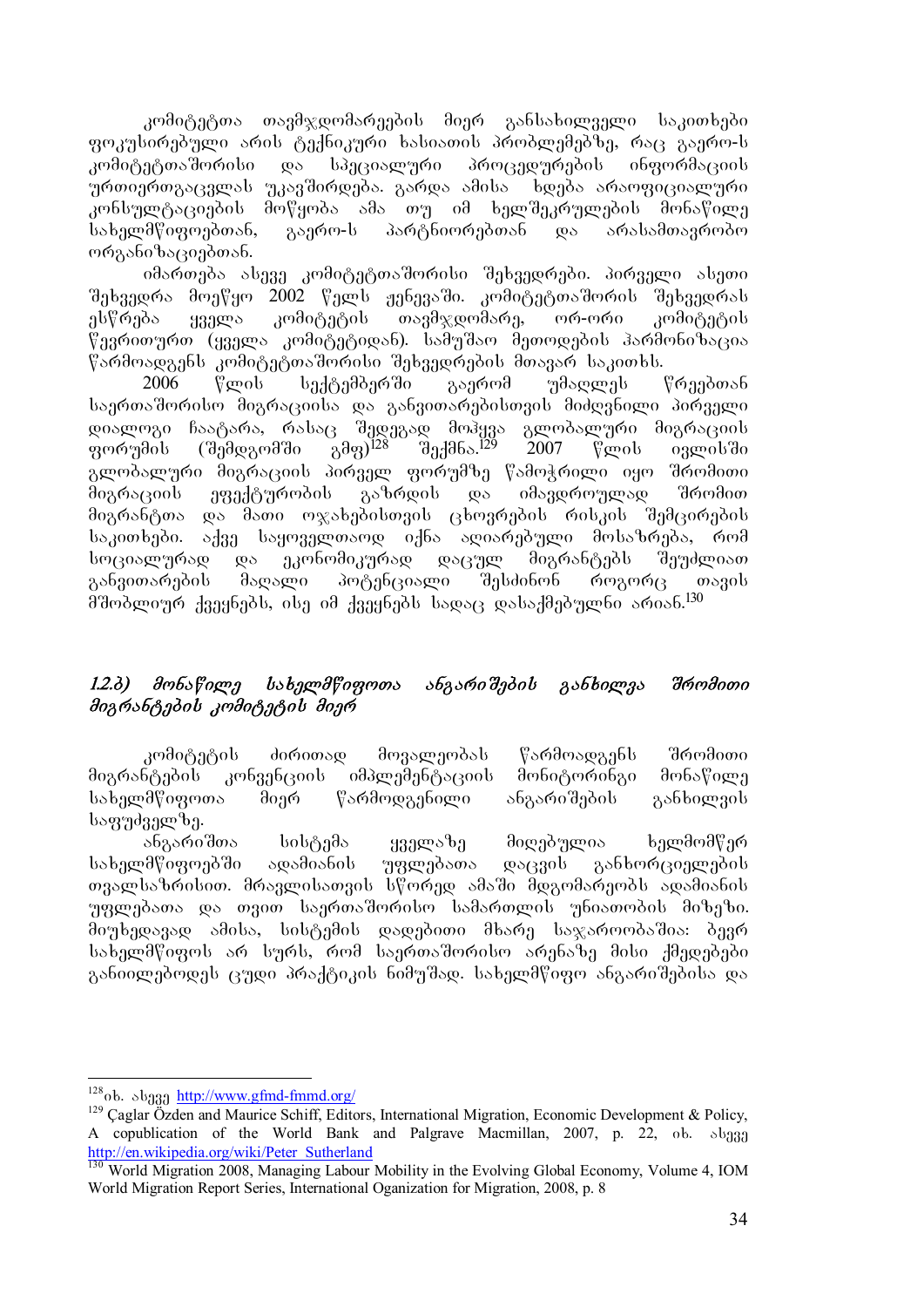კომიტეტთა თავმჯდომარეების მიერ განსახილველი საკითხები ფოკუსირებული არის ტექნიკური ხასიათის პრობლემებზე, რაც გაერო-ს კომიტეტთაშორისი და სპეციალური პროცედურების ინფორმაციის ურთიერთგაცვლას უკავშირდება. გარდა ამისა ხდება არაოფიციალური კონსულტაციების მოწყობა ამა თუ იმ ხელშეკრულების მონაწილე სახელმწიფოებთან, გაერო-ს პარტნიორებთან და არასამთავრობო ორგანიზაციებთან.

იმართება ასევე კომიტეტთაშორისი შეხვედრები. პირველი ასეთი შეხვედრა მოეწყო 2002 წელს ჟენევაში. კომიტეტთაშორის შეხვედრას ესწრება ყველა კომიტეტის თავმჯდომარე, ორ-ორი კომიტეტის წევრითურთ (ყველა კომიტეტიდან). სამუშაო მეთოდების ჰარმონიზაცია წარმოადგენს კომიტეტთაშორისი შეხვედრების მთავარ საკითხს.

2006 წლის სექტემბერში გაერომ უმაღლეს წრეებთან საერთაშორისო მიგრაციისა და განვითარებისთვის მიძღვნილი პირველი დიალოგი ჩაატარა, რასაც შედეგად მოჰყვა გლობალური მიგრაციის ფორუმის (შემდგომში გმფ)[128] შექმნა.[129] 2007 წლის ივლისში გლობალური მიგრაციის პირველ ფორუმზე წამოჭრილი იყო შრომითი მიგრაციის ეფექტურობის გაზრდის და იმავდროულად შრომით მიგრანტთა და მათი ოჯახებისთვის ცხოვრების რისკის შემცირების საკითხები. აქვე საყოველთაოდ იქნა აღიარებული მოსაზრება, რომ სოციალურად და ეკონომიკურად დაცულ მიგრანტებს შეუძლიათ განვითარების მაღალი პოტენციალი შესძინონ როგორც თავის მშობლიურ ქვეყნებს, ისე იმ ქვეყნებს სადაც დასაქმებულნი არიან.[130]

### *1.2.ბ) მონაწილე სახელმწიფოთა ანგარიშების განხილვა შრომითი მიგრანტების კომიტეტის მიერ*

კომიტეტის ძირითად მოვალეობას წარმოადგენს შრომითი მიგრანტების კონვენციის იმპლემენტაციის მონიტორინგი მონაწილე სახელმწიფოთა მიერ წარმოდგენილი ანგარიშების განხილვის საფუძველზე.

ანგარიშთა სისტემა ყველაზე მიღებულია ხელმომწერ სახელმწიფოებში ადამიანის უფლებათა დაცვის განხორციელების თვალსაზრისით. მრავლისათვის სწორედ ამაში მდგომარეობს ადამიანის უფლებათა და თვით საერთაშორისო სამართლის უნიათობის მიზეზი. მიუხედავად ამისა, სისტემის დადებითი მხარე საჯაროობაშია: ბევრ სახელმწიფოს არ სურს, რომ საერთაშორისო არენაზე მისი ქმედებები განიილებოდეს ცუდი პრაქტიკის ნიმუშად. სახელმწიფო ანგარიშებისა და

---

[128] იხ. ასევე http://www.gfmd-fmmd.org/

[129] Çaglar Özden and Maurice Schiff, Editors, International Migration, Economic Development & Policy, A copublication of the World Bank and Palgrave Macmillan, 2007, p. 22, იხ. ასევე http://en.wikipedia.org/wiki/Peter_Sutherland

[130] World Migration 2008, Managing Labour Mobility in the Evolving Global Economy, Volume 4, IOM World Migration Report Series, International Oganization for Migration, 2008, p. 8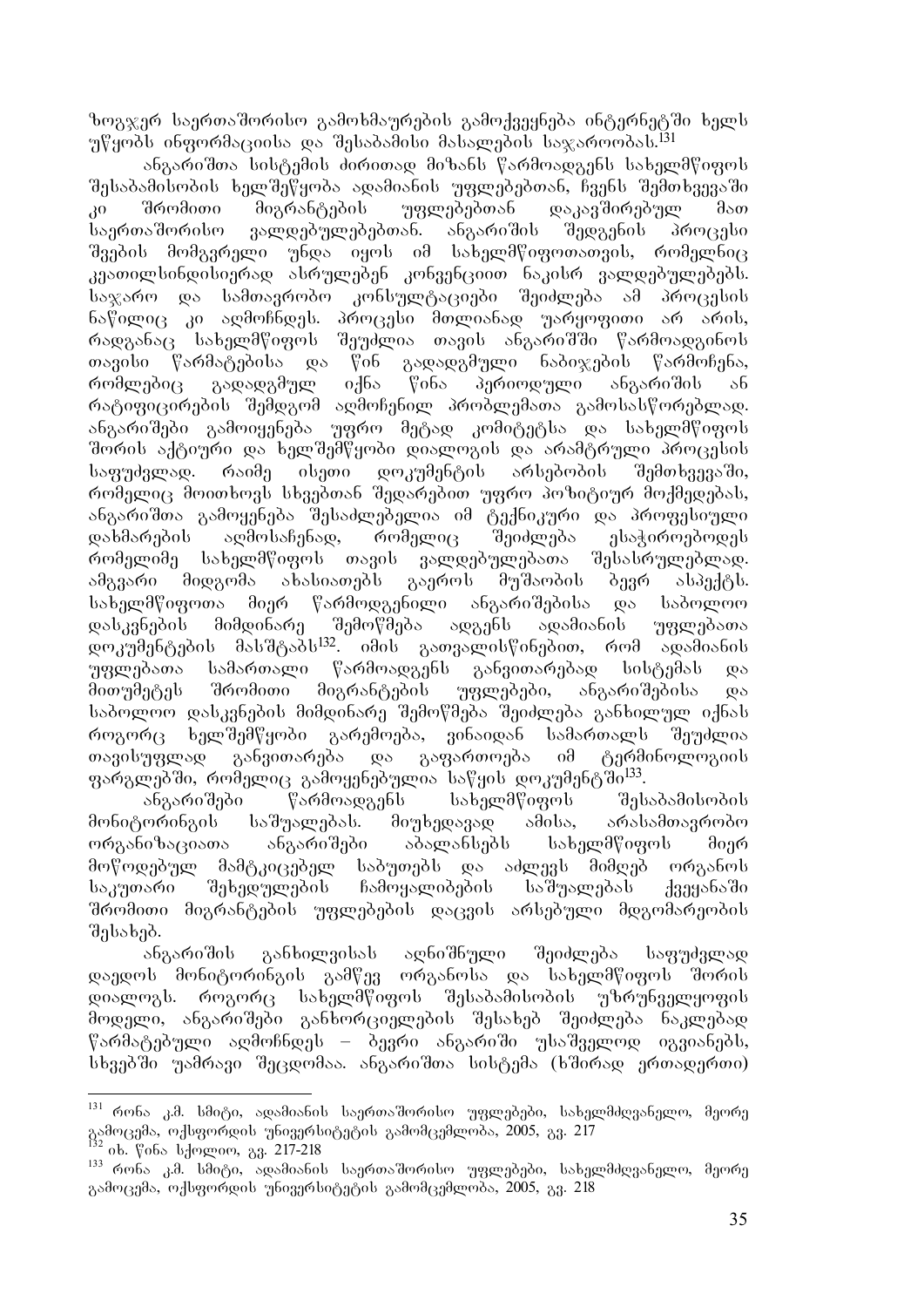ზოგჯერ საერთაშორისო გამოხმაურების გამოქვეყნება ინტერნეტში ხელს უწყობს ინფორმაციისა და შესაბამისი მასალების საჯაროობას.[131]

ანგარიშთა სისტემის ძირითად მიზანს წარმოადგენს სახელმწიფოს შესაბამისობის ხელშეწყობა ადამიანის უფლებებთან, ჩვენს შემთხვევაში კი შრომითი მიგრანტების უფლებებთან დაკავშირებულ მათ საერთაშორისო ვალდებულებებთან. ანგარიშის შედგენის პროცესი შვების მომგვრელი უნდა იყოს იმ სახელმწიფოთათვის, რომელნიც კეთილსინდისიერად ასრულებენ კონვენციით ნაკისრ ვალდებულებებს. საჯარო და სამთავრობო კონსულტაციები შეიძლება ამ პროცესის ნაწილიც კი აღმოჩნდეს. პროცესი მთლიანად უარყოფითი არ არის, რადგანაც სახელმწიფოს შეუძლია თავის ანგარიშში წარმოადგინოს თავისი წარმატებისა და წინ გადადგმული ნაბიჯების წარმოჩენა, რომლებიც გადადგმულ იქნა წინა პერიოდული ანგარიშის ან რატიფიცირების შემდგომ აღმოჩენილ პრობლემათა გამოსასწორებლად. ანგარიშები გამოიყენება უფრო მეტად კომიტეტსა და სახელმწიფოს შორის აქტიური და ხელშემწყობი დიალოგის და არამტრული პროცესის საფუძვლად. რაიმე ისეთი დოკუმენტის არსებობის შემთხვევაში, რომელიც მოითხოვს სხვებთან შედარებით უფრო პოზიტიურ მოქმედებას, ანგარიშთა გამოყენება შესაძლებელია იმ ტექნიკური და პროფესიული დახმარების აღმოსაჩენად, რომელიც შეიძლება ესაჭიროებოდეს რომელიმე სახელმწიფოს თავის ვალდებულებათა შესასრულებლად. ამგვარი მიდგომა ახასიათებს გაეროს მუშაობის ბევრ ასპექტს. სახელმწიფოთა მიერ წარმოდგენილი ანგარიშებისა და საბოლოო დასკვნების მიმდინარე შემოწმება ადგენს ადამიანის უფლებათა დოკუმენტების მასშტაბს[132]. იმის გათვალისწინებით, რომ ადამიანის უფლებათა სამართალი წარმოადგენს განვითარებად სისტემას და მითუმეტეს შრომითი მიგრანტების უფლებები, ანგარიშებისა და საბოლოო დასკვნების მიმდინარე შემოწმება შეიძლება განხილულ იქნას როგორც ხელშემწყობი გარემოება, ვინაიდან სამართალს შეუძლია თავისუფლად განვითარება და გაფართოება იმ ტერმინოლოგიის ფარგლებში, რომელიც გამოყენებულია საწყის დოკუმენტში[133].

ანგარიშები წარმოადგენს სახელმწიფოს შესაბამისობის მონიტორინგის საშუალებას. მიუხედავად ამისა, არასამთავრობო ორგანიზაციათა ანგარიშები აბალანსებს სახელმწიფოს მიერ მოწოდებულ მამტკიცებელ საბუთებს და აძლევს მიმღებ ორგანოს საკუთარი შეხედულების ჩამოყალიბების საშუალებას ქვეყანაში შრომითი მიგრანტების უფლებების დაცვის არსებული მდგომარეობის შესახებ.

ანგარიშის განხილვისას აღნიშნული შეიძლება საფუძვლად დაედოს მონიტორინგის გამწევ ორგანოსა და სახელმწიფოს შორის დიალოგს. როგორც სახელმწიფოს შესაბამისობის უზრუნველყოფის მოდელი, ანგარიშები განხორციელების შესახებ შეიძლება ნაკლებად წარმატებული აღმოჩნდეს – ბევრი ანგარიში უსაშველოდ იგვიანებს, სხვებში უამრავი შეცდომაა. ანგარიშთა სისტემა (ხშირად ერთადერთი)

---

[131] რონა კ.მ. სმიტი, ადამიანის საერთაშორისო უფლებები, სახელმძღვანელო, მეორე გამოცემა, ოქსფორდის უნივერსიტეტის გამომცემლობა, 2005, გვ. 217

[132] იხ. წინა სქოლიო, გვ. 217-218

[133] რონა კ.მ. სმიტი, ადამიანის საერთაშორისო უფლებები, სახელმძღვანელო, მეორე გამოცემა, ოქსფორდის უნივერსიტეტის გამომცემლობა, 2005, გვ. 218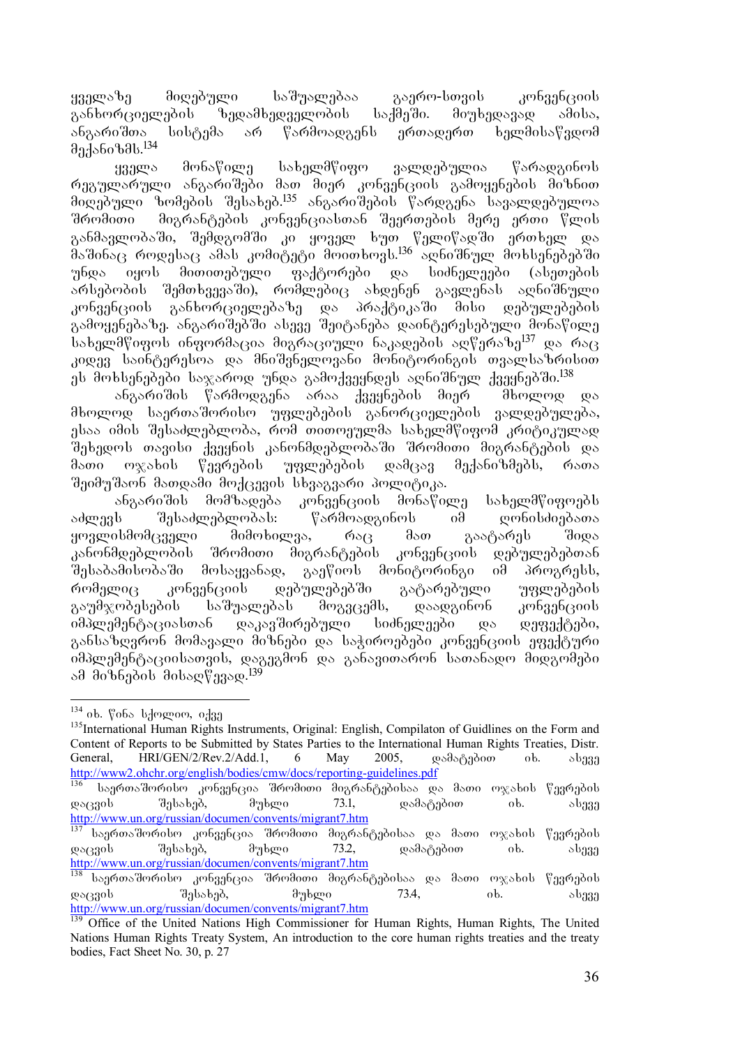ყველაზე მიღებული საშუალებაა გაერო-სთვის კონვენციის განხორციელების ზედამხედველობის საქმეში. მიუხედავად ამისა, ანგარიშთა სისტემა არ წარმოადგენს ერთადერთ ხელმისაწვდომ მექანიზმს.[134]

ყველა მონაწილე სახელმწიფო ვალდებულია წარადგინოს რეგულარული ანგარიშები მათ მიერ კონვენციის გამოყენების მიზნით მიღებული ზომების შესახებ.[135] ანგარიშების წარდგენა სავალდებულოა შრომითი მიგრანტების კონვენციასთან შეერთების მერე ერთი წლის განმავლობაში, შემდგომში კი ყოველ ხუთ წელიწადში ერთხელ და მაშინაც როდესაც ამას კომიტეტი მოითხოვს.[136] აღნიშნულ მოხსენებებში უნდა იყოს მითითებული ფაქტორები და სიძნელეები (ასეთების არსებობის შემთხვევაში), რომლებიც ახდენენ გავლენას აღნიშნული კონვენციის განხორციელებაზე და პრაქტიკაში მისი დებულებების გამოყენებაზე. ანგარიშებში ასევე შეიტანება დაინტერესებული მონაწილე სახელმწიფოს ინფორმაცია მიგრაციული ნაკადების აღწერაზე[137] და რაც კიდევ საინტერესოა და მნიშვნელოვანი მონიტორინგის თვალსაზრისით ეს მოხსენებები საჯაროდ უნდა გამოქვეყნდეს აღნიშნულ ქვეყნებში.[138]

ანგარიშის წარმოდგენა არაა ქვეყნების მიერ მხოლოდ და მხოლოდ საერთაშორისო უფლებების განორციელების ვალდებულება, ესაა იმის შესაძლებლობა, რომ თითოეულმა სახელმწიფომ კრიტიკულად შეხედოს თავისი ქვეყნის კანონმდებლობაში შრომითი მიგრანტების და მათი ოჯახის წევრების უფლებების დამცავ მექანიზმებს, რათა შეიმუშაონ მათდამი მოქცევის სხვაგვარი პოლიტიკა.

ანგარიშის მომზადება კონვენციის მონაწილე სახელმწიფოებს აძლევს შესაძლებლობას: წარმოადგინოს იმ ღონისძიებათა ყოვლისმომცველი მიმოხილვა, რაც მათ გაატარეს შიდა კანონმდებლობის შრომითი მიგრანტების კონვენციის დებულებებთან შესაბამისობაში მოსაყვანად, გაეწიოს მონიტორინგი იმ პროგრესს, რომელიც კონვენციის დებულებებში გატარებული უფლებების გაუმჯობესების საშუალებას მოგვცემს, დაადგინონ კონვენციის იმპლემენტაციასთან დაკავშირებული სიძნელეები და დეფექტები, განსაზღვრონ მომავალი მიზნები და საჭიროებები კონვენციის ეფექტური იმპლემენტაციისათვის, დაგეგმონ და განავითარონ სათანადო მიდგომები ამ მიზნების მისაღწევად.[139]

---

[134] იხ. წინა სქოლიო, იქვე

[135] International Human Rights Instruments, Original: English, Compilaton of Guidlines on the Form and Content of Reports to be Submitted by States Parties to the International Human Rights Treaties, Distr. General, HRI/GEN/2/Rev.2/Add.1, 6 May 2005, დამატებით იხ. ასევე http://www2.ohchr.org/english/bodies/cmw/docs/reporting-guidelines.pdf

[136] საერთაშორისო კონვენცია შრომითი მიგრანტებისაა და მათი ოჯახის წევრების დაცვის შესახებ, მუხლი 73.1, დამატებით იხ. ასევე http://www.un.org/russian/documen/convents/migrant7.htm

[137] საერთაშორისო კონვენცია შრომითი მიგრანტებისაა და მათი ოჯახის წევრების დაცვის შესახებ, მუხლი 73.2, დამატებით იხ. ასევე http://www.un.org/russian/documen/convents/migrant7.htm

[138] საერთაშორისო კონვენცია შრომითი მიგრანტებისაა და მათი ოჯახის წევრების დაცვის შესახებ, მუხლი 73.4, იხ. ასევე http://www.un.org/russian/documen/convents/migrant7.htm

[139] Office of the United Nations High Commissioner for Human Rights, Human Rights, The United Nations Human Rights Treaty System, An introduction to the core human rights treaties and the treaty bodies, Fact Sheet No. 30, p. 27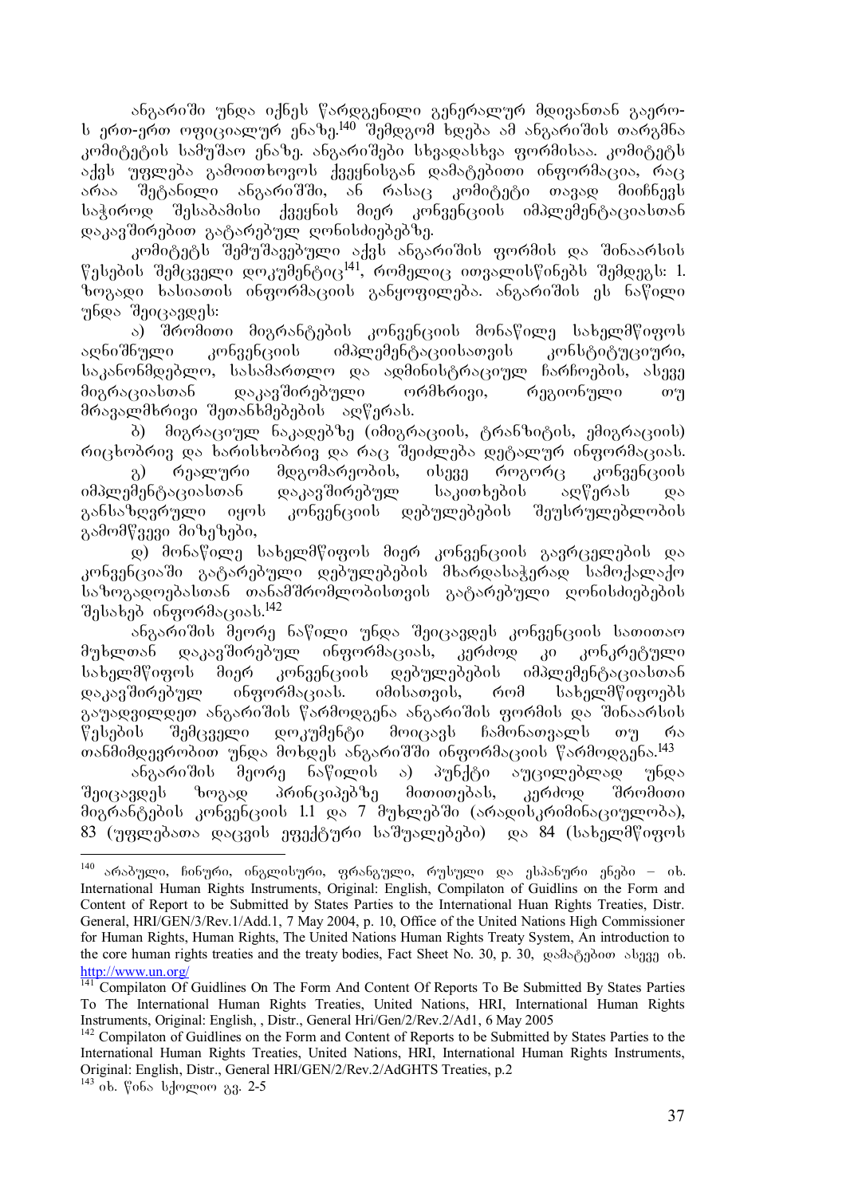ანგარიში უნდა იქნეს წარდგენილი გენერალურ მდივანთან გაერო-ს ერთ-ერთ ოფიციალურ ენაზე.[140] შემდგომ ხდება ამ ანგარიშის თარგმნა კომიტეტის სამუშაო ენაზე. ანგარიშები სხვადასხვა ფორმისაა. კომიტეტს აქვს უფლება გამოითხოვოს ქვეყნისგან დამატებითი ინფორმაცია, რაც არაა შეტანილი ანგარიშში, ან რასაც კომიტეტი თავად მიიჩნევს საჭიროდ შესაბამისი ქვეყნის მიერ კონვენციის იმპლემენტაციასთან დაკავშირებით გატარებულ ღონისძიებებზე.

კომიტეტს შემუშავებული აქვს ანგარიშის ფორმის და შინაარსის წესების შემცველი დოკუმენტიც[141], რომელიც ითვალისწინებს შემდეგს: 1. ზოგადი ხასიათის ინფორმაციის განყოფილება. ანგარიშის ეს ნაწილი უნდა შეიცავდეს:

ა) შრომითი მიგრანტების კონვენციის მონაწილე სახელმწიფოს აღნიშნული კონვენციის იმპლემენტაციისათვის კონსტიტუციური, საკანონმდებლო, სასამართლო და ადმინისტრაციულ ჩარჩოების, ასევე მიგრაციასთან დაკავშირებული ორმხრივი, რეგიონული თუ მრავალმხრივი შეთანხმებების აღწერას.

ბ) მიგრაციულ ნაკადებზე (იმიგრაციის, ტრანზიტის, ემიგრაციის) რიცხობრივ და ხარისხობრივ და რაც შეიძლება დეტალურ ინფორმაციას.

გ) რეალური მდგომარეობის, ისევე როგორც კონვენციის იმპლემენტაციასთან დაკავშირებულ საკითხების აღწერას და განსაზღვრული იყოს კონვენციის დებულებების შეუსრულებლობის გამომწვევი მიზეზები,

დ) მონაწილე სახელმწიფოს მიერ კონვენციის გავრცელების და კონვენციაში გატარებული დებულებების მხარდასაჭერად სამოქალაქო საზოგადოებასთან თანამშრომლობისთვის გატარებული ღონისძიებების შესახებ ინფორმაციას.[142]

ანგარიშის მეორე ნაწილი უნდა შეიცავდეს კონვენციის სათითაო მუხლთან დაკავშირებულ ინფორმაციას, კერძოდ კი კონკრეტული სახელმწიფოს მიერ კონვენციის დებულებების იმპლემენტაციასთან დაკავშირებულ ინფორმაციას. იმისათვის, რომ სახელმწიფოებს გაუადვილდეთ ანგარიშის წარმოდგენა ანგარიშის ფორმის და შინაარსის წესების შემცველი დოკუმენტი მოიცავს ჩამონათვალს თუ რა თანმიმდევრობით უნდა მოხდეს ანგარიშში ინფორმაციის წარმოდგენა.[143]

ანგარიშის მეორე ნაწილის ა) პუნქტი აუცილებლად უნდა შეიცავდეს ზოგად პრინციპებზე მითითებას, კერძოდ შრომითი მიგრანტების კონვენციის 1.1 და 7 მუხლებში (არადისკრიმინაციულობა), 83 (უფლებათა დაცვის ეფექტური საშუალებები) და 84 (სახელმწიფოს

---

[140] არაბული, ჩინური, ინგლისური, ფრანგული, რუსული და ესპანური ენები – იხ. International Human Rights Instruments, Original: English, Compilaton of Guidlins on the Form and Content of Report to be Submitted by States Parties to the International Huan Rights Treaties, Distr. General, HRI/GEN/3/Rev.1/Add.1, 7 May 2004, p. 10, Office of the United Nations High Commissioner for Human Rights, Human Rights, The United Nations Human Rights Treaty System, An introduction to the core human rights treaties and the treaty bodies, Fact Sheet No. 30, p. 30, დამატებით ასევე იხ. http://www.un.org/

[141] Compilaton Of Guidlines On The Form And Content Of Reports To Be Submitted By States Parties To The International Human Rights Treaties, United Nations, HRI, International Human Rights Instruments, Original: English, , Distr., General Hri/Gen/2/Rev.2/Ad1, 6 May 2005

[142] Compilaton of Guidelines on the Form and Content of Reports to be Submitted by States Parties to the International Human Rights Treaties, United Nations, HRI, International Human Rights Instruments, Original: English, Distr., General HRI/GEN/2/Rev.2/AdGHTS Treaties, p.2

[143] იხ. წინა სქოლიო გვ. 2-5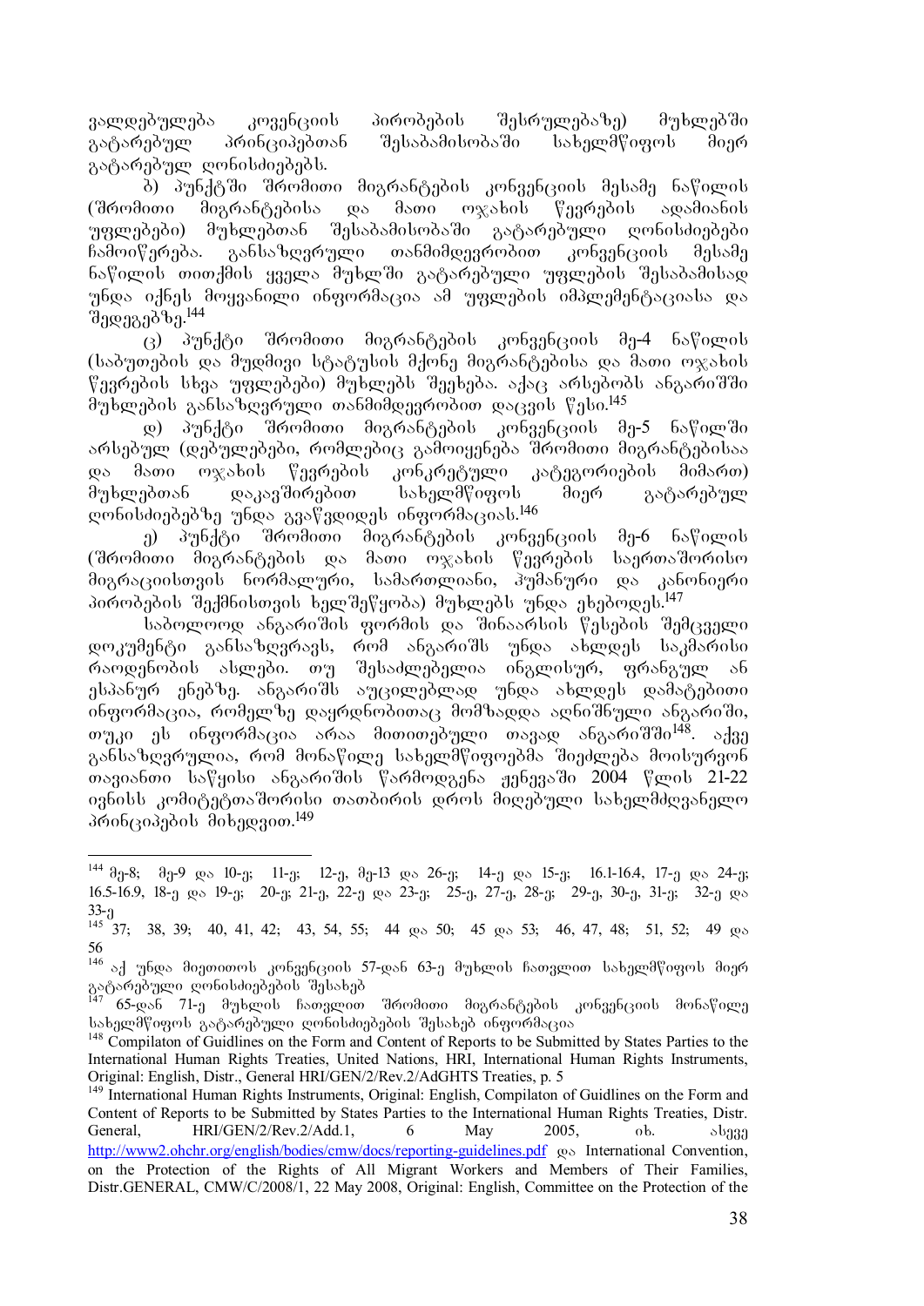ვალდებულება კოვენციის პირობების შესრულებაზე) მუხლებში გატარებულ პრინციპებთან შესაბამისობაში სახელმწიფოს მიერ გატარებულ ღონისძიებებს.

ბ) პუნქტში შრომითი მიგრანტების კონვენციის მესამე ნაწილის (შრომითი მიგრანტებისა და მათი ოჯახის წევრების ადამიანის უფლებები) მუხლებთან შესაბამისობაში გატარებული ღონისძიებები ჩამოიწერება. განსაზღვრული თანმიმდევრობით კონვენციის მესამე ნაწილის თითქმის ყველა მუხლში გატარებული უფლების შესაბამისად უნდა იქნეს მოყვანილი ინფორმაცია ამ უფლების იმპლემენტაციასა და შედეგებზე.[144]

ც) პუნქტი შრომითი მიგრანტების კონვენციის მე-4 ნაწილის (საბუთების და მუდმივი სტატუსის მქონე მიგრანტებისა და მათი ოჯახის წევრების სხვა უფლებები) მუხლებს შეეხება. აქაც არსებობს ანგარიშში მუხლების განსაზღვრული თანმიმდევრობით დაცვის წესი.[145]

დ) პუნქტი შრომითი მიგრანტების კონვენციის მე-5 ნაწილში არსებულ (დებულებები, რომლებიც გამოიყენება შრომითი მიგრანტებისაა და მათი ოჯახის წევრების კონკრეტული კატეგორიების მიმართ) მუხლებთან დაკავშირებით სახელმწიფოს მიერ გატარებულ ღონისძიებებზე უნდა გვაწვდიდეს ინფორმაციას.[146]

ე) პუნქტი შრომითი მიგრანტების კონვენციის მე-6 ნაწილის (შრომითი მიგრანტების და მათი ოჯახის წევრების საერთაშორისო მიგრაციისთვის ნორმალური, სამართლიანი, ჰუმანური და კანონიერი პირობების შექმნისთვის ხელშეწყობა) მუხლებს უნდა ეხებოდეს.[147]

საბოლოოდ ანგარიშის ფორმის და შინაარსის წესების შემცველი დოკუმენტი განსაზღვრავს, რომ ანგარიშს უნდა ახლდეს საკმარისი რაოდენობის ასლები. თუ შესაძლებელია ინგლისურ, ფრანგულ ან ესპანურ ენებზე. ანგარიშს აუცილებლად უნდა ახლდეს დამატებითი ინფორმაცია, რომელზე დაყრდნობითაც მომზადდა აღნიშნული ანგარიში, თუკი ეს ინფორმაცია არაა მითითებული თავად ანგარიშში[148]. აქვე განსაზღვრულია, რომ მონაწილე სახელმწიფოებმა შეიძლება მოისურვონ თავიანთი საწყისი ანგარიშის წარმოდგენა ჟენევაში 2004 წლის 21-22 ივნისს კომიტეტთაშორისი თათბირის დროს მიღებული სახელმძღვანელო პრინციპების მიხედვით.[149]

---

[144] მე-8; მე-9 და 10-ე; 11-ე; 12-ე, მე-13 და 26-ე; 14-ე და 15-ე; 16.1-16.4, 17-ე და 24-ე; 16.5-16.9, 18-ე და 19-ე; 20-ე; 21-ე, 22-ე და 23-ე; 25-ე, 27-ე, 28-ე; 29-ე, 30-ე, 31-ე; 32-ე და 33-ე

[145] 37; 38, 39; 40, 41, 42; 43, 54, 55; 44 და 50; 45 და 53; 46, 47, 48; 51, 52; 49 და 56

[146] აქ უნდა მიეთითოს კონვენციის 57-დან 63-ე მუხლის ჩათვლით სახელმწიფოს მიერ გატარებული ღონისძიებების შესახებ

[147] 65-დან 71-ე მუხლის ჩათვლით შრომითი მიგრანტების კონვენციის მონაწილე სახელმწიფოს გატარებული ღონისძიებების შესახებ ინფორმაცია

[148] Compilaton of Guidlines on the Form and Content of Reports to be Submitted by States Parties to the International Human Rights Treaties, United Nations, HRI, International Human Rights Instruments, Original: English, Distr., General HRI/GEN/2/Rev.2/AdGHTS Treaties, p. 5

[149] International Human Rights Instruments, Original: English, Compilaton of Guidlines on the Form and Content of Reports to be Submitted by States Parties to the International Human Rights Treaties, Distr. General, HRI/GEN/2/Rev.2/Add.1, 6 May 2005, იხ. ასევე http://www2.ohchr.org/english/bodies/cmw/docs/reporting-guidelines.pdf და International Convention, on the Protection of the Rights of All Migrant Workers and Members of Their Families, Distr.GENERAL, CMW/C/2008/1, 22 May 2008, Original: English, Committee on the Protection of the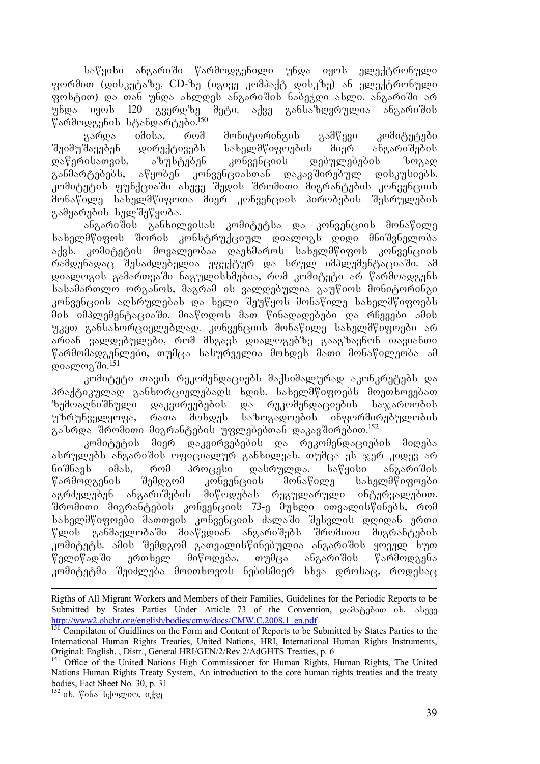საწყისი ანგარიში წარმოდგენილი უნდა იყოს ელექტრონული ფორმით (დისკეტაზე, CD-ზე (იგივე კომპაქტ დისკზე) ან ელექტრონული ფოსტით) და თან უნდა ახლდეს ანგარიშის ნაბეჭდი ასლი. ანგარიში არ უნდა იყოს 120 გვერდზე მეტი. აქვე განსაზღვრულია ანგარიშის წარმოდგენის სტანდარტები.[150]

გარდა იმისა, რომ მონიტორინგის გამწევი კომიტეტები შეიმუშავებენ დირექტივებს სახელმწიფოების მიერ ანგარიშების დაწერისათვის, აზუსტებენ კონვენციის დებულებების ზოგად განმარტებებს, აწყობენ კონვენციასთან დაკავშირებულ დისკუსიებს. კომიტეტის ფუნქციაში ასევე შედის შრომითი მიგრანტების კონვენციის მონაწილე სახელმწიფოთა მიერ კონვენციის პირობების შესრულების გამყარების ხელშეწყობა.

ანგარიშის განხილვისას კომიტეტსა და კონვენციის მონაწილე სახელმწიფოს შორის კონსტრუქციულ დიალოგს დიდი მნიშვნელობა აქვს. კომიტეტის მოვალეობაა დაეხმაროს სახელმწიფოს კონვენციის რამდენადაც შესაძლებელია ეფექტურ და სრულ იმპლემენტაციაში. ამ დიალოგის გამართვაში ნაგულისხმებია, რომ კომიტეტი არ წარმოადგენს სასამართლო ორგანოს, მაგრამ ის ვალდებულია გაუწიოს მონიტორინგი კონვენციის აღსრულებას და ხელი შეუწყოს მონაწილე სახელმწიფოებს მის იმპლემენტაციაში. მიაწოდოს მათ წინადადებები და რჩევები ამის უკეთ განსახორციელებლად. კონვენციის მონაწილე სახელმწიფოები არ არიან ვალდებულები, რომ მსგავს დიალოგებზე გააგზავნონ თავიანთი წარმომადგენლები, თუმცა სასურველია მოხდეს მათი მონაწილეობა ამ დიალოგში.[151]

კომიტეტი თავის რეკომენდაციებს მაქსიმალურად აკონკრეტებს და პრაქტიკულად განხორციელებადს ხდის. სახელმწიფოებს მოეთხოვებათ ზემოაღნიშნული დაკვირვებების და რეკომენდაციების საჯაროობის უზრუნველყოფა, რათა მოხდეს საზოგადოების ინფორმირებულობის გაზრდა შრომითი მიგრანტების უფლებებთან დაკავშირებით.[152]

კომიტეტის მიერ დაკვირვებების და რეკომენდაციების მიღება ასრულებს ანგარიშის ოფიციალურ განხილვას. თუმცა ეს ჯერ კიდევ არ ნიშნავს იმას, რომ პროცესი დასრულდა. საწყისი ანგარიშის წარმოდგენის შემდგომ კონვენციის მონაწილე სახელმწიფოები აგრძელებენ ანგარიშების მიწოდებას რეგულარული ინტერვალებით. შრომითი მიგრანტების კონვენციის 73-ე მუხლი ითვალისწინებს, რომ სახელმწიფოები მათთვის კონვენციის ძალაში შესვლის დღიდან ერთი წლის განმავლობაში მიაწვდიან ანგარიშებს შრომითი მიგრანტების კომიტეტს. ამის შემდგომ გათვალისწინებულია ანგარიშის ყოველ ხუთ წელიწადში ერთხელ მიწოდება, თუმცა ანგარიშის წარმოდგენა კომიტეტმა შეიძლება მოითხოვოს ნებისმიერ სხვა დროსაც, როდესაც

---

Rigths of All Migrant Workers and Members of their Families, Guidelines for the Periodic Reports to be Submitted by States Parties Under Article 73 of the Convention, დამატებით იხ. ასევე http://www2.ohchr.org/english/bodies/cmw/docs/CMW.C.2008.1_en.pdf

[150] Compilaton of Guidlines on the Form and Content of Reports to be Submitted by States Parties to the International Human Rights Treaties, United Nations, HRI, International Human Rights Instruments, Original: English, , Distr., General HRI/GEN/2/Rev.2/AdGHTS Treaties, p. 6

[151] Office of the United Nations High Commissioner for Human Rights, Human Rights, The United Nations Human Rights Treaty System, An introduction to the core human rights treaties and the treaty bodies, Fact Sheet No. 30, p. 31

[152] იხ. წინა სქოლიო, იქვე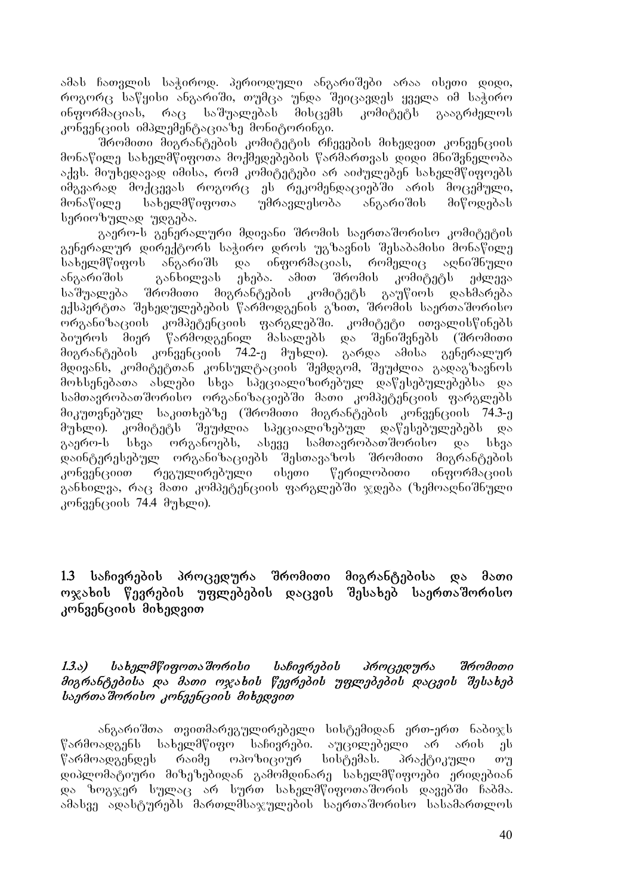ამას ჩათვლის საჭიროდ. პერიოდული ანგარიშები არაა ისეთი დიდი, როგორც საწყისი ანგარიში, თუმცა უნდა შეიცავდეს ყველა იმ საჭირო ინფორმაციას, რაც საშუალებას მისცემს კომიტეტს გააგრძელოს კონვენციის იმპლემენტაციაზე მონიტორინგი.

შრომითი მიგრანტების კომიტეტის რჩევების მიხედვით კონვენციის მონაწილე სახელმწიფოთა მოქმედებების წარმართვას დიდი მნიშვნელობა აქვს. მიუხედავად იმისა, რომ კომიტეტები არ აიძულებენ სახელმწიფოებს იმგვარად მოქცევას როგორც ეს რეკომენდაციებში არის მოცემული, მონაწილე სახელმწიფოთა უმრავლესობა ანგარიშის მიწოდებას სერიოზულად უდგება.

გაერო-ს გენერალური მდივანი შრომის საერთაშორისო კომიტეტის გენერალურ დირექტორს საჭირო დროს უგზავნის შესაბამისი მონაწილე სახელმწიფოს ანგარიშს და ინფორმაციას, რომელიც აღნიშნული ანგარიშის განხილვას ეხება. ამით შრომის კომიტეტს ეძლევა საშუალება შრომითი მიგრანტების კომიტეტს გაუწიოს დახმარება ექსპერტთა შეხედულებების წარმოდგენის გზით, შრომის საერთაშორისო ორგანიზაციის კომპეტენციის ფარგლებში. კომიტეტი ითვალისწინებს ბიუროს მიერ წარმოდგენილ მასალებს და შენიშვნებს (შრომითი მიგრანტების კონვენციის 74.2-ე მუხლი). გარდა ამისა გენერალურ მდივანს, კომიტეტთან კონსულტაციის შემდგომ, შეუძლია გადაგზავნოს მოხსენებათა ასლები სხვა სპეციალიზირებულ დაწესებულებებსა და სამთავრობათშორისო ორგანიზაციებში მათი კომპეტენციის ფარგლებს მიკუთვნებულ საკითხებზე (შრომითი მიგრანტების კონვენციის 74.3-ე მუხლი). კომიტეტს შეუძლია სპეციალიზებულ დაწესებულებებს და გაერო-ს სხვა ორგანოებს, ასევე სამთავრობათშორისო და სხვა დაინტერესებულ ორგანიზაციებს შესთავაზოს შრომითი მიგრანტების კონვენციით რეგულირებული ისეთი წერილობითი ინფორმაციის განხილვა, რაც მათი კომპეტენციის ფარგლებში ჯდება (ზემოაღნიშნული კონვენციის 74.4 მუხლი).

## 1.3 საჩივრების პროცედურა შრომითი მიგრანტებისა და მათი ოჯახის წევრების უფლებების დაცვის შესახებ საერთაშორისო კონვენციის მიხედვით

### *1.3.ა) სახელმწიფოთაშორისი საჩივრების პროცედურა შრომითი მიგრანტებისა და მათი ოჯახის წევრების უფლებების დაცვის შესახებ საერთაშორისო კონვენციის მიხედვით*

ანგარიშთა თვითმარეგულირებელი სისტემიდან ერთ-ერთ ნაბიჯს წარმოადგენს სახელმწიფო საჩივრები. აუცილებელი არ არის ეს წარმოადგენდეს რაიმე ოპოზიციურ სისტემას. პრაქტიკული თუ დიპლომატიური მიზეზებიდან გამომდინარე სახელმწიფოები ერიდებიან და ზოგჯერ სულაც არ სურთ სახელმწიფოთაშორის დავებში ჩაბმა. ამასვე ადასტურებს მართლმსაჯულების საერთაშორისო სასამართლოს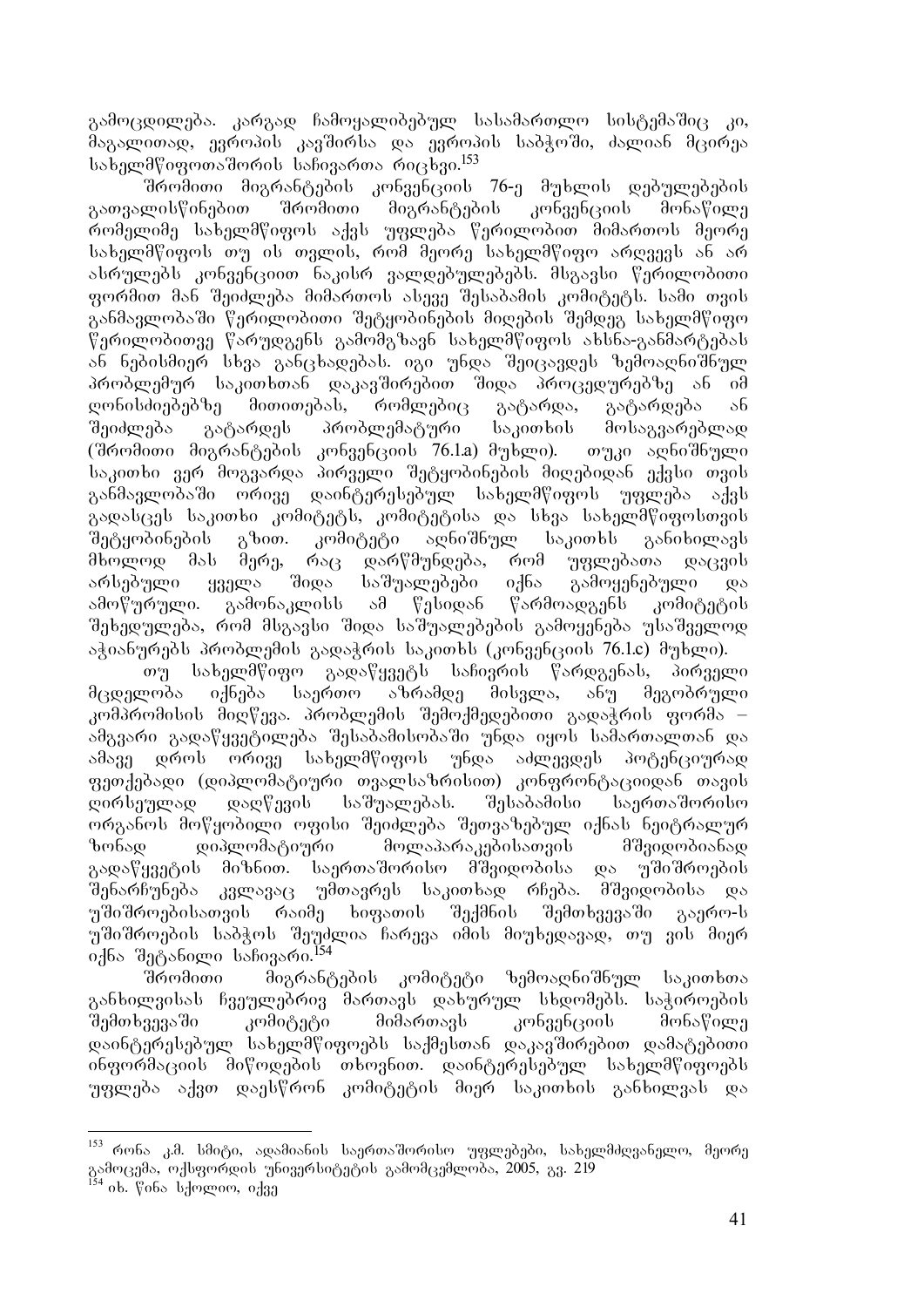გამოცდილება. კარგად ჩამოყალიბებულ სასამართლო სისტემაშიც კი, მაგალითად, ევროპის კავშირსა და ევროპის საბჭოში, ძალიან მცირეა სახელმწიფოთაშორის საჩივართა რიცხვი.[153]

შრომითი მიგრანტების კონვენციის 76-ე მუხლის დებულებების გათვალისწინებით შრომითი მიგრანტების კონვენციის მონაწილე რომელიმე სახელმწიფოს აქვს უფლება წერილობით მიმართოს მეორე სახელმწიფოს თუ ის თვლის, რომ მეორე სახელმწიფო არღვევს ან არ ასრულებს კონვენციით ნაკისრ ვალდებულებებს. მსგავსი წერილობითი ფორმით მან შეიძლება მიმართოს ასევე შესაბამის კომიტეტს. სამი თვის განმავლობაში წერილობითი შეტყობინების მიღების შემდეგ სახელმწიფო წერილობითვე წარუდგენს გამომგზავნ სახელმწიფოს ახსნა-განმარტებას ან ნებისმიერ სხვა განცხადებას. იგი უნდა შეიცავდეს ზემოაღნიშნულ პრობლემურ საკითხთან დაკავშირებით შიდა პროცედურებზე ან იმ ღონისძიებებზე მითითებას, რომლებიც გატარდა, გატარდება ან შეიძლება გატარდეს პრობლემატური საკითხის მოსაგვარებლად (შრომითი მიგრანტების კონვენციის 76.1.a) მუხლი). თუკი აღნიშნული საკითხი ვერ მოგვარდა პირველი შეტყობინების მიღებიდან ექვსი თვის განმავლობაში ორივე დაინტერესებულ სახელმწიფოს უფლება აქვს გადასცეს საკითხი კომიტეტს, კომიტეტისა და სხვა სახელმწიფოსთვის შეტყობინების გზით. კომიტეტი აღნიშნულ საკითხს განიხილავს მხოლოდ მას მერე, რაც დარწმუნდება, რომ უფლებათა დაცვის არსებული ყველა შიდა საშუალებები იქნა გამოყენებული და ამოწურული. გამონაკლისს ამ წესიდან წარმოადგენს კომიტეტის შეხედულება, რომ მსგავსი შიდა საშუალებების გამოყენება უსაშველოდ აჭიანურებს პრობლემის გადაჭრის საკითხს (კონვენციის 76.1.c) მუხლი).

თუ სახელმწიფო გადაწყვეტს საჩივრის წარდგენას, პირველი მცდელობა იქნება საერთო აზრამდე მისვლა, ანუ მეგობრული კომპრომისის მიღწევა. პრობლემის შემოქმედებითი გადაჭრის ფორმა – ამგვარი გადაწყვეტილება შესაბამისობაში უნდა იყოს სამართალთან და ამავე დროს ორივე სახელმწიფოს უნდა აძლევდეს პოტენციურად ფეთქებადი (დიპლომატიური თვალსაზრისით) კონფრონტაციიდან თავის ღირსეულად დაღწევის საშუალებას. შესაბამისი საერთაშორისო ორგანოს მოწყობილი ოფისი შეიძლება შეთავაზებულ იქნას ნეიტრალურ ზონად დიპლომატიური მოლაპარაკებისათვის მშვიდობიანად გადაწყვეტის მიზნით. საერთაშორისო მშვიდობისა და უშიშროების შენარჩუნება კვლავაც უმთავრეს საკითხად რჩება. მშვიდობისა და უშიშროებისათვის რაიმე ხიფათის შექმნის შემთხვევაში გაერო-ს უშიშროების საბჭოს შეუძლია ჩარევა იმის მიუხედავად, თუ ვის მიერ იქნა შეტანილი საჩივარი.[154]

შრომითი მიგრანტების კომიტეტი ზემოაღნიშნულ საკითხთა განხილვისას ჩვეულებრივ მართავს დახურულ სხდომებს. საჭიროების შემთხვევაში კომიტეტი მიმართავს კონვენციის მონაწილე დაინტერესებულ სახელმწიფოებს საქმესთან დაკავშირებით დამატებითი ინფორმაციის მიწოდების თხოვნით. დაინტერესებულ სახელმწიფოებს უფლება აქვთ დაესწრონ კომიტეტის მიერ საკითხის განხილვას და

---

[153] რონა კ.მ. სმიტი, ადამიანის საერთაშორისო უფლებები, სახელმძღვანელო, მეორე გამოცემა, ოქსფორდის უნივერსიტეტის გამომცემლობა, 2005, გვ. 219

[154] იხ. წინა სქოლიო, იქვე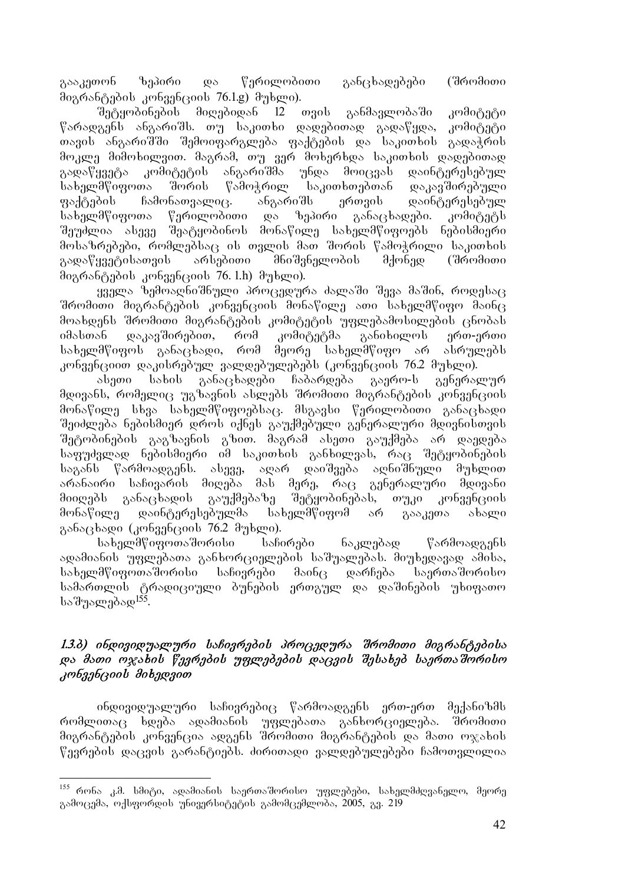გააკეთონ ზეპირი და წერილობითი განცხადებები (შრომითი მიგრანტების კონვენციის 76.1.g) მუხლი).

შეტყობინების მიღებიდან 12 თვის განმავლობაში კომიტეტი წარადგენს ანგარიშს. თუ საკითხი დადებითად გადაწყდა, კომიტეტი თავის ანგარიშში შემოიფარგლება ფაქტების და საკითხის გადაჭრის მოკლე მიმოხილვით. მაგრამ, თუ ვერ მოხერხდა საკითხის დადებითად გადაწყვეტა კომიტეტის ანგარიშმა უნდა მოიცვას დაინტერესებულ სახელმწიფოთა შორის წამოჭრილ საკითხთებთან დაკავშირებული ფაქტების ჩამონათვალიც. ანგარიშს ერთვის დაინტერესებულ სახელმწიფოთა წერილობითი და ზეპირი განაცხადები. კომიტეტს შეუძლია ასევე შეატყობინოს მონაწილე სახელმწიფოებს ნებისმიერი მოსაზრებები, რომლებსაც ის თვლის მათ შორის წამოჭრილი საკითხის გადაწყვეტისათვის არსებითი მნიშვნელობის მქონედ (შრომითი მიგრანტების კონვენციის 76. 1.h) მუხლი).

ყველა ზემოაღნიშნული პროცედურა ძალაში შევა მაშინ, როდესაც შრომითი მიგრანტების კონვენციის მონაწილე ათი სახელმწიფო მაინც მოახდენს შრომითი მიგრანტების კომიტეტის უფლებამოსილების ცნობას იმასთან დაკავშირებით, რომ კომიტეტმა განიხილოს ერთ-ერთი სახელმწიფოს განაცხადი, რომ მეორე სახელმწიფო არ ასრულებს კონვენციით დაკისრებულ ვალდებულებებს (კონვენციის 76.2 მუხლი).

ასეთი სახის განაცხადები ჩაბარდება გაერო-ს გენერალურ მდივანს, რომელიც უგზავნის ასლებს შრომითი მიგრანტების კონვენციის მონაწილე სხვა სახელმწიფოებსაც. მსგავსი წერილობითი განაცხადი შეიძლება ნებისმიერ დროს იქნეს გაუქმებული გენერალური მდივნისთვის შეტობინების გაგზავნის გზით. მაგრამ ასეთი გაუქმება არ დაედება საფუძვლად ნებისმიერი იმ საკითხის განხილვას, რაც შეტყობინების საგანს წარმოადგენს. ასევე, აღარ დაიშვება აღნიშნული მუხლით არანაირი საჩივარის მიღება მას მერე, რაც გენერალური მდივანი მიიღებს განაცხადის გაუქმებაზე შეტყობინებას, თუკი კონვენციის მონაწილე დაინტერესებულმა სახელმწიფომ არ გააკეთა ახალი განაცხადი (კონვენციის 76.2 მუხლი).

სახელმწიფოთაშორისი საჩირები ნაკლებად წარმოადგენს ადამიანის უფლებათა განხორციელების საშუალებას. მიუხედავად ამისა, სახელმწიფოთაშორისი საჩივრები მაინც დარჩება საერთაშორისო სამართლის ტრადიციული ბუნების ერთგულ და დაშინების უხიფათო საშუალებად[155].

### *1.3.ბ) ინდივიდუალური საჩივრების პროცედურა შრომითი მიგრანტებისა და მათი ოჯახის წევრების უფლებების დაცვის შესახებ საერთაშორისო კონვენციის მიხედვით*

ინდივიდუალური საჩივრებიც წარმოადგენს ერთ-ერთ მექანიზმს რომლითაც ხდება ადამიანის უფლებათა განხორციელება. შრომითი მიგრანტების კონვენცია ადგენს შრომითი მიგრანტების და მათი ოჯახის წევრების დაცვის გარანტიებს. ძირითადი ვალდებულებები ჩამოთვლილია

---

[155] რონა კ.მ. სმიტი, ადამიანის საერთაშორისო უფლებები, სახელმძღვანელო, მეორე გამოცემა, ოქსფორდის უნივერსიტეტის გამომცემლობა, 2005, გვ. 219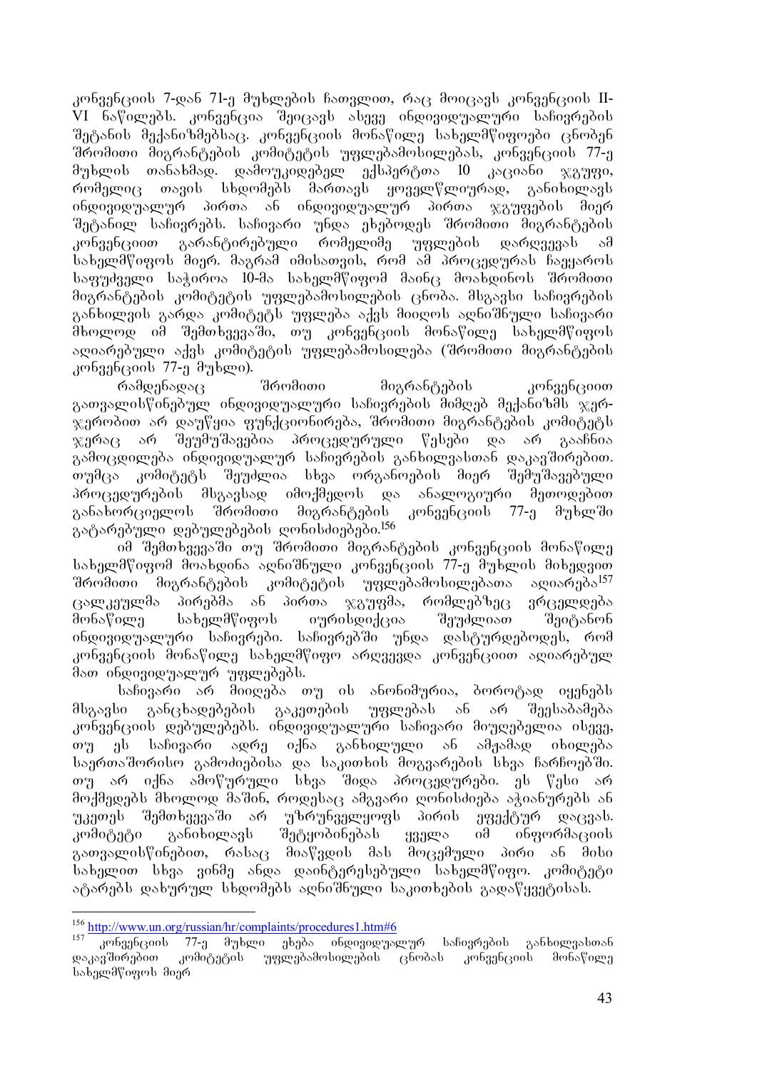კონვენციის 7-დან 71-ე მუხლების ჩათვლით, რაც მოიცავს კონვენციის II-VI ნაწილებს. კონვენცია შეიცავს ასევე ინდივიდუალური საჩივრების შეტანის მექანიზმებსაც. კონვენციის მონაწილე სახელმწიფოები ცნობენ შრომითი მიგრანტების კომიტეტის უფლებამოსილებას, კონვენციის 77-ე მუხლის თანახმად. დამოუკიდებელ ექსპერტთა 10 კაციანი ჯგუფი, რომელიც თავის სხდომებს მართავს ყოველწლიურად, განიხილავს ინდივიდუალურ პირთა ან ინდივიდუალურ პირთა ჯგუფების მიერ შეტანილ საჩივრებს. საჩივარი უნდა ეხებოდეს შრომითი მიგრანტების კონვენციით გარანტირებული რომელიმე უფლების დარღვევას ამ სახელმწიფოს მიერ. მაგრამ იმისათვის, რომ ამ პროცედურას ჩაეყაროს საფუძველი საჭიროა 10-მა სახელმწიფომ მაინც მოახდინოს შრომითი მიგრანტების კომიტეტის უფლებამოსილების ცნობა. მსგავსი საჩივრების განხილვის გარდა კომიტეტს უფლება აქვს მიიღოს აღნიშნული საჩივარი მხოლოდ იმ შემთხვევაში, თუ კონვენციის მონაწილე სახელმწიფოს აღიარებული აქვს კომიტეტის უფლებამოსილება (შრომითი მიგრანტების კონვენციის 77-ე მუხლი).

რამდენადაც შრომითი მიგრანტების კონვენციით გათვალისწინებულ ინდივიდუალური საჩივრების მიმღებ მექანიზმს ჯერ-ჯერობით არ დაუწყია ფუნქციონირება, შრომითი მიგრანტების კომიტეტს ჯერაც არ შეუმუშავებია პროცედურული წესები და არ გააჩნია გამოცდილება ინდივიდუალურ საჩივრების განხილვასთან დაკავშირებით. თუმცა კომიტეტს შეუძლია სხვა ორგანოების მიერ შემუშავებული პროცედურების მსგავსად იმოქმედოს და ანალოგიური მეთოდებით განახორციელოს შრომითი მიგრანტების კონვენციის 77-ე მუხლში გატარებული დებულებების ღონისძიებები.[156]

იმ შემთხვევაში თუ შრომითი მიგრანტების კონვენციის მონაწილე სახელმწიფომ მოახდინა აღნიშნული კონვენციის 77-ე მუხლის მიხედვით შრომითი მიგრანტების კომიტეტის უფლებამოსილებათა აღიარება[157] ცალკეულმა პირებმა ან პირთა ჯგუფმა, რომლებზეც ვრცელდება მონაწილე სახელმწიფოს იურისდიქცია შეუძლიათ შეიტანონ ინდივიდუალური საჩივრები. საჩივრებში უნდა დასტურდებოდეს, რომ კონვენციის მონაწილე სახელმწიფო არღვევდა კონვენციით აღიარებულ მათ ინდივიდუალურ უფლებებს.

საჩივარი არ მიიღება თუ ის ანონიმურია, ბოროტად იყენებს მსგავსი განცხადებების გაკეთების უფლებას ან არ შეესაბამება კონვენციის დებულებებს. ინდივიდუალური საჩივარი მიუღებელია ისევე, თუ ეს საჩივარი ადრე იქნა განხილული ან ამჟამად იხილება საერთაშორისო გამოძიებისა და საკითხის მოგვარების სხვა ჩარჩოებში. თუ არ იქნა ამოწურული სხვა შიდა პროცედურები. ეს წესი არ მოქმედებს მხოლოდ მაშინ, როდესაც ამგვარი ღონისძიება აჭიანურებს ან უკეთეს შემთხვევაში არ უზრუნველყოფს პირის ეფექტურ დაცვას. კომიტეტი განიხილავს შეტყობინებას ყველა იმ ინფორმაციის გათვალისწინებით, რასაც მიაწვდის მას მოცემული პირი ან მისი სახელით სხვა ვინმე ანდა დაინტერესებული სახელმწიფო. კომიტეტი ატარებს დახურულ სხდომებს აღნიშნული საკითხების გადაწყვეტისას.

---

[156] http://www.un.org/russian/hr/complaints/procedures1.htm#6

[157] კონვენციის 77-ე მუხლი ეხება ინდივიდუალურ საჩივრების განხილვასთან დაკავშირებით კომიტეტის უფლებამოსილების ცნობას კონვენციის მონაწილე სახელმწიფოს მიერ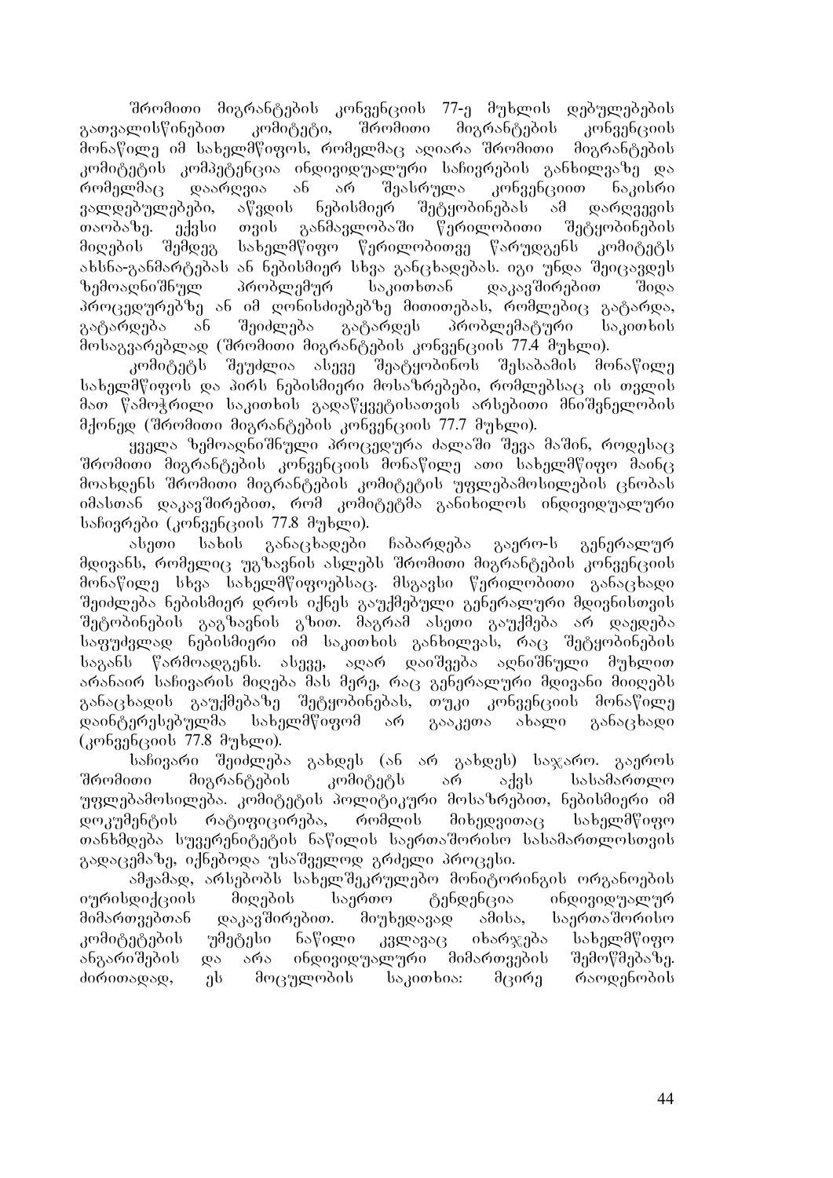შრომითი მიგრანტების კონვენციის 77-ე მუხლის დებულებების გათვალისწინებით კომიტეტი, შრომითი მიგრანტების კონვენციის მონაწილე იმ სახელმწიფოს, რომელმაც აღიარა შრომითი მიგრანტების კომიტეტის კომპეტენცია ინდივიდუალური საჩივრების განხილვაზე და რომელმაც დაარღვია ან არ შეასრულა კონვენციით ნაკისრი ვალდებულებები, აწვდის ნებისმიერ შეტყობინებას ამ დარღვევის თაობაზე. ექვსი თვის განმავლობაში წერილობითი შეტყობინების მიღების შემდეგ სახელმწიფო წერილობითვე წარუდგენს კომიტეტს ახსნა-განმარტებას ან ნებისმიერ სხვა განცხადებას. იგი უნდა შეიცავდეს ზემოაღნიშნულ პრობლემურ საკითხთან დაკავშირებით შიდა პროცედურებზე ან იმ ღონისძიებებზე მითითებას, რომლებიც გატარდა, გატარდება ან შეიძლება გატარდეს პრობლემატური საკითხის მოსაგვარებლად (შრომითი მიგრანტების კონვენციის 77.4 მუხლი).

კომიტეტს შეუძლია ასევე შეატყობინოს შესაბამის მონაწილე სახელმწიფოს და პირს ნებისმიერი მოსაზრებები, რომლებსაც ის თვლის მათ წამოჭრილი საკითხის გადაწყვეტისათვის არსებითი მნიშვნელობის მქონედ (შრომითი მიგრანტების კონვენციის 77.7 მუხლი).

ყველა ზემოაღნიშნული პროცედურა ძალაში შევა მაშინ, როდესაც შრომითი მიგრანტების კონვენციის მონაწილე ათი სახელმწიფო მაინც მოახდენს შრომითი მიგრანტების კომიტეტის უფლებამოსილების ცნობას იმასთან დაკავშირებით, რომ კომიტეტმა განიხილოს ინდივიდუალური საჩივრები (კონვენციის 77.8 მუხლი).

ასეთი სახის განაცხადები ჩაბარდება გაერო-ს გენერალურ მდივანს, რომელიც უგზავნის ასლებს შრომითი მიგრანტების კონვენციის მონაწილე სხვა სახელმწიფოებსაც. მსგავსი წერილობითი განაცხადი შეიძლება ნებისმიერ დროს იქნეს გაუქმებული გენერალური მდივნისთვის შეტობინების გაგზავნის გზით. მაგრამ ასეთი გაუქმება არ დაედება საფუძვლად ნებისმიერი იმ საკითხის განხილვას, რაც შეტყობინების საგანს წარმოადგენს. ასევე, აღარ დაიშვება აღნიშნული მუხლით არანაირ საჩივარის მიღება მას მერე, რაც გენერალური მდივანი მიიღებს განაცხადის გაუქმებაზე შეტყობინებას, თუკი კონვენციის მონაწილე დაინტერესებულმა სახელმწიფომ არ გააკეთა ახალი განაცხადი (კონვენციის 77.8 მუხლი).

საჩივარი შეიძლება გახდეს (ან არ გახდეს) საჯარო. გაეროს შრომითი მიგრანტების კომიტეტს არ აქვს სასამართლო უფლებამოსილება. კომიტეტის პოლიტიკური მოსაზრებით, ნებისმიერი იმ დოკუმენტის რატიფიცირება, რომლის მიხედვითაც სახელმწიფო თანხმდება სუვერენიტეტის ნაწილის საერთაშორისო სასამართლოსთვის გადაცემაზე, იქნებოდა უსაშველოდ გრძელი პროცესი.

ამჟამად, არსებობს სახელშეკრულებო მონიტორინგის ორგანოების იურისდიქციის მიღების საერთო ტენდენცია ინდივიდუალურ მიმართვებთან დაკავშირებით. მიუხედავად ამისა, საერთაშორისო კომიტეტების უმეტესი ნაწილი კვლავაც იხარჯება სახელმწიფო ანგარიშების და არა ინდივიდუალური მიმართვების შემოწმებაზე. ძირითადად, ეს მოცულობის საკითხია: მცირე რაოდენობის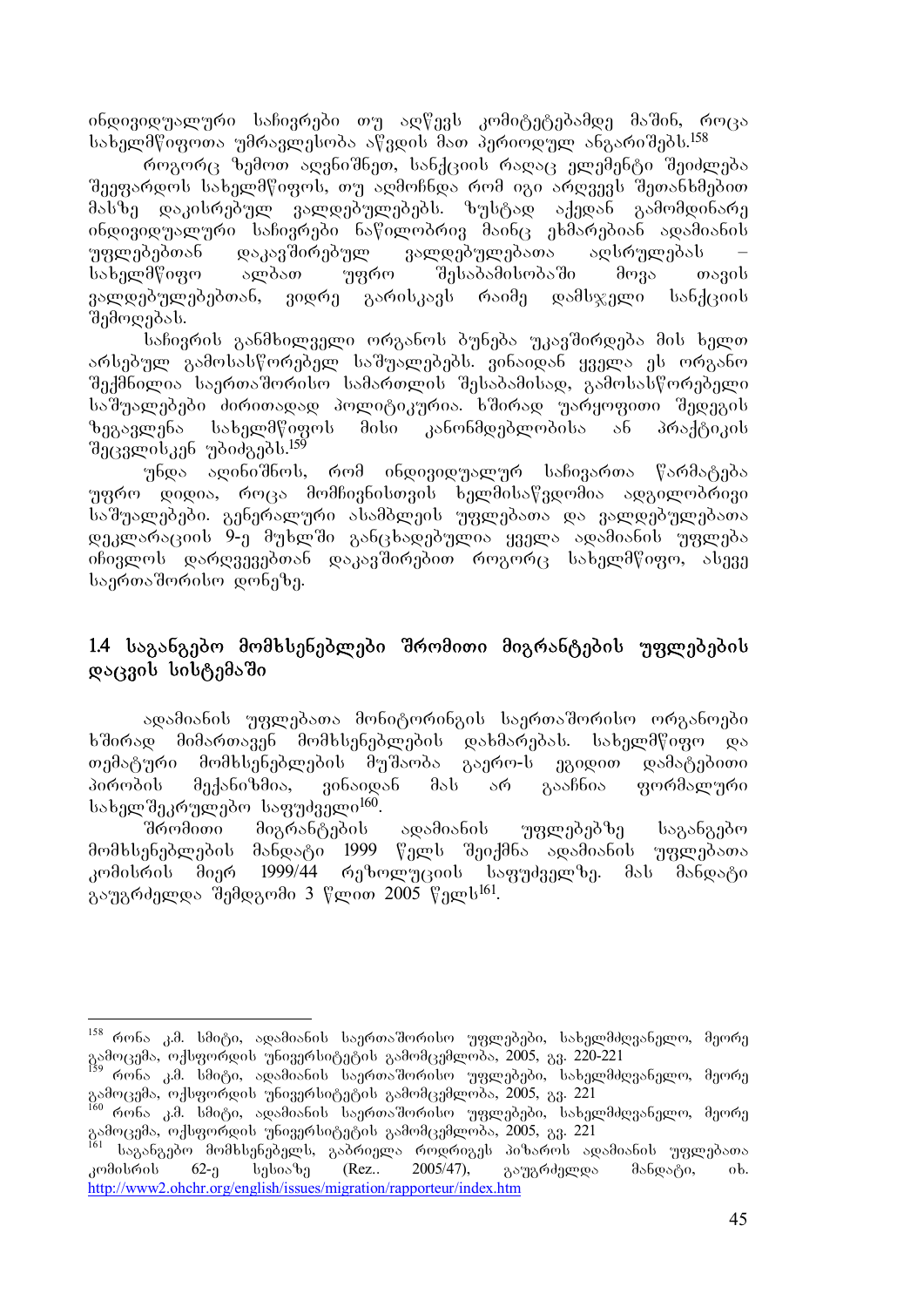ინდივიდუალური საჩივრები თუ აღწევს კომიტეტებამდე მაშინ, როცა სახელმწიფოთა უმრავლესობა აწვდის მათ პერიოდულ ანგარიშებს.[158]

როგორც ზემოთ აღვნიშნეთ, სანქციის რაღაც ელემენტი შეიძლება შეეფარდოს სახელმწიფოს, თუ აღმოჩნდა რომ იგი არღვევს შეთანხმებით მასზე დაკისრებულ ვალდებულებებს. ზუსტად აქედან გამომდინარე ინდივიდუალური საჩივრები ნაწილობრივ მაინც ეხმარებიან ადამიანის უფლებებთან დაკავშირებულ ვალდებულებათა აღსრულებას – სახელმწიფო ალბათ უფრო შესაბამისობაში მოვა თავის ვალდებულებებთან, ვიდრე გარისკავს რაიმე დამსჯელი სანქციის შემოღებას.

საჩივრის განმხილველი ორგანოს ბუნება უკავშირდება მის ხელთ არსებულ გამოსასწორებელ საშუალებებს. ვინაიდან ყველა ეს ორგანო შექმნილია საერთაშორისო სამართლის შესაბამისად, გამოსასწორებელი საშუალებები ძირითადად პოლიტიკურია. ხშირად უარყოფითი შედეგის ზეგავლენა სახელმწიფოს მისი კანონმდებლობისა ან პრაქტიკის შეცვლისკენ უბიძგებს.[159]

უნდა აღინიშნოს, რომ ინდივიდუალურ საჩივართა წარმატება უფრო დიდია, როცა მომჩივნისთვის ხელმისაწვდომია ადგილობრივი საშუალებები. გენერალური ასამბლეის უფლებათა და ვალდებულებათა დეკლარაციის 9-ე მუხლში განცხადებულია ყველა ადამიანის უფლება იჩივლოს დარღვევებთან დაკავშირებით როგორც სახელმწიფო, ასევე საერთაშორისო დონეზე.

## 1.4 საგანგებო მომხსენებლები შრომითი მიგრანტების უფლებების დაცვის სისტემაში

ადამიანის უფლებათა მონიტორინგის საერთაშორისო ორგანოები ხშირად მიმართავენ მომხსენებლების დახმარებას. სახელმწიფო და თემატური მომხსენებლების მუშაობა გაერო-ს ეგიდით დამატებითი პირობის მექანიზმია, ვინაიდან მას არ გააჩნია ფორმალური სახელშეკრულებო საფუძველი[160].

შრომითი მიგრანტების ადამიანის უფლებებზე საგანგებო მომხსენებლების მანდატი 1999 წელს შეიქმნა ადამიანის უფლებათა კომისრის მიერ 1999/44 რეზოლუციის საფუძველზე. მას მანდატი გაუგრძელდა შემდგომი 3 წლით 2005 წელს[161].

---

[158] რონა კ.მ. სმიტი, ადამიანის საერთაშორისო უფლებები, სახელმძღვანელო, მეორე გამოცემა, ოქსფორდის უნივერსიტეტის გამომცემლობა, 2005, გვ. 220-221

[159] რონა კ.მ. სმიტი, ადამიანის საერთაშორისო უფლებები, სახელმძღვანელო, მეორე გამოცემა, ოქსფორდის უნივერსიტეტის გამომცემლობა, 2005, გვ. 221

[160] რონა კ.მ. სმიტი, ადამიანის საერთაშორისო უფლებები, სახელმძღვანელო, მეორე გამოცემა, ოქსფორდის უნივერსიტეტის გამომცემლობა, 2005, გვ. 221

[161] საგანგებო მომხსენებელს, გაბრიელა როდრიგეს პიზაროს ადამიანის უფლებათა კომისრის 62-ე სესიაზე (Rez.. 2005/47), გაუგრძელდა მანდატი, იხ. http://www2.ohchr.org/english/issues/migration/rapporteur/index.htm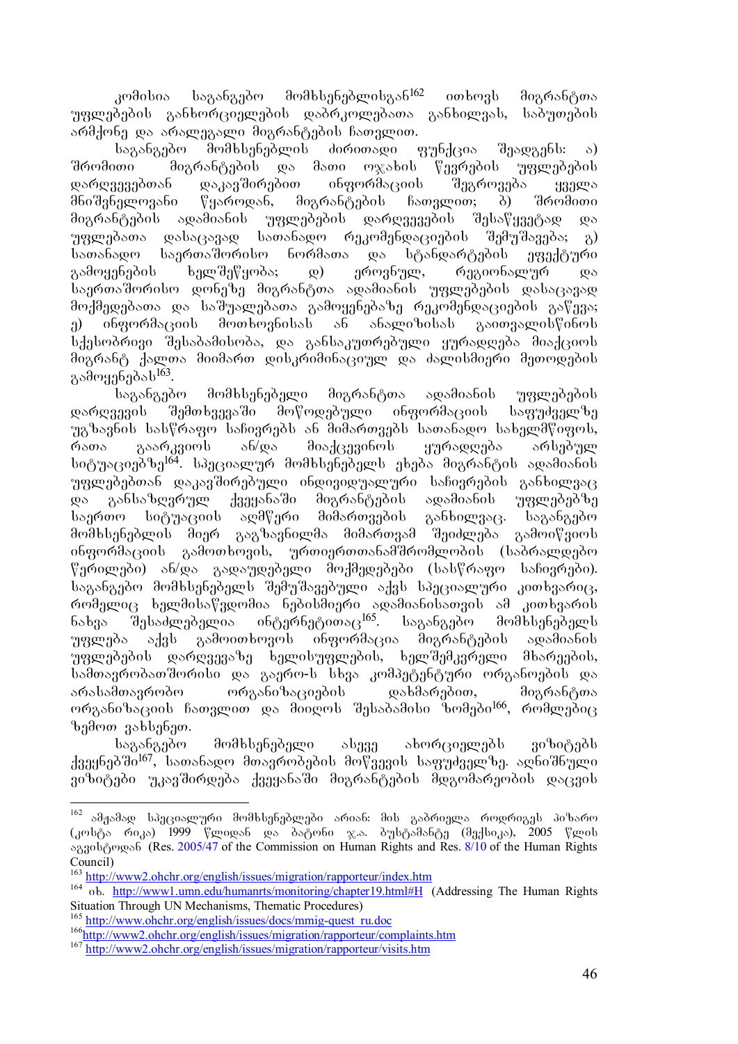კომისია საგანგებო მომხსენებლისგან[162] ითხოვს მიგრანტთა უფლებების განხორციელების დაბრკოლებათა განხილვას, საბუთების არმქონე და არალეგალი მიგრანტების ჩათვლით.

საგანგებო მომხსენებლის ძირითადი ფუნქცია შეადგენს: ა) შრომითი მიგრანტების და მათი ოჯახის წევრების უფლებების დარღვევებთან დაკავშირებით ინფორმაციის შეგროვება ყველა მნიშვნელოვანი წყაროდან, მიგრანტების ჩათვლით; ბ) შრომითი მიგრანტების ადამიანის უფლებების დარღვევების შესაწყვეტად და უფლებათა დასაცავად სათანადო რეკომენდაციების შემუშავება; გ) სათანადო საერთაშორისო ნორმათა და სტანდარტების ეფექტური გამოყენების ხელშეწყობა; დ) ეროვნულ, რეგიონალურ და საერთაშორისო დონეზე მიგრანტთა ადამიანის უფლებების დასაცავად მოქმედებათა და საშუალებათა გამოყენებაზე რეკომენდაციების გაწევა; ე) ინფორმაციის მოთხოვნისას ან ანალიზისას გაითვალისწინოს სქესობრივი შესაბამისობა, და განსაკუთრებული ყურადღება მიაქციოს მიგრანტ ქალთა მიმართ დისკრიმინაციულ და ძალისმიერი მეთოდების გამოყენებას[163].

საგანგებო მომხსენებელი მიგრანტთა ადამიანის უფლებების დარღვევის შემთხვევაში მოწოდებული ინფორმაციის საფუძველზე უგზავნის სასწრაფო საჩივრებს ან მიმართვებს სათანადო სახელმწიფოს, რათა გაარკვიოს ან/და მიაქცევინოს ყურადღება არსებულ სიტუაციებზე[164]. სპეციალურ მომხსენებელს ეხება მიგრანტის ადამიანის უფლებებთან დაკავშირებული ინდივიდუალური საჩივრების განხილვაც და განსაზღვრულ ქვეყანაში მიგრანტების ადამიანის უფლებებზე საერთო სიტუაციის აღმწერი მიმართვების განხილვაც. საგანგებო მომხსენებლის მიერ გაგზავნილმა მიმართვამ შეიძლება გამოიწვიოს ინფორმაციის გამოთხოვის, ურთიერთთანამშრომლობის (საბრალდებო წერილები) ან/და გადაუდებელი მოქმედებები (სასწრაფო საჩივრები). საგანგებო მომხსენებელს შემუშავებული აქვს სპეციალური კითხვარიც, რომელიც ხელმისაწვდომია ნებისმიერი ადამიანისათვის ამ კითხვარის ნახვა შესაძლებელია ინტერნეტითაც[165]. საგანგებო მომხსენებელს უფლება აქვს გამოითხოვოს ინფორმაცია მიგრანტების ადამიანის უფლებების დარღვევაზე ხელისუფლების, ხელშემკვრელი მხარეების, სამთავრობათშორისი და გაერო-ს სხვა კომპეტენტური ორგანოების და არასამთავრობო ორგანიზაციების დახმარებით, მიგრანტთა ორგანიზაციის ჩათვლით და მიიღოს შესაბამისი ზომები[166], რომლებიც ზემოთ ვახსენეთ.

საგანგებო მომხსენებელი ასევე ახორციელებს ვიზიტებს ქვეყნებში[167], სათანადო მთავრობების მოწვევის საფუძველზე. აღნიშნული ვიზიტები უკავშირდება ქვეყანაში მიგრანტების მდგომარეობის დაცვის

---

[162] ამჟამად სპეციალური მომხსენებლები არიან: მის გაბრიელა როდრიგეს პიზარო (კოსტა რიკა) 1999 წლიდან და ბატონი ჯ.ა. ბუსტამანტე (მექსიკა), 2005 წლის აგვისტოდან (Res. 2005/47 of the Commission on Human Rights and Res. 8/10 of the Human Rights Council)

[163] http://www2.ohchr.org/english/issues/migration/rapporteur/index.htm

[164] იხ. http://www1.umn.edu/humanrts/monitoring/chapter19.html#H (Addressing The Human Rights Situation Through UN Mechanisms, Thematic Procedures)

[165] http://www.ohchr.org/english/issues/docs/mmig-quest_ru.doc

[166] http://www2.ohchr.org/english/issues/migration/rapporteur/complaints.htm

[167] http://www2.ohchr.org/english/issues/migration/rapporteur/visits.htm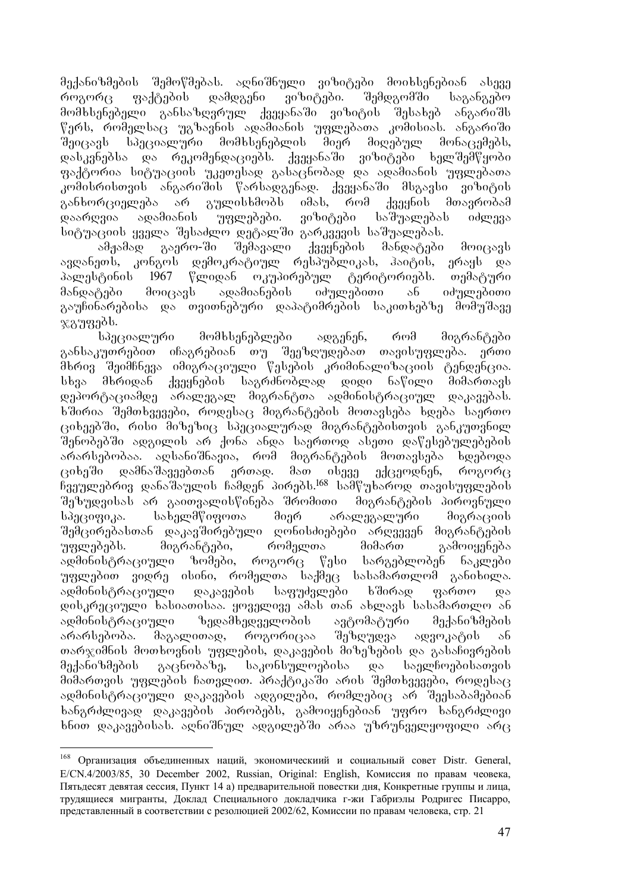მექანიზმების შემოწმებას. აღნიშნული ვიზიტები მოიხსენებიან ასევე როგორც ფაქტების დამდგენი ვიზიტები. შემდგომში საგანგებო მომხსენებელი განსაზღვრულ ქვეყანაში ვიზიტის შესახებ ანგარიშს წერს, რომელსაც უგზავნის ადამიანის უფლებათა კომისიას. ანგარიში შეიცავს სპეციალური მომხსენებლის მიერ მიღებულ მონაცემებს, დასკვნებსა და რეკომენდაციებს. ქვეყანაში ვიზიტები ხელშემწყობი ფაქტორია სიტუაციის უკეთესად გასაცნობად და ადამიანის უფლებათა კომისიისთვის ანგარიშის წარსადგენად. ქვეყანაში მსგავსი ვიზიტის განხორციელება არ გულისხმობს იმას, რომ ქვეყნის მთავრობამ დაარღვია ადამიანის უფლებები. ვიზიტები საშუალებას იძლევა სიტუაციის ყველა შესაძლო დეტალში გარკვევის საშუალებას.

ამჟამად გაერო-ში შემავალი ქვეყნების მანდატები მოიცავს ავღანეთს, კონგოს დემოკრატიულ რესპუბლიკას, ჰაიტის, ერაყს და პალესტინის 1967 წლიდან ოკუპირებულ ტერიტორიებს. თემატური მანდატები მოიცავს ადამიანების იძულებითი ან იძულებითი გაუჩინარებისა და თვითნებური დაპატიმრების საკითხებზე მომუშავე ჯგუფებს.

სპეციალური მომხსენებლები ადგენენ, რომ მიგრანტები განსაკუთრებით იჩაგრებიან თუ შეეზღუდებათ თავისუფლება. ერთი მხრივ შეიმჩნევა იმიგრაციული წესების კრიმინალიზაციის ტენდენცია. სხვა მხრიდან ქვეყნების საგრძნობლად დიდი ნაწილი მიმართავს დეპორტაციამდე არალეგალ მიგრანტთა ადმინისტრაციულ დაკავებას. ხშირია შემთხვევები, როდესაც მიგრანტების მოთავსება ხდება საერთო ციხეებში, რისი მიზეზიც სპეციალურად მიგრანტებისთვის განკუთვნილ შენობებში ადგილის არ ქონა ანდა საერთოდ ასეთი დაწესებულებების არარსებობაა. აღსანიშნავია, რომ მიგრანტების მოთავსება ხდებოდა ციხეში დამნაშავეებთან ერთად. მათ ისევე ეპყრობოდნენ, როგორც ჩვეულებრივ დანაშაულის ჩამდენ პირებს.[168] სამწუხაროდ თავისუფლების შეზღუდვისას არ გაითვალისწინება შრომითი მიგრანტების პიროვნული სპეციფიკა. სახელმწიფოთა მიერ არალეგალური მიგრაციის შემცირებასთან დაკავშირებული ღონისძიებები არღვევენ მიგრანტების უფლებებს. მიგრანტები, რომელთა მიმართ გამოიყენება ადმინისტრაციული ზომები, როგორც წესი სარგებლობენ ნაკლები უფლებით ვიდრე ისინი, რომელთა საქმეც სასამართლომ განიხილა. ადმინისტრაციული დაკავების საფუძვლები ხშირად ფართო და დისკრეციული ხასიათისაა. ყოველივე ამას თან ახლავს სასამართლო ან ადმინისტრაციული ზედამხედველობის ავტომატური მექანიზმების არარსებობა. მაგალითად, როგორიცაა შეზღუდვა ადვოკატის ან თარჯიმნის მოთხოვნის უფლების, დაკავების მიზეზების და გასაჩივრების მექანიზმების გაცნობაზე, საკონსულოებისა და საელჩოებისათვის მიმართვის უფლების ჩათვლით. პრაქტიკაში არის შემთხვევები, როდესაც ადმინისტრაციული დაკავების ადგილები, რომლებიც არ შეესაბამებიან ხანგრძლივად დაკავების პირობებს, გამოიყენებიან უფრო ხანგრძლივი ხნით დაკავებისას. აღნიშნულ ადგილებში არაა უზრუნველყოფილი არც

---

[168] Организация объединенных наций, экономическиий и социальный совет Distr. General, E/CN.4/2003/85, 30 December 2002, Russian, Original: English, Комиссия по правам чеовека, Пятьдесят девятая сессия, Пункт 14 а) предварительной повестки дня, Конкретные группы и лица, трудящиеся мигранты, Доклад Специального докладчика г-жи Габриэлы Родригес Писарро, представленный в соответствии с резолюцией 2002/62, Комиссии по правам человека, стр. 21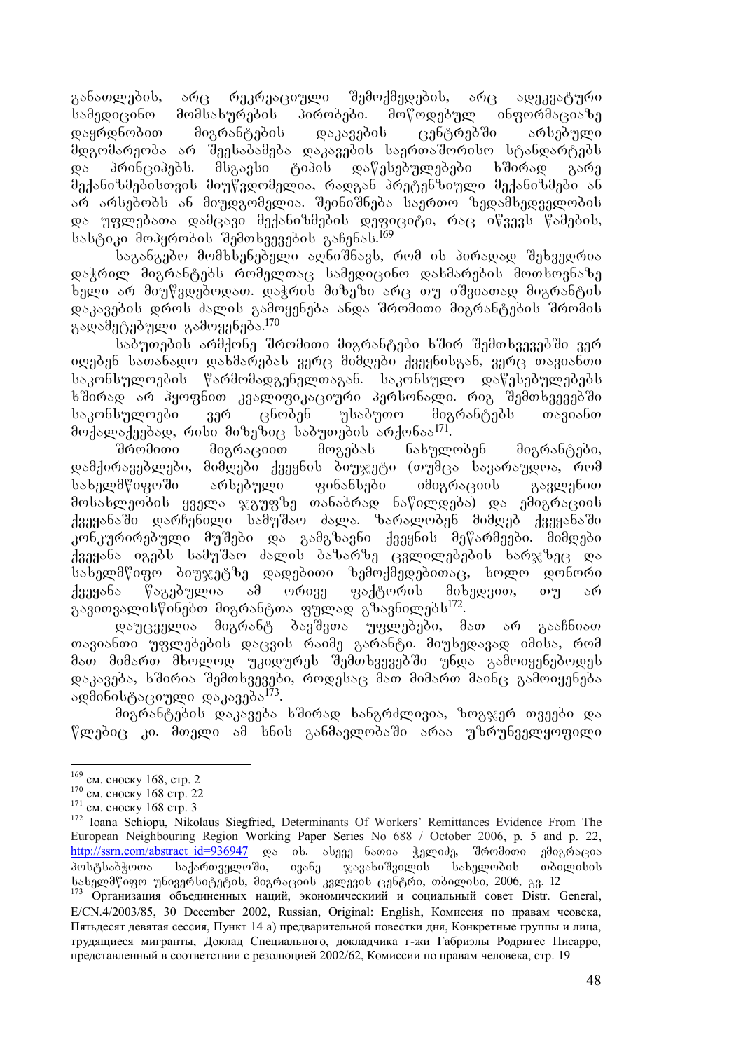განათლების, არც რეკრეაციული შემოქმედების, არც ადეკვატური სამედიცინო მომსახურების პირობები. მოწოდებულ ინფორმაციაზე დაყრდნობით მიგრანტების დაკავების ცენტრებში არსებული მდგომარეობა არ შეესაბამება დაკავების საერთაშორისო სტანდარტებს და პრინციპებს. მსგავსი ტიპის დაწესებულებები ხშირად გარე მექანიზმებისთვის მიუწვდომელია, რადგან პრეტენზიული მექანიზმები ან არ არსებობს ან მიუდგომელია. შეინიშნება საერთო ზედამხედველობის და უფლებათა დამცავი მექანიზმების დეფიციტი, რაც იწვევს წამების, სასტიკი მოპყრობის შემთხვევების გაჩენას.[169]

საგანგებო მომხსენებელი აღნიშნავს, რომ ის პირადად შეხვედრია დაჭრილ მიგრანტებს რომელთაც სამედიცინო დახმარების მოთხოვნაზე ხელი არ მიუწვდებოდათ. დაჭრის მიზეზი არც თუ იშვიათად მიგრანტის დაკავების დროს ძალის გამოყენება ანდა შრომითი მიგრანტების შრომის გადამეტებული გამოყენება.[170]

საბუთების არმქონე შრომითი მიგრანტები ხშირ შემთხვევებში ვერ იღებენ სათანადო დახმარებას ვერც მიმღები ქვეყნისგან, ვერც თავიანთი საკონსულოების წარმომადგენელთაგან. საკონსულო დაწესებულებებს ხშირად არ ჰყოფნით კვალიფიკაციური პერსონალი. რიგ შემთხვევებში საკონსულოები ვერ ცნობენ უსაბუთო მიგრანტებს თავიანთ მოქალაქეებად, რისი მიზეზიც საბუთების არქონაა[171].

შრომითი მიგრაციით მოგებას ნახულობენ მიგრანტები, დამქირავებლები, მიმღები ქვეყნის ბიუჯეტი (თუმცა სავარაუდოა, რომ სახელმწიფოში არსებული ფინანსები იმიგრაციის გავლენით მოსახლეობის ყველა ჯგუფზე თანაბრად ნაწილდება) და ემიგრაციის ქვეყანაში დარჩენილი სამუშაო ძალა. ზარალობენ მიმღებ ქვეყანაში კონკურირებული მუშები და გამგზავნი ქვეყნის მეწარმეები. მიმღები ქვეყანა იგებს სამუშაო ძალის ბაზარზე ცვლილებების ხარჯზეც და სახელმწიფო ბიუჯეტზე დადებითი ზემოქმედებითაც, ხოლო დონორი ქვეყანა წაგებულია ამ ორივე ფაქტორის მიხედვით, თუ არ გავითვალისწინებთ მიგრანტთა ფულად გზავნილებს[172].

დაუცველია მიგრანტ ბავშვთა უფლებები, მათ არ გააჩნიათ თავიანთი უფლებების დაცვის რაიმე გარანტი. მიუხედავად იმისა, რომ მათ მიმართ მხოლოდ უკიდურეს შემთხვევებში უნდა გამოიყენებოდეს დაკავება, ხშირია შემთხვევები, როდესაც მათ მიმართ მაინც გამოიყენება ადმინისტაციული დაკავება[173].

მიგრანტების დაკავება ხშირად ხანგრძლივია, ზოგჯერ თვეები და წლებიც კი. მთელი ამ ხნის განმავლობაში არაა უზრუნველყოფილი

---

[169] см. сноску 168, стр. 2

[170] см. сноску 168 стр. 22

[171] см. сноску 168 стр. 3

[172] Ioana Schiopu, Nikolaus Siegfried, Determinants Of Workers' Remittances Evidence From The European Neighbouring Region Working Paper Series No 688 / October 2006, p. 5 and p. 22, http://ssrn.com/abstract_id=936947 და იხ. ასევე ნათია ჭელიძე, შრომითი ემიგრაცია პოსტსაბჭოთა საქართველოში, ივანე ჯავახიშვილის სახელობის თბილისის სახელმწიფო უნივერსიტეტის, მიგრაციის კვლევის ცენტრი, თბილისი, 2006, გვ. 12

[173] Организация объединенных наций, экономическиий и социальный совет Distr. General, E/CN.4/2003/85, 30 December 2002, Russian, Original: English, Комиссия по правам чеовека, Пятьдесят девятая сессия, Пункт 14 а) предварительной повестки дня, Конкретные группы и лица, трудящиеся мигранты, Доклад Специального, докладчика г-жи Габриэлы Родригес Писарро, представленный в соответствии с резолюцией 2002/62, Комиссии по правам человека, стр. 19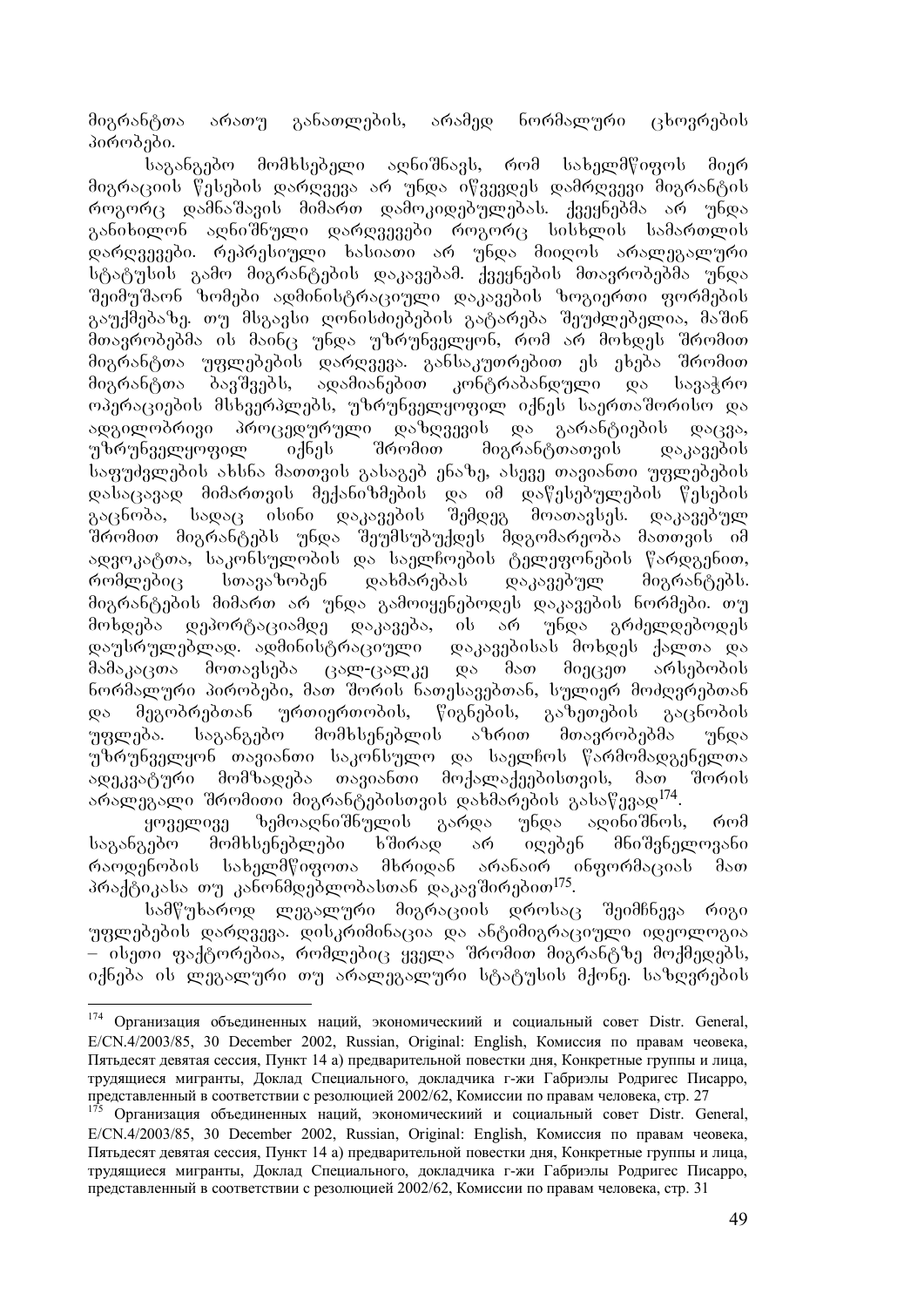მიგრანტთა არათუ განათლების, არამედ ნორმალური ცხოვრების პირობები.

საგანგებო მომხსებელი აღნიშნავს, რომ სახელმწიფოს მიერ მიგრაციის წესების დარღვევა არ უნდა იწვევდეს დამრღვევი მიგრანტის როგორც დამნაშავის მიმართ დამოკიდებულებას. ქვეყნებმა არ უნდა განიხილონ აღნიშნული დარღვევები როგორც სისხლის სამართლის დარღვევები. რეპრესიული ხასიათი არ უნდა მიიღოს არალეგალური სტატუსის გამო მიგრანტების დაკავებამ. ქვეყნების მთავრობებმა უნდა შეიმუშაონ ზომები ადმინისტრაციული დაკავების ზოგიერთი ფორმების გაუქმებაზე. თუ მსგავსი ღონისძიებების გატარება შეუძლებელია, მაშინ მთავრობებმა ის მაინც უნდა უზრუნველყონ, რომ არ მოხდეს შრომით მიგრანტთა უფლებების დარღვევა. განსაკუთრებით ეს ეხება შრომით მიგრანტთა ბავშვებს, ადამიანებით კონტრაბანდული და სავაჭრო ოპერაციების მსხვერპლებს, უზრუნველყოფილ იქნეს საერთაშორისო და ადგილობრივი პროცედურული დაზღვევის და გარანტიების დაცვა, უზრუნველყოფილ იქნეს შრომით მიგრანტთათვის დაკავების საფუძვლების ახსნა მათთვის გასაგებ ენაზე, ასევე თავიანთი უფლებების დასაცავად მიმართვის მექანიზმების და იმ დაწესებულების წესების გაცნობა, სადაც ისინი დაკავების შემდეგ მოათავსეს. დაკავებულ შრომით მიგრანტებს უნდა შეუმსუბუქდეს მდგომარეობა მათთვის იმ ადვოკატთა, საკონსულოების და საელჩოების ტელეფონების წარდგენით, რომლებიც სთავაზობენ დახმარებას დაკავებულ მიგრანტებს. მიგრანტების მიმართ არ უნდა გამოიყენებოდეს დაკავების ნორმები. თუ მოხდება დეპორტაციამდე დაკავება, ის არ უნდა გრძელდებოდეს დაუსრულებლად. ადმინისტრაციული დაკავებისას მოხდეს ქალთა და მამაკაცთა მოთავსება ცალ-ცალკე და მათ მიეცეთ არსებობის ნორმალური პირობები, მათ შორის ნათესავებთან, სულიერ მოძღვრებთან და მეგობრებთან ურთიერთობის, წიგნების, გაზეთების გაცნობის უფლება. საგანგებო მომხსენებლის აზრით მთავრობებმა უნდა უზრუნველყონ თავიანთი საკონსულო და საელჩოს წარმომადგენელთა ადეკვატური მომზადება თავიანთი მოქალაქეებისთვის, მათ შორის არალეგალი შრომითი მიგრანტებისთვის დახმარების გასაწევად[174].

ყოველივე ზემოაღნიშნულის გარდა უნდა აღინიშნოს, რომ საგანგებო მომხსენებლები ხშირად არ იღებენ მნიშვნელოვანი რაოდენობის სახელმწიფოთა მხრიდან არანაირ ინფორმაციას მათ პრაქტიკასა თუ კანონმდებლობასთან დაკავშირებით[175].

სამწუხაროდ ლეგალური მიგრაციის დროსაც შეიმჩნევა რიგი უფლებების დარღვევა. დისკრიმინაცია და ანტიმიგრაციული იდეოლოგია – ისეთი ფაქტორებია, რომლებიც ყველა შრომით მიგრანტზე მოქმედებს, იქნება ის ლეგალური თუ არალეგალური სტატუსის მქონე. საზღვრების

---

[174] Организация объединенных наций, экономическиий и социальный совет Distr. General, E/CN.4/2003/85, 30 December 2002, Russian, Original: English, Комиссия по правам чеовека, Пятьдесят девятая сессия, Пункт 14 а) предварительной повестки дня, Конкретные группы и лица, трудящиеся мигранты, Доклад Специального, докладчика г-жи Габриэлы Родригес Писарро, представленный в соответствии с резолюцией 2002/62, Комиссии по правам человека, стр. 27

[175] Организация объединенных наций, экономическиий и социальный совет Distr. General, E/CN.4/2003/85, 30 December 2002, Russian, Original: English, Комиссия по правам чеовека, Пятьдесят девятая сессия, Пункт 14 а) предварительной повестки дня, Конкретные группы и лица, трудящиеся мигранты, Доклад Специального, докладчика г-жи Габриэлы Родригес Писарро, представленный в соответствии с резолюцией 2002/62, Комиссии по правам человека, стр. 31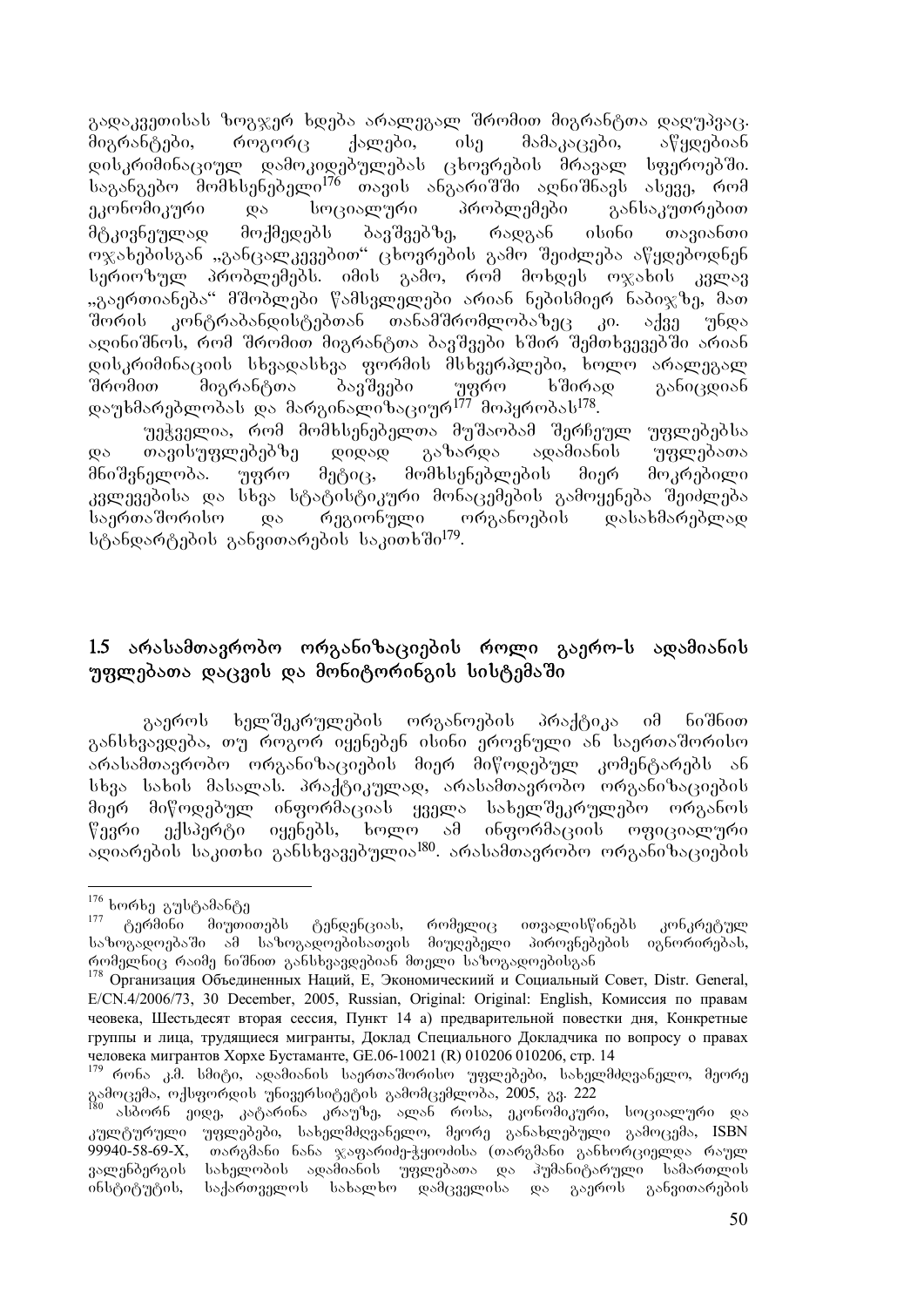გადაკვეთისას ზოგჯერ ხდება არალეგალ შრომით მიგრანტთა დაღუპვაც. მიგრანტები, როგორც ქალები, ისე მამაკაცები, აწყდებიან დისკრიმინაციულ დამოკიდებულებას ცხოვრების მრავალ სფეროებში. საგანგებო მომხსენებელი[176] თავის ანგარიშში აღნიშნავს ასევე, რომ ეკონომიკური და სოციალური პრობლემები განსაკუთრებით მტკივნეულად მოქმედებს ბავშვებზე, რადგან ისინი თავიანთი ოჯახებისგან „განცალკევებით" ცხოვრების გამო შეიძლება აწყდებოდნენ სერიოზულ პრობლემებს. იმის გამო, რომ მოხდეს ოჯახის კვლავ „გაერთიანება" მშობლები წამსვლელები არიან ნებისმიერ ნაბიჯზე, მათ შორის კონტრაბანდისტებთან თანამშრომლობაზეც კი. აქვე უნდა აღინიშნოს, რომ შრომით მიგრანტთა ბავშვები ხშირ შემთხვევებში არიან დისკრიმინაციის სხვადასხვა ფორმის მსხვერპლები, ხოლო არალეგალ შრომით მიგრანტთა ბავშვები უფრო ხშირად განიცდიან დაუხმარებლობას და მარგინალიზაციურ[177] მოპყრობას[178].

უეჭველია, რომ მომხსენებელთა მუშაობამ შერჩეულ უფლებებსა და თავისუფლებებზე დიდად გაზარდა ადამიანის უფლებათა მნიშვნელობა. უფრო მეტიც, მომხსენებლების მიერ მოკრებილი კვლევებისა და სხვა სტატისტიკური მონაცემების გამოყენება შეიძლება საერთაშორისო და რეგიონული ორგანოების დასახმარებლად სტანდარტების განვითარების საკითხში[179].

## 1.5 არასამთავრობო ორგანიზაციების როლი გაერო-ს ადამიანის უფლებათა დაცვის და მონიტორინგის სისტემაში

გაეროს ხელშეკრულების ორგანოების პრაქტიკა იმ ნიშნით განსხვავდება, თუ როგორ იყენებენ ისინი ეროვნული ან საერთაშორისო არასამთავრობო ორგანიზაციების მიერ მიწოდებულ კომენტარებს ან სხვა სახის მასალას. პრაქტიკულად, არასამთავრობო ორგანიზაციების მიერ მიწოდებულ ინფორმაციას ყველა სახელშეკრულებო ორგანოს წევრი ექსპერტი იყენებს, ხოლო ამ ინფორმაციის ოფიციალური აღიარების საკითხი განსხვავებულია[180]. არასამთავრობო ორგანიზაციების

---

[176] ხორხე ბუსტამანტე

[177] ტერმინი მიუთითებს ტენდენციას, რომელიც ითვალისწინებს კონკრეტულ საზოგადოებაში ამ საზოგადოებისათვის მიუღებელი პიროვნებების იგნორირებას, რომელნიც რაიმე ნიშნით განსხვავდებიან მთელი საზოგადოებისგან

[178] Организация Объединенных Наций, E, Экономическиий и Социальный Совет, Distr. General, E/CN.4/2006/73, 30 December, 2005, Russian, Original: Original: English, Комиссия по правам чеовека, Шестьдесят вторая сессия, Пункт 14 а) предварительной повестки дня, Конкретные группы и лица, трудящиеся мигранты, Доклад Специального Докладчика по вопросу о правах человека мигрантов Хорхе Бустаманте, GE.06-10021 (R) 010206 010206, стр. 14

[179] რონა კ.მ. სმიტი, ადამიანის საერთაშორისო უფლებები, სახელმძღვანელო, მეორე გამოცემა, ოქსფორდის უნივერსიტეტის გამომცემლობა, 2005, გვ. 222

[180] ასბორნ ეიდე, კატარინა კრაუზე, ალან როსა, ეკონომიკური, სოციალური და კულტურული უფლებები, სახელმძღვანელო, მეორე განახლებული გამოცემა, ISBN 99940-58-69-X, თარგმანი ნანა ჯაფარიძე-ჭყოიძისა (თარგმანი განხორციელდა რაულ ვალენბერგის სახელობის ადამიანის უფლებათა და ჰუმანიტარული სამართლის ინსტიტუტის, საქართველოს სახალხო დამცველისა და გაეროს განვითარების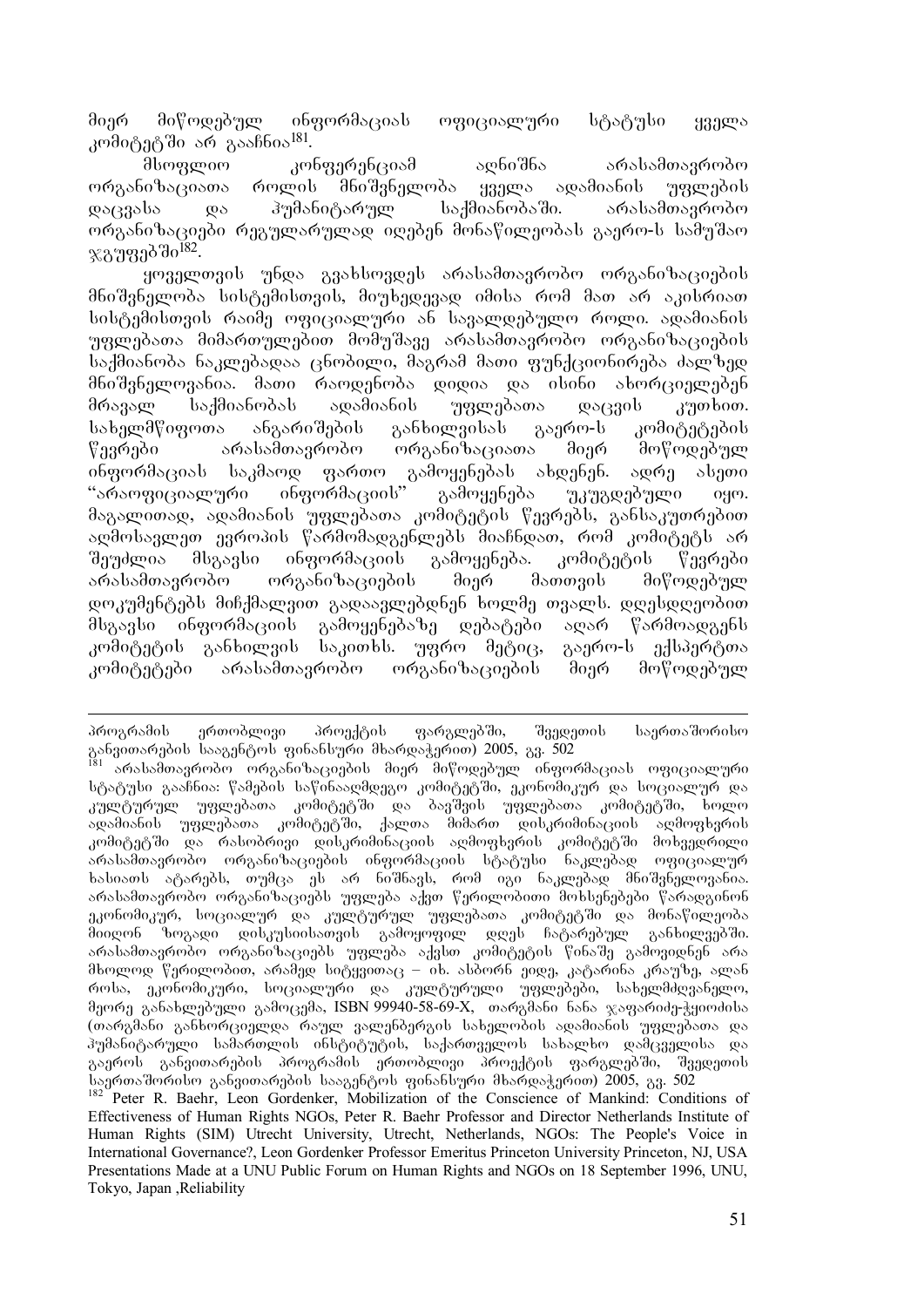მიერ მიწოდებულ ინფორმაციას ოფიციალური სტატუსი ყველა კომიტეტში არ გააჩნია[181].

მსოფლიო კონფერენციამ აღნიშნა არასამთავრობო ორგანიზაციათა როლის მნიშვნელობა ყველა ადამიანის უფლების დაცვასა და ჰუმანიტარულ საქმიანობაში. არასამთავრობო ორგანიზაციები რეგულარულად იღებენ მონაწილეობას გაერო-ს სამუშაო ჯგუფებში[182].

ყოველთვის უნდა გვახსოვდეს არასამთავრობო ორგანიზაციების მნიშვნელობა სისტემისთვის, მიუხედავად იმისა რომ მათ არ აკისრიათ სისტემისთვის რაიმე ოფიციალური ან სავალდებულო როლი. ადამიანის უფლებათა მიმართულებით მომუშავე არასამთავრობო ორგანიზაციების საქმიანობა ნაკლებადაა ცნობილი, მაგრამ მათი ფუნქციონირება ძალზედ მნიშვნელოვანია. მათი რაოდენობა დიდია და ისინი ახორციელებენ მრავალ საქმიანობას ადამიანის უფლებათა დაცვის კუთხით. სახელმწიფოთა ანგარიშების განხილვისას გაერო-ს კომიტეტების წევრები არასამთავრობო ორგანიზაციათა მიერ მოწოდებულ ინფორმაციას საკმაოდ ფართო გამოყენებას ახდენენ. ადრე ასეთი "არაოფიციალური ინფორმაციის" გამოყენება უკუგდებული იყო. მაგალითად, ადამიანის უფლებათა კომიტეტის წევრებს, განსაკუთრებით აღმოსავლეთ ევროპის წარმომადგენლებს მიაჩნდათ, რომ კომიტეტს არ შეუძლია მსგავსი ინფორმაციის გამოყენება. კომიტეტის წევრები არასამთავრობო ორგანიზაციების მიერ მათთვის მიწოდებულ დოკუმენტებს მიჩქმალვით გადაავლებდნენ ხოლმე თვალს. დღესდღეობით მსგავსი ინფორმაციის გამოყენებაზე დებატები აღარ წარმოადგენს კომიტეტის განხილვის საკითხს. უფრო მეტიც, გაერო-ს ექსპერტთა კომიტეტები არასამთავრობო ორგანიზაციების მიერ მოწოდებულ

---

პროგრამის ერთობლივი პროექტის ფარგლებში, შვედეთის საერთაშორისო განვითარების სააგენტოს ფინანსური მხარდაჭერით) 2005, გვ. 502

[181] არასამთავრობო ორგანიზაციების მიერ მიწოდებულ ინფორმაციას ოფიციალური სტატუსი გააჩნია: წამების საწინააღმდეგო კომიტეტში, ეკონომიკურ და სოციალურ და კულტურულ უფლებათა კომიტეტში და ბავშვის უფლებათა კომიტეტში, ხოლო ადამიანის უფლებათა კომიტეტში, ქალთა მიმართ დისკრიმინაციის აღმოფხვრის კომიტეტში და რასობრივი დისკრიმინაციის აღმოფხვრის კომიტეტში მოხვედრილი არასამთავრობო ორგანიზაციების ინფორმაციის სტატუსი ნაკლებად ოფიციალურ ხასიათს ატარებს, თუმცა ეს არ ნიშნავს, რომ იგი ნაკლებად მნიშვნელოვანია. არასამთავრობო ორგანიზაციებს უფლება აქვთ წერილობითი მოხსენებები წარადგინონ ეკონომიკურ, სოციალურ და კულტურულ უფლებათა კომიტეტში და მონაწილეობა მიიღონ ზოგადი დისკუსიისათვის გამოყოფილ დღეს ჩატარებულ განხილვებში. არასამთავრობო ორგანიზაციებს უფლება აქვსთ კომიტეტის წინაშე გამოვიდნენ არა მხოლოდ წერილობით, არამედ სიტყვითაც – იხ. ასბორნ ეიდე, კატარინა კრაუზე, ალან როსა, ეკონომიკური, სოციალური და კულტურული უფლებები, სახელმძღვანელო, მეორე განახლებული გამოცემა, ISBN 99940-58-69-X, თარგმანი ნანა ჯაფარიძე-ჭყოიძისა (თარგმანი განხორციელდა რაულ ვალენბერგის სახელობის ადამიანის უფლებათა და ჰუმანიტარული სამართლის ინსტიტუტის, საქართველოს სახალხო დამცველისა და გაეროს განვითარების პროგრამის ერთობლივი პროექტის ფარგლებში, შვედეთის საერთაშორისო განვითარების სააგენტოს ფინანსური მხარდაჭერით) 2005, გვ. 502

[182] Peter R. Baehr, Leon Gordenker, Mobilization of the Conscience of Mankind: Conditions of Effectiveness of Human Rights NGOs, Peter R. Baehr Professor and Director Netherlands Institute of Human Rights (SIM) Utrecht University, Utrecht, Netherlands, NGOs: The People's Voice in International Governance?, Leon Gordenker Professor Emeritus Princeton University Princeton, NJ, USA Presentations Made at a UNU Public Forum on Human Rights and NGOs on 18 September 1996, UNU, Tokyo, Japan ,Reliability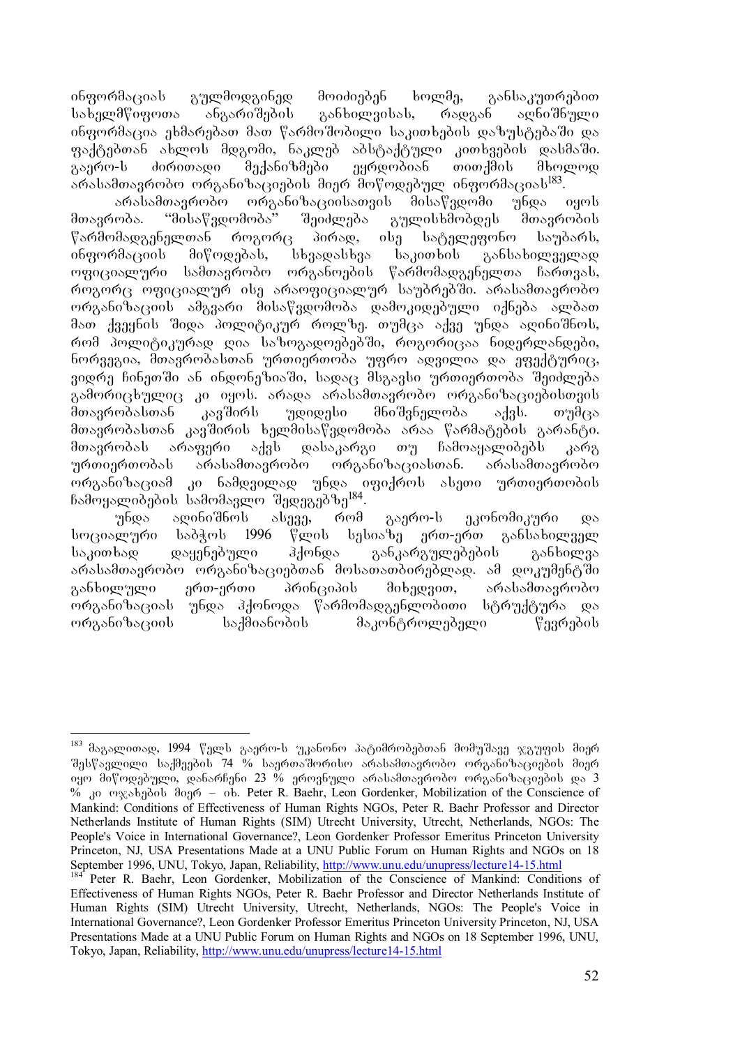ინფორმაციას გულმოდგინედ მოიძიებენ ხოლმე, განსაკუთრებით სახელმწიფოთა ანგარიშების განხილვისას, რადგან აღნიშნული ინფორმაცია ეხმარებათ მათ წარმოშობილი საკითხების დაზუსტებაში და ფაქტებთან ახლოს მდგომი, ნაკლებ აბსტაქტური კითხვების დასმაში. გაერო-ს ძირითადი მექანიზმები ეყრდობიან თითქმის მხოლოდ არასამთავრობო ორგანიზაციების მიერ მოწოდებულ ინფორმაციას[183].

არასამთავრობო ორგანიზაციისათვის მისაწვდომი უნდა იყოს მთავრობა. "მისაწვდომობა" შეიძლება გულისხმობდეს მთავრობის წარმომადგენელთან როგორც პირად, ისე სატელეფონო საუბარს, ინფორმაციის მიწოდებას, სხვადასხვა საკითხის განსახილველად ოფიციალური სამთავრობო ორგანოების წარმომადგენელთა ჩართვას, როგორც ოფიციალურ ისე არაოფიციალურ საუბრებში. არასამთავრობო ორგანიზაციის ამგვარი მისაწვდომობა დამოკიდებული იქნება ალბათ მათ ქვეყნის შიდა პოლიტიკურ როლზე. თუმცა აქვე უნდა აღინიშნოს, რომ პოლიტიკურად ღია საზოგადოებებში, როგორიცაა ნიდერლანდები, ნორვეგია, მთავრობასთან ურთიერთობა უფრო ადვილია და ეფექტურიც, ვიდრე ჩინეთში ან ინდონეზიაში, სადაც მსგავსი ურთიერთობა შეიძლება გამორიცხულიც კი იყოს. არადა არასამთავრობო ორგანიზაციებისთვის მთავრობასთან კავშირს უდიდესი მნიშვნელობა აქვს. თუმცა მთავრობასთან კავშირის ხელმისაწვდომობა არაა წარმატების გარანტი. მთავრობას არაფერი აქვს დასაკარგი თუ ჩამოაყალიბებს კარგ ურთიერთობას არასამთავრობო ორგანიზაციასთან. არასამთავრობო ორგანიზაციამ კი ნამდვილად უნდა იფიქროს ასეთი ურთიერთობის ჩამოყალიბების სამომავლო შედეგებზე[184].

უნდა აღინიშნოს ასევე, რომ გაერო-ს ეკონომიკური და სოციალური საბჭოს 1996 წლის სესიაზე ერთ-ერთ განსახილველ საკითხად დაყენებული ჰქონდა განკარგულებების განხილვა არასამთავრობო ორგანიზაციებთან მოსათათბირებლად. ამ დოკუმენტში განხილული ერთ-ერთი პრინციპის მიხედვით, არასამთავრობო ორგანიზაციას უნდა ჰქონოდა წარმომადგენლობითი სტრუქტურა და ორგანიზაციის საქმიანობის მაკონტროლებელი წევრების

---

[183] მაგალითად, 1994 წელს გაერო-ს უკანონო პატიმრობებთან მომუშავე ჯგუფის მიერ შესწავლილი საქმეების 74 % საერთაშორისო არასამთავრობო ორგანიზაციების მიერ იყო მიწოდებული, დანარჩენი 23 % ეროვნული არასამთავრობო ორგანიზაციების და 3 % კი ოჯახების მიერ – იხ. Peter R. Baehr, Leon Gordenker, Mobilization of the Conscience of Mankind: Conditions of Effectiveness of Human Rights NGOs, Peter R. Baehr Professor and Director Netherlands Institute of Human Rights (SIM) Utrecht University, Utrecht, Netherlands, NGOs: The People's Voice in International Governance?, Leon Gordenker Professor Emeritus Princeton University Princeton, NJ, USA Presentations Made at a UNU Public Forum on Human Rights and NGOs on 18 September 1996, UNU, Tokyo, Japan, Reliability, http://www.unu.edu/unupress/lecture14-15.html

[184] Peter R. Baehr, Leon Gordenker, Mobilization of the Conscience of Mankind: Conditions of Effectiveness of Human Rights NGOs, Peter R. Baehr Professor and Director Netherlands Institute of Human Rights (SIM) Utrecht University, Utrecht, Netherlands, NGOs: The People's Voice in International Governance?, Leon Gordenker Professor Emeritus Princeton University Princeton, NJ, USA Presentations Made at a UNU Public Forum on Human Rights and NGOs on 18 September 1996, UNU, Tokyo, Japan, Reliability, http://www.unu.edu/unupress/lecture14-15.html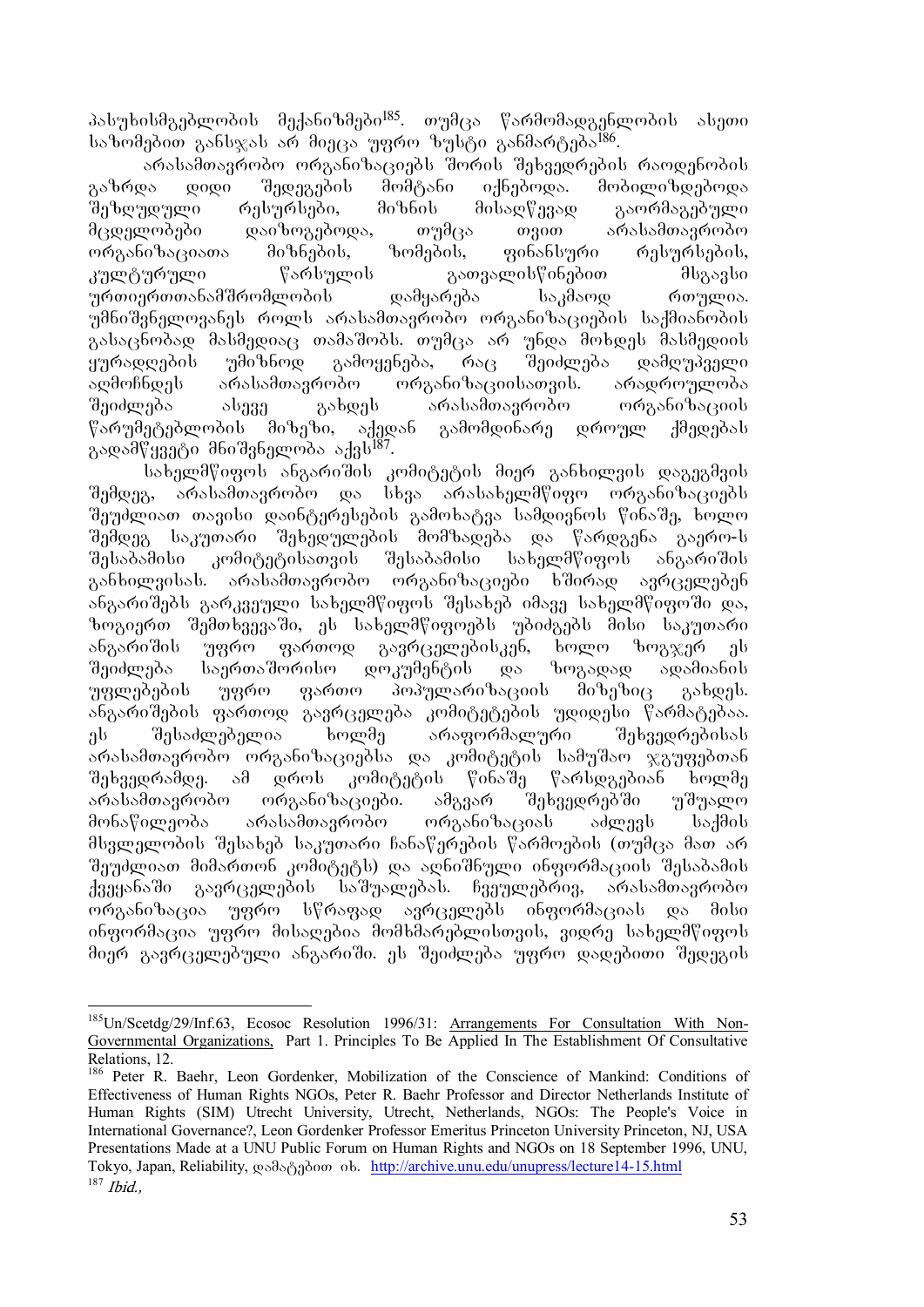პასუხისმგებლობის მექანიზმები[185]. თუმცა წარმომადგენლობის ასეთი საზომებით განსჯას არ მიეცა უფრო ზუსტი განმარტება[186].

არასამთავრობო ორგანიზაციებს შორის შეხვედრების რაოდენობის გაზრდა დიდი შედეგების მომტანი იქნებოდა. მობილიზდებოდა შეზღუდული რესურსები, მიზნის მისაღწევად გაორმაგებული მცდელობები დაიზოგებოდა, თუმცა თვით არასამთავრობო ორგანიზაციათა მიზნების, ზომების, ფინანსური რესურსების, კულტურული წარსულის გათვალისწინებით მსგავსი ურთიერთთანამშრომლობის დამყარება საკმაოდ რთულია. უმნიშვნელოვანეს როლს არასამთავრობო ორგანიზაციების საქმიანობის გასაცნობად მასმედიაც თამაშობს. თუმცა არ უნდა მოხდეს მასმედიის ყურადღების უმიზნოდ გამოყენება, რაც შეიძლება დამღუპველი აღმოჩნდეს არასამთავრობო ორგანიზაციისათვის. არადროულობა შეიძლება ასევე გახდეს არასამთავრობო ორგანიზაციის წარუმეტებლობის მიზეზი, აქედან გამომდინარე დროულ ქმედებას გადამწყვეტი მნიშვნელობა აქვს[187].

სახელმწიფოს ანგარიშის კომიტეტის მიერ განხილვის დაგეგმვის შემდეგ, არასამთავრობო და სხვა არასახელმწიფო ორგანიზაციებს შეუძლიათ თავისი დაინტერესების გამოხატვა სამდივნოს წინაშე, ხოლო შემდეგ საკუთარი შეხედულების მომზადება და წარდგენა გაერო-ს შესაბამისი კომიტეტისათვის შესაბამისი სახელმწიფოს ანგარიშის განხილვისას. არასამთავრობო ორგანიზაციები ხშირად ავრცელებენ ანგარიშებს გარკვეული სახელმწიფოს შესახებ იმავე სახელმწიფოში და, ზოგიერთ შემთხვევაში, ეს სახელმწიფოებს უბიძგებს მისი საკუთარი ანგარიშის უფრო ფართოდ გავრცელებისკენ, ხოლო ზოგჯერ ეს შეიძლება საერთაშორისო დოკუმენტის და ზოგადად ადამიანის უფლებების უფრო ფართო პოპულარიზაციის მიზეზიც გახდეს. ანგარიშების ფართოდ გავრცელება კომიტეტების უდიდესი წარმატებაა. ეს შესაძლებელია ხოლმე არაფორმალური შეხვედრებისას არასამთავრობო ორგანიზაციებსა და კომიტეტის სამუშაო ჯგუფებთან შეხვედრამდე. ამ დროს კომიტეტის წინაშე წარსდგებიან ხოლმე არასამთავრობო ორგანიზაციები. ამგვარ შეხვედრებში უშუალო მონაწილეობა არასამთავრობო ორგანიზაციას აძლევს საქმის მსვლელობის შესახებ საკუთარი ჩანაწერების წარმოების (თუმცა მათ არ შეუძლიათ მიმართონ კომიტეტს) და აღნიშნული ინფორმაციის შესაბამის ქვეყანაში გავრცელების საშუალებას. ჩვეულებრივ, არასამთავრობო ორგანიზაცია უფრო სწრაფად ავრცელებს ინფორმაციას და მისი ინფორმაცია უფრო მისაღებია მომხმარებლისთვის, ვიდრე სახელმწიფოს მიერ გავრცელებული ანგარიში. ეს შეიძლება უფრო დადებითი შედეგის

---

[185] Un/Scetdg/29/Inf.63, Ecosoc Resolution 1996/31: Arrangements For Consultation With Non-Governmental Organizations, Part 1. Principles To Be Applied In The Establishment Of Consultative Relations, 12.

[186] Peter R. Baehr, Leon Gordenker, Mobilization of the Conscience of Mankind: Conditions of Effectiveness of Human Rights NGOs, Peter R. Baehr Professor and Director Netherlands Institute of Human Rights (SIM) Utrecht University, Utrecht, Netherlands, NGOs: The People's Voice in International Governance?, Leon Gordenker Professor Emeritus Princeton University Princeton, NJ, USA Presentations Made at a UNU Public Forum on Human Rights and NGOs on 18 September 1996, UNU, Tokyo, Japan, Reliability, დამატებით იხ. http://archive.unu.edu/unupress/lecture14-15.html

[187] *Ibid.*,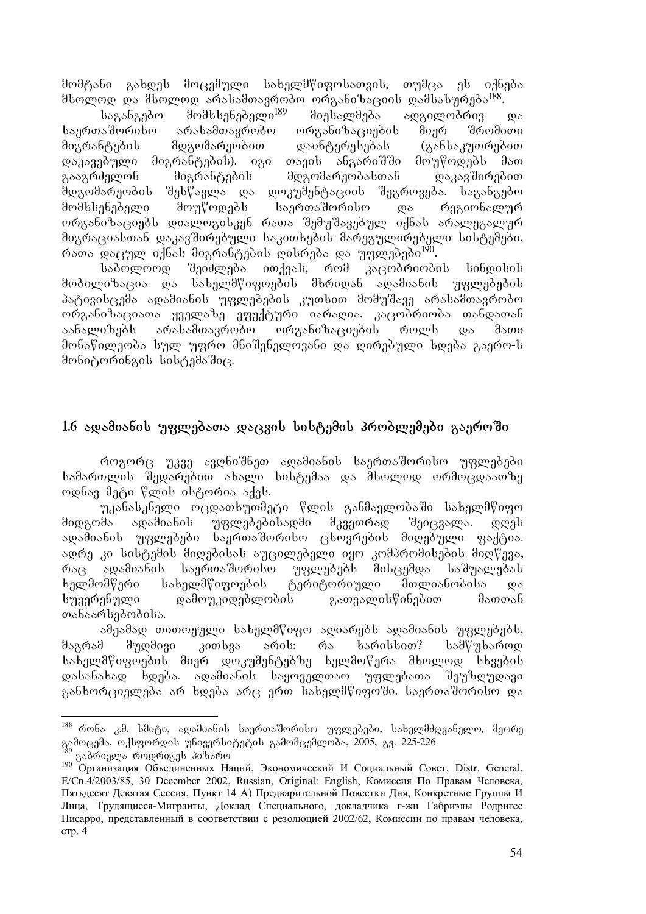მომტანი გახდეს მოცემული სახელმწიფოსათვის, თუმცა ეს იქნება მხოლოდ და მხოლოდ არასამთავრობო ორგანიზაციის დამსახურება[188].

საგანგებო მომხსენებელი[189] მიესალმება ადგილობრივ და საერთაშორისო არასამთავრობო ორგანიზაციების მიერ შრომითი მიგრანტების მდგომარეობით დაინტერესებას (განსაკუთრებით დაკავებული მიგრანტების). იგი თავის ანგარიშში მოუწოდებს მათ გააგრძელონ მიგრანტების მდგომარეობასთან დაკავშირებით მდგომარეობის შესწავლა და დოკუმენტაციის შეგროვება. საგანგებო მომხსენებელი მოუწოდებს საერთაშორისო და რეგიონალურ ორგანიზაციებს დიალოგისკენ რათა შემუშავებულ იქნას არალეგალურ მიგრაციასთან დაკავშირებული საკითხების მარეგულირებელი სისტემები, რათა დაცულ იქნას მიგრანტების ღისრება და უფლებები[190].

საბოლოოდ შეიძლება ითქვას, რომ კაცობრიობის სინდისის მობილიზაცია და სახელმწიფოების მხრიდან ადამიანის უფლებების პატივისცემა ადამიანის უფლებების კუთხით მომუშავე არასამთავრობო ორგანიზაციათა ყველაზე ეფექტური იარაღია. კაცობრიობა თანდათან აანალიზებს არასამთავრობო ორგანიზაციების როლს და მათი მონაწილეობა სულ უფრო მნიშვნელოვანი და ღირებული ხდება გაერო-ს მონიტორინგის სისტემაშიც.

## 1.6 ადამიანის უფლებათა დაცვის სისტემის პრობლემები გაეროში

როგორც უკვე ავღნიშნეთ ადამიანის საერთაშორისო უფლებები სამართლის შედარებით ახალი სისტემაა და მხოლოდ ორმოცდაათზე ოდნავ მეტი წლის ისტორია აქვს.

უკანასკნელი ოცდათხუთმეტი წლის განმავლობაში სახელმწიფო მიდგომა ადამიანის უფლებებისადმი მკვეთრად შეიცვალა. დღეს ადამიანის უფლებები საერთაშორისო ცხოვრების მიღებული ფაქტია. ადრე კი სისტემის მიღებისას აუცილებელი იყო კომპრომისების მიღწევა, რაც ადამიანის საერთაშორისო უფლებებს მისცემდა საშუალებას ხელმომწერი სახელმწიფოების ტერიტორიული მთლიანობისა და სუვერენული დამოუკიდებლობის გათვალისწინებით მათთან თანაარსებობისა.

ამჟამად თითოეული სახელმწიფო აღიარებს ადამიანის უფლებებს, მაგრამ მუდმივი კითხვა არის: რა ხარისხით? სამწუხაროდ სახელმწიფოების მიერ დოკუმენტებზე ხელმოწერა მხოლოდ სხვების დასანახად ხდება. ადამიანის საყოველთაო უფლებათა შეუზღუდავი განხორციელება არ ხდება არც ერთ სახელმწიფოში. საერთაშორისო და

---

[188] რონა კ.მ. სმიტი, ადამიანის საერთაშორისო უფლებები, სახელმძღვანელო, მეორე გამოცემა, ოქსფორდის უნივერსიტეტის გამომცემლობა, 2005, გვ. 225-226

[189] გაბრიელა როდრიგეს პიზარო

[190] Организация Объединенных Наций, Экономический И Социальный Совет, Distr. General, E/Cn.4/2003/85, 30 December 2002, Russian, Original: English, Комиссия По Правам Человека, Пятьдесят Девятая Сессия, Пункт 14 А) Предварительной Повестки Дня, Конкретные Группы И Лица, Трудящиеся-Мигранты, Доклад Специального, докладчика г-жи Габриэлы Родригес Писарро, представленный в соответствии с резолюцией 2002/62, Комиссии по правам человека, стр. 4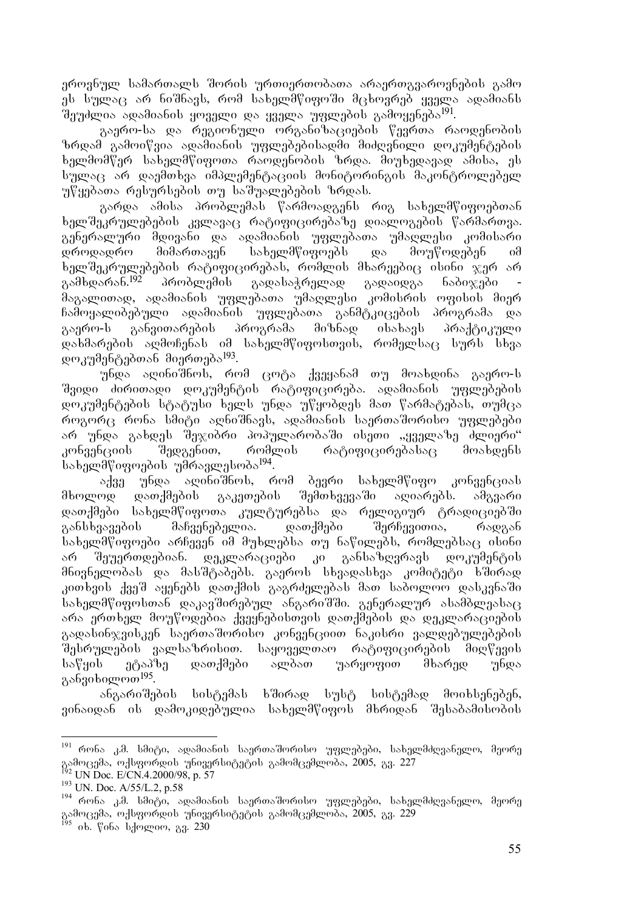ეროვნულ სამართალს შორის ურთიერთობათა არაერთგვაროვნების გამო ეს სულაც არ ნიშნავს, რომ სახელმწიფოში მცხოვრებ ყველა ადამიანს შეუძლია ადამიანის ყოველი და ყველა უფლების გამოყენება[191].

გაერო-სა და რეგიონული ორგანიზაციების წევრთა რაოდენობის ზრდამ გამოიწვია ადამიანის უფლებებისადმი მიძღვნილი დოკუმენტების ხელმომწერ სახელმწიფოთა რაოდენობის ზრდა. მიუხედავად ამისა, ეს სულაც არ დაემთხვა იმპლემენტაციის მონიტორინგის მაკონტროლებელ უწყებათა რესურსების თუ საშუალებების ზრდას.

გარდა ამისა პრობლემას წარმოადგენს რიგ სახელმწიფოებთან ხელშეკრულებების კვლავაც რატიფიცირებაზე დიალოგების წარმართვა. გენერალური მდივანი და ადამიანის უფლებათა უმაღლესი კომისარი დროდადრო მიმართავენ სახელმწიფოებს და მოუწოდებენ იმ ხელშეკრულებების რატიფიცირებას, რომლის მხარეებიც ისინი ჯერ არ გამხდარან.[192] პრობლემის გადასაჭრელად გადაიდგა ნაბიჯები - მაგალითად, ადამიანის უფლებათა უმაღლესი კომისრის ოფისის მიერ ჩამოყალიბებული ადამიანის უფლებათა განმტკიცების პროგრამა და გაერო-ს განვითარების პროგრამა მიზნად ისახავს პრაქტიკული დახმარების აღმოჩენას იმ სახელმწიფოსთვის, რომელსაც სურს სხვა დოკუმენტებთან მიერთება[193].

უნდა აღინიშნოს, რომ ცოტა ქვეყანამ თუ მოახდინა გაერო-ს შვიდი ძირითადი დოკუმენტის რატიფიცირება. ადამიანის უფლებების დოკუმენტების სტატუსი ხელს უნდა უწყობდეს მათ წარმატებას, თუმცა როგორც რონა სმიტი აღნიშნავს, ადამიანის საერთაშორისო უფლებები არ უნდა გახდეს შეჯიბრი პოპულარობაში ისეთი „ყველაზე ძლიერი" კონვენციის შედგენით, რომლის რატიფიცირებასაც მოახდენს სახელმწიფოების უმრავლესობა[194].

აქვე უნდა აღინიშნოს, რომ ბევრი სახელმწიფო კონვენციას მხოლოდ დათქმების გაკეთების შემთხვევაში აღიარებს. ამგვარი დათქმები სახელმწიფოთა კულტურებსა და რელიგიურ ტრადიციებში განსხვავების მაჩვენებელია. დათქმები შერჩევითია, რადგან სახელმწიფოები არჩევენ იმ მუხლებსა თუ ნაწილებს, რომლებსაც ისინი არ შეუერთდებიან. დეკლარაციები კი განსაზღვრავს დოკუმენტის მნიშვნელობას და მასშტაბებს. გაეროს სხვადასხვა კომიტეტი ხშირად კითხვის ქვეშ აყენებს დათქმის გაგრძელებას მათ საბოლოო დასკვნაში სახელმწიფოსთან დაკავშირებულ ანგარიშში. გენერალურ ასამბლეასაც არა ერთხელ მოუწოდებია ქვეყნებისთვის დათქმების და დეკლარაციების გადასინჯვისკენ საერთაშორისო კონვენციით ნაკისრი ვალდებულების შესრულების ვალსაზრისით. საყოველთაო რატიფიცირების მიღწევის საწყის ეტაპზე დათქმები ალბათ უარყოფით მხარედ უნდა განვიხილოთ[195].

ანგარიშების სისტემას ხშირად სუსტ სისტემად მოიხსენებენ, ვინაიდან ის დამოკიდებულია სახელმწიფოს მხრიდან შესაბამისობის

---

[191] რონა კ.მ. სმიტი, ადამიანის საერთაშორისო უფლებები, სახელმძღვანელო, მეორე გამოცემა, ოქსფორდის უნივერსიტეტის გამომცემლობა, 2005, გვ. 227

[192] UN Doc. E/CN.4.2000/98, p. 57

[193] UN. Doc. A/55/L.2, p.58

[194] რონა კ.მ. სმიტი, ადამიანის საერთაშორისო უფლებები, სახელმძღვანელო, მეორე გამოცემა, ოქსფორდის უნივერსიტეტის გამომცემლობა, 2005, გვ. 229

[195] იხ. წინა სქოლიო, გვ. 230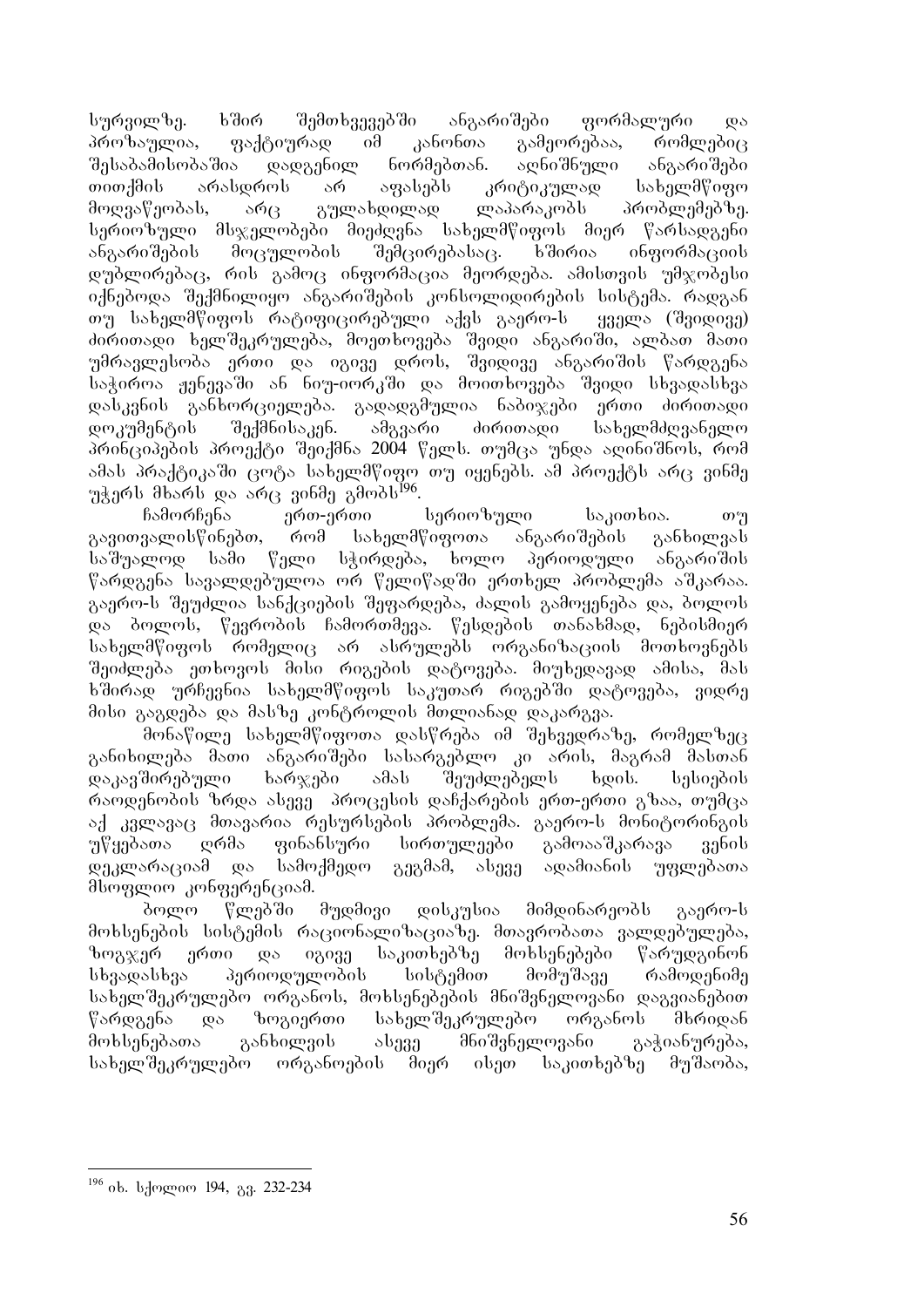სურვილზე. ხშირ შემთხვევებში ანგარიშები ფორმალური და პროზაულია, ფაქტიურად იმ კანონთა გამეორებაა, რომლებიც შესაბამისობაშია დადგენილ ნორმებთან. აღნიშნული ანგარიშები თითქმის არასდროს არ აფასებს კრიტიკულად სახელმწიფო მოღვაწეობას, არც გულახდილად ლაპარაკობს პრობლემებზე. სერიოზული მსჯელობები მიეძღვნა სახელმწიფოს მიერ წარსადგენი ანგარიშების მოცულობის შემცირებასაც. ხშირია ინფორმაციის დუბლირებაც, რის გამოც ინფორმაცია მეორდება. ამისთვის უმჯობესი იქნებოდა შექმნილიყო ანგარიშების კონსოლიდირების სისტემა. რადგან თუ სახელმწიფოს რატიფიცირებული აქვს გაერო-ს ყველა (შვიდივე) ძირითადი ხელშეკრულება, მოეთხოვება შვიდი ანგარიში, ალბათ მათი უმრავლესობა ერთი და იგივე დროს, შვიდივე ანგარიშის წარდგენა საჭიროა ჟენევაში ან ნიუ-იორკში და მოითხოვება შვიდი სხვადასხვა დასკვნის განხორციელება. გადადგმულია ნაბიჯები ერთი ძირითადი დოკუმენტის შექმნისაკენ. ამგვარი ძირითადი სახელმძღვანელო პრინციპების პროექტი შეიქმნა 2004 წელს. თუმცა უნდა აღინიშნოს, რომ ამას პრაქტიკაში ცოტა სახელმწიფო თუ იყენებს. ამ პროექტს არც ვინმე უჭერს მხარს და არც ვინმე გმობს[196].

ჩამორჩენა ერთ-ერთი სერიოზული საკითხია. თუ გავითვალისწინებთ, რომ სახელმწიფოთა ანგარიშების განხილვას საშუალოდ სამი წელი სჭირდება, ხოლო პერიოდული ანგარიშის წარდგენა სავალდებულოა ორ წელიწადში ერთხელ პრობლემა აშკარაა. გაერო-ს შეუძლია სანქციების შეფარდება, ძალის გამოყენება და, ბოლოს და ბოლოს, წევრობის ჩამორთმევა. წესდების თანახმად, ნებისმიერ სახელმწიფოს რომელიც არ ასრულებს ორგანიზაციის მოთხოვნებს შეიძლება ეთხოვოს მისი რიგების დატოვება. მიუხედავად ამისა, მას ხშირად ურჩევნია სახელმწიფოს საკუთარ რიგებში დატოვება, ვიდრე მისი გაგდება და მასზე კონტროლის მთლიანად დაკარგვა.

მონაწილე სახელმწიფოთა დასწრება იმ შეხვედრაზე, რომელზეც განიხილება მათი ანგარიშები სასარგებლო კი არის, მაგრამ მასთან დაკავშირებული ხარჯები ამას შეუძლებელს ხდის. სესიების რაოდენობის ზრდა ასევე პროცესის დაჩქარების ერთ-ერთი გზაა, თუმცა აქ კვლავაც მთავარია რესურსების პრობლემა. გაერო-ს მონიტორინგის უწყებათა ღრმა ფინანსური სირთულეები გამოააშკარავა ვენის დეკლარაციამ და სამოქმედო გეგმამ, ასევე ადამიანის უფლებათა მსოფლიო კონფერენციამ.

ბოლო წლებში მუდმივი დისკუსია მიმდინარეობს გაერო-ს მოხსენების სისტემის რაციონალიზაციაზე. მთავრობათა ვალდებულება, ზოგჯერ ერთი და იგივე საკითხებზე მოხსენებები წარუდგინონ სხვადასხვა პერიოდულობის სისტემით მომუშავე რამოდენიმე სახელშეკრულებო ორგანოს, მოხსენებების მნიშვნელოვანი დაგვიანებით წარდგენა და ზოგიერთი სახელშეკრულებო ორგანოს მხრიდან მოხსენებათა განხილვის ასევე მნიშვნელოვანი გაჭიანურება, სახელშეკრულებო ორგანოების მიერ ისეთ საკითხებზე მუშაობა,

---

[196] იხ. სქოლიო 194, გვ. 232-234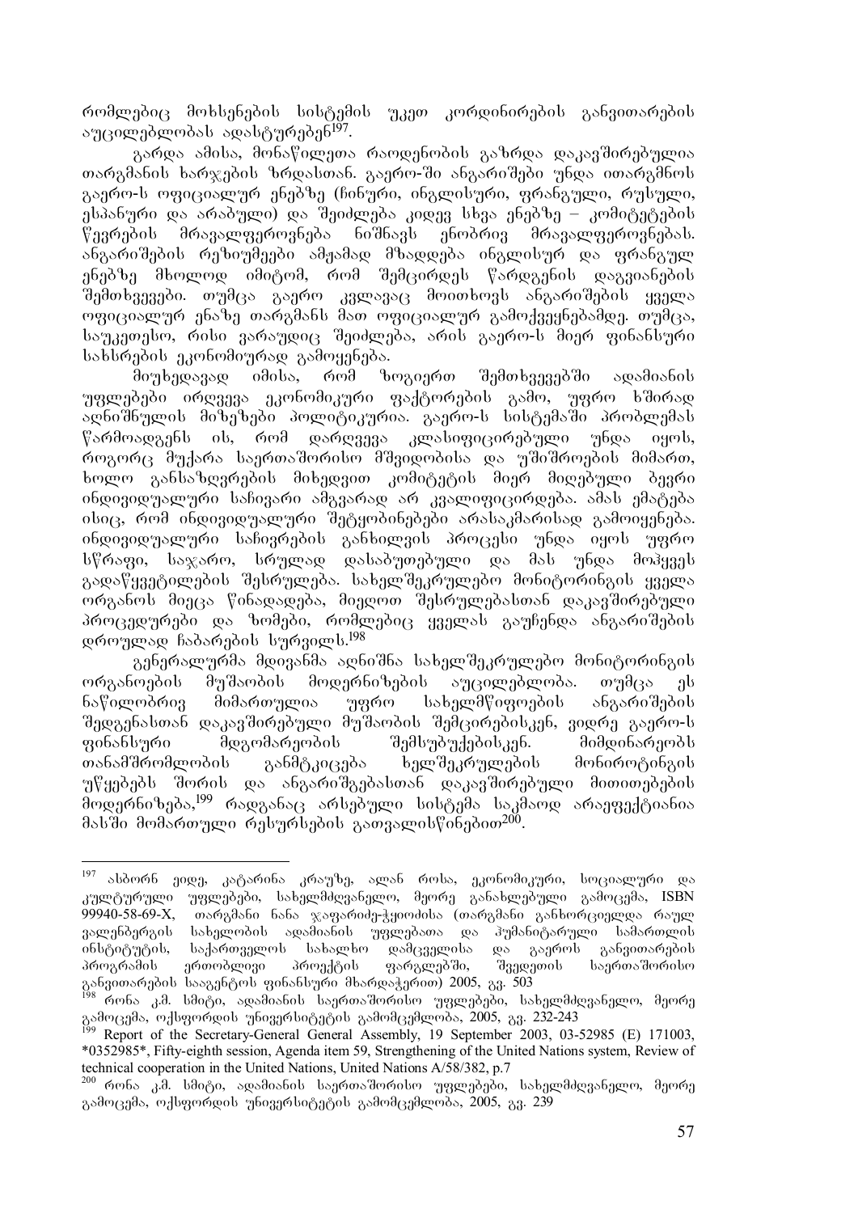რომლებიც მოხსენების სისტემის უკეთ კორდინირების განვითარების აუცილებლობას ადასტურებენ[197].

გარდა ამისა, მონაწილეთა რაოდენობის ზრდა დაკავშირებულია თარგმანის ხარჯების ზრდასთან. გაერო-ში ანგარიშები უნდა ითარგმნოს გაერო-ს ოფიციალურ ენებზე (ჩინური, ინგლისური, ფრანგული, რუსული, ესპანური და არაბული) და შეიძლება კიდევ სხვა ენებზე – კომიტეტების წევრების მრავალფეროვნება ნიშნავს ენობრივ მრავალფეროვნებას. ანგარიშების რეზიუმეები ამჟამად მზადდება ინგლისურ და ფრანგულ ენებზე მხოლოდ იმიტომ, რომ შემცირდეს წარდგენის დაგვიანების შემთხვევები. თუმცა გაერო კვლავაც მოითხოვს ანგარიშების ყველა ოფიციალურ ენაზე თარგმანს მათ ოფიციალურ გამოქვეყნებამდე. თუმცა, საუკეთესო, რისი ვარაუდიც შეიძლება, არის გაერო-ს მიერ ფინანსური სახსრების ეკონომიურად გამოყენება.

მიუხედავად იმისა, რომ ზოგიერთ შემთხვევებში ადამიანის უფლებები ირღვევა ეკონომიკური ფაქტორების გამო, უფრო ხშირად აღნიშნულის მიზეზები პოლიტიკურია. გაერო-ს სისტემაში პრობლემას წარმოადგენს ის, რომ დარღვევა კლასიფიცირებული უნდა იყოს, როგორც მუქარა საერთაშორისო მშვიდობისა და უშიშროების მიმართ, ხოლო განსაზღვრების მიხედვით კომიტეტის მიერ მიღებული ბევრი ინდივიდუალური საჩივარი ამგვარად არ კვალიფიცირდება. ამას ემატება ისიც, რომ ინდივიდუალური შეტყობინებები არასაკმარისად გამოიყენება. ინდივიდუალური საჩივრების განხილვის პროცესი უნდა იყოს უფრო სწრაფი, საჯარო, სრულად დასაბუთებული და მას უნდა მოჰყვეს გადაწყვეტილების შესრულება. სახელშეკრულებო მონიტორინგის ყველა ორგანოს მიეცა წინადადება, მიეღოთ შესრულებასთან დაკავშირებული პროცედურები და ზომები, რომლებიც ყველას გაუჩენდა ანგარიშების დროულად ჩაბარების სურვილს.[198]

გენერალურმა მდივანმა აღნიშნა სახელშეკრულებო მონიტორინგის ორგანოების მუშაობის მოდერნიზების აუცილებლობა. თუმცა ეს ნაწილობრივ მიმართულია უფრო სახელმწიფოების ანგარიშების შედგენასთან დაკავშირებული მუშაობის შემცირებისკენ, ვიდრე გაერო-ს ფინანსური მდგომარეობის შემსუბუქებისკენ. მიმდინარეობს თანამშრომლობის განმტკიცება ხელშეკრულების მონიროტინგის უწყებებს შორის და ანგარიშგებასთან დაკავშირებული მითითებების მოდერნიზება,[199] რადგანაც არსებული სისტემა საკმაოდ არაეფექტიანია მასში მომართული რესურსების გათვალისწინებით[200].

---

[197] ასბორნ ეიდე, კატარინა კრაუზე, ალან როსა, ეკონომიკური, სოციალური და კულტურული უფლებები, სახელმძღვანელო, მეორე განახლებული გამოცემა, ISBN 99940-58-69-X, თარგმანი ნანა ჯაფარიძე-ჭეიოძისა (თარგმანი განხორციელდა რაულ ვალენბერგის სახელობის ადამიანის უფლებათა და ჰუმანიტარული სამართლის ინსტიტუტის, საქართველოს სახალხო დამცველისა და გაეროს განვითარების პროგრამის ერთობლივი პროექტის ფარგლებში, შვედეთის საერთაშორისო განვითარების სააგენტოს ფინანსური მხარდაჭერით) 2005, გვ. 503

[198] რონა კ.მ. სმიტი, ადამიანის საერთაშორისო უფლებები, სახელმძღვანელო, მეორე გამოცემა, ოქსფორდის უნივერსიტეტის გამომცემლობა, 2005, გვ. 232-243

[199] Report of the Secretary-General General Assembly, 19 September 2003, 03-52985 (E) 171003, *0352985*, Fifty-eighth session, Agenda item 59, Strengthening of the United Nations system, Review of technical cooperation in the United Nations, United Nations A/58/382, p.7

[200] რონა კ.მ. სმიტი, ადამიანის საერთაშორისო უფლებები, სახელმძღვანელო, მეორე გამოცემა, ოქსფორდის უნივერსიტეტის გამომცემლობა, 2005, გვ. 239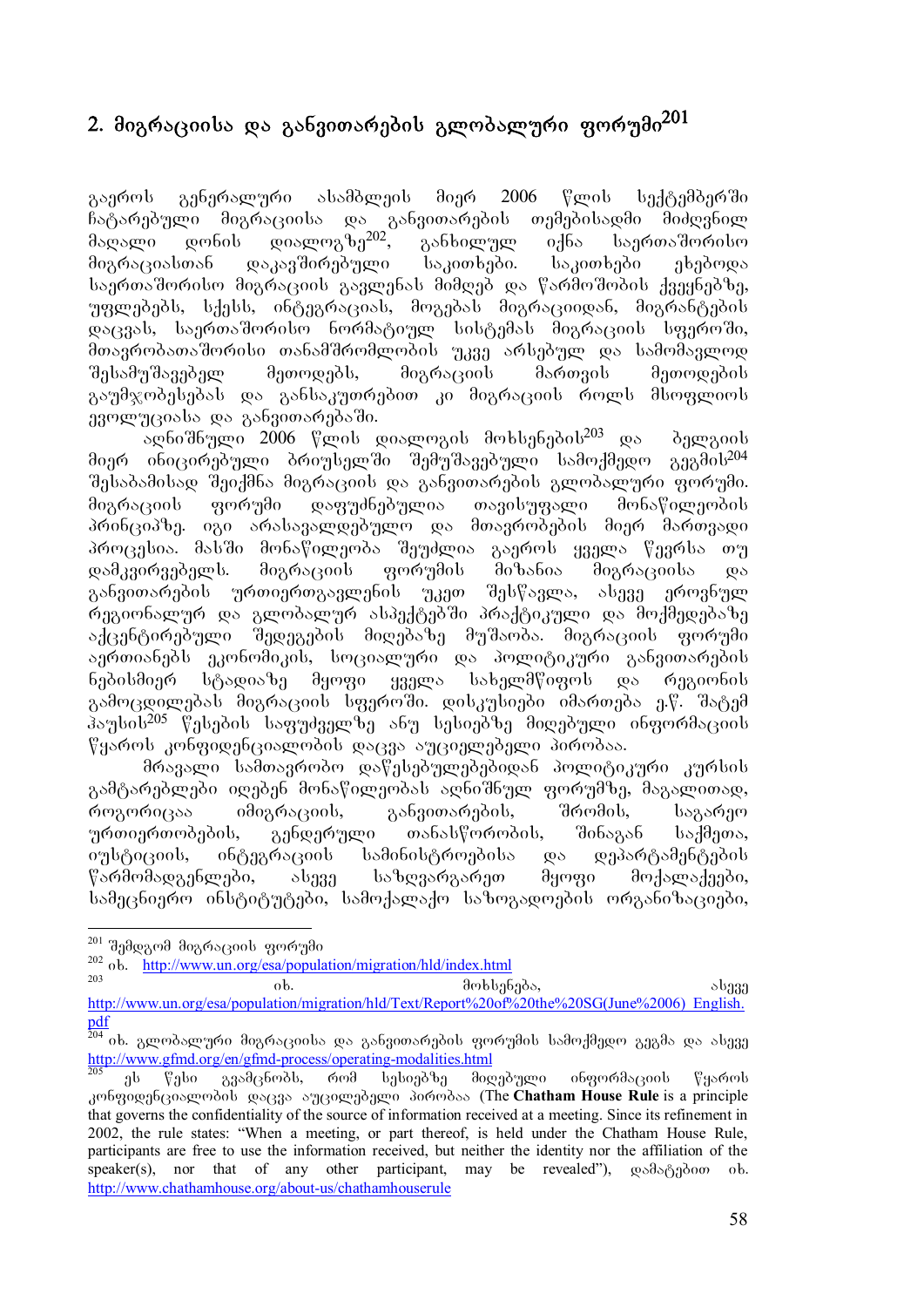## 2. მიგრაციისა და განვითარების გლობალური ფორუმი[201]

გაეროს გენერალური ასამბლეის მიერ 2006 წლის სექტემბერში ჩატარებული მიგრაციისა და განვითარების თემებისადმი მიძღვნილ მაღალი დონის დიალოგზე[202], განხილულ იქნა საერთაშორისო მიგრაციასთან დაკავშირებული საკითხები. საკითხები ეხებოდა საერთაშორისო მიგრაციის გავლენას მიმღებ და წარმოშობის ქვეყნებზე, უფლებებს, სქესს, ინტეგრაციას, მოგებას მიგრაციიდან, მიგრანტების დაცვას, საერთაშორისო ნორმატიულ სისტემას მიგრაციის სფეროში, მთავრობათაშორისი თანამშრომლობის უკვე არსებულ და სამომავლოდ შესამუშავებელ მეთოდებს, მიგრაციის მართვის მეთოდების გაუმჯობესებას და განსაკუთრებით კი მიგრაციის როლს მსოფლიოს ევოლუციასა და განვითარებაში.

აღნიშნული 2006 წლის დიალოგის მოხსენების[203] და ბელგიის მიერ ინიცირებული ბრიუსელში შემუშავებული სამოქმედო გეგმის[204] შესაბამისად შეიქმნა მიგრაციის და განვითარების გლობალური ფორუმი. მიგრაციის ფორუმი დაფუძნებულია თავისუფალი მონაწილეობის პრინციპზე. იგი არასავალდებულო და მთავრობების მიერ მართვადი პროცესია. მასში მონაწილეობა შეუძლია გაეროს ყველა წევრსა თუ დამკვირვებელს. მიგრაციის ფორუმის მიზანია მიგრაციისა და განვითარების ურთიერთგავლენის უკეთ შესწავლა, ასევე ეროვნულ რეგიონალურ და გლობალურ ასპექტებში პრაქტიკული და მოქმედებაზე აქცენტირებული შედეგების მიღებაზე მუშაობა. მიგრაციის ფორუმი აერთიანებს ეკონომიკის, სოციალური და პოლიტიკური განვითარების ნებისმიერ სტადიაზე მყოფი ყველა სახელმწიფოს და რეგიონის გამოცდილებას მიგრაციის სფეროში. დისკუსიები იმართება ე.წ. შატემ ჰაუსის[205] წესების საფუძველზე ანუ სესიებზე მიღებული ინფორმაციის წყაროს კონფიდენციალობის დაცვა აუცილებელი პირობაა.

მრავალი სამთავრობო დაწესებულებებიდან პოლიტიკური კურსის გამტარებლები იღებენ მონაწილეობას აღნიშნულ ფორუმზე, მაგალითად, როგორიცაა იმიგრაციის, განვითარების, შრომის, საგარეო ურთიერთობების, გენდერული თანასწორობის, შინაგან საქმეთა, იუსტიციის, ინტეგრაციის სამინისტროებისა და დეპარტამენტების წარმომადგენლები, ასევე საზღვარგარეთ მყოფი მოქალაქეები, სამეცნიერო ინსტიტუტები, სამოქალაქო საზოგადოების ორგანიზაციები,

---

[201] შემდგომ მიგრაციის ფორუმი

[202] იხ. http://www.un.org/esa/population/migration/hld/index.html

[203] იხ. მოხსენება, ასევე http://www.un.org/esa/population/migration/hld/Text/Report%20of%20the%20SG(June%2006)_English.pdf

[204] იხ. გლობალური მიგრაციისა და განვითარების ფორუმის სამოქმედო გეგმა და ასევე http://www.gfmd.org/en/gfmd-process/operating-modalities.html

[205] ეს წესი გვამცნობს, რომ სესიებზე მიღებული ინფორმაციის წყაროს კონფიდენციალობის დაცვა აუცილებელი პირობაა (The **Chatham House Rule** is a principle that governs the confidentiality of the source of information received at a meeting. Since its refinement in 2002, the rule states: "When a meeting, or part thereof, is held under the Chatham House Rule, participants are free to use the information received, but neither the identity nor the affiliation of the speaker(s), nor that of any other participant, may be revealed"), დამატებით იხ. http://www.chathamhouse.org/about-us/chathamhouserule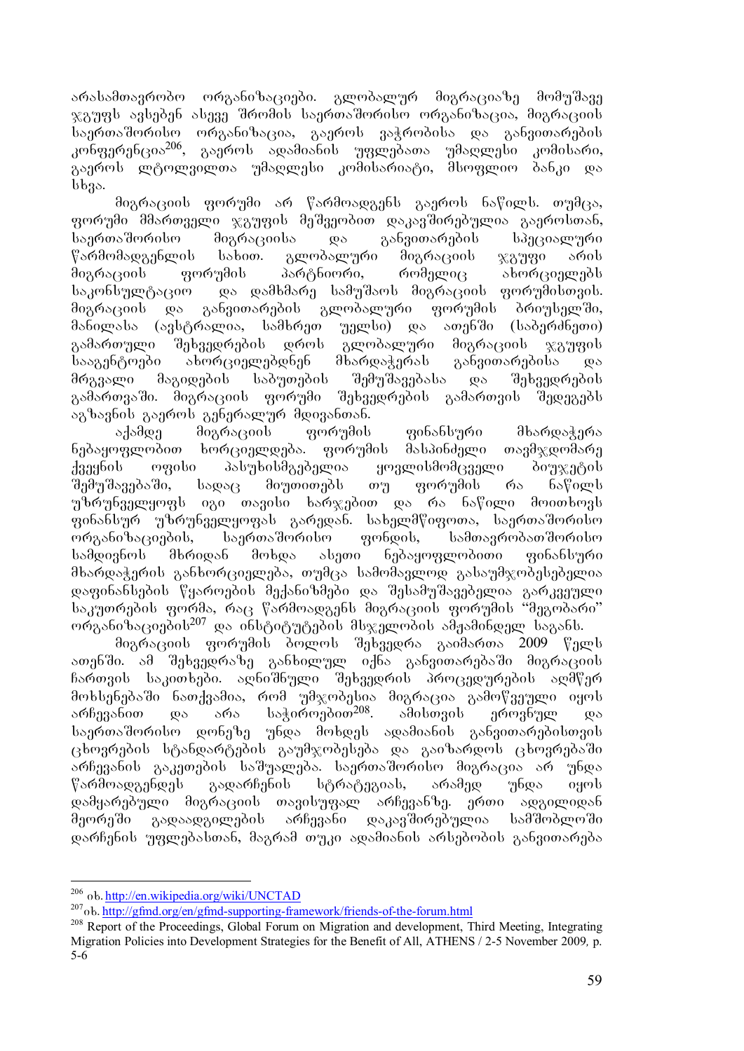არასამთავრობო ორგანიზაციები. გლობალურ მიგრაციაზე მომუშავე ჯგუფს ავსებენ ასევე შრომის საერთაშორისო ორგანიზაცია, მიგრაციის საერთაშორისო ორგანიზაცია, გაეროს ვაჭრობისა და განვითარების კონფერენცია[206], გაეროს ადამიანის უფლებათა უმაღლესი კომისარი, გაეროს ლტოლვილთა უმაღლესი კომისარიატი, მსოფლიო ბანკი და სხვა.

მიგრაციის ფორუმი არ წარმოადგენს გაეროს ნაწილს. თუმცა, ფორუმი მმართველი ჯგუფის მეშვეობით დაკავშირებულია გაეროსთან, საერთაშორისო მიგრაციისა და განვითარების სპეციალური წარმომადგენლის სახით. გლობალური მიგრაციის ჯგუფი არის მიგრაციის ფორუმის პარტნიორი, რომელიც ახორციელებს საკონსულტაციო და დამხმარე სამუშაოს მიგრაციის ფორუმისთვის. მიგრაციის და განვითარების გლობალური ფორუმის ბრიუსელში, მანილასა (ავსტრალია, სამხრეთ უელსი) და ათენში (საბერძნეთი) გამართული შეხვედრების დროს გლობალური მიგრაციის ჯგუფის სააგენტოები ახორციელებდნენ მხარდაჭერას განვითარებისა და მრგვალი მაგიდების საბუთების შემუშავებასა და შეხვედრების გამართვაში. მიგრაციის ფორუმი შეხვედრების გამართვის შედეგებს აგზავნის გაეროს გენერალურ მდივანთან.

აქამდე მიგრაციის ფორუმის ფინანსური მხარდაჭერა ნებაყოფლობით ხორციელდება. ფორუმის მასპინძელი თავმჯდომარე ქვეყნის ოფისი პასუხისმგებელია ყოველისმომცველი ბიუჯეტის შემუშავებაში, სადაც მიუთითებს თუ ფორუმის რა ნაწილს უზრუნველყოფს იგი თავისი ხარჯებით და რა ნაწილი მოითხოვს ფინანსურ უზრუნველყოფას გარედან. სახელმწიფოთა, საერთაშორისო ორგანიზაციების, საერთაშორისო ფონდის, სამთავრობათშორისო სამდივნოს მხრიდან მოხდა ასეთი ნებაყოფლობითი ფინანსური მხარდაჭერის განხორციელება, თუმცა სამომავლოდ გასაუმჯობესებელია დაფინანსების წყაროების მექანიზმები და შესამუშავებელია გარკვეული საკუთრების ფორმა, რაც წარმოადგენს მიგრაციის ფორუმის "მეგობარი" ორგანიზაციების[207] და ინსტიტუტების მსჯელობის ამჟამინდელ საგანს.

მიგრაციის ფორუმის ბოლოს შეხვედრა გაიმართა 2009 წელს ათენში. ამ შეხვედრაზე განხილულ იქნა განვითარებაში მიგრაციის ჩართვის საკითხები. აღნიშნული შეხვედრის პროცედურების აღმწერ მოხსენებაში ნათქვამია, რომ უმჯობესია მიგრაცია გამოწვეული იყოს არჩევანით და არა საჭიროებით[208]. ამისთვის ეროვნულ და საერთაშორისო დონეზე უნდა მოხდეს ადამიანის განვითარებისთვის ცხოვრების სტანდარტების გაუმჯობესება და გაიზარდოს ცხოვრებაში არჩევანის გაკეთების საშუალება. საერთაშორისო მიგრაცია არ უნდა წარმოადგენდეს გადარჩენის სტრატეგიას, არამედ უნდა იყოს დამყარებული მიგრაციის თავისუფალ არჩევანზე. ერთი ადგილიდან მეორეში გადაადგილების არჩევანი დაკავშირებულია სამშობლოში დარჩენის უფლებასთან, მაგრამ თუკი ადამიანის არსებობის განვითარება

---

[206] იხ. http://en.wikipedia.org/wiki/UNCTAD

[207] იხ. http://gfmd.org/en/gfmd-supporting-framework/friends-of-the-forum.html

[208] Report of the Proceedings, Global Forum on Migration and development, Third Meeting, Integrating Migration Policies into Development Strategies for the Benefit of All, ATHENS / 2-5 November 2009, p. 5-6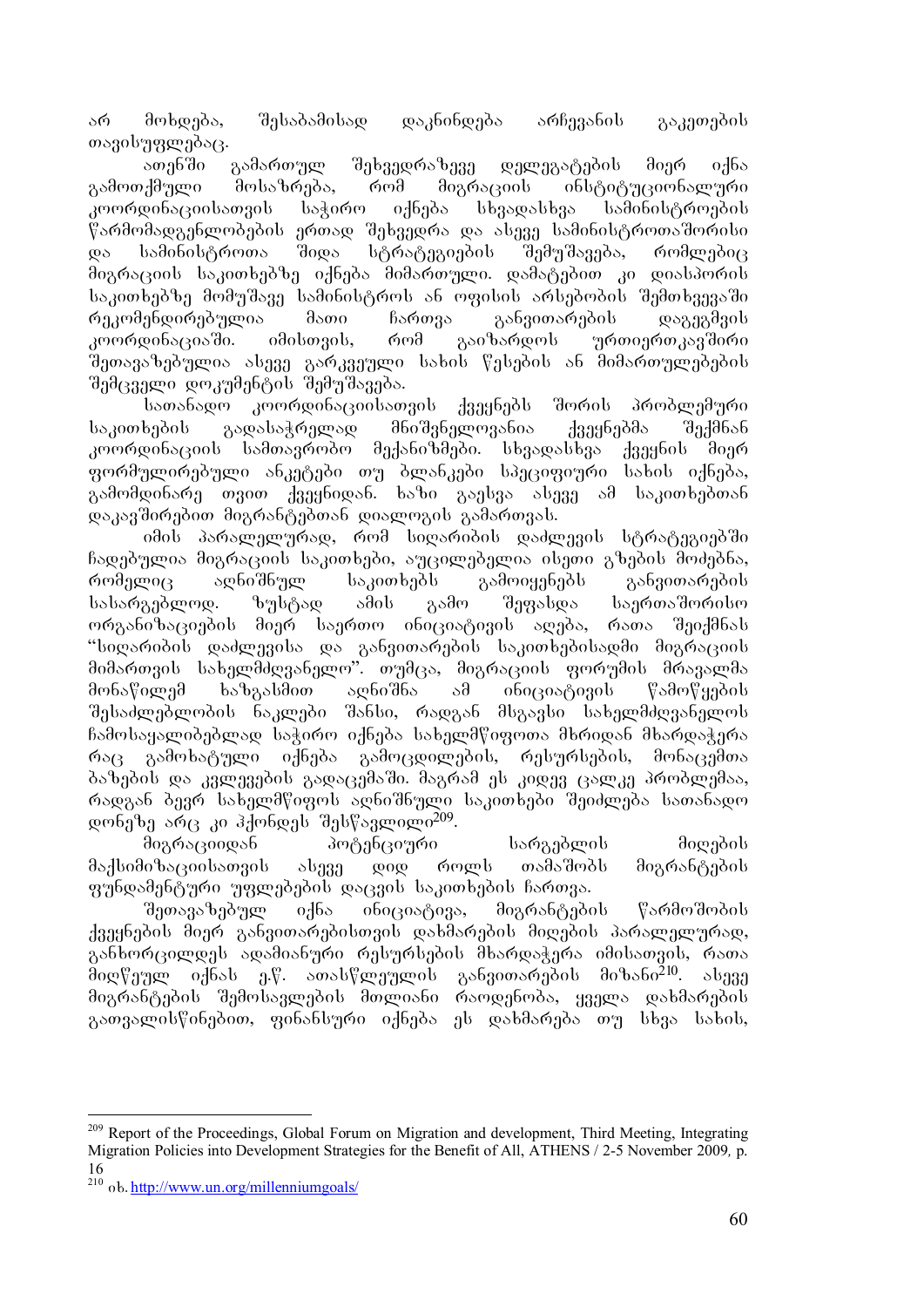არ მოხდება, შესაბამისად დაკნინდება არჩევანის გაკეთების თავისუფლებაც.

ათენში გამართულ შეხვედრაზევე დელეგატების მიერ იქნა გამოთქმული მოსაზრება, რომ მიგრაციის ინსტიტუციონალური კოორდინაციისათვის საჭირო იქნება სხვადასხვა სამინისტროების წარმომადგენლობების ერთად შეხვედრა და ასევე სამინისტროთაშორისი და სამინისტროთა შიდა სტრატეგიების შემუშავება, რომლებიც მიგრაციის საკითხებზე იქნება მიმართული. დამატებით კი დიასპორის საკითხებზე მომუშავე სამინისტროს ან ოფისის არსებობის შემთხვევაში რეკომენდირებულია მათი ჩართვა განვითარების დაგეგმვის კოორდინაციაში. იმისთვის, რომ გაიზარდოს ურთიერთკავშირი შეთავაზებულია ასევე გარკვეული სახის წესების ან მიმართულებების შემცველი დოკუმენტის შემუშავება.

სათანადო კოორდინაციისათვის ქვეყნებს შორის პრობლემური საკითხების გადასაჭრელად მნიშვნელოვანია ქვეყნებმა შექმნან კოორდინაციის სამთავრობო მექანიზმები. სხვადასხვა ქვეყნის მიერ ფორმულირებული ანკეტები თუ ბლანკები სპეციფიური სახის იქნება, გამომდინარე თვით ქვეყნიდან. ხაზი გაესვა ასევე ამ საკითხებთან დაკავშირებით მიგრანტებთან დიალოგის გამართვას.

იმის პარალელურად, რომ სიღარიბის დაძლევის სტრატეგიებში ჩადებულია მიგრაციის საკითხები, აუცილებელია ისეთი გზების მოძებნა, რომელიც აღნიშნულ საკითხებს გამოიყენებს განვითარების სასარგებლოდ. ზუსტად ამის გამო შეფასდა საერთაშორისო ორგანიზაციების მიერ საერთო ინიციატივის აღება, რათა შეიქმნას “სიღარიბის დაძლევისა და განვითარების საკითხებისადმი მიგრაციის მიმართვის სახელმძღვანელო”. თუმცა, მიგრაციის ფორუმის მრავალმა მონაწილემ ხაზგასმით აღნიშნა ამ ინიციატივის წამოწყების შესაძლებლობის ნაკლები შანსი, რადგან მსგავსი სახელმძღვანელოს ჩამოსაყალიბებლად საჭირო იქნება სახელმწიფოთა მხრიდან მხარდაჭერა რაც გამოხატული იქნება გამოცდილების, რესურსების, მონაცემთა ბაზების და კვლევების გადაცემაში. მაგრამ ეს კიდევ ცალკე პრობლემაა, რადგან ბევრ სახელმწიფოს აღნიშნული საკითხები შეიძლება სათანადო დონეზე არც კი ჰქონდეს შესწავლილი[209].

მიგრაციიდან პოტენციური სარგებლის მიღების მაქსიმიზაციისათვის ასევე დიდ როლს თამაშობს მიგრანტების ფუნდამენტური უფლებების დაცვის საკითხების ჩართვა.

შეთავაზებულ იქნა ინიციატივა, მიგრანტების წარმოშობის ქვეყნების მიერ განვითარებისთვის დახმარების მიღების პარალელურად, განხორციელდეს ადამიანური რესურსების მხარდაჭერა იმისათვის, რათა მიღწეულ იქნას ე.წ. ათასწლეულის განვითარების მიზანი[210]. ასევე მიგრანტების შემოსავლების მთლიანი რაოდენობა, ყველა დახმარების გათვალისწინებით, ფინანსური იქნება ეს დახმარება თუ სხვა სახის,

---

[209] Report of the Proceedings, Global Forum on Migration and development, Third Meeting, Integrating Migration Policies into Development Strategies for the Benefit of All, ATHENS / 2-5 November 2009, p. 16

[210] იხ. http://www.un.org/millenniumgoals/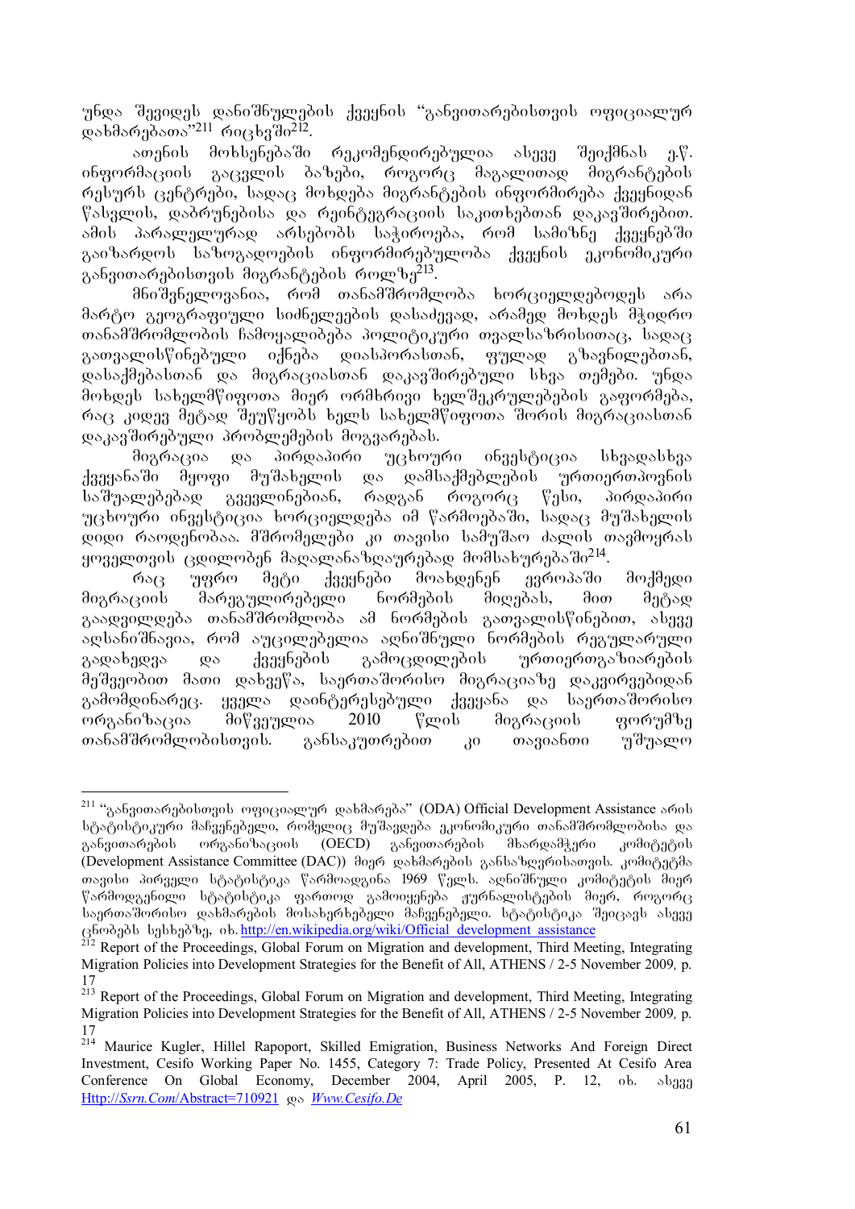უნდა შევიდეს დანიშნულების ქვეყნის "განვითარებისთვის ოფიციალურ დახმარებათა"[211] რიცხვში[212].

ათენის მოხსენებაში რეკომენდირებულია ასევე შეიქმნას ე.წ. ინფორმაციის გაცვლის ბაზები, როგორც მაგალითად მიგრანტების რესურს ცენტრები, სადაც მოხდება მიგრანტების ინფორმირება ქვეყნიდან წასვლის, დაბრუნებისა და რეინტეგრაციის საკითხებთან დაკავშირებით. ამის პარალელურად არსებობს საჭიროება, რომ სამიზნე ქვეყნებში გაიზარდოს საზოგადოების ინფორმირებულობა ქვეყნის ეკონომიკური განვითარებისთვის მიგრანტების როლზე[213].

მნიშვნელოვანია, რომ თანამშრომლობა ხორციელდებოდეს არა მარტო გეოგრაფიული სიძნელეების დასაძლევად, არამედ მოხდეს მჭიდრო თანამშრომლობის ჩამოყალიბება პოლიტიკური თვალსაზრისითაც, სადაც გათვალისწინებული იქნება დიასპორასთან, ფულად გზავნილებთან, დასაქმებასთან და მიგრაციასთან დაკავშირებული სხვა თემები. უნდა მოხდეს სახელმწიფოთა მიერ ორმხრივი ხელშეკრულებების გაფორმება, რაც კიდევ მეტად შეუწყობს ხელს სახელმწიფოთა შორის მიგრაციასთან დაკავშირებული პრობლემების მოგვარებას.

მიგრაცია და პირდაპირი უცხოური ინვესტიცია სხვადასხვა ქვეყანაში მყოფი მუშახელის და დამსაქმებლების ურთიერთპოვნის საშუალებებად გვევლინებიან, რადგან როგორც წესი, პირდაპირი უცხოური ინვესტიცია ხორციელდება იმ წარმოებაში, სადაც მუშახელის დიდი რაოდენობაა. მშრომელები კი თავისი სამუშაო ძალის თავმოყრას ყოველთვის ცდილობენ მაღალანაზღაურებად მომსახურებაში[214].

რაც უფრო მეტი ქვეყნები მოახდენენ ევროპაში მოქმედი მიგრაციის მარეგულირებელი ნორმების მიღებას, მით მეტად გაადვილდება თანამშრომლობა ამ ნორმების გათვალისწინებით, ასევე აღსანიშნავია, რომ აუცილებელია აღნიშნული ნორმების რეგულარული გადახედვა და ქვეყნების გამოცდილების ურთიერთგაზიარების მეშვეობით მათი დახვეწა, საერთაშორისო მიგრაციაზე დაკვირვებიდან გამომდინარეც. ყველა დაინტერესებული ქვეყანა და საერთაშორისო ორგანიზაცია მიწვეულია 2010 წლის მიგრაციის ფორუმზე თანამშრომლობისთვის. განსაკუთრებით კი თავიანთი უშუალო

---

[211] "განვითარებისთვის ოფიციალურ დახმარება" (ODA) Official Development Assistance არის სტატისტიკური მაჩვენებელი, რომელიც მუშავდება ეკონომიკური თანამშრომლობისა და განვითარების ორგანიზაციის (OECD) განვითარების მხარდამჭერი კომიტეტის (Development Assistance Committee (DAC)) მიერ დახმარების განსაზღვრისათვის. კომიტეტმა თავისი პირველი სტატისტიკა წარმოადგინა 1969 წელს. აღნიშნული კომიტეტის მიერ წარმოდგენილი სტატისტიკა ფართოდ გამოიყენება ჟურნალისტების მიერ, როგორც საერთაშორისო დახმარების მოსახერხებელი მაჩვენებელი. სტატისტიკა შეიცავს ასევე ცნობებს სესხებზე, იხ. http://en.wikipedia.org/wiki/Official_development_assistance

[212] Report of the Proceedings, Global Forum on Migration and development, Third Meeting, Integrating Migration Policies into Development Strategies for the Benefit of All, ATHENS / 2-5 November 2009, p. 17

[213] Report of the Proceedings, Global Forum on Migration and development, Third Meeting, Integrating Migration Policies into Development Strategies for the Benefit of All, ATHENS / 2-5 November 2009, p. 17

[214] Maurice Kugler, Hillel Rapoport, Skilled Emigration, Business Networks And Foreign Direct Investment, Cesifo Working Paper No. 1455, Category 7: Trade Policy, Presented At Cesifo Area Conference On Global Economy, December 2004, April 2005, P. 12, იხ. ასევე Http://*Ssrn.Com*/Abstract=710921 და *Www.Cesifo.De*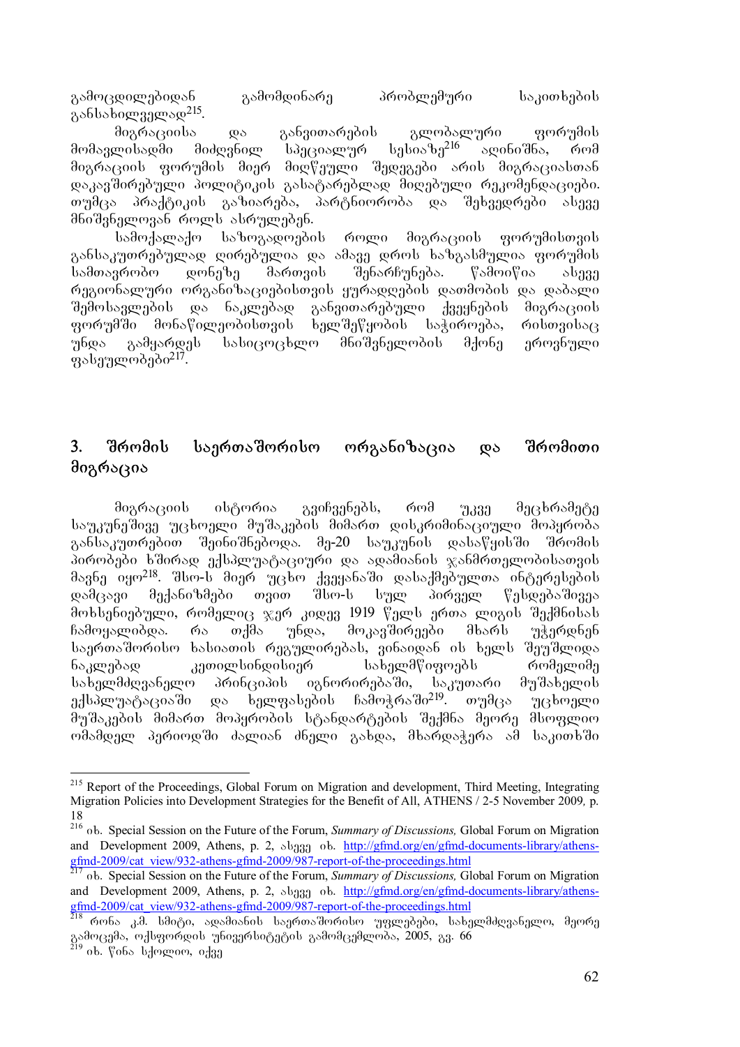გამოცდილებიდან გამომდინარე პრობლემური საკითხების განსახილველად[215].

მიგრაციისა და განვითარების გლობალური ფორუმის მომავლისადმი მიძღვნილ სპეციალურ სესიაზე[216] აღინიშნა, რომ მიგრაციის ფორუმის მიერ მიღწეული შედეგები არის მიგრაციასთან დაკავშირებული პოლიტიკის გასატარებლად მიღებული რეკომენდაციები. თუმცა პრაქტიკის გაზიარება, პარტნიორობა და შეხვედრები ასევე მნიშვნელოვან როლს ასრულებენ.

სამოქალაქო საზოგადოების როლი მიგრაციის ფორუმისთვის განსაკუთრებულად ღირებულია და ამავე დროს ხაზგასმულია ფორუმის სამთავრობო დონეზე მართვის შენარჩუნება. წამოიწია ასევე რეგიონალური ორგანიზაციებისთვის ყურადღების დათმობის და დაბალი შემოსავლების და ნაკლებად განვითარებული ქვეყნების მიგრაციის ფორუმში მონაწილეობისთვის ხელშეწყობის საჭიროება, რისთვისაც უნდა გამყარდეს სასიცოცხლო მნიშვნელობის მქონე ეროვნული ფასეულობები[217].

## 3. შრომის საერთაშორისო ორგანიზაცია და შრომითი მიგრაცია

მიგრაციის ისტორია გვიჩვენებს, რომ უკვე მეცხრამეტე საუკუნეშივე უცხოელი მუშაკების მიმართ დისკრიმინაციული მოპყრობა განსაკუთრებით შეინიშნებოდა. მე-20 საუკუნის დასაწყისში შრომის პირობები ხშირად ექსპლუატაციური და ადამიანის ჯანმრთელობისათვის მავნე იყო[218]. შსო-ს მიერ უცხო ქვეყანაში დასაქმებულთა ინტერესების დამცავი მექანიზმები თვით შსო-ს სულ პირველ წესდებაშივეა მოხსენიებული, რომელიც ჯერ კიდევ 1919 წელს ერთა ლიგის შექმნისას ჩამოყალიბდა. რა თქმა უნდა, მოკავშირეები მხარს უჭერდნენ საერთაშორისო ხასიათის რეგულირებას, ვინაიდან ის ხელს შეუშლიდა ნაკლებად კეთილსინდისიერ სახელმწიფოებს რომელიმე სახელმძღვანელო პრინციპის იგნორირებაში, საკუთარი მუშახელის ექსპლუატაციაში და ხელფასების ჩამოჭრაში[219]. თუმცა უცხოელი მუშაკების მიმართ მოპყრობის სტანდარტების შექმნა მეორე მსოფლიო ომამდელ პერიოდში ძალიან ძნელი გახდა, მხარდაჭერა ამ საკითხში

---

[215] Report of the Proceedings, Global Forum on Migration and development, Third Meeting, Integrating Migration Policies into Development Strategies for the Benefit of All, ATHENS / 2-5 November 2009, p. 18

[216] იხ. Special Session on the Future of the Forum, *Summary of Discussions,* Global Forum on Migration and Development 2009, Athens, p. 2, ასევე იხ. http://gfmd.org/en/gfmd-documents-library/athens-gfmd-2009/cat_view/932-athens-gfmd-2009/987-report-of-the-proceedings.html

[217] იხ. Special Session on the Future of the Forum, *Summary of Discussions,* Global Forum on Migration and Development 2009, Athens, p. 2, ასევე იხ. http://gfmd.org/en/gfmd-documents-library/athens-gfmd-2009/cat_view/932-athens-gfmd-2009/987-report-of-the-proceedings.html

[218] რონა კ.მ. სმიტი, ადამიანის საერთაშორისო უფლებები, სახელმძღვანელო, მეორე გამოცემა, ოქსფორდის უნივერსიტეტის გამომცემლობა, 2005, გვ. 66

[219] იხ. წინა სქოლიო, იქვე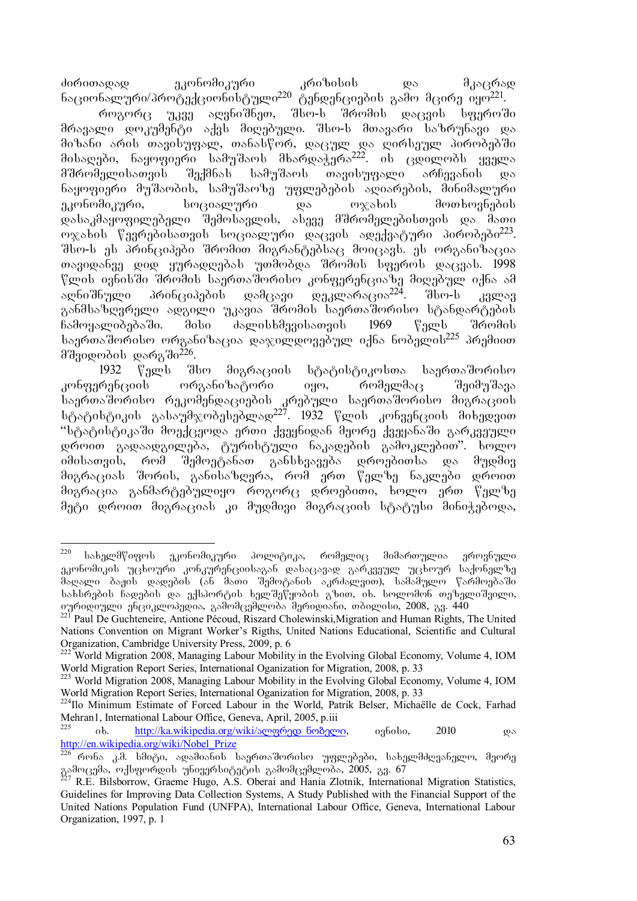ძირითადად ეკონომიკური კრიზისის და მკაცრად ნაციონალური/პროტექციონისტული[220] ტენდენციების გამო მცირე იყო[221].

როგორც უკვე აღვნიშნეთ, შსო-ს შრომის დაცვის სფეროში მრავალი დოკუმენტი აქვს მიღებული. შსო-ს მთავარი საზრუნავი და მიზანი არის თავისუფალ, თანასწორ, დაცულ და ღირსეულ პირობებში მისაღები, ნაყოფიერი სამუშაოს მხარდაჭერა[222]. ის ცდილობს ყველა მშრომელისათვის შექმნას სამუშაოს თავისუფალი არჩევანის და ნაყოფიერი მუშაობის, სამუშაოზე უფლებების აღიარების, მინიმალური ეკონომიკური, სოციალური და ოჯახის მოთხოვნების დასაკმაყოფილებელი შემოსავლის, ასევე მშრომელებისთვის და მათი ოჯახის წევრებისათვის სოციალური დაცვის ადექვატური პირობები[223]. შსო-ს ეს პრინციპები შრომით მიგრანტებსაც მოიცავს. ეს ორგანიზაცია თავიდანვე დიდ ყურადღებას უთმობდა შრომის სფეროს დაცვას. 1998 წლის ივნისში შრომის საერთაშორისო კონფერენციაზე მიღებულ იქნა ამ აღნიშნული პრინციპების დამცავი დეკლარაცია[224]. შსო-ს კვლავ განმსაზღვრელი ადგილი უკავია შრომის საერთაშორისო სტანდარტების ჩამოყალიბებაში. მისი ძალისხმევისათვის 1969 წელს შრომის საერთაშორისო ორგანიზაცია დაჯილდოვებულ იქნა ნობელის[225] პრემიით მშვიდობის დარგში[226].

1932 წელს შსო მიგრაციის სტატისტიკოსთა საერთაშორისო კონფერენციის ორგანიზატორი იყო, რომელმაც შეიმუშავა საერთაშორისო რეკომენდაციების კრებული საერთაშორისო მიგრაციის სტატისტიკის გასაუმჯობესებლად[227]. 1932 წლის კონვენციის მიხედვით "სტატისტიკაში მოქცეოდა ერთი ქვეყნიდან მეორე ქვეყანაში გარკვეული დროით გადაადგილება, ტურისტული ნაკადების გამოკლებით". ხოლო იმისათვის, რომ შემოეტანათ განსხვავება დროებითსა და მუდმივ მიგრაციას შორის, განისაზღვრა, რომ ერთ წელზე ნაკლები დროით მიგრაცია განმარტებულიყო როგორც დროებითი, ხოლო ერთ წელზე მეტი დროით მიგრაციას კი მუდმივი მიგრაციის სტატუსი მინიჭებოდა,

---

[220] სახელმწიფოს ეკონომიკური პოლიტიკა, რომელიც მიმართულია ეროვნული ეკონომიკის უცხოური კონკურენციისაგან დასაცავად გარკვეულ უცხოურ საქონელზე მაღალი ბაჟის დადების (ან მათი შემოტანის აკრძალვით), სამამულო წარმოებაში სახსრების ჩადების და ექსპორტის ხელშეწყობის გზით, იხ. სოლომონ თეზელიშვილი, იურიდიული ენციკლოპედია, გამომცემლობა მერიდიანი, თბილისი, 2008, გვ. 440

[221] Paul De Guchteneire, Antione Pécoud, Riszard Cholewinski,Migration and Human Rights, The United Nations Convention on Migrant Worker's Rigths, United Nations Educational, Scientific and Cultural Organization, Cambridge University Press, 2009, p. 6

[222] World Migration 2008, Managing Labour Mobility in the Evolving Global Economy, Volume 4, IOM World Migration Report Series, International Oganization for Migration, 2008, p. 33

[223] World Migration 2008, Managing Labour Mobility in the Evolving Global Economy, Volume 4, IOM World Migration Report Series, International Oganization for Migration, 2008, p. 33

[224] Ilo Minimum Estimate of Forced Labour in the World, Patrik Belser, Michaëlle de Cock, Farhad Mehran1, International Labour Office, Geneva, April, 2005, p.iii

[225] იხ. http://ka.wikipedia.org/wiki/ალფრედ_ნობელი, ივნისი, 2010 და http://en.wikipedia.org/wiki/Nobel_Prize

[226] რონა კ.მ. სმიტი, ადამიანის საერთაშორისო უფლებები, სახელმძღვანელო, მეორე გამოცემა, ოქსფორდის უნივერსიტეტის გამომცემლობა, 2005, გვ. 67

[227] R.E. Bilsborrow, Graeme Hugo, A.S. Oberai and Hania Zlotnik, International Migration Statistics, Guidelines for Improving Data Collection Systems, A Study Published with the Financial Support of the United Nations Population Fund (UNFPA), International Labour Office, Geneva, International Labour Organization, 1997, p. 1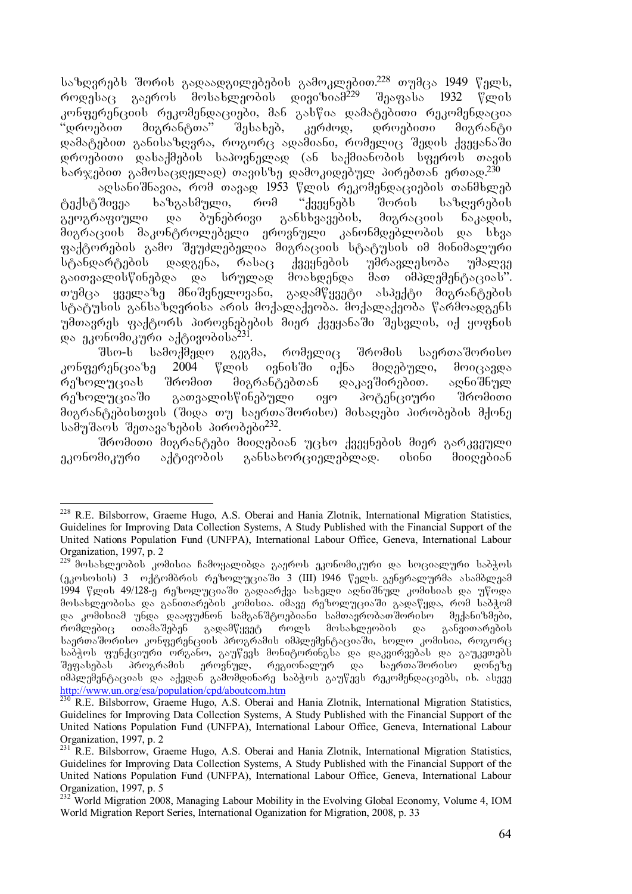საზღვრებს შორის გადაადგილებების გამოკლებით.[228] თუმცა 1949 წელს, როდესაც გაეროს მოსახლეობის დივიზიამ[229] შეაფასა 1932 წლის კონფერენციის რეკომენდაციები, მან გასწია დამატებითი რეკომენდაცია "დროებით მიგრანტთა" შესახებ, კერძოდ, დროებითი მიგრანტი დამატებით განისაზღვრა, როგორც ადამიანი, რომელიც შედის ქვეყანაში დროებითი დასაქმების საპოვნელად (ან საქმიანობის სფეროს თავის ხარჯებით გამოსაცდელად) თავისზე დამოკიდებულ პირებთან ერთად.[230]

აღსანიშნავია, რომ თავად 1953 წლის რეკომენდაციების თანმხლებ ტექსტშივეა ხაზგასმული, რომ "ქვეყნებს შორის საზღვრების გეოგრაფიული და ბუნებრივი განსხვავების, მიგრაციის ნაკადის, მიგრაციის მაკონტროლებელი ეროვნული კანონმდებლობის და სხვა ფაქტორების გამო შეუძლებელია მიგრაციის სტატუსის იმ მინიმალური სტანდარტების დადგენა, რასაც ქვეყნების უმრავლესობა უმალვე გაითვალისწინებდა და სრულად მოახდენდა მათ იმპლემენტაციას". თუმცა ყველაზე მნიშვნელოვანი, გადამწყვეტი ასპექტი მიგრანტების სტატუსის განსაზღვრისა არის მოქალაქეობა. მოქალაქეობა წარმოადგენს უმთავრეს ფაქტორს პიროვნებების მიერ ქვეყანაში შესვლის, იქ ყოფნის და ეკონომიკური აქტივობისა[231].

შსო-ს სამოქმედო გეგმა, რომელიც შრომის საერთაშორისო კონფერენციაზე 2004 წლის ივნისში იქნა მიღებული, მოიცავდა რეზოლუციას შრომით მიგრანტებთან დაკავშირებით. აღნიშნულ რეზოლუციაში გათვალისწინებული იყო პოტენციური შრომითი მიგრანტებისთვის (შიდა თუ საერთაშორისო) მისაღები პირობების მქონე სამუშაოს შეთავაზების პირობები[232].

შრომითი მიგრანტები მიიღებიან უცხო ქვეყნების მიერ გარკვეული ეკონომიკური აქტივობის განსახორციელებლად. ისინი მიიღებიან

---

[228] R.E. Bilsborrow, Graeme Hugo, A.S. Oberai and Hania Zlotnik, International Migration Statistics, Guidelines for Improving Data Collection Systems, A Study Published with the Financial Support of the United Nations Population Fund (UNFPA), International Labour Office, Geneva, International Labour Organization, 1997, p. 2

[229] მოსახლეობის კომისია ჩამოყალიბდა გაეროს ეკონომიკური და სოციალური საბჭოს (ეკოსოსის) 3 ოქტომბრის რეზოლუციაში 3 (III) 1946 წელს. გენერალურმა ასამბლეამ 1994 წლის 49/128-ე რეზოლუციაში გადაარქვა სახელი აღნიშნულ კომისიას და უწოდა მოსახლეობისა და განვითარების კომისია. იმავე რეზოლუციაში გადაწყდა, რომ საბჭომ და კომისიამ უნდა დააფუძნონ სამგანშტოებიანი სამთავრობათშორისო მექანიზმები, რომლებიც ითამაშებენ გადამწყვეტ როლს მოსახლეობის და განვითარების საერთაშორისო კონფერენციის პროგრამის იმპლემენტაციაში, ხოლო კომისია, როგორც საბჭოს ფუნქციური ორგანო, გაუწევს მონიტორინგსა და დაკვირვებას და გაუკეთებს შეფასებას პროგრამის ეროვნულ, რეგიონალურ და საერთაშორისო დონეზე იმპლემენტაციას და აქედან გამომდინარე საბჭოს გაუწევს რეკომენდაციებს, იხ. ასევე http://www.un.org/esa/population/cpd/aboutcom.htm

[230] R.E. Bilsborrow, Graeme Hugo, A.S. Oberai and Hania Zlotnik, International Migration Statistics, Guidelines for Improving Data Collection Systems, A Study Published with the Financial Support of the United Nations Population Fund (UNFPA), International Labour Office, Geneva, International Labour Organization, 1997, p. 2

[231] R.E. Bilsborrow, Graeme Hugo, A.S. Oberai and Hania Zlotnik, International Migration Statistics, Guidelines for Improving Data Collection Systems, A Study Published with the Financial Support of the United Nations Population Fund (UNFPA), International Labour Office, Geneva, International Labour Organization, 1997, p. 5

[232] World Migration 2008, Managing Labour Mobility in the Evolving Global Economy, Volume 4, IOM World Migration Report Series, International Oganization for Migration, 2008, p. 33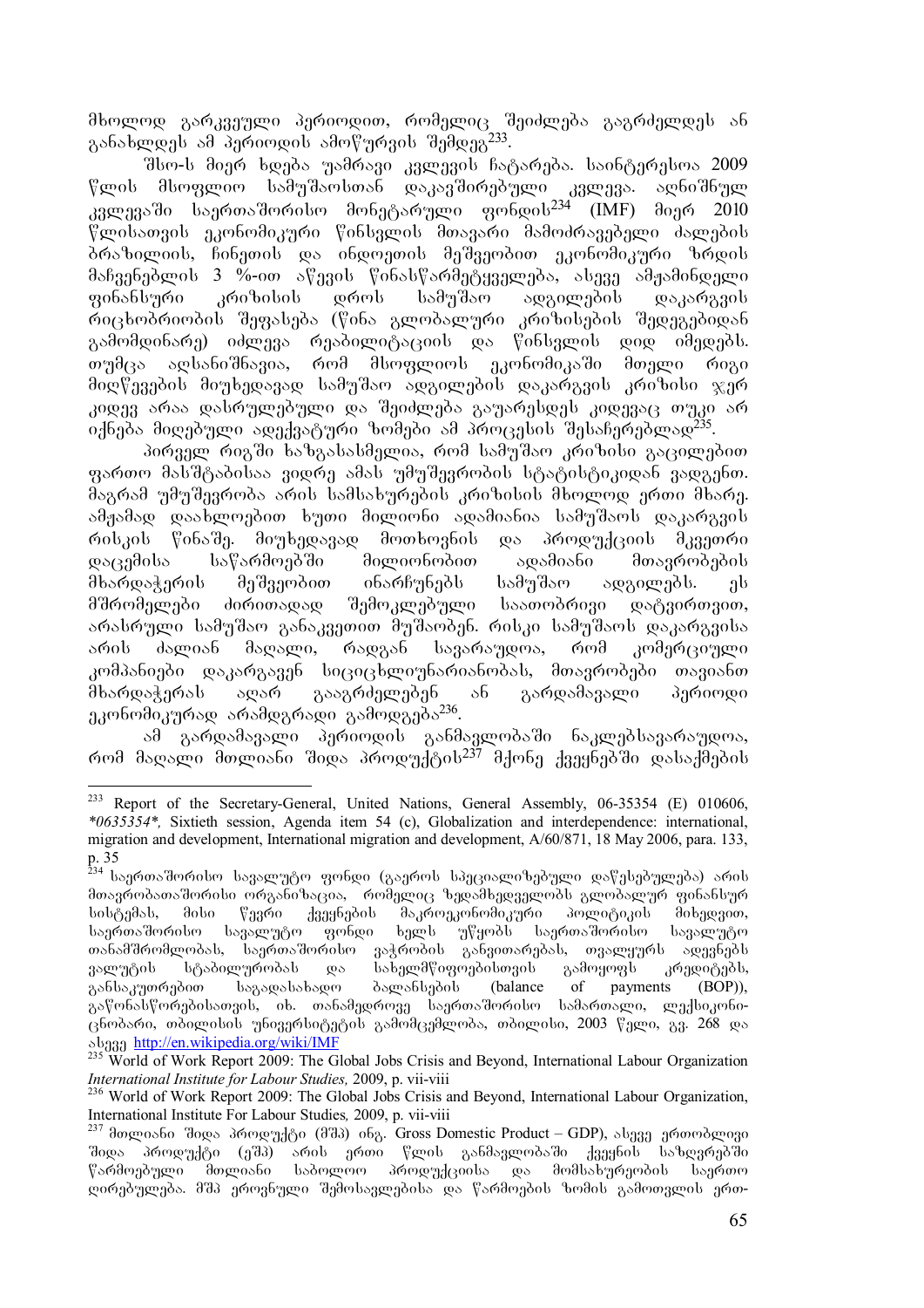მხოლოდ გარკვეული პერიოდით, რომელიც შეიძლება გაგრძელდეს ან განახლდეს ამ პერიოდის ამოწურვის შემდეგ[233].

შსო-ს მიერ ხდება უამრავი კვლევის ჩატარება. საინტერესოა 2009 წლის მსოფლიო სამუშაოსთან დაკავშირებული კვლევა. აღნიშნულ კვლევაში საერთაშორისო მონეტარული ფონდის[234] (IMF) მიერ 2010 წლისათვის ეკონომიკური წინსვლის მთავარი მამოძრავებელი ძალების ბრაზილიის, ჩინეთის და ინდოეთის მეშვეობით ეკონომიკური ზრდის მაჩვენებლის 3 %-ით აწევის წინასწარმეტყველება, ასევე ამჟამინდელი ფინანსური კრიზისის დროს სამუშაო ადგილების დაკარგვის რიცხობრიობის შეფასება (წინა გლობალური კრიზისების შედეგებიდან გამომდინარე) იძლევა რეაბილიტაციის და წინსვლის დიდ იმედებს. თუმცა აღსანიშნავია, რომ მსოფლიოს ეკონომიკაში მთელი რიგი მიღწევების მიუხედავად სამუშაო ადგილების დაკარგვის კრიზისი ჯერ კიდევ არაა დასრულებული და შეიძლება გაუარესდეს კიდევაც თუკი არ იქნება მიღებული ადექვატური ზომები ამ პროცესის შესაჩერებლად[235].

პირველ რიგში ხაზგასასმელია, რომ სამუშაო კრიზისი გაცილებით ფართო მასშტაბისაა ვიდრე ამას უმუშევრობის სტატისტიკიდან ვადგენთ. მაგრამ უმუშევრობა არის სამსახურების კრიზისის მხოლოდ ერთი მხარე. ამჟამად დაახლოებით ხუთი მილიონი ადამიანია სამუშაოს დაკარგვის რისკის წინაშე. მიუხედავად მოთხოვნის და პროდუქციის მკვეთრი დაცემისა საწარმოებში მილიონობით ადამიანი მთავრობების მხარდაჭერის მეშვეობით ინარჩუნებს სამუშაო ადგილებს. ეს მშრომელები ძირითადად შემოკლებული საათობრივი დატვირთვით, არასრული სამუშაო განაკვეთით მუშაობენ. რისკი სამუშაოს დაკარგვისა არის ძალიან მაღალი, რადგან სავარაუდოა, რომ კომერციული კომპანიები დაკარგავენ სიცოცხლისუნარიანობას, მთავრობები თავიანთ მხარდაჭერას აღარ გააგრძელებენ ან გარდამავალი პერიოდი ეკონომიკურად არამდგრადი გამოდგება[236].

ამ გარდამავალი პერიოდის განმავლობაში ნაკლებსავარაუდოა, რომ მაღალი მთლიანი შიდა პროდუქტის[237] მქონე ქვეყნებში დასაქმების

---

[233] Report of the Secretary-General, United Nations, General Assembly, 06-35354 (E) 010606, *\*0635354\*,* Sixtieth session, Agenda item 54 (c), Globalization and interdependence: international, migration and development, International migration and development, A/60/871, 18 May 2006, para. 133, p. 35

[234] საერთაშორისო სავალუტო ფონდი (გაეროს სპეციალიზებული დაწესებულება) არის მთავრობათაშორისო ორგანიზაცია, რომელიც ზედამხედველობს გლობალურ ფინანსურ სისტემას, მისი წევრი ქვეყნების მაკროეკონომიკური პოლიტიკის მიხედვით, საერთაშორისო სავალუტო ფონდი ხელს უწყობს საერთაშორისო სავალუტო თანამშრომლობას, საერთაშორისო ვაჭრობის განვითარებას, თვალყურს ადევნებს ვალუტის სტაბილურობას და სახელმწიფოებისთვის გამოყოფს კრედიტებს, განსაკუთრებით საგადასახადო ბალანსების (balance of payments (BOP)), გაწონასწორებისათვის, იხ. თანამედროვე საერთაშორისო სამართალი, ლექსიკონი-ცნობარი, თბილისის უნივერსიტეტის გამომცემლობა, თბილისი, 2003 წელი, გვ. 268 და ასევე http://en.wikipedia.org/wiki/IMF

[235] World of Work Report 2009: The Global Jobs Crisis and Beyond, International Labour Organization *International Institute for Labour Studies,* 2009, p. vii-viii

[236] World of Work Report 2009: The Global Jobs Crisis and Beyond, International Labour Organization, International Institute For Labour Studies*,* 2009, p. vii-viii

[237] მთლიანი შიდა პროდუქტი (მშპ) ინგ. Gross Domestic Product – GDP), ასევე ერთობლივი შიდა პროდუქტი (ეშპ) არის ერთი წლის განმავლობაში ქვეყნის საზღვრებში წარმოებული მთლიანი საბოლოო პროდუქციისა და მომსახურეობის საერთო ღირებულება. მშპ ეროვნული შემოსავლებისა და წარმოების ზომის გამოთვლის ერთ-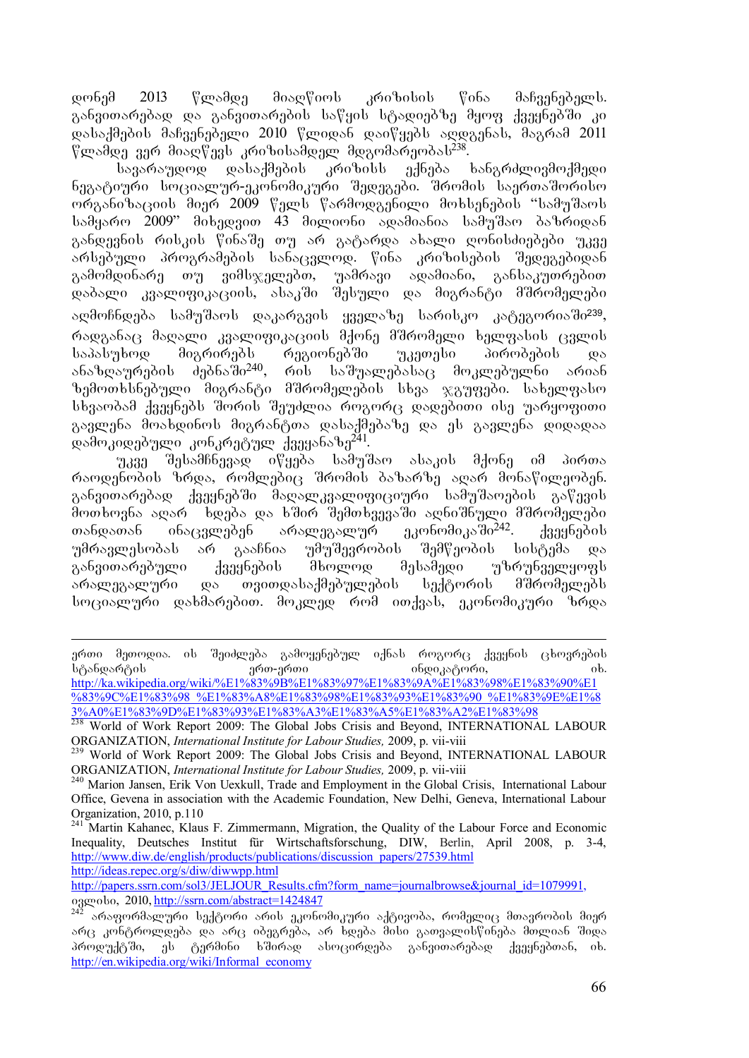დონემ 2013 წლამდე მიაღწიოს კრიზისის წინა მაჩვენებელს. განვითარებად და განვითარების საწყის სტადიებზე მყოფ ქვეყნებში კი დასაქმების მაჩვენებელი 2010 წლიდან დაიწყებს აღდგენას, მაგრამ 2011 წლამდე ვერ მიაღწევს კრიზისამდელ მდგომარეობას[238].

სავარაუდოდ დასაქმების კრიზისს ექნება ხანგრძლივმოქმედი ნეგატიური სოციალურ-ეკონომიკური შედეგები. შრომის საერთაშორისო ორგანიზაციის მიერ 2009 წელს წარმოდგენილი მოხსენების "სამუშაოს სამყარო 2009" მიხედვით 43 მილიონი ადამიანია სამუშაო ბაზრიდან განდევნის რისკის წინაშე თუ არ გატარდა ახალი ღონისძიებები უკვე არსებული პროგრამების სანაცვლოდ. წინა კრიზისების შედეგებიდან გამომდინარე თუ ვიმსჯელებთ, უამრავი ადამიანი, განსაკუთრებით დაბალი კვალიფიკაციის, ასაკში შესული და მიგრანტი მშრომელები აღმოჩნდება სამუშაოს დაკარგვის ყველაზე სარისკო კატეგორიაში[239], რადგანაც მაღალი კვალიფიკაციის მქონე მშრომელი ხელფასის ცვლის საპასუხოდ მიგრირებს რეგიონებში უკეთესი პირობების და ანაზღაურების ძებნაში[240], რის საშუალებასაც მოკლებულნი არიან ზემოთხსენებული მიგრანტი მშრომელების სხვა ჯგუფები. სახელფასო სხვაობამ ქვეყნებს შორის შეუძლია როგორც დადებითი ისე უარყოფითი გავლენა მოახდინოს მიგრანტთა დასაქმებაზე და ეს გავლენა დიდადაა დამოკიდებული კონკრეტულ ქვეყანაზე[241].

უკვე შესამჩნევად იწყება სამუშაო ასაკის მქონე იმ პირთა რაოდენობის ზრდა, რომლებიც შრომის ბაზარზე აღარ მონაწილეობენ. განვითარებად ქვეყნებში მაღალკვალიფიციური სამუშაოების გაწევის მოთხოვნა აღარ ხდება და ხშირ შემთხვევაში აღნიშნული მშრომელები თანდათან ინაცვლებენ არალეგალურ ეკონომიკაში[242]. ქვეყნების უმრავლესობას არ გააჩნია უმუშევრობის შემწეობის სისტემა და განვითარებული ქვეყნების მხოლოდ მესამედი უზრუნველყოფს არალეგალური და თვითდასაქმებულების სექტორის მშრომელებს სოციალური დახმარებით. მოკლედ რომ ითქვას, ეკონომიკური ზრდა

---

ერთი მეთოდია. ის შეიძლება გამოყენებულ იქნას როგორც ქვეყნის ცხოვრების სტანდარტის ერთ-ერთი ინდიკატორი, იხ. http://ka.wikipedia.org/wiki/%E1%83%9B%E1%83%97%E1%83%9A%E1%83%98%E1%83%90%E1%83%9C%E1%83%98_%E1%83%A8%E1%83%98%E1%83%93%E1%83%90_%E1%83%9E%E1%83%A0%E1%83%9D%E1%83%93%E1%83%A3%E1%83%A5%E1%83%A2%E1%83%98

[238] World of Work Report 2009: The Global Jobs Crisis and Beyond, INTERNATIONAL LABOUR ORGANIZATION, *International Institute for Labour Studies,* 2009, p. vii-viii

[239] World of Work Report 2009: The Global Jobs Crisis and Beyond, INTERNATIONAL LABOUR ORGANIZATION, *International Institute for Labour Studies,* 2009, p. vii-viii

[240] Marion Jansen, Erik Von Uexkull, Trade and Employment in the Global Crisis, International Labour Office, Gevena in association with the Academic Foundation, New Delhi, Geneva, International Labour Organization, 2010, p.110

[241] Martin Kahanec, Klaus F. Zimmermann, Migration, the Quality of the Labour Force and Economic Inequality, Deutsches Institut für Wirtschaftsforschung, DIW, Berlin, April 2008, p. 3-4, http://www.diw.de/english/products/publications/discussion_papers/27539.html http://ideas.repec.org/s/diw/diwwpp.html http://papers.ssrn.com/sol3/JELJOUR_Results.cfm?form_name=journalbrowse&journal_id=1079991, ივლისი, 2010, http://ssrn.com/abstract=1424847

[242] არაფორმალური სექტორი არის ეკონომიკური აქტივობა, რომელიც მთავრობის მიერ არც კონტროლდება და არც იბეგრება, არ ხდება მისი გათვალისწინება მთლიან შიდა პროდუქტში, ეს ტერმინი ხშირად ასოცირდება განვითარებად ქვეყნებთან, იხ. http://en.wikipedia.org/wiki/Informal_economy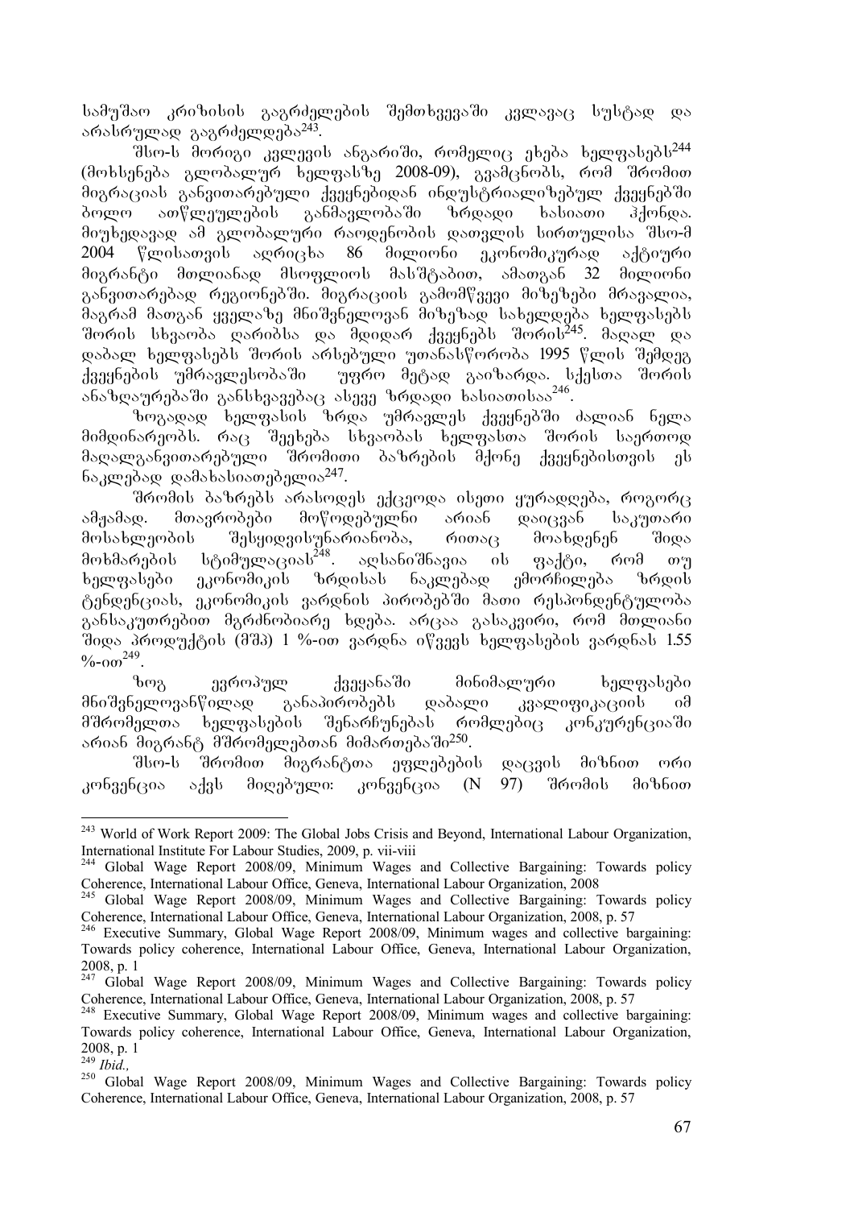სამუშაო კრიზისის გაგრძელების შემთხვევაში კვლავაც სუსტად და არასრულად გაგრძელდება[243].

შსო-ს მორიგი კვლევის ანგარიში, რომელიც ეხება ხელფასებს[244] (მოხსენება გლობალურ ხელფასზე 2008-09), გვამცნობს, რომ შრომით მიგრაციას განვითარებული ქვეყნებიდან ინდუსტრიალიზებულ ქვეყნებში ბოლო ათწლეულების განმავლობაში ზრდადი ხასიათი ჰქონდა. მიუხედავად ამ გლობალური რაოდენობის დათვლის სირთულისა შსო-მ 2004 წლისათვის აღრიცხა 86 მილიონი ეკონომიკურად აქტიური მიგრანტი მთლიანად მსოფლიოს მასშტაბით, ამათგან 32 მილიონი განვითარებად რეგიონებში. მიგრაციის გამომწვევი მიზეზები მრავალია, მაგრამ მათგან ყველაზე მნიშვნელოვან მიზეზად სახელდება ხელფასებს შორის სხვაობა ღარიბსა და მდიდარ ქვეყნებს შორის[245]. მაღალ და დაბალ ხელფასებს შორის არსებული უთანასწორობა 1995 წლის შემდეგ ქვეყნების უმრავლესობაში უფრო მეტად გაიზარდა. სქესთა შორის ანაზღაურებაში განსხვავებაც ასევე ზრდადი ხასიათისაა[246].

ზოგადად ხელფასის ზრდა უმრავლეს ქვეყნებში ძალიან ნელა მიმდინარეობს. რაც შეეხება სხვაობას ხელფასთა შორის საერთოდ მაღალგანვითარებული შრომითი ბაზრების მქონე ქვეყნებისთვის ეს ნაკლებად დამახასიათებელია[247].

შრომის ბაზრებს არასოდეს ექცეოდა ისეთი ყურადღება, როგორც ამჟამად. მთავრობები მოწოდებულნი არიან დაიცვან საკუთარი მოსახლეობის შესყიდვისუნარიანობა, რითაც მოახდენენ შიდა მოხმარების სტიმულაციას[248]. აღსანიშნავია ის ფაქტი, რომ თუ ხელფასები ეკონომიკის ზრდისას ნაკლებად ემორჩილება ზრდის ტენდენციას, ეკონომიკის ვარდნის პირობებში მათი რესპონდენტულობა განსაკუთრებით მგრძნობიარე ხდება. არცაა გასაკვირი, რომ მთლიანი შიდა პროდუქტის (მშპ) 1 %-ით ვარდნა იწვევს ხელფასების ვარდნას 1.55 %-ით[249].

ზოგ ევროპულ ქვეყანაში მინიმალური ხელფასები მნიშვნელოვანწილად განაპირობებს დაბალი კვალიფიკაციის იმ მშრომელთა ხელფასების შენარჩუნებას რომლებიც კონკურენციაში არიან მიგრანტ მშრომელებთან მიმართებაში[250].

შსო-ს შრომით მიგრანტთა ეფლებების დაცვის მიზნით ორი კონვენცია აქვს მიღებული: კონვენცია (N 97) შრომის მიზნით

---

[243] World of Work Report 2009: The Global Jobs Crisis and Beyond, International Labour Organization, International Institute For Labour Studies, 2009, p. vii-viii

[244] Global Wage Report 2008/09, Minimum Wages and Collective Bargaining: Towards policy Coherence, International Labour Office, Geneva, International Labour Organization, 2008

[245] Global Wage Report 2008/09, Minimum Wages and Collective Bargaining: Towards policy Coherence, International Labour Office, Geneva, International Labour Organization, 2008, p. 57

[246] Executive Summary, Global Wage Report 2008/09, Minimum wages and collective bargaining: Towards policy coherence, International Labour Office, Geneva, International Labour Organization, 2008, p. 1

[247] Global Wage Report 2008/09, Minimum Wages and Collective Bargaining: Towards policy Coherence, International Labour Office, Geneva, International Labour Organization, 2008, p. 57

[248] Executive Summary, Global Wage Report 2008/09, Minimum wages and collective bargaining: Towards policy coherence, International Labour Office, Geneva, International Labour Organization, 2008, p. 1

[249] *Ibid.,*

[250] Global Wage Report 2008/09, Minimum Wages and Collective Bargaining: Towards policy Coherence, International Labour Office, Geneva, International Labour Organization, 2008, p. 57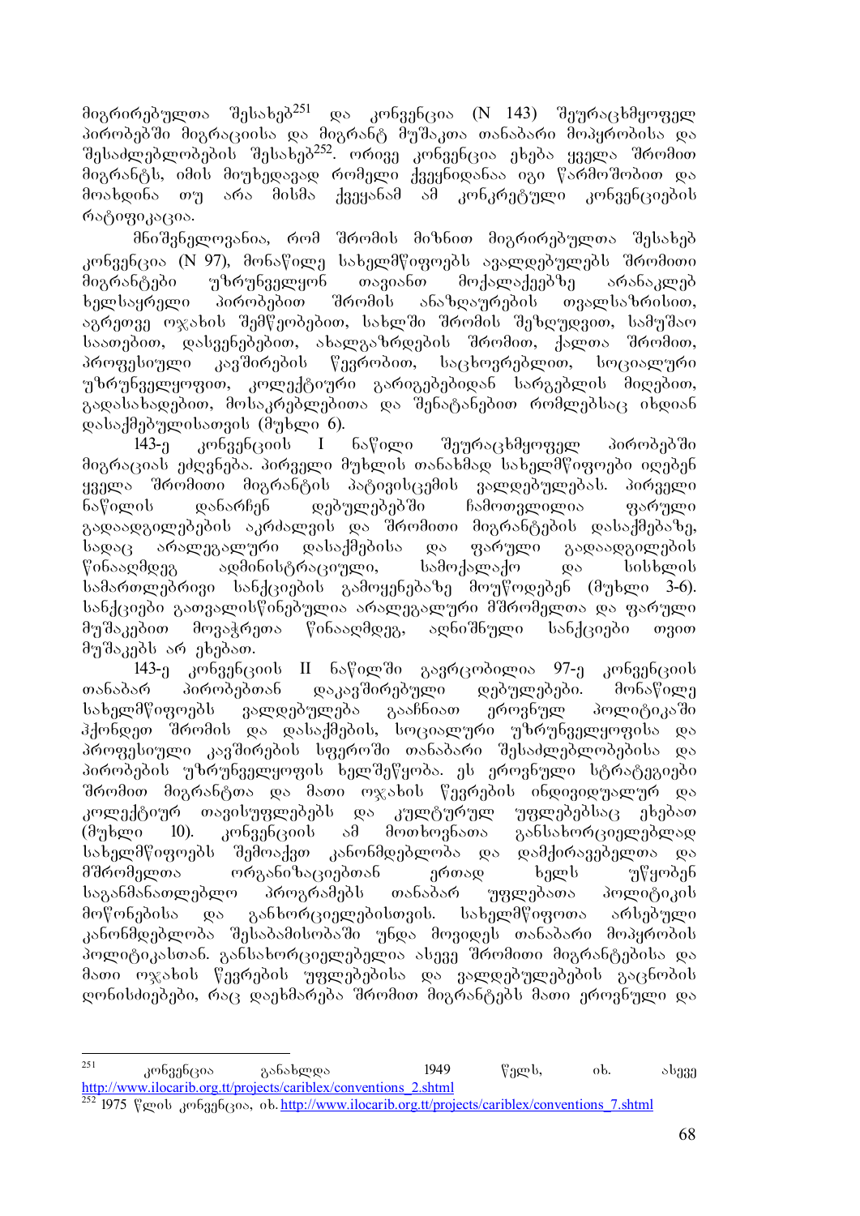მიგრირებულთა შესახებ[251] და კონვენცია (N 143) შეურაცხმყოფელ პირობებში მიგრაციისა და მიგრანტ მუშაკთა თანაბარი მოპყრობისა და შესაძლებლობების შესახებ[252]. ორივე კონვენცია ეხება ყველა შრომით მიგრანტს, იმის მიუხედავად რომელი ქვეყნიდანაა იგი წარმოშობით და მოახდინა თუ არა მისმა ქვეყანამ ამ კონკრეტული კონვენციების რატიფიკაცია.

მნიშვნელოვანია, რომ შრომის მიზნით მიგრირებულთა შესახებ კონვენცია (N 97), მონაწილე სახელმწიფოებს ავალდებულებს შრომითი მიგრანტები უზრუნველყონ თავიანთ მოქალაქეებზე არანაკლებ ხელსაყრელი პირობებით შრომის ანაზღაურების თვალსაზრისით, აგრეთვე ოჯახის შემწეობებით, სახლში შრომის შეზღუდვით, სამუშაო საათებით, დასვენებებით, ახალგაზრდების შრომით, ქალთა შრომით, პროფესიული კავშირების წევრობით, საცხოვრებლით, სოციალური უზრუნველყოფით, კოლექტიური გარიგებებიდან სარგებლის მიღებით, გადასახადებით, მოსაკრებლებითა და შენატანებით რომლებსაც იხდიან დასაქმებულისათვის (მუხლი 6).

143-ე კონვენციის I ნაწილი შეურაცხმყოფელ პირობებში მიგრაციას ეძღვნება. პირველი მუხლის თანახმად სახელმწიფოები იღებენ ყველა შრომითი მიგრანტის პატივისცემის ვალდებულებას. პირველი ნაწილის დანარჩენ დებულებებში ჩამოთვლილია ფარული გადაადგილებების აკრძალვის და შრომითი მიგრანტების დასაქმებაზე, სადაც არალეგალური დასაქმებისა და ფარული გადაადგილების წინააღმდეგ ადმინისტრაციული, სამოქალაქო და სისხლის სამართლებრივი სანქციების გამოყენებაზე მოუწოდებენ (მუხლი 3-6). სანქციები გათვალისწინებულია არალეგალური მშრომელთა და ფარული მუშაკებით მოვაჭრეთა წინააღმდეგ, აღნიშნული სანქციები თვით მუშაკებს არ ეხებათ.

143-ე კონვენციის II ნაწილში გავრცობილია 97-ე კონვენციის თანაბარ პირობებთან დაკავშირებული დებულებები. მონაწილე სახელმწიფოებს ვალდებულება გააჩნიათ ეროვნულ პოლიტიკაში ჰქონდეთ შრომის და დასაქმების, სოციალური უზრუნველყოფისა და პროფესიული კავშირების სფეროში თანაბარი შესაძლებლობებისა და პირობების უზრუნველყოფის ხელშეწყობა. ეს ეროვნული სტრატეგიები შრომით მიგრანტთა და მათი ოჯახის წევრების ინდივიდუალურ და კოლექტიურ თავისუფლებებს და კულტურულ უფლებებსაც ეხებათ (მუხლი 10). კონვენციის ამ მოთხოვნათა განსახორციელებლად სახელმწიფოებს შემოაქვთ კანონმდებლობა და დამქირავებელთა და მშრომელთა ორგანიზაციებთან ერთად ხელს უწყობენ საგანმანათლებლო პროგრამებს თანაბარ უფლებათა პოლიტიკის მოწონებისა და განხორციელებისთვის. სახელმწიფოთა არსებული კანონმდებლობა შესაბამისობაში უნდა მოვიდეს თანაბარი მოპყრობის პოლიტიკასთან. განსახორციელებელია ასევე შრომითი მიგრანტებისა და მათი ოჯახის წევრების უფლებებისა და ვალდებულებების გაცნობის ღონისძიებები, რაც დაეხმარება შრომით მიგრანტებს მათი ეროვნული და

---

[251] კონვენცია განახლდა 1949 წელს, იხ. ასევე http://www.ilocarib.org.tt/projects/cariblex/conventions_2.shtml

[252] 1975 წლის კონვენცია, იხ. http://www.ilocarib.org.tt/projects/cariblex/conventions_7.shtml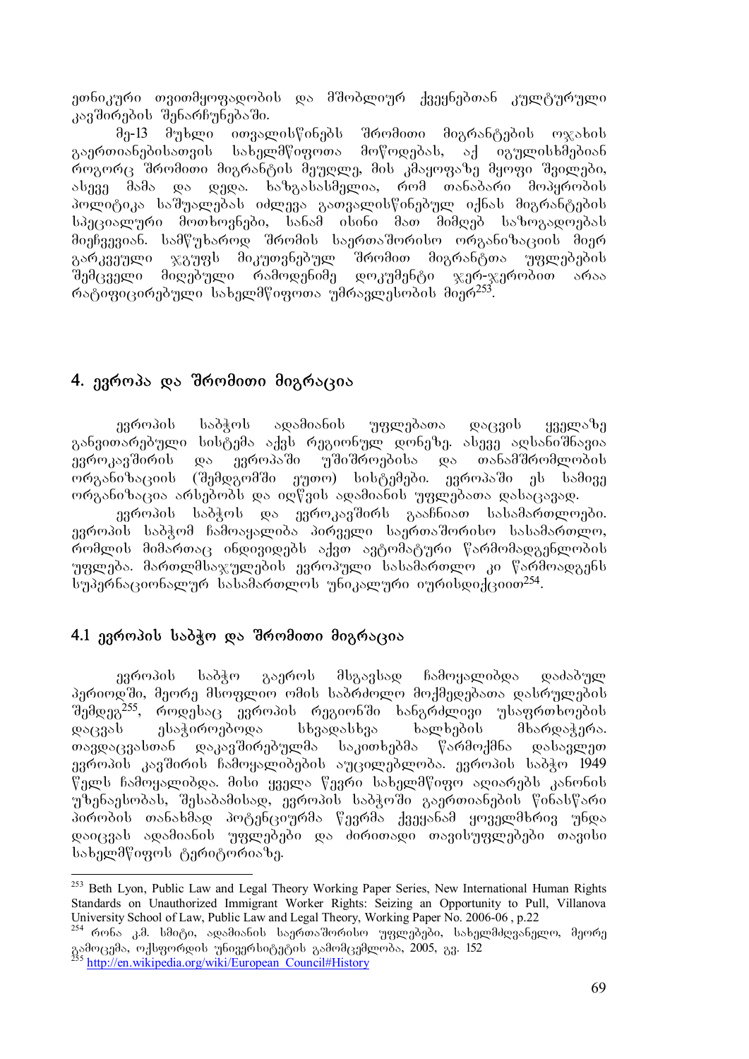ეთნიკური თვითმყოფადობის და მშობლიურ ქვეყნებთან კულტურული კავშირების შენარჩუნებაში.

მე-13 მუხლი ითვალისწინებს შრომითი მიგრანტების ოჯახის გაერთიანებისათვის სახელმწიფოთა მოწოდებას, აქ იგულისხმებიან როგორც შრომითი მიგრანტის მეუღლე, მის კმაყოფაზე მყოფი შვილები, ასევე მამა და დედა. ხაზგასასმელია, რომ თანაბარი მოპყრობის პოლიტიკა საშუალებას იძლევა გათვალისწინებულ იქნას მიგრანტების სპეციალური მოთხოვნები, სანამ ისინი მათ მიმღებ საზოგადოებას მიეჩვევიან. სამწუხაროდ შრომის საერთაშორისო ორგანიზაციის მიერ გარკვეული ჯგუფს მიკუთვნებულ შრომით მიგრანტთა უფლებების შემცველი მიღებული რამოდენიმე დოკუმენტი ჯერ-ჯერობით არაა რატიფიცირებული სახელმწიფოთა უმრავლესობის მიერ[253].

## 4. ევროპა და შრომითი მიგრაცია

ევროპის საბჭოს ადამიანის უფლებათა დაცვის ყველაზე განვითარებული სისტემა აქვს რეგიონულ დონეზე. ასევე აღსანიშნავია ევროკავშირის და ევროპაში უშიშროებისა და თანამშრომლობის ორგანიზაციის (შემდგომში ეუთო) სისტემები. ევროპაში ეს სამივე ორგანიზაცია არსებობს და იღწვის ადამიანის უფლებათა დასაცავად.

ევროპის საბჭოს და ევროკავშირს გააჩნიათ სასამართლოები. ევროპის საბჭომ ჩამოაყალიბა პირველი საერთაშორისო სასამართლო, რომლის მიმართაც ინდივიდებს აქვთ ავტომატური წარმომადგენლობის უფლება. მართლმსაჯულების ევროპული სასამართლო კი წარმოადგენს სუპერნაციონალურ სასამართლოს უნიკალური იურისდიქციით[254].

### 4.1 ევროპის საბჭო და შრომითი მიგრაცია

ევროპის საბჭო გაეროს მსგავსად ჩამოყალიბდა დაძაბულ პერიოდში, მეორე მსოფლიო ომის საბრძოლო მოქმედებათა დასრულების შემდეგ[255], როდესაც ევროპის რეგიონში ხანგრძლივი უსაფრთხოების დაცვას ესაჭიროებოდა სხვადასხვა ხალხების მხარდაჭერა. თავდაცვასთან დაკავშირებულმა საკითხებმა წარმოქმნა დასავლეთ ევროპის კავშირის ჩამოყალიბების აუცილებლობა. ევროპის საბჭო 1949 წელს ჩამოყალიბდა. მისი ყველა წევრი სახელმწიფო აღიარებს კანონის უზენაესობას, შესაბამისად, ევროპის საბჭოში გაერთიანების წინასწარი პირობის თანახმად პოტენციურმა წევრმა ქვეყანამ ყოველმხრივ უნდა დაიცვას ადამიანის უფლებები და ძირითადი თავისუფლებები თავისი სახელმწიფოს ტერიტორიაზე.

---

[253] Beth Lyon, Public Law and Legal Theory Working Paper Series, New International Human Rights Standards on Unauthorized Immigrant Worker Rights: Seizing an Opportunity to Pull, Villanova University School of Law, Public Law and Legal Theory, Working Paper No. 2006-06 , p.22

[254] რონა კ.მ. სმიტი, ადამიანის საერთაშორისო უფლებები, სახელმძღვანელო, მეორე გამოცემა, ოქსფორდის უნივერსიტეტის გამომცემლობა, 2005, გვ. 152

[255] http://en.wikipedia.org/wiki/European_Council#History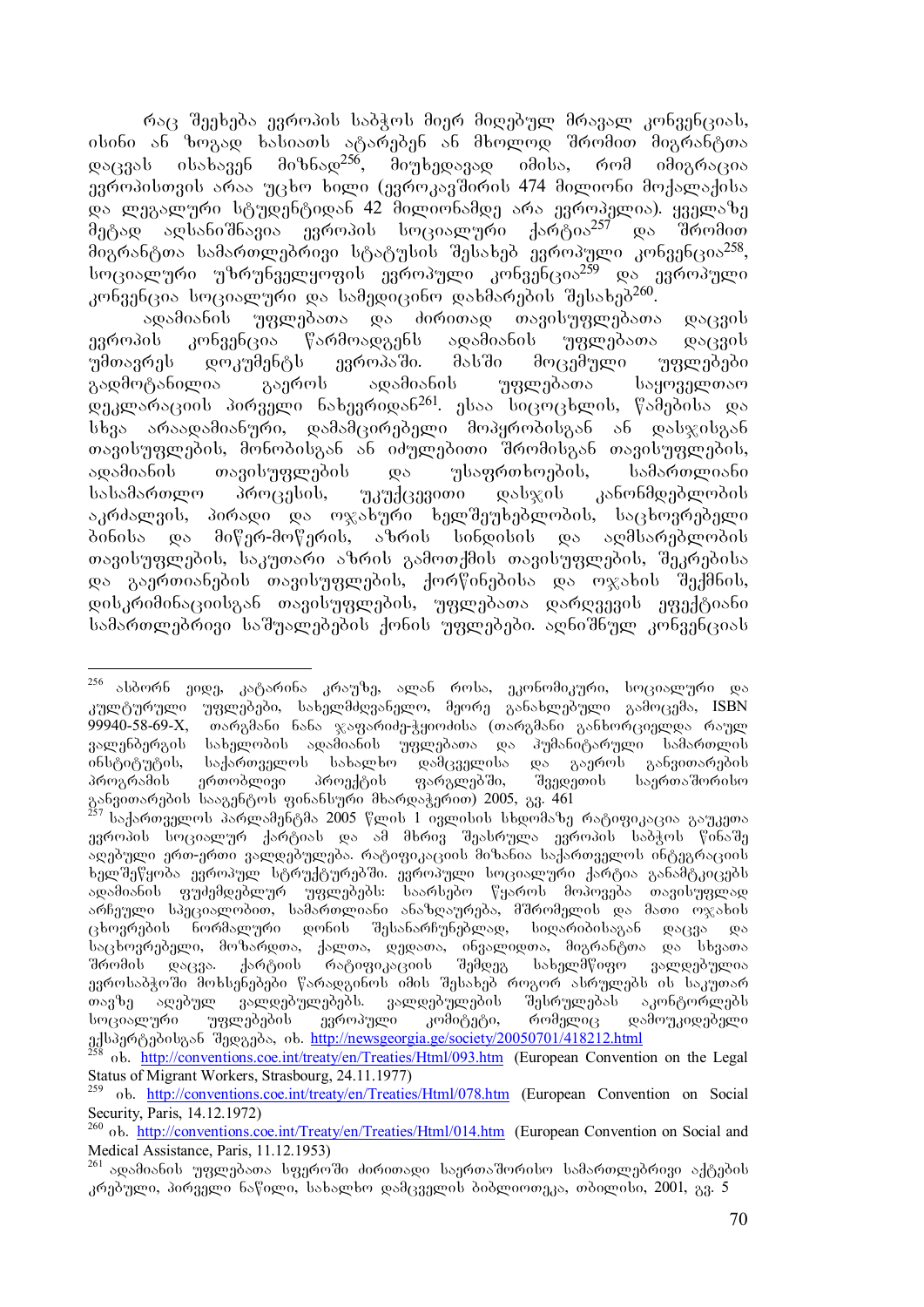რაც შეეხება ევროპის საბჭოს მიერ მიღებულ მრავალ კონვენციას, ისინი ან ზოგად ხასიათს ატარებენ ან მხოლოდ შრომით მიგრანტთა დაცვას ისახავენ მიზნად[256], მიუხედავად იმისა, რომ იმიგრაცია ევროპისთვის არაა უცხო ხილი (ევროკავშირის 474 მილიონი მოქალაქისა და ლეგალური სტუდენტიდან 42 მილიონამდე არა ევროპელია). ყველაზე მეტად აღსანიშნავია ევროპის სოციალური ქარტია[257] და შრომით მიგრანტთა სამართლებრივი სტატუსის შესახებ ევროპული კონვენცია[258], სოციალური უზრუნველყოფის ევროპული კონვენცია[259] და ევროპული კონვენცია სოციალური და სამედიცინო დახმარების შესახებ[260].

ადამიანის უფლებათა და ძირითად თავისუფლებათა დაცვის ევროპის კონვენცია წარმოადგენს ადამიანის უფლებათა დაცვის უმთავრეს დოკუმენტს ევროპაში. მასში მოცემული უფლებები გადმოტანილია გაეროს ადამიანის უფლებათა საყოველთაო დეკლარაციის პირველი ნახევრიდან[261]. ესაა სიცოცხლის, წამებისა და სხვა არაადამიანური, დამამცირებელი მოპყრობისგან ან დასჯისგან თავისუფლების, მონობისგან ან იძულებითი შრომისგან თავისუფლების, ადამიანის თავისუფლების და უსაფრთხოების, სამართლიანი სასამართლო პროცესის, უკუქცევითი დასჯის კანონმდებლობის აკრძალვის, პირადი და ოჯახური ხელშეუხებლობის, საცხოვრებელი ბინისა და მიწერ-მოწერის, აზრის სინდისის და აღმსარებლობის თავისუფლების, საკუთარი აზრის გამოთქმის თავისუფლების, შეკრებისა და გაერთიანების თავისუფლების, ქორწინებისა და ოჯახის შექმნის, დისკრიმინაციისგან თავისუფლების, უფლებათა დარღვევის ეფექტიანი სამართლებრივი საშუალებების ქონის უფლებები. აღნიშნულ კონვენციას

---

[256] ასბორნ ეიდე, კატარინა კრაუზე, ალან როსა, ეკონომიკური, სოციალური და კულტურული უფლებები, სახელმძღვანელო, მეორე განახლებული გამოცემა, ISBN 99940-58-69-X, თარგმანი ნანა ჯაფარიძე-ჭყოიძისა (თარგმანი განხორციელდა რაულ ვალენბერგის სახელობის ადამიანის უფლებათა და ჰუმანიტარული სამართლის ინსტიტუტის, საქართველოს სახალხო დამცველისა და გაეროს განვითარების პროგრამის ერთობლივი პროექტის ფარგლებში, შვედეთის საერთაშორისო განვითარების სააგენტოს ფინანსური მხარდაჭერით) 2005, გვ. 461

[257] საქართველოს პარლამენტმა 2005 წლის 1 ივლისის სხდომაზე რატიფიკაცია გაუკეთა ევროპის სოციალურ ქარტიას და ამ მხრივ შეასრულა ევროპის საბჭოს წინაშე აღებული ერთ-ერთი ვალდებულება. რატიფიკაციის მიზანია საქართველოს ინტეგრაციის ხელშეწყობა ევროპულ სტრუქტურებში. ევროპული სოციალური ქარტია განამტკიცებს ადამიანის ფუძემდებლურ უფლებებს: საარსებო წყაროს მოპოვება თავისუფლად არჩეული სპეციალობით, სამართლიანი ანაზღაურება, მშრომელის და მათი ოჯახის ცხოვრების ნორმალური დონის შესანარჩუნებლად, სიღარიბისაგან დაცვა და საცხოვრებელი, მოზარდთა, ქალთა, დედათა, ინვალიდთა, მიგრანტთა და სხვათა შრომის დაცვა. ქარტიის რატიფიკაციის შემდეგ სახელმწიფო ვალდებულია ევროსაბჭოში მოხსენებები წარადგინოს იმის შესახებ როგორ ასრულებს ის საკუთარ თავზე აღებულ ვალდებულებებს. ვალდებულების შესრულებას აკონტროლებს სოციალური უფლებების ევროპული კომიტეტი, რომელიც დამოუკიდებელი ექსპერტებისგან შედგება, იხ. http://newsgeorgia.ge/society/20050701/418212.html

[258] იხ. http://conventions.coe.int/treaty/en/Treaties/Html/093.htm (European Convention on the Legal Status of Migrant Workers, Strasbourg, 24.11.1977)

[259] იხ. http://conventions.coe.int/treaty/en/Treaties/Html/078.htm (European Convention on Social Security, Paris, 14.12.1972)

[260] იხ. http://conventions.coe.int/Treaty/en/Treaties/Html/014.htm (European Convention on Social and Medical Assistance, Paris, 11.12.1953)

[261] ადამიანის უფლებათა სფეროში ძირითადი საერთაშორისო სამართლებრივი აქტების კრებული, პირველი ნაწილი, სახალხო დამცველის ბიბლიოთეკა, თბილისი, 2001, გვ. 5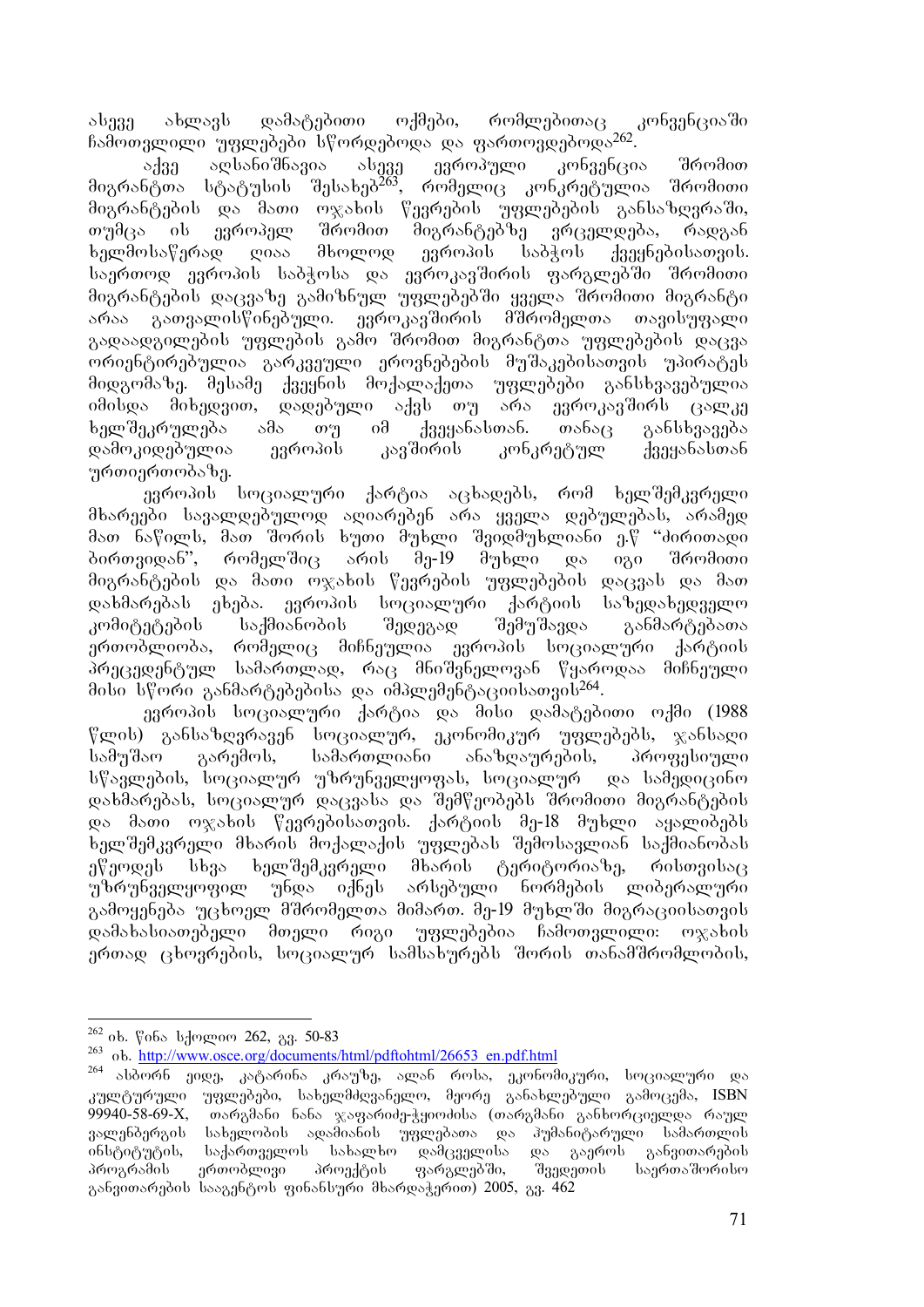ასევე ახლავს დამატებითი ოქმები, რომლებითაც კონვენციაში ჩამოთვლილი უფლებები სწორდებოდა და ფართოვდებოდა[262].

აქვე აღსანიშნავია ასევე ევროპული კონვენცია შრომით მიგრანტთა სტატუსის შესახებ[263], რომელიც კონკრეტულია შრომითი მიგრანტების და მათი ოჯახის წევრების უფლებების განსაზღვრაში, თუმცა ის ევროპელ შრომით მიგრანტებზე ვრცელდება, რადგან ხელმოსაწერად ღიაა მხოლოდ ევროპის საბჭოს ქვეყნებისათვის. საერთოდ ევროპის საბჭოსა და ევროკავშირის ფარგლებში შრომითი მიგრანტების დაცვაზე გამიზნულ უფლებებში ყველა შრომითი მიგრანტი არაა გათვალისწინებული. ევროკავშირის მშრომელთა თავისუფალი გადაადგილების უფლების გამო შრომით მიგრანტთა უფლებების დაცვა ორიენტირებულია გარკვეული ეროვნების მუშაკებისათვის უპირატეს მიდგომაზე. მესამე ქვეყნის მოქალაქეთა უფლებები განსხვავებულია იმისდა მიხედვით, დადებული აქვს თუ არა ევროკავშირს ცალკე ხელშეკრულება ამა თუ იმ ქვეყანასთან. თანაც განსხვავება დამოკიდებულია ევროპის კავშირის კონკრეტულ ქვეყანასთან ურთიერთობაზე.

ევროპის სოციალური ქარტია აცხადებს, რომ ხელშემკვრელი მხარეები სავალდებულოდ აღიარებენ არა ყველა დებულებას, არამედ მათ ნაწილს, მათ შორის ხუთი მუხლი შვიდმუხლიანი ე.წ "ძირითადი ბირთვიდან", რომელშიც არის მე-19 მუხლი და იგი შრომითი მიგრანტების და მათი ოჯახის წევრების უფლებების დაცვას და მათ დახმარებას ეხება. ევროპის სოციალური ქარტიის საზედახედველო კომიტეტების საქმიანობის შედეგად შემუშავდა განმარტებათა ერთობლიობა, რომელიც მიჩნეულია ევროპის სოციალური ქარტიის პრეცედენტულ სამართლად, რაც მნიშვნელოვან წყაროდაა მიჩნეული მისი სწორი განმარტებებისა და იმპლემენტაციისათვის[264].

ევროპის სოციალური ქარტია და მისი დამატებითი ოქმი (1988 წლის) განსაზღვრავენ სოციალურ, ეკონომიკურ უფლებებს, ჯანსაღი სამუშაო გარემოს, სამართლიანი ანაზღაურების, პროფესიული სწავლების, სოციალურ უზრუნველყოფას, სოციალურ და სამედიცინო დახმარებას, სოციალურ დაცვასა და შემწეობებს შრომითი მიგრანტების და მათი ოჯახის წევრებისათვის. ქარტიის მე-18 მუხლი აყალიბებს ხელშემკვრელი მხარის მოქალაქის უფლებას შემოსავლიან საქმიანობას ეწეოდეს სხვა ხელშემკვრელი მხარის ტერიტორიაზე, რისთვისაც უზრუნველყოფილ უნდა იქნეს არსებული ნორმების ლიბერალური გამოყენება უცხოელ მშრომელთა მიმართ. მე-19 მუხლში მიგრაციისათვის დამახასიათებელი მთელი რიგი უფლებებია ჩამოთვლილი: ოჯახის ერთად ცხოვრების, სოციალურ სამსახურებს შორის თანამშრომლობის,

---

[262] იხ. წინა სქოლიო 262, გვ. 50-83

[263] იხ. http://www.osce.org/documents/html/pdftohtml/26653_en.pdf.html

[264] ასბორნ ეიდე, კატარინა კრაუზე, ალან როსა, ეკონომიკური, სოციალური და კულტურული უფლებები, სახელმძღვანელო, მეორე განახლებული გამოცემა, ISBN 99940-58-69-X, თარგმანი ნანა ჯაფარიძე-ჭყოიძისა (თარგმანი განხორციელდა რაულ ვალენბერგის სახელობის ადამიანის უფლებათა და ჰუმანიტარული სამართლის ინსტიტუტის, საქართველოს სახალხო დამცველისა და გაეროს განვითარების პროგრამის ერთობლივი პროექტის ფარგლებში, შვედეთის საერთაშორისო განვითარების სააგენტოს ფინანსური მხარდაჭერით) 2005, გვ. 462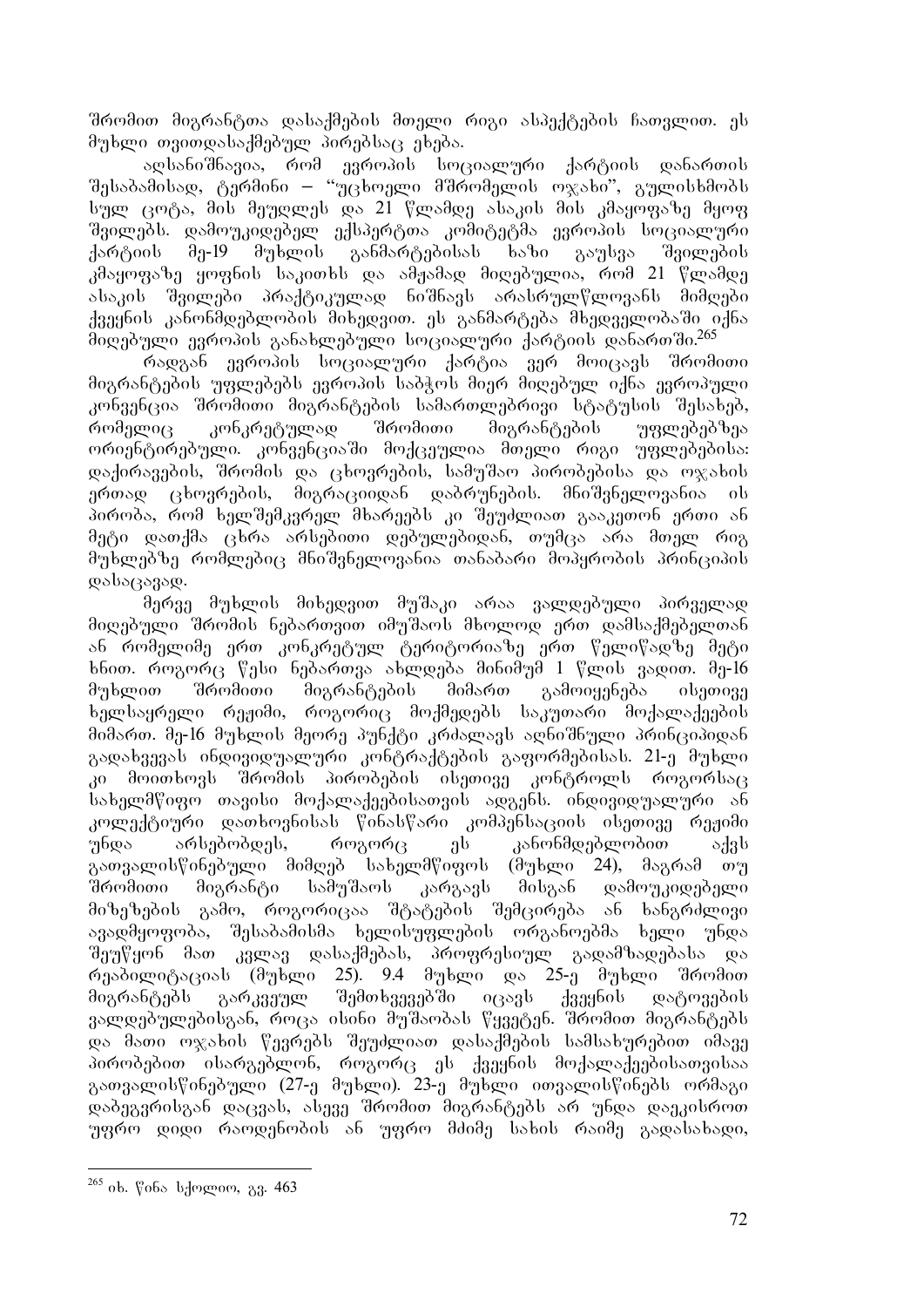შრომით მიგრანტთა დასაქმების მთელი რიგი ასპექტების ჩათვლით. ეს მუხლი თვითდასაქმებულ პირებსაც ეხება.

აღსანიშნავია, რომ ევროპის სოციალური ქარტიის დანართის შესაბამისად, ტერმინი – "უცხოელი მშრომელის ოჯახი", გულისხმობს სულ ცოტა, მის მეუღლეს და 21 წლამდე ასაკის მის კმაყოფაზე მყოფ შვილებს. დამოუკიდებელ ექსპერტთა კომიტეტმა ევროპის სოციალური ქარტიის მე-19 მუხლის განმარტებისას ხაზი გაუსვა შვილების კმაყოფაზე ყოფნის საკითხს და ამჟამად მიღებულია, რომ 21 წლამდე ასაკის შვილები პრაქტიკულად ნიშნავს არასრულწლოვანს მიმღები ქვეყნის კანონმდებლობის მიხედვით. ეს განმარტება მხედველობაში იქნა მიღებული ევროპის განახლებული სოციალური ქარტიის დანართში.[265]

რადგან ევროპის სოციალური ქარტია ვერ მოიცავს შრომითი მიგრანტების უფლებებს ევროპის საბჭოს მიერ მიღებულ იქნა ევროპული კონვენცია შრომითი მიგრანტების სამართლებრივი სტატუსის შესახებ, რომელიც კონკრეტულად შრომითი მიგრანტების უფლებებზეა ორიენტირებული. კონვენციაში მოქცეულია მთელი რიგი უფლებებისა: დაქირავების, შრომის და ცხოვრების, სამუშაო პირობებისა და ოჯახის ერთად ცხოვრების, მიგრაციიდან დაბრუნების. მნიშვნელოვანია ის პირობა, რომ ხელშემკვრელ მხარეებს კი შეუძლიათ გააკეთონ ერთი ან მეტი დათქმა ცხრა არსებითი დებულებიდან, თუმცა არა მთელ რიგ მუხლებზე რომლებიც მნიშვნელოვანია თანაბარი მოპყრობის პრინციპის დასაცავად.

მერვე მუხლის მიხედვით მუშაკი არაა ვალდებული პირველად მიღებული შრომის ნებართვით იმუშაოს მხოლოდ ერთ დამსაქმებელთან ან რომელიმე ერთ კონკრეტულ ტერიტორიაზე ერთ წელიწადზე მეტი ხნით. როგორც წესი ნებართვა ახლდება მინიმუმ 1 წლის ვადით. მე-16 მუხლით შრომითი მიგრანტების მიმართ გამოიყენება ისეთივე ხელსაყრელი რეჟიმი, როგორიც მოქმედებს საკუთარი მოქალაქეების მიმართ. მე-16 მუხლის მეორე პუნქტი კრძალავს აღნიშნული პრინციპიდან გადახვევას ინდივიდუალური კონტრაქტების გაფორმებისას. 21-ე მუხლი კი მოითხოვს შრომის პირობების ისეთივე კონტროლს როგორსაც სახელმწიფო თავისი მოქალაქეებისათვის ადგენს. ინდივიდუალური ან კოლექტიური დათხოვნისას წინასწარი კომპენსაციის ისეთივე რეჟიმი უნდა არსებობდეს, როგორც ეს კანონმდებლობით აქვს გათვალისწინებული მიმღებ სახელმწიფოს (მუხლი 24), მაგრამ თუ შრომითი მიგრანტი სამუშაოს კარგავს მისგან დამოუკიდებელი მიზეზების გამო, როგორიცაა შტატების შემცირება ან ხანგრძლივი ავადმყოფობა, შესაბამისმა ხელისუფლების ორგანოებმა ხელი უნდა შეუწყონ მათ კვლავ დასაქმებას, პროფესიულ გადამზადებასა და რეაბილიტაციას (მუხლი 25). 9.4 მუხლი და 25-ე მუხლი შრომით მიგრანტებს გარკვეულ შემთხვევებში იცავს ქვეყნის დატოვების ვალდებულებისგან, როცა ისინი მუშაობას წყვეტენ. შრომით მიგრანტებს და მათი ოჯახის წევრებს შეუძლიათ დასაქმების სამსახურებით იმავე პირობებით ისარგებლონ, როგორც ეს ქვეყნის მოქალაქეებისათვისაა გათვალისწინებული (27-ე მუხლი). 23-ე მუხლი ითვალისწინებს ორმაგი დაბეგვრისგან დაცვას, ასევე შრომით მიგრანტებს არ უნდა დაეკისროთ უფრო დიდი რაოდენობის ან უფრო მძიმე სახის რაიმე გადასახადი,

[265] იხ. წინა სქოლიო, გვ. 463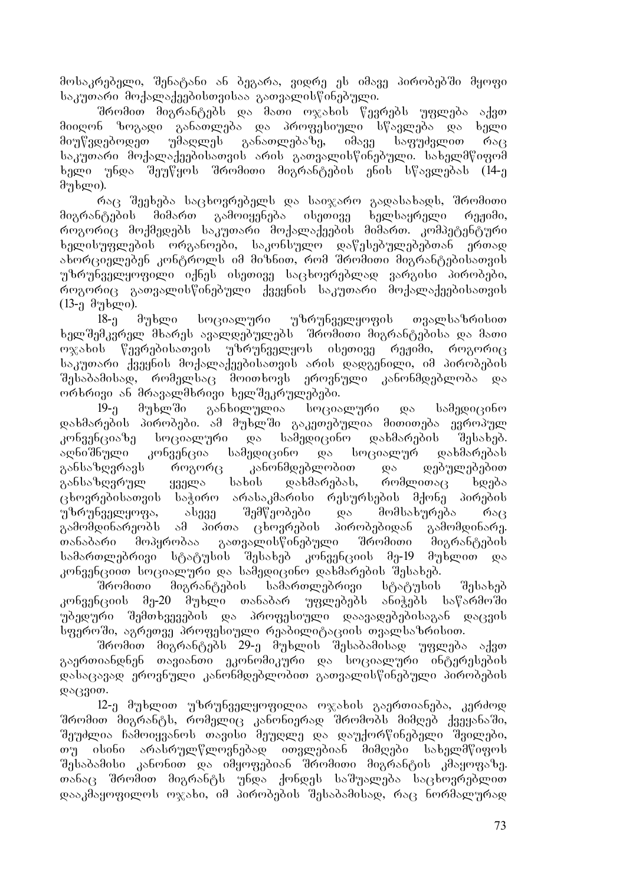მოსაკრებელი, შენატანი ან ბეგარა, ვიდრე ეს იმავე პირობებში მყოფი საკუთარი მოქალაქეებისთვისაა გათვალისწინებული.

შრომით მიგრანტებს და მათი ოჯახის წევრებს უფლება აქვთ მიიღონ ზოგადი განათლება და პროფესიული სწავლება და ხელი მიუწვდებოდეთ უმაღლეს განათლებაზე, იმავე საფუძვლით რაც საკუთარი მოქალაქეებისათვის არის გათვალისწინებული. სახელმწიფომ ხელი უნდა შეუწყოს შრომითი მიგრანტების ენის სწავლებას (14-ე მუხლი).

რაც შეეხება საცხოვრებელს და საიჯარო გადასახადს, შრომითი მიგრანტების მიმართ გამოიყენება ისეთივე ხელსაყრელი რეჟიმი, როგორიც მოქმედებს საკუთარი მოქალაქეების მიმართ. კომპეტენტური ხელისუფლების ორგანოები, საკონსულო დაწესებულებებთან ერთად ახორციელებენ კონტროლს იმ მიზნით, რომ შრომითი მიგრანტებისათვის უზრუნველყოფილი იქნეს ისეთივე საცხოვრებლად ვარგისი პირობები, როგორიც გათვალისწინებული ქვეყნის საკუთარი მოქალაქეებისათვის (13-ე მუხლი).

18-ე მუხლი სოციალური უზრუნველყოფის თვალსაზრისით ხელშემკვრელ მხარეს ავალდებულებს შრომითი მიგრანტებისა და მათი ოჯახის წევრებისათვის უზრუნველყოს ისეთივე რეჟიმი, როგორიც საკუთარი ქვეყნის მოქალაქეებისათვის არის დადგენილი, იმ პირობების შესაბამისად, რომელსაც მოითხოვს ეროვნული კანონმდებლობა და ორხრივი ან მრავალმხრივი ხელშეკრულებები.

19-ე მუხლში განხილულია სოციალური და სამედიცინო დახმარების პირობები. ამ მუხლში გაკეთებულია მითითება ევროპულ კონვენციაზე სოციალური და სამედიცინო დახმარების შესახებ. აღნიშნული კონვენცია სამედიცინო და სოციალურ დახმარებას განსაზღვრავს როგორც კანონმდებლობით და დებულებებით განსაზღვრულ ყველა სახის დახმარებას, რომლითაც ხდება ცხოვრებისათვის საჭირო არასაკმარისი რესურსების მქონე პირების უზრუნველყოფა, ასევე შემწეობები და მომსახურება რაც გამომდინარეობს ამ პირთა ცხოვრების პირობებიდან გამომდინარე. თანაბარი მოპყრობაა გათვალისწინებული შრომითი მიგრანტების სამართლებრივი სტატუსის შესახებ კონვენციის მე-19 მუხლით და კონვენციით სოციალური და სამედიცინო დახმარების შესახებ.

შრომითი მიგრანტების სამართლებრივი სტატუსის შესახებ კონვენციის მე-20 მუხლი თანაბარ უფლებებს ანიჭებს საწარმოში უბედური შემთხვევების და პროფესიული დაავადებებისაგან დაცვის სფეროში, აგრეთვე პროფესიული რეაბილიტაციის თვალსაზრისით.

შრომით მიგრანტებს 29-ე მუხლის შესაბამისად უფლება აქვთ გაერთიანდნენ თავიანთი ეკონომიკური და სოციალური ინტერესების დასაცავად ეროვნული კანონმდებლობით გათვალისწინებული პირობების დაცვით.

12-ე მუხლით უზრუნველყოფილია ოჯახის გაერთიანება, კერძოდ შრომით მიგრანტს, რომელიც კანონიერად შრომობს მიმღებ ქვეყანაში, შეუძლია ჩამოიყვანოს თავისი მეუღლე და დაუქორწინებელი შვილები, თუ ისინი არასრულწლოვნებად ითვლებიან მიმღები სახელმწიფოს შესაბამისი კანონით და იმყოფებიან შრომითი მიგრანტის კმაყოფაზე. თანაც შრომით მიგრანტს უნდა ქონდეს საშუალება საცხოვრებლით დააკმაყოფილოს ოჯახი, იმ პირობების შესაბამისად, რაც ნორმალურად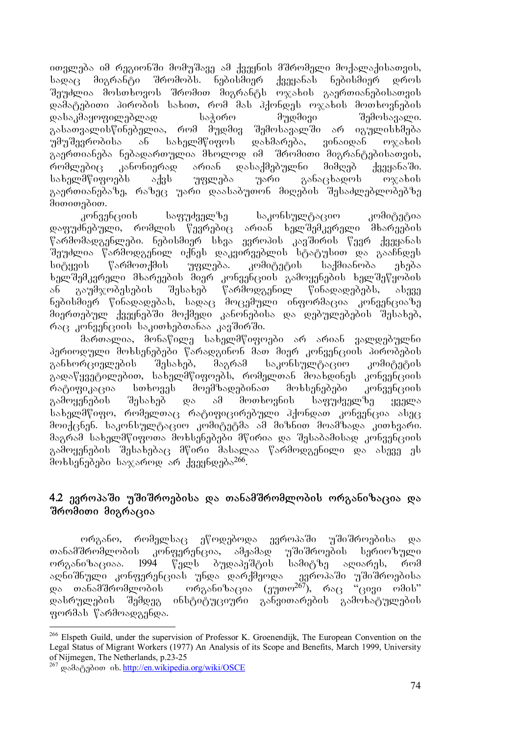ითვლება იმ რეგიონში მომუშავე ამ ქვეყნის მშრომელი მოქალაქისათვის, სადაც მიგრანტი შრომობს. ნებისმიერ ქვეყანას ნებისმიერ დროს შეუძლია მოსთხოვოს შრომით მიგრანტს ოჯახის გაერთიანებისათვის დამატებითი პირობის სახით, რომ მას ჰქონდეს ოჯახის მოთხოვნების დასაკმაყოფილებლად საჭირო მუდმივი შემოსავალი. გასათვალისწინებელია, რომ მუდმივ შემოსავალში არ იგულისხმება უმუშევრობისა ან სახელმწიფოს დახმარება, ვინაიდან ოჯახის გაერთიანება ნებადართულია მხოლოდ იმ შრომითი მიგრანტებისათვის, რომლებიც კანონიერად არიან დასაქმებულნი მიმღებ ქვეყანაში. სახელმწიფოებს აქვს უფლება უარი განაცხადოს ოჯახის გაერთიანებაზე, რაზეც უარი დაასაბუთონ მიღების შესაძლებლობებზე მითითებით.

კონვენციის საფუძველზე საკონსულტაციო კომიტეტია დაფუძნებული, რომლის წევრებიც არიან ხელშემკვრელი მხარეების წარმომადგენლები. ნებისმიერ სხვა ევროპის კავშირის წევრ ქვეყანას შეუძლია წარმოდგენილ იქნეს დამკვირვებლის სტატუსით და გააჩნდეს სიტყვის წარმოთქმის უფლება. კომიტეტის საქმიანობა ეხება ხელშემკვრელი მხარეების მიერ კონვენციის გამოყენების ხელშეწყობის ან გაუმჯობესების შესახებ წარმოდგენილ წინადადებებს, ასევე ნებისმიერ წინადადებას, სადაც მოცემული ინფორმაცია კონვენციაზე მიერთებულ ქვეყნებში მოქმედი კანონებისა და დებულებების შესახებ, რაც კონვენციის საკითხებთანაა კავშირში.

მართალია, მონაწილე სახელმწიფოები არ არიან ვალდებულნი პერიოდული მოხსენებები წარადგინონ მათ მიერ კონვენციის პირობების განხორციელების შესახებ, მაგრამ საკონსულტაციო კომიტეტის გადაწყვეტილებით, სახელმწიფოებს, რომელთან მოახდინეს კონვენციის რატიფიკაცია სთხოვეს მოემზადებინათ მოხსენებები კონვენციის გამოყენების შესახებ და ამ მოთხოვნის საფუძველზე ყველა სახელმწიფო, რომელთაც რატიფიცირებული ჰქონდათ კონვენცია ასეც მოიქცნენ. საკონსულტაციო კომიტეტმა ამ მიზნით მოამზადა კითხვარი. მაგრამ სახელმწიფოთა მოხსენებები მწირია და შესაბამისად კონვენციის გამოყენების შესახებაც მწირი მასალაა წარმოდგენილი და ასევე ეს მოხსენებები საჯაროდ არ ქვეყნდება[266].

## 4.2 ევროპაში უშიშროებისა და თანამშრომლობის ორგანიზაცია და შრომითი მიგრაცია

ორგანო, რომელსაც ეწოდებოდა ევროპაში უშიშროებისა და თანამშრომლობის კონფერენცია, ამჟამად უშიშროების სერიოზული ორგანიზაციაა. 1994 წელს ბუდაპეშტის სამიტზე აღიარეს, რომ აღნიშნული კონფერენციას უნდა დარქმეოდა ევროპაში უშიშროებისა და თანამშრომლობის ორგანიზაცია (ეუთო[267]), რაც "ცივი ომის" დასრულების შემდეგ ინსტიტუციური განვითარების გამოხატულების ფორმას წარმოადგენდა.

---

[266] Elspeth Guild, under the supervision of Professor K. Groenendijk, The European Convention on the Legal Status of Migrant Workers (1977) An Analysis of its Scope and Benefits, March 1999, University of Nijmegen, The Netherlands, p.23-25

[267] დამატებით იხ. http://en.wikipedia.org/wiki/OSCE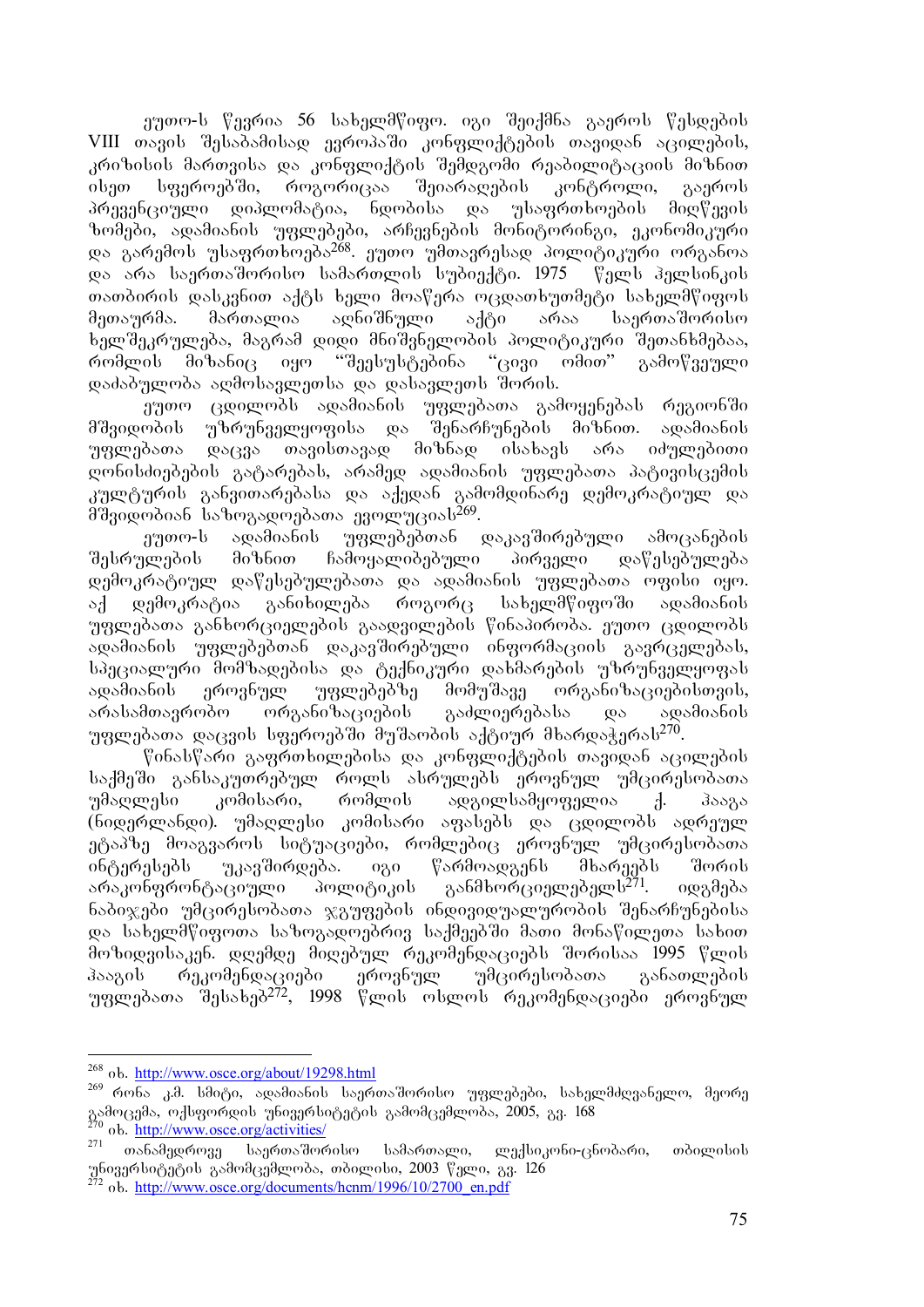ეუთო-ს წევრია 56 სახელმწიფო. იგი შეიქმნა გაეროს წესდების VIII თავის შესაბამისად ევროპაში კონფლიქტების თავიდან აცილების, კრიზისის მართვისა და კონფლიქტის შემდგომი რეაბილიტაციის მიზნით ისეთ სფეროებში, როგორიცაა შეიარაღების კონტროლი, გაეროს პრევენციული დიპლომატია, ნდობისა და უსაფრთხოების მიღწევის ზომები, ადამიანის უფლებები, არჩევნების მონიტორინგი, ეკონომიკური და გარემოს უსაფრთხოება[268]. ეუთო უმთავრესად პოლიტიკური ორგანოა და არა საერთაშორისო სამართლის სუბიექტი. 1975 წელს ჰელსინკის თათბირის დასკვნით აქტს ხელი მოაწერა ოცდათხუთმეტი სახელმწიფოს მეთაურმა. მართალია აღნიშნული აქტი არაა საერთაშორისო ხელშეკრულება, მაგრამ დიდი მნიშვნელობის პოლიტიკური შეთანხმებაა, რომლის მიზანიც იყო "შეესუსტებინა "ცივი ომით" გამოწვეული დაძაბულობა აღმოსავლეთსა და დასავლეთს შორის.

ეუთო ცდილობს ადამიანის უფლებათა გამოყენებას რეგიონში მშვიდობის უზრუნველყოფისა და შენარჩუნების მიზნით. ადამიანის უფლებათა დაცვა თავისთავად მიზნად ისახავს არა იძულებითი ღონისძიებების გატარებას, არამედ ადამიანის უფლებათა პატივისცემის კულტურის განვითარებასა და აქედან გამომდინარე დემოკრატიულ და მშვიდობიან საზოგადოებათა ევოლუციას[269].

ეუთო-ს ადამიანის უფლებებთან დაკავშირებული ამოცანების შესრულების მიზნით ჩამოყალიბებული პირველი დაწესებულება დემოკრატიულ დაწესებულებათა და ადამიანის უფლებათა ოფისი იყო. აქ დემოკრატია განიხილება როგორც სახელმწიფოში ადამიანის უფლებათა განხორციელების გაადვილების წინაპირობა. ეუთო ცდილობს ადამიანის უფლებებთან დაკავშირებული ინფორმაციის გავრცელებას, სპეციალური მომზადებისა და ტექნიკური დახმარების უზრუნველყოფას ადამიანის ეროვნულ უფლებებზე მომუშავე ორგანიზაციებისთვის, არასამთავრობო ორგანიზაციების გაძლიერებასა და ადამიანის უფლებათა დაცვის სფეროებში მუშაობის აქტიურ მხარდაჭერას[270].

წინასწარი გაფრთხილებისა და კონფლიქტების თავიდან აცილების საქმეში განსაკუთრებულ როლს ასრულებს ეროვნულ უმცირესობათა უმაღლესი კომისარი, რომლის ადგილსამყოფელია ქ. ჰააგა (ნიდერლანდი). უმაღლესი კომისარი აფასებს და ცდილობს ადრეულ ეტაპზე მოაგვაროს სიტუაციები, რომლებიც ეროვნულ უმცირესობათა ინტერესებს უკავშირდება. იგი წარმოადგენს მხარეებს შორის არაკონფრონტაციული პოლიტიკის განმხორციელებელს[271]. იღებება ნაბიჯები უმცირესობათა ჯგუფების ინდივიდუალურობის შენარჩუნებისა და სახელმწიფოთა საზოგადოებრივ საქმეებში მათი მონაწილეთა სახით მოზიდვისაკენ. დღემდე მიღებულ რეკომენდაციებს შორისაა 1995 წლის ჰააგის რეკომენდაციები ეროვნულ უმცირესობათა განათლების უფლებათა შესახებ[272], 1998 წლის ოსლოს რეკომენდაციები ეროვნულ

---

[268] იხ. http://www.osce.org/about/19298.html

[269] რონა კ.მ. სმიტი, ადამიანის საერთაშორისო უფლებები, სახელმძღვანელო, მეორე გამოცემა, ოქსფორდის უნივერსიტეტის გამომცემლობა, 2005, გვ. 168

[270] იხ. http://www.osce.org/activities/

[271] თანამედროვე საერთაშორისო სამართალი, ლექსიკონი-ცნობარი, თბილისის უნივერსიტეტის გამომცემლობა, თბილისი, 2003 წელი, გვ. 126

[272] იხ. http://www.osce.org/documents/hcnm/1996/10/2700_en.pdf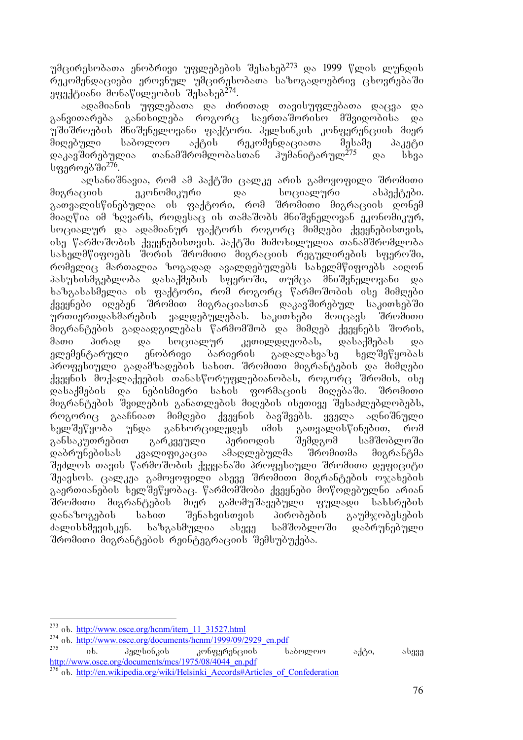უმცირესობათა ენობრივი უფლებების შესახებ[273] და 1999 წლის ლუნდის რეკომენდაციები ეროვნულ უმცირესობათა საზოგადოებრივ ცხოვრებაში ეფექტიანი მონაწილეობის შესახებ[274].

ადამიანის უფლებათა და ძირითად თავისუფლებათა დაცვა და განვითარება განიხილება როგორც საერთაშორისო მშვიდობისა და უშიშროების მნიშვნელოვანი ფაქტორი. ჰელსინკის კონფერენციის მიერ მიღებული საბოლოო აქტის რეკომენდაციათა მესამე პაკეტი დაკავშირებულია თანამშრომლობასთან ჰუმანიტარულ[275] და სხვა სფეროებში[276].

აღსანიშნავია, რომ ამ პაქტში ცალკე არის გამოყოფილი შრომითი მიგრაციის ეკონომიკური და სოციალური ასპექტები. გათვალისწინებულია ის ფაქტორი, რომ შრომითი მიგრაციის დონემ მიაღწია იმ ზღვარს, როდესაც ის თამაშობს მნიშვნელოვან ეკონომიკურ, სოციალურ და ადამიანურ ფაქტორს როგორც მიმღები ქვეყნებისთვის, ისე წარმოშობის ქვეყნებისთვის. პაქტში მიმოხილულია თანამშრომლობა სახელმწიფოებს შორის შრომითი მიგრაციის რეგულირების სფეროში, რომელიც მართალია ზოგადად ავალდებულებს სახელმწიფოებს აიღონ პასუხისმგებლობა დასაქმების სფეროში, თუმცა მნიშვნელოვანი და ხაზგასასმელია ის ფაქტორი, რომ როგორც წარმოშობის ისე მიმღები ქვეყნები იღებენ შრომით მიგრაციასთან დაკავშირებულ საკითხებში ურთიერთდახმარების ვალდებულებას. საკითხები მოიცავს შრომითი მიგრანტების გადაადგილებას წარმომშობ და მიმღებ ქვეყნებს შორის, მათი პირად და სოციალურ კეთილდღეობას, დასაქმებას და ელემენტარული ენობრივი ბარიერის გადალახვაზე ხელშეწყობას პროფესიული გადამზადების სახით. შრომითი მიგრანტების და მიმღები ქვეყნის მოქალაქეების თანასწორუფლებიანობას, როგორც შრომის, ისე დასაქმების და ნებისმიერი სახის ფორმაციის მიღებაში. შრომითი მიგრანტების შვილების განათლების მიღების ისეთივე შესაძლებლობებს, როგორიც გააჩნიათ მიმღები ქვეყნის ბავშვებს. ყველა აღნიშნული ხელშეწყობა უნდა განხორციელდეს იმის გათვალისწინებით, რომ განსაკუთრებით გარკვეული პერიოდის შემდგომ სამშობლოში დაბრუნებისას კვალიფიკაცია ამაღლებულმა შრომითმა მიგრანტმა შეძლოს თავის წარმოშობის ქვეყანაში პროფესიული შრომითი დეფიციტი შეავსოს. ცალკეა გამოყოფილი ასევე შრომითი მიგრანტების ოჯახების გაერთიანების ხელშეწყობაც. წარმომშობი ქვეყნები მოწოდებულნი არიან შრომითი მიგრანტების მიერ გამომუშავებული ფულადი სახსრების დანაზოგების სახით შენახვისთვის პირობების გაუმჯობესების ძალისხმევისკენ. ხაზგასმულია ასევე სამშობლოში დაბრუნებული შრომითი მიგრანტების რეინტეგრაციის შემსუბუქება.

---

[273] იხ. http://www.osce.org/hcnm/item_11_31527.html

[274] იხ. http://www.osce.org/documents/hcnm/1999/09/2929_en.pdf

[275] იხ. ჰელსინკის კონფერენციის საბოლოო აქტი, ასევე http://www.osce.org/documents/mcs/1975/08/4044_en.pdf

[276] იხ. http://en.wikipedia.org/wiki/Helsinki_Accords#Articles_of_Confederation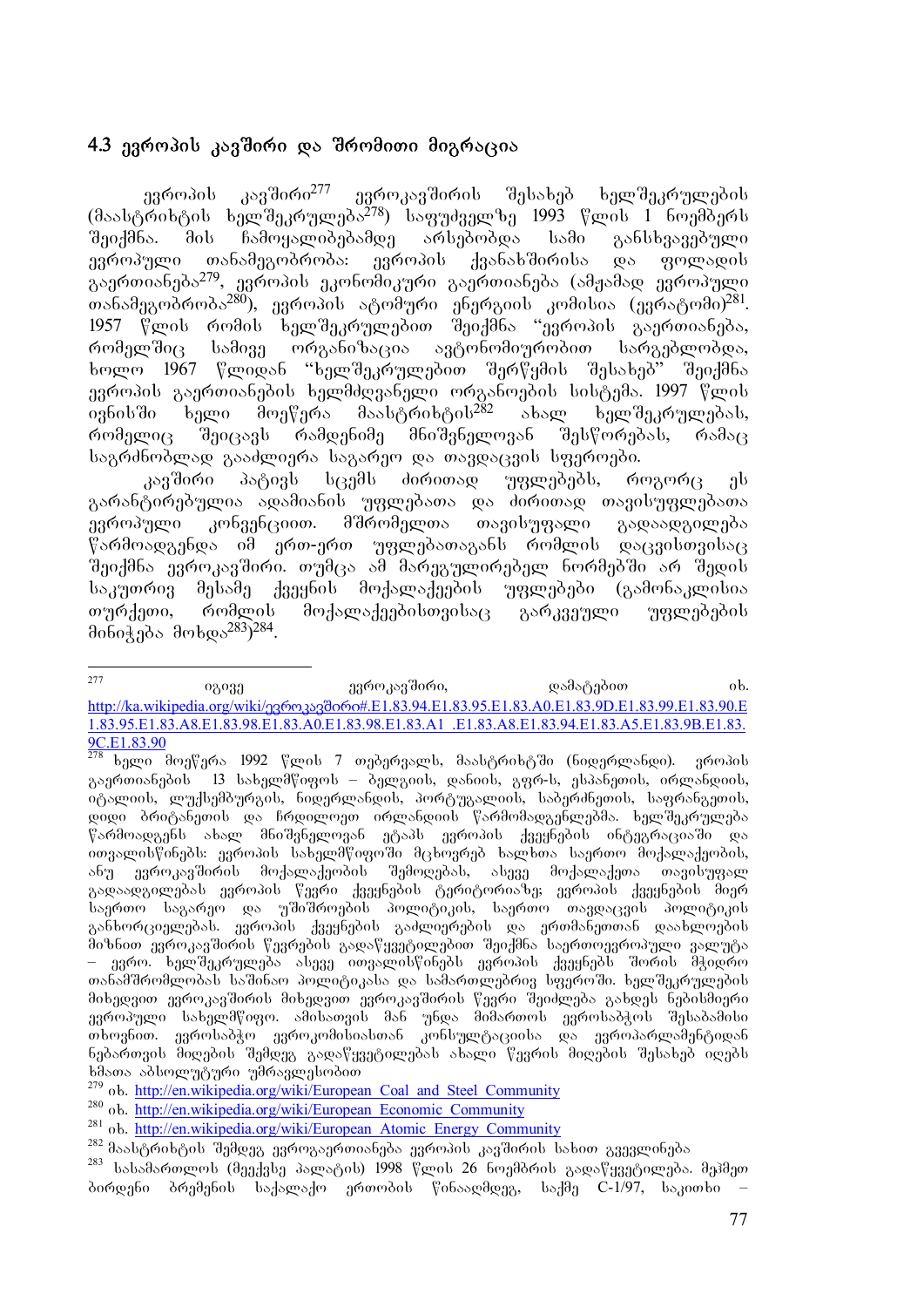## 4.3 ევროპის კავშირი და შრომითი მიგრაცია

ევროპის კავშირი[277] ევროკავშირის შესახებ ხელშეკრულების (მაასტრიხტის ხელშეკრულება[278]) საფუძველზე 1993 წლის 1 ნოემბერს შეიქმნა. მის ჩამოყალიბებამდე არსებობდა სამი განსხვავებული ევროპული თანამეგობრობა: ევროპის ქვანახშირისა და ფოლადის გაერთიანება[279], ევროპის ეკონომიკური გაერთიანება (ამჟამად ევროპული თანამეგობრობა[280]), ევროპის ატომური ენერგიის კომისია (ევრატომი)[281]. 1957 წლის რომის ხელშეკრულებით შეიქმნა "ევროპის გაერთიანება, რომელშიც სამივე ორგანიზაცია ავტონომიურობით სარგებლობდა, ხოლო 1967 წლიდან "ხელშეკრულებით შერწყმის შესახებ" შეიქმნა ევროპის გაერთიანების ხელმძღვანელი ორგანოების სისტემა. 1997 წლის ივნისში ხელი მოეწერა მაასტრიხტის[282] ახალ ხელშეკრულებას, რომელიც შეიცავს რამდენიმე მნიშვნელოვან შესწორებას, რამაც საგრძნობლად გააძლიერა საგარეო და თავდაცვის სფეროები.

კავშირი პატივს სცემს ძირითად უფლებებს, როგორც ეს გარანტირებულია ადამიანის უფლებათა და ძირითად თავისუფლებათა ევროპული კონვენციით. მშრომელთა თავისუფალი გადაადგილება წარმოადგენდა იმ ერთ-ერთ უფლებათაგანს რომლის დაცვისთვისაც შეიქმნა ევროკავშირი. თუმცა ამ მარეგულირებელ ნორმებში არ შედის საკუთრივ მესამე ქვეყნის მოქალაქეების უფლებები (გამონაკლისია თურქეთი, რომლის მოქალაქეებისთვისაც გარკვეული უფლებების მინიჭება მოხდა[283])[284].

---

[277] იგივე ევროკავშირი, დამატებით იხ. http://ka.wikipedia.org/wiki/ევროკავშირი#.E1.83.94.E1.83.95.E1.83.A0.E1.83.9D.E1.83.99.E1.83.90.E1.83.95.E1.83.A8.E1.83.98.E1.83.A0.E1.83.98.E1.83.A1_.E1.83.A8.E1.83.94.E1.83.A5.E1.83.9B.E1.83.9C.E1.83.90

[278] ხელი მოეწერა 1992 წლის 7 თებერვალს, მაასტრიხტში (ნიდერლანდი). ევროპის გაერთიანების 13 სახელმწიფოს – ბელგიის, დანიის, გფრ-ს, ესპანეთის, ირლანდიის, იტალიის, ლუქსემბურგის, ნიდერლანდის, პორტუგალიის, საბერძნეთის, საფრანგეთის, დიდი ბრიტანეთის და ჩრდილოეთ ირლანდიის წარმომადგენლებმა. ხელშეკრულება წარმოადგენს ახალ მნიშვნელოვან ეტაპს ევროპის ქვეყნების ინტეგრაციაში და ითვალისწინებს: ევროპის სახელმწიფოში მცხოვრებ ხალხთა საერთო მოქალაქეობის, ანუ ევროკავშირის მოქალაქეობის შემოღებას, ასევე მოქალაქეთა თავისუფალ გადაადგილებას ევროპის წევრი ქვეყნების ტერიტორიაზე; ევროპის ქვეყნების მიერ საერთო საგარეო და უშიშროების პოლიტიკის, საერთო თავდაცვის პოლიტიკის განხორციელებას. ევროპის ქვეყნების გაძლიერების და ერთმანეთთან დაახლოების მიზნით ევროკავშირის წევრების გადაწყვეტილებით შეიქმნა საერთოევროპული ვალუტა – ევრო. ხელშეკრულება ასევე ითვალისწინებს ევროპის ქვეყნებს შორის მჭიდრო თანამშრომლობას საშინაო პოლიტიკასა და სამართლებრივ სფეროში. ხელშეკრულების მიხედვით ევროკავშირის მიხედვით ევროკავშირის წევრი შეიძლება გახდეს ნებისმიერი ევროპული სახელმწიფო. ამისათვის მან უნდა მიმართოს ევროსაბჭოს შესაბამისი თხოვნით. ევროსაბჭო ევროკომისიასთან კონსულტაციისა და ევროპარლამენტიდან ნებართვის მიღების შემდეგ გადაწყვეტილებას ახალი წევრის მიღების შესახებ იღებს ხმათა აბსოლუტური უმრავლესობით

[279] იხ. http://en.wikipedia.org/wiki/European_Coal_and_Steel_Community

[280] იხ. http://en.wikipedia.org/wiki/European_Economic_Community

[281] იხ. http://en.wikipedia.org/wiki/European_Atomic_Energy_Community

[282] მაასტრიხტის შემდეგ ევროგაერთიანება ევროპის კავშირის სახით გვევლინება

[283] სასამართლოს (მეექვსე პალატის) 1998 წლის 26 ნოემბრის გადაწყვეტილება. მეჰმეთ ბირდენი ბრემენის საქალაქო ერთობის წინააღმდეგ, საქმე C-1/97, საკითხი –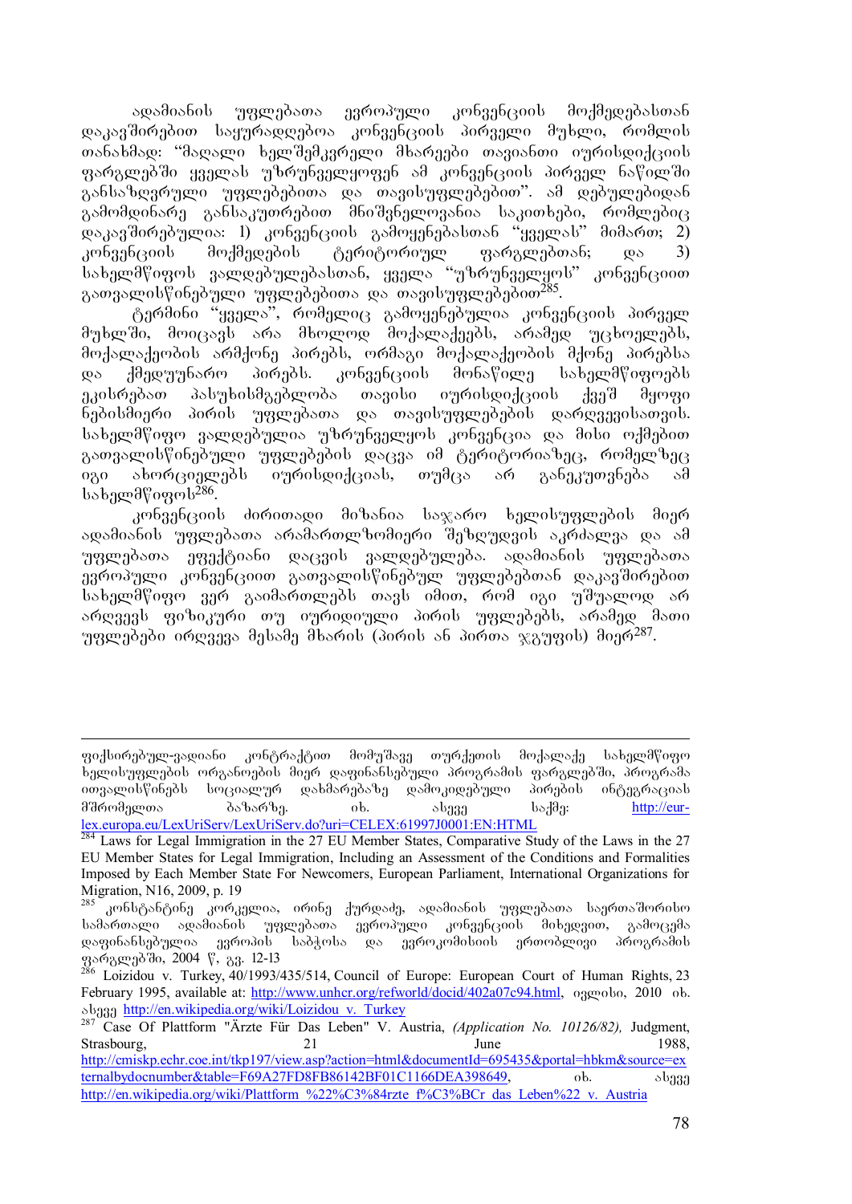ადამიანის უფლებათა ევროპული კონვენციის მოქმედებასთან დაკავშირებით საყურადღებოა კონვენციის პირველი მუხლი, რომლის თანახმად: "მაღალი ხელშემკვრელი მხარეები თავიანთი იურისდიქციის ფარგლებში ყველას უზრუნველყოფენ ამ კონვენციის პირველ ნაწილში განსაზღვრული უფლებებითა და თავისუფლებებით". ამ დებულებიდან გამომდინარე განსაკუთრებით მნიშვნელოვანია საკითხები, რომლებიც დაკავშირებულია: 1) კონვენციის გამოყენებასთან "ყველას" მიმართ; 2) კონვენციის მოქმედების ტერიტორიულ ფარგლებთან; და 3) სახელმწიფოს ვალდებულებასთან, ყველა "უზრუნველყოს" კონვენციით გათვალისწინებული უფლებებითა და თავისუფლებებით[285].

ტერმინი "ყველა", რომელიც გამოყენებულია კონვენციის პირველ მუხლში, მოიცავს არა მხოლოდ მოქალაქეებს, არამედ უცხოელებს, მოქალაქეობის არმქონე პირებს, ორმაგი მოქალაქეობის მქონე პირებსა და ქმედუუნარო პირებს. კონვენციის მონაწილე სახელმწიფოებს ეკისრებათ პასუხისმგებლობა თავისი იურისდიქციის ქვეშ მყოფი ნებისმიერი პირის უფლებათა და თავისუფლებების დარღვევისათვის. სახელმწიფო ვალდებულია უზრუნველყოს კონვენცია და მისი ოქმებით გათვალისწინებული უფლებების დაცვა იმ ტერიტორიაზეც, რომელზეც იგი ახორციელებს იურისდიქციას, თუმცა არ განეკუთვნება ამ სახელმწიფოს[286].

კონვენციის ძირითადი მიზანია საჯარო ხელისუფლების მიერ ადამიანის უფლებათა არამართლზომიერი შეზღუდვის აკრძალვა და ამ უფლებათა ეფექტიანი დაცვის ვალდებულება. ადამიანის უფლებათა ევროპული კონვენციით გათვალისწინებულ უფლებებთან დაკავშირებით სახელმწიფო ვერ გაიმართლებს თავს იმით, რომ იგი უშუალოდ არ არღვევს ფიზიკური თუ იურიდიული პირის უფლებებს, არამედ მათი უფლებები ირღვევა მესამე მხარის (პირის ან პირთა ჯგუფის) მიერ[287].

---

ფიქსირებულ-ვადიანი კონტრაქტით მომუშავე თურქეთის მოქალაქე სახელმწიფო ხელისუფლების ორგანოების მიერ დაფინანსებული პროგრამის ფარგლებში, პროგრამა ითვალისწინებს სოციალურ დახმარებაზე დამოკიდებული პირების ინტეგრაციას შრომელთა ბაზარზე. იხ. ასევე საქმე: http://eur-lex.europa.eu/LexUriServ/LexUriServ.do?uri=CELEX:61997J0001:EN:HTML

[284] Laws for Legal Immigration in the 27 EU Member States, Comparative Study of the Laws in the 27 EU Member States for Legal Immigration, Including an Assessment of the Conditions and Formalities Imposed by Each Member State For Newcomers, European Parliament, International Organizations for Migration, N16, 2009, p. 19

[285] კონსტანტინე კორკელია, ირინე ქურდაძე, ადამიანის უფლებათა საერთაშორისო სამართალი ადამიანის უფლებათა ევროპული კონვენციის მიხედვით, გამოცემა დაფინანსებულია ევროპის საბჭოსა და ევროკომისიის ერთობლივი პროგრამის ფარგლებში, 2004 წ, გვ. 12-13

[286] Loizidou v. Turkey, 40/1993/435/514, Council of Europe: European Court of Human Rights, 23 February 1995, available at: http://www.unhcr.org/refworld/docid/402a07c94.html, ივლისი, 2010 იხ. ასევე http://en.wikipedia.org/wiki/Loizidou_v._Turkey

[287] Case Of Plattform "Ärzte Für Das Leben" V. Austria, *(Application No. 10126/82),* Judgment, Strasbourg, 21 June 1988, http://cmiskp.echr.coe.int/tkp197/view.asp?action=html&documentId=695435&portal=hbkm&source=externalbydocnumber&table=F69A27FD8FB86142BF01C1166DEA398649, იხ. ასევე http://en.wikipedia.org/wiki/Plattform_%22%C3%84rzte_f%C3%BCr_das_Leben%22_v._Austria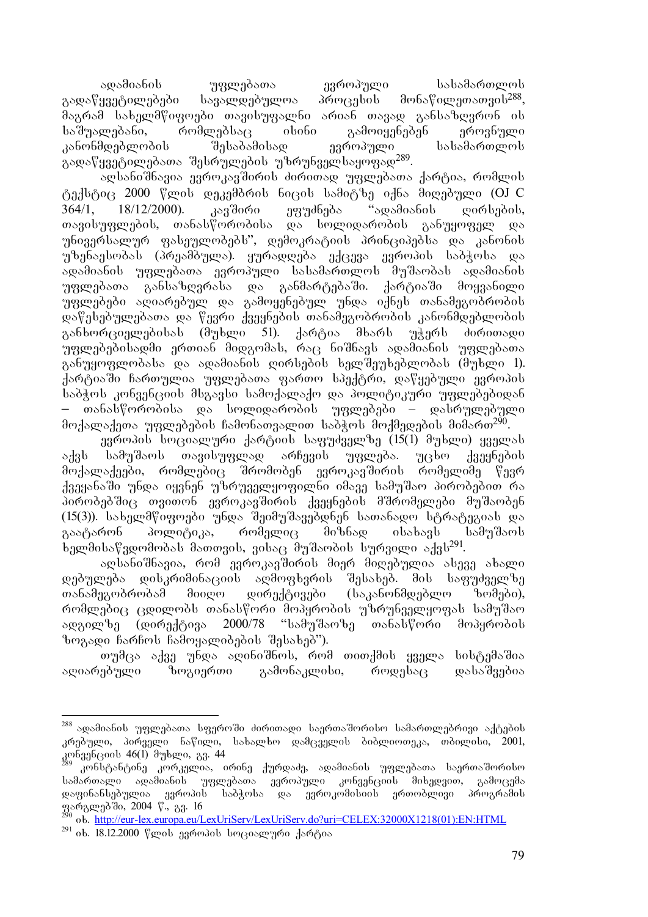ადამიანის უფლებათა ევროპული სასამართლოს გადაწყვეტილებები სავალდებულოა პროცესის მონაწილეთათვის[288], მაგრამ სახელმწიფოები თავისუფალნი არიან თავად განსაზღვრონ ის საშუალებანი, რომლებსაც ისინი გამოიყენებენ ეროვნული კანონმდებლობის შესაბამისად ევროპული სასამართლოს გადაწყვეტილებათა შესრულების უზრუნველსაყოფად[289].

აღსანიშნავია ევროკავშირის ძირითად უფლებათა ქარტია, რომლის ტექსტიც 2000 წლის დეკემბრის ნიცის სამიტზე იქნა მიღებული (OJ C 364/1, 18/12/2000). კავშირი ეფუძნება "ადამიანის ღირსების, თავისუფლების, თანასწორობისა და სოლიდარობის განუყოფელ და უნივერსალურ ფასეულობებს", დემოკრატიის პრინციპებსა და კანონის უზენაესობას (პრეამბულა). ყურადღება ექცევა ევროპის საბჭოსა და ადამიანის უფლებათა ევროპული სასამართლოს მუშაობას ადამიანის უფლებათა განსაზღვრასა და განმარტებაში. ქარტიაში მოყვანილი უფლებები აღიარებულ და გამოყენებულ უნდა იქნეს თანამეგობრობის დაწესებულებათა და წევრი ქვეყნების თანამეგობრობის კანონმდებლობის განხორციელებისას (მუხლი 51). ქარტია მხარს უჭერს ძირითადი უფლებებისადმი ერთიან მიდგომას, რაც ნიშნავს ადამიანის უფლებათა განუყოფლობასა და ადამიანის ღირსების ხელშეუხებლობას (მუხლი 1). ქარტიაში ჩართულია უფლებათა ფართო სპექტრი, დაწყებული ევროპის საბჭოს კონვენციის მსგავსი სამოქალაქო და პოლიტიკური უფლებებიდან – თანასწორობისა და სოლიდარობის უფლებები – დასრულებული მოქალაქეთა უფლებების ჩამონათვალით საბჭოს მოქმედების მიმართ[290].

ევროპის სოციალური ქარტიის საფუძველზე (15(1) მუხლი) ყველას აქვს სამუშაოს თავისუფლად არჩევის უფლება. უცხო ქვეყნების მოქალაქეები, რომლებიც შრომობენ ევროკავშირის რომელიმე წევრ ქვეყანაში უნდა იყვნენ უზრუნველყოფილნი იმავე სამუშაო პირობებით რა პირობებშიც თვითონ ევროკავშირის ქვეყნების მშრომელები მუშაობენ (15(3)). სახელმწიფოები უნდა შეიმუშავებდნენ სათანადო სტრატეგიას და გაატარონ პოლიტიკა, რომელიც მიზნად ისახავს სამუშაოს ხელმისაწვდომობას მათთვის, ვისაც მუშაობის სურვილი აქვს[291].

აღსანიშნავია, რომ ევროკავშირის მიერ მიღებულია ასევე ახალი დებულება დისკრიმინაციის აღმოფხვრის შესახებ. მის საფუძველზე თანამეგობრობამ მიიღო დირექტივები (საკანონმდებლო ზომები), რომლებიც ცდილობს თანასწორი მოპყრობის უზრუნველყოფას სამუშაო ადგილზე (დირექტივა 2000/78 "სამუშაოზე თანასწორი მოპყრობის ზოგადი ჩარჩოს ჩამოყალიბების შესახებ").

თუმცა აქვე უნდა აღინიშნოს, რომ თითქმის ყველა სისტემაშია აღიარებული ზოგიერთი გამონაკლისი, როდესაც დასაშვებია

---

[288] ადამიანის უფლებათა სფეროში ძირითადი საერთაშორისო სამართლებრივი აქტების კრებული, პირველი ნაწილი, სახალხო დამცველის ბიბლიოთეკა, თბილისი, 2001, კონვენციის 46(1) მუხლი, გვ. 44

[289] კონსტანტინე კორკელია, ირინე ქურდაძე, ადამიანის უფლებათა საერთაშორისო სამართალი ადამიანის უფლებათა ევროპული კონვენციის მიხედვით, გამოცემა დაფინანსებულია ევროპის საბჭოსა და ევროკომისიის ერთობლივი პროგრამის ფარგლებში, 2004 წ., გვ. 16

[290] იხ. http://eur-lex.europa.eu/LexUriServ/LexUriServ.do?uri=CELEX:32000X1218(01):EN:HTML

[291] იხ. 18.12.2000 წლის ევროპის სოციალური ქარტია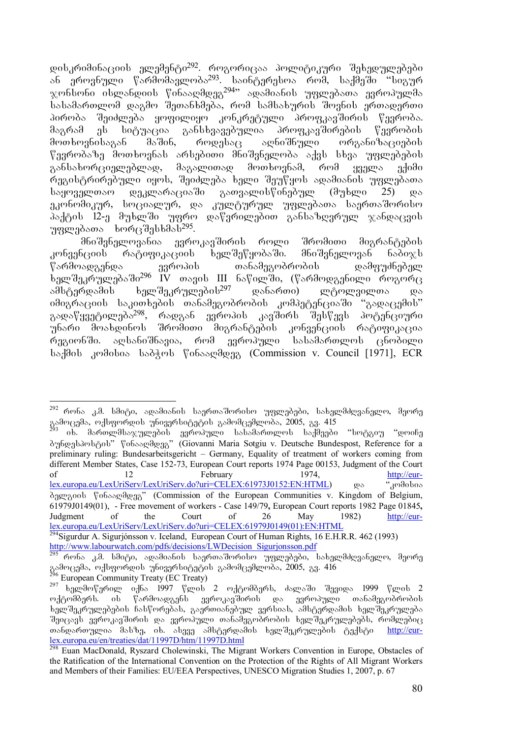დისკრიმინაციის ელემენტი[292]. როგორიცაა პოლიტიკური შეხედულებები ან ეროვნული წარმომავლობა[293]. საინტერესოა რომ, საქმეში "სიგურ ჯონსონი ისლანდიის წინააღმდეგ[294]" ადამიანის უფლებათა ევროპულმა სასამართლომ დაგმო შეთანხმება, რომ სამსახურის შოვნის ერთადერთი პირობა შეიძლება ყოფილიყო კონკრეტული პროფკავშირის წევრობა. მაგრამ ეს სიტუაცია განსხვავებულია პროფკავშირების წევრობის მოთხოვნისაგან მაშინ, როდესაც აღნიშნული ორგანიზაციების წევრობაზე მოთხოვნას არსებითი მნიშვნელობა აქვს სხვა უფლებების განსახორციელებლად, მაგალითად მოთხოვნამ, რომ ყველა ექიმი რეგისტრირებული იყოს, შეიძლება ხელი შეუწყოს ადამიანის უფლებათა საყოველთაო დეკლარაციაში გათვალისწინებულ (მუხლი 25) და ეკონომიკურ, სოციალურ, და კულტურულ უფლებათა საერთაშორისო პაქტის 12-ე მუხლში უფრო დაწვრილებით განსაზღვრულ ჯანდაცვის უფლებათა ხორცშესხმას[295].

მნიშვნელოვანია ევროკავშირის როლი შრომითი მიგრანტების კონვენციის რატიფიკაციის ხელშეწყობაში. მნიშვნელოვან ნაბიჯს წარმოადგენდა ევროპის თანამეგობრობის დამფუძნებელ ხელშეკრულებაში[296] IV თავის III ნაწილში, (წარმოდგენილი როგორც ამსტერდამის ხელშეკრულების[297] დანართი) ლტოლვილთა და იმიგრაციის საკითხების თანამეგობრობის კომპეტენციაში "გადაცემის" გადაწყვეტილება[298], რადგან ევროპის კავშირს შესწევს პოტენციური უნარი მოახდინოს შრომითი მიგრანტების კონვენციის რატიფიკაცია რეგიონში. აღსანიშნავია, რომ ევროპული სასამართლოს ცნობილი საქმის კომისია საბჭოს წინააღმდეგ (Commission v. Council [1971], ECR

---

[292] რონა კ.მ. სმიტი, ადამიანის საერთაშორისო უფლებები, სახელმძღვანელო, მეორე გამოცემა, ოქსფორდის უნივერსიტეტის გამომცემლობა, 2005, გვ. 415

[293] იხ. მართლმსაჯულების ევროპული სასამართლოს საქმეები "სოტგიუ "დოიჩე ბუნდესპოსტის" წინააღმდეგ" (Giovanni Maria Sotgiu v. Deutsche Bundespost, Reference for a preliminary ruling: Bundesarbeitsgericht – Germany, Equality of treatment of workers coming from different Member States, Case 152-73, European Court reports 1974 Page 00153, Judgment of the Court of 12 February 1974, http://eur-lex.europa.eu/LexUriServ/LexUriServ.do?uri=CELEX:61973J0152:EN:HTML) და "კომისია ბელგიის წინააღმდეგ" (Commission of the European Communities v. Kingdom of Belgium, 61979J0149(01), - Free movement of workers - Case 149/79, European Court reports 1982 Page 01845, Judgment of the Court of 26 May 1982) http://eur-lex.europa.eu/LexUriServ/LexUriServ.do?uri=CELEX:61979J0149(01):EN:HTML

[294] Sigurdur A. Sigurjónsson v. Iceland, European Court of Human Rights, 16 E.H.R.R. 462 (1993) http://www.labourwatch.com/pdfs/decisions/LWDecision_Sigurjonsson.pdf

[295] რონა კ.მ. სმიტი, ადამიანის საერთაშორისო უფლებები, სახელმძღვანელო, მეორე გამოცემა, ოქსფორდის უნივერსიტეტის გამომცემლობა, 2005, გვ. 416

[296] European Community Treaty (EC Treaty)

[297] ხელმოწერილ იქნა 1997 წლის 2 ოქტომბერს, ძალაში შევიდა 1999 წლის 2 ოქტომბერს. ის წარმოადგენს ევროკავშირის და ევროპული თანამეგობრობის ხელშეკრულებების ჩასწორებას, გაერთიანებულ ვერსიას, ამსტერდამის ხელშეკრულება შეიცავს ევროკავშირის და ევროპული თანამეგობრობის ხელშეკრულებებს, რომლებიც თანდართულია მასზე, იხ. ასევე ამსტერდამის ხელშეკრულების ტექსტი http://eur-lex.europa.eu/en/treaties/dat/11997D/htm/11997D.html

[298] Euan MacDonald, Ryszard Cholewinski, The Migrant Workers Convention in Europe, Obstacles of the Ratification of the International Convention on the Protection of the Rights of All Migrant Workers and Members of their Families: EU/EEA Perspectives, UNESCO Migration Studies 1, 2007, p. 67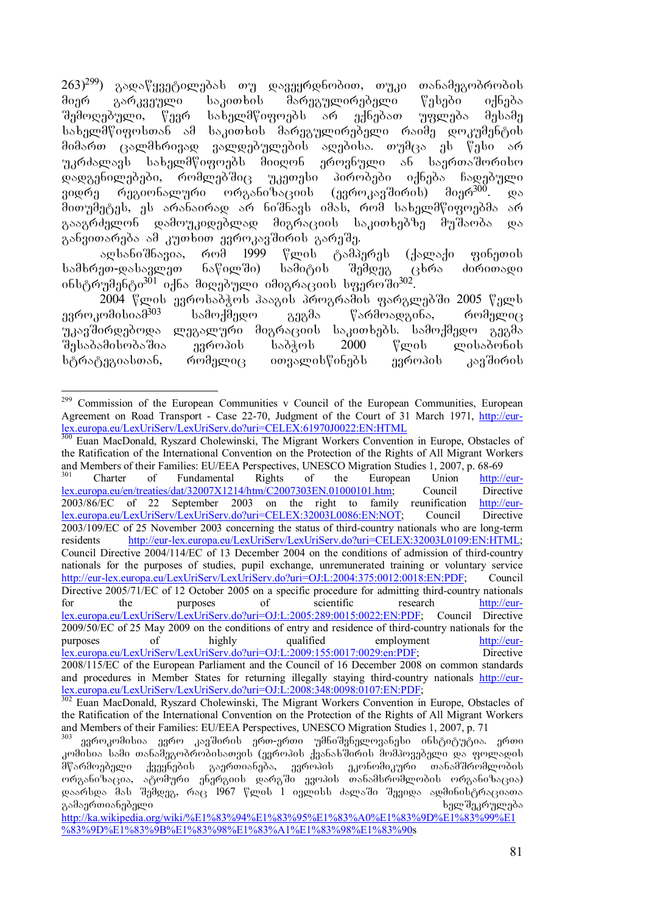263)[299]) გადაწყვეტილებას თუ დავეყრდნობით, თუკი თანამეგობრობის მიერ გარკვეული საკითხის მარეგულირებელი წესები იქნება შემოღებული, წევრ სახელმწიფოებს არ ექნებათ უფლება მესამე სახელმწიფოსთან ამ საკითხის მარეგულირებელი რაიმე დოკუმენტის მიმართ ცალმხრივად ვალდებულების აღებისა. თუმცა ეს წესი არ უკრძალავს სახელმწიფოებს მიიღონ ეროვნული ან საერთაშორისო დადგენილებები, რომლებშიც უკეთესი პირობები იქნება ჩადებული ვიდრე რეგიონალური ორგანიზაციის (ევროკავშირის) მიერ[300]. და მითუმეტეს, ეს არანაირად არ ნიშნავს იმას, რომ სახელმწიფოებმა არ გააგრძელონ დამოუკიდებლად მიგრაციის საკითხებზე მუშაობა და განვითარება ამ კუთხით ევროკავშირის გარეშე.

აღსანიშნავია, რომ 1999 წლის ტამპერეს (ქალაქი ფინეთის სამხრეთ-დასავლეთ ნაწილში) სამიტის შემდეგ ცხრა ძირითადი ინსტრუმენტი[301] იქნა მიღებული იმიგრაციის სფეროში[302].

2004 წლის ევროსაბჭოს ჰააგის პროგრამის ფარგლებში 2005 წელს ევროკომისიამ[303] სამოქმედო გეგმა წარმოადგინა, რომელიც უკავშირდებოდა ლეგალური მიგრაციის საკითხებს. სამოქმედო გეგმა შესაბამისობაშია ევროპის საბჭოს 2000 წლის ლისაბონის სტრატეგიასთან, რომელიც ითვალისწინებს ევროპის კავშირის

---

[299] Commission of the European Communities v Council of the European Communities, European Agreement on Road Transport - Case 22-70, Judgment of the Court of 31 March 1971, http://eur-lex.europa.eu/LexUriServ/LexUriServ.do?uri=CELEX:61970J0022:EN:HTML

[300] Euan MacDonald, Ryszard Cholewinski, The Migrant Workers Convention in Europe, Obstacles of the Ratification of the International Convention on the Protection of the Rights of All Migrant Workers and Members of their Families: EU/EEA Perspectives, UNESCO Migration Studies 1, 2007, p. 68-69

[301] Charter of Fundamental Rights of the European Union http://eur-lex.europa.eu/en/treaties/dat/32007X1214/htm/C2007303EN.01000101.htm; Council Directive 2003/86/EC of 22 September 2003 on the right to family reunification http://eur-lex.europa.eu/LexUriServ/LexUriServ.do?uri=CELEX:32003L0086:EN:NOT; Council Directive 2003/109/EC of 25 November 2003 concerning the status of third-country nationals who are long-term residents http://eur-lex.europa.eu/LexUriServ/LexUriServ.do?uri=CELEX:32003L0109:EN:HTML; Council Directive 2004/114/EC of 13 December 2004 on the conditions of admission of third-country nationals for the purposes of studies, pupil exchange, unremunerated training or voluntary service http://eur-lex.europa.eu/LexUriServ/LexUriServ.do?uri=OJ:L:2004:375:0012:0018:EN:PDF; Council Directive 2005/71/EC of 12 October 2005 on a specific procedure for admitting third-country nationals for the purposes of scientific research http://eur-lex.europa.eu/LexUriServ/LexUriServ.do?uri=OJ:L:2005:289:0015:0022:EN:PDF; Council Directive 2009/50/EC of 25 May 2009 on the conditions of entry and residence of third-country nationals for the purposes of highly qualified employment http://eur-lex.europa.eu/LexUriServ/LexUriServ.do?uri=OJ:L:2009:155:0017:0029:en:PDF; Directive 2008/115/EC of the European Parliament and the Council of 16 December 2008 on common standards and procedures in Member States for returning illegally staying third-country nationals http://eur-lex.europa.eu/LexUriServ/LexUriServ.do?uri=OJ:L:2008:348:0098:0107:EN:PDF;

[302] Euan MacDonald, Ryszard Cholewinski, The Migrant Workers Convention in Europe, Obstacles of the Ratification of the International Convention on the Protection of the Rights of All Migrant Workers and Members of their Families: EU/EEA Perspectives, UNESCO Migration Studies 1, 2007, p. 71

[303] ევროკომისია ევრო კავშირის ერთ-ერთი უმნიშვნელოვანესი ინსტიტუტია. ერთი კომისია სამი თანამეგობრობისათვის (ევროპის ქვანახშირის მომპოვებელი და ფოლადის მწარმოებელი ქვეყნების გაერთიანება, ევროპის ეკონომიკური თანამშრომლობის ორგანიზაცია, ატომური ენერგიის დარგში ევოპის თანამსრომლობის ორგანიზაცია) დაარსდა მას შემდეგ, რაც 1967 წლის 1 ივლისს ძალაში შევიდა ადმინისტრაციათა გამაერთიანებელი ხელშეკრულება http://ka.wikipedia.org/wiki/%E1%83%94%E1%83%95%E1%83%A0%E1%83%9D%E1%83%99%E1%83%9D%E1%83%9B%E1%83%98%E1%83%A1%E1%83%98%E1%83%90s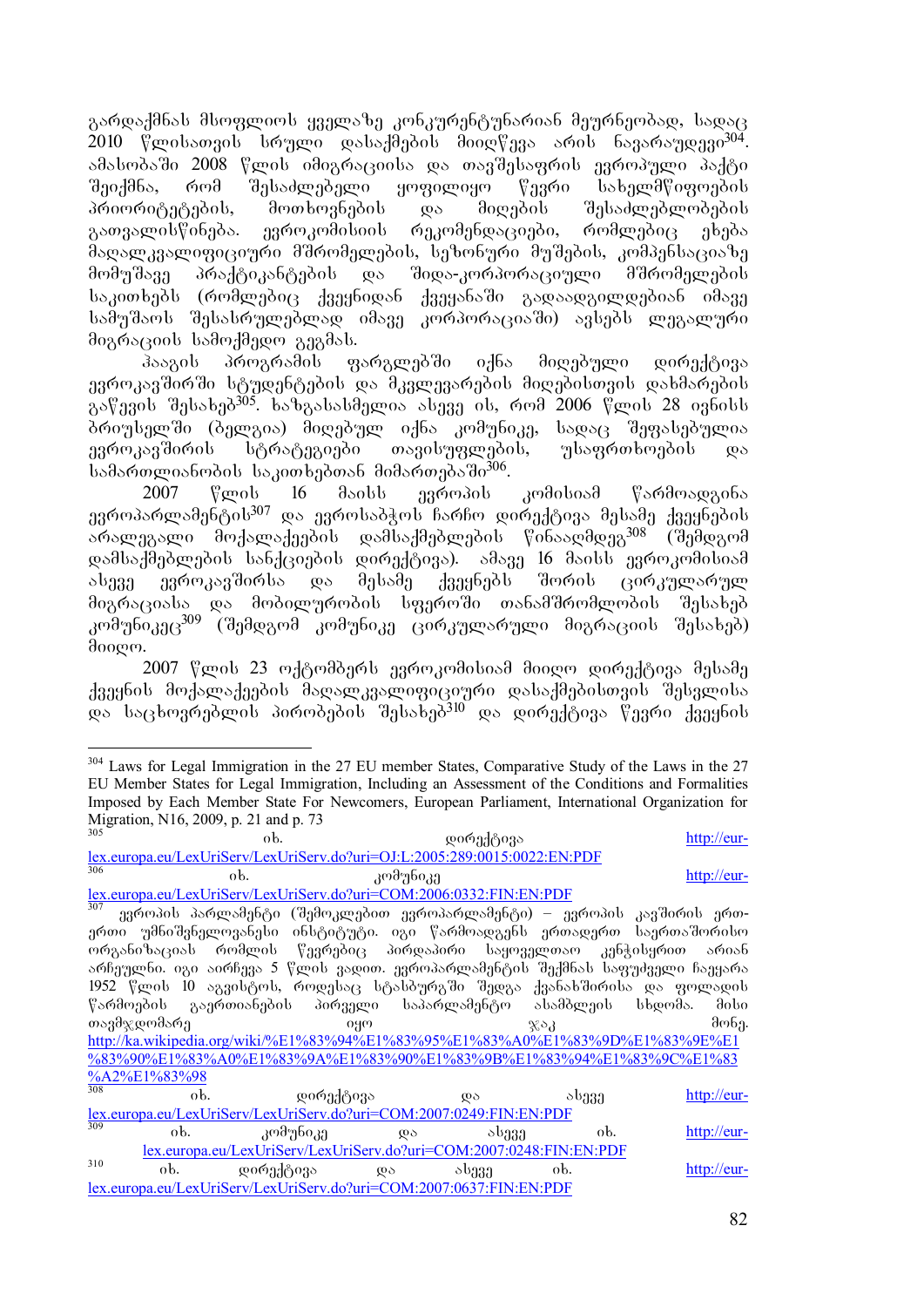გარდაქმნას მსოფლიოს ყველაზე კონკურენტუნარიან მეურნეობად, სადაც 2010 წლისათვის სრული დასაქმების მიღწევა არის ნავარაუდევი[304]. ამასობაში 2008 წლის იმიგრაციისა და თავშესაფრის ევროპული პაქტი შეიქმნა, რომ შესაძლებელი ყოფილიყო წევრი სახელმწიფოების პრიორიტეტების, მოთხოვნების და მიღების შესაძლებლობების გათვალისწინება. ევროკომისიის რეკომენდაციები, რომლებიც ეხება მაღალკვალიფიციური მშრომელების, სეზონური მუშების, კომპენსაციაზე მომუშავე პრაქტიკანტების და შიდა-კორპორაციული მშრომელების საკითხებს (რომლებიც ქვეყნიდან ქვეყანაში გადაადგილდებიან იმავე სამუშაოს შესასრულებლად იმავე კორპორაციაში) ავსებს ლეგალური მიგრაციის სამოქმედო გეგმას.

ჰააგის პროგრამის ფარგლებში იქნა მიღებული დირექტივა ევროკავშირში სტუდენტების და მკვლევარების მიღებისთვის დახმარების გაწევის შესახებ[305]. ხაზგასასმელია ასევე ის, რომ 2006 წლის 28 ივნისს ბრიუსელში (ბელგია) მიღებულ იქნა კომუნიკე, სადაც შეფასებულია ევროკავშირის სტრატეგიები თავისუფლების, უსაფრთხოების და სამართლიანობის საკითხებთან მიმართებაში[306].

2007 წლის 16 მაისს ევროპის კომისიამ წარმოადგინა ევროპარლამენტის[307] და ევროსაბჭოს ჩარჩო დირექტივა მესამე ქვეყნების არალეგალი მოქალაქეების დამსაქმებლების წინააღმდეგ[308] (შემდგომ დამსაქმებლების სანქციების დირექტივა). ამავე 16 მაისს ევროკომისიამ ასევე ევროკავშირსა და მესამე ქვეყნებს შორის ცირკულარულ მიგრაციასა და მობილურობის სფეროში თანამშრომლობის შესახებ კომუნიკეც[309] (შემდგომ კომუნიკე ცირკულარული მიგრაციის შესახებ) მიიღო.

2007 წლის 23 ოქტომბერს ევროკომისიამ მიიღო დირექტივა მესამე ქვეყნის მოქალაქეების მაღალკვალიფიციური დასაქმებისთვის შესვლისა და საცხოვრებლის პირობების შესახებ[310] და დირექტივა წევრი ქვეყნის

---

[304] Laws for Legal Immigration in the 27 EU member States, Comparative Study of the Laws in the 27 EU Member States for Legal Immigration, Including an Assessment of the Conditions and Formalities Imposed by Each Member State For Newcomers, European Parliament, International Organization for Migration, N16, 2009, p. 21 and p. 73

[305] იხ. დირექტივა http://eur-lex.europa.eu/LexUriServ/LexUriServ.do?uri=OJ:L:2005:289:0015:0022:EN:PDF

[306] იხ. კომუნიკე http://eur-lex.europa.eu/LexUriServ/LexUriServ.do?uri=COM:2006:0332:FIN:EN:PDF

[307] ევროპის პარლამენტი (შემოკლებით ევროპარლამენტი) – ევროპის კავშირის ერთ-ერთი უმნიშვნელოვანესი ინსტიტუტი. იგი წარმოადგენს ერთადერთ საერთაშორისო ორგანიზაციას რომლის წევრებიც პირდაპირი საყოველთაო კენჭისყრით არიან არჩეულნი. იგი აირჩევა 5 წლის ვადით. ევროპარლამენტის შექმნას საფუძველი ჩაეყარა 1952 წლის 10 აგვისტოს, როდესაც სტასბურგში შედგა ქვანახშირისა და ფოლადის წარმოების გაერთიანების პირველი საპარლამენტო ასამბლეის სხდომა. მისი თავმჯდომარე იყო ჯაკ მონე. http://ka.wikipedia.org/wiki/%E1%83%94%E1%83%95%E1%83%A0%E1%83%9D%E1%83%9E%E1%83%90%E1%83%A0%E1%83%9A%E1%83%90%E1%83%9B%E1%83%94%E1%83%9C%E1%83%A2%E1%83%98

[308] იხ. დირექტივა და ასევე http://eur-lex.europa.eu/LexUriServ/LexUriServ.do?uri=COM:2007:0249:FIN:EN:PDF

[309] იხ. კომუნიკე და ასევე იხ. http://eur-lex.europa.eu/LexUriServ/LexUriServ.do?uri=COM:2007:0248:FIN:EN:PDF

[310] იხ. დირექტივა და ასევე იხ. http://eur-lex.europa.eu/LexUriServ/LexUriServ.do?uri=COM:2007:0637:FIN:EN:PDF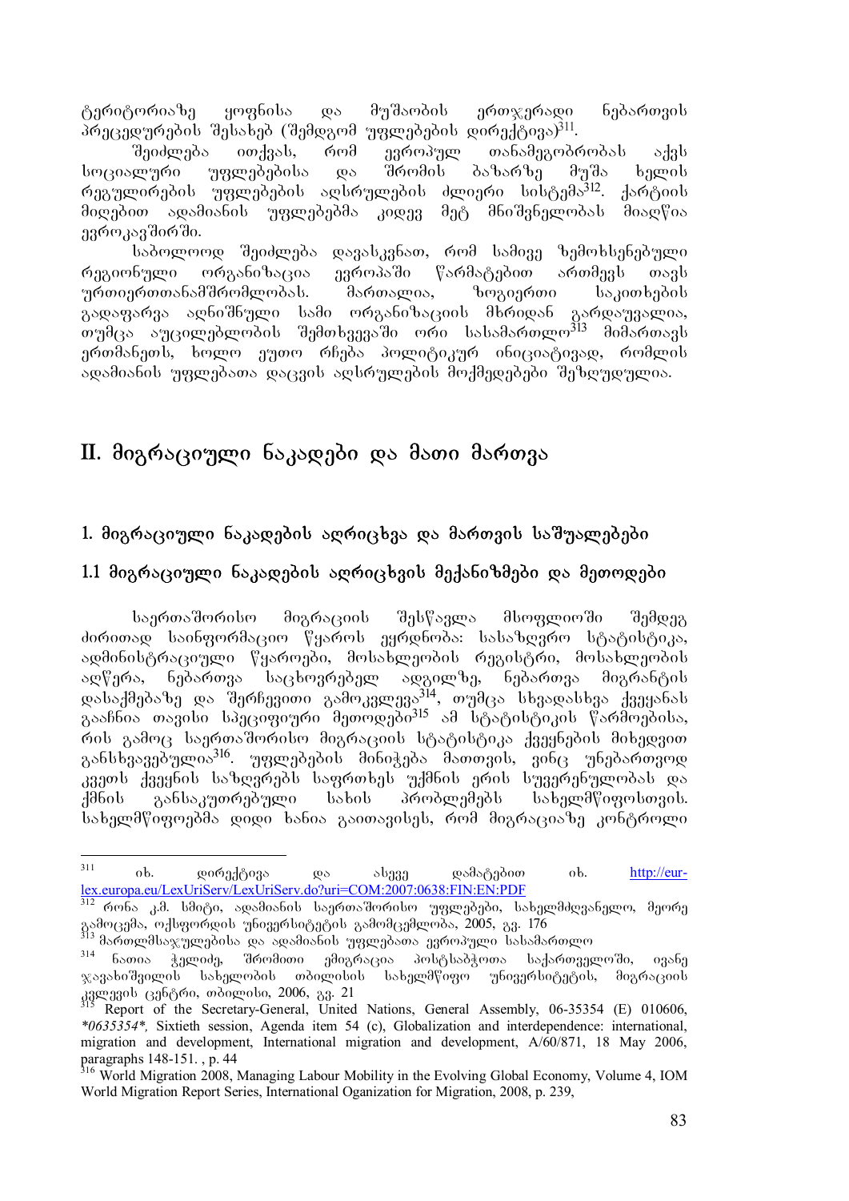ტერიტორიაზე ყოფნისა და მუშაობის ერთჯერადი ნებართვის პროცედურების შესახებ (შემდგომ უფლებების დირექტივა)[311].

შეიძლება ითქვას, რომ ევროპულ თანამეგობრობას აქვს სოციალური უფლებებისა და შრომის ბაზარზე მუშა ხელის რეგულირების უფლებების აღსრულების ძლიერი სისტემა[312]. ქარტიის მიღებით ადამიანის უფლებებმა კიდევ მეტ მნიშვნელობას მიაღწია ევროკავშირში.

საბოლოოდ შეიძლება დავასკვნათ, რომ სამივე ზემოხსენებული რეგიონული ორგანიზაცია ევროპაში წარმატებით ართმევს თავს ურთიერთთანამშრომლობას. მართალია, ზოგიერთი საკითხების გადაფარვა აღნიშნული სამი ორგანიზაციის მხრიდან გარდაუვალია, თუმცა აუცილებლობის შემთხვევაში ორი სასამართლო[313] მიმართავს ერთმანეთს, ხოლო ეუთო რჩება პოლიტიკურ ინიციატივად, რომლის ადამიანის უფლებათა დაცვის აღსრულების მოქმედებები შეზღუდულია.

# II. მიგრაციული ნაკადები და მათი მართვა

## 1. მიგრაციული ნაკადების აღრიცხვა და მართვის საშუალებები

### 1.1 მიგრაციული ნაკადების აღრიცხვის მექანიზმები და მეთოდები

საერთაშორისო მიგრაციის შესწავლა მსოფლიოში შემდეგ ძირითად საინფორმაციო წყაროს ეყრდნობა: სასაზღვრო სტატისტიკა, ადმინისტრაციული წყაროები, მოსახლეობის რეგისტრი, მოსახლეობის აღწერა, ნებართვა საცხოვრებელ ადგილზე, ნებართვა მიგრანტის დასაქმებაზე და შერჩევითი გამოკვლევა[314], თუმცა სხვადასხვა ქვეყანას გააჩნია თავისი სპეციფიური მეთოდები[315] ამ სტატისტიკის წარმოებისა, რის გამოც საერთაშორისო მიგრაციის სტატისტიკა ქვეყნების მიხედვით განსხვავებულია[316]. უფლებების მინიჭება მათთვის, ვინც უნებართვოდ კვეთს ქვეყნის საზღვრებს საფრთხეს უქმნის ერის სუვერენულობას და ქმნის განსაკუთრებული სახის პრობლემებს სახელმწიფოსთვის. სახელმწიფოებმა დიდი ხანია გაითავისეს, რომ მიგრაციაზე კონტროლი

---

[311] იხ. დირექტივა და ასევე დამატებით იხ. http://eur-lex.europa.eu/LexUriServ/LexUriServ.do?uri=COM:2007:0638:FIN:EN:PDF

[312] რონა კ.მ. სმიტი, ადამიანის საერთაშორისო უფლებები, სახელმძღვანელო, მეორე გამოცემა, ოქსფორდის უნივერსიტეტის გამომცემლობა, 2005, გვ. 176

[313] მართლმსაჯულებისა და ადამიანის უფლებათა ევროპული სასამართლო

[314] ნათია ჭელიძე, შრომითი ემიგრაცია პოსტსაბჭოთა საქართველოში, ივანე ჯავახიშვილის სახელობის თბილისის სახელმწიფო უნივერსიტეტის, მიგრაციის კვლევის ცენტრი, თბილისი, 2006, გვ. 21

[315] Report of the Secretary-General, United Nations, General Assembly, 06-35354 (E) 010606, *\*0635354\**, Sixtieth session, Agenda item 54 (c), Globalization and interdependence: international, migration and development, International migration and development, A/60/871, 18 May 2006, paragraphs 148-151. , p. 44

[316] World Migration 2008, Managing Labour Mobility in the Evolving Global Economy, Volume 4, IOM World Migration Report Series, International Oganization for Migration, 2008, p. 239,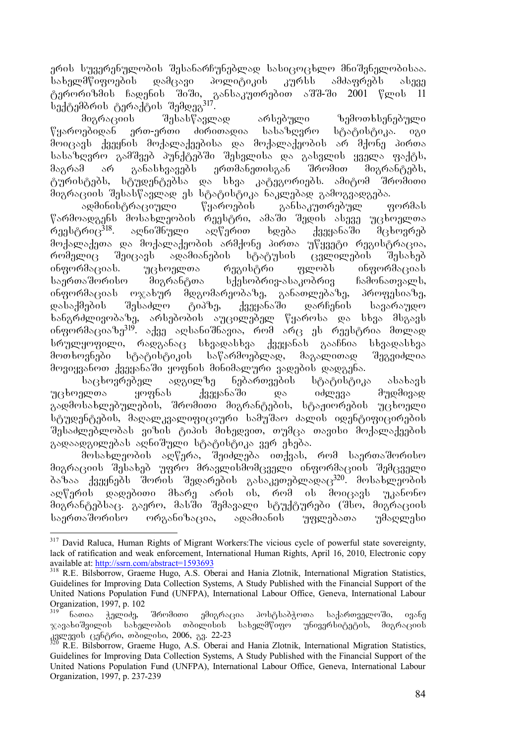ერის სუვერენულობის შესანარჩუნებლად სასიცოცხლო მნიშვნელობისაა. სახელმწიფოების დამცავი პოლიტიკის კურსს ამძაფრებს ასევე ტერორიზმის ჩადენის შიში, განსაკუთრებით აშშ-ში 2001 წლის 11 სექტემბრის ტერაქტის შემდეგ[317].

მიგრაციის შესასწავლად არსებული ზემოთხსენებული წყაროებიდან ერთ-ერთი ძირითადია სასაზღვრო სტატისტიკა. იგი მოიცავს ქვეყნის მოქალაქეებისა და მოქალაქეობის არ მქონე პირთა სასაზღვრო გამშვებ პუნქტებში შესვლისა და გასვლის ყველა ფაქტს, მაგრამ არ განასხვავებს ერთმანეთისგან შრომით მიგრანტებს, ტურისტებს, სტუდენტებსა და სხვა კატეგორიებს. ამიტომ შრომითი მიგრაციის შესასწავლად ეს სტატისტიკა ნაკლებად გამოგვადგება.

ადმინისტრაციული წყაროების განსაკუთრებულ ფორმას წარმოადგენს მოსახლეობის რეესტრი, ამაში შედის ასევე უცხოელთა რეესტრიც[318]. აღნიშნული აღწერით ხდება ქვეყანაში მცხოვრებ მოქალაქეთა და მოქალაქეობის არმქონე პირთა უწყვეტი რეგისტრაცია, რომელიც შეიცავს ადამიანების სტატუსის ცვლილების შესახებ ინფორმაციას. უცხოელთა რეგისტრი ფლობს ინფორმაციას საერთაშორისო მიგრანტთა სქესობრივ-ასაკობრივ ჩამონათვალს, ინფორმაციას ოჯახურ მდგომარეობაზე, განათლებაზე, პროფესიაზე, დასაქმების შესაძლო ტიპზე, ქვეყანაში დარჩენის სავარაუდო ხანგრძლივობაზე, არსებობის აუცილებელ წყაროსა და სხვა მსგავს ინფორმაციაზე[319]. აქვე აღსანიშნავია, რომ არც ეს რეესტრია მთლად სრულყოფილი, რადგანაც სხვადასხვა ქვეყანას გააჩნია სხვადასხვა მოთხოვნები სტატისტიკის საწარმოებლად, მაგალითად შეგვიძლია მოვიყვანოთ ქვეყანაში ყოფნის მინიმალური ვადების დადგენა.

საცხოვრებელ ადგილზე ნებართვების სტატისტიკა ასახავს უცხოელთა ყოფნას ქვეყანაში და იძლევა მუდმივად გადმოსახლებულების, შრომითი მიგრანტების, სტაჟიორების უცხოელი სტუდენტების, მაღალკვალიფიციური სამუშაო ძალის იდენტიფიცირების შესაძლებლობას ვიზის ტიპის მიხედვით, თუმცა თავისი მოქალაქეების გადაადგილებას აღნიშნული სტატისტიკა ვერ ეხება.

მოსახლეობის აღწერა, შეიძლება ითქვას, რომ საერთაშორისო მიგრაციის შესახებ უფრო მრავლისმომცველი ინფორმაციის შემცველი ბაზაა ქვეყნებს შორის შედარების გასაკეთებლადაც[320]. მოსახლეობის აღწერის დადებითი მხარე არის ის, რომ ის მოიცავს უკანონო მიგრანტებსაც. გაერო, მასში შემავალი სტუქტურები (შსო, მიგრაციის საერთაშორისო ორგანიზაცია, ადამიანის უფლებათა უმაღლესი

---

[317] David Raluca, Human Rights of Migrant Workers:The vicious cycle of powerful state sovereignty, lack of ratification and weak enforcement, International Human Rights, April 16, 2010, Electronic copy available at: http://ssrn.com/abstract=1593693

[318] R.E. Bilsborrow, Graeme Hugo, A.S. Oberai and Hania Zlotnik, International Migration Statistics, Guidelines for Improving Data Collection Systems, A Study Published with the Financial Support of the United Nations Population Fund (UNFPA), International Labour Office, Geneva, International Labour Organization, 1997, p. 102

[319] ნათია ჭელიძე, შრომითი ემიგრაცია პოსტსაბჭოთა საქართველოში, ივანე ჯავახიშვილის სახელობის თბილისის სახელმწიფო უნივერსიტეტის, მიგრაციის კვლევის ცენტრი, თბილისი, 2006, გვ. 22-23

[320] R.E. Bilsborrow, Graeme Hugo, A.S. Oberai and Hania Zlotnik, International Migration Statistics, Guidelines for Improving Data Collection Systems, A Study Published with the Financial Support of the United Nations Population Fund (UNFPA), International Labour Office, Geneva, International Labour Organization, 1997, p. 237-239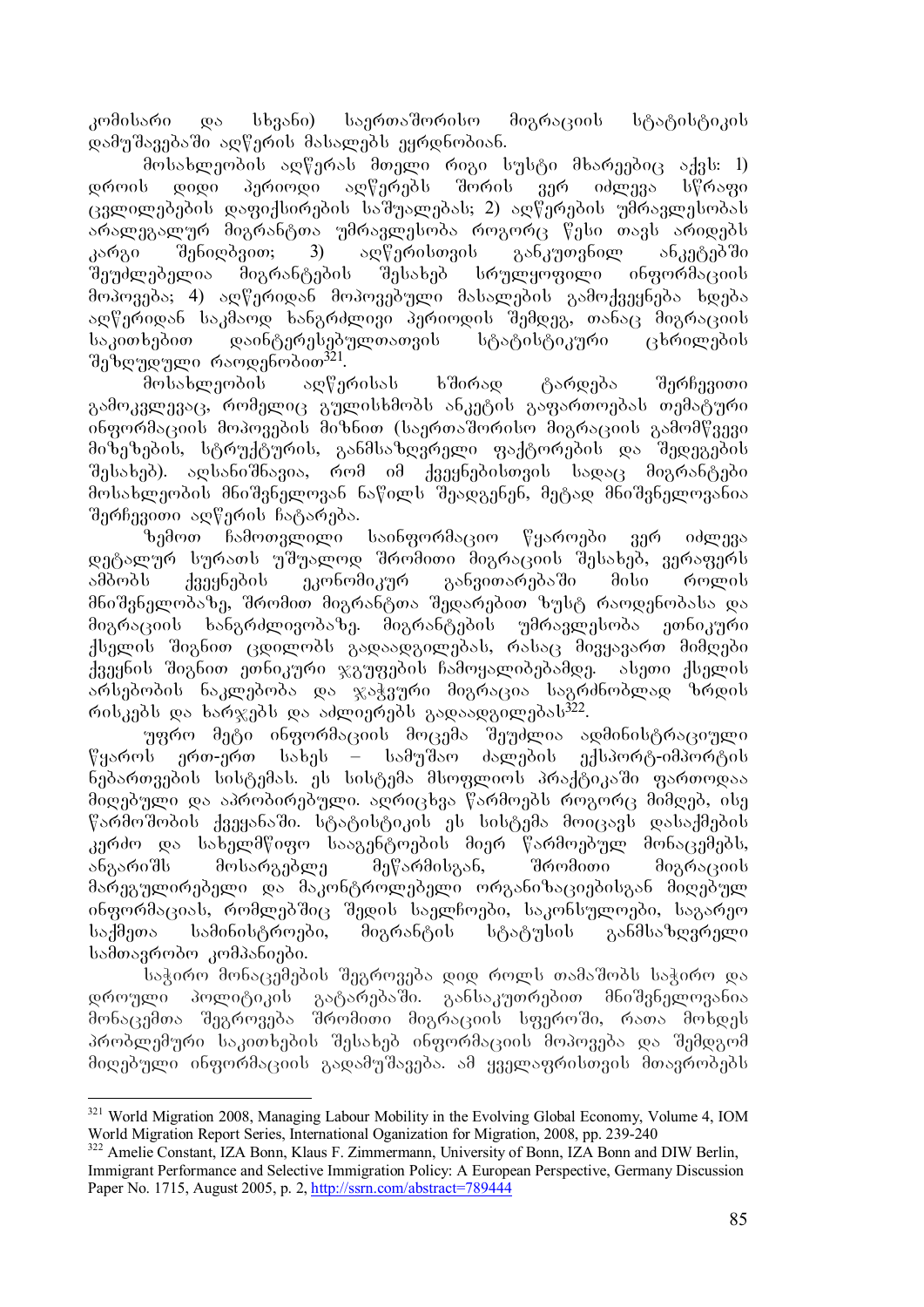კომისარი და სხვანი) საერთაშორისო მიგრაციის სტატისტიკის დამუშავებაში აღწერის მასალებს ეყრდნობიან.

მოსახლეობის აღწერას მთელი რიგი სუსტი მხარეებიც აქვს: 1) დროის დიდი პერიოდი აღწერებს შორის ვერ იძლევა სწრაფი ცვლილებების დაფიქსირების საშუალებას; 2) აღწერების უმრავლესობას არალეგალურ მიგრანტთა უმრავლესობა როგორც წესი თავს არიდებს კარგი შენიღბვით; 3) აღწერისთვის განკუთვნილ ანკეტებში შეუძლებელია მიგრანტების შესახებ სრულყოფილი ინფორმაციის მოპოვება; 4) აღწერიდან მოპოვებული მასალების გამოქვეყნება ხდება აღწერიდან საკმაოდ ხანგრძლივი პერიოდის შემდეგ, თანაც მიგრაციის საკითხებით დაინტერესებულთათვის სტატისტიკური ცხრილების შეზღუდული რაოდენობით[321].

მოსახლეობის აღწერისას ხშირად ტარდება შერჩევითი გამოკვლევაც, რომელიც გულისხმობს ანკეტის გაფართოებას თემატური ინფორმაციის მოპოვების მიზნით (საერთაშორისო მიგრაციის გამომწვევი მიზეზების, სტრუქტურის, განმსაზღვრელი ფაქტორების და შედეგების შესახებ). აღსანიშნავია, რომ იმ ქვეყნებისთვის სადაც მიგრანტები მოსახლეობის მნიშვნელოვან ნაწილს შეადგენენ, მეტად მნიშვნელოვანია შერჩევითი აღწერის ჩატარება.

ზემოთ ჩამოთვლილი საინფორმაციო წყაროები ვერ იძლევა დეტალურ სურათს უშუალოდ შრომითი მიგრაციის შესახებ, ვერაფერს ამბობს ქვეყნების ეკონომიკურ განვითარებაში მისი როლის მნიშვნელობაზე, შრომით მიგრანტთა შედარებით ზუსტ რაოდენობასა და მიგრაციის ხანგრძლივობაზე. მიგრანტების უმრავლესობა ეთნიკური ქსელის შიგნით ცდილობს გადაადგილებას, რასაც მივყავართ მიმღები ქვეყნის შიგნით ეთნიკური ჯგუფების ჩამოყალიბებამდე. ასეთი ქსელის არსებობის ნაკლებობა და ჯაჭვური მიგრაცია საგრძნობლად ზრდის რისკებს და ხარჯებს და აძლიერებს გადაადგილებას[322].

უფრო მეტი ინფორმაციის მოცემა შეუძლია ადმინისტრაციული წყაროს ერთ-ერთ სახეს – სამუშაო ძალების ექსპორტ-იმპორტის ნებართვების სისტემას. ეს სისტემა მსოფლიოს პრაქტიკაში ფართოდაა მიღებული და აპრობირებული. აღრიცხვა წარმოებს როგორც მიმღებ, ისე წარმოშობის ქვეყანაში. სტატისტიკის ეს სისტემა მოიცავს დასაქმების კერძო და სახელმწიფო სააგენტოების მიერ წარმოებულ მონაცემებს, ანგარიშს მოსარგებლე მეწარმისგან, შრომითი მიგრაციის მარეგულირებელი და მაკონტროლებელი ორგანიზაციებისგან მიღებულ ინფორმაციას, რომლებშიც შედის საელჩოები, საკონსულოები, საგარეო საქმეთა სამინისტროები, მიგრანტის სტატუსის განმსაზღვრელი სამთავრობო კომპანიები.

საჭირო მონაცემების შეგროვება დიდ როლს თამაშობს საჭირო და დროული პოლიტიკის გატარებაში. განსაკუთრებით მნიშვნელოვანია მონაცემთა შეგროვება შრომითი მიგრაციის სფეროში, რათა მოხდეს პრობლემური საკითხების შესახებ ინფორმაციის მოპოვება და შემდგომ მიღებული ინფორმაციის გადამუშავება. ამ ყველაფრისთვის მთავრობებს

---

[321] World Migration 2008, Managing Labour Mobility in the Evolving Global Economy, Volume 4, IOM World Migration Report Series, International Oganization for Migration, 2008, pp. 239-240

[322] Amelie Constant, IZA Bonn, Klaus F. Zimmermann, University of Bonn, IZA Bonn and DIW Berlin, Immigrant Performance and Selective Immigration Policy: A European Perspective, Germany Discussion Paper No. 1715, August 2005, p. 2, http://ssrn.com/abstract=789444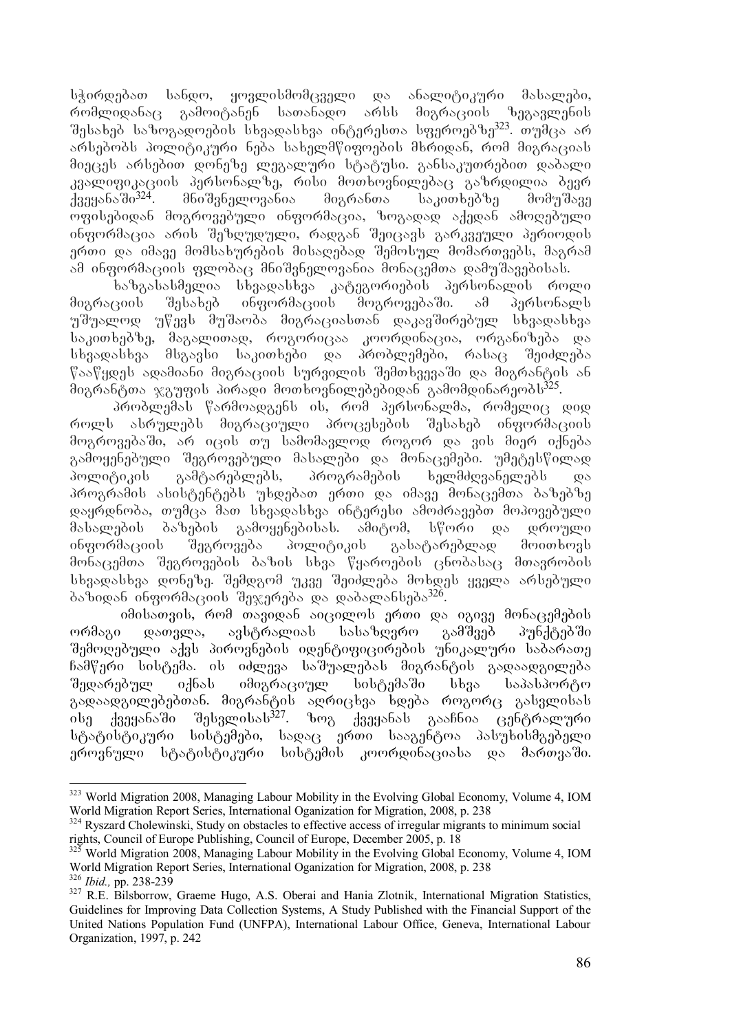სჭირდებათ სანდო, ყოვლისმომცველი და ანალიტიკური მასალები, რომლიდანაც გამოიტანენ სათანადო არსს მიგრაციის ზეგავლენის შესახებ საზოგადოების სხვადასხვა ინტერესთა სფეროებზე[323]. თუმცა არ არსებობს პოლიტიკური ნება სახელმწიფოების მხრიდან, რომ მიგრაციას მიეცეს არსებით დონეზე ლეგალური სტატუსი. განსაკუთრებით დაბალი კვალიფიკაციის პერსონალზე, რისი მოთხოვნილებაც გაზრდილია ბევრ ქვეყანაში[324]. მნიშვნელოვანია მიგრანთა საკითხებზე მომუშავე ოფისებიდან მოგროვებული ინფორმაცია, ზოგადად აქედან ამოღებული ინფორმაცია არის შეზღუდული, რადგან შეიცავს გარკვეული პერიოდის ერთი და იმავე მომსახურების მისაღებად შემოსულ მომართვებს, მაგრამ ამ ინფორმაციის ფლობაც მნიშვნელოვანია მონაცემთა დამუშავებისას.

ხაზგასასმელია სხვადასხვა კატეგორიების პერსონალის როლი მიგრაციის შესახებ ინფორმაციის მოგროვებაში. ამ პერსონალს უშუალოდ უწევს მუშაობა მიგრაციასთან დაკავშირებულ სხვადასხვა საკითხებზე, მაგალითად, როგორიცაა კოორდინაცია, ორგანიზება და სხვადასხვა მსგავსი საკითხები და პრობლემები, რასაც შეიძლება წააწყდეს ადამიანი მიგრაციის სურვილის შემთხვევაში და მიგრანტის ან მიგრანტთა ჯგუფის პირადი მოთხოვნილებებიდან გამომდინარეობს[325].

პრობლემას წარმოადგენს ის, რომ პერსონალმა, რომელიც დიდ როლს ასრულებს მიგრაციული პროცესების შესახებ ინფორმაციის მოგროვებაში, არ იცის თუ სამომავლოდ როგორ და ვის მიერ იქნება გამოყენებული შეგროვებული მასალები და მონაცემები. უმეტესწილად პოლიტიკის გამტარებლებს, პროგრამების ხელმძღვანელებს და პროგრამის ასისტენტებს უხდებათ ერთი და იმავე მონაცემთა ბაზებზე დაყრდნობა, თუმცა მათ სხვადასხვა ინტერესი ამოძრავებთ მოპოვებული მასალების ბაზების გამოყენებისას. ამიტომ, სწორი და დროული ინფორმაციის შეგროვება პოლიტიკის გასატარებლად მოითხოვს მონაცემთა შეგროვების ბაზის სხვა წყაროების ცნობასაც მთავრობის სხვადასხვა დონეზე. შემდგომ უკვე შეიძლება მოხდეს ყველა არსებული ბაზიდან ინფორმაციის შეჯერება და დაბალანსება[326].

იმისათვის, რომ თავიდან აიცილოს ერთი და იგივე მონაცემების ორმაგი დათვლა, ავსტრალიას სასაზღვრო გამშვებ პუნქტებში შემოღებული აქვს პიროვნების იდენტიფიცირების უნიკალური საბარათე ჩამწერი სისტემა. ის იძლევა საშუალებას მიგრანტის გადაადგილება შედარებულ იქნას იმიგრაციულ სისტემაში სხვა საპასპორტო გადაადგილებებთან. მიგრანტის აღრიცხვა ხდება როგორც გასვლისას ისე ქვეყანაში შესვლისას[327]. ზოგ ქვეყანას გააჩნია ცენტრალური სტატისტიკური სისტემები, სადაც ერთი სააგენტოა პასუხისმგებელი ეროვნული სტატისტიკური სისტემის კოორდინაციასა და მართვაში.

---

[323] World Migration 2008, Managing Labour Mobility in the Evolving Global Economy, Volume 4, IOM World Migration Report Series, International Oganization for Migration, 2008, p. 238

[324] Ryszard Cholewinski, Study on obstacles to effective access of irregular migrants to minimum social rights, Council of Europe Publishing, Council of Europe, December 2005, p. 18

[325] World Migration 2008, Managing Labour Mobility in the Evolving Global Economy, Volume 4, IOM World Migration Report Series, International Oganization for Migration, 2008, p. 238

[326] *Ibid.,* pp. 238-239

[327] R.E. Bilsborrow, Graeme Hugo, A.S. Oberai and Hania Zlotnik, International Migration Statistics, Guidelines for Improving Data Collection Systems, A Study Published with the Financial Support of the United Nations Population Fund (UNFPA), International Labour Office, Geneva, International Labour Organization, 1997, p. 242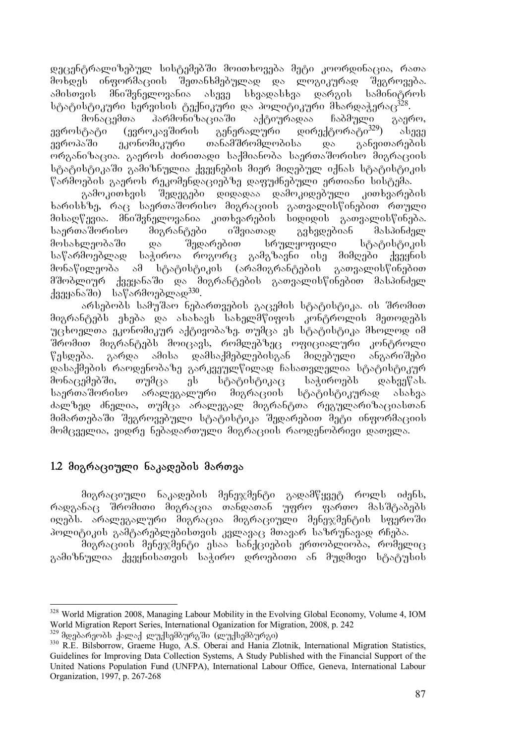დეცენტრალიზებულ სისტემებში მოითხოვება მეტი კოორდინაცია, რათა მოხდეს ინფორმაციის შეთანხმებულად და ლოგიკურად შეგროვება. ამისთვის მნიშვნელოვანია ასევე სხვადასხვა დარგის სამინისტროს სტატისტიკური სერვისის ტექნიკური და პოლიტიკური მხარდაჭერაც[328].

მონაცემთა ჰარმონიზაციაში აქტიურადაა ჩაბმული გაერო, ევროსტატი (ევროკავშირის გენერალური დირექტორატი[329]) ასევე ევროპაში ეკონომიკური თანამშრომლობისა და განვითარების ორგანიზაცია. გაეროს ძირითადი საქმიანობა საერთაშორისო მიგრაციის სტატისტიკაში გამიზნულია ქვეყნების მიერ მიღებულ იქნას სტატისტიკის წარმოების გაეროს რეკომენდაციებზე დაფუძნებული ერთიანი სისტემა.

გამოკითხვის შედეგები დიდადაა დამოკიდებული კითხვარების ხარისხზე, რაც საერთაშორისო მიგრაციის გათვალისწინებით რთული მისაღწევია. მნიშვნელოვანია კითხვარების სიდიდის გათვალისწინება. საერთაშორისო მიგრანტები იშვიათად გვხვდებიან მასპინძელ მოსახლეობაში და შედარებით სრულყოფილი სტატისტიკის საწარმოებლად საჭიროა როგორც გამგზავნი ისე მიმღები ქვეყნის მონაწილეობა ამ სტატისტიკის (არამიგრანტების გათვალისწინებით მშობლიურ ქვეყანაში და მიგრანტების გათვალისწინებით მასპინძელ ქვეყანაში) საწარმოებლად[330].

არსებობს სამუშაო ნებართვების გაცემის სტატისტიკა. ის შრომით მიგრანტებს ეხება და ასახავს სახელმწიფოს კონტროლის მეთოდებს უცხოელთა ეკონომიკურ აქტივობაზე. თუმცა ეს სტატისტიკა მხოლოდ იმ შრომით მიგრანტებს მოიცავს, რომლებზეც ოფიციალური კონტროლი წესდება. გარდა ამისა დამსაქმებლებისგან მიღებული ანგარიშები დასაქმების რაოდენობაზე გარკვეულწილად ჩასათვლელია სტატისტიკურ მონაცემებში, თუმცა ეს სტატისტიკაც საჭიროებს დახვეწას. საერთაშორისო არალეგალური მიგრაციის სტატისტიკურად ასახვა ძალზედ ძნელია, თუმცა არალეგალ მიგრანტთა რეგულარიზაციასთან მიმართებაში შეგროვებული სტატისტიკა შედარებით მეტი ინფორმაციის მომცველია, ვიდრე ნებადართული მიგრაციის რაოდენობრივი დათვლა.

## 1.2 მიგრაციული ნაკადების მართვა

მიგრაციული ნაკადების მენეჯმენტი გადამწყვეტ როლს იძენს, რადგანაც შრომითი მიგრაცია თანდათან უფრო ფართო მასშტაბებს იღებს. არალეგალური მიგრაცია მიგრაციული მენეჯმენტის სფეროში პოლიტიკის გამტარებლებისთვის კვლავაც მთავარ საზრუნავად რჩება.

მიგრაციის მენეჯმენტი ესაა სანქციების ერთობლიობა, რომელიც გამიზნულია ქვეყნისათვის საჭირო დროებითი ან მუდმივი სტატუსის

---

[328] World Migration 2008, Managing Labour Mobility in the Evolving Global Economy, Volume 4, IOM World Migration Report Series, International Oganization for Migration, 2008, p. 242

[329] მდებარეობს ქალაქ ლუქსემბურგში (ლუქსემბურგი)

[330] R.E. Bilsborrow, Graeme Hugo, A.S. Oberai and Hania Zlotnik, International Migration Statistics, Guidelines for Improving Data Collection Systems, A Study Published with the Financial Support of the United Nations Population Fund (UNFPA), International Labour Office, Geneva, International Labour Organization, 1997, p. 267-268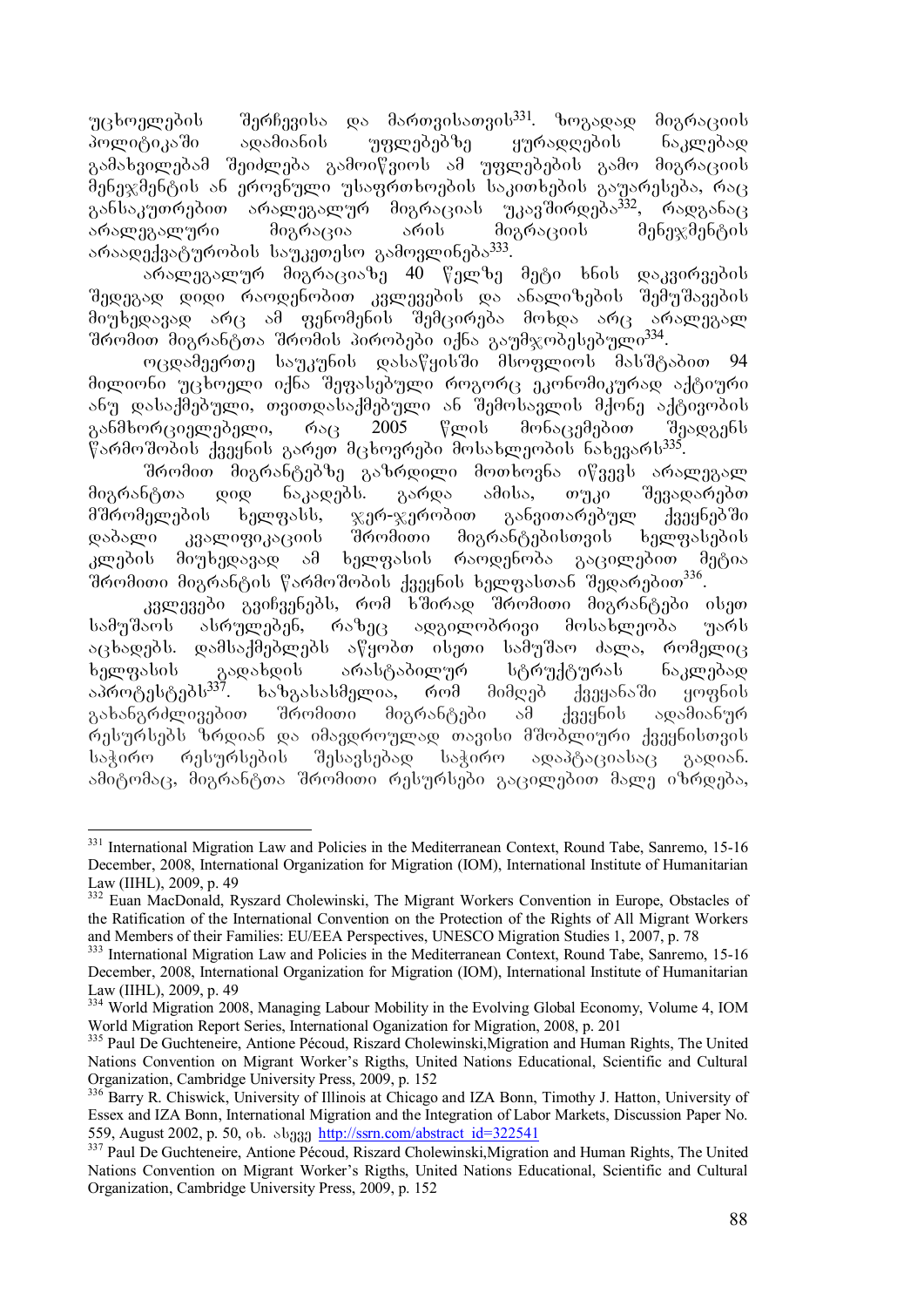უცხოელების შერჩევისა და მართვისათვის[331]. ზოგადად მიგრაციის პოლიტიკაში ადამიანის უფლებებზე ყურადღების ნაკლებად გამახვილებამ შეიძლება გამოიწვიოს ამ უფლებების გამო მიგრაციის მენეჯმენტის ან ეროვნული უსაფრთხოების საკითხების გაუარესება, რაც განსაკუთრებით არალეგალურ მიგრაციას უკავშირდება[332], რადგანაც არალეგალური მიგრაცია არის მიგრაციის მენეჯმენტის არაადექვატურობის საუკეთესო გამოვლინება[333].

არალეგალურ მიგრაციაზე 40 წელზე მეტი ხნის დაკვირვების შედეგად დიდი რაოდენობით კვლევების და ანალიზების შემუშავების მიუხედავად არც ამ ფენომენის შემცირება მოხდა არც არალეგალ შრომით მიგრანტთა შრომის პირობები იქნა გაუმჯობესებული[334].

ოცდამეერთე საუკუნის დასაწყისში მსოფლიოს მასშტაბით 94 მილიონი უცხოელი იქნა შეფასებული როგორც ეკონომიკურად აქტიური ანუ დასაქმებული, თვითდასაქმებული ან შემოსავლის მქონე აქტივობის განმხორციელებელი, რაც 2005 წლის მონაცემებით შეადგენს წარმოშობის ქვეყნის გარეთ მცხოვრები მოსახლეობის ნახევარს[335].

შრომით მიგრანტებზე გაზრდილი მოთხოვნა იწვევს არალეგალ მიგრანტთა დიდ ნაკადებს. გარდა ამისა, თუკი შევადარებთ მშრომელების ხელფასს, ჯერ-ჯერობით განვითარებულ ქვეყნებში დაბალი კვალიფიკაციის შრომითი მიგრანტებისთვის ხელფასების კლების მიუხედავად ამ ხელფასის რაოდენობა გაცილებით მეტია შრომითი მიგრანტის წარმოშობის ქვეყნის ხელფასთან შედარებით[336].

კვლევები გვიჩვენებს, რომ ხშირად შრომითი მიგრანტები ისეთ სამუშაოს ასრულებენ, რაზეც ადგილობრივი მოსახლეობა უარს აცხადებს. დამსაქმებლებს აწყობთ ისეთი სამუშაო ძალა, რომელიც ხელფასის გადახდის არასტაბილურ სტრუქტურას ნაკლებად აპროტესტებს[337]. ხაზგასასმელია, რომ მიმღებ ქვეყანაში ყოფნის გახანგრძლივებით შრომითი მიგრანტები ამ ქვეყნის ადამიანურ რესურსებს ზრდიან და იმავდროულად თავისი მშობლიური ქვეყნისთვის საჭირო რესურსების შესავსებად საჭირო ადაპტაციასაც გადიან. ამიტომაც, მიგრანტთა შრომითი რესურსები გაცილებით მალე იზრდება,

---

[331] International Migration Law and Policies in the Mediterranean Context, Round Tabe, Sanremo, 15-16 December, 2008, International Organization for Migration (IOM), International Institute of Humanitarian Law (IIHL), 2009, p. 49

[332] Euan MacDonald, Ryszard Cholewinski, The Migrant Workers Convention in Europe, Obstacles of the Ratification of the International Convention on the Protection of the Rights of All Migrant Workers and Members of their Families: EU/EEA Perspectives, UNESCO Migration Studies 1, 2007, p. 78

[333] International Migration Law and Policies in the Mediterranean Context, Round Tabe, Sanremo, 15-16 December, 2008, International Organization for Migration (IOM), International Institute of Humanitarian Law (IIHL), 2009, p. 49

[334] World Migration 2008, Managing Labour Mobility in the Evolving Global Economy, Volume 4, IOM World Migration Report Series, International Oganization for Migration, 2008, p. 201

[335] Paul De Guchteneire, Antione Pécoud, Riszard Cholewinski,Migration and Human Rights, The United Nations Convention on Migrant Worker's Rigths, United Nations Educational, Scientific and Cultural Organization, Cambridge University Press, 2009, p. 152

[336] Barry R. Chiswick, University of Illinois at Chicago and IZA Bonn, Timothy J. Hatton, University of Essex and IZA Bonn, International Migration and the Integration of Labor Markets, Discussion Paper No. 559, August 2002, p. 50, იხ. ასევე http://ssrn.com/abstract_id=322541

[337] Paul De Guchteneire, Antione Pécoud, Riszard Cholewinski,Migration and Human Rights, The United Nations Convention on Migrant Worker's Rigths, United Nations Educational, Scientific and Cultural Organization, Cambridge University Press, 2009, p. 152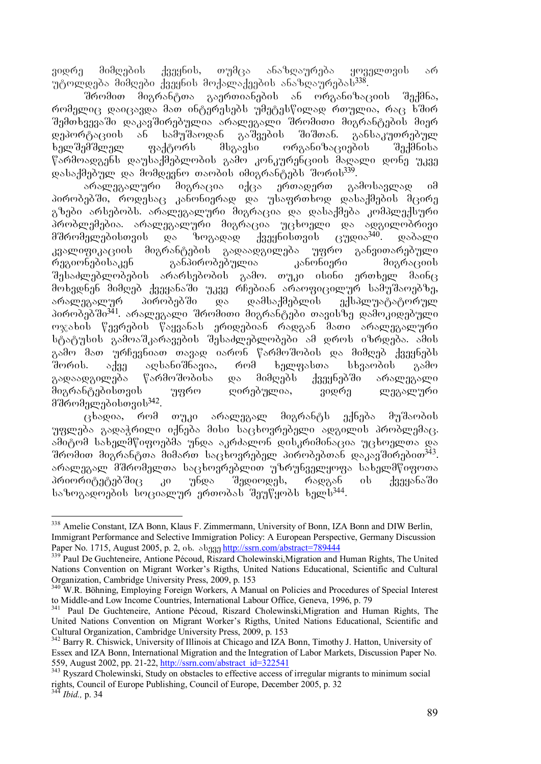ვიდრე მიმღების ქვეყნის, თუმცა ანაზღაურება ყოველთვის არ უტოლდება მიმღები ქვეყნის მოქალაქეების ანაზღაურებას[338].

შრომით მიგრანტთა გაერთიანების ან ორგანიზაციის შექმნა, რომელიც დაიცავდა მათ ინტერესებს უმეტესწილად რთულია, რაც ხშირ შემთხვევაში დაკავშირებულია არალეგალი შრომითი მიგრანტების მიერ დეპორტაციის ან სამუშაოდან გაშვების შიშთან. განსაკუთრებულ ხელშემშლელ ფაქტორს მსგავსი ორგანიზაციების შექმნისა წარმოადგენს დაუსაქმებლობის გამო კონკურენციის მაღალი დონე უკვე დასაქმებულ და მომდევნო თაობის იმიგრანტებს შორის[339].

არალეგალური მიგრაცია იქცა ერთადერთ გამოსავლად იმ პირობებში, როდესაც კანონიერად და უსაფრთხოდ დასაქმების მცირე გზები არსებობს. არალეგალური მიგრაცია და დასაქმება კომპლექსური პრობლემებია. არალეგალური მიგრაცია უცხოელი და ადგილობრივი მშრომელებისთვის და ზოგადად ქვეყნისთვის ცუდია[340]. დაბალი კვალიფიკაციის მიგრანტების გადაადგილება უფრო განვითარებული რეგიონებისაკენ განპირობებულია კანონიერი მიგრაციის შესაძლებლობების არარსებობის გამო. თუკი ისინი ერთხელ მაინც მოხვდნენ მიმღებ ქვეყანაში უკვე რჩებიან არაოფიცილურ სამუშაოებზე, არალეგალურ პირობებში და დამსაქმებლის ექსპლუატატორულ პირობებში[341]. არალეგალი შრომითი მიგრანტები თავისზე დამოკიდებული ოჯახის წევრების წაყვანას ერიდებიან რადგან მათი არალეგალური სტატუსის გამოაშკარავების შესაძლებლობები ამ დროს იზრდება. ამის გამო მათ ურჩევნიათ თავად იარონ წარმოშობის და მიმღებ ქვეყნებს შორის. აქვე აღსანიშნავია, რომ ხელფასთა სხვაობის გამო გადაადგილება წარმოშობისა და მიმღებს ქვეყნებში არალეგალი მიგრანტებისთვის უფრო ღირებულია, ვიდრე ლეგალური მშრომელებისთვის[342].

ცხადია, რომ თუკი არალეგალ მიგრანტს ექნება მუშაობის უფლება გადაჭრილი იქნება მისი საცხოვრებელი ადგილის პრობლემაც. ამიტომ სახელმწიფოებმა უნდა აკრძალონ დისკრიმინაცია უცხოელთა და შრომით მიგრანტთა მიმართ საცხოვრებელ პირობებთან დაკავშირებით[343]. არალეგალ მშრომელთა საცხოვრებლით უზრუნველყოფა სახელმწიფოთა პრიორიტეტებშიც კი უნდა შედიოდეს, რადგან ის ქვეყანაში საზოგადოების სოციალურ ერთობას შეუწყობს ხელს[344].

---

[338] Amelie Constant, IZA Bonn, Klaus F. Zimmermann, University of Bonn, IZA Bonn and DIW Berlin, Immigrant Performance and Selective Immigration Policy: A European Perspective, Germany Discussion Paper No. 1715, August 2005, p. 2, იხ. ასევე http://ssrn.com/abstract=789444

[339] Paul De Guchteneire, Antione Pécoud, Riszard Cholewinski,Migration and Human Rights, The United Nations Convention on Migrant Worker's Rigths, United Nations Educational, Scientific and Cultural Organization, Cambridge University Press, 2009, p. 153

[340] W.R. Böhning, Employing Foreign Workers, A Manual on Policies and Procedures of Special Interest to Middle-and Low Income Countries, International Labour Office, Geneva, 1996, p. 79

[341] Paul De Guchteneire, Antione Pécoud, Riszard Cholewinski,Migration and Human Rights, The United Nations Convention on Migrant Worker's Rigths, United Nations Educational, Scientific and Cultural Organization, Cambridge University Press, 2009, p. 153

[342] Barry R. Chiswick, University of Illinois at Chicago and IZA Bonn, Timothy J. Hatton, University of Essex and IZA Bonn, International Migration and the Integration of Labor Markets, Discussion Paper No. 559, August 2002, pp. 21-22, http://ssrn.com/abstract_id=322541

[343] Ryszard Cholewinski, Study on obstacles to effective access of irregular migrants to minimum social rights, Council of Europe Publishing, Council of Europe, December 2005, p. 32

[344] *Ibid.,* p. 34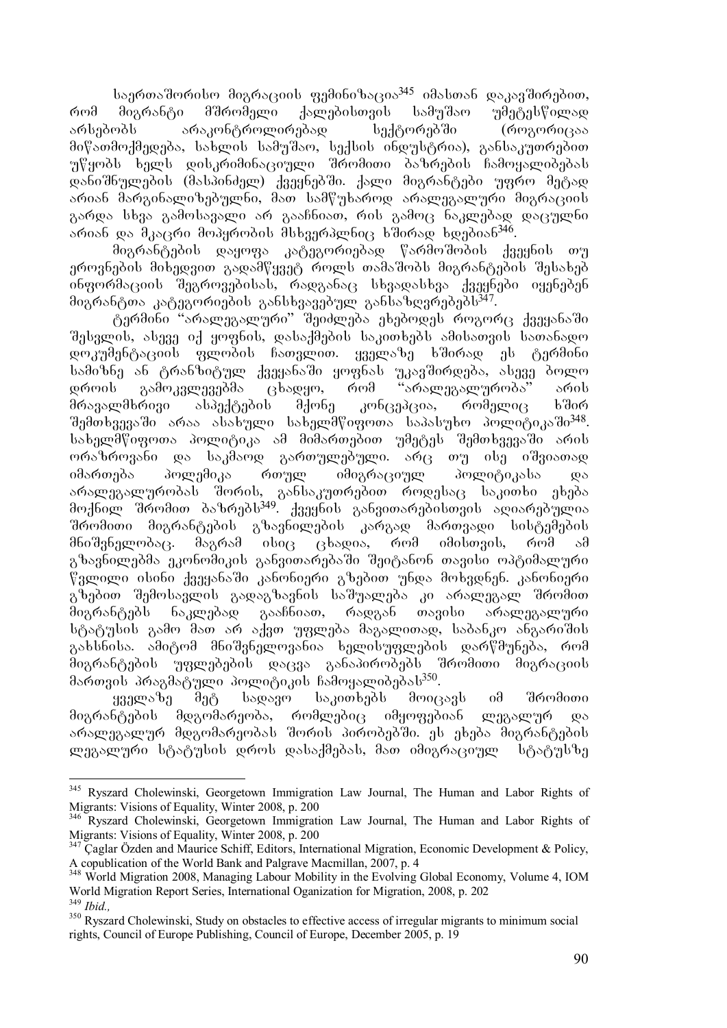საერთაშორისო მიგრაციის ფემინიზაცია[345] იმასთან დაკავშირებით, რომ მიგრანტი მშრომელი ქალებისთვის სამუშაო უმეტესწილად არსებობს არაკონტროლირებად სექტორებში (როგორიცაა მიწათმოქმედება, სახლის სამუშაო, სექსის ინდუსტრია), განსაკუთრებით უწყობს ხელს დისკრიმინაციული შრომითი ბაზრების ჩამოყალიბებას დანიშნულების (მასპინძელ) ქვეყნებში. ქალი მიგრანტები უფრო მეტად არიან მარგინალიზებულნი, მათ სამწუხაროდ არალეგალური მიგრაციის გარდა სხვა გამოსავალი არ გააჩნიათ, რის გამოც ნაკლებად დაცულნი არიან და მკაცრი მოპყრობის მსხვერპლნიც ხშირად ხდებიან[346].

მიგრანტების დაყოფა კატეგორიებად წარმოშობის ქვეყნის თუ ეროვნების მიხედვით გადამწყვეტ როლს თამაშობს მიგრანტების შესახებ ინფორმაციის შეგროვებისას, რადგანაც სხვადასხვა ქვეყნები იყენებენ მიგრანტთა კატეგორიების განსხვავებულ განსაზღვრებებს[347].

ტერმინი "არალეგალური" შეიძლება ეხებოდეს როგორც ქვეყანაში შესვლის, ასევე იქ ყოფნის, დასაქმების საკითხებს ამისათვის სათანადო დოკუმენტაციის ფლობის ჩათვლით. ყველაზე ხშირად ეს ტერმინი სამიზნე ან ტრანზიტულ ქვეყანაში ყოფნას უკავშირდება, ასევე ბოლო დროის გამოკვლევებმა ცხადყო, რომ "არალეგალურობა" არის მრავალმხრივი ასპექტების მქონე კონცეპცია, რომელიც ხშირ შემთხვევაში არაა ასახული სახელმწიფოთა საპასუხო პოლიტიკაში[348]. სახელმწიფოთა პოლიტიკა ამ მიმართებით უმეტეს შემთხვევაში არის ორაზროვანი და საკმაოდ გართულებული. არც თუ ისე იშვიათად იმართება პოლემიკა რთულ იმიგრაციულ პოლიტიკასა და არალეგალურობას შორის, განსაკუთრებით როდესაც საკითხი ეხება მოქნილ შრომით ბაზრებს[349]. ქვეყნის განვითარებისთვის აღიარებულია შრომითი მიგრანტების გზავნილების კარგად მართვადი სისტემების მნიშვნელობაც. მაგრამ ისიც ცხადია, რომ იმისთვის, რომ ამ გზავნილებმა ეკონომიკის განვითარებაში შეიტანონ თავისი ოპტიმალური წვლილი ისინი ქვეყანაში კანონიერი გზებით უნდა მოხვდნენ. კანონიერი გზებით შემოსავლის გადაგზავნის საშუალება კი არალეგალ შრომით მიგრანტებს ნაკლებად გააჩნიათ, რადგან თავისი არალეგალური სტატუსის გამო მათ არ აქვთ უფლება მაგალითად, საბანკო ანგარიშის გახსნისა. ამიტომ მნიშვნელოვანია ხელისუფლების დარწმუნება, რომ მიგრანტების უფლებების დაცვა განაპირობებს შრომითი მიგრაციის მართვის პრაგმატული პოლიტიკის ჩამოყალიბებას[350].

ყველაზე მეტ სადავო საკითხებს მოიცავს იმ შრომითი მიგრანტების მდგომარეობა, რომლებიც იმყოფებიან ლეგალურ და არალეგალურ მდგომარეობას შორის პირობებში. ეს ეხება მიგრანტების ლეგალური სტატუსის დროს დასაქმებას, მათ იმიგრაციულ სტატუსზე

---

[345] Ryszard Cholewinski, Georgetown Immigration Law Journal, The Human and Labor Rights of Migrants: Visions of Equality, Winter 2008, p. 200

[346] Ryszard Cholewinski, Georgetown Immigration Law Journal, The Human and Labor Rights of Migrants: Visions of Equality, Winter 2008, p. 200

[347] Çaglar Özden and Maurice Schiff, Editors, International Migration, Economic Development & Policy, A copublication of the World Bank and Palgrave Macmillan, 2007, p. 4

[348] World Migration 2008, Managing Labour Mobility in the Evolving Global Economy, Volume 4, IOM World Migration Report Series, International Oganization for Migration, 2008, p. 202

[349] *Ibid.,*

[350] Ryszard Cholewinski, Study on obstacles to effective access of irregular migrants to minimum social rights, Council of Europe Publishing, Council of Europe, December 2005, p. 19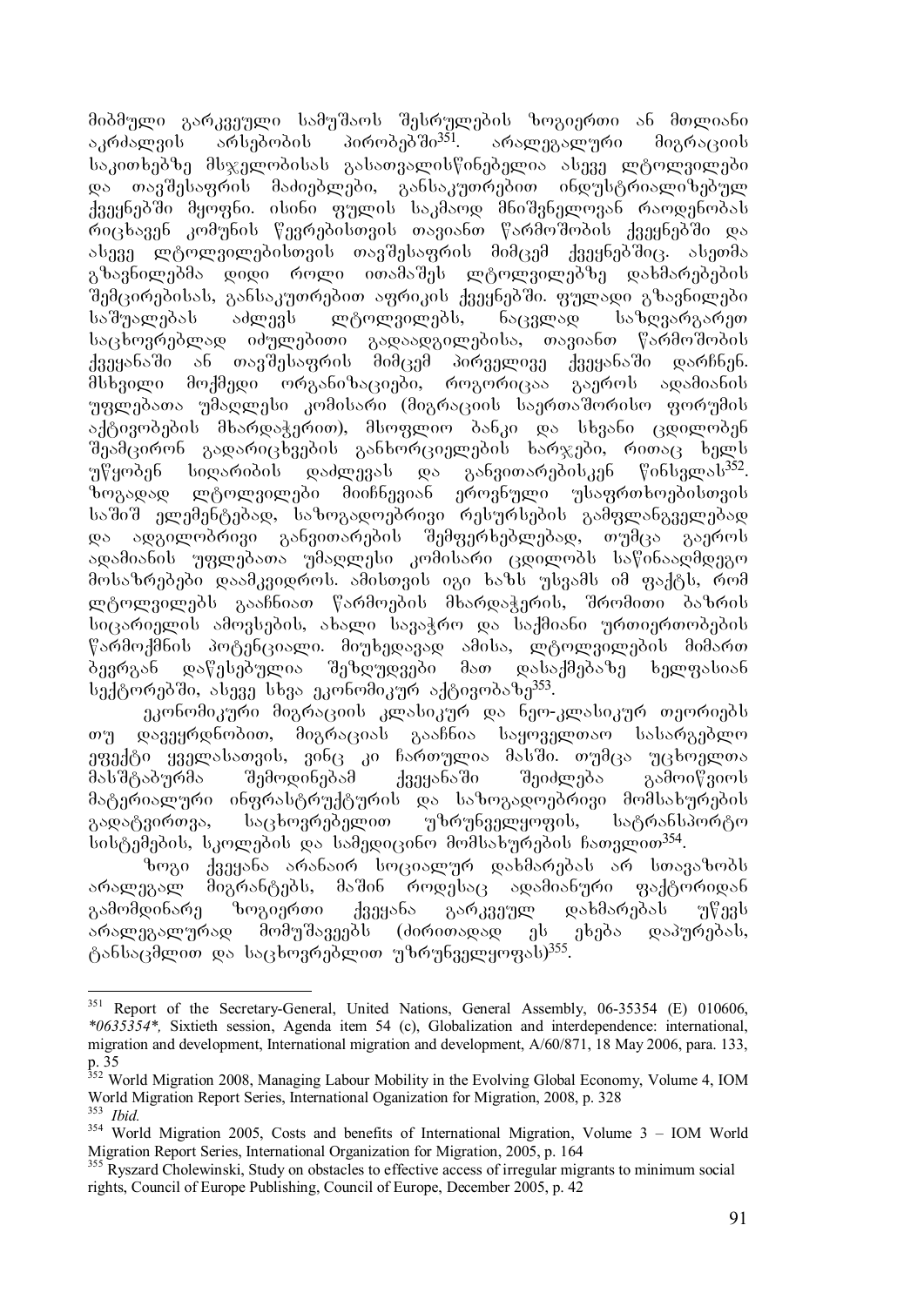მიბმული გარკვეული სამუშაოს შესრულების ზოგიერთი ან მთლიანი აკრძალვის არსებობის პირობებში[351]. არალეგალური მიგრაციის საკითხებზე მსჯელობისას გასათვალისწინებელია ასევე ლტოლვილები და თავშესაფრის მაძიებლები, განსაკუთრებით ინდუსტრიალიზებულ ქვეყნებში მყოფნი. ისინი ფულის საკმაოდ მნიშვნელოვან რაოდენობას რიცხავენ კომუნის წევრებისთვის თავიანთ წარმოშობის ქვეყნებში და ასევე ლტოლვილებისთვის თავშესაფრის მიმცემ ქვეყნებშიც. ასეთმა გზავნილებმა დიდი როლი ითამაშეს ლტოლვილებზე დახმარებების შემცირებისას, განსაკუთრებით აფრიკის ქვეყნებში. ფულადი გზავნილები საშუალებას აძლევს ლტოლვილებს, ნაცვლად საზღვარგარეთ საცხოვრებლად იძულებითი გადაადგილებისა, თავიანთ წარმოშობის ქვეყანაში ან თავშესაფრის მიმცემ პირველივე ქვეყანაში დარჩნენ. მსხვილი მოქმედი ორგანიზაციები, როგორიცაა გაეროს ადამიანის უფლებათა უმაღლესი კომისარი (მიგრაციის საერთაშორისო ფორუმის აქტივობების მხარდაჭერით), მსოფლიო ბანკი და სხვანი ცდილობენ შეამცირონ გადარიცხვების განხორციელების ხარჯები, რითაც ხელს უწყობენ სიღარიბის დაძლევას და განვითარებისკენ წინსვლას[352]. ზოგადად ლტოლვილები მიიჩნევიან ეროვნული უსაფრთხოებისთვის საშიშ ელემენტებად, საზოგადოებრივი რესურსების გამფლანგველებად და ადგილობრივი განვითარების შემფერხებლებად, თუმცა გაეროს ადამიანის უფლებათა უმაღლესი კომისარი ცდილობს საწინააღმდეგო მოსაზრებები დაამკვიდროს. ამისთვის იგი ხაზს უსვამს იმ ფაქტს, რომ ლტოლვილებს გააჩნიათ წარმოების მხარდაჭერის, შრომითი ბაზრის სიცარიელის ამოვსების, ახალი სავაჭრო და საქმიანი ურთიერთობების წარმოქმნის პოტენციალი. მიუხედავად ამისა, ლტოლვილების მიმართ ბევრგან დაწესებულია შეზღუდვები მათ დასაქმებაზე ხელფასიან სექტორებში, ასევე სხვა ეკონომიკურ აქტივობაზე[353].

ეკონომიკური მიგრაციის კლასიკურ და ნეო-კლასიკურ თეორიებს თუ დავეყრდნობით, მიგრაციას გააჩნია საყოველთაო სასარგებლო ეფექტი ყველასათვის, ვინც კი ჩართულია მასში. თუმცა უცხოელთა მასშტაბურმა შემოდინებამ ქვეყანაში შეიძლება გამოიწვიოს მატერიალური ინფრასტრუქტურის და საზოგადოებრივი მომსახურების გადატვირთვა, საცხოვრებლით უზრუნველყოფის, სატრანსპორტო სისტემების, სკოლების და სამედიცინო მომსახურების ჩათვლით[354].

ზოგი ქვეყანა არანაირ სოციალურ დახმარებას არ სთავაზობს არალეგალ მიგრანტებს, მაშინ როდესაც ადამიანური ფაქტორიდან გამომდინარე ზოგიერთი ქვეყანა გარკვეულ დახმარებას უწევს არალეგალურად მომუშავეებს (ძირითადად ეს ეხება დაპურებას, ტანსაცმლით და საცხოვრებლით უზრუნველყოფას)[355].

---

[351] Report of the Secretary-General, United Nations, General Assembly, 06-35354 (E) 010606, *\*0635354\*,* Sixtieth session, Agenda item 54 (c), Globalization and interdependence: international, migration and development, International migration and development, A/60/871, 18 May 2006, para. 133, p. 35

[352] World Migration 2008, Managing Labour Mobility in the Evolving Global Economy, Volume 4, IOM World Migration Report Series, International Oganization for Migration, 2008, p. 328

[353] *Ibid.*

[354] World Migration 2005, Costs and benefits of International Migration, Volume 3 – IOM World Migration Report Series, International Organization for Migration, 2005, p. 164

[355] Ryszard Cholewinski, Study on obstacles to effective access of irregular migrants to minimum social rights, Council of Europe Publishing, Council of Europe, December 2005, p. 42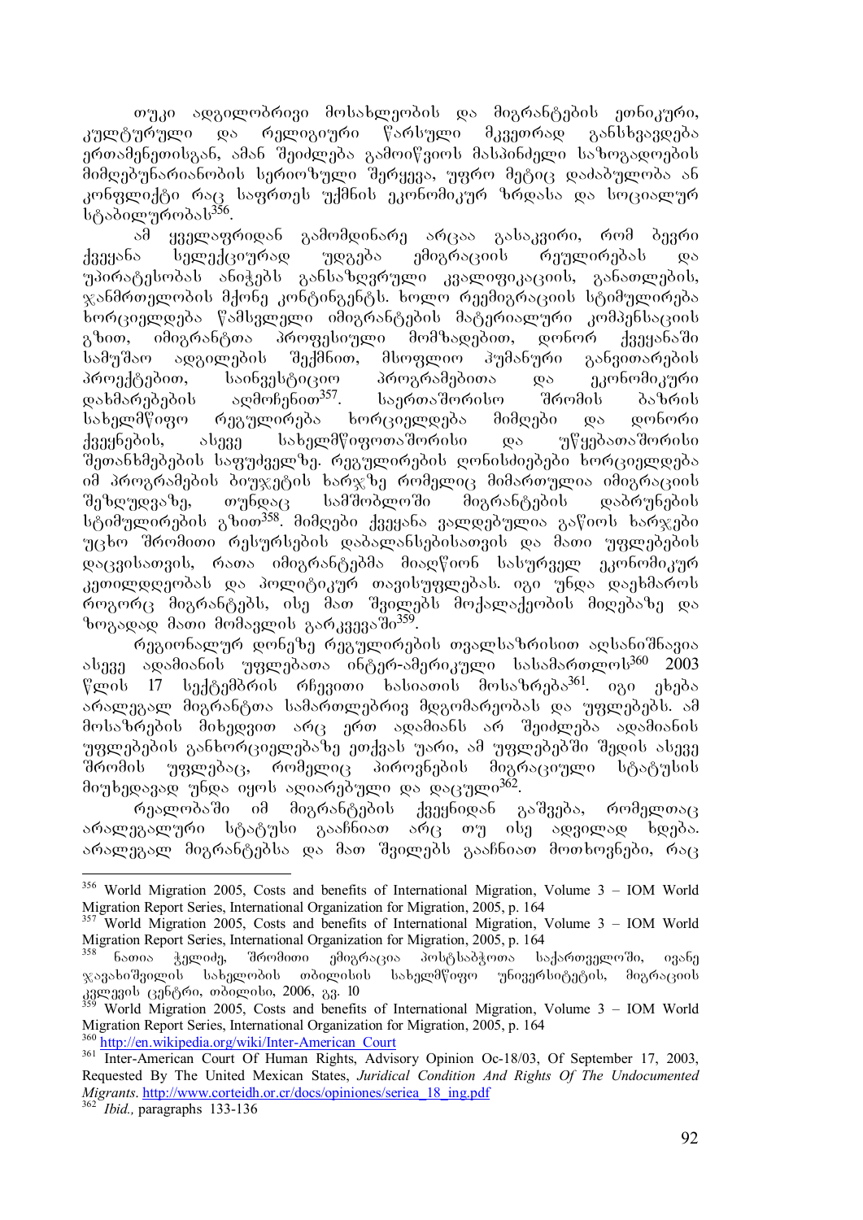თუკი ადგილობრივი მოსახლეობის და მიგრანტების ეთნიკური, კულტურული და რელიგიური წარსული მკვეთრად განსხვავდება ერთამენეთისგან, ამან შეიძლება გამოიწვიოს მასპინძელი საზოგადოების მიმღებუნარიანობის სერიოზული შერყევა, უფრო მეტიც დაძაბულობა ან კონფლიქტი რაც საფრთხეს უქმნის ეკონომიკურ ზრდასა და სოციალურ სტაბილურობას[356].

ამ ყველაფრიდან გამომდინარე არცაა გასაკვირი, რომ ბევრი ქვეყანა სელექციურად უდგება ემიგრაციის რეგულირებას და უპირატესობას ანიჭებს განსაზღვრული კვალიფიკაციის, განათლების, ჯანმრთელობის მქონე კონტინგენტს. ხოლო რეემიგრაციის სტიმულირება ხორციელდება წამსვლელი იმიგრანტების მატერიალური კომპენსაციის გზით, იმიგრანტთა პროფესიული მომზადებით, დონორ ქვეყანაში სამუშაო ადგილების შექმნით, მსოფლიო ჰუმანური განვითარების პროექტებით, საინვესტიციო პროგრამებითა და ეკონომიკური დახმარებების აღმოჩენით[357]. საერთაშორისო შრომის ბაზრის სახელმწიფო რეგულირება ხორციელდება მიმღები და დონორი ქვეყნების, ასევე სახელმწიფოთაშორისი და უწყებათაშორისი შეთანხმებების საფუძველზე. რეგულირების ღონისძიებები ხორციელდება იმ პროგრამების ბიუჯეტის ხარჯზე რომელიც მიმართულია იმიგრაციის შეზღუდვაზე, თუნდაც სამშობლოში მიგრანტების დაბრუნების სტიმულირების გზით[358]. მიმღები ქვეყანა ვალდებულია გაწიოს ხარჯები უცხო შრომითი რესურსების დაბალანსებისათვის და მათი უფლებების დაცვისათვის, რათა იმიგრანტებმა მიაღწიონ სასურველ ეკონომიკურ კეთილდღეობას და პოლიტიკურ თავისუფლებას. იგი უნდა დაეხმაროს როგორც მიგრანტებს, ისე მათ შვილებს მოქალაქეობის მიღებაზე და ზოგადად მათი მომავლის გარკვევაში[359].

რეგიონალურ დონეზე რეგულირების თვალსაზრისით აღსანიშნავია ასევე ადამიანის უფლებათა ინტერ-ამერიკული სასამართლოს[360] 2003 წლის 17 სექტემბრის რჩევითი ხასიათის მოსაზრება[361]. იგი ეხება არალეგალ მიგრანტთა სამართლებრივ მდგომარეობას და უფლებებს. ამ მოსაზრების მიხედვით არც ერთ ადამიანს არ შეიძლება ადამიანის უფლებების განხორციელებაზე ეთქვას უარი, ამ უფლებებში შედის ასევე შრომის უფლებაც, რომელიც პიროვნების მიგრაციული სტატუსის მიუხედავად უნდა იყოს აღიარებული და დაცული[362].

რეალობაში იმ მიგრანტების ქვეყნიდან გაშვება, რომელთაც არალეგალური სტატუსი გააჩნიათ არც თუ ისე ადვილად ხდება. არალეგალ მიგრანტებსა და მათ შვილებს გააჩნიათ მოთხოვნები, რაც

---

[356] World Migration 2005, Costs and benefits of International Migration, Volume 3 – IOM World Migration Report Series, International Organization for Migration, 2005, p. 164

[357] World Migration 2005, Costs and benefits of International Migration, Volume 3 – IOM World Migration Report Series, International Organization for Migration, 2005, p. 164

[358] ნათია ჭელიძე, შრომითი ემიგრაცია პოსტსაბჭოთა საქართველოში, ივანე ჯავახიშვილის სახელობის თბილისის სახელმწიფო უნივერსიტეტის, მიგრაციის კვლევის ცენტრი, თბილისი, 2006, გვ. 10

[359] World Migration 2005, Costs and benefits of International Migration, Volume 3 – IOM World Migration Report Series, International Organization for Migration, 2005, p. 164

[360] http://en.wikipedia.org/wiki/Inter-American_Court

[361] Inter-American Court Of Human Rights, Advisory Opinion Oc-18/03, Of September 17, 2003, Requested By The United Mexican States, *Juridical Condition And Rights Of The Undocumented Migrants*. http://www.corteidh.or.cr/docs/opiniones/seriea_18_ing.pdf

[362] *Ibid.*, paragraphs 133-136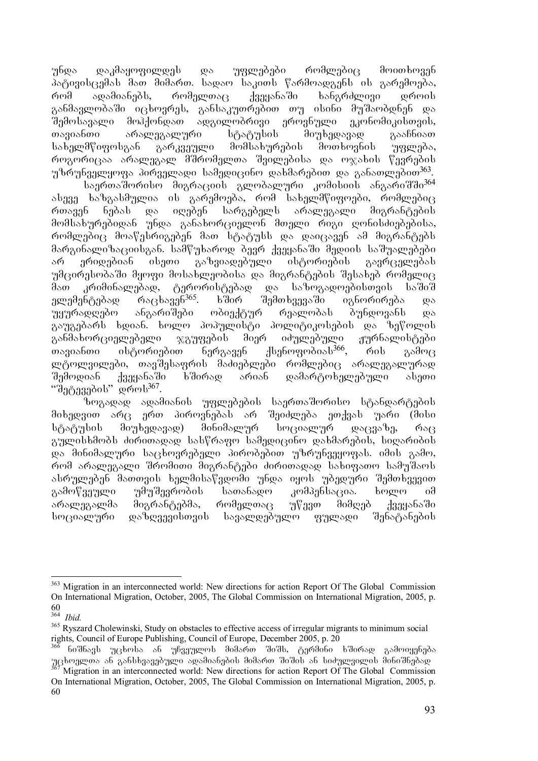უნდა დაკმაყოფილდეს და უფლებები რომლებიც მოითხოვენ პატივისცემას მათ მიმართ. სადაო საკითს წარმოადგენს ის გარემოება, რომ ადამიანებს, რომელთაც ქვეყანაში ხანგრძლივი დროის განმავლობაში იცხოვრეს, განსაკუთრებით თუ ისინი მუშაობდნენ და შემოსავალი მოჰქონდათ ადგილობრივი ეროვნული ეკონომიკისთვის, თავიანთი არალეგალური სტატუსის მიუხედავად გააჩნიათ სახელმწიფოსგან გარკვეული მომსახურების მოთხოვნის უფლება, როგორიცაა არალეგალ მშრომელთა შვილებისა და ოჯახის წევრების უზრუნველყოფა პირველადი სამედიცინო დახმარებით და განათლებით[363].

საერთაშორისო მიგრაციის გლობალური კომისიის ანგარიშში[364] ასევე ხაზგასმულია ის გარემოება, რომ სახელმწიფოები, რომლებიც რთავენ ნებას და იღებენ სარგებელს არალეგალი მიგრანტების მომსახურებიდან უნდა განახორციელონ მთელი რიგი ღონისძიებებისა, რომლებიც მოაწესრიგებენ მათ სტატუსს და დაიცავენ ამ მიგრანტებს მარგინალიზაციისგან. სამწუხაროდ ბევრ ქვეყანაში მედიის საშუალებები არ ერიდებიან ისეთი გაზვიადებული ისტორიების გავრცელებას უმცირესობაში მყოფი მოსახლეობისა და მიგრანტების შესახებ რომელიც მათ კრიმინალებად, ტერორისტებად და საზოგადოებისთვის საშიშ ელემენტებად რაცხავენ[365]. ხშირ შემთხვევაში იგნორირება და უყურადღებო ანგარიშები ობიექტურ რეალობას ბუნდოვანს და გაუგებარს ხდიან. ხოლო პოპულისტი პოლიტიკოსების და ზეწოლის განმახორციელებელი ჯგუფების მიერ იძულებული ჟურნალისტები თავიანთი ისტორიებით ნერგავენ ქსენოფობიას[366], რის გამოც ლტოლვილები, თავშესაფრის მაძიებლები რომლებიც არალეგალურად შემოდიან ქვეყანაში ხშირად არიან დამარტოხელებული ასეთი "შეტევების" დროს[367].

ზოგადად ადამიანის უფლებების საერთაშორისო სტანდარტების მიხედვით არც ერთ პიროვნებას არ შეიძლება ეთქვას უარი (მისი სტატუსის მიუხედავად) მინიმალურ სოციალურ დაცვაზე, რაც გულისხმობს ძირითადად სასწრაფო სამედიცინო დახმარების, სიღარიბის და მინიმალური საცხოვრებელი პირობებით უზრუნველყოფას. იმის გამო, რომ არალეგალი შრომითი მიგრანტები ძირითადად სახიფათო სამუშაოს ასრულებენ მათთვის ხელმისაწვდომი უნდა იყოს უბედური შემთხვევით გამოწვეული უმუშევრობის სათანადო კომპენსაცია. ხოლო იმ არალეგალმა მიგრანტებმა, რომელთაც უწევთ მიმღებ ქვეყანაში სოციალური დაზღვევისთვის სავალდებულო ფულადი შენატანების

---

[363] Migration in an interconnected world: New directions for action Report Of The Global Commission On International Migration, October, 2005, The Global Commission on International Migration, 2005, p. 60

[364] *Ibid.*

[365] Ryszard Cholewinski, Study on obstacles to effective access of irregular migrants to minimum social rights, Council of Europe Publishing, Council of Europe, December 2005, p. 20

[366] ნიშნავს უცხოსა ან უჩვეულოს მიმართ შიშს, ტერმინი ხშირად გამოიყენება უცხოელთა ან განსხვავებული ადამიანების მიმართ შიშის ან სიძულვილის მინიშნებად

[367] Migration in an interconnected world: New directions for action Report Of The Global Commission On International Migration, October, 2005, The Global Commission on International Migration, 2005, p. 60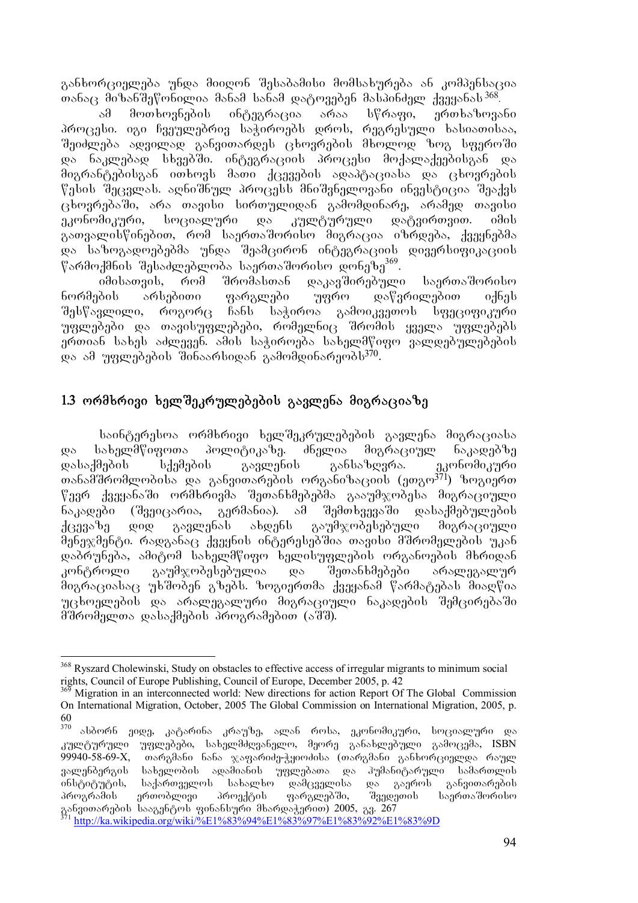განხორციელება უნდა მიიღონ შესაბამისი მომსახურება ან კომპენსაცია თანაც მიზანშეწონილია მანამ სანამ დატოვებენ მასპინძელ ქვეყანას[368].

ამ მოთხოვნების ინტეგრაცია არაა სწრაფი, ერთხაზოვანი პროცესი. იგი ჩვეულებრივ საჭიროებს დროს, რეგრესული ხასიათისაა, შეიძლება ადვილად განვითარდეს ცხოვრების მხოლოდ ზოგ სფეროში და ნაკლებად სხვებში. ინტეგრაციის პროცესი მოქალაქეებისგან და მიგრანტებისგან ითხოვს მათი ქცევების ადაპტაციასა და ცხოვრების წესის შეცვლას. აღნიშნულ პროცესს მნიშვნელოვანი ინვესტიცია შეაქვს ცხოვრებაში, არა თავისი სირთულიდან გამომდინარე, არამედ თავისი ეკონომიკური, სოციალური და კულტურული დატვირთვით. იმის გათვალისწინებით, რომ საერთაშორისო მიგრაცია იზრდება, ქვეყნებმა და საზოგადოებებმა უნდა შეამცირონ ინტეგრაციის დივერსიფიკაციის წარმოქმნის შესაძლებლობა საერთაშორისო დონეზე[369].

იმისათვის, რომ შრომასთან დაკავშირებული საერთაშორისო ნორმების არსებითი ფარგლები უფრო დაწვრილებით იქნეს შესწავლილი, როგორც ჩანს საჭიროა გამოიკვეთოს სფეციფიკური უფლებები და თავისუფლებები, რომელნიც შრომის ყველა უფლებებს ერთიან სახეს აძლევენ. ამის საჭიროება სახელმწიფო ვალდებულებების და ამ უფლებების შინაარსიდან გამომდინარეობს[370].

## 1.3 ორმხრივი ხელშეკრულებების გავლენა მიგრაციაზე

საინტერესოა ორმხრივი ხელშეკრულებების გავლენა მიგრაციასა და სახელმწიფოთა პოლიტიკაზე. ძნელია მიგრაციულ ნაკადებზე დასაქმების სქემების გავლენის განსაზღვრა. ეკონომიკური თანამშრომლობისა და განვითარების ორგანიზაციის (ეთგო[371]) ზოგიერთ წევრ ქვეყანაში ორმხრივმა შეთანხმებებმა გააუმჯობესა მიგრაციული ნაკადები (შვეიცარია, გერმანია). ამ შემთხვევაში დასაქმებულების ქცევაზე დიდ გავლენას ახდენს გაუმჯობესებული მიგრაციული მენეჯმენტი. რადგანაც ქვეყნის ინტერესებშია თავისი მშრომელების უკან დაბრუნება, ამიტომ სახელმწიფო ხელისუფლების ორგანოების მხრიდან კონტროლი გაუმჯობესებულია და შეთანხმებები არალეგალურ მიგრაციასაც უხშობენ გზებს. ზოგიერთმა ქვეყანამ წარმატებას მიაღწია უცხოელების და არალეგალური მიგრაციული ნაკადების შემცირებაში მშრომელთა დასაქმების პროგრამებით (აშშ).

---

[368] Ryszard Cholewinski, Study on obstacles to effective access of irregular migrants to minimum social rights, Council of Europe Publishing, Council of Europe, December 2005, p. 42

[369] Migration in an interconnected world: New directions for action Report Of The Global Commission On International Migration, October, 2005 The Global Commission on International Migration, 2005, p. 60

[370] ასბორნ ეიდე, კატარინა კრაუზე, ალან როსა, ეკონომიკური, სოციალური და კულტურული უფლებები, სახელმძღვანელო, მეორე განახლებული გამოცემა, ISBN 99940-58-69-X, თარგმანი ნანა ჯაფარიძე-ჭყოიძისა (თარგმანი განხორციელდა რაულ ვალენბერგის სახელობის ადამიანის უფლებათა და ჰუმანიტარული სამართლის ინსტიტუტის, საქართველოს სახალხო დამცველისა და გაეროს განვითარების პროგრამის ერთობლივი პროექტის ფარგლებში, შვედეთის საერთაშორისო განვითარების სააგენტოს ფინანსური მხარდაჭერით) 2005, გვ. 267

[371] http://ka.wikipedia.org/wiki/%E1%83%94%E1%83%97%E1%83%92%E1%83%9D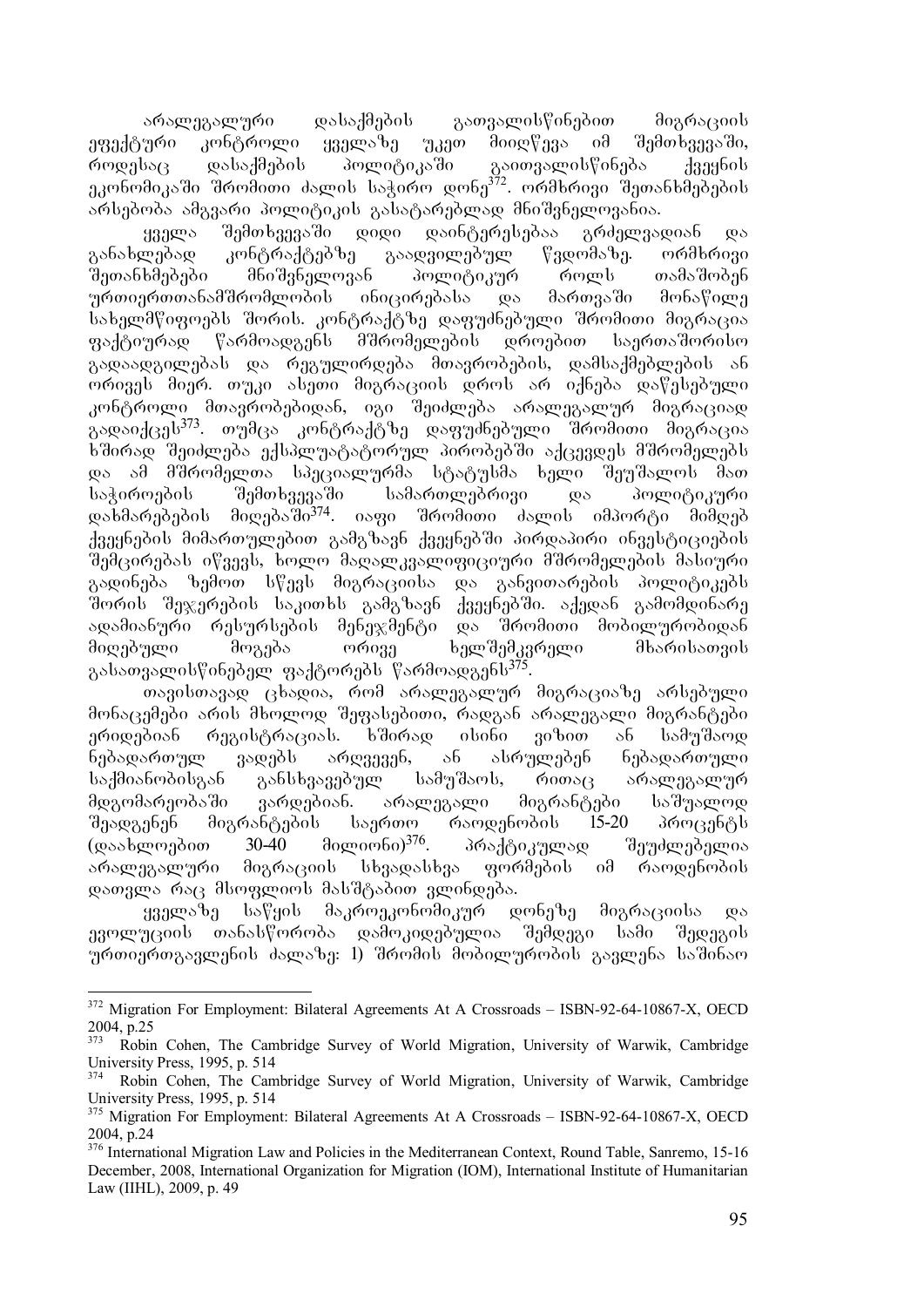არალეგალური დასაქმების გათვალისწინებით მიგრაციის ეფექტური კონტროლი ყველაზე უკეთ მიიღწევა იმ შემთხვევაში, როდესაც დასაქმების პოლიტიკაში გაითვალისწინება ქვეყნის ეკონომიკაში შრომითი ძალის საჭირო დონე[372]. ორმხრივი შეთანხმებების არსებობა ამგვარი პოლიტიკის გასატარებლად მნიშვნელოვანია.

ყველა შემთხვევაში დიდი დაინტერესებაა გრძელვადიან და განახლებად კონტრაქტებზე გაადვილებულ წვდომაზე. ორმხრივი შეთანხმებები მნიშვნელოვან პოლიტიკურ როლს თამაშობენ ურთიერთთანამშრომლობის ინიცირებასა და მართვაში მონაწილე სახელმწიფოებს შორის. კონტრაქტზე დაფუძნებული შრომითი მიგრაცია ფაქტიურად წარმოადგენს მშრომელების დროებით საერთაშორისო გადაადგილებას და რეგულირდება მთავრობების, დამსაქმებლების ან ორივეს მიერ. თუკი ასეთი მიგრაციის დროს არ იქნება დაწესებული კონტროლი მთავრობებიდან, იგი შეიძლება არალეგალურ მიგრაციად გადაიქცეს[373]. თუმცა კონტრაქტზე დაფუძნებული შრომითი მიგრაცია ხშირად შეიძლება ექსპლუატატორულ პირობებში აქცევდეს მშრომელებს და ამ მშრომელთა სპეციალურმა სტატუსმა ხელი შეუშალოს მათ საჭიროების შემთხვევაში სამართლებრივი და პოლიტიკური დახმარებების მიღებაში[374]. იაფი შრომითი ძალის იმპორტი მიმღებ ქვეყნების მიმართულებით გამგზავნ ქვეყნებში პირდაპირი ინვესტიციების შემცირებას იწვევს, ხოლო მაღალკვალიფიციური მშრომელების მასიური გადინება ზემოთ სწევს მიგრაციისა და განვითარების პოლიტიკებს შორის შეჯერების საკითხს გამგზავნ ქვეყნებში. აქედან გამომდინარე ადამიანური რესურსების მენეჯმენტი და შრომითი მობილურობიდან მიღებული მოგება ორივე ხელშემკვრელი მხარისათვის გასათვალისწინებელ ფაქტორებს წარმოადგენს[375].

თავისთავად ცხადია, რომ არალეგალურ მიგრაციაზე არსებული მონაცემები არის მხოლოდ შეფასებითი, რადგან არალეგალი მიგრანტები ერიდებიან რეგისტრაციას. ხშირად ისინი ვიზით ან სამუშაოდ ნებადართულ ვადებს არღვევენ, ან ასრულებენ ნებადართული საქმიანობისგან განსხვავებულ სამუშაოს, რითაც არალეგალურ მდგომარეობაში ვარდებიან. არალეგალი მიგრანტები საშუალოდ შეადგენენ მიგრანტების საერთო რაოდენობის 15-20 პროცენტს (დაახლოებით 30-40 მილიონი)[376]. პრაქტიკულად შეუძლებელია არალეგალური მიგრაციის სხვადასხვა ფორმების იმ რაოდენობის დათვლა რაც მსოფლიოს მასშტაბით ვლინდება.

ყველაზე საწყის მაკროეკონომიკურ დონეზე მიგრაციისა და ევოლუციის თანასწორობა დამოკიდებულია შემდეგი სამი შედეგის ურთიერთგავლენის ძალაზე: 1) შრომის მობილურობის გავლენა საშინაო

---

[372] Migration For Employment: Bilateral Agreements At A Crossroads – ISBN-92-64-10867-X, OECD 2004, p.25

[373] Robin Cohen, The Cambridge Survey of World Migration, University of Warwik, Cambridge University Press, 1995, p. 514

[374] Robin Cohen, The Cambridge Survey of World Migration, University of Warwik, Cambridge University Press, 1995, p. 514

[375] Migration For Employment: Bilateral Agreements At A Crossroads – ISBN-92-64-10867-X, OECD 2004, p.24

[376] International Migration Law and Policies in the Mediterranean Context, Round Table, Sanremo, 15-16 December, 2008, International Organization for Migration (IOM), International Institute of Humanitarian Law (IIHL), 2009, p. 49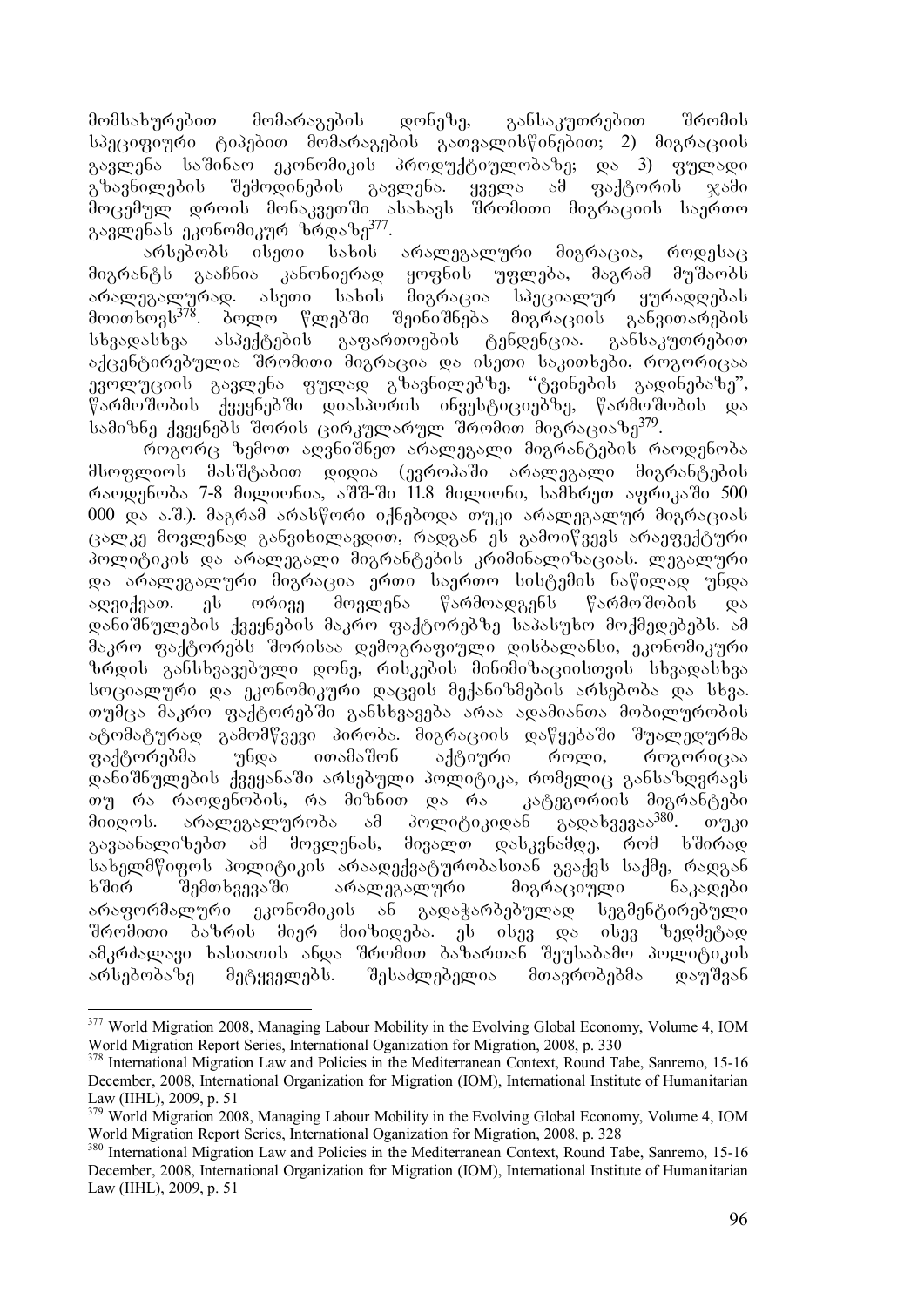მომსახურებით მომარაგების დონეზე, განსაკუთრებით შრომის სპეციფიური ტიპებით მომარაგების გათვალისწინებით; 2) მიგრაციის გავლენა საშინაო ეკონომიკის პროდუქტიულობაზე; და 3) ფულადი გზავნილების შემოდინების გავლენა. ყველა ამ ფაქტორის ჯამი მოცემულ დროის მონაკვეთში ასახავს შრომითი მიგრაციის საერთო გავლენას ეკონომიკურ ზრდაზე[377].

არსებობს ისეთი სახის არალეგალური მიგრაცია, როდესაც მიგრანტს გააჩნია კანონიერად ყოფნის უფლება, მაგრამ მუშაობს არალეგალურად. ასეთი სახის მიგრაცია სპეციალურ ყურადღებას მოითხოვს[378]. ბოლო წლებში შეინიშნება მიგრაციის განვითარების სხვადასხვა ასპექტების გაფართოების ტენდენცია. განსაკუთრებით აქცენტირებულია შრომითი მიგრაცია და ისეთი საკითხები, როგორიცაა ევოლუციის გავლენა ფულად გზავნილებზე, "ტვინების გადინებაზე", წარმოშობის ქვეყნებში დიასპორის ინვესტიციებზე, წარმოშობის და სამიზნე ქვეყნებს შორის ცირკულარულ შრომით მიგრაციაზე[379].

როგორც ზემოთ აღვნიშნეთ არალეგალი მიგრანტების რაოდენობა მსოფლიოს მასშტაბით დიდია (ევროპაში არალეგალი მიგრანტების რაოდენობა 7-8 მილიონია, აშშ-ში 11.8 მილიონი, სამხრეთ აფრიკაში 500 000 და ა.შ.). მაგრამ არასწორი იქნებოდა თუკი არალეგალურ მიგრაციას ცალკე მოვლენად განვიხილავდით, რადგან ეს გამოიწვევს არაეფექტური პოლიტიკის და არალეგალი მიგრანტების კრიმინალიზაციას. ლეგალური და არალეგალური მიგრაცია ერთი საერთო სისტემის ნაწილად უნდა აღვიქვათ. ეს ორივე მოვლენა წარმოადგენს წარმოშობის და დანიშნულების ქვეყნების მაკრო ფაქტორებზე საპასუხო მოქმედებებს. ამ მაკრო ფაქტორებს შორისაა დემოგრაფიული დისბალანსი, ეკონომიკური ზრდის განსხვავებული დონე, რისკების მინიმიზაციისთვის სხვადასხვა სოციალური და ეკონომიკური დაცვის მექანიზმების არსებობა და სხვა. თუმცა მაკრო ფაქტორებში განსხვავება არაა ადამიანთა მობილურობის ავტომატურად გამომწვევი პირობა. მიგრაციის დაწყებაში შუალედურმა ფაქტორებმა უნდა ითამაშონ აქტიური როლი, როგორიცაა დანიშნულების ქვეყანაში არსებული პოლიტიკა, რომელიც განსაზღვრავს თუ რა რაოდენობის, რა მიზნით და რა კატეგორიის მიგრანტები მიიღოს. არალეგალურობა ამ პოლიტიკიდან გადახვევაა[380]. თუკი გავაანალიზებთ ამ მოვლენას, მივალთ დასკვნამდე, რომ ხშირად სახელმწიფოს პოლიტიკის არაადექვატურობასთან გვაქვს საქმე, რადგან ხშირ შემთხვევაში არალეგალური მიგრაციული ნაკადები არაფორმალური ეკონომიკის ან გადაჭარბებულად სეგმენტირებული შრომითი ბაზრის მიერ მიიზიდება. ეს ისეც და ისეც ზედმეტად ამკრძალავი ხასიათის ანდა შრომით ბაზართან შეუსაბამო პოლიტიკის არსებობაზე მეტყველებს. შესაძლებელია მთავრობებმა დაუშვან

---

[377] World Migration 2008, Managing Labour Mobility in the Evolving Global Economy, Volume 4, IOM World Migration Report Series, International Oganization for Migration, 2008, p. 330

[378] International Migration Law and Policies in the Mediterranean Context, Round Tabe, Sanremo, 15-16 December, 2008, International Organization for Migration (IOM), International Institute of Humanitarian Law (IIHL), 2009, p. 51

[379] World Migration 2008, Managing Labour Mobility in the Evolving Global Economy, Volume 4, IOM World Migration Report Series, International Oganization for Migration, 2008, p. 328

[380] International Migration Law and Policies in the Mediterranean Context, Round Tabe, Sanremo, 15-16 December, 2008, International Organization for Migration (IOM), International Institute of Humanitarian Law (IIHL), 2009, p. 51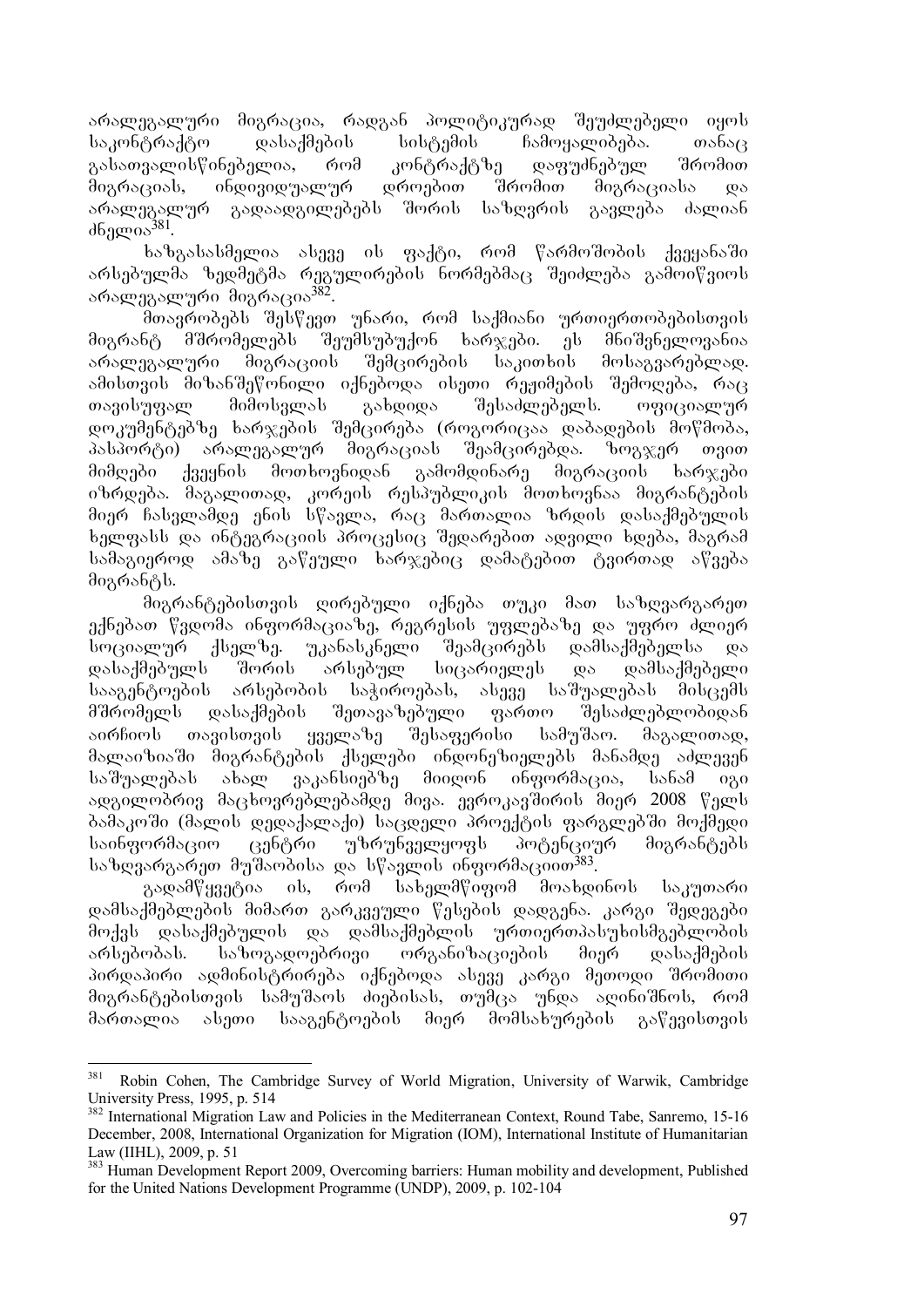არალეგალური მიგრაცია, რადგან პოლიტიკურად შეუძლებელი იყოს საკონტრაქტო დასაქმების სისტემის ჩამოყალიბება. თანაც გასათვალისწინებელია, რომ კონტრაქტზე დაფუძნებულ შრომით მიგრაციას, ინდივიდუალურ დროებით შრომით მიგრაციასა და არალეგალურ გადაადგილებებს შორის საზღვრის გავლება ძალიან ძნელია[381].

ხაზგასასმელია ასევე ის ფაქტი, რომ წარმოშობის ქვეყანაში არსებულმა ზედმეტმა რეგულირების ნორმებმაც შეიძლება გამოიწვიოს არალეგალური მიგრაცია[382].

მთავრობებს შესწევთ უნარი, რომ საქმიანი ურთიერთობებისთვის მიგრანტ მშრომელებს შეუმსუბუქონ ხარჯები. ეს მნიშვნელოვანია არალეგალური მიგრაციის შემცირების საკითხის მოსაგვარებლად. ამისთვის მიზანშეწონილი იქნებოდა ისეთი რეჟიმების შემოღება, რაც თავისუფალ მიმოსვლას გახდიდა შესაძლებელს. ოფიციალურ დოკუმენტებზე ხარჯების შემცირება (როგორიცაა დაბადების მოწმობა, პასპორტი) არალეგალურ მიგრაციას შეამცირებდა. ზოგჯერ თვით მიმღები ქვეყნის მოთხოვნიდან გამომდინარე მიგრაციის ხარჯები იზრდება. მაგალითად, კორეის რესპუბლიკის მოთხოვნაა მიგრანტების მიერ ჩასვლამდე ენის სწავლა, რაც მართალია ზრდის დასაქმებულის ხელფასს და ინტეგრაციის პროცესიც შედარებით ადვილი ხდება, მაგრამ სამაგიეროდ ამაზე გაწეული ხარჯებიც დამატებით ტვირთად აწვება მიგრანტს.

მიგრანტებისთვის ღირებული იქნება თუკი მათ საზღვარგარეთ ექნებათ წვდომა ინფორმაციაზე, რეგრესის უფლებაზე და უფრო ძლიერ სოციალურ ქსელზე. უკანასკნელი შეამცირებს დამსაქმებელსა და დასაქმებულს შორის არსებულ სიცარიელეს და დამსაქმებელი სააგენტოების არსებობის საჭიროებას, ასევე საშუალებას მისცემს მშრომელს დასაქმების შეთავაზებული ფართო შესაძლებლობიდან აირჩიოს თავისთვის ყველაზე შესაფერისი სამუშაო. მაგალითად, მალაიზიაში მიგრანტების ქსელები ინდონეზიელებს მანამდე აძლევენ საშუალებას ახალ ვაკანსიებზე მიიღონ ინფორმაცია, სანამ იგი ადგილობრივ მაცხოვრებლებამდე მივა. ევროკავშირის მიერ 2008 წელს ბამაკოში (მალის დედაქალაქი) საცდელი პროექტის ფარგლებში მოქმედი საინფორმაციო ცენტრი უზრუნველყოფს პოტენციურ მიგრანტებს საზღვარგარეთ მუშაობისა და სწავლის ინფორმაციით[383].

გადამწყვეტია ის, რომ სახელმწიფომ მოახდინოს საკუთარი დამსაქმებლების მიმართ გარკვეული წესების დადგენა. კარგი შედეგები მოჰქვს დასაქმებულის და დამსაქმებლის ურთიერთპასუხისმგებლობის არსებობას. საზოგადოებრივი ორგანიზაციების მიერ დასაქმების პირდაპირი ადმინისტრირება იქნებოდა ასევე კარგი მეთოდი შრომითი მიგრანტებისთვის სამუშაოს ძიებისას, თუმცა უნდა აღინიშნოს, რომ მართალია ასეთი სააგენტოების მიერ მომსახურების გაწევისთვის

---

[381] Robin Cohen, The Cambridge Survey of World Migration, University of Warwik, Cambridge University Press, 1995, p. 514

[382] International Migration Law and Policies in the Mediterranean Context, Round Tabe, Sanremo, 15-16 December, 2008, International Organization for Migration (IOM), International Institute of Humanitarian Law (IIHL), 2009, p. 51

[383] Human Development Report 2009, Overcoming barriers: Human mobility and development, Published for the United Nations Development Programme (UNDP), 2009, p. 102-104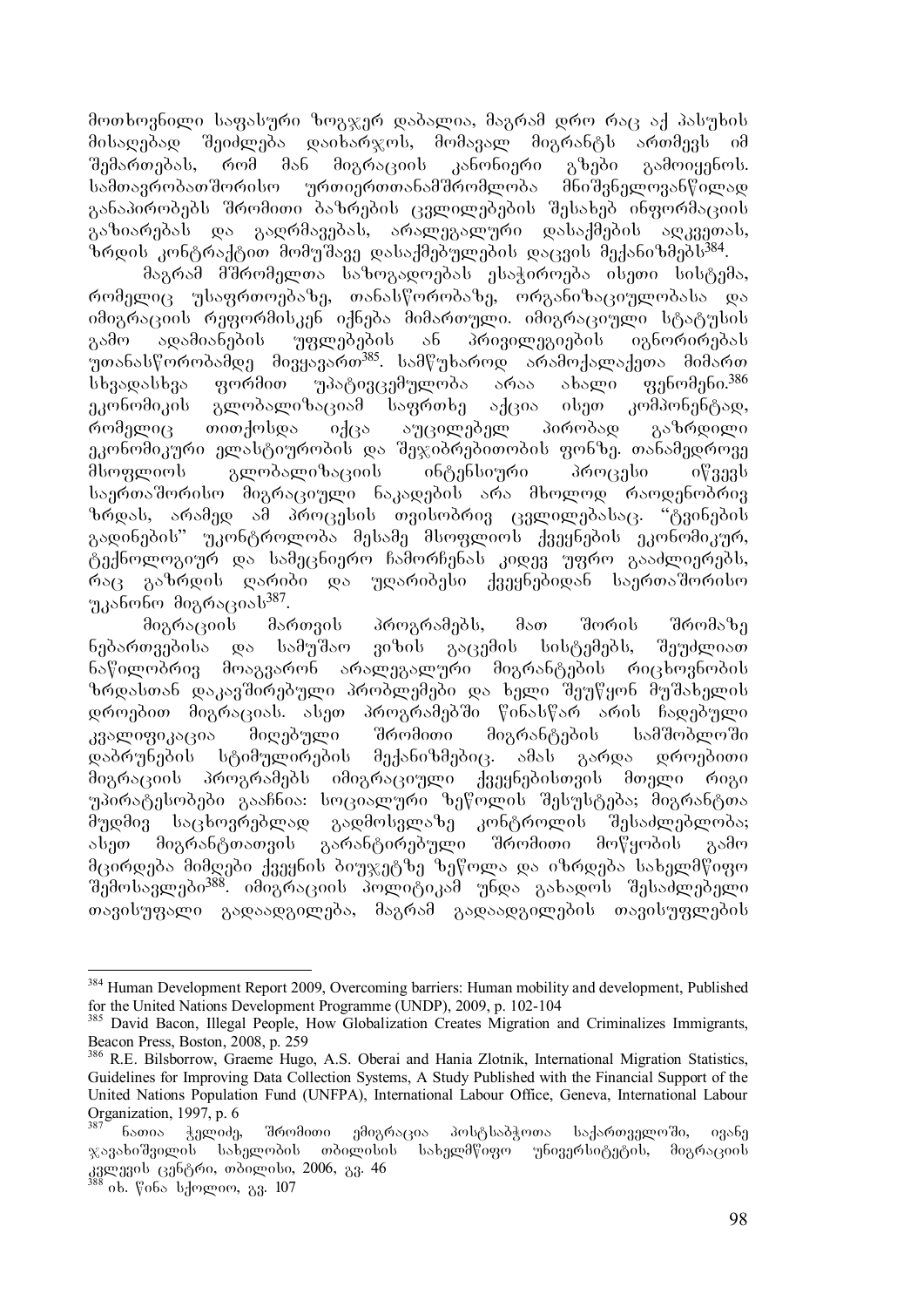მოთხოვნილი საფასური ზოგჯერ დაბალია, მაგრამ დრო რაც აქ პასუხის მისაღებად შეიძლება დაიხარჯოს, მომავალ მიგრანტს ართმევს იმ შემართებას, რომ მან მიგრაციის კანონიერი გზები გამოიყენოს. სამთავრობათშორისო ურთიერთთანამშრომლობა მნიშვნელოვანწილად განაპირობებს შრომითი ბაზრების ცვლილებების შესახებ ინფორმაციის გაზიარებას და გაღრმავებას, არალეგალური დასაქმების აღკვეთას, ზრდის კონტრაქტით მომუშავე დასაქმებულების დაცვის მექანიზმებს[384].

მაგრამ მშრომელთა საზოგადოებას ესაჭიროება ისეთი სისტემა, რომელიც უსაფრთოებაზე, თანასწორობაზე, ორგანიზაციულობასა და იმიგრაციის რეფორმისკენ იქნება მიმართული. იმიგრაციული სტატუსის გამო ადამიანების უფლებების ან პრივილეგიების იგნორირებას უთანასწორობამდე მივყავართ[385]. სამწუხაროდ არამოქალაქეთა მიმართ სხვადასხვა ფორმით უპატივცემულობა არაა ახალი ფენომენი.[386] ეკონომიკის გლობალიზაციამ საფრთხე აქცია ისეთ კომპონენტად, რომელიც თითქოსდა იქცა აუცილებელ პირობად გაზრდილი ეკონომიკური ელასტიურობის და შეჯიბრებითობის ფონზე. თანამედროვე მსოფლიოს გლობალიზაციის ინტენსიური პროცესი იწვევს საერთაშორისო მიგრაციული ნაკადების არა მხოლოდ რაოდენობრივ ზრდას, არამედ ამ პროცესის თვისობრივ ცვლილებასაც. "ტვინების გადინების" უკონტროლობა მესამე მსოფლიოს ქვეყნების ეკონომიკურ, ტექნოლოგიურ და სამეცნიერო ჩამორჩენას კიდევ უფრო გააძლიერებს, რაც გაზრდის ღარიბი და უღარიბესი ქვეყნებიდან საერთაშორისო უკანონო მიგრაციას[387].

მიგრაციის მართვის პროგრამებს, მათ შორის შრომაზე ნებართვებისა და სამუშაო ვიზის გაცემის სისტემებს, შეუძლიათ ნაწილობრივ მოაგვარონ არალეგალური მიგრანტების რიცხოვნობის ზრდასთან დაკავშირებული პრობლემები და ხელი შეუწყონ მუშახელის დროებით მიგრაციას. ასეთ პროგრამებში წინასწარ არის ჩადებული კვალიფიკაცია მიღებული შრომითი მიგრანტების სამშობლოში დაბრუნების სტიმულირების მექანიზმებიც. ამას გარდა დროებითი მიგრაციის პროგრამებს იმიგრაციული ქვეყნებისთვის მთელი რიგი უპირატესობები გააჩნია: სოციალური ზეწოლის შესუსტება; მიგრანტთა მუდმივ საცხოვრებლად გადმოსვლაზე კონტროლის შესაძლებლობა; ასეთ მიგრანტთათვის გარანტირებული შრომითი მოწყობის გამო მცირდება მიმღები ქვეყნის ბიუჯეტზე ზეწოლა და იზრდება სახელმწიფო შემოსავლები[388]. იმიგრაციის პოლიტიკამ უნდა გახადოს შესაძლებელი თავისუფალი გადაადგილება, მაგრამ გადაადგილების თავისუფლების

---

[384] Human Development Report 2009, Overcoming barriers: Human mobility and development, Published for the United Nations Development Programme (UNDP), 2009, p. 102-104

[385] David Bacon, Illegal People, How Globalization Creates Migration and Criminalizes Immigrants, Beacon Press, Boston, 2008, p. 259

[386] R.E. Bilsborrow, Graeme Hugo, A.S. Oberai and Hania Zlotnik, International Migration Statistics, Guidelines for Improving Data Collection Systems, A Study Published with the Financial Support of the United Nations Population Fund (UNFPA), International Labour Office, Geneva, International Labour Organization, 1997, p. 6

[387] ნათია ჭელიძე, შრომითი ემიგრაცია პოსტსაბჭოთა საქართველოში, ივანე ჯავახიშვილის სახელობის თბილისის სახელმწიფო უნივერსიტეტის, მიგრაციის კვლევის ცენტრი, თბილისი, 2006, გვ. 46

[388] იხ. წინა სქოლიო, გვ. 107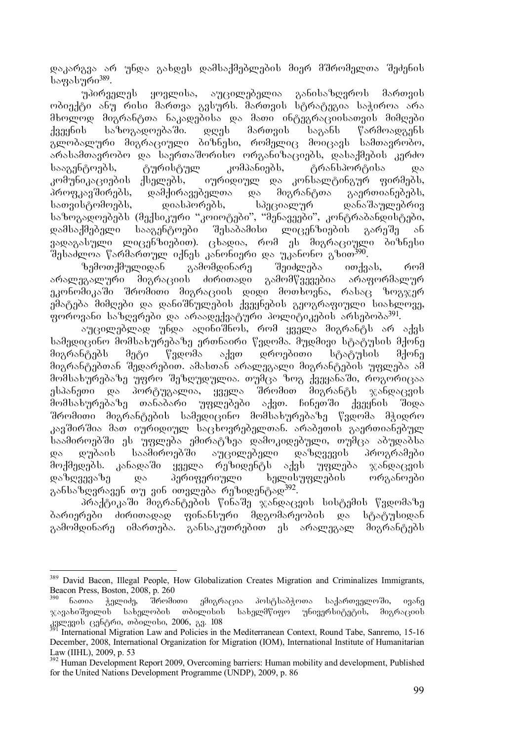დაკარგვა არ უნდა გახდეს დამსაქმებლების მიერ მშრომელთა შეძენის საფასური[389].

უპირველეს ყოვლისა, აუცილებელია განისაზღვროს მართვის ობიექტი ანუ რისი მართვა გვსურს. მართვის სტრატეგია საჭიროა არა მხოლოდ მიგრანტთა ნაკადებისა და მათი ინტეგრაციისათვის მიმღები ქვეყნის საზოგადოებაში. დღეს მართვის საგანს წარმოადგენს გლობალური მიგრაციული ბიზნესი, რომელიც მოიცავს სამთავრობო, არასამთავრობო და საერთაშორისო ორგანიზაციებს, დასაქმების კერძო სააგენტოებს, ტურისტულ კომპანიებს, ტრანსპორტისა და კომუნიკაციების ქსელებს, იურიდიულ და კონსალტინგურ ფირმებს, პროფკავშირებს, დამქირავებელთა და მიგრანტთა გაერთიანებებს, სათვისტომოებს, დიასპორებს, სპეციალურ დანაშაულებრივ საზოგადოებებს (მექსიკური "კოიოტები", "შენაყვეები", კონტრაბანდისტები, დამსაქმებელი სააგენტოები შესაბამისი ლიცენზიების გარეშე ან ვადაგასული ლიცენზიებით). ცხადია, რომ ეს მიგრაციული ბიზნესი შესაძლოა წარმართულ იქნეს კანონიერი და უკანონო გზით[390].

ზემოთქმულიდან გამომდინარე შეიძლება ითქვას, რომ არალეგალური მიგრაციის ძირითადი გამომწვევებია არაფორმალურ ეკონომიკაში შრომითი მიგრაციის დიდი მოთხოვნა, რასაც ზოგჯერ ემატება მიმღები და დანიშნულების ქვეყნების გეოგრაფიული სიახლოვე, ფოროვანი საზღვრები და არაადექვატური პოლიტიკების არსებობა[391].

აუცილებლად უნდა აღინიშნოს, რომ ყველა მიგრანტს არ აქვს სამედიცინო მომსახურებაზე ერთნაირი წვდომა. მუდმივი სტატუსის მქონე მიგრანტებს მეტი წვდომა აქვთ დროებითი სტატუსის მქონე მიგრანტებთან შედარებით. ამასთან არალეგალი მიგრანტების უფლება ამ მომსახურებაზე უფრო შეზღუდულია. თუმცა ზოგ ქვეყანაში, როგორიცაა ესპანეთი და პორტუგალია, ყველა შრომით მიგრანტს ჯანდაცვის მომსახურებაზე თანაბარი უფლებები აქვთ. ჩინეთში ქვეყნის შიდა შრომითი მიგრანტების სამედიცინო მომსახურებაზე წვდომა მჭიდრო კავშირშია მათ იურიდიულ საცხოვრებელთან. არაბეთის გაერთიანებულ საამიროებში ეს უფლება ემირატზეა დამოკიდებული, თუმცა აბუდაბსა და დუბაის საამიროებში აუცილებელი დაზღვევის პროგრამები მოქმედებს. კანადაში ყველა რეზიდენტს აქვს უფლება ჯანდაცვის დაზღვევაზე და პერიფერიული ხელისუფლების ორგანოები განსაზღვრავენ თუ ვინ ითვლება რეზიდენტად[392].

პრაქტიკაში მიგრანტების წინაშე ჯანდაცვის სისტემის წვდომაზე ბარიერები ძირითადად ფინანსური მდგომარეობის და სტატუსიდან გამომდინარე იმართება. განსაკუთრებით ეს არალეგალ მიგრანტებს

---

[389] David Bacon, Illegal People, How Globalization Creates Migration and Criminalizes Immigrants, Beacon Press, Boston, 2008, p. 260

[390] ნათია ჭელიძე, შრომითი ემიგრაცია პოსტსაბჭოთა საქართველოში, ივანე ჯავახიშვილის სახელობის თბილისის სახელმწიფო უნივერსიტეტის, მიგრაციის კვლევის ცენტრი, თბილისი, 2006, გვ. 108

[391] International Migration Law and Policies in the Mediterranean Context, Round Tabe, Sanremo, 15-16 December, 2008, International Organization for Migration (IOM), International Institute of Humanitarian Law (IIHL), 2009, p. 53

[392] Human Development Report 2009, Overcoming barriers: Human mobility and development, Published for the United Nations Development Programme (UNDP), 2009, p. 86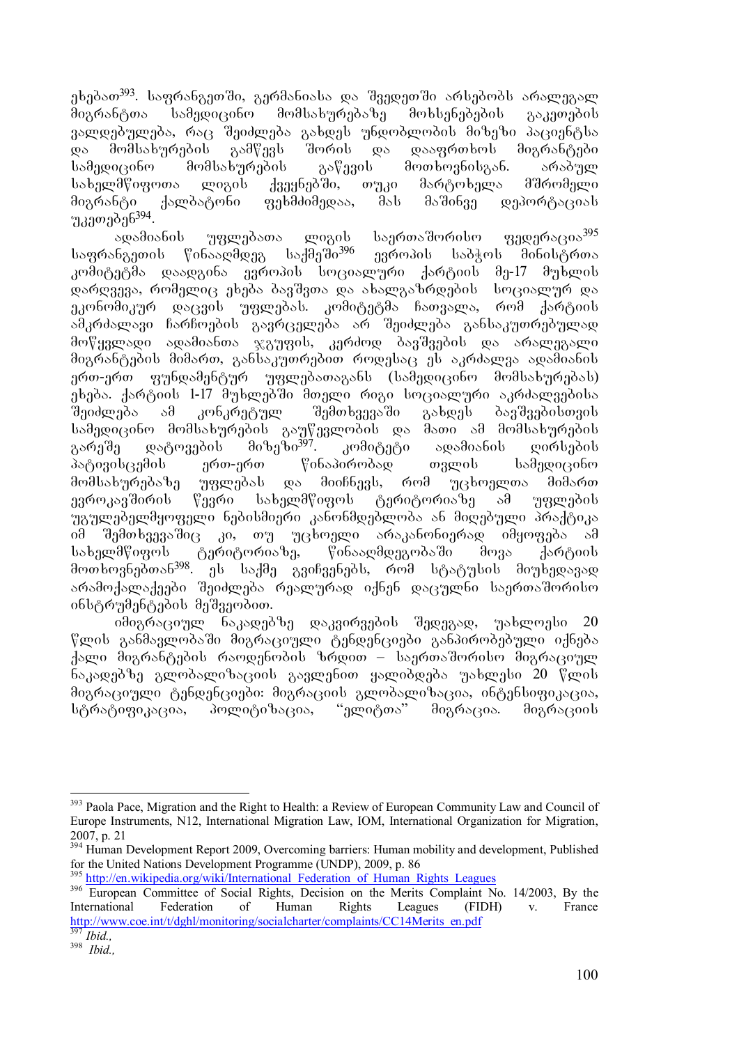ეხებათ[393]. საფრანგეთში, გერმანიასა და შვედეთში არსებობს არალეგალ მიგრანტთა სამედიცინო მომსახურებაზე მოხსენებების გაკეთების ვალდებულება, რაც შეიძლება გახდეს უნდობლობის მიზეზი პაციენტსა და მომსახურების გამწევს შორის და დააფრთხოს მიგრანტები სამედიცინო მომსახურების გაწევის მოთხოვნისგან. არაბულ სახელმწიფოთა ლიგის ქვეყნებში, თუკი მარტოხელა მშრომელი მიგრანტი ქალბატონი ფეხმძიმედაა, მას მაშინვე დეპორტაციას უკეთებენ[394].

ადამიანის უფლებათა ლიგის საერთაშორისო ფედერაცია[395] საფრანგეთის წინააღმდეგ საქმეში[396] ევროპის საბჭოს მინისტრთა კომიტეტმა დაადგინა ევროპის სოციალური ქარტიის მე-17 მუხლის დარღვევა, რომელიც ეხება ბავშვთა და ახალგაზრდების სოციალურ და ეკონომიკურ დაცვის უფლებას. კომიტეტმა ჩათვალა, რომ ქარტიის ამკრძალავი ჩარჩოების გავრცელება არ შეიძლება განსაკუთრებულად მოწყვლადი ადამიანთა ჯგუფის, კერძოდ ბავშვების და არალეგალი მიგრანტების მიმართ, განსაკუთრებით როდესაც ეს აკრძალვა ადამიანის ერთ-ერთ ფუნდამენტურ უფლებათაგანს (სამედიცინო მომსახურებას) ეხება. ქარტიის 1-17 მუხლებში მთელი რიგი სოციალური აკრძალვებისა შეიძლება ამ კონკრეტულ შემთხვევაში გახდეს ბავშვებისთვის სამედიცინო მომსახურების გაუწევლობის და მათი ამ მომსახურების გარეშე დატოვების მიზეზი[397]. კომიტეტი ადამიანის ღირსების პატივისცემის ერთ-ერთ წინაპირობად თვლის სამედიცინო მომსახურებაზე უფლებას და მიიჩნევს, რომ უცხოელთა მიმართ ევროკავშირის წევრი სახელმწიფოს ტერიტორიაზე ამ უფლების უგულებელმყოფელი ნებისმიერი კანონმდებლობა ან მიღებული პრაქტიკა იმ შემთხვევაშიც კი, თუ უცხოელი არაკანონიერად იმყოფება ამ სახელმწიფოს ტერიტორიაზე, წინააღმდეგობაში მოვა ქარტიის მოთხოვნებთან[398]. ეს საქმე გვიჩვენებს, რომ სტატუსის მიუხედავად არამოქალაქეები შეიძლება რეალურად იქნენ დაცულნი საერთაშორისო ინსტრუმენტების მეშვეობით.

იმიგრაციულ ნაკადებზე დაკვირვების შედეგად, უახლოესი 20 წლის განმავლობაში მიგრაციული ტენდენციები განპირობებული იქნება ქალი მიგრანტების რაოდენობის ზრდით – საერთაშორისო მიგრაციულ ნაკადებზე გლობალიზაციის გავლენით ყალიბდება უახლესი 20 წლის მიგრაციული ტენდენციები: მიგრაციის გლობალიზაცია, ინტენსიფიკაცია, სტრატიფიკაცია, პოლიტიზაცია, "ელიტთა" მიგრაცია. მიგრაციის

---

[393] Paola Pace, Migration and the Right to Health: a Review of European Community Law and Council of Europe Instruments, N12, International Migration Law, IOM, International Organization for Migration, 2007, p. 21

[394] Human Development Report 2009, Overcoming barriers: Human mobility and development, Published for the United Nations Development Programme (UNDP), 2009, p. 86

[395] http://en.wikipedia.org/wiki/International_Federation_of_Human_Rights_Leagues

[396] European Committee of Social Rights, Decision on the Merits Complaint No. 14/2003, By the International Federation of Human Rights Leagues (FIDH) v. France http://www.coe.int/t/dghl/monitoring/socialcharter/complaints/CC14Merits_en.pdf

[397] *Ibid.,*

[398] *Ibid.,*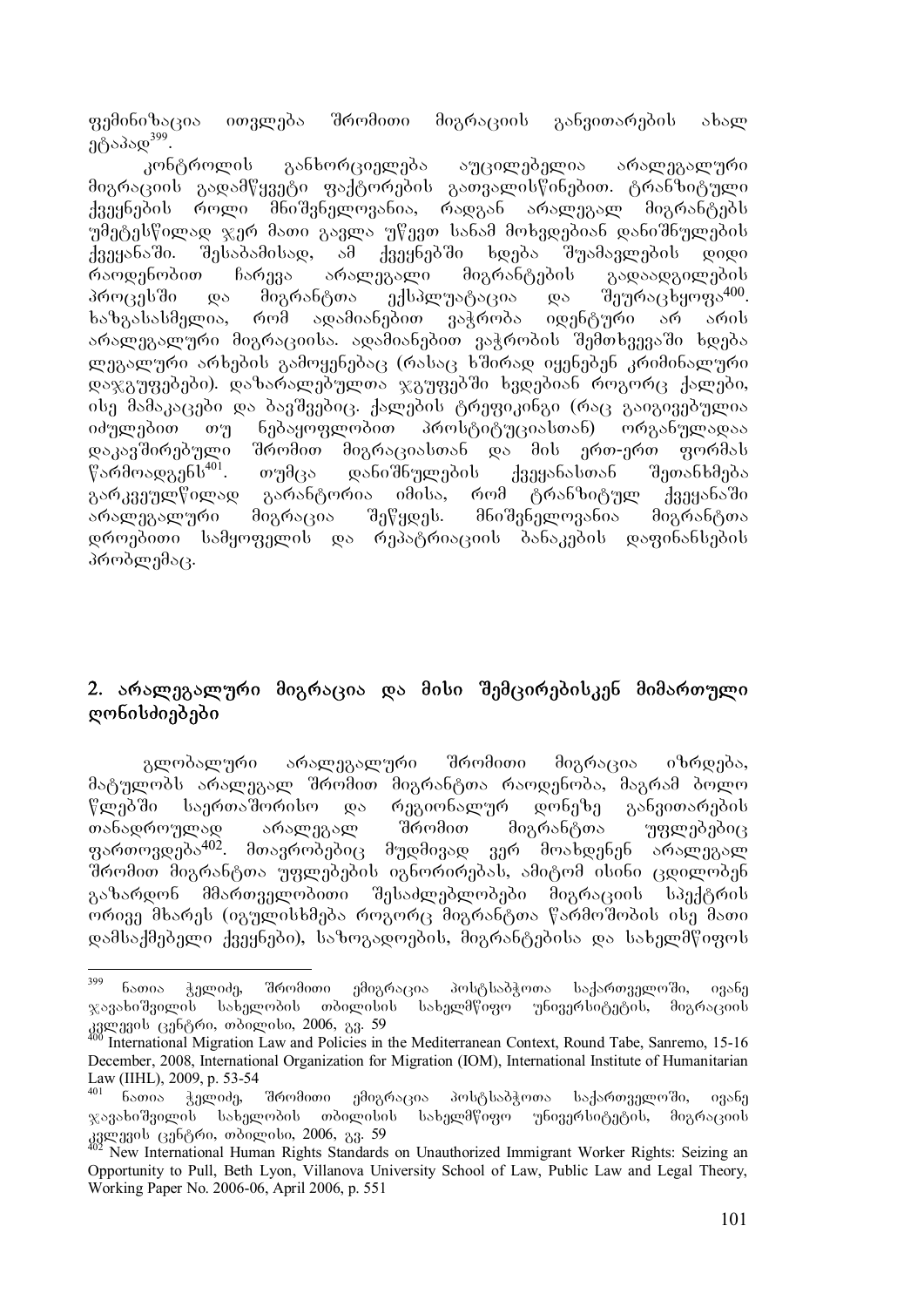ფემინიზაცია ითვლება შრომითი მიგრაციის განვითარების ახალ ეტაპად[399].

კონტროლის განხორციელება აუცილებელია არალეგალური მიგრაციის გადამწყვეტი ფაქტორების გათვალისწინებით. ტრანზიტული ქვეყნების როლი მნიშვნელოვანია, რადგან არალეგალ მიგრანტებს უმეტესწილად ჯერ მათი გავლა უწევთ სანამ მოხვდებიან დანიშნულების ქვეყანაში. შესაბამისად, ამ ქვეყნებში ხდება შუამავლების დიდი რაოდენობით ჩარევა არალეგალი მიგრანტების გადაადგილების პროცესში და მიგრანტთა ექსპლუატაცია და შეურაცხყოფა[400]. ხაზგასასმელია, რომ ადამიანებით ვაჭრობა იდენტური არ არის არალეგალური მიგრაციისა. ადამიანებით ვაჭრობის შემთხვევაში ხდება ლეგალური არხების გამოყენებაც (რასაც ხშირად იყენებენ კრიმინალური დაჯგუფებები). დაზარალებულთა ჯგუფებში ხვდებიან როგორც ქალები, ისე მამაკაცები და ბავშვებიც. ქალების ტრეფიკინგი (რაც გაიგივებულია იძულებით თუ ნებაყოფლობით პროსტიტუციასთან) ორგანულადაა დაკავშირებული შრომით მიგრაციასთან და მის ერთ-ერთ ფორმას წარმოადგენს[401]. თუმცა დანიშნულების ქვეყანასთან შეთანხმება გარკვეულწილად გარანტორია იმისა, რომ ტრანზიტულ ქვეყანაში არალეგალური მიგრაცია შეწყდეს. მნიშვნელოვანია მიგრანტთა დროებითი სამყოფელის და რეპატრიაციის ბანაკების დაფინანსების პრობლემაც.

## 2. არალეგალური მიგრაცია და მისი შემცირებისკენ მიმართული ღონისძიებები

გლობალური არალეგალური შრომითი მიგრაცია იზრდება, მატულობს არალეგალ შრომით მიგრანტთა რაოდენობა, მაგრამ ბოლო წლებში საერთაშორისო და რეგიონალურ დონეზე განვითარების თანადროულად არალეგალ შრომით მიგრანტთა უფლებებიც ფართოვდება[402]. მთავრობებიც მუდმივად ვერ მოახდენენ არალეგალ შრომით მიგრანტთა უფლებების იგნორირებას, ამიტომ ისინი ცდილობენ გაზარდონ მმართველობითი შესაძლებლობები მიგრაციის სპექტრის ორივე მხარეს (იგულისხმება როგორც მიგრანტთა წარმოშობის ისე მათი დამსაქმებელი ქვეყნები), საზოგადოების, მიგრანტებისა და სახელმწიფოს

---

[399] ნათია ჭელიძე, შრომითი ემიგრაცია პოსტსაბჭოთა საქართველოში, ივანე ჯავახიშვილის სახელობის თბილისის სახელმწიფო უნივერსიტეტის, მიგრაციის კვლევის ცენტრი, თბილისი, 2006, გვ. 59

[400] International Migration Law and Policies in the Mediterranean Context, Round Tabe, Sanremo, 15-16 December, 2008, International Organization for Migration (IOM), International Institute of Humanitarian Law (IIHL), 2009, p. 53-54

[401] ნათია ჭელიძე, შრომითი ემიგრაცია პოსტსაბჭოთა საქართველოში, ივანე ჯავახიშვილის სახელობის თბილისის სახელმწიფო უნივერსიტეტის, მიგრაციის კვლევის ცენტრი, თბილისი, 2006, გვ. 59

[402] New International Human Rights Standards on Unauthorized Immigrant Worker Rights: Seizing an Opportunity to Pull, Beth Lyon, Villanova University School of Law, Public Law and Legal Theory, Working Paper No. 2006-06, April 2006, p. 551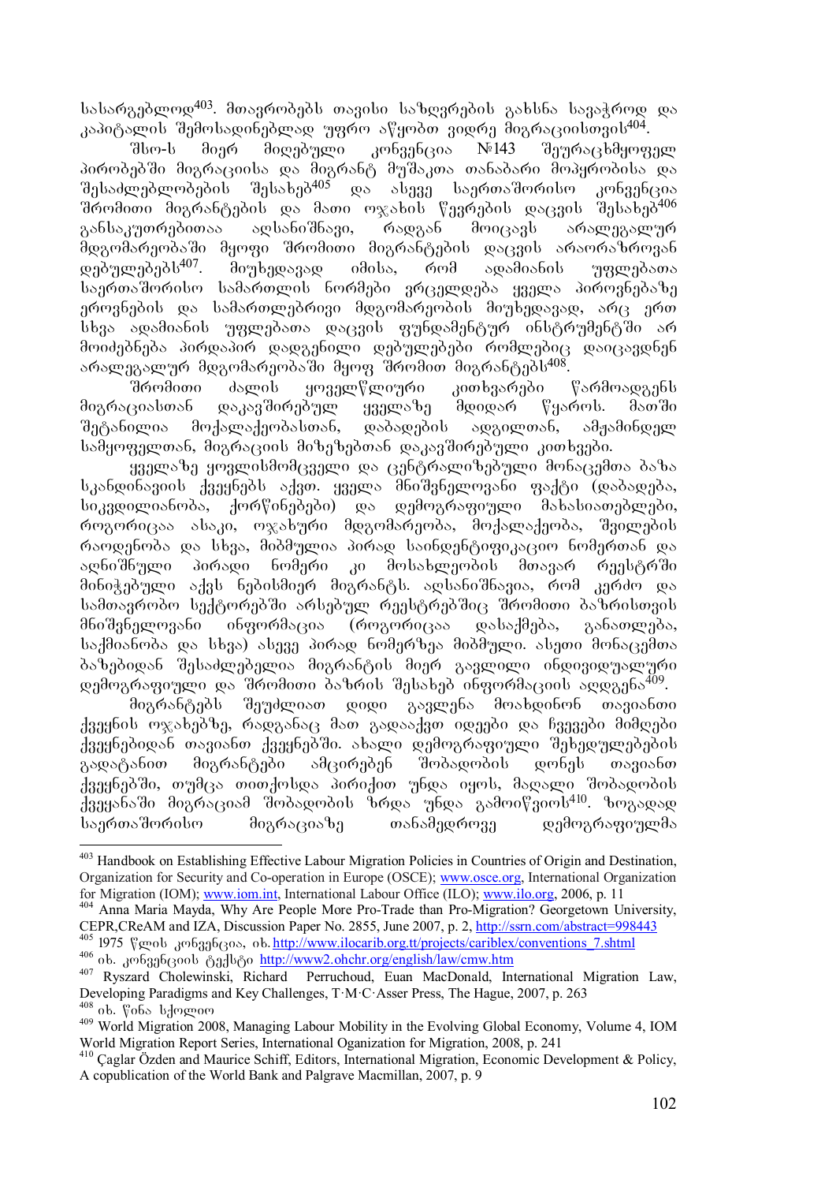სასარგებლოდ[403]. მთავრობებს თავისი საზღვრების გახსნა სავაჭროდ და კაპიტალის შემოსადინებლად უფრო აწყობთ ვიდრე მიგრაციისთვის[404].

შსო-ს მიერ მიღებული კონვენცია №143 შეურაცხმყოფელ პირობებში მიგრაციისა და მიგრანტ მუშაკთა თანაბარი მოპყრობისა და შესაძლებლობების შესახებ[405] და ასევე საერთაშორისო კონვენცია შრომითი მიგრანტების და მათი ოჯახის წევრების დაცვის შესახებ[406] განსაკუთრებითაა აღსანიშნავი, რადგან მოიცავს არალეგალურ მდგომარეობაში მყოფი შრომითი მიგრანტების დაცვის არაორაზროვან დებულებებს[407]. მიუხედავად იმისა, რომ ადამიანის უფლებათა საერთაშორისო სამართლის ნორმები ვრცელდება ყველა პიროვნებაზე ეროვნების და სამართლებრივი მდგომარეობის მიუხედავად, არც ერთ სხვა ადამიანის უფლებათა დაცვის ფუნდამენტურ ინსტრუმენტში არ მოიძებნება პირდაპირ დადგენილი დებულებები რომლებიც დაიცავდნენ არალეგალურ მდგომარეობაში მყოფ შრომით მიგრანტებს[408].

შრომითი ძალის ყოველწლიური კითხვარები წარმოადგენს მიგრაციასთან დაკავშირებულ ყველაზე მდიდარ წყაროს. მათში შეტანილია მოქალაქეობასთან, დაბადების ადგილთან, ამჟამინდელ სამყოფელთან, მიგრაციის მიზეზებთან დაკავშირებული კითხვები.

ყველაზე ყოვლისმომცველი და ცენტრალიზებული მონაცემთა ბაზა სკანდინავიის ქვეყნებს აქვთ. ყველა მნიშვნელოვანი ფაქტი (დაბადება, სიკვდილიანობა, ქორწინებები) და დემოგრაფიული მახასიათებლები, როგორიცაა ასაკი, ოჯახური მდგომარეობა, მოქალაქეობა, შვილების რაოდენობა და სხვა, მიბმულია პირად საიდენტიფიკაციო ნომერთან და აღნიშნული პირადი ნომერი კი მოსახლეობის მთავარ რეესტრში მინიჭებული აქვს ნებისმიერ მიგრანტს. აღსანიშნავია, რომ კერძო და სამთავრობო სექტორებში არსებულ რეესტრებშიც შრომითი ბაზრისთვის მნიშვნელოვანი ინფორმაცია (როგორიცაა დასაქმება, განათლება, საქმიანობა და სხვა) ასევე პირად ნომერზეა მიბმული. ასეთი მონაცემთა ბაზებიდან შესაძლებელია მიგრანტის მიერ გავლილი ინდივიდუალური დემოგრაფიული და შრომითი ბაზრის შესახებ ინფორმაციის აღდგენა[409].

მიგრანტებს შეუძლიათ დიდი გავლენა მოახდინონ თავიანთი ქვეყნის ოჯახებზე, რადგანაც მათ გადააქვთ იდეები და ჩვევები მიმღები ქვეყნებიდან თავიანთ ქვეყნებში. ახალი დემოგრაფიული შეხედულებების გადატანით მიგრანტები ამცირებენ შობადობის დონეს თავიანთ ქვეყნებში, თუმცა თითქოსდა პირიქით უნდა იყოს, მაღალი შობადობის ქვეყანაში მიგრაციამ შობადობის ზრდა უნდა გამოიწვიოს[410]. ზოგადად საერთაშორისო მიგრაციაზე თანამედროვე დემოგრაფიულმა

---

[403] Handbook on Establishing Effective Labour Migration Policies in Countries of Origin and Destination, Organization for Security and Co-operation in Europe (OSCE); www.osce.org, International Organization for Migration (IOM); www.iom.int, International Labour Office (ILO); www.ilo.org, 2006, p. 11

[404] Anna Maria Mayda, Why Are People More Pro-Trade than Pro-Migration? Georgetown University, CEPR,CReAM and IZA, Discussion Paper No. 2855, June 2007, p. 2, http://ssrn.com/abstract=998443

[405] 1975 წლის კონვენცია, იხ. http://www.ilocarib.org.tt/projects/cariblex/conventions_7.shtml

[406] იხ. კონვენციის ტექსტი http://www2.ohchr.org/english/law/cmw.htm

[407] Ryszard Cholewinski, Richard Perruchoud, Euan MacDonald, International Migration Law, Developing Paradigms and Key Challenges, T·M·C·Asser Press, The Hague, 2007, p. 263

[408] იხ. წინა სქოლიო

[409] World Migration 2008, Managing Labour Mobility in the Evolving Global Economy, Volume 4, IOM World Migration Report Series, International Oganization for Migration, 2008, p. 241

[410] Çaglar Özden and Maurice Schiff, Editors, International Migration, Economic Development & Policy, A copublication of the World Bank and Palgrave Macmillan, 2007, p. 9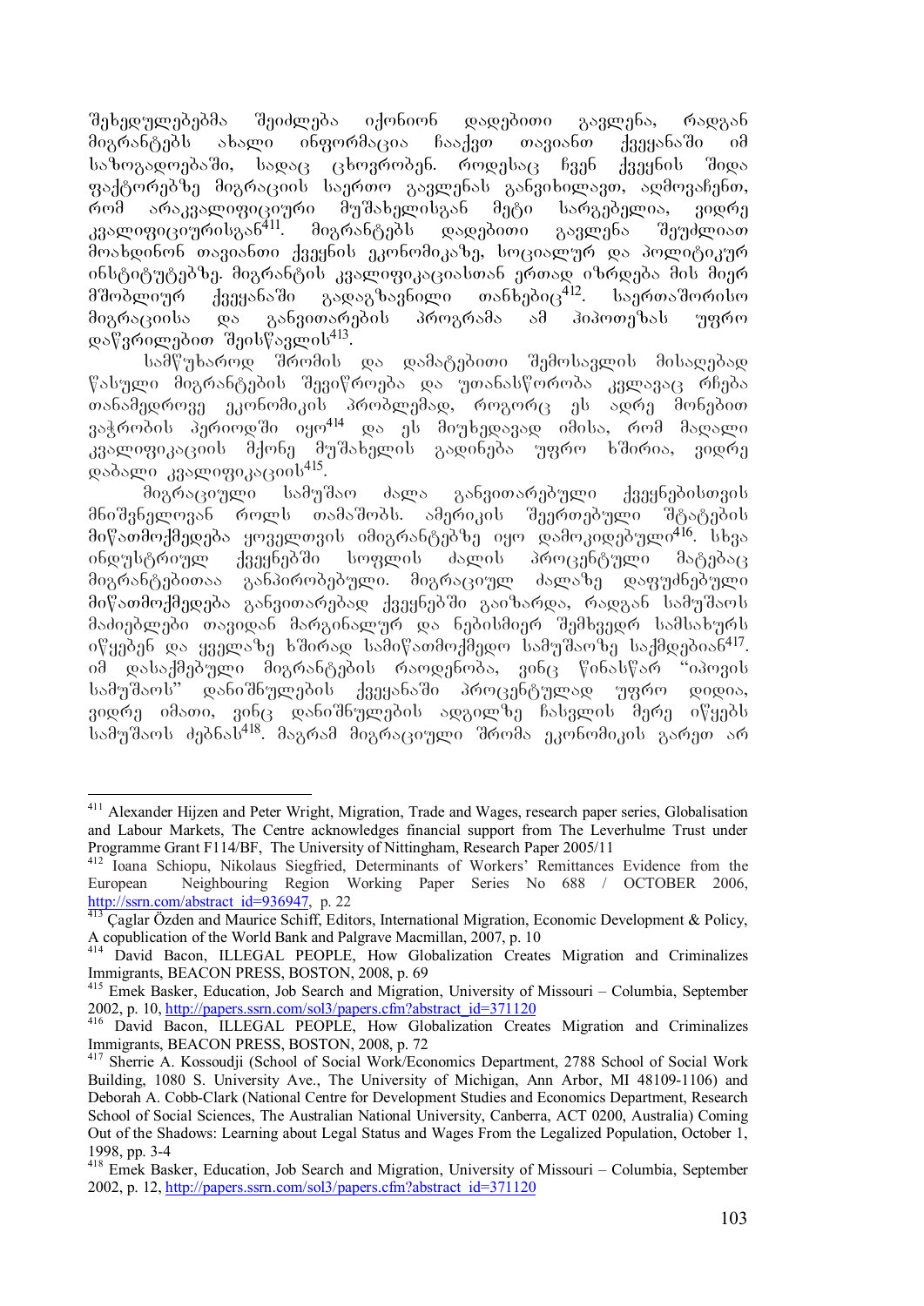შეხედულებებმა შეიძლება იქონიონ დადებითი გავლენა, რადგან მიგრანტებს ახალი ინფორმაცია ჩააქვთ თავიანთ ქვეყანაში იმ საზოგადოებაში, სადაც ცხოვრობენ. როდესაც ჩვენ ქვეყნის შიდა ფაქტორებზე მიგრაციის საერთო გავლენას განვიხილავთ, აღმოვაჩენთ, რომ არაკვალიფიციური მუშახელისგან მეტი სარგებელია, ვიდრე კვალიფიციურისგან[411]. მიგრანტებს დადებითი გავლენა შეუძლიათ მოახდინონ თავიანთი ქვეყნის ეკონომიკაზე, სოციალურ და პოლიტიკურ ინსტიტუტებზე. მიგრანტის კვალიფიკაციასთან ერთად იზრდება მის მიერ მშობლიურ ქვეყანაში გადაგზავნილი თანხებიც[412]. საერთაშორისო მიგრაციისა და განვითარების პროგრამა ამ ჰიპოთეზას უფრო დაწვრილებით შეისწავლის[413].

სამწუხაროდ შრომის და დამატებითი შემოსავლის მისაღებად წასული მიგრანტების შევიწროება და უთანასწორობა კვლავაც რჩება თანამედროვე ეკონომიკის პრობლემად, როგორც ეს ადრე მონებით ვაჭრობის პერიოდში იყო[414] და ეს მიუხედავად იმისა, რომ მაღალი კვალიფიკაციის მქონე მუშახელის გადინება უფრო ხშირია, ვიდრე დაბალი კვალიფიკაციის[415].

მიგრაციული სამუშაო ძალა განვითარებული ქვეყნებისთვის მნიშვნელოვან როლს თამაშობს. ამერიკის შეერთებული შტატების მიწათმოქმედება ყოველთვის იმიგრანტებზე იყო დამოკიდებული[416]. სხვა ინდუსტრიულ ქვეყნებში სოფლის ძალის პროცენტული მატებაც მიგრანტებითაა განპირობებული. მიგრაციულ ძალაზე დაფუძნებული მიწათმოქმედება განვითარებად ქვეყნებში გაიზარდა, რადგან სამუშაოს მაძიებლები თავიდან მარგინალურ და ნებისმიერ შემხვედრ სამსახურს იწყებენ და ყველაზე ხშირად სამიწათმოქმედო სამუშაოზე საქმდებიან[417]. იმ დასაქმებული მიგრანტების რაოდენობა, ვინც წინასწარ "იპოვის სამუშაოს" დანიშნულების ქვეყანაში პროცენტულად უფრო დიდია, ვიდრე იმათი, ვინც დანიშნულების ადგილზე ჩასვლის მერე იწყებს სამუშაოს ძებნას[418]. მაგრამ მიგრაციული შრომა ეკონომიკის გარეთ არ

---

[411] Alexander Hijzen and Peter Wright, Migration, Trade and Wages, research paper series, Globalisation and Labour Markets, The Centre acknowledges financial support from The Leverhulme Trust under Programme Grant F114/BF, The University of Nittingham, Research Paper 2005/11

[412] Ioana Schiopu, Nikolaus Siegfried, Determinants of Workers' Remittances Evidence from the European Neighbouring Region Working Paper Series No 688 / OCTOBER 2006, http://ssrn.com/abstract_id=936947, p. 22

[413] Çaglar Özden and Maurice Schiff, Editors, International Migration, Economic Development & Policy, A copublication of the World Bank and Palgrave Macmillan, 2007, p. 10

[414] David Bacon, ILLEGAL PEOPLE, How Globalization Creates Migration and Criminalizes Immigrants, BEACON PRESS, BOSTON, 2008, p. 69

[415] Emek Basker, Education, Job Search and Migration, University of Missouri – Columbia, September 2002, p. 10, http://papers.ssrn.com/sol3/papers.cfm?abstract_id=371120

[416] David Bacon, ILLEGAL PEOPLE, How Globalization Creates Migration and Criminalizes Immigrants, BEACON PRESS, BOSTON, 2008, p. 72

[417] Sherrie A. Kossoudji (School of Social Work/Economics Department, 2788 School of Social Work Building, 1080 S. University Ave., The University of Michigan, Ann Arbor, MI 48109-1106) and Deborah A. Cobb-Clark (National Centre for Development Studies and Economics Department, Research School of Social Sciences, The Australian National University, Canberra, ACT 0200, Australia) Coming Out of the Shadows: Learning about Legal Status and Wages From the Legalized Population, October 1, 1998, pp. 3-4

[418] Emek Basker, Education, Job Search and Migration, University of Missouri – Columbia, September 2002, p. 12, http://papers.ssrn.com/sol3/papers.cfm?abstract_id=371120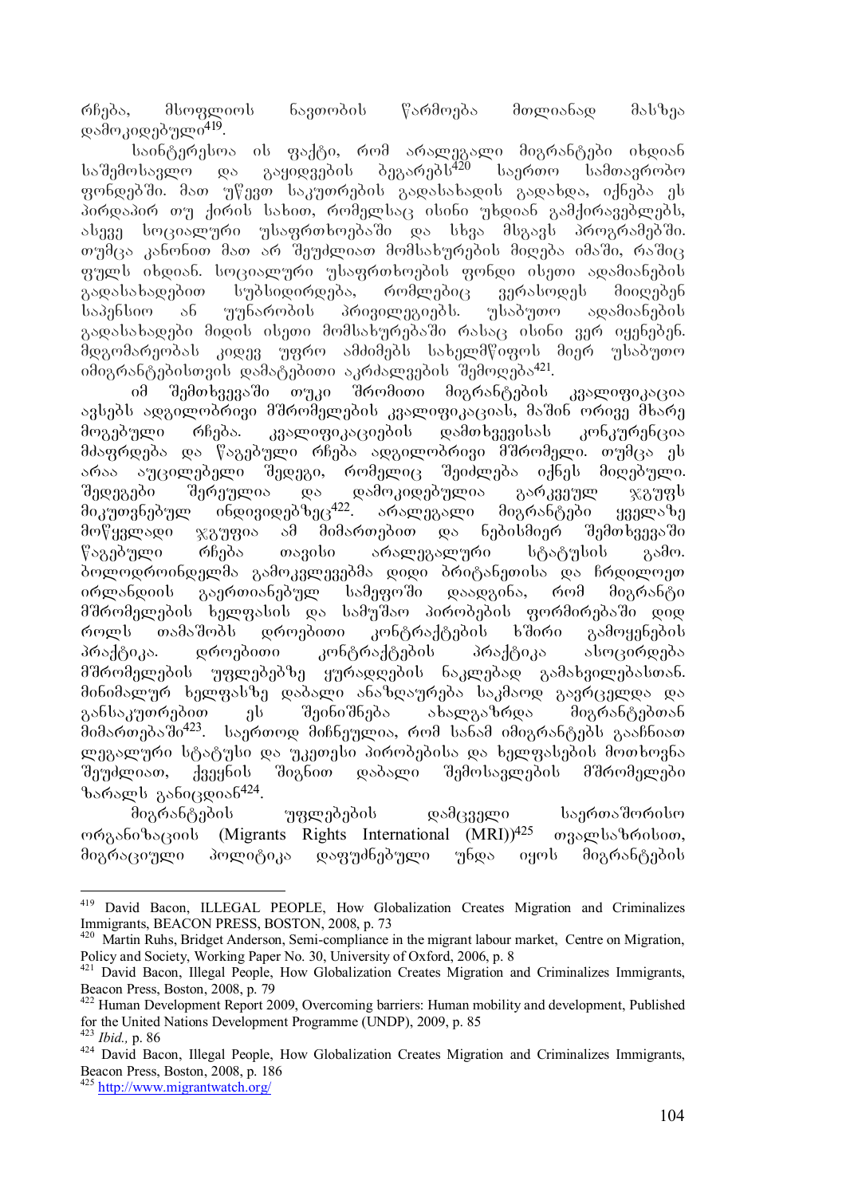რჩება, მსოფლიოს ნავთობის წარმოება მთლიანად მასზეა დამოკიდებული[419].

საინტერესოა ის ფაქტი, რომ არალეგალი მიგრანტები იხდიან საშემოსავლო და გაყიდვების ბეგარებს[420] საერთო სამთავრობო ფონდებში. მათ უწევთ საკუთრების გადასახადის გადახდა, იქნება ეს პირდაპირ თუ ქირის სახით, რომელსაც ისინი უხდიან გამქირავებლებს, ასევე სოციალური უსაფრთხოებაში და სხვა მსგავს პროგრამებში. თუმცა კანონით მათ არ შეუძლიათ მომსახურების მიღება იმაში, რაშიც ფულს იხდიან. სოციალური უსაფრთხოების ფონდი ისეთი ადამიანების გადასახადებით სუბსიდირდება, რომლებიც ვერასოდეს მიიღებენ საპენსიო ან უუნარობის პრივილეგიებს. უსაბუთო ადამიანების გადასახადები მიდის ისეთი მომსახურებაში რასაც ისინი ვერ იყენებენ. მდგომარეობას კიდევ უფრო ამძიმებს სახელმწიფოს მიერ უსაბუთო იმიგრანტებისთვის დამატებითი აკრძალვების შემოღება[421].

იმ შემთხვევაში თუკი შრომითი მიგრანტების კვალიფიკაცია ავსებს ადგილობრივი მშრომელების კვალიფიკაციას, მაშინ ორივე მხარე მოგებული რჩება. კვალიფიკაციების დამთხვევისას კონკურენცია მძაფრდება და წაგებული რჩება ადგილობრივი მშრომელი. თუმცა ეს არაა აუცილებელი შედეგი, რომელიც შეიძლება იქნეს მიღებული. შედეგები შერეულია და დამოკიდებულია გარკვეულ ჯგუფს მიკუთვნებულ ინდივიდებზეც[422]. არალეგალი მიგრანტები ყველაზე მოწყვლადი ჯგუფია ამ მიმართებით და ნებისმიერ შემთხვევაში წაგებული რჩება თავისი არალეგალური სტატუსის გამო. ბოლოდროინდელმა გამოკვლევებმა დიდი ბრიტანეთისა და ჩრდილოეთ ირლანდიის გაერთიანებულ სამეფოში დაადგინა, რომ მიგრანტი მშრომელების ხელფასის და სამუშაო პირობების ფორმირებაში დიდ როლს თამაშობს დროებითი კონტრაქტების ხშირი გამოყენების პრაქტიკა. დროებითი კონტრაქტების პრაქტიკა ასოცირდება მშრომელების უფლებებზე ყურადღების ნაკლებად გამახვილებასთან. მინიმალურ ხელფასზე დაბალი ანაზღაურება საკმაოდ გავრცელდა და განსაკუთრებით ეს შეინიშნება ახალგაზრდა მიგრანტებთან მიმართებაში[423]. საერთოდ მიჩნეულია, რომ სანამ იმიგრანტებს გააჩნიათ ლეგალური სტატუსი და უკეთესი პირობებისა და ხელფასების მოთხოვნა შეუძლიათ, ქვეყნის შიგნით დაბალი შემოსავლების მშრომელები ზარალს განიცდიან[424].

მიგრანტების უფლებების დამცველი საერთაშორისო ორგანიზაციის (Migrants Rights International (MRI))[425] თვალსაზრისით, მიგრაციული პოლიტიკა დაფუძნებული უნდა იყოს მიგრანტების

---

[419] David Bacon, ILLEGAL PEOPLE, How Globalization Creates Migration and Criminalizes Immigrants, BEACON PRESS, BOSTON, 2008, p. 73

[420] Martin Ruhs, Bridget Anderson, Semi-compliance in the migrant labour market, Centre on Migration, Policy and Society, Working Paper No. 30, University of Oxford, 2006, p. 8

[421] David Bacon, Illegal People, How Globalization Creates Migration and Criminalizes Immigrants, Beacon Press, Boston, 2008, p. 79

[422] Human Development Report 2009, Overcoming barriers: Human mobility and development, Published for the United Nations Development Programme (UNDP), 2009, p. 85

[423] *Ibid.,* p. 86

[424] David Bacon, Illegal People, How Globalization Creates Migration and Criminalizes Immigrants, Beacon Press, Boston, 2008, p. 186

[425] http://www.migrantwatch.org/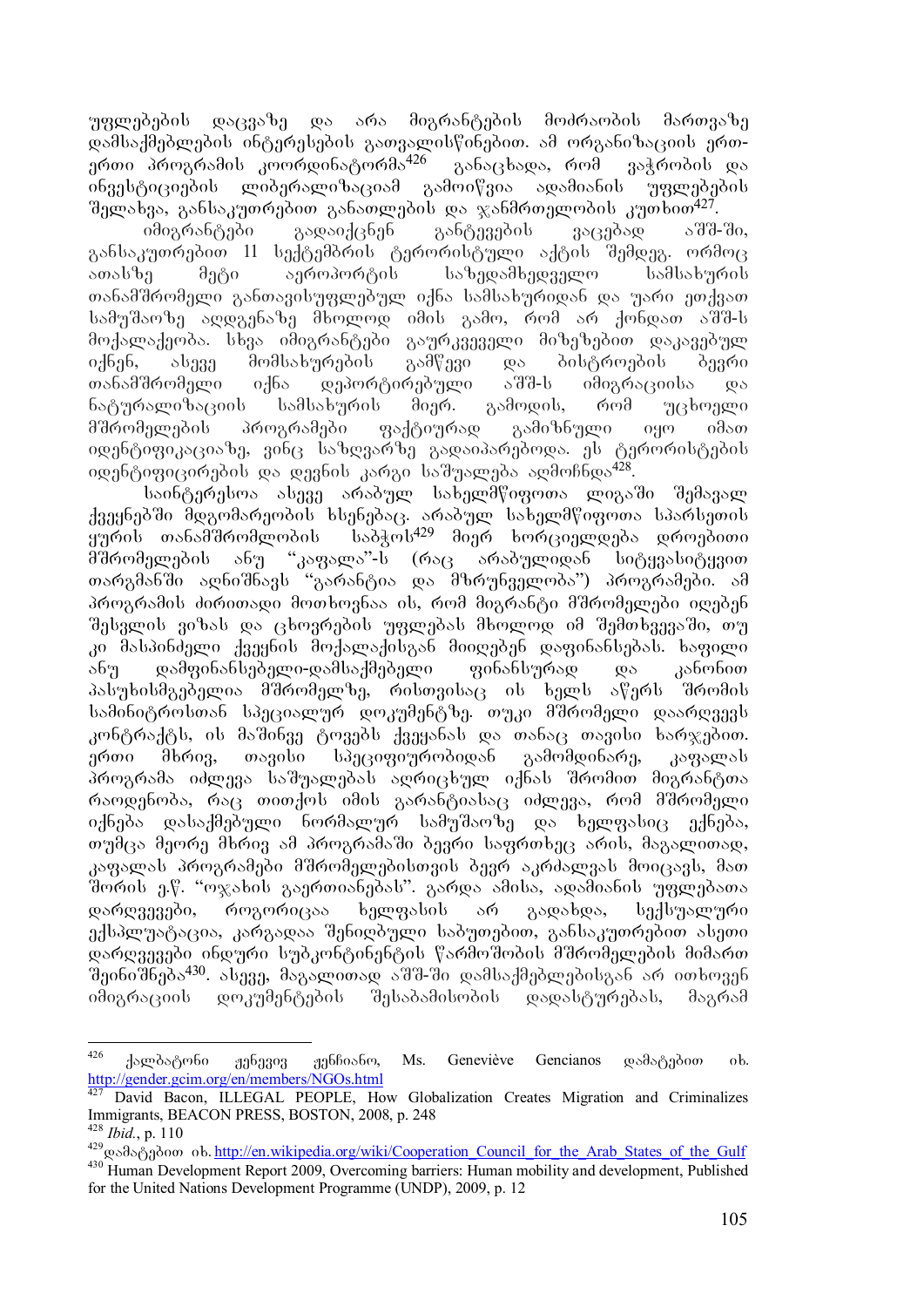უფლებების დაცვაზე და არა მიგრანტების მოძრაობის მართვაზე დამსაქმებლების ინტერესების გათვალისწინებით. ამ ორგანიზაციის ერთ-ერთი პროგრამის კოორდინატორმა[426] განაცხადა, რომ ვაჭრობის და ინვესტიციების ლიბერალიზაციამ გამოიწვია ადამიანის უფლებების შელახვა, განსაკუთრებით განათლების და ჯანმრთელობის კუთხით[427].

იმიგრანტები გადაიქცნენ განტევების ვაცებად აშშ-ში, განსაკუთრებით 11 სექტემბრის ტერორისტული აქტის შემდეგ. ორმოც ათასზე მეტი აეროპორტის საზედამხედველო სამსახურის თანამშრომელი განთავისუფლებულ იქნა სამსახურიდან და უარი ეთქვათ სამუშაოზე აღდგენაზე მხოლოდ იმის გამო, რომ არ ქონდათ აშშ-ს მოქალაქეობა. სხვა იმიგრანტები გაურკვეველი მიზეზებით დაკავებულ იქნენ, ასევე მომსახურების გამწევი და ბისტროების ბევრი თანამშრომელი იქნა დეპორტირებული აშშ-ს იმიგრაციისა და ნატურალიზაციის სამსახურის მიერ. გამოდის, რომ უცხოელი მშრომელების პროგრამები ფაქტიურად გამიზნული იყო იმათ იდენტიფიკაციაზე, ვინც საზღვარზე გადაიპარებოდა. ეს ტერორისტების იდენტიფიცირების და დევნის კარგი საშუალება აღმოჩნდა[428].

საინტერესოა ასევე არაბულ სახელმწიფოთა ლიგაში შემავალ ქვეყნებში მდგომარეობის ხსენებაც. არაბულ სახელმწიფოთა სპარსეთის ყურის თანამშრომლობის საბჭოს[429] მიერ ხორციელდება დროებითი მშრომელების ანუ "კაფალა"-ს (რაც არაბულიდან სიტყვასიტყვით თარგმანში აღნიშნავს "გარანტია და მზრუნველობა") პროგრამები. ამ პროგრამის ძირითადი მოთხოვნაა ის, რომ მიგრანტი მშრომელები იღებენ შესვლის ვიზას და ცხოვრების უფლებას მხოლოდ იმ შემთხვევაში, თუ კი მასპინძელი ქვეყნის მოქალაქისგან მიიღებენ დაფინანსებას. ხაფილი ანუ დამფინანსებელი-დამსაქმებელი ფინანსურად და კანონით პასუხისმგებელია მშრომელზე, რისთვისაც ის ხელს აწერს შრომის სამინისტროსთან სპეციალურ დოკუმენტზე. თუკი მშრომელი დაარღვევს კონტრაქტს, ის მაშინვე ტოვებს ქვეყანას და თანაც თავისი ხარჯებით. ერთი მხრივ, თავისი სპეციფიურობიდან გამომდინარე, კაფალას პროგრამა იძლევა საშუალებას აღრიცხულ იქნას შრომით მიგრანტთა რაოდენობა, რაც თითქოს იმის გარანტიასაც იძლევა, რომ მშრომელი იქნება დასაქმებული ნორმალურ სამუშაოზე და ხელფასიც ექნება, თუმცა მეორე მხრივ ამ პროგრამაში ბევრი საფრთხეც არის, მაგალითად, კაფალას პროგრამები მშრომელებისთვის ბევრ აკრძალვას მოიცავს, მათ შორის ე.წ. "ოჯახის გაერთიანებას". გარდა ამისა, ადამიანის უფლებათა დარღვევები, როგორიცაა ხელფასის არ გადახდა, სექსუალური ექსპლუატაცია, კარგადაა შენიღბული საბუთებით, განსაკუთრებით ასეთი დარღვევები ინდური სუბკონტინენტის წარმოშობის მშრომელების მიმართ შეინიშნება[430]. ასევე, მაგალითად აშშ-ში დამსაქმებლებისგან არ ითხოვენ იმიგრაციის დოკუმენტების შესაბამისობის დადასტურებას, მაგრამ

---

[426] ქალბატონი ჟენევიევ ჟენციანო, Ms. Geneviève Gencianos დამატებით იხ. http://gender.gcim.org/en/members/NGOs.html

[427] David Bacon, ILLEGAL PEOPLE, How Globalization Creates Migration and Criminalizes Immigrants, BEACON PRESS, BOSTON, 2008, p. 248

[428] *Ibid.*, p. 110

[429] დამატებით იხ. http://en.wikipedia.org/wiki/Cooperation_Council_for_the_Arab_States_of_the_Gulf

[430] Human Development Report 2009, Overcoming barriers: Human mobility and development, Published for the United Nations Development Programme (UNDP), 2009, p. 12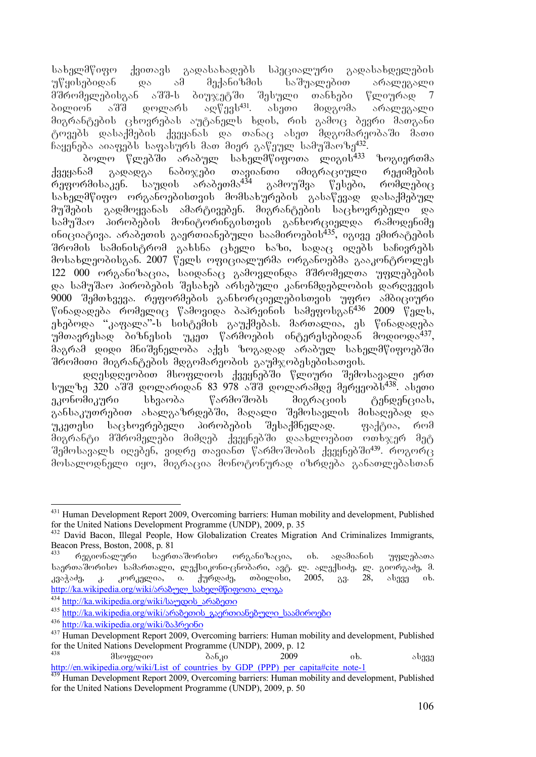სახელმწიფო ქვითავს გადასახადებს სპეციალური გადასახდელების უწყისებიდან და ამ მექანიზმის საშუალებით არალეგალი მშრომელებისგან აშშ-ს ბიუჯეტში შესული თანხები წლიურად 7 ბილიონ აშშ დოლარს აღწევს[431]. ასეთი მიდგომა არალეგალი მიგრანტების ცხოვრებას აუტანელს ხდის, რის გამოც ბევრი მათგანი ტოვებს დასაქმების ქვეყანას და თანაც ასეთ მდგომარეობაში მათი ჩაყენება აიაფებს საფასურს მათ მიერ გაწეულ სამუშაოზე[432].

ბოლო წლებში არაბულ სახელმწიფოთა ლიგის[433] ზოგიერთმა ქვეყანამ გადადგა ნაბიჯები თავიანთი იმიგრაციული რეჟიმების რეფორმისაკენ. საუდის არაბეთმა[434] გამოუშვა წესები, რომლებიც სახელმწიფო ორგანოებისთვის მომსახურების გასაწევად დასაქმებულ მუშების გადმოყვანას ამარტივებენ. მიგრანტების საცხოვრებელი და სამუშაო პირობების მონიტორინგისთვის განხორციელდა რამოდენიმე ინიციატივა. არაბეთის გაერთიანებული საამიროების[435], იგივე ემირატების შრომის სამინისტრომ გახსნა ცხელი ხაზი, სადაც იღებს საჩივრებს მოსახლეობისგან. 2007 წელს ოფიციალურმა ორგანოებმა გააკონტროლეს 122 000 ორგანიზაცია, საიდანაც გამოვლინდა მშრომელთა უფლებების და სამუშაო პირობების შესახებ არსებული კანონმდებლობის დარღვევის 9000 შემთხვევა. რეფორმების განხორციელებისთვის უფრო ამბიციური წინადადება რომელიც წამოვიდა ბაჰრეინის სამეფოსგან[436] 2009 წელს, ეხებოდა "კაფალა"-ს სისტემის გაუქმებას. მართალია, ეს წინადადება უმთავრესად ბიზნესის უკეთ წარმოების ინტერესებიდან მოდიოდა[437], მაგრამ დიდი მნიშვნელობა აქვს ზოგადად არაბულ სახელმწიფოებში შრომითი მიგრანტების მდგომარეობის გაუმჯობესებისათვის.

დღესდღეობით მსოფლიოს ქვეყნებში წლიური შემოსავალი ერთ სულზე 320 აშშ დოლარიდან 83 978 აშშ დოლარამდე მერყეობს[438]. ასეთი ეკონომიკური სხვაობა წარმოშობს მიგრაციის ტენდენციას, განსაკუთრებით ახალგაზრდებში, მაღალი შემოსავლის მისაღებად და უკეთესი საცხოვრებელი პირობების შესაქმნელად. ფაქტია, რომ მიგრანტი მშრომელები მიმღებ ქვეყნებში დაახლოებით ოთხჯერ მეტ შემოსავალს იღებენ, ვიდრე თავიანთ წარმოშობის ქვეყნებში[439]. როგორც მოსალოდნელი იყო, მიგრაცია მონოტონურად იზრდება განათლებასთან

---

[431] Human Development Report 2009, Overcoming barriers: Human mobility and development, Published for the United Nations Development Programme (UNDP), 2009, p. 35

[432] David Bacon, Illegal People, How Globalization Creates Migration And Criminalizes Immigrants, Beacon Press, Boston, 2008, p. 81

[433] რეგიონალური საერთაშორისო ორგანიზაცია, იხ. ადამიანის უფლებათა საერთაშორისო სამართალი, ლექსიკონი-ცნობარი, ავტ. ლ. ალექსიძე, ლ. გიორგაძე, მ. კვაჭაძე, კ. კორკელია, ი. ქურდაძე, თბილისი, 2005, გვ. 28, ასევე იხ. http://ka.wikipedia.org/wiki/არაბულ_სახელმწიფოთა_ლიგა

[434] http://ka.wikipedia.org/wiki/საუდის_არაბეთი

[435] http://ka.wikipedia.org/wiki/არაბეთის_გაერთიანებული_საამიროები

[436] http://ka.wikipedia.org/wiki/ბაჰრეინი

[437] Human Development Report 2009, Overcoming barriers: Human mobility and development, Published for the United Nations Development Programme (UNDP), 2009, p. 12

[438] მსოფლიო ბანკი 2009 იხ. ასევე http://en.wikipedia.org/wiki/List_of_countries_by_GDP_(PPP)_per_capita#cite_note-1

[439] Human Development Report 2009, Overcoming barriers: Human mobility and development, Published for the United Nations Development Programme (UNDP), 2009, p. 50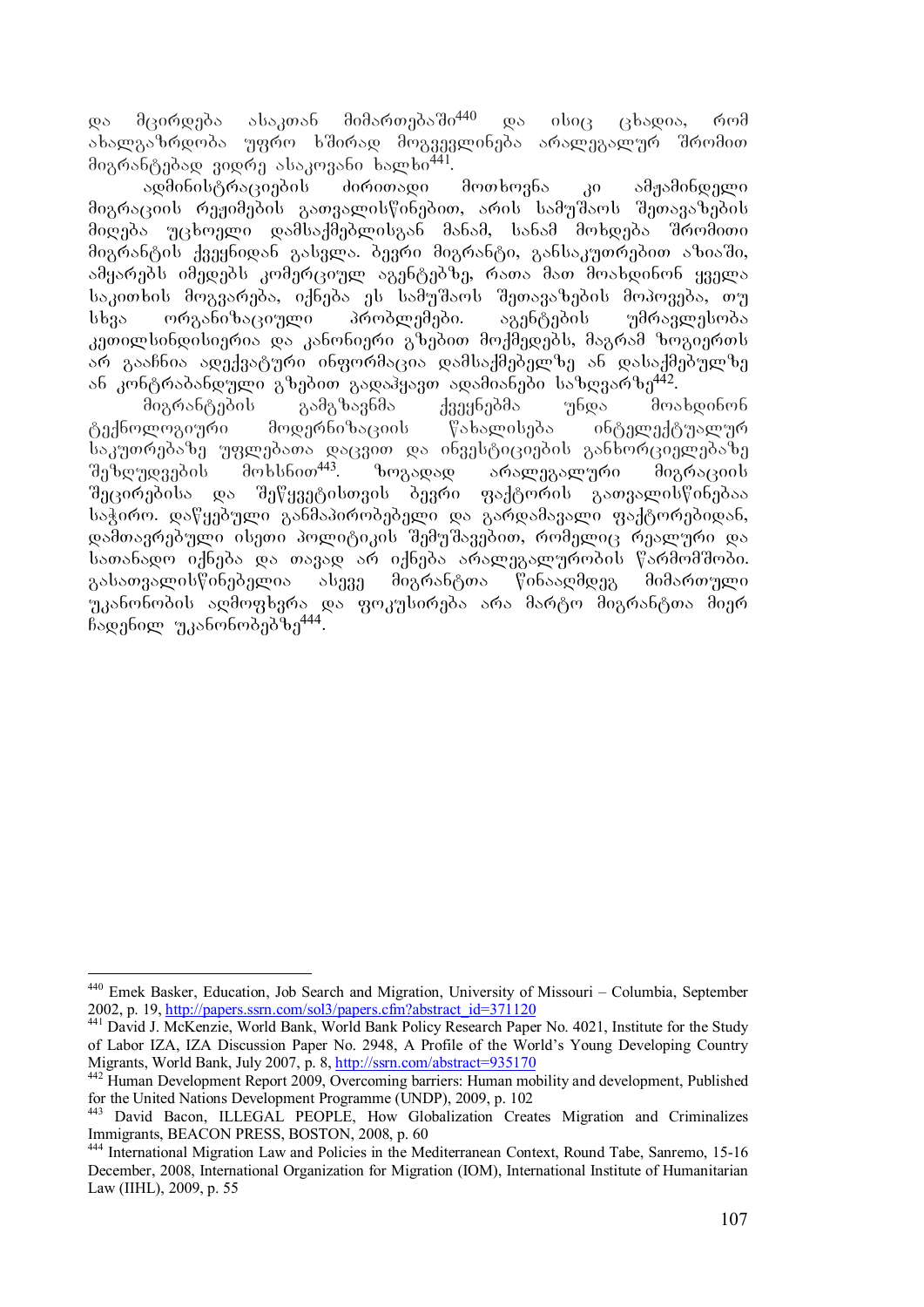და მცირდება ასაკთან მიმართებაში[440] და ისიც ცხადია, რომ ახალგაზრდობა უფრო ხშირად მოგვევლინება არალეგალურ შრომით მიგრანტებად ვიდრე ასაკოვანი ხალხი[441].

ადმინისტრაციების ძირითადი მოთხოვნა კი ამჟამინდელი მიგრაციის რეჟიმების გათვალისწინებით, არის სამუშაოს შეთავაზების მიღება უცხოელი დამსაქმებლისგან მანამ, სანამ მოხდება შრომითი მიგრანტის ქვეყნიდან გასვლა. ბევრი მიგრანტი, განსაკუთრებით აზიაში, ამყარებს იმედებს კომერციულ აგენტებზე, რათა მათ მოახდინონ ყველა საკითხის მოგვარება, იქნება ეს სამუშაოს შეთავაზების მოპოვება, თუ სხვა ორგანიზაციული პრობლემები. აგენტების უმრავლესობა კეთილსინდისიერია და კანონიერი გზებით მოქმედებს, მაგრამ ზოგიერთს არ გააჩნია ადექვატური ინფორმაცია დამსაქმებელზე ან დასაქმებულზე ან კონტრაბანდული გზებით გადაჰყავთ ადამიანები საზღვარზე[442].

მიგრანტების გამგზავნმა ქვეყნებმა უნდა მოახდინონ ტექნოლოგიური მოდერნიზაციის წახალისება ინტელექტუალურ საკუთრებაზე უფლებათა დაცვით და ინვესტიციების განხორციელებაზე შეზღუდვების მოხსნით[443]. ზოგადად არალეგალური მიგრაციის შეცირებისა და შეწყვეტისთვის ბევრი ფაქტორის გათვალისწინებაა საჭირო. დაწყებული განმაპირობებელი და გარდამავალი ფაქტორებიდან, დამთავრებული ისეთი პოლიტიკის შემუშავებით, რომელიც რეალური და სათანადო იქნება და თავად არ იქნება არალეგალურობის წარმომშობი. გასათვალისწინებელია ასევე მიგრანტთა წინააღმდეგ მიმართული უკანონობის აღმოფხვრა და ფოკუსირება არა მარტო მიგრანტთა მიერ ჩადენილ უკანონობებზე[444].

---

[440] Emek Basker, Education, Job Search and Migration, University of Missouri – Columbia, September 2002, p. 19, http://papers.ssrn.com/sol3/papers.cfm?abstract_id=371120

[441] David J. McKenzie, World Bank, World Bank Policy Research Paper No. 4021, Institute for the Study of Labor IZA, IZA Discussion Paper No. 2948, A Profile of the World's Young Developing Country Migrants, World Bank, July 2007, p. 8, http://ssrn.com/abstract=935170

[442] Human Development Report 2009, Overcoming barriers: Human mobility and development, Published for the United Nations Development Programme (UNDP), 2009, p. 102

[443] David Bacon, ILLEGAL PEOPLE, How Globalization Creates Migration and Criminalizes Immigrants, BEACON PRESS, BOSTON, 2008, p. 60

[444] International Migration Law and Policies in the Mediterranean Context, Round Tabe, Sanremo, 15-16 December, 2008, International Organization for Migration (IOM), International Institute of Humanitarian Law (IIHL), 2009, p. 55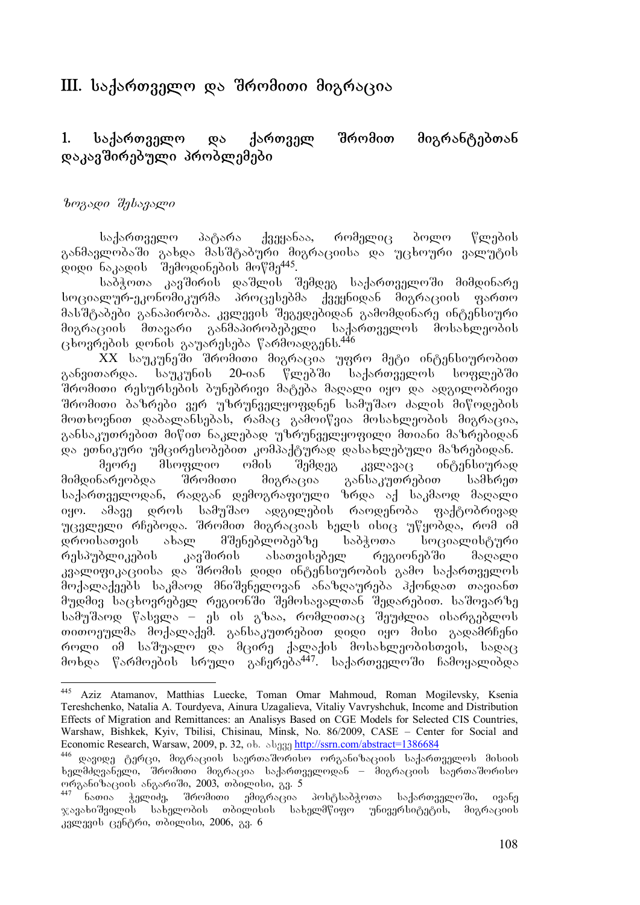# III. საქართველო და შრომითი მიგრაცია

## 1. საქართველო და ქართველ შრომით მიგრანტებთან დაკავშირებული პრობლემები

*ზოგადი შესავალი*

საქართველო პატარა ქვეყანაა, რომელიც ბოლო წლების განმავლობაში გახდა მასშტაბური მიგრაციისა და უცხოური ვალუტის დიდი ნაკადის შემოდინების მოწმე[445].

საბჭოთა კავშირის დაშლის შემდეგ საქართველოში მიმდინარე სოციალურ-ეკონომიკურმა პროცესებმა ქვეყნიდან მიგრაციის ფართო მასშტაბები განაპირობა. კვლევის შედეგებიდან გამომდინარე ინტენსიური მიგრაციის მთავარი განმაპირობებელი საქართველოს მოსახლეობის ცხოვრების დონის გაუარესება წარმოადგენს.[446]

XX საუკუნეში შრომითი მიგრაცია უფრო მეტი ინტენსიურობით განვითარდა. საუკუნის 20-იან წლებში საქართველოს სოფლებში შრომითი რესურსების ბუნებრივი მატება მაღალი იყო და ადგილობრივი შრომითი ბაზრები ვერ უზრუნველყოფდნენ სამუშაო ძალის მიწოდების მოთხოვნით დაბალანსებას, რამაც გამოიწვია მოსახლეობის მიგრაცია, განსაკუთრებით მიწით ნაკლებად უზრუნველყოფილი მთიანი მაზრებიდან და ეთნიკური უმცირესობებით კომპაქტურად დასახლებული მაზრებიდან.

მეორე მსოფლიო ომის შემდეგ კვლავაც ინტენსიურად მიმდინარეობდა შრომითი მიგრაცია განსაკუთრებით სამხრეთ საქართველოდან, რადგან დემოგრაფიული ზრდა აქ საკმაოდ მაღალი იყო. ამავე დროს სამუშაო ადგილების რაოდენობა ფაქტობრივად უცვლელი რჩებოდა. შრომით მიგრაციას ხელს ისიც უწყობდა, რომ იმ დროისათვის ახალ მშენებლობებზე საბჭოთა სოციალისტური რესპუბლიკების კავშირის ასათვისებელ რეგიონებში მაღალი კვალიფიკაციისა და შრომის დიდი ინტენსიურობის გამო საქართველოს მოქალაქეებს საკმაოდ მნიშვნელოვან ანაზღაურება ჰქონდათ თავიანთ მუდმივ საცხოვრებელ რეგიონში შემოსავალთან შედარებით. საშოვარზე სამუშაოდ წასვლა – ეს ის გზაა, რომლითაც შეუძლია ისარგებლოს თითოეულმა მოქალაქემ. განსაკუთრებით დიდი იყო მისი გადამრჩენი როლი იმ საშუალო და მცირე ქალაქის მოსახლეობისთვის, სადაც მოხდა წარმოების სრული გაჩერება[447]. საქართველოში ჩამოყალიბდა

---

[445] Aziz Atamanov, Matthias Luecke, Toman Omar Mahmoud, Roman Mogilevsky, Ksenia Tereshchenko, Natalia A. Tourdyeva, Ainura Uzagalieva, Vitaliy Vavryshchuk, Income and Distribution Effects of Migration and Remittances: an Analisys Based on CGE Models for Selected CIS Countries, Warshaw, Bishkek, Kyiv, Tbilisi, Chisinau, Minsk, No. 86/2009, CASE – Center for Social and Economic Research, Warsaw, 2009, p. 32, იხ. ასევე http://ssrn.com/abstract=1386684

[446] დავიდ ტერცი, მიგრაციის საერთაშორისო ორგანიზაციის საქართველოს მისიის ხელმძღვანელი, შრომითი მიგრაცია საქართველოდან – მიგრაციის საერთაშორისო ორგანიზაციის ანგარიში, 2003, თბილისი, გვ. 5

[447] ნათია ჭელიძე, შრომითი ემიგრაცია პოსტსაბჭოთა საქართველოში, ივანე ჯავახიშვილის სახელობის თბილისის სახელმწიფო უნივერსიტეტის, მიგრაციის კვლევის ცენტრი, თბილისი, 2006, გვ. 6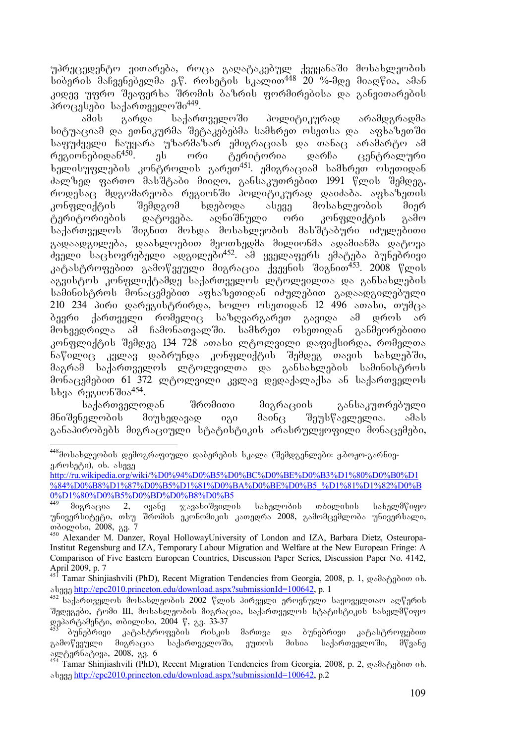უპრეცედენტო ვითარება, როცა გაღატაკებულ ქვეყანაში მოსახლეობის სიბერის მაჩვენებელმა ე.წ. როსეტის სკალით[448] 20 %-მდე მიაღწია, ამან კიდევ უფრო შეაფერხა შრომის ბაზრის ფორმირებისა და განვითარების პროცესები საქართველოში[449].

ამის გარდა საქართველოში პოლიტიკურად არამდგრადმა სიტუაციამ და ეთნიკურმა შეტაკებებმა სამხრეთ ოსეთსა და აფხაზეთში საფუძველი ჩაუყარა უზარმაზარ ემიგრაციას და თანაც არამარტო ამ რეგიონებიდან[450]. ეს ორი ტერიტორია დარჩა ცენტრალური ხელისუფლების კონტროლის გარეთ[451]. ემიგრაციამ სამხრეთ ოსეთიდან ძალზედ ფართო მასშტაბი მიიღო, განსაკუთრებით 1991 წლის შემდეგ, როდესაც მდგომარეობა რეგიონში პოლიტიკურად დაიძაბა. აფხაზეთის კონფლიქტის შემდგომ ხდებოდა ასევე მოსახლეობის მიერ ტერიტორიების დატოვება. აღნიშნული ორი კონფლიქტის გამო საქართველოს შიგნით მოხდა მოსახლეობის მასშტაბური იძულებითი გადაადგილება, დაახლოებით მეოთხედმა მილიონმა ადამიანმა დატოვა ძველი საცხოვრებელი ადგილები[452]. ამ ყველაფერს ემატება ბუნებრივი კატასტროფებით გამოწვეული მიგრაცია ქვეყნის შიგნით[453]. 2008 წლის აგვისტოს კონფლიქტამდე საქართველოს ლტოლვილთა და განსახლების სამინისტროს მონაცემებით აფხაზეთიდან იძულებით გადაადგილებული 210 234 პირი დარეგისტრირდა, ხოლო ოსეთიდან 12 496 ათასი, თუმცა ბევრი ქართველი რომელიც საზღვარგარეთ გავიდა ამ დროს არ მოხვედრილა ამ ჩამონათვალში. სამხრეთ ოსეთიდან განმეორებითი კონფლიქტის შემდეგ 134 728 ათასი ლტოლვილი დაფიქსირდა, რომელთა ნაწილიც კვლავ დაბრუნდა კონფლიქტის შემდეგ თავის სახლებში, მაგრამ საქართველოს ლტოლვილთა და განსახლების სამინისტროს მონაცემებით 61 372 ლტოლვილი კვლავ დედაქალაქსა ან საქართველოს სხვა რეგიონშია[454].

საქართველოდან შრომითი მიგრაციის განსაკუთრებული მნიშვნელობის მიუხედავად იგი მაინც შეუსწავლელია. ამას განაპირობებს მიგრაციული სტატისტიკის არასრულყოფილი მონაცემები,

---

[448] მოსახლეობის დემოგრაფიული დაბერების სკალა (შემდგენლები: ჟ.ბოჟო-გარნიე-ე.როსეტი), იხ. ასევე http://ru.wikipedia.org/wiki/%D0%94%D0%B5%D0%BC%D0%BE%D0%B3%D1%80%D0%B0%D1%84%D0%B8%D1%87%D0%B5%D1%81%D0%BA%D0%BE%D0%B5_%D1%81%D1%82%D0%B0%D1%80%D0%B5%D0%BD%D0%B8%D0%B5

[449] მიგრაცია 2, ივანე ჯავახიშვილის სახელობის თბილისის სახელმწიფო უნივერსიტეტი, თსუ შრომის ეკონომიკის კათედრა 2008, გამომცემლობა უნივერსალი, თბილისი, 2008, გვ. 7

[450] Alexander M. Danzer, Royal HollowayUniversity of London and IZA, Barbara Dietz, Osteuropa-Institut Regensburg and IZA, Temporary Labour Migration and Welfare at the New European Fringe: A Comparison of Five Eastern European Countries, Discussion Paper Series, Discussion Paper No. 4142, April 2009, p. 7

[451] Tamar Shinjiashvili (PhD), Recent Migration Tendencies from Georgia, 2008, p. 1, დამატებით იხ. ასევე http://epc2010.princeton.edu/download.aspx?submissionId=100642, p. 1

[452] საქართველოს მოსახლეობის 2002 წლის პირველი ეროვნული საყოველთაო აღწერის შედეგები, ტომი III, მოსახლეობის მიგრაცია, საქართველოს სტატისტიკის სახელმწიფო დეპარტამენტი, თბილისი, 2004 წ, გვ. 33-37

[453] ბუნებრივი კატასტროფების რისკის მართვა და ბუნებრივი კატასტროფებით გამოწვეული მიგრაცია საქართველოში, ეუთოს მისია საქართველოში, მწვანე ალტერნატივა, 2008, გვ. 6

[454] Tamar Shinjiashvili (PhD), Recent Migration Tendencies from Georgia, 2008, p. 2, დამატებით იხ. ასევე http://epc2010.princeton.edu/download.aspx?submissionId=100642, p.2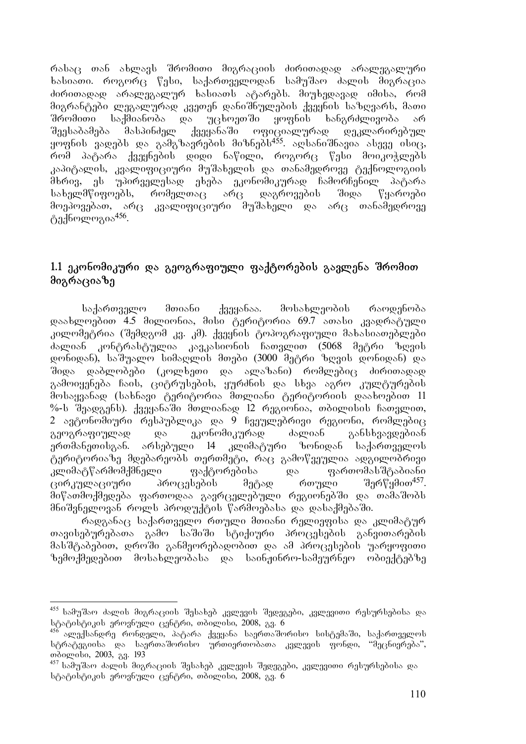რასაც თან ახლავს შრომითი მიგრაციის ძირითადად არალეგალური ხასიათი. როგორც წესი, საქართველოდან სამუშაო ძალის მიგრაცია ძირითადად არალეგალურ ხასიათს ატარებს. მიუხედავად იმისა, რომ მიგრანტები ლეგალურად კვეთენ დანიშნულების ქვეყნის საზღვარს, მათი შრომითი საქმიანობა და უცხოეთში ყოფნის ხანგრძლივობა არ შეესაბამება მასპინძელ ქვეყანაში ოფიციალურად დეკლარირებულ ყოფნის ვადებს და გამგზავრების მიზნებს[455]. აღსანიშნავია ასევე ისიც, რომ პატარა ქვეყნების დიდი ნაწილი, როგორც წესი მოიკოჭლებს კაპიტალის, კვალიფიციური მუშახელის და თანამედროვე ტექნოლოგიის მხრივ, ეს უპირველესად ეხება ეკონომიკურად ჩამორჩენილ პატარა სახელმწიფოებს, რომელთაც არც დაგროვების შიდა წყაროები მოეპოვებათ, არც კვალიფიციური მუშახელი და არც თანამედროვე ტექნოლოგია[456].

## 1.1 ეკონომიკური და გეოგრაფიული ფაქტორების გავლენა შრომით მიგრაციაზე

საქართველო მთიანი ქვეყანაა. მოსახლეობის რაოდენობა დაახლოებით 4.5 მილიონია, მისი ტერიტორია 69.7 ათასი კვადრატული კილომეტრია (შემდგომ კვ. კმ). ქვეყნის ტოპოგრაფიული მახასიათებლები ძალიან კონტრასტულია კავკასიონის ჩათვლით (5068 მეტრი ზღვის დონიდან), საშუალო სიმაღლის მთები (3000 მეტრი ზღვის დონიდან) და შიდა დაბლობები (კოლხეთი და ალაზანი) რომლებიც ძირითადად გამოიყენება ჩაის, ციტრუსების, ყურძნის და სხვა აგრო კულტურების მოსაყვანად (სახნავი ტერიტორია მთლიანი ტერიტორიის დაახოებით 11 %-ს შეადგენს). ქვეყანაში მთლიანად 12 რეგიონია, თბილისის ჩათვლით, 2 ავტონომიური რესპუბლიკა და 9 ჩვეულებრივი რეგიონი, რომლებიც გეოგრაფიულად და ეკონომიკურად ძალიან განსხვავდებიან ერთმანეთისგან. არსებული 14 კლიმატური ზონიდან საქართველოს ტერიტორიაზე მდებარეობს თერთმეტი, რაც გამოწვეულია ადგილობრივი კლიმატწარმომქმნელი ფაქტორებისა და ფართომასშტაბიანი ცირკულაციური პროცესების მეტად რთული შერწყმით[457]. მიწათმოქმედება ფართოდაა გავრცელებული რეგიონებში და თამაშობს მნიშვნელოვან როლს პროდუქტის წარმოებასა და დასაქმებაში.

რადგანაც საქართველო რთული მთიანი რელიეფისა და კლიმატურ თავისებურებათა გამო საშიში სტიქიური პროცესების განვითარების მასშტაბებით, დროში განმეორებადობით და ამ პროცესების უარყოფითი ზემოქმედებით მოსახლეობასა და საინჟინრო-სამეურნეო ობიექტებზე

---

[455] სამუშაო ძალის მიგრაციის შესახებ კვლევის შედეგები, კვლევითი რესურსებისა და სტატისტიკის ეროვნული ცენტრი, თბილისი, 2008, გვ. 6

[456] ალექსანდრე რონდელი, პატარა ქვეყანა საერთაშორისო სისტემაში, საქართველოს სტრატეგიისა და საერთაშორისო ურთიერთობათა კვლევის ფონდი, "მეცნიერება", თბილისი, 2003, გვ. 193

[457] სამუშაო ძალის მიგრაციის შესახებ კვლევის შედეგები, კვლევითი რესურსებისა და სტატისტიკის ეროვნული ცენტრი, თბილისი, 2008, გვ. 6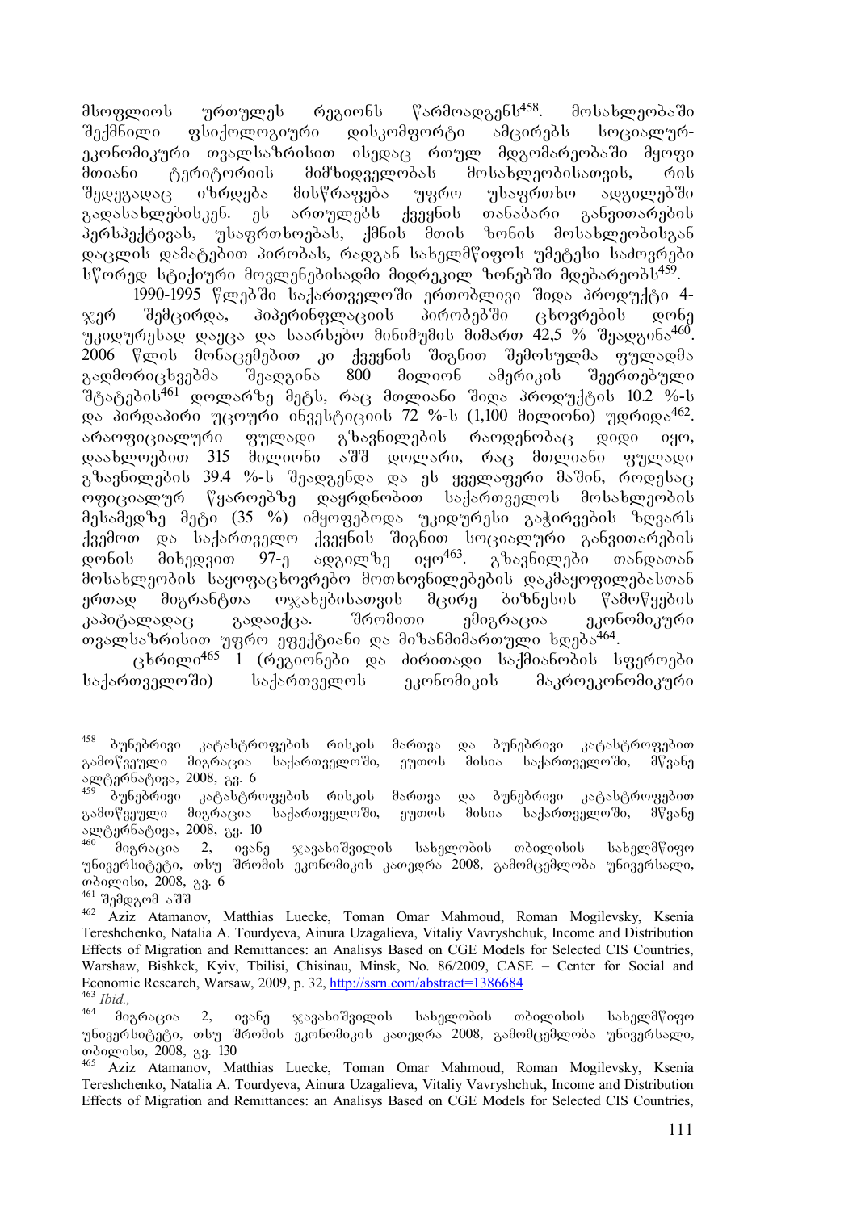მსოფლიოს ურთულეს რეგიონს წარმოადგენს[458]. მოსახლეობაში შექმნილი ფსიქოლოგიური დისკომფორტი ამცირებს სოციალურ-ეკონომიკური თვალსაზრისით ისედაც რთულ მდგომარეობაში მყოფი მთიანი ტერიტორიის მიმზიდველობას მოსახლეობისათვის, რის შედეგადაც იზრდება მისწრაფება უფრო უსაფრთხო ადგილებში გადასახლებისკენ. ეს ართულებს ქვეყნის თანაბარი განვითარების პერსპექტივას, უსაფრთხოებას, ქმნის მთის ზონის მოსახლეობისგან დაცლის დამატებით პირობას, რადგან სახელმწიფოს უმეტესი საძოვრები სწორედ სტიქიური მოვლენებისადმი მიდრეკილ ზონებში მდებარეობს[459].

1990-1995 წლებში საქართველოში ერთობლივი შიდა პროდუქტი 4-ჯერ შემცირდა, ჰიპერინფლაციის პირობებში ცხოვრების დონე უკიდურესად დაეცა და საარსებო მინიმუმის მიმართ 42,5 % შეადგინა[460]. 2006 წლის მონაცემებით კი ქვეყნის შიგნით შემოსულმა ფულადმა გადმორიცხვებმა შეადგინა 800 მილიონ ამერიკის შეერთებული შტატების[461] დოლარზე მეტს, რაც მთლიანი შიდა პროდუქტის 10.2 %-ს და პირდაპირი უცხოური ინვესტიციის 72 %-ს (1,100 მილიონი) უდრიდა[462]. არაოფიციალური ფულადი გზავნილების რაოდენობაც დიდი იყო, დაახლოებით 315 მილიონი აშშ დოლარი, რაც მთლიანი ფულადი გზავნილების 39.4 %-ს შეადგენდა და ეს ყველაფერი მაშინ, როდესაც ოფიციალურ წყაროებზე დაყრდნობით საქართველოს მოსახლეობის მესამედზე მეტი (35 %) იმყოფებოდა უკიდურესი გაჭირვების ზღვარს ქვემოთ და საქართველო ქვეყნის შიგნით სოციალური განვითარების დონის მიხედვით 97-ე ადგილზე იყო[463]. გზავნილები თანდათან მოსახლეობის საყოფაცხოვრებო მოთხოვნილებების დაკმაყოფილებასთან ერთად მიგრანტთა ოჯახებისათვის მცირე ბიზნესის წამოწყების კაპიტალადაც გადაიქცა. შრომითი ემიგრაცია ეკონომიკური თვალსაზრისით უფრო ეფექტიანი და მიზანმიმართული ხდება[464].

ცხრილი[465] 1 (რეგიონები და ძირითადი საქმიანობის სფეროები საქართველოში) საქართველოს ეკონომიკის მაკროეკონომიკური

---

[458] ბუნებრივი კატასტროფების რისკის მართვა და ბუნებრივი კატასტროფებით გამოწვეული მიგრაცია საქართველოში, ეუთოს მისია საქართველოში, მწვანე ალტერნატივა, 2008, გვ. 6

[459] ბუნებრივი კატასტროფების რისკის მართვა და ბუნებრივი კატასტროფებით გამოწვეული მიგრაცია საქართველოში, ეუთოს მისია საქართველოში, მწვანე ალტერნატივა, 2008, გვ. 10

[460] მიგრაცია 2, ივანე ჯავახიშვილის სახელობის თბილისის სახელმწიფო უნივერსიტეტი, თსუ შრომის ეკონომიკის კათედრა 2008, გამომცემლობა უნივერსალი, თბილისი, 2008, გვ. 6

[461] შემდგომ აშშ

[462] Aziz Atamanov, Matthias Luecke, Toman Omar Mahmoud, Roman Mogilevsky, Ksenia Tereshchenko, Natalia A. Tourdyeva, Ainura Uzagalieva, Vitaliy Vavryshchuk, Income and Distribution Effects of Migration and Remittances: an Analisys Based on CGE Models for Selected CIS Countries, Warshaw, Bishkek, Kyiv, Tbilisi, Chisinau, Minsk, No. 86/2009, CASE – Center for Social and Economic Research, Warsaw, 2009, p. 32, http://ssrn.com/abstract=1386684

[463] *Ibid.*,

[464] მიგრაცია 2, ივანე ჯავახიშვილის სახელობის თბილისის სახელმწიფო უნივერსიტეტი, თსუ შრომის ეკონომიკის კათედრა 2008, გამომცემლობა უნივერსალი, თბილისი, 2008, გვ. 130

[465] Aziz Atamanov, Matthias Luecke, Toman Omar Mahmoud, Roman Mogilevsky, Ksenia Tereshchenko, Natalia A. Tourdyeva, Ainura Uzagalieva, Vitaliy Vavryshchuk, Income and Distribution Effects of Migration and Remittances: an Analisys Based on CGE Models for Selected CIS Countries,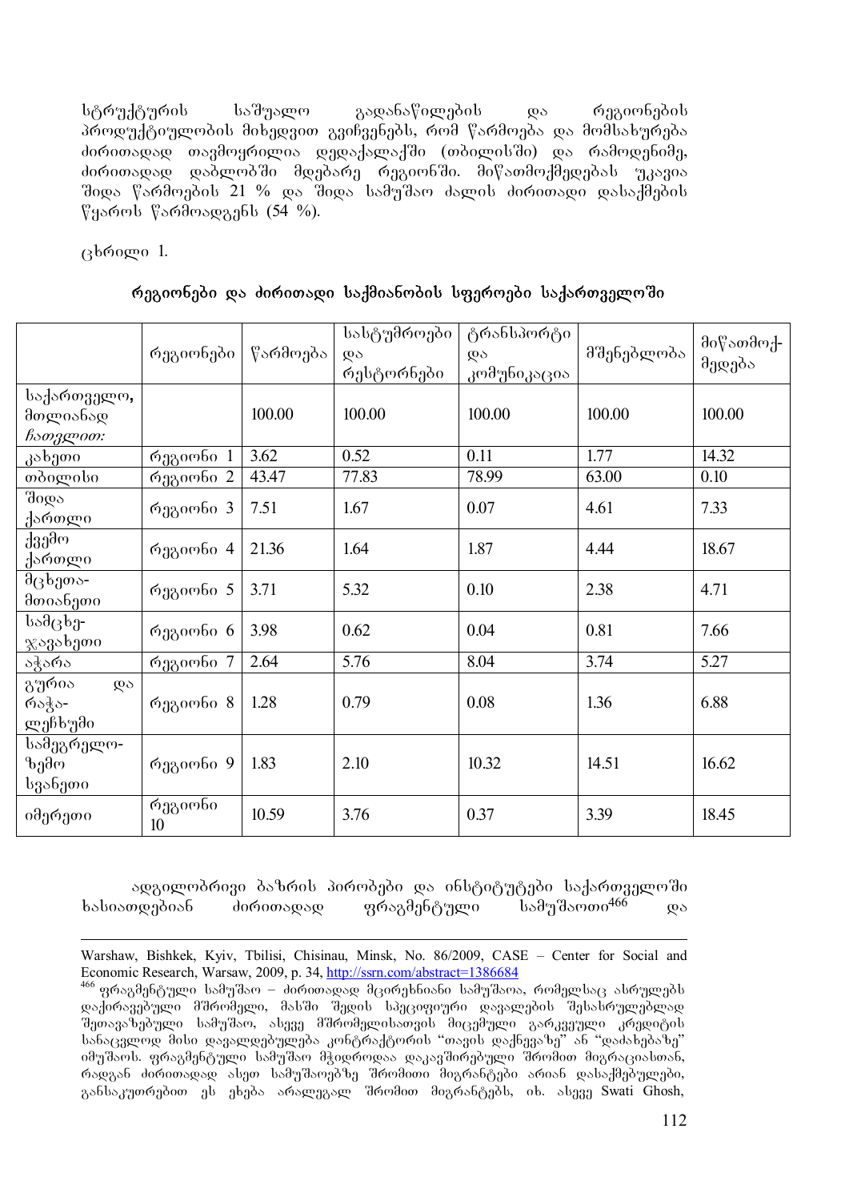სტრუქტურის საშუალო გადანაწილების და რეგიონების პროდუქტიულობის მიხედვით გვიჩვენებს, რომ წარმოება და მომსახურება ძირითადად თავმოყრილია დედაქალაქში (თბილისში) და რამოდენიმე, ძირითადად დაბლობში მდებარე რეგიონში. მიწათმოქმედებას უკავია შიდა წარმოების 21 % და შიდა სამუშაო ძალის ძირითადი დასაქმების წყაროს წარმოადგენს (54 %).

ცხრილი 1.

**რეგიონები და ძირითადი საქმიანობის სფეროები საქართველოში**

| | რეგიონები | წარმოება | სასტუმროები და რესტორნები | ტრანსპორტი და კომუნიკაცია | მშენებლობა | მიწათმოქ-მედება |
|---|---|---|---|---|---|---|
| საქართველო, მთლიანად *ჩათვლით:* | | 100.00 | 100.00 | 100.00 | 100.00 | 100.00 |
| კახეთი | რეგიონი 1 | 3.62 | 0.52 | 0.11 | 1.77 | 14.32 |
| თბილისი | რეგიონი 2 | 43.47 | 77.83 | 78.99 | 63.00 | 0.10 |
| შიდა ქართლი | რეგიონი 3 | 7.51 | 1.67 | 0.07 | 4.61 | 7.33 |
| ქვემო ქართლი | რეგიონი 4 | 21.36 | 1.64 | 1.87 | 4.44 | 18.67 |
| მცხეთა-მთიანეთი | რეგიონი 5 | 3.71 | 5.32 | 0.10 | 2.38 | 4.71 |
| სამცხე-ჯავახეთი | რეგიონი 6 | 3.98 | 0.62 | 0.04 | 0.81 | 7.66 |
| აჭარა | რეგიონი 7 | 2.64 | 5.76 | 8.04 | 3.74 | 5.27 |
| გურია და რაჭა-ლეჩხუმი | რეგიონი 8 | 1.28 | 0.79 | 0.08 | 1.36 | 6.88 |
| სამეგრელო-ზემო სვანეთი | რეგიონი 9 | 1.83 | 2.10 | 10.32 | 14.51 | 16.62 |
| იმერეთი | რეგიონი 10 | 10.59 | 3.76 | 0.37 | 3.39 | 18.45 |

ადგილობრივი ბაზრის პირობები და ინსტიტუტები საქართველოში ხასიათდებიან ძირითადად ფრაგმენტული სამუშაოთი[466] და

---

Warshaw, Bishkek, Kyiv, Tbilisi, Chisinau, Minsk, No. 86/2009, CASE – Center for Social and Economic Research, Warsaw, 2009, p. 34, http://ssrn.com/abstract=1386684

[466] ფრაგმენტული სამუშაო – ძირითადად მცირეხნიანი სამუშაოა, რომელსაც ასრულებს დაქირავებული მშრომელი, მასში შედის სპეციფიური დავალების შესასრულებლად შეთავაზებული სამუშაო, ასევე მშრომელისათვის მიცემული გარკვეული კრედიტის სანაცვლოდ მისი დავალდებულება კონტრაქტორის "თავის დაქნევაზე" ან "დაძახებაზე" იმუშაოს. ფრაგმენტული სამუშაო მჭიდროდაა დაკავშირებული შრომით მიგრაციასთან, რადგან ძირითადად ასეთ სამუშაოებზე შრომითი მიგრანტები არიან დასაქმებულები, განსაკუთრებით ეს ეხება არალეგალ შრომით მიგრანტებს, იხ. ასევე Swati Ghosh,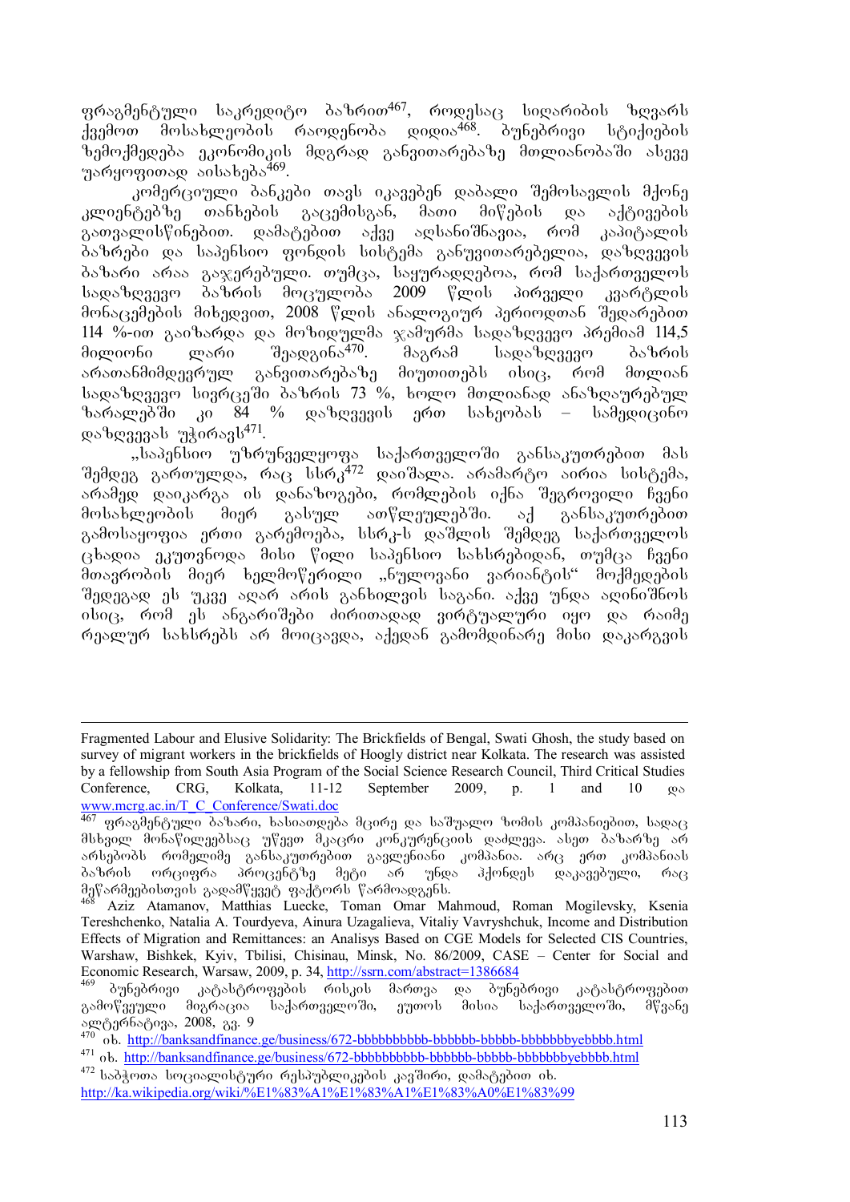ფრაგმენტული საკრედიტო ბაზრით[467], როდესაც სიღარიბის ზღვარს ქვემოთ მოსახლეობის რაოდენობა დიდია[468]. ბუნებრივი სტიქიების ზემოქმედება ეკონომიკის მდგრად განვითარებაზე მთლიანობაში ასევე უარყოფითად აისახება[469].

კომერციული ბანკები თავს იკავებენ დაბალი შემოსავლის მქონე კლიენტებზე თანხების გაცემისგან, მათი მიწების და აქტივების გათვალისწინებით. დამატებით აქვე აღსანიშნავია, რომ კაპიტალის ბაზრები და საპენსიო ფონდის სისტემა განუვითარებელია, დაზღვევის ბაზარი არაა გაჯერებული. თუმცა, საყურადღებოა, რომ საქართველოს სადაზღვევო ბაზრის მოცულობა 2009 წლის პირველი კვარტლის მონაცემების მიხედვით, 2008 წლის ანალოგიურ პერიოდთან შედარებით 114 %-ით გაიზარდა და მოზიდულმა ჯამურმა სადაზღვევო პრემიამ 114,5 მილიონი ლარი შეადგინა[470]. მაგრამ სადაზღვევო ბაზრის არათანმიმდევრულ განვითარებაზე მიუთითებს ისიც, რომ მთლიან სადაზღვევო სივრცეში ბაზრის 73 %, ხოლო მთლიანად ანაზღაურებულ ზარალებში კი 84 % დაზღვევის ერთ სახეობას – სამედიცინო დაზღვევას უჭირავს[471].

„საპენსიო უზრუნველყოფა საქართველოში განსაკუთრებით მას შემდეგ გართულდა, რაც სსრკ[472] დაიშალა. არამარტო აირია სისტემა, არამედ დაიკარგა ის დანაზოგები, რომლებიც იქნა შეგროვილი ჩვენი მოსახლეობის მიერ გასულ ათწლეულებში. აქ განსაკუთრებით გამოსაყოფია ერთი გარემოება, სსრკ-ს დაშლის შემდეგ საქართველოს ცხადია ეკუთვნოდა მისი წილი საპენსიო სახსრებიდან, თუმცა ჩვენი მთავრობის მიერ ხელმოწერილი „ნულოვანი ვარიანტის" მოქმედების შედეგად ეს უკვე აღარ არის განხილვის საგანი. აქვე უნდა აღინიშნოს ისიც, რომ ეს ანგარიშები ძირითადად ვირტუალური იყო და რაიმე რეალურ სახსრებს არ მოიცავდა, აქედან გამომდინარე მისი დაკარგვის

---

Fragmented Labour and Elusive Solidarity: The Brickfields of Bengal, Swati Ghosh, the study based on survey of migrant workers in the brickfields of Hoogly district near Kolkata. The research was assisted by a fellowship from South Asia Program of the Social Science Research Council, Third Critical Studies Conference, CRG, Kolkata, 11-12 September 2009, p. 1 and 10 და www.mcrg.ac.in/T_C_Conference/Swati.doc

[467] ფრაგმენტული ბაზარი, ხასიათდება მცირე და საშუალო ზომის კომპანიებით, სადაც მხსვილ მონაწილეებსაც უწევთ მკაცრი კონკურენციის დაძლევა. ასეთ ბაზარზე არ არსებობს რომელიმე განსაკუთრებით გავლენიანი კომპანია. არც ერთ კომპანიას ბაზრის ორციფრა პროცენტზე მეტი არ უნდა ჰქონდეს დაკავებული, რაც მეწარმეებისთვის გადამწყვეტ ფაქტორს წარმოადგენს.

[468] Aziz Atamanov, Matthias Luecke, Toman Omar Mahmoud, Roman Mogilevsky, Ksenia Tereshchenko, Natalia A. Tourdyeva, Ainura Uzagalieva, Vitaliy Vavryshchuk, Income and Distribution Effects of Migration and Remittances: an Analisys Based on CGE Models for Selected CIS Countries, Warshaw, Bishkek, Kyiv, Tbilisi, Chisinau, Minsk, No. 86/2009, CASE – Center for Social and Economic Research, Warsaw, 2009, p. 34, http://ssrn.com/abstract=1386684

[469] ბუნებრივი კატასტროფების რისკის მართვა და ბუნებრივი კატასტროფებით გამოწვეული მიგრაცია საქართველოში, ეუთოს მისია საქართველოში, მწვანე ალტერნატივა, 2008, გვ. 9

[470] იხ. http://banksandfinance.ge/business/672-bbbbbbbbbb-bbbbbb-bbbbb-bbbbbbbyebbbb.html

[471] იხ. http://banksandfinance.ge/business/672-bbbbbbbbbb-bbbbbb-bbbbb-bbbbbbbyebbbb.html

[472] საბჭოთა სოციალისტური რესპუბლიკების კავშირი, დამატებით იხ. http://ka.wikipedia.org/wiki/%E1%83%A1%E1%83%A1%E1%83%A0%E1%83%99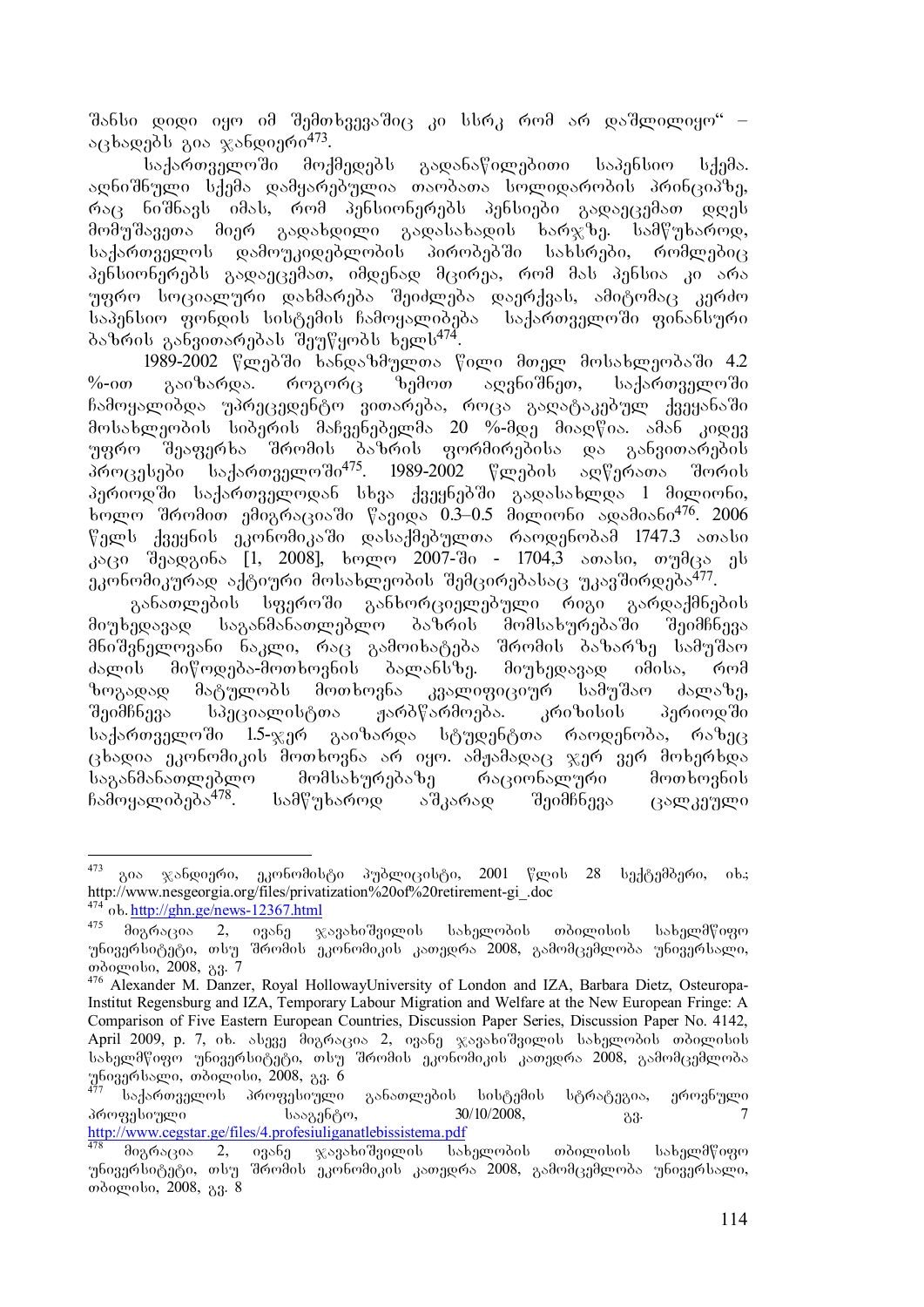შანსი დიდი იყო იმ შემთხვევაშიც კი სსრკ რომ არ დაშლილიყო" – აცხადებს გია ჯანდიერი[473].

საქართველოში მოქმედებს გადანაწილებითი საპენსიო სქემა. აღნიშნული სქემა დამყარებულია თაობათა სოლიდარობის პრინციპზე, რაც ნიშნავს იმას, რომ პენსიონერებს პენსიები გადაეცემათ დღეს მომუშავეთა მიერ გადახდილი გადასახადის ხარჯზე. სამწუხაროდ, საქართველოს დამოუკიდებლობის პირობებში სახსრები, რომლებიც პენსიონერებს გადაეცემათ, იმდენად მცირეა, რომ მას პენსია კი არა უფრო სოციალური დახმარება შეიძლება დაერქვას, ამიტომაც კერძო საპენსიო ფონდის სისტემის ჩამოყალიბება საქართველოში ფინანსური ბაზრის განვითარებას შეუწყობს ხელს[474].

1989-2002 წლებში ხანდაზმულთა წილი მთელ მოსახლეობაში 4.2 %-ით გაიზარდა. როგორც ზემოთ აღვნიშნეთ, საქართველოში ჩამოყალიბდა უპრეცედენტო ვითარება, როცა გაღატაკებულ ქვეყანაში მოსახლეობის სიბერის მაჩვენებელმა 20 %-მდე მიაღწია. ამან კიდევ უფრო შეაფერხა შრომის ბაზრის ფორმირებისა და განვითარების პროცესები საქართველოში[475]. 1989-2002 წლების აღწერათა შორის პერიოდში საქართველოდან სხვა ქვეყნებში გადასახლდა 1 მილიონი, ხოლო შრომით ემიგრაციაში წავიდა 0.3–0.5 მილიონი ადამიანი[476]. 2006 წელს ქვეყნის ეკონომიკაში დასაქმებულთა რაოდენობამ 1747.3 ათასი კაცი შეადგინა [1, 2008], ხოლო 2007-ში - 1704,3 ათასი, თუმცა ეს ეკონომიკურად აქტიური მოსახლეობის შემცირებასაც უკავშირდება[477].

განათლების სფეროში განხორციელებული რიგი გარდაქმნების მიუხედავად საგანმანათლებლო ბაზრის მომსახურებაში შეიმჩნევა მნიშვნელოვანი ნაკლი, რაც გამოიხატება შრომის ბაზარზე სამუშაო ძალის მიწოდება-მოთხოვნის ბალანსზე. მიუხედავად იმისა, რომ ზოგადად მატულობს მოთხოვნა კვალიფიციურ სამუშაო ძალაზე, შეიმჩნევა სპეციალისტთა ჭარბწარმოება. კრიზისის პერიოდში საქართველოში 1.5-ჯერ გაიზარდა სტუდენტთა რაოდენობა, რაზეც ცხადია ეკონომიკის მოთხოვნა არ იყო. ამჟამადაც ჯერ ვერ მოხერხდა საგანმანათლებლო მომსახურებაზე რაციონალური მოთხოვნის ჩამოყალიბება[478]. სამწუხაროდ აშკარად შეიმჩნევა ცალკეული

---

[473] გია ჯანდიერი, ეკონომისტი პუბლიცისტი, 2001 წლის 28 სექტემბერი, იხ.; http://www.nesgeorgia.org/files/privatization%20of%20retirement-gi_.doc

[474] იხ. http://ghn.ge/news-12367.html

[475] მიგრაცია 2, ივანე ჯავახიშვილის სახელობის თბილისის სახელმწიფო უნივერსიტეტი, თსუ შრომის ეკონომიკის კათედრა 2008, გამომცემლობა უნივერსალი, თბილისი, 2008, გვ. 7

[476] Alexander M. Danzer, Royal HollowayUniversity of London and IZA, Barbara Dietz, Osteuropa-Institut Regensburg and IZA, Temporary Labour Migration and Welfare at the New European Fringe: A Comparison of Five Eastern European Countries, Discussion Paper Series, Discussion Paper No. 4142, April 2009, p. 7, იხ. ასევე მიგრაცია 2, ივანე ჯავახიშვილის სახელობის თბილისის სახელმწიფო უნივერსიტეტი, თსუ შრომის ეკონომიკის კათედრა 2008, გამომცემლობა უნივერსალი, თბილისი, 2008, გვ. 6

[477] საქართველოს პროფესიული განათლების სისტემის სტრატეგია, ეროვნული პროფესიული სააგენტო, 30/10/2008, გვ. 7 http://www.cegstar.ge/files/4.profesiuliganatlebissistema.pdf

[478] მიგრაცია 2, ივანე ჯავახიშვილის სახელობის თბილისის სახელმწიფო უნივერსიტეტი, თსუ შრომის ეკონომიკის კათედრა 2008, გამომცემლობა უნივერსალი, თბილისი, 2008, გვ. 8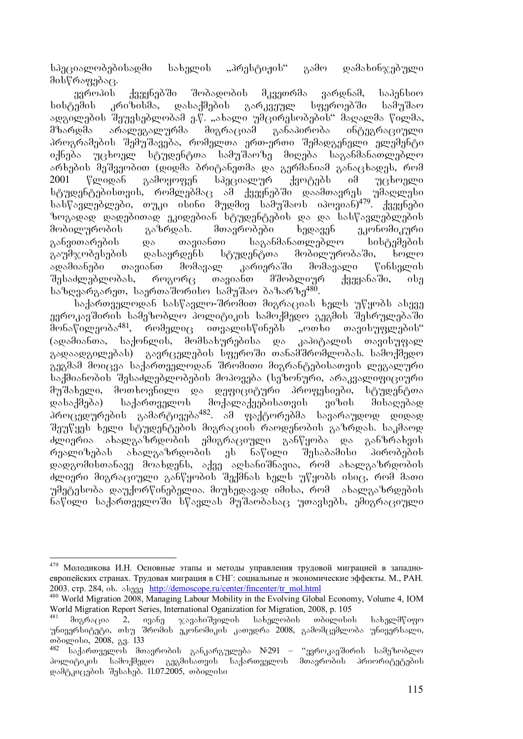სპეციალობებისადმი სახელის „პრესტიჟის“ გამო დამახინჯებული მისწრაფებაც.

ევროპის ქვეყნებში შობადობის მკვეთრმა ვარდნამ, საპენსიო სისტემის კრიზისმა, დასაქმების გარკვეულ სფეროებში სამუშაო ადგილების შეუვსებლობამ ე.წ. „ახალი უმცირესობების“ მაღალმა წილმა, მზარდმა არალეგალურმა მიგრაციამ განაპირობა ინტეგრაციული პროგრამების შემუშავება, რომელთა ერთ-ერთი შემადგენელი ელემენტი იქნება უცხოელ სტუდენტთა სამუშაოზე მიღება საგანმანათლებლო არხების მეშვეობით (დიდმა ბრიტანეთმა და გერმანიამ განაცხადეს, რომ 2001 წლიდან გამოყოფენ სპეციალურ ქვოტებს იმ უცხოელი სტუდენტებისთვის, რომლებმაც ამ ქვეყნებში დაამთავრეს უმაღლესი სასწავლებლები, თუკი ისინი მუდმივ სამუშაოს იპოვიან)[479]. ქვეყნები ზოგადად დადებითად ეკიდებიან სტუდენტების და და სასწავლებლების მობილურობის გაზრდას. მთავრობები ხედავენ ეკონომიკური განვითარების და თავიანთი საგანმანათლებლო სისტემების გაუმჯობესების დასაყრდენს სტუდენტთა მობილურობაში, ხოლო ადამიანები თავიანთ მომავალ კარიერაში მომავალი წინსვლის შესაძლებლობას, როგორც თავიანთ მშობლიურ ქვეყანაში, ისე საზღვარგარეთ, საერთაშორისო სამუშაო ბაზარზე[480].

საქართველოდან სასწავლო-შრომით მიგრაციას ხელს უწყობს ასევე ევროკავშირის სამეზობლო პოლიტიკის სამოქმედო გეგმის შესრულებაში მონაწილეობა[481], რომელიც ითვალისწინებს „ოთხი თავისუფლების“ (ადამიანთა, საქონლის, მომსახურებისა და კაპიტალის თავისუფალ გადაადგილებას) გავრცელების სფეროში თანამშრომლობას. სამოქმედო გეგმამ მოიცვა საქართველოდან შრომითი მიგრანტებისათვის ლეგალური საქმიანობის შესაძლებლობების მოპოვება (სეზონური, არაკვალიფიციური მუშახელი, მოთხოვნილი და დეფიციტური პროფესიები, სტუდენტთა დასაქმება) საქართველოს მოქალაქეებისათვის ვიზის მისაღებად პროცედურების გამარტივება[482]. ამ ფაქტორებმა სავარაუდოდ დიდად შეუწყეს ხელი სტუდენტების მიგრაციის რაოდენობის გაზრდას. საკმაოდ ძლიერია ახალგაზრდობის ემიგრაციული განწყობა და განზრახვის რეალიზებას ახალგაზრდობის ეს ნაწილი შესაბამისი პირობების დადგომისთანავე მოახდენს, აქვე აღსანიშნავია, რომ ახალგაზრდობის ძლიერი მიგრაციული განწყობის შექმნას ხელს უწყობს ისიც, რომ მათი უმეტესობა დაუქორწინებელია. მიუხედავად იმისა, რომ ახალგაზრდების ნაწილი საქართველოში სწავლას მუშაობასაც უთავსებს, ემიგრაციული

---

[479] Молодикова И.Н. Основные этапы и методы управления трудовой миграцией в западно-европейских странах. Трудовая миграция в СНГ: социальные и экономические эффекты. М., РАН. 2003. стр. 284, იხ. ასევე http://demoscope.ru/center/fmcenter/tr_mol.html

[480] World Migration 2008, Managing Labour Mobility in the Evolving Global Economy, Volume 4, IOM World Migration Report Series, International Oganization for Migration, 2008, p. 105

[481] მიგრაცია 2, ივანე ჯავახიშვილის სახელობის თბილისის სახელმწიფო უნივერსიტეტი, თსუ შრომის ეკონომიკის კათედრა 2008, გამომცემლობა უნივერსალი, თბილისი, 2008, გვ. 133

[482] საქართველოს მთავრობის განკარგულება №291 – "ევროკავშირის სამეზობლო პოლიტიკის სამოქმედო გეგმისათვის საქართველოს მთავრობის პრიორიტეტების დამტკიცების შესახებ. 11.07.2005, თბილისი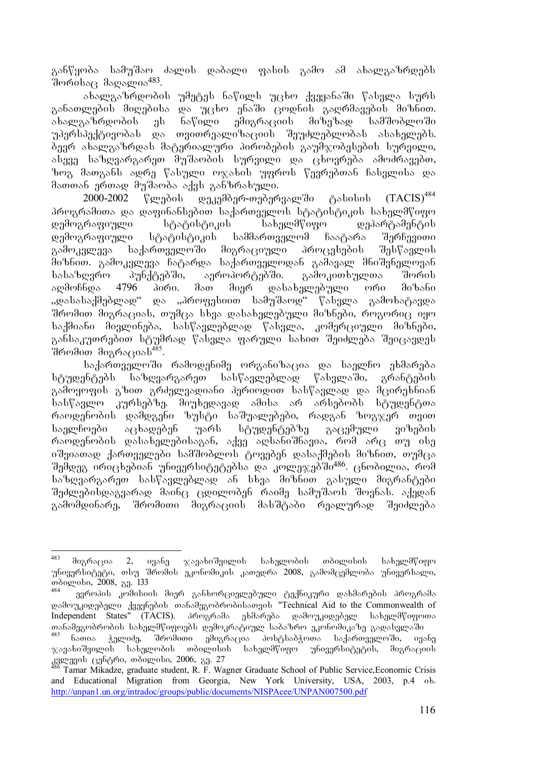განწყობა სამუშაო ძალის დაბალი ფასის გამო ამ ახალგაზრდებს შორისაც მაღალია[483].

ახალგაზრდობის უმეტეს ნაწილს უცხო ქვეყანაში წასვლა სურს განათლების მიღებისა და უცხო ენაში ცოდნის გაღრმავების მიზნით. ახალგაზრდობის ეს ნაწილი ემიგრაციის მიზეზად სამშობლოში უპერსპექტივობას და თვითრეალიზაციის შეუძლებლობას ასახელებს. ბევრ ახალგაზრდას მატერიალური პირობების გაუმჯობესების სურვილი, ასევე საზღვარგარეთ მუშაობის სურვილი და ცხოვრება ამოძრავებთ, ზოგ მათგანს ადრე წასული ოჯახის უფროს წევრებთან ჩასვლისა და მათთან ერთად მუშაობა აქვს განზრახული.

2000-2002 წლების დეკემბერ-თებერვალში ტასისის (TACIS)[484] პროგრამითა და დაფინანსებით საქართველოს სტატისტიკის სახელმწიფო დემოგრაფიული სტატისტიკის სახელმწიფო დეპარტამენტის დემოგრაფიული სტატისტიკის სამმართველომ ჩაატარა შერჩევითი გამოკვლევა საქართველოში მიგრაციული პროცესების შესწავლის მიზნით. გამოკვლევა ჩატარდა საქართველოდან გამავალ მნიშვნელოვან სასაზღვრო პუნქტებში, აეროპორტებში. გამოკითხულთა შორის აღმოჩნდა 4796 პირი. მათ მიერ დასახელებული ორი მიზანი „დასასაქმებლად" და „პროფესიით სამუშაოდ" წასვლა გამოხატავდა შრომით მიგრაციას, თუმცა სხვა დასახელებული მიზნები, როგორიც იყო საქმიანი მივლინება, სასწავლებლად წასვლა, კომერციული მიზნები, განსაკუთრებით სტუმრად წასვლა ფარული სახით შეიძლება შეიცავდეს შრომით მიგრაციას[485].

საქართველოში რამოდენიმე ორგანიზაცია და საელჩო ეხმარება სტუდენტებს საზღვარგარეთ სასწავლებლად წასვლაში, გრანტების გამოყოფის გზით გრძელვადიანი პერიოდით სასწავლად და მცირეხნიან სასწავლო კურსებზე. მიუხედავად ამისა არ არსებობს სტუდენტთა რაოდენობის დამდგენი ზუსტი საშუალებები, რადგან ზოგჯერ თვით საელჩოები აცხადებენ უარს სტუდენტებზე გაცემული ვიზების რაოდენობის დასახელებისაგან, აქვე აღსანიშნავია, რომ არც თუ ისე იშვიათად ქართველები სამშობლოს ტოვებენ დასაქმების მიზნით, თუმცა შემდეგ ირიცხებიან უნივერსიტეტებსა და კოლეჯებში[486]. ცნობილია, რომ საზღვარგარეთ სასწავლებლად ან სხვა მიზნით გასული მიგრანტები შეძლებისდაგვარად მაინც ცდილობენ რაიმე სამუშაოს შოვნას. აქედან გამომდინარე, შრომითი მიგრაციის მასშტაბი რეალურად შეიძლება

---

[483] მიგრაცია 2, ივანე ჯავახიშვილის სახელობის თბილისის სახელმწიფო უნივერსიტეტი, თსუ შრომის ეკონომიკის კათედრა 2008, გამომცემლობა უნივერსალი, თბილისი, 2008, გვ. 133

[484] ევროპის კომისიის მიერ განხორციელებული ტექნიკური დახმარების პროგრამა დამოუკიდებელი ქვეყნების თანამეგობრობისათვის "Technical Aid to the Commonwealth of Independent States" (TACIS). პროგრამა ეხმარება დამოუკიდებელ სახელმწიფოთა თანამეგობრობის სახელმწიფოებს დემოკრატიულ საბაზრო ეკონომიკაზე გადასვლაში

[485] ნათია ჭელიძე, შრომითი ემიგრაცია პოსტსაბჭოთა საქართველოში, ივანე ჯავახიშვილის სახელობის თბილისის სახელმწიფო უნივერსიტეტის, მიგრაციის კვლევის ცენტრი, თბილისი, 2006, გვ. 27

[486] Tamar Mikadze, graduate student, R. F. Wagner Graduate School of Public Service,Economic Crisis and Educational Migration from Georgia, New York University, USA, 2003, p.4 იხ. http://unpan1.un.org/intradoc/groups/public/documents/NISPAcee/UNPAN007500.pdf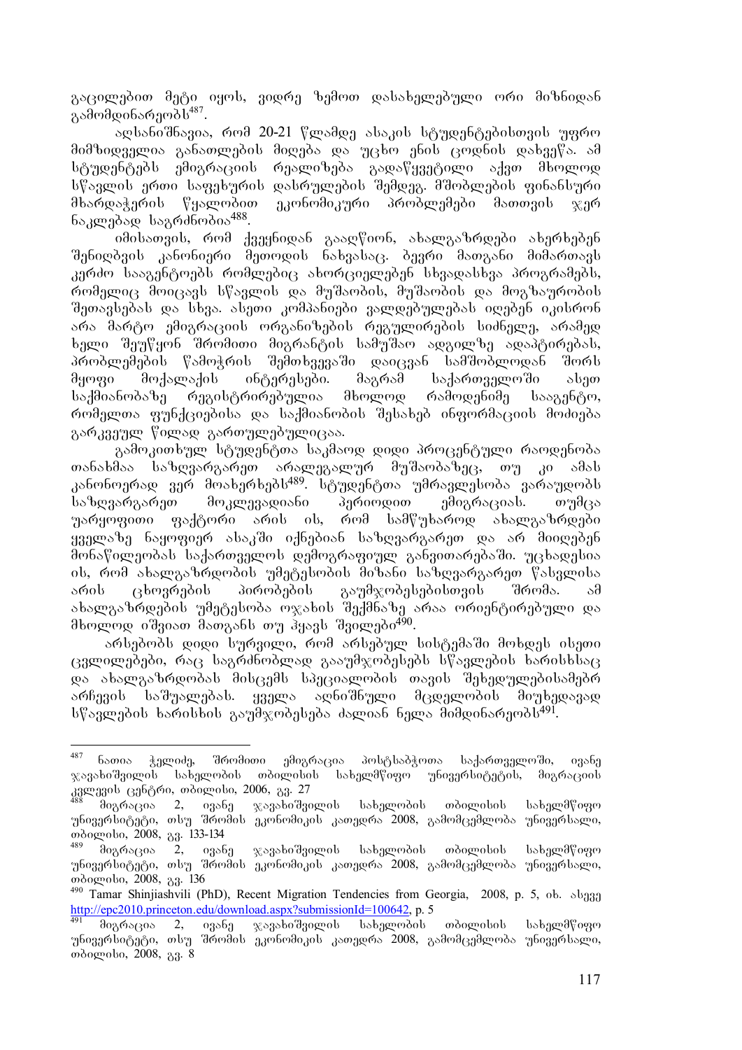გაცილებით მეტი იყოს, ვიდრე ზემოთ დასახელებული ორი მიზნიდან გამომდინარეობს[487].

აღსანიშნავია, რომ 20-21 წლამდე ასაკის სტუდენტებისთვის უფრო მიმზიდველია განათლების მიღება და უცხო ენის ცოდნის დახვეწა. ამ სტუდენტებს ემიგრაციის რეალიზება გადაწყვეტილი აქვთ მხოლოდ სწავლის ერთი საფეხურის დასრულების შემდეგ. მშობლების ფინანსური მხარდაჭერის წყალობით ეკონომიკური პრობლემები მათთვის ჯერ ნაკლებად საგრძნობია[488].

იმისათვის, რომ ქვეყნიდან გააღწიონ, ახალგაზრდები ახერხებენ შენიღბვის კანონიერი მეთოდის ნახვასაც. ბევრი მათგანი მიმართავს კერძო სააგენტოებს რომლებიც ახორციელებენ სხვადასხვა პროგრამებს, რომელიც მოიცავს სწავლის და მუშაობის, მუშაობის და მოგზაურობის შეთავსებას და სხვა. ასეთი კომპანიები ვალდებულებას იღებენ იკისრონ არა მარტო ემიგრაციის ორგანიზების რეგულირების სიძნელე, არამედ ხელი შეუწყონ შრომითი მიგრანტის სამუშაო ადგილზე ადაპტირებას, პრობლემების წამოჭრის შემთხვევაში დაიცვან სამშობლოდან შორს მყოფი მოქალაქის ინტერესები. მაგრამ საქართველოში ასეთ საქმიანობაზე რეგისტრირებულია მხოლოდ რამოდენიმე სააგენტო, რომელთა ფუნქციებისა და საქმიანობის შესახებ ინფორმაციის მოძიება გარკვეულ წილად გართულებულიცაა.

გამოკითხულ სტუდენტთა საკმაოდ დიდი პროცენტული რაოდენობა თანახმაა საზღვარგარეთ არალეგალურ მუშაობაზეც, თუ კი ამას კანონიერად ვერ მოახერხებს[489]. სტუდენტთა უმრავლესობა ვარაუდობს საზღვარგარეთ მოკლევადიანი პერიოდით ემიგრაციას. თუმცა უარყოფითი ფაქტორი არის ის, რომ სამწუხაროდ ახალგაზრდები ყველაზე ნაყოფიერ ასაკში იქნებიან საზღვარგარეთ და არ მიიღებენ მონაწილეობას საქართველოს დემოგრაფიულ განვითარებაში. უცხადესია ის, რომ ახალგაზრდობის უმეტესობის მიზანი საზღვარგარეთ წასვლისა არის ცხოვრების პირობების გაუმჯობესებისთვის შრომა. ამ ახალგაზრდების უმეტესობა ოჯახის შექმნაზე არაა ორიენტირებული და მხოლოდ იშვიათ მათგანს თუ ჰყავს შვილები[490].

არსებობს დიდი სურვილი, რომ არსებულ სისტემაში მოხდეს ისეთი ცვლილებები, რაც საგრძნობლად გააუმჯობესებს სწავლების ხარისხსაც და ახალგაზრდობას მისცემს სპეციალობის თავის შეხედულებისამებრ არჩევის საშუალებას. ყველა აღნიშნული მცდელობის მიუხედავად სწავლების ხარისხის გაუმჯობესება ძალიან ნელა მიმდინარეობს[491].

---

[487] ნათია ჭელიძე, შრომითი ემიგრაცია პოსტსაბჭოთა საქართველოში, ივანე ჯავახიშვილის სახელობის თბილისის სახელმწიფო უნივერსიტეტის, მიგრაციის კვლევის ცენტრი, თბილისი, 2006, გვ. 27

[488] მიგრაცია 2, ივანე ჯავახიშვილის სახელობის თბილისის სახელმწიფო უნივერსიტეტი, თსუ შრომის ეკონომიკის კათედრა 2008, გამომცემლობა უნივერსალი, თბილისი, 2008, გვ. 133-134

[489] მიგრაცია 2, ივანე ჯავახიშვილის სახელობის თბილისის სახელმწიფო უნივერსიტეტი, თსუ შრომის ეკონომიკის კათედრა 2008, გამომცემლობა უნივერსალი, თბილისი, 2008, გვ. 136

[490] Tamar Shinjiashvili (PhD), Recent Migration Tendencies from Georgia, 2008, p. 5, იხ. ასევე http://epc2010.princeton.edu/download.aspx?submissionId=100642, p. 5

[491] მიგრაცია 2, ივანე ჯავახიშვილის სახელობის თბილისის სახელმწიფო უნივერსიტეტი, თსუ შრომის ეკონომიკის კათედრა 2008, გამომცემლობა უნივერსალი, თბილისი, 2008, გვ. 8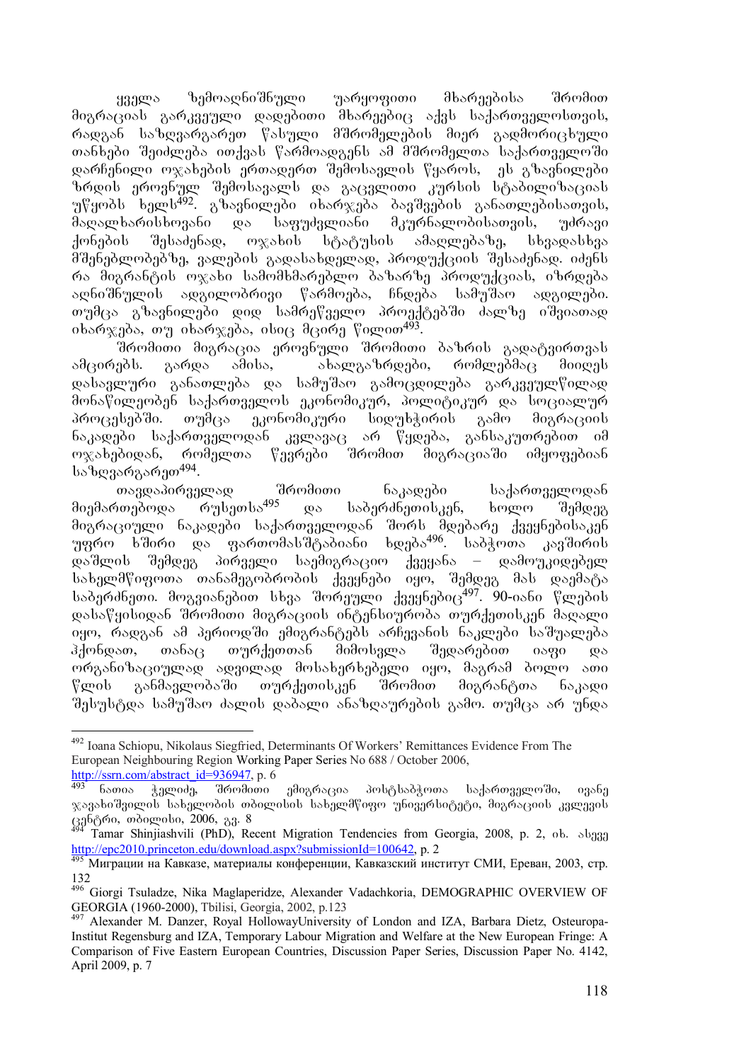ყველა ზემოაღნიშნული უარყოფითი მხარეებისა შრომით მიგრაციას გარკვეული დადებითი მხარეებიც აქვს საქართველოსთვის, რადგან საზღვარგარეთ წასული მშრომელების მიერ გადმორიცხული თანხები შეიძლება ითქვას წარმოადგენს ამ მშრომელთა საქართველოში დარჩენილი ოჯახების ერთადერთ შემოსავლის წყაროს, ეს გზავნილები ზრდის ეროვნულ შემოსავალს და გაცვლითი კურსის სტაბილიზაციას უწყობს ხელს[492]. გზავნილები იხარჯება ბავშვების განათლებისათვის, მაღალხარისხოვანი და საფუძვლიანი მკურნალობისათვის, უძრავი ქონების შესაძენად, ოჯახის სტატუსის ამაღლებაზე, სხვადასხვა მშენებლობებზე, ვალების გადასახდელად, პროდუქციის შესაძენად. იძენს რა მიგრანტის ოჯახი სამომხმარებლო ბაზარზე პროდუქციას, იზრდება აღნიშნულის ადგილობრივი წარმოება, ჩნდება სამუშაო ადგილები. თუმცა გზავნილები დიდ სამრეწველო პროექტებში ძალზე იშვიათად იხარჯება, თუ იხარჯება, ისიც მცირე წილით[493].

შრომითი მიგრაცია ეროვნული შრომითი ბაზრის გადატვირთვას ამცირებს. გარდა ამისა, ახალგაზრდები, რომლებმაც მიიღეს დასავლური განათლება და სამუშაო გამოცდილება გარკვეულწილად მონაწილეობენ საქართველოს ეკონომიკურ, პოლიტიკურ და სოციალურ პროცესებში. თუმცა ეკონომიკური სიდუხჭირის გამო მიგრაციის ნაკადები საქართველოდან კვლავაც არ წყდება, განსაკუთრებით იმ ოჯახებიდან, რომელთა წევრები შრომით მიგრაციაში იმყოფებიან საზღვარგარეთ[494].

თავდაპირველად შრომითი ნაკადები საქართველოდან მიემართებოდა რუსეთსა[495] და საბერძნეთისკენ, ხოლო შემდეგ მიგრაციული ნაკადები საქართველოდან შორს მდებარე ქვეყნებისაკენ უფრო ხშირი და ფართომასშტაბიანი ხდება[496]. საბჭოთა კავშირის დაშლის შემდეგ პირველი საემიგრაციო ქვეყანა – დამოუკიდებელ სახელმწიფოთა თანამეგობრობის ქვეყნები იყო, შემდეგ მას დაემატა საბერძნეთი. მოგვიანებით სხვა შორეული ქვეყნებიც[497]. 90-იანი წლების დასაწყისიდან შრომითი მიგრაციის ინტენსიურობა თურქეთისკენ მაღალი იყო, რადგან ამ პერიოდში ემიგრანტებს არჩევანის ნაკლები საშუალება ჰქონდათ, თანაც თურქეთთან მიმოსვლა შედარებით იაფი და ორგანიზაციულად ადვილად მოსახერხებელი იყო, მაგრამ ბოლო ათი წლის განმავლობაში თურქეთისკენ შრომით მიგრანტთა ნაკადი შესუსტდა სამუშაო ძალის დაბალი ანაზღაურების გამო. თუმცა არ უნდა

---

[492] Ioana Schiopu, Nikolaus Siegfried, Determinants Of Workers' Remittances Evidence From The European Neighbouring Region Working Paper Series No 688 / October 2006, http://ssrn.com/abstract_id=936947, p. 6

[493] ნათია ჭელიძე, შრომითი ემიგრაცია პოსტსაბჭოთა საქართველოში, ივანე ჯავახიშვილის სახელობის თბილისის სახელმწიფო უნივერსიტეტი, მიგრაციის კვლევის ცენტრი, თბილისი, 2006, გვ. 8

[494] Tamar Shinjiashvili (PhD), Recent Migration Tendencies from Georgia, 2008, p. 2, იხ. ასევე http://epc2010.princeton.edu/download.aspx?submissionId=100642, p. 2

[495] Миграции на Кавказе, материалы конференции, Кавказский институт СМИ, Ереван, 2003, стр. 132

[496] Giorgi Tsuladze, Nika Maglaperidze, Alexander Vadachkoria, DEMOGRAPHIC OVERVIEW OF GEORGIA (1960-2000), Tbilisi, Georgia, 2002, p.123

[497] Alexander M. Danzer, Royal HollowayUniversity of London and IZA, Barbara Dietz, Osteuropa-Institut Regensburg and IZA, Temporary Labour Migration and Welfare at the New European Fringe: A Comparison of Five Eastern European Countries, Discussion Paper Series, Discussion Paper No. 4142, April 2009, p. 7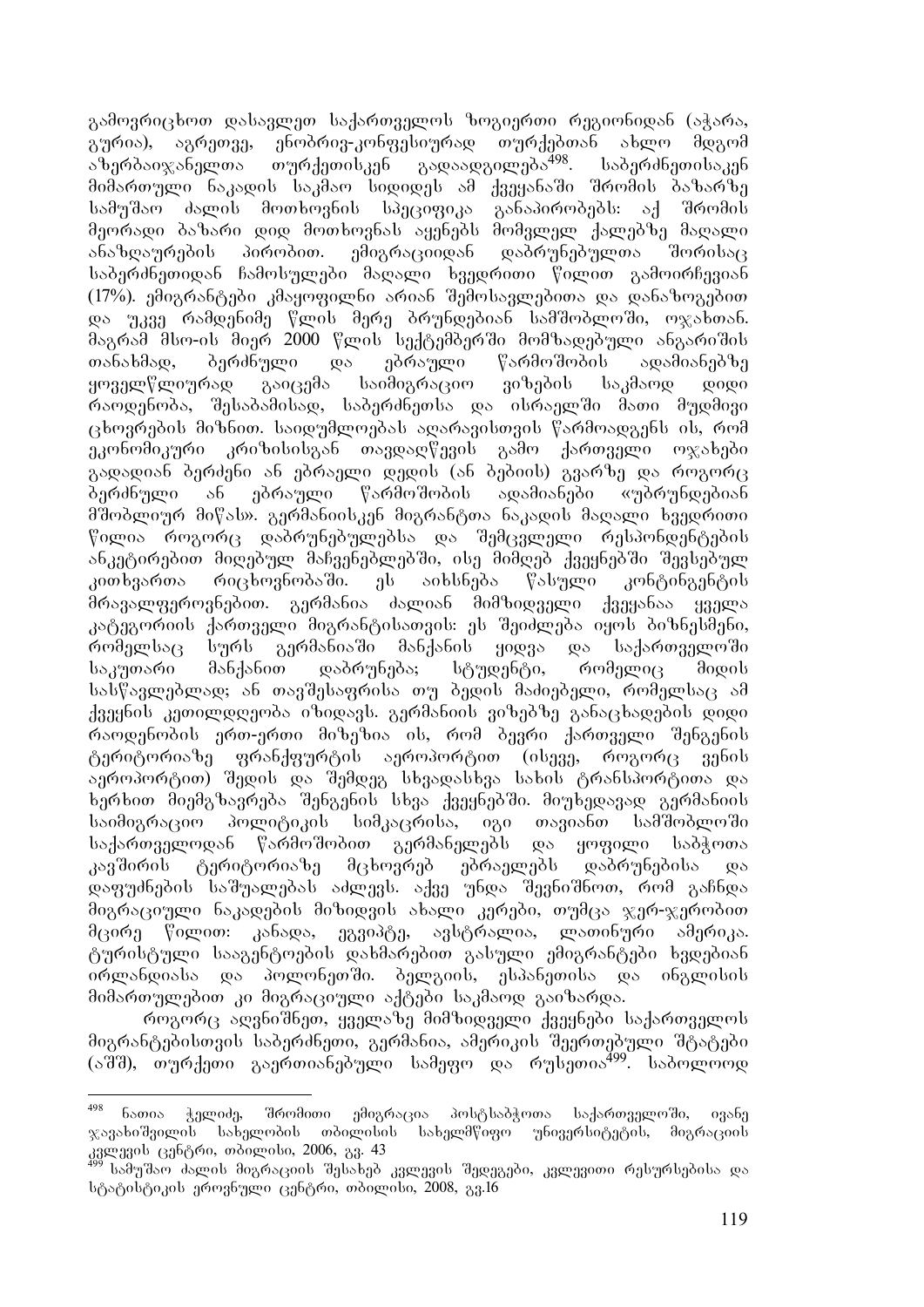გამოვრიცხოთ დასავლეთ საქართველოს ზოგიერთი რეგიონიდან (აჭარა, გურია), აგრეთვე, ენობრივ-კონფესიურად თურქებთან ახლო მდგომ აზერბაიჯანელთა თურქეთისკენ გადაადგილება[498]. საბერძნეთისაკენ მიმართული ნაკადის საკმაო სიდიდეს ამ ქვეყანაში შრომის ბაზარზე სამუშაო ძალის მოთხოვნის სპეციფიკა განაპირობებს: აქ შრომის მეორადი ბაზარი დიდ მოთხოვნას აყენებს მომვლელ ქალებზე მაღალი ანაზღაურების პირობით. ემიგრაციიდან დაბრუნებულთა შორისაც საბერძნეთიდან ჩამოსულები მაღალი ხვედრითი წილით გამოირჩევიან (17%). ემიგრანტები კმაყოფილნი არიან შემოსავლებითა და დანაზოგებით და უკვე რამდენიმე წლის მერე ბრუნდებიან სამშობლოში, ოჯახთან. მაგრამ მსო-ის მიერ 2000 წლის სექტემბერში მომზადებული ანგარიშის თანახმად, ბერძნული და ებრაული წარმოშობის ადამიანებზე ყოველწლიურად გაიცემა საიმიგრაციო ვიზების საკმაოდ დიდი რაოდენობა, შესაბამისად, საბერძნეთსა და ისრაელში მათი მუდმივი ცხოვრების მიზნით. საიდუმლოებას აღარავისთვის წარმოადგენს ის, რომ ეკონომიკური კრიზისისგან თავდაღწევის გამო ქართველი ოჯახები გადადიან ბერძენი ან ებრაელი დედის (ან ბებიის) გვარზე და როგორც ბერძნული ან ებრაული წარმოშობის ადამიანები «უბრუნდებიან მშობლიურ მიწას». გერმანიისკენ მიგრანტთა ნაკადის მაღალი ხვედრითი წილია როგორც დაბრუნებულებსა და შემცვლელი რესპონდენტების ანკეტირებით მიღებულ მაჩვენებლებში, ისე მიმღებ ქვეყნებში შევსებულ კითხვართა რიცხოვნობაში. ეს აიხსნება წასული კონტინგენტის მრავალფეროვნებით. გერმანია ძალიან მიმზიდველი ქვეყანაა ყველა კატეგორიის ქართველი მიგრანტისათვის: ეს შეიძლება იყოს ბიზნესმენი, რომელსაც სურს გერმანიაში მანქანის ყიდვა და საქართველოში საკუთარი მანქანით დაბრუნება; სტუდენტი, რომელიც მიდის სასწავლებლად; ან თავშესაფრისა თუ ბედის მაძიებელი, რომელსაც ამ ქვეყნის კეთილდღეობა იზიდავს. გერმანიის ვიზებზე განაცხადების დიდი რაოდენობის ერთ-ერთი მიზეზია ის, რომ ბევრი ქართველი შენგენის ტერიტორიაზე ფრანკფურტის აეროპორტით (ისევე, როგორც ვენის აეროპორტით) შედის და შემდეგ სხვადასხვა სახის ტრანსპორტითა და ხერხით მიემგზავრება შენგენის სხვა ქვეყნებში. მიუხედავად გერმანიის საიმიგრაციო პოლიტიკის სიმკაცრისა, იგი თავიანთ სამშობლოში საქართველოდან წარმოშობით გერმანელებს და ყოფილი საბჭოთა კავშირის ტერიტორიაზე მცხოვრებ ებრაელებს დაბრუნებისა და დაფუძნების საშუალებას აძლევს. აქვე უნდა შევნიშნოთ, რომ გაჩნდა მიგრაციული ნაკადების მიზიდვის ახალი კერები, თუმცა ჯერ-ჯერობით მცირე წილით: კანადა, ეგვიპტე, ავსტრალია, ლათინური ამერიკა. ტურისტული სააგენტოების დახმარებით გასული ემიგრანტები ხვდებიან ირლანდიასა და პოლონეთში. ბელგიის, ესპანეთისა და ინგლისის მიმართულებით კი მიგრაციული აქტები საკმაოდ გაიზარდა.

როგორც აღვნიშნეთ, ყველაზე მიმზიდველი ქვეყნები საქართველოს მიგრანტებისთვის საბერძნეთი, გერმანია, ამერიკის შეერთებული შტატები (აშშ), თურქეთი გაერთიანებული სამეფო და რუსეთია[499]. საბოლოოდ

---

[498] ნათია ჭელიძე, შრომითი ემიგრაცია პოსტსაბჭოთა საქართველოში, ივანე ჯავახიშვილის სახელობის თბილისის სახელმწიფო უნივერსიტეტის, მიგრაციის კვლევის ცენტრი, თბილისი, 2006, გვ. 43

[499] სამუშაო ძალის მიგრაციის შესახებ კვლევის შედეგები, კვლევითი რესურსებისა და სტატისტიკის ეროვნული ცენტრი, თბილისი, 2008, გვ.16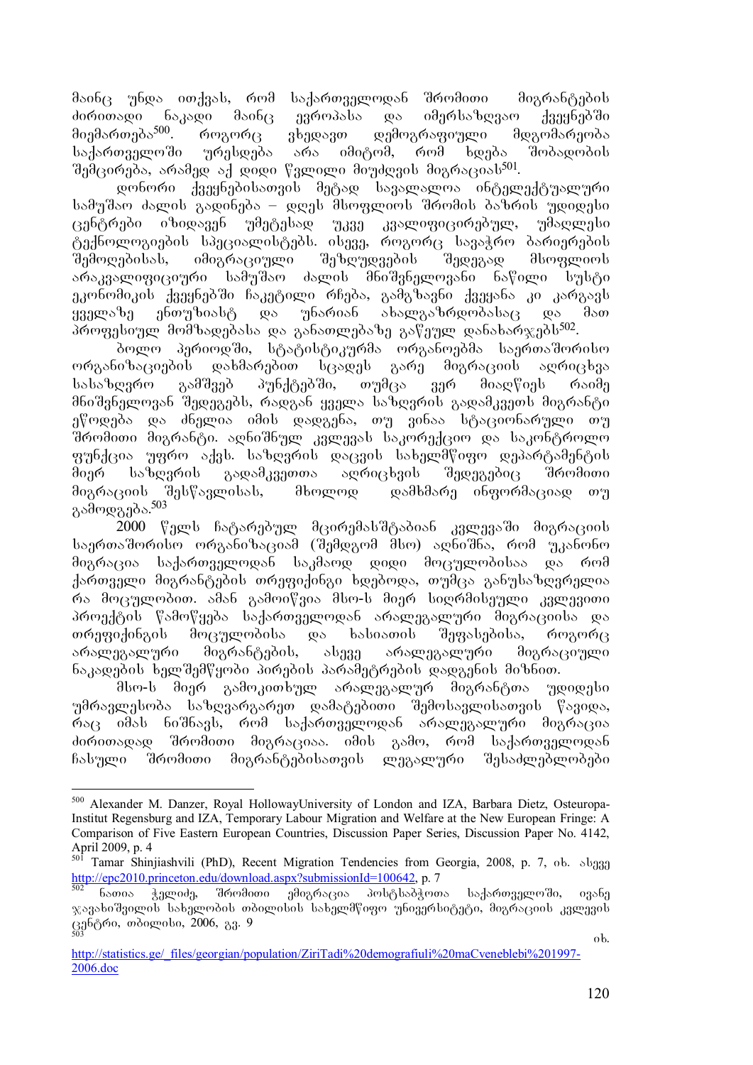მაინც უნდა ითქვას, რომ საქართველოდან შრომითი მიგრანტების ძირითადი ნაკადი მაინც ევროპასა და იმერსაზღვაო ქვეყნებში მიემართება[500]. როგორც ვხედავთ დემოგრაფიული მდგომარეობა საქართველოში უარესდება არა იმიტომ, რომ ხდება შობადობის შემცირება, არამედ აქ დიდი წვლილი მიუძღვის მიგრაციას[501].

დონორი ქვეყნებისათვის მეტად სავალალოა ინტელექტუალური სამუშაო ძალის გადინება – დღეს მსოფლიოს შრომის ბაზრის უდიდესი ცენტრები იზიდავენ უმეტესად უკვე კვალიფიცირებულ, უმაღლესი ტექნოლოგიების სპეციალისტებს. ისევე, როგორც სავაჭრო ბარიერების შემოღებისას, იმიგრაციული შეზღუდვების შედეგად მსოფლიოს არაკვალიფიციური სამუშაო ძალის მნიშვნელოვანი ნაწილი სუსტი ეკონომიკის ქვეყნებში ჩაკეტილი რჩება, გამგზავნი ქვეყანა კი კარგავს ყველაზე ენთუზიასტ და უნარიან ახალგაზრდობასაც და მათ პროფესიულ მომზადებასა და განათლებაზე გაწეულ დანახარჯებს[502].

ბოლო პერიოდში, სტატისტიკურმა ორგანოებმა საერთაშორისო ორგანიზაციების დახმარებით სცადეს გარე მიგრაციის აღრიცხვა სასაზღვრო გამშვებ პუნქტებში, თუმცა ვერ მიაღწიეს რაიმე მნიშვნელოვან შედეგებს, რადგან ყველა საზღვრის გადამკვეთის მიგრანტი ეწოდება და ძნელია იმის დადგენა, თუ ვინაა სტაციონარული თუ შრომითი მიგრანტი. აღნიშნულ კვლევას საკორექციო და საკონტროლო ფუნქცია უფრო აქვს. საზღვრის დაცვის სახელმწიფო დეპარტამენტის მიერ საზღვრის გადამკვეთთა აღრიცხვის შედეგებიც შრომითი მიგრაციის შესწავლისას, მხოლოდ დამხმარე ინფორმაციად თუ გამოდგება.[503]

2000 წელს ჩატარებულ მცირემასშტაბიან კვლევაში მიგრაციის საერთაშორისო ორგანიზაციამ (შემდგომ მსო) აღნიშნა, რომ უკანონო მიგრაცია საქართველოდან საკმაოდ დიდი მოცულობისაა და რომ ქართველი მიგრანტების თრეფიქინგი ხდებოდა, თუმცა განუსაზღვრელია რა მოცულობით. ამან გამოიწვია მსო-ს მიერ სიღრმისეული კვლევითი პროექტის წამოწყება საქართველოდან არალეგალური მიგრაციისა და თრეფიქინგის მოცულობისა და ხასიათის შეფასებისა, როგორც არალეგალური მიგრანტების, ასევე არალეგალური მიგრაციული ნაკადების ხელშემწყობი პირების პარამეტრების დადგენის მიზნით.

მსო-ს მიერ გამოკითხულ არალეგალურ მიგრანტთა უდიდესი უმრავლესობა საზღვარგარეთ დამატებითი შემოსავლისათვის წავიდა, რაც იმას ნიშნავს, რომ საქართველოდან არალეგალური მიგრაცია ძირითადად შრომითი მიგრაციაა. იმის გამო, რომ საქართველოდან ჩასული შრომითი მიგრანტებისათვის ლეგალური შესაძლებლობები

---

[500] Alexander M. Danzer, Royal HollowayUniversity of London and IZA, Barbara Dietz, Osteuropa-Institut Regensburg and IZA, Temporary Labour Migration and Welfare at the New European Fringe: A Comparison of Five Eastern European Countries, Discussion Paper Series, Discussion Paper No. 4142, April 2009, p. 4

[501] Tamar Shinjiashvili (PhD), Recent Migration Tendencies from Georgia, 2008, p. 7, იხ. ასევე http://epc2010.princeton.edu/download.aspx?submissionId=100642, p. 7

[502] ნათია ჭელიძე, შრომითი ემიგრაცია პოსტსაბჭოთა საქართველოში, ივანე ჯავახიშვილის სახელობის თბილისის სახელმწიფო უნივერსიტეტი, მიგრაციის კვლევის ცენტრი, თბილისი, 2006, გვ. 9

[503] იხ. http://statistics.ge/_files/georgian/population/ZiriTadi%20demografiuli%20maCveneblebi%201997-2006.doc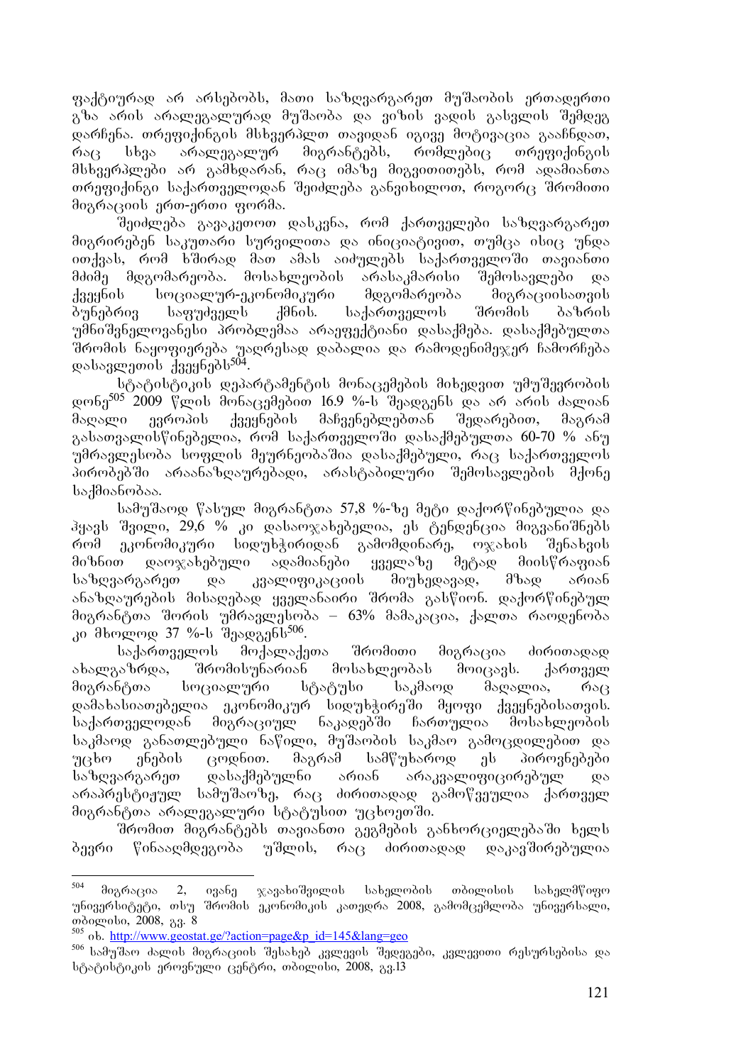ფაქტიურად არ არსებობს, მათი საზღვარგარეთ მუშაობის ერთადერთი გზა არის არალეგალურად მუშაობა და ვიზის ვადის გასვლის შემდეგ დარჩენა. თრეფიქინგის მსხვერპლთ თავიდან იგივე მოტივაცია გააჩნდათ, რაც სხვა არალეგალურ მიგრანტებს, რომლებიც თრეფიქინგის მსხვერპლები არ გამხდარან, რაც იმაზე მიგვითითებს, რომ ადამიანთა თრეფიქინგი საქართველოდან შეიძლება განვიხილოთ, როგორც შრომითი მიგრაციის ერთ-ერთი ფორმა.

შეიძლება გავაკეთოთ დასკვნა, რომ ქართველები საზღვარგარეთ მიგრირებენ საკუთარი სურვილითა და ინიციატივით, თუმცა ისიც უნდა ითქვას, რომ ხშირად მათ ამას აიძულებს საქართველოში თავიანთი მძიმე მდგომარეობა. მოსახლეობის არასაკმარისი შემოსავლები და ქვეყნის სოციალურ-ეკონომიკური მდგომარეობა მიგრაციისათვის ბუნებრივ საფუძველს ქმნის. საქართველოს შრომის ბაზრის უმნიშვნელოვანესი პრობლემაა არაეფექტიანი დასაქმება. დასაქმებულთა შრომის ნაყოფიერება უაღრესად დაბალია და რამოდენიმეჯერ ჩამორჩება დასავლეთის ქვეყნებს[504].

სტატისტიკის დეპარტამენტის მონაცემების მიხედვით უმუშევრობის დონე[505] 2009 წლის მონაცემებით 16.9 %-ს შეადგენს და არ არის ძალიან მაღალი ევროპის ქვეყნების მაჩვენებლებთან შედარებით, მაგრამ გასათვალისწინებელია, რომ საქართველოში დასაქმებულთა 60-70 % ანუ უმრავლესობა სოფლის მეურნეობაშია დასაქმებული, რაც საქართველოს პირობებში არაანაზღაურებადი, არასტაბილური შემოსავლების მქონე საქმიანობაა.

სამუშაოდ წასულ მიგრანტთა 57,8 %-ზე მეტი დაქორწინებულია და ჰყავს შვილი, 29,6 % კი დასაოჯახებელია, ეს ტენდენცია მიგვანიშნებს რომ ეკონომიკური სიდუხჭირიდან გამომდინარე, ოჯახის შენახვის მიზნით დაოჯახებული ადამიანები ყველაზე მეტად მიისწრაფიან საზღვარგარეთ და კვალიფიკაციის მიუხედავად, მზად არიან ანაზღაურების მისაღებად ყველანაირი შრომა გასწიონ. დაქორწინებულ მიგრანტთა შორის უმრავლესობა – 63% მამაკაცია, ქალთა რაოდენობა კი მხოლოდ 37 %-ს შეადგენს[506].

საქართველოს მოქალაქეთა შრომითი მიგრაცია ძირითადად ახალგაზრდა, შრომისუნარიან მოსახლეობას მოიცავს. ქართველ მიგრანტთა სოციალური სტატუსი საკმაოდ მაღალია, რაც დამახასიათებელია ეკონომიკურ სიდუხჭირეში მყოფი ქვეყნებისათვის. საქართველოდან მიგრაციულ ნაკადებში ჩართულია მოსახლეობის საკმაოდ განათლებული ნაწილი, მუშაობის საკმაო გამოცდილებით და უცხო ენების ცოდნით. მაგრამ სამწუხაროდ ეს პიროვნებები საზღვარგარეთ დასაქმებულნი არიან არაკვალიფიცირებულ და არაპრესტიჟულ სამუშაოზე, რაც ძირითადად გამოწვეულია ქართველ მიგრანტთა არალეგალური სტატუსით უცხოეთში.

შრომით მიგრანტებს თავიანთი გეგმების განხორციელებაში ხელს ბევრი წინააღმდეგობა უშლის, რაც ძირითადად დაკავშირებულია

---

[504] მიგრაცია 2, ივანე ჯავახიშვილის სახელობის თბილისის სახელმწიფო უნივერსიტეტი, თსუ შრომის ეკონომიკის კათედრა 2008, გამომცემლობა უნივერსალი, თბილისი, 2008, გვ. 8

[505] იხ. http://www.geostat.ge/?action=page&p_id=145&lang=geo

[506] სამუშაო ძალის მიგრაციის შესახებ კვლევის შედეგები, კვლევითი რესურსებისა და სტატისტიკის ეროვნული ცენტრი, თბილისი, 2008, გვ.13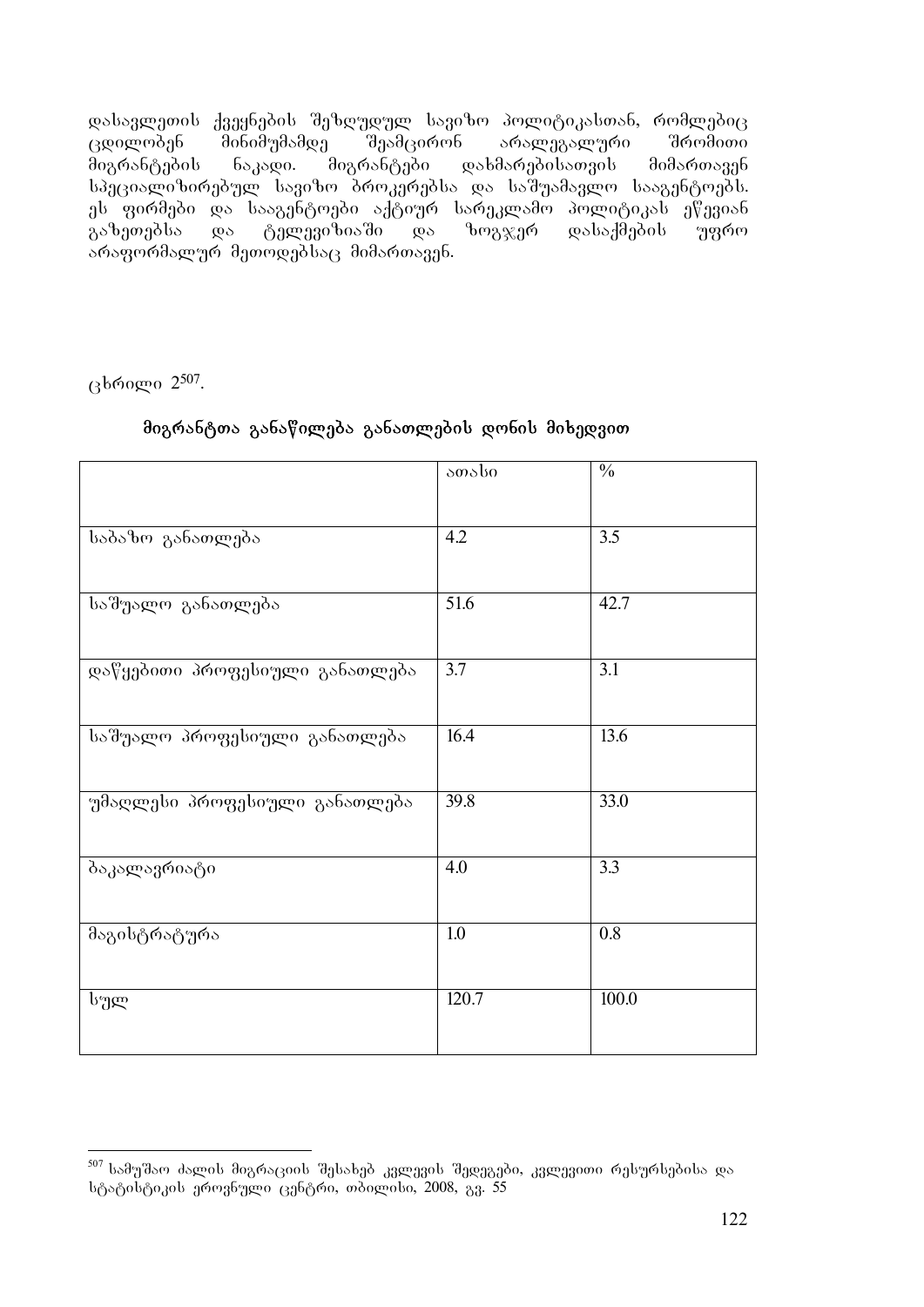დასავლეთის ქვეყნების შეზღუდულ სავიზო პოლიტიკასთან, რომლებიც ცდილობენ მინიმუმამდე შეამცირონ არალეგალური შრომითი მიგრანტების ნაკადი. მიგრანტები დახმარებისათვის მიმართავენ სპეციალიზირებულ სავიზო ბროკერებსა და საშუამავლო სააგენტოებს. ეს ფირმები და სააგენტოები აქტიურ სარეკლამო პოლიტიკას ეწევიან გაზეთებსა და ტელევიზიაში და ზოგჯერ დასაქმების უფრო არაფორმალურ მეთოდებსაც მიმართავენ.

ცხრილი 2[507].

**მიგრანტთა განაწილება განათლების დონის მიხედვით**

| | ათასი | % |
|---|---|---|
| საბაზო განათლება | 4.2 | 3.5 |
| საშუალო განათლება | 51.6 | 42.7 |
| დაწყებითი პროფესიული განათლება | 3.7 | 3.1 |
| საშუალო პროფესიული განათლება | 16.4 | 13.6 |
| უმაღლესი პროფესიული განათლება | 39.8 | 33.0 |
| ბაკალავრიატი | 4.0 | 3.3 |
| მაგისტრატურა | 1.0 | 0.8 |
| სულ | 120.7 | 100.0 |

---

[507] სამუშაო ძალის მიგრაციის შესახებ კვლევის შედეგები, კვლევითი რესურსებისა და სტატისტიკის ეროვნული ცენტრი, თბილისი, 2008, გვ. 55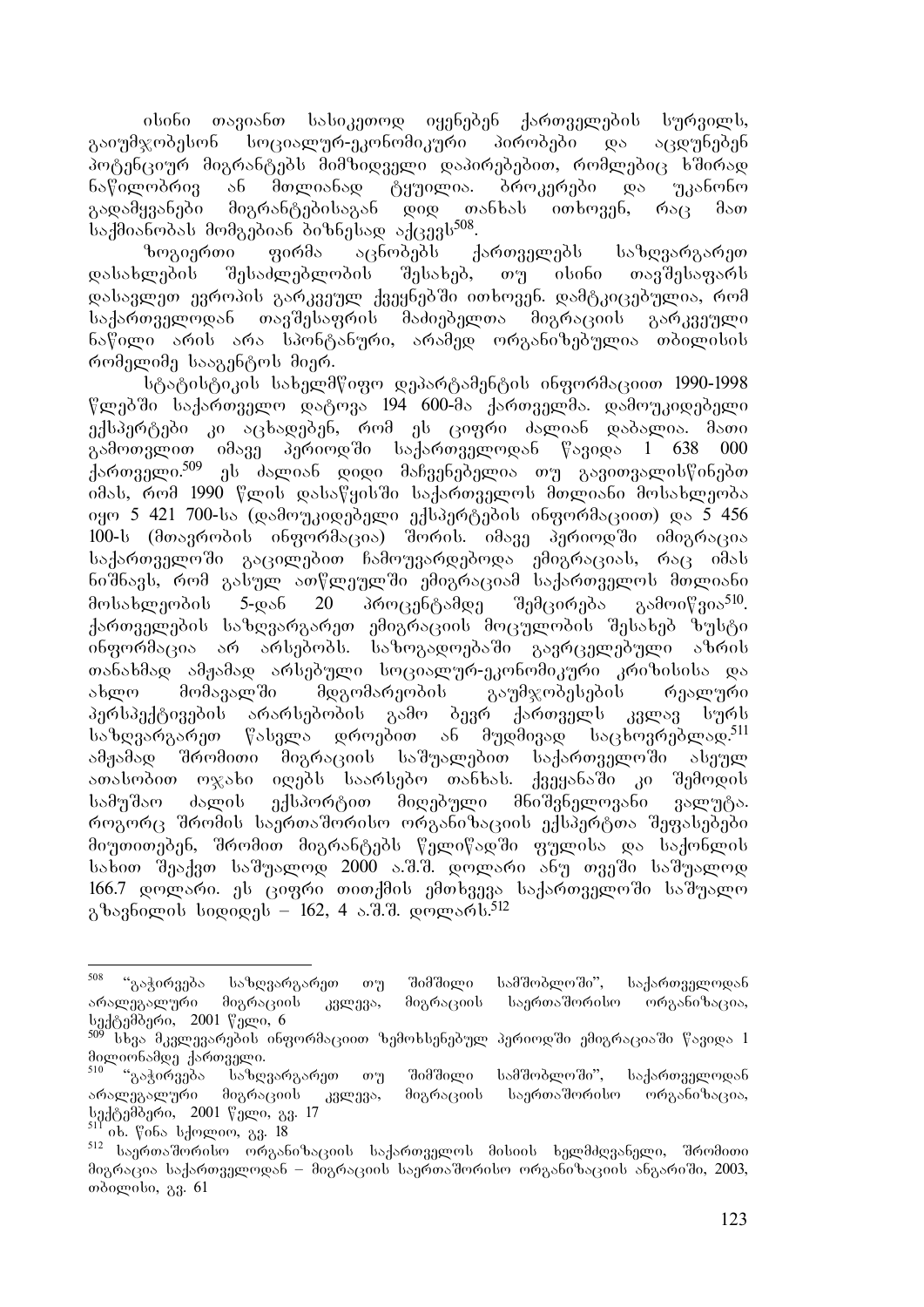ისინი თავიანთ სასიკეთოდ იყენებენ ქართველების სურვილს, გაიუმჯობესონ სოციალურ-ეკონომიკური პირობები და აცდუნებენ პოტენციურ მიგრანტებს მიმზიდველი დაპირებებით, რომლებიც ხშირად ნაწილობრივ ან მთლიანად ტყუილია. ბროკერები და უკანონო გადამყვანები მიგრანტებისაგან დიდ თანხას ითხოვენ, რაც მათ საქმიანობას მომგებიან ბიზნესად აქცევს[508].

ზოგიერთი ფირმა აცნობებს ქართველებს საზღვარგარეთ დასახლების შესაძლებლობის შესახებ, თუ ისინი თავშესაფარს დასავლეთ ევროპის გარკვეულ ქვეყნებში ითხოვენ. დამტკიცებულია, რომ საქართველოდან თავშესაფრის მაძიებელთა მიგრაციის გარკვეული ნაწილი არის არა სპონტანური, არამედ ორგანიზებულია თბილისის რომელიმე სააგენტოს მიერ.

სტატისტიკის სახელმწიფო დეპარტამენტის ინფორმაციით 1990-1998 წლებში საქართველო დატოვა 194 600-მა ქართველმა. დამოუკიდებელი ექსპერტები კი აცხადებენ, რომ ეს ციფრი ძალიან დაბალია. მათი გამოთვლით იმავე პერიოდში საქართველოდან წავიდა 1 638 000 ქართველი.[509] ეს ძალიან დიდი მაჩვენებელია თუ გავითვალისწინებთ იმას, რომ 1990 წლის დასაწყისში საქართველოს მთლიანი მოსახლეობა იყო 5 421 700-სა (დამოუკიდებელი ექსპერტების ინფორმაციით) და 5 456 100-ს (მთავრობის ინფორმაცია) შორის. იმავე პერიოდში იმიგრაცია საქართველოში გაცილებით ჩამოუვარდებოდა ემიგრაციას, რაც იმას ნიშნავს, რომ გასულ ათწლეულში ემიგრაციამ საქართველოს მთლიანი მოსახლეობის 5-დან 20 პროცენტამდე შემცირება გამოიწვია[510]. ქართველების საზღვარგარეთ ემიგრაციის მოცულობის შესახებ ზუსტი ინფორმაცია არ არსებობს. საზოგადოებაში გავრცელებული აზრის თანახმად ამჟამად არსებული სოციალურ-ეკონომიკური კრიზისისა და ახლო მომავალში მდგომარეობის გაუმჯობესების რეალური პერსპექტივების არარსებობის გამო ბევრ ქართველს კვლავ სურს საზღვარგარეთ წასვლა დროებით ან მუდმივად საცხოვრებლად.[511] ამჟამად შრომითი მიგრაციის საშუალებით საქართველოში ასეულ ათასობით ოჯახი იღებს საარსებო თანხას. ქვეყანაში კი შემოდის სამუშაო ძალის ექსპორტით მიღებული მნიშვნელოვანი ვალუტა. როგორც შრომის საერთაშორისო ორგანიზაციის ექსპერტთა შეფასებები მიუთითებენ, შრომით მიგრანტებს წელიწადში ფულისა და საქონლის სახით შეაქვთ საშუალოდ 2000 ა.შ.შ. დოლარი ანუ თვეში საშუალოდ 166.7 დოლარი. ეს ციფრი თითქმის ემთხვევა საქართველოში საშუალო გზავნილის სიდიდეს – 162, 4 ა.შ.შ. დოლარს.[512]

---

[508] "გაჭირვება საზღვარგარეთ თუ შიმშილი სამშობლოში", საქართველოდან არალეგალური მიგრაციის კვლევა, მიგრაციის საერთაშორისო ორგანიზაცია, სექტემბერი, 2001 წელი, 6

[509] სხვა მკვლევარების ინფორმაციით ზემოხსენებულ პერიოდში ემიგრაციაში წავიდა 1 მილიონამდე ქართველი.

[510] "გაჭირვება საზღვარგარეთ თუ შიმშილი სამშობლოში", საქართველოდან არალეგალური მიგრაციის კვლევა, მიგრაციის საერთაშორისო ორგანიზაცია, სექტემბერი, 2001 წელი, გვ. 17

[511] იხ. წინა სქოლიო, გვ. 18

[512] საერთაშორისო ორგანიზაციის საქართველოს მისიის ხელმძღვანელი, შრომითი მიგრაცია საქართველოდან – მიგრაციის საერთაშორისო ორგანიზაციის ანგარიში, 2003, თბილისი, გვ. 61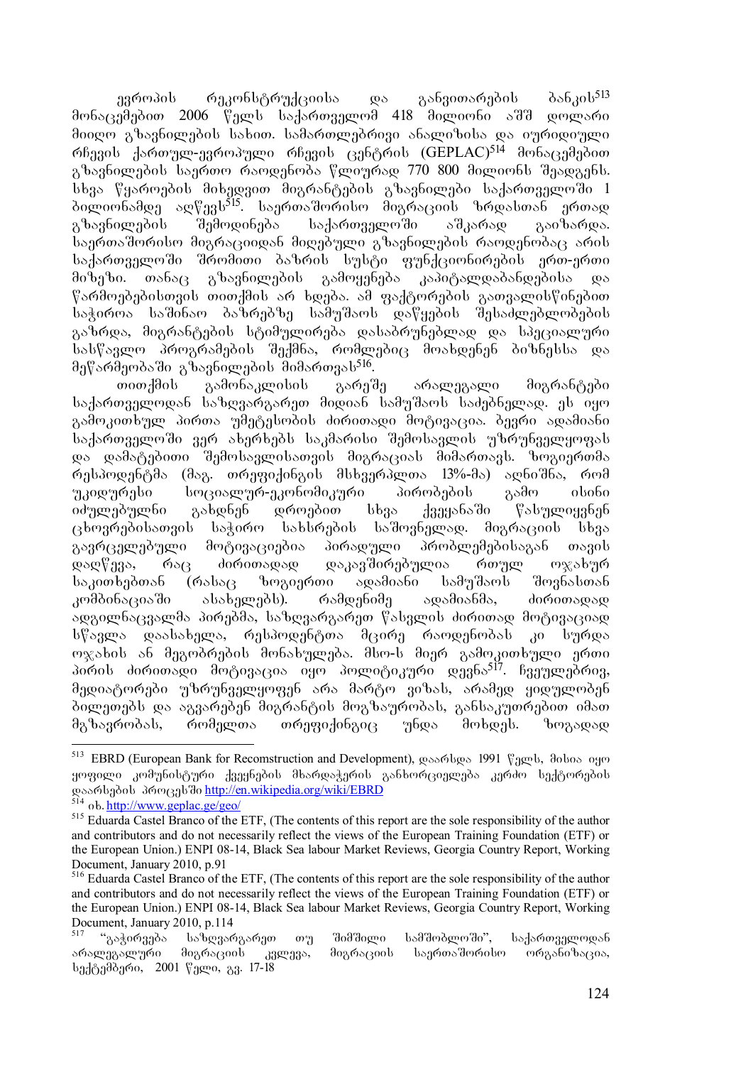ევროპის რეკონსტრუქციისა და განვითარების ბანკის[513] მონაცემებით 2006 წელს საქართველომ 418 მილიონი აშშ დოლარი მიიღო გზავნილების სახით. სამართლებრივი ანალიზისა და იურიდიული რჩევის ქართულ-ევროპული რჩევის ცენტრის (GEPLAC)[514] მონაცემებით გზავნილების საერთო რაოდენობა წლიურად 770 800 მილიონს შეადგენს. სხვა წყაროების მიხედვით მიგრანტების გზავნილები საქართველოში 1 ბილიონამდე აღწევს[515]. საერთაშორისო მიგრაციის ზრდასთან ერთად გზავნილების შემოდინება საქართველოში აშკარად გაიზარდა. საერთაშორისო მიგრაციიდან მიღებული გზავნილების რაოდენობაც არის საქართველოში შრომითი ბაზრის სუსტი ფუნქციონირების ერთ-ერთი მიზეზი. თანაც გზავნილების გამოყენება კაპიტალდაბანდებისა და წარმოებებისთვის თითქმის არ ხდება. ამ ფაქტორების გათვალისწინებით საჭიროა საშინაო ბაზრებზე სამუშაოს დაწყების შესაძლებლობების გაზრდა, მიგრანტების სტიმულირება დასაბრუნებლად და სპეციალური სასწავლო პროგრამების შექმნა, რომლებიც მოახდენენ ბიზნესსა და მეწარმეობაში გზავნილების მიმართვას[516].

თითქმის გამონაკლისის გარეშე არალეგალი მიგრანტები საქართველოდან საზღვარგარეთ მიდიან სამუშაოს საძებნელად. ეს იყო გამოკითხულ პირთა უმეტესობის ძირითადი მოტივაცია. ბევრი ადამიანი საქართველოში ვერ ახერხებს საკმარისი შემოსავლის უზრუნველყოფას და დამატებითი შემოსავლისათვის მიგრაციას მიმართავს. ზოგიერთმა რესპოდენტმა (მაგ. თრეფიქინგის მსხვერპლთა 13%-მა) აღნიშნა, რომ უკიდურესი სოციალურ-ეკონომიკური პირობების გამო ისინი იძულებულნი გახდნენ დროებით სხვა ქვეყანაში წასულიყვნენ ცხოვრებისათვის საჭირო სახსრების საშოვნელად. მიგრაციის სხვა გავრცელებული მოტივაციებია პირადული პრობლემებისაგან თავის დაღწევა, რაც ძირითადად დაკავშირებულია რთულ ოჯახურ საკითხებთან (რასაც ზოგიერთი ადამიანი სამუშაოს შოვნასთან კომბინაციაში ასახელებს). რამდენიმე ადამიანმა, ძირითადად ადგილნაცვალმა პირებმა, საზღვარგარეთ წასვლის ძირითად მოტივაციად სწავლა დაასახელა, რესპოდენტთა მცირე რაოდენობას კი სურდა ოჯახის ან მეგობრების მონახულება. მსო-ს მიერ გამოკითხული ერთი პირის ძირითადი მოტივაცია იყო პოლიტიკური დევნა[517]. ჩვეულებრივ, მედიატორები უზრუნველყოფენ არა მარტო ვიზას, არამედ ყიდულობენ ბილეთებს და აგვარებენ მიგრანტის მოგზაურობას, განსაკუთრებით იმათ მგზავრობას, რომელთა თრეფიქინგიც უნდა მოხდეს. ზოგადად

---

[513] EBRD (European Bank for Recomstruction and Development), დაარსდა 1991 წელს, მისია იყო ყოფილი კომუნისტური ქვეყნების მხარდაჭერის განხორციელება კერძო სექტორების დაარსების პროცესში http://en.wikipedia.org/wiki/EBRD

[514] იხ. http://www.geplac.ge/geo/

[515] Eduarda Castel Branco of the ETF, (The contents of this report are the sole responsibility of the author and contributors and do not necessarily reflect the views of the European Training Foundation (ETF) or the European Union.) ENPI 08-14, Black Sea labour Market Reviews, Georgia Country Report, Working Document, January 2010, p.91

[516] Eduarda Castel Branco of the ETF, (The contents of this report are the sole responsibility of the author and contributors and do not necessarily reflect the views of the European Training Foundation (ETF) or the European Union.) ENPI 08-14, Black Sea labour Market Reviews, Georgia Country Report, Working Document, January 2010, p.114

[517] "გაჭირვება საზღვარგარეთ თუ შიმშილი სამშობლოში", საქართველოდან არალეგალური მიგრაციის კვლევა, მიგრაციის საერთაშორისო ორგანიზაცია, სექტემბერი, 2001 წელი, გვ. 17-18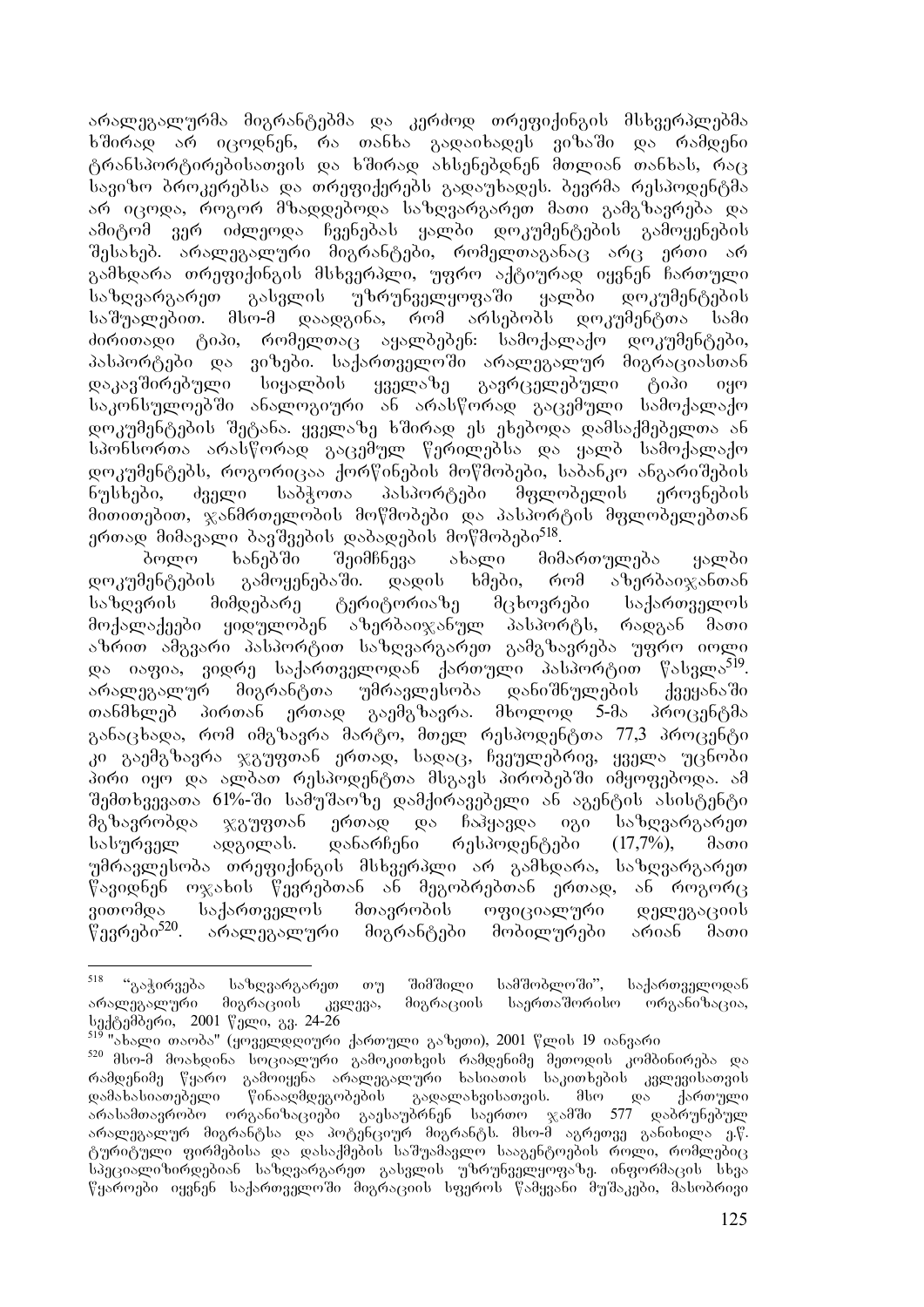არალეგალურმა მიგრანტებმა და კერძოდ თრეფიქინგის მსხვერპლებმა ხშირად არ იცოდნენ, რა თანხა გადაიხადეს ვიზაში და რამდენი ტრანსპორტირებისათვის და ხშორად ახსენებდნენ მთლიან თანხას, რაც სავიზო ბროკერებსა და თრეფიქერებს გადაუხადეს. ბევრმა რესპოდენტმა არ იცოდა, როგორ მზადდებოდა საზღვარგარეთ მათი გამგზავრება და ამიტომ ვერ იძლეოდა ჩვენებას ყალბი დოკუმენტების გამოყენების შესახებ. არალეგალური მიგრანტები, რომელთაგანაც არც ერთი არ გამხდარა თრეფიქინგის მსხვერპლი, უფრო აქტიურად იყვნენ ჩართული საზღვარგარეთ გასვლის უზრუნველყოფაში ყალბი დოკუმენტების საშუალებით. მსო-მ დაადგინა, რომ არსებობს დოკუმენტთა სამი ძირითადი ტიპი, რომელთაც აყალბებენ: სამოქალაქო დოკუმენტები, პასპორტები და ვიზები. საქართველოში არალეგალურ მიგრაციასთან დაკავშირებული სიყალბის ყველაზე გავრცელებული ტიპი იყო საკონსულოებში ანალოგიური ან არასწორად გაცემული სამოქალაქო დოკუმენტების შეტანა. ყველაზე ხშირად ეს ეხებოდა დამსაქმებელთა ან სპონსორთა არასწორად გაცემულ წერილებსა და ყალბ სამოქალაქო დოკუმენტებს, როგორიცაა ქორწინების მოწმობები, საბანკო ანგარიშების ნუსხები, ძველი საბჭოთა პასპორტების მფლობელის ეროვნების მითითებით, ჯანმრთელობის მოწმობები და პასპორტის მფლობელებთან ერთად მიმავალი ბავშვების დაბადების მოწმობები[518].

ბოლო ხანებში შეიმჩნევა ახალი მიმართულება ყალბი დოკუმენტების გამოყენებაში. დადის ხმები, რომ აზერბაიჯანთან საზღვრის მიმდებარე ტერიტორიაზე მცხოვრები საქართველოს მოქალაქეები ყიდულობენ აზერბაიჯანულ პასპორტს, რადგან მათი აზრით ამგვარი პასპორტით საზღვარგარეთ გამგზავრება უფრო იოლი და იაფია, ვიდრე საქართველოდან ქართული პასპორტით წასვლა[519]. არალეგალურ მიგრანტთა უმრავლესობა დანიშნულების ქვეყანაში თანხლებ პირთან ერთად გაემგზავრა. მხოლოდ 5-მა პროცენტმა განაცხადა, რომ იმგზავრა მარტო, მთელ რესპოდენტთა 77,3 პროცენტი კი გაემგზავრა ჯგუფთან ერთად, სადაც, ჩვეულებრივ, ყველა უცნობი პირი იყო და ალბათ რესპოდენტთა მსგავს პირობებში იმყოფებოდა. ამ შემთხვევათა 61%-ში სამუშაოზე დამქირავებელი ან აგენტის ასისტენტი მგზავრობდა ჯგუფთან ერთად და ჩაჰყავდა იგი საზღვარგარეთ სასურველ ადგილას. დანარჩენი რესპოდენტები (17,7%), მათი უმრავლესობა თრეფიქინგის მსხვერპლი არ გამხდარა, საზღვარგარეთ წავიდნენ ოჯახის წევრებთან ან მეგობრებთან ერთად, ან როგორც ვითომდა საქართველოს მთავრობის ოფიციალური დელეგაციის წევრები[520]. არალეგალური მიგრანტები მობილურები არიან მათი

---

[518] "გაჭირვება საზღვარგარეთ თუ შიმშილი სამშობლოში", საქართველოდან არალეგალური მიგრაციის კვლევა, მიგრაციის საერთაშორისო ორგანიზაცია, სექტემბერი, 2001 წელი, გვ. 24-26

[519] "ახალი თაობა" (ყოველდღიური ქართული გაზეთი), 2001 წლის 19 იანვარი

[520] მსო-მ მოახდინა სოციალური გამოკითხვის რამდენიმე მეთოდის კომბინირება და რამდენიმე წყარო გამოიყენა არალეგალური ხასიათის საკითხების კვლევისათვის დამახასიათებელი წინააღმდეგობების გადალახვისათვის. მსო და ქართული არასამთავრობო ორგანიზაციები გაესაუბრნენ საერთო ჯამში 577 დაბრუნებულ არალეგალურ მიგრანტსა და პოტენციურ მიგრანტს. მსო-მ აგრეთვე განიხილა ე.წ. ტურიტული ფირმებისა და დასაქმების საშუამავლო სააგენტოების როლი, რომლებიც სპეციალიზირდებიან საზღვარგარეთ გასვლის უზრუნველყოფაზე. ინფორმაცის სხვა წყაროები იყვნენ საქართველოში მიგრაციის სფეროს წამყვანი მუშაკები, მასობრივი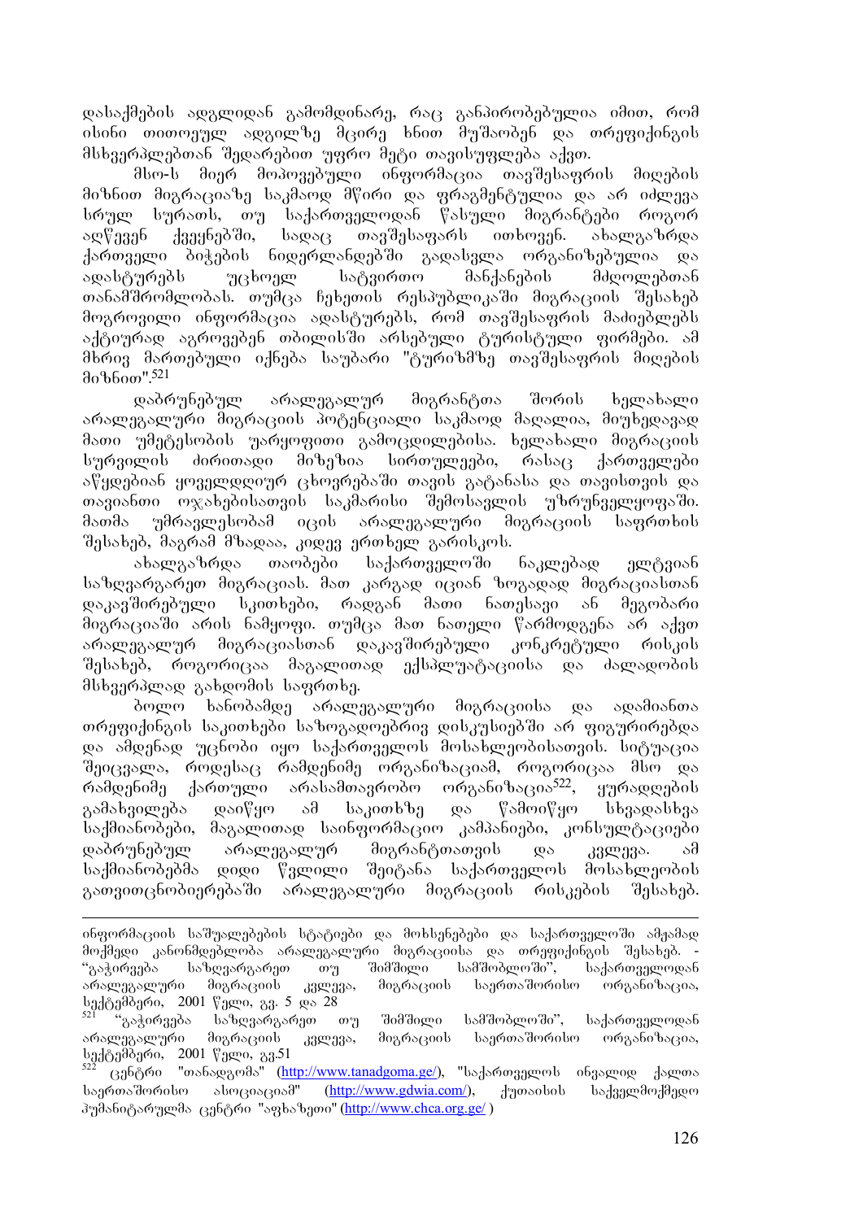დასაქმების ადგილიდან გამომდინარე, რაც განპირობებულია იმით, რომ ისინი თითოეულ ადგილზე მცირე ხნით მუშაობენ და თრეფიქინგის მსხვერპლებთან შედარებით უფრო მეტი თავისუფლება აქვთ.

მსო-ს მიერ მოპოვებული ინფორმაცია თავშესაფრის მიღების მიზნით მიგრაციაზე საკმაოდ მწირი და ფრაგმენტულია და არ იძლევა სრულ სურათს, თუ საქართველოდან წასული მიგრანტები როგორ აღწევენ ქვეყნებში, სადაც თავშესაფარს ითხოვენ. ახალგაზრდა ქართველი ბიჭების ნიდერლანდებში გადასვლა ორგანიზებულია და ადასტურებს უცხოელ სატვირთო მანქანების მძღოლებთან თანამშრომლობას. თუმცა ჩეხეთის რესპუბლიკაში მიგრაციის შესახებ მოგროვილი ინფორმაცია ადასტურებს, რომ თავშესაფრის მაძიებლებს აქტიურად აგროვებენ თბილისში არსებული ტურისტული ფირმები. ამ მხრივ მართებული იქნება საუბარი "ტურიზმზე თავშესაფრის მიღების მიზნით".[521]

დაბრუნებულ არალეგალურ მიგრანტთა შორის ხელახალი არალეგალური მიგრაციის პოტენციალი საკმაოდ მაღალია, მიუხედავად მათი უმეტესობის უარყოფითი გამოცდილებისა. ხელახალი მიგრაციის სურვილის ძირითადი მიზეზია სირთულეები, რასაც ქართველები აწყდებიან ყოველდღიურ ცხოვრებაში თავის გატანასა და თავისთვის და თავიანთი ოჯახებისათვის საკმარისი შემოსავლის უზრუნველყოფაში. მათმა უმრავლესობამ იცის არალეგალური მიგრაციის საფრთხის შესახებ, მაგრამ მზადაა, კიდევ ერთხელ გარისკოს.

ახალგაზრდა თაობები საქართველოში ნაკლებად ელტვიან საზღვარგარეთ მიგრაციას. მათ კარგად იციან ზოგადად მიგრაციასთან დაკავშირებული საკითხები, რადგან მათი ნათესავი ან მეგობარი მიგრაციაში არის ნამყოფი. თუმცა მათ ნათელი წარმოდგენა არ აქვთ არალეგალურ მიგრაციასთან დაკავშირებული კონკრეტული რისკის შესახებ, როგორიცაა მაგალითად ექსპლუატაციისა და ძალადობის მსხვერპლად გახდომის საფრთხე.

ბოლო ხანობამდე არალეგალური მიგრაციისა და ადამიანთა თრეფიქინგის საკითხები საზოგადოებრივ დისკუსიებში არ ფიგურირებდა და ამდენად უცნობი იყო საქართველოს მოსახლეობისათვის. სიტუაცია შეიცვალა, როდესაც რამდენიმე ორგანიზაციამ, როგორიცაა მსო და რამდენიმე ქართული არასამთავრობო ორგანიზაცია[522], ყურადღების გამახვილება დაიწყო ამ საკითხზე და წამოიწყო სხვადასხვა საქმიანობები, მაგალითად საინფორმაციო კამპანიები, კონსულტაციები დაბრუნებულ არალეგალურ მიგრანტთათვის და კვლევა. ამ საქმიანობებმა დიდი წვლილი შეიტანა საქართველოს მოსახლეობის გათვითცნობიერებაში არალეგალური მიგრაციის რისკების შესახებ.

---

ინფორმაციის საშუალებების სტატიები და მოხსენებები და საქართველოში ამჟამად მოქმედი კანონმდებლობა არალეგალური მიგრაციისა და თრეფიქინგის შესახებ. - "გაჭირვება საზღვარგარეთ თუ შიმშილი სამშობლოში", საქართველოდან არალეგალური მიგრაციის კვლევა, მიგრაციის საერთაშორისო ორგანიზაცია, სექტემბერი, 2001 წელი, გვ. 5 და 28

[521] "გაჭირვება საზღვარგარეთ თუ შიმშილი სამშობლოში", საქართველოდან არალეგალური მიგრაციის კვლევა, მიგრაციის საერთაშორისო ორგანიზაცია, სექტემბერი, 2001 წელი, გვ.51

[522] ცენტრი "თანადგომა" (http://www.tanadgoma.ge/), "საქართველოს ინვალიდ ქალთა საერთაშორისო ასოციაციამ" (http://www.gdwia.com/), ქუთაისის საქველმოქმედო ჰუმანიტარულმა ცენტრი "აფხაზეთი" (http://www.chca.org.ge/ )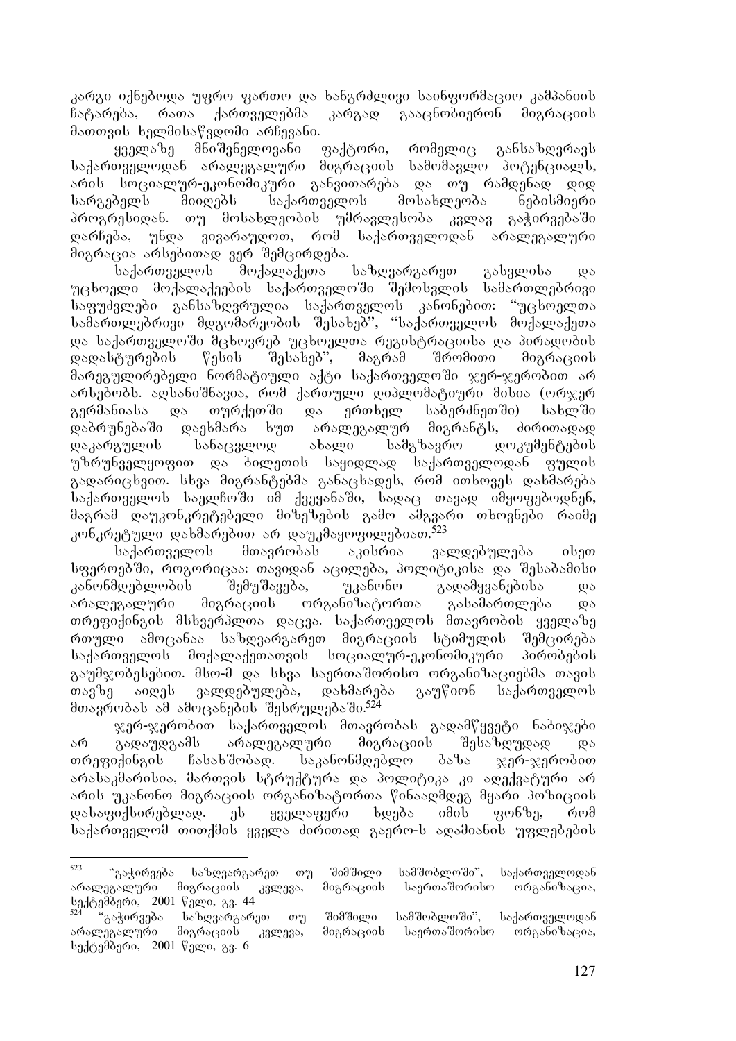კარგი იქნებოდა უფრო ფართო და ხანგრძლივი საინფორმაციო კამპანიის ჩატარება, რათა ქართველებმა კარგად გააცნობიერონ მიგრაციის მათთვის ხელმისაწვდომი არჩევანი.

ყველაზე მნიშვნელოვანი ფაქტორი, რომელიც განსაზღვრავს საქართველოდან არალეგალური მიგრაციის სამომავლო პოტენციალს, არის სოციალურ-ეკონომიკური განვითარება და თუ რამდენად დიდ სარგებელს მიიღებს საქართველოს მოსახლეობა ნებისმიერი პროგრესიდან. თუ მოსახლეობის უმრავლესობა კვლავ გაჭირვებაში დარჩება, უნდა ვივარაუდოთ, რომ საქართველოდან არალეგალური მიგრაცია არსებითად ვერ შემცირდება.

საქართველოს მოქალაქეთა საზღვარგარეთ გასვლისა და უცხოელი მოქალაქეების საქართველოში შემოსვლის სამართლებრივი საფუძვლები განსაზღვრულია საქართველოს კანონებით: "უცხოელთა სამართლებრივი მდგომარეობის შესახებ", "საქართველოს მოქალაქეთა და საქართველოში მცხოვრებ უცხოელთა რეგისტრაციისა და პირადობის დადასტურების წესის შესახებ", მაგრამ შრომითი მიგრაციის მარეგულირებელი ნორმატიული აქტი საქართველოში ჯერ-ჯერობით არ არსებობს. აღსანიშნავია, რომ ქართული დიპლომატიური მისია (ორჯერ გერმანიასა და თურქეთში და ერთხელ საბერძნეთში) სახლში დაბრუნებაში დაეხმარა ხუთ არალეგალურ მიგრანტს, ძირითადად დაკარგულის სანაცვლოდ ახალი სამგზავრო დოკუმენტების უზრუნველყოფით და ბილეთის საყიდლად საქართველოდან ფულის გადარიცხვით. სხვა მიგრანტებმა განაცხადეს, რომ ითხოვეს დახმარება საქართველოს საელჩოში იმ ქვეყანაში, სადაც თავად იმყოფებოდნენ, მაგრამ დაუკონკრეტებელი მიზეზების გამო ამგვარი თხოვნები რაიმე კონკრეტული დახმარებით არ დაუკმაყოფილებიათ.[523]

საქართველოს მთავრობას აკისრია ვალდებულება ისეთ სფეროებში, როგორიცაა: თავიდან აცილება, პოლიტიკისა და შესაბამისი კანონმდებლობის შემუშავება, უკანონო გადამყვანებისა და არალეგალური მიგრაციის ორგანიზატორთა გასამართლება და თრეფიქინგის მსხვერპლთა დაცვა. საქართველოს მთავრობის ყველაზე რთული ამოცანაა საზღვარგარეთ მიგრაციის სტიმულის შემცირება საქართველოს მოქალაქეთათვის სოციალურ-ეკონომიკური პირობების გაუმჯობესებით. მსო-მ და სხვა საერთაშორისო ორგანიზაციებმა თავის თავზე აიღეს ვალდებულება, დახმარება გაუწიონ საქართველოს მთავრობას ამ ამოცანების შესრულებაში.[524]

ჯერ-ჯერობით საქართველოს მთავრობას გადამწყვეტი ნაბიჯები არ გადაუდგამს არალეგალური მიგრაციის შესაზღუდად და თრეფიქინგის ჩასახშობად. საკანონმდებლო ბაზა ჯერ-ჯერობით არასაკმარისია, მართვის სტრუქტურა და პოლიტიკა კი ადექვატური არ არის უკანონო მიგრაციის ორგანიზატორთა წინააღმდეგ მყარი პოზიციის დასაფიქსირებლად. ეს ყველაფერი ხდება იმის ფონზე, რომ საქართველომ თითქმის ყველა ძირითად გაერო-ს ადამიანის უფლებების

---

[523] "გაჭირვება საზღვარგარეთ თუ შიმშილი სამშობლოში", საქართველოდან არალეგალური მიგრაციის კვლევა, მიგრაციის საერთაშორისო ორგანიზაცია, სექტემბერი, 2001 წელი, გვ. 44

[524] "გაჭირვება საზღვარგარეთ თუ შიმშილი სამშობლოში", საქართველოდან არალეგალური მიგრაციის კვლევა, მიგრაციის საერთაშორისო ორგანიზაცია, სექტემბერი, 2001 წელი, გვ. 6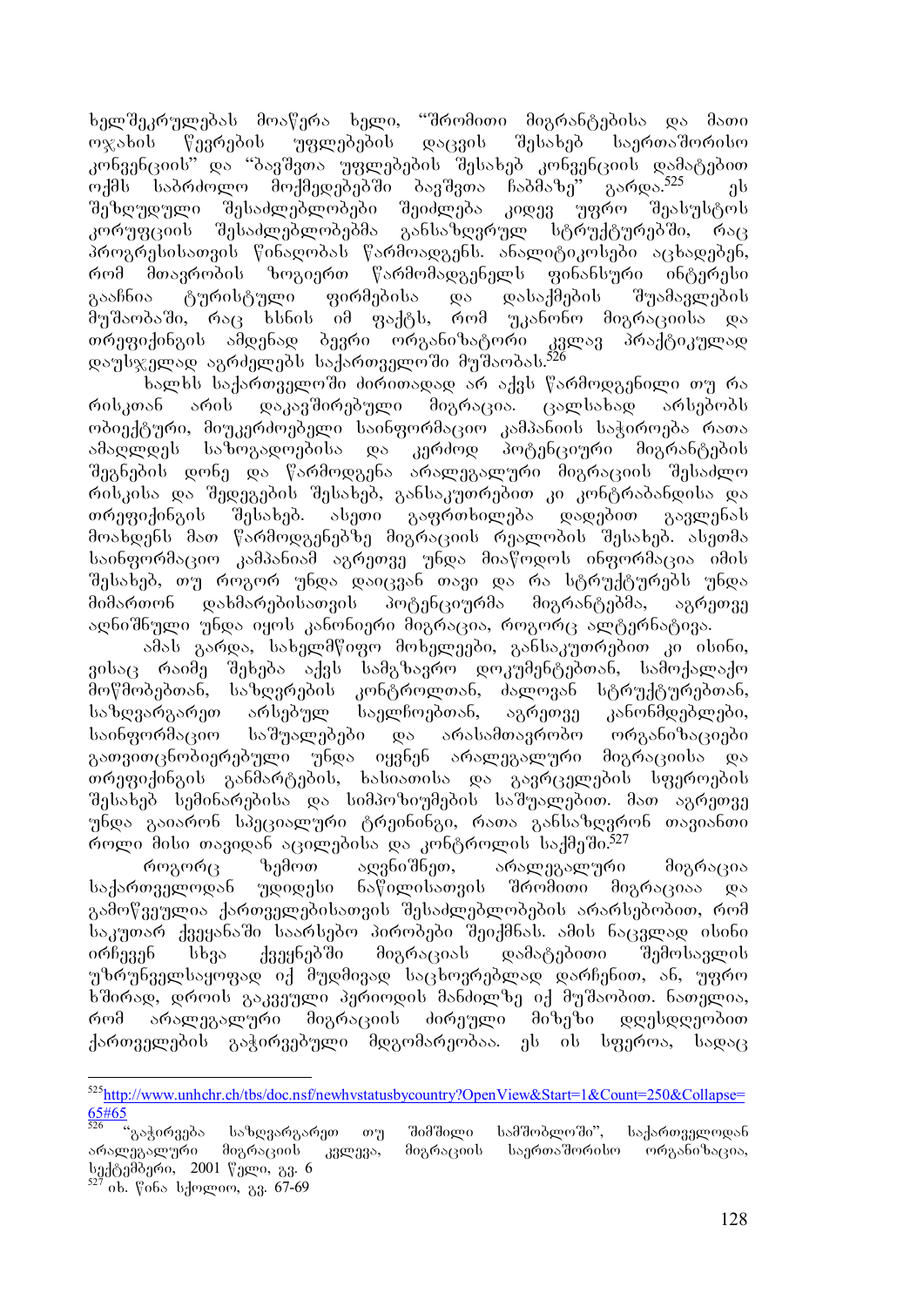ხელშეკრულებას მოაწერა ხელი, "შრომითი მიგრანტებისა და მათი ოჯახის წევრების უფლებების დაცვის შესახებ საერთაშორისო კონვენციის" და "ბავშვთა უფლებების შესახებ კონვენციის დამატებით ოქმს საბრძოლო მოქმედებებში ბავშვთა ჩაბმაზე" გარდა.[525] ეს შეზღუდული შესაძლებლობები შეიძლება კიდევ უფრო შეასუსტოს კორუფციის შესაძლებლობებმა განსაზღვრულ სტრუქტურებში, რაც პროგრესისათვის წინაღობას წარმოადგენს. ანალიტიკოსები აცხადებენ, რომ მთავრობის ზოგიერთ წარმომადგენელს ფინანსური ინტერესი გააჩნია ტურისტული ფირმებისა და დასაქმების შუამავლების მუშაობაში, რაც ხსნის იმ ფაქტს, რომ უკანონო მიგრაციისა და თრეფიქინგის ამდენად ბევრი ორგანიზატორი კვლავ პრაქტიკულად დაუსჯელად აგრძელებს საქართველოში მუშაობას.[526]

ხალხს საქართველოში ძირითადად არ აქვს წარმოდგენილი თუ რა რისკთან არის დაკავშირებული მიგრაცია. ცალსახად არსებობს ობიექტური, მიუკერძოებელი საინფორმაციო კამპანიის საჭიროება რათა ამაღლდეს საზოგადოებისა და კერძოდ პოტენციური მიგრანტების შეგნების დონე და წარმოდგენა არალეგალური მიგრაციის შესაძლო რისკისა და შედეგების შესახებ, განსაკუთრებით კი კონტრაბანდისა და თრეფიქინგის შესახებ. ასეთი გაფრთხილება დადებით გავლენას მოახდენს მათ წარმოდგენებზე მიგრაციის რეალობის შესახებ. ასეთმა საინფორმაციო კამპანიამ აგრეთვე უნდა მიაწოდოს ინფორმაცია იმის შესახებ, თუ როგორ უნდა დაიცვან თავი და რა სტრუქტურებს უნდა მიმართონ დახმარებისათვის პოტენციურმა მიგრანტებმა, აგრეთვე აღნიშნული უნდა იყოს კანონიერი მიგრაცია, როგორც ალტერნატივა.

ამას გარდა, სახელმწიფო მოხელეები, განსაკუთრებით კი ისინი, ვისაც რაიმე შეხება აქვს სამგზავრო დოკუმენტებთან, სამოქალაქო მოწმობებთან, საზღვრების კონტროლთან, ძალოვან სტრუქტურებთან, საზღვარგარეთ არსებულ საელჩოებთან, აგრეთვე კანონმდებლები, საინფორმაციო საშუალებები და არასამთავრობო ორგანიზაციები გათვითცნობიერებული უნდა იყვნენ არალეგალური მიგრაციისა და თრეფიქინგის განმარტების, ხასიათისა და გავრცელების სფეროების შესახებ სემინარებისა და სიმპოზიუმების საშუალებით. მათ აგრეთვე უნდა გაიარონ სპეციალური ტრეინინგი, რათა განსაზღვრონ თავიანთი როლი მისი თავიდან აცილებისა და კონტროლის საქმეში.[527]

როგორც ზემოთ აღვნიშნეთ, არალეგალური მიგრაცია საქართველოდან უდიდესი ნაწილისათვის შრომითი მიგრაციაა და გამოწვეულია ქართველებისათვის შესაძლებლობების არარსებობით, რომ საკუთარ ქვეყანაში საარსებო პირობები შეიქმნას. ამის ნაცვლად ისინი ირჩევენ სხვა ქვეყნებში მიგრაციას დამატებითი შემოსავლის უზრუნველსაყოფად იქ მუდმივად საცხოვრებლად დარჩენით, ან, უფრო ხშირად, დროის გაკვეული პერიოდის მანძილზე იქ მუშაობით. ნათელია, რომ არალეგალური მიგრაციის ძირეული მიზეზი დღესდღეობით ქართველების გაჭირვებული მდგომარეობაა. ეს ის სფეროა, სადაც

---

[525] http://www.unhchr.ch/tbs/doc.nsf/newhvstatusbycountry?OpenView&Start=1&Count=250&Collapse=65#65

[526] "გაჭირვება საზღვარგარეთ თუ შიმშილი სამშობლოში", საქართველოდან არალეგალური მიგრაციის კვლევა, მიგრაციის საერთაშორისო ორგანიზაცია, სექტემბერი, 2001 წელი, გვ. 6

[527] იხ. წინა სქოლიო, გვ. 67-69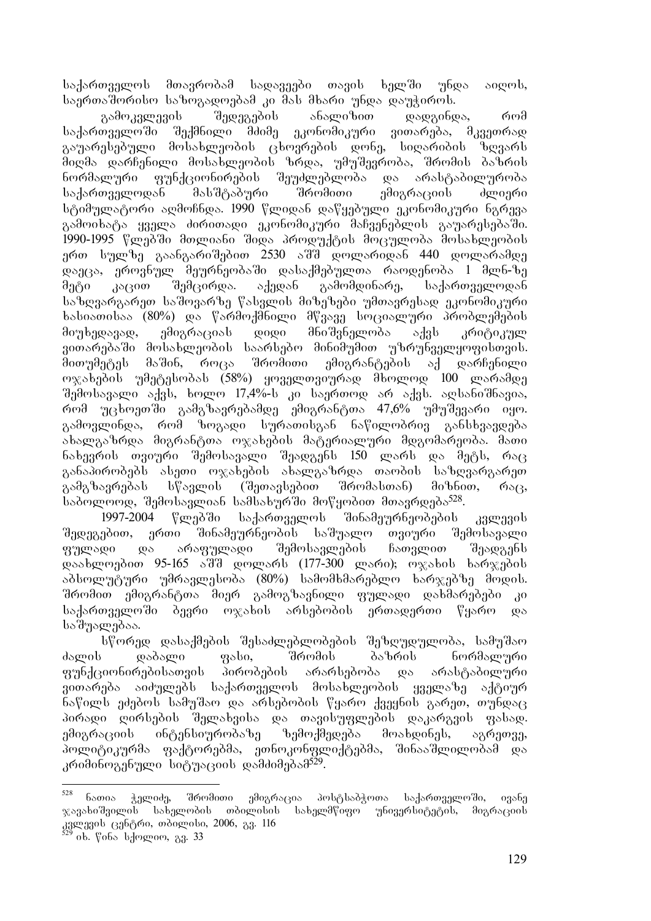საქართველოს მთავრობამ სადავეები თავის ხელში უნდა აიღოს, საერთაშორისო საზოგადოებამ კი მას მხარი უნდა დაუჭიროს.

გამოკვლევის შედეგების ანალიზით დადგინდა, რომ საქართველოში შექმნილი მძიმე ეკონომიკური ვითარება, მკვეთრად გაუარესებული მოსახლეობის ცხოვრების დონე, სიღარიბის ზღვარს მიღმა დარჩენილი მოსახლეობის ზრდა, უმუშევრობა, შრომის ბაზრის ნორმალური ფუნქციონირების შეუძლებლობა და არასტაბილურობა საქართველოდან მასშტაბური შრომითი ემიგრაციის ძლიერი სტიმულატორი აღმოჩნდა. 1990 წლიდან დაწყებული ეკონომიკური ნგრევა გამოიხატა ყველა ძირითადი ეკონომიკური მაჩვენებლის გაუარესებაში. 1990-1995 წლებში მთლიანი შიდა პროდუქტის მოცულობა მოსახლეობის ერთ სულზე გაანგარიშებით 2530 აშშ დოლარიდან 440 დოლარამდე დაეცა, ეროვნულ მეურნეობაში დასაქმებულთა რაოდენობა 1 მლნ-ზე მეტი კაცით შემცირდა. აქედან გამომდინარე, საქართველოდან საზღვარგარეთ საშოვარზე წასვლის მიზეზები უმთავრესად ეკონომიკური ხასიათისაა (80%) და წარმოქმნილი მწვავე სოციალური პრობლემების მიუხედავად, ემიგრაციას დიდი მნიშვნელობა აქვს კრიტიკულ ვითარებაში მოსახლეობის საარსებო მინიმუმით უზრუნველყოფისთვის. მითუმეტეს მაშინ, როცა შრომითი ემიგრანტების აქ დარჩენილი ოჯახების უმეტესობას (58%) ყოველთვიურად მხოლოდ 100 ლარამდე შემოსავალი აქვს, ხოლო 17,4%-ს კი საერთოდ არ აქვს. აღსანიშნავია, რომ უცხოეთში გამგზავრებამდე ემიგრანტთა 47,6% უმუშევარი იყო. გამოვლინდა, რომ ზოგადი სურათისგან ნაწილობრივ განსხვავდება ახალგაზრდა მიგრანტთა ოჯახების მატერიალური მდგომარეობა. მათი ნახევრის თვიური შემოსავალი შეადგენს 150 ლარს და მეტს, რაც განაპირობებს ასეთი ოჯახების ახალგაზრდა თაობის საზღვარგარეთ გამგზავრებას სწავლის (შეთავსებით შრომასთან) მიზნით, რაც, საბოლოოდ, შემოსავლიან სამსახურში მოწყობით მთავრდება[528].

1997-2004 წლებში საქართველოს შინამეურნეობების კვლევის შედეგებით, ერთი შინამეურნეობის საშუალო თვიური შემოსავალი ფულადი და არაფულადი შემოსავლების ჩათვლით შეადგენს დაახლოებით 95-165 აშშ დოლარს (177-300 ლარი); ოჯახის ხარჯების აბსოლუტური უმრავლესობა (80%) სამომხმარებლო ხარჯებზე მოდის. შრომით ემიგრანტთა მიერ გამოგზავნილი ფულადი დახმარებები კი საქართველოში ბევრი ოჯახის არსებობის ერთადერთი წყარო და საშუალებაა.

სწორედ დასაქმების შესაძლებლობების შეზღუდულობა, სამუშაო ძალის დაბალი ფასი, შრომის ბაზრის ნორმალური ფუნქციონირებისათვის პირობების არარსებობა და არასტაბილური ვითარება აიძულებს საქართველოს მოსახლეობის ყველაზე აქტიურ ნაწილს ეძებოს სამუშაო და არსებობის წყარო ქვეყნის გარეთ, თუნდაც პირადი ღირსების შელახვისა და თავისუფლების დაკარგვის ფასად. ემიგრაციის ინტენსიურობაზე ზემოქმედება მოახდინეს, აგრეთვე, პოლიტიკურმა ფაქტორებმა, ეთნოკონფლიქტებმა, შინააშლილობამ და კრიმინოგენული სიტუაციის დაძმიებამ[529].

---

[528] ნათია ჭელიძე, შრომითი ემიგრაცია პოსტსაბჭოთა საქართველოში, ივანე ჯავახიშვილის სახელობის თბილისის სახელმწიფო უნივერსიტეტის, მიგრაციის კვლევის ცენტრი, თბილისი, 2006, გვ. 116

[529] იხ. წინა სქოლიო, გვ. 33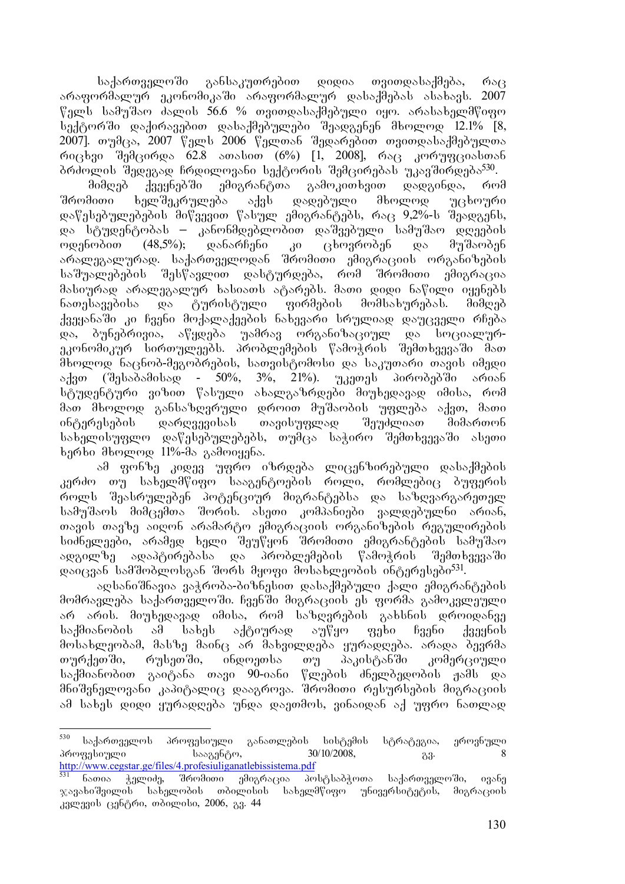საქართველოში განსაკუთრებით დიდია თვითდასაქმება, რაც არაფორმალურ ეკონომიკაში არაფორმალურ დასაქმებას ასახავს. 2007 წელს სამუშაო ძალის 56.6 % თვითდასაქმებული იყო. არასახელმწიფო სექტორში დაქირავებით დასაქმებულები შეადგენენ მხოლოდ 12.1% [8, 2007]. თუმცა, 2007 წელს 2006 წელთან შედარებით თვითდასაქმებულთა რიცხვი შემცირდა 62.8 ათასით (6%) [1, 2008], რაც კორუფციასთან ბრძოლის შედეგად ჩრდილოვანი სექტორის შემცირებას უკავშირდება[530].

მიმღებ ქვეყნებში ემიგრანტთა გამოკითხვით დადგინდა, რომ შრომითი ხელშეკრულება აქვს დადებული მხოლოდ უცხოური დაწესებულებების მიწვევით წასულ ემიგრანტებს, რაც 9,2%-ს შეადგენს, და სტუდენტობას – კანონმდებლობით დაშვებული სამუშაო დღეების ოდენობით (48,5%); დანარჩენი კი ცხოვრობენ და მუშაობენ არალეგალურად. საქართველოდან შრომითი ემიგრაციის ორგანიზების საშუალებების შესწავლით დასტურდება, რომ შრომითი ემიგრაცია მასიურად არალეგალურ ხასიათს ატარებს. მათი დიდი ნაწილი იყენებს ნათესავებისა და ტურისტული ფირმების მომსახურებას. მიმღებ ქვეყანაში კი ჩვენი მოქალაქეების ნახევარი სრულიად დაუცველი რჩება და, ბუნებრივია, აწყდება უამრავ ორგანიზაციულ და სოციალურ-ეკონომიკურ სირთულეებს. პრობლემების წამოჭრის შემთხვევაში მათ მხოლოდ ნაცნობ-მეგობრების, სათვისტომოსი და საკუთარი თავის იმედი აქვთ (შესაბამისად - 50%, 3%, 21%). უკეთეს პირობებში არიან სტუდენტური ვიზით წასული ახალგაზრდები მიუხედავად იმისა, რომ მათ მხოლოდ განსაზღვრული დროით მუშაობის უფლება აქვთ, მათი ინტერესების დარღვევისას თავისუფლად შეუძლიათ მიმართონ სახელისუფლო დაწესებულებებს, თუმცა საჭირო შემთხვევაში ასეთი ხერხი მხოლოდ 11%-მა გამოიყენა.

ამ ფონზე კიდევ უფრო იზრდება ლიცენზირებული დასაქმების კერძო თუ სახელმწიფო სააგენტოების როლი, რომლებიც ბუფერის როლს შეასრულებენ პოტენციურ მიგრანტებსა და საზღვარგარეთელ სამუშაოს მიმცემთა შორის. ასეთი კომპანიები ვალდებულნი არიან, თავის თავზე აიღონ არამარტო ემიგრაციის ორგანიზების რეგულირების სიძნელეები, არამედ ხელი შეუწყონ შრომითი ემიგრანტების სამუშაო ადგილზე ადაპტირებასა და პრობლემების წამოჭრის შემთხვევაში დაიცვან სამშობლოსგან შორს მყოფი მოსახლეობის ინტერესები[531].

აღსანიშნავია ვაჭრობა-ბიზნესით დასაქმებული ქალი ემიგრანტების მომრავლება საქართველოში. ჩვენში მიგრაციის ეს ფორმა გამოკვლეული არ არის. მიუხედავად იმისა, რომ საზღვრების გახსნის დროიდანვე საქმიანობის ამ სახეს აქტიურად აუწყო ფეხი ჩვენი ქვეყნის მოსახლეობამ, მასზე მაინც არ მახვილდება ყურადღება. არადა ბევრმა თურქეთში, რუსეთში, ინდოეთსა თუ პაკისტანში კომერციული საქმიანობით გაიტანა თავი 90-იანი წლების ძნელბედობის ჟამს და მნიშვნელოვანი კაპიტალიც დააგროვა. შრომითი რესურსების მიგრაციის ამ სახეს დიდი ყურადღება უნდა დაეთმოს, ვინაიდან აქ უფრო ნათლად

---

[530] საქართველოს პროფესიული განათლების სისტემის სტრატეგია, ეროვნული პროფესიული სააგენტო, 30/10/2008, გვ. 8 http://www.cegstar.ge/files/4.profesiuliganatlebissistema.pdf

[531] ნათია ჭელიძე, შრომითი ემიგრაცია პოსტსაბჭოთა საქართველოში, ივანე ჯავახიშვილის სახელობის თბილისის სახელმწიფო უნივერსიტეტის, მიგრაციის კვლევის ცენტრი, თბილისი, 2006, გვ. 44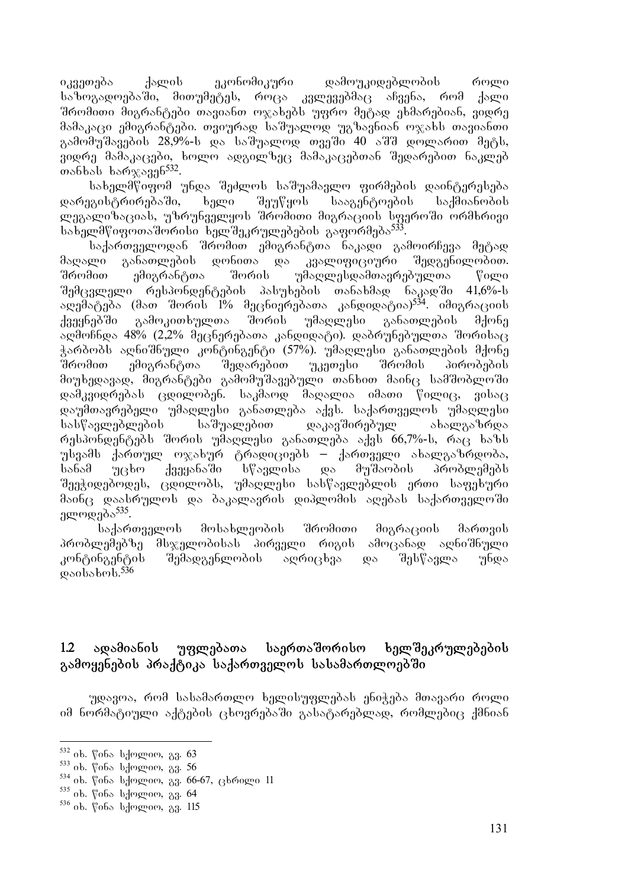იკვეთება ქალის ეკონომიკური დამოუკიდებლობის როლი საზოგადოებაში, მით უმეტეს, როცა კვლევებმაც აჩვენა, რომ ქალი შრომითი მიგრანტები თავიანთ ოჯახებს უფრო მეტად ეხმარებიან, ვიდრე მამაკაცი ემიგრანტები. თვიურად საშუალოდ უგზავნიან ოჯახს თავიანთი გამომუშავების 28,9%-ს და საშუალოდ თვეში 40 აშშ დოლარით მეტს, ვიდრე მამაკაცები, ხოლო ადგილზეც მამაკაცებთან შედარებით ნაკლებ თანხას ხარჯავენ[532].

სახელმწიფომ უნდა შეძლოს საშუამავლო ფირმების დაინტერესება დარეგისტრირებაში, ხელი შეუწყოს სააგენტოების საქმიანობის ლეგალიზაციას, უზრუნველყოს შრომითი მიგრაციის სფეროში ორმხრივი სახელმწიფოთაშორისი ხელშეკრულებების გაფორმება[533].

საქართველოდან შრომით ემიგრანტთა ნაკადი გამოირჩევა მეტად მაღალი განათლების დონითა და კვალიფიციური შედგენილობით. შრომით ემიგრანტთა შორის უმაღლესდამთავრებულთა წილი შემცვლელი რესპონდენტების პასუხების თანახმად ნაკადში 41,6%-ს აღემატება (მათ შორის 1% მეცნიერებათა კანდიდატია)[534]. იმიგრაციის ქვეყნებში გამოკითხულთა შორის უმაღლესი განათლების მქონე აღმოჩნდა 48% (2,2% მეცნიერებათა კანდიდატი). დაბრუნებულთა შორისაც ჭარბობს აღნიშნული კონტინგენტი (57%). უმაღლესი განათლების მქონე შრომით ემიგრანტთა შედარებით უკეთესი შრომის პირობების მიუხედავად, მიგრანტები გამომუშავებული თანხით მაინც სამშობლოში დამკვიდრებას ცდილობენ. საკმაოდ მაღალია იმათი წილიც, ვისაც დაუმთავრებელი უმაღლესი განათლება აქვს. საქართველოს უმაღლესი სასწავლებლების საშუალებით დაკავშირებულ ახალგაზრდა რესპონდენტებს შორის უმაღლესი განათლება აქვს 66,7%-ს, რაც ხაზს უსვამს ქართულ ოჯახურ ტრადიციებს – ქართველი ახალგაზრდობა, სანამ უცხო ქვეყანაში სწავლისა და მუშაობის პრობლემებს შეეჭიდებოდეს, ცდილობს, უმაღლესი სასწავლებლის ერთი საფეხური მაინც დაასრულოს და ბაკალავრის დიპლომის აღებას საქართველოში ელოდება[535].

საქართველოს მოსახლეობის შრომითი მიგრაციის მართვის პრობლემებზე მსჯელობისას პირველი რიგის ამოცანად აღნიშნული კონტინგენტის შემადგენლობის აღრიცხვა და შესწავლა უნდა დაისახოს.[536]

## 1.2 ადამიანის უფლებათა საერთაშორისო ხელშეკრულებების გამოყენების პრაქტიკა საქართველოს სასამართლოებში

უდავოა, რომ სასამართლო ხელისუფლებას ენიჭება მთავარი როლი იმ ნორმატიული აქტების ცხოვრებაში გასატარებლად, რომლებიც ქმნიან

---

[532] იხ. წინა სქოლიო, გვ. 63

[533] იხ. წინა სქოლიო, გვ. 56

[534] იხ. წინა სქოლიო, გვ. 66-67, ცხრილი 11

[535] იხ. წინა სქოლიო, გვ. 64

[536] იხ. წინა სქოლიო, გვ. 115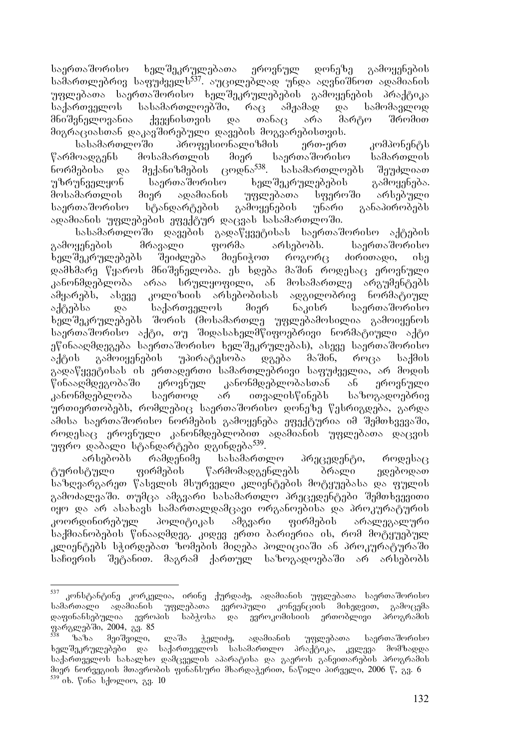საერთაშორისო ხელშეკრულებათა ეროვნულ დონეზე გამოყენების სამართლებრივ საფუძველს[537]. აუცილებლად უნდა აღვნიშნოთ ადამიანის უფლებათა საერთაშორისო ხელშეკრულებების გამოყენების პრაქტიკა საქართველოს სასამართლოებში, რაც ამჟამად და სამომავლოდ მნიშვნელოვანია ქვეყნისთვის და თანაც არა მარტო შრომით მიგრაციასთან დაკავშირებული დავების მოგვარებისთვის.

სასამართლოში პროფესიონალიზმის ერთ-ერთ კომპონენტს წარმოადგენს მოსამართლის მიერ საერთაშორისო სამართლის ნორმებისა და მექანიზმების ცოდნა[538]. სასამართლოებს შეუძლიათ უზრუნველყონ საერთაშორისო ხელშეკრულებების გამოყენება. მოსამართლის მიერ ადამიანის უფლებათა სფეროში არსებული საერთაშორისო სტანდარტების გამოყენების უნარი განაპირობებს ადამიანის უფლებების ეფექტურ დაცვას სასამართლოში.

სასამართლოში დავების გადაწყვეტისას საერთაშორისო აქტების გამოყენების მრავალი ფორმა არსებობს. საერთაშორისო ხელშეკრულებებს შეიძლება მიენიჭოთ როგორც ძირითადი, ისე დამხმარე წყაროს მნიშვნელობა. ეს ხდება მაშინ როდესაც ეროვნული კანონმდებლობა არაა სრულყოფილი, ან მოსამართლე არგუმენტებს ამყარებს, ასევე კოლიზიის არსებობისას ადგილობრივ ნორმატიულ აქტებსა და საქართველოს მიერ ნაკისრ საერთაშორისო ხელშეკრულებებს შორის (მოსამართლე უფლებამოსილია გამოიყენოს საერთაშორისო აქტი, თუ შიდასახელმწიფოებრივი ნორმატიული აქტი ეწინააღმდეგება საერთაშორისო ხელშეკრულებას), ასევე საერთაშორისო აქტის გამოიყენების უპირატესობა დგება მაშინ, როცა საქმის გადაწყვეტისას ის ერთადერთი სამართლებრივი საფუძველია, არ მოდის წინააღმდეგობაში ეროვნულ კანონმდებლობასთან ან ეროვნული კანონმდებლობა საერთოდ არ ითვალისწინებს საზოგადოებრივ ურთიერთობებს, რომლებიც საერთაშორისო დონეზე წესრიგდება, გარდა ამისა საერთაშორისო ნორმების გამოყენება ეფექტურია იმ შემთხვევაში, როდესაც ეროვნული კანონმდებლობით ადამიანის უფლებათა დაცვის უფრო დაბალი სტანდარტები დგინდება[539].

არსებობს რამდენიმე სასამართლო პრეცედენტი, როდესაც ტურისტული ფირმების წარმომადგენლებს ბრალი ედებოდათ საზღვარგარეთ წასვლის მსურველი კლიენტების მოტყუებასა და ფულის გამოძალვაში. თუმცა ამგვარი სასამართლო პრეცედენტები შემთხვევითი იყო და არ ასახავს სამართალდამცავი ორგანოებისა და პროკურატურის კოორდინირებულ პოლიტიკას ამგვარი ფირმების არალეგალური საქმიანობების წინააღმდეგ. კიდევ ერთი ბარიერია ის, რომ მოტყუებულ კლიენტებს სჭირდებათ ზომების მიღება პოლიციაში ან პროკურატურაში საჩივრის შეტანით. მაგრამ ქართულ საზოგადოებაში არ არსებობს

---

[537] კონსტანტინე კორკელია, ირინე ქურდაძე, ადამიანის უფლებათა საერთაშორისო სამართალი ადამიანის უფლებათა ევროპული კონვენციის მიხედვით, გამოცემა დაფინანსებულია ევროპის საბჭოსა და ევროკომისიის ერთობლივი პროგრამის ფარგლებში, 2004, გვ. 85

[538] ზაზა მეიშვილი, ლაშა ჭელიძე, ადამიანის უფლებათა საერთაშორისო ხელშეკრულებები და საქართველოს სასამართლო პრაქტიკა, კვლევა მომზადდა საქართველოს სახალხო დამცველის აპარატისა და გაეროს განვითარების პროგრამის მიერ ნორვეგიის მთავრობის ფინანსური მხარდაჭერით, ნაწილი პირველი, 2006 წ, გვ. 6

[539] იხ. წინა სქოლიო, გვ. 10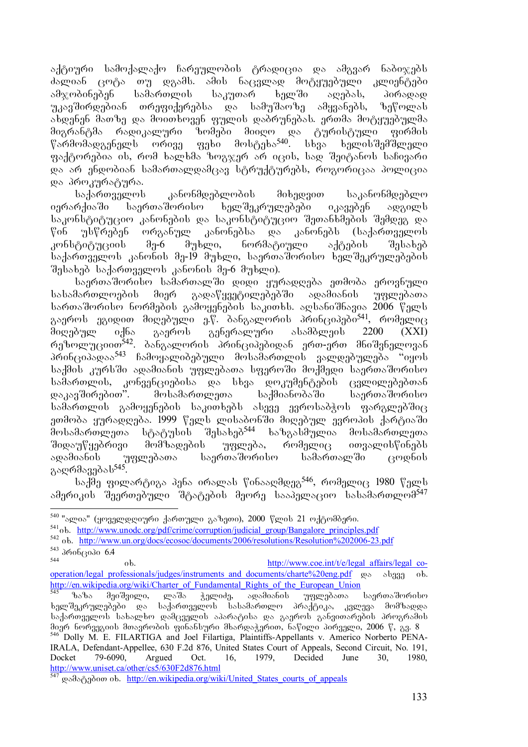აქტიური სამოქალაქო ჩარეულობის ტრადიცია და ამგვარ ნაბიჯებს ძალიან ცოტა თუ დგამს. ამის ნაცვლად მოტყუებული კლიენტები ამჯობინებენ სამართლის საკუთარ ხელში აღებას, პირადად უკავშირდებიან თრეფიქერებსა და სამუშაოზე ამყვანებს, ზეწოლას ახდენენ მათზე და მოითხოვენ ფულის დაბრუნებას. ერთმა მოტყუებულმა მიგრანტმა რადიკალური ზომები მიიღო და ტურისტული ფირმის წარმომადგენელს ორივე ფეხი მოსტეხა[540]. სხვა ხელისშემშლელი ფაქტორებია ის, რომ ხალხმა ზოგჯერ არ იცის, სად შეიტანოს საჩივარი და არ ენდობიან სამართალდამცავ სტრუქტურებს, როგორიცაა პოლიცია და პროკურატურა.

საქართველოს კანონმდებლობის მიხედვით საკანონმდებლო იერარქიაში საერთაშორისო ხელშეკრულებები იკავებენ ადგილს საკონსტიტუციო კანონების და საკონსტიტუციო შეთანხმების შემდეგ და წინ უსწრებენ ორგანულ კანონებსა და კანონებს (საქართველოს კონსტიტუციის მე-6 მუხლი, ნორმატიული აქტების შესახებ საქართველოს კანონის მე-19 მუხლი, საერთაშორისო ხელშეკრულებების შესახებ საქართველოს კანონის მე-6 მუხლი).

საერთაშორისო სამართალში დიდი ყურადღება ეთმობა ეროვნული სასამართლოების მიერ გადაწყვეტილებებში ადამიანის უფლებათა სართაშორისო ნორმების გამოყენების საკითხს. აღსანიშნავია 2006 წელს გაეროს ეგიდით მიღებული ე.წ. ბანგალორის პრინციპები[541], რომელიც მიღებულ იქნა გაეროს გენერალური ასამბლეის 2200 (XXI) რეზოლუციით[542]. ბანგალორის პრინციპებიდან ერთ-ერთ მნიშვნელოვან პრინციპადაა[543] ჩამოყალიბებული მოსამართლის ვალდებულება "იყოს საქმის კურსში ადამიანის უფლებათა სფეროში მოქმედი საერთაშორისო სამართლის, კონვენციებისა და სხვა დოკუმენტების ცვლილებებთან დაკავშირებით". მოსამართლეთა საქმიანობაში საერთაშორისო სამართლის გამოყენების საკითხებს ასევე ევროსაბჭოს ფარგლებშიც ეთმობა ყურადღება. 1999 წელს ლისაბონში მიღებულ ევროპის ქარტიაში მოსამართლეთა სტატუსის შესახებ[544] ხაზგასმულია მოსამართლეთა შიდაუწყებრივი მომზადების უფლება, რომელიც ითვალისწინებს ადამიანის უფლებათა საერთაშორისო სამართალში ცოდნის გაღრმავებას[545].

საქმე ფილარტიგა პენა ირალას წინააღმდეგ[546], რომელიც 1980 წელს ამერიკის შეერთებული შტატების მეორე სააპელაციო სასამართლომ[547]

---

[540] "ალია" (ყოველდღიური ქართული გაზეთი), 2000 წლის 21 ოქტომბერი.

[541] იხ. http://www.unodc.org/pdf/crime/corruption/judicial_group/Bangalore_principles.pdf

[542] იხ. http://www.un.org/docs/ecosoc/documents/2006/resolutions/Resolution%202006-23.pdf

[543] პრინციპი 6.4

[544] იხ. http://www.coe.int/t/e/legal_affairs/legal_co-operation/legal_professionals/judges/instruments_and_documents/charte%20eng.pdf და ასევე იხ. http://en.wikipedia.org/wiki/Charter_of_Fundamental_Rights_of_the_European_Union

[545] ზაზა მეიშვილი, ლაშა ჭელიძე, ადამიანის უფლებათა საერთაშორისო ხელშეკრულებები და საქართველოს სასამართლო პრაქტიკა, კვლევა მომზადდა საქართველოს სახალხო დამცველის აპარატისა და გაეროს განვითარების პროგრამის მიერ ნორვეგიის მთავრობის ფინანსური მხარდაჭერით, ნაწილი პირველი, 2006 წ, გვ. 8

[546] Dolly M. E. FILARTIGA and Joel Filartiga, Plaintiffs-Appellants v. Americo Norberto PENA-IRALA, Defendant-Appellee, 630 F.2d 876, United States Court of Appeals, Second Circuit, No. 191, Docket 79-6090, Argued Oct. 16, 1979, Decided June 30, 1980, http://www.uniset.ca/other/cs5/630F2d876.html

[547] დამატებით იხ. http://en.wikipedia.org/wiki/United_States_courts_of_appeals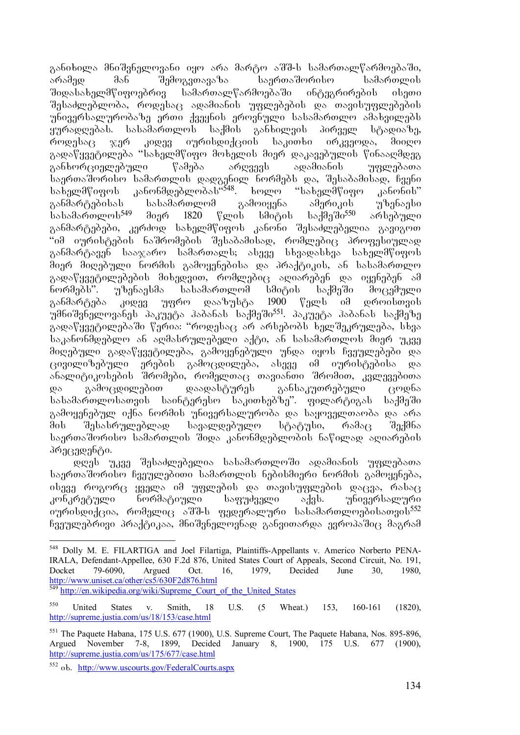განიხილა მნიშვნელოვანი იყო არა მარტო აშშ-ს სამართალწარმოებაში, არამედ მან შემოგვთავაზა საერთაშორისო სამართლის შიდასახელმწიფოებრივ სამართალწარმოებაში ინტეგრირების ისეთი შესაძლებლობა, როდესაც ადამიანის უფლებების და თავისუფლებების უნივერსალურობაზე ერთი ქვეყნის ეროვნული სასამართლო ამახვილებს ყურადღებას. სასამართლოს საქმის განხილვის პირველ სტადიაზე, როდესაც ჯერ კიდევ იურისდიქციის საკითხი ირკვეოდა, მიიღო გადაწყვეტილება "სახელმწიფო მოხელის მიერ დაკავებულის წინააღმდეგ განხორციელებული წამება არღვევს ადამიანის უფლებათა საერთაშორისო სამართლის დადგენილ ნორმებს და, შესაბამისად, ჩვენი სახელმწიფოს კანონმდებლობას"[548]. ხოლო "სახელმწიფო კანონის" განმარტებისას სასამართლომ გამოიყენა ამერიკის უზენაესი სასამართლოს[549] მიერ 1820 წლის სმიტის საქმეში[550] არსებული განმარტებები, კერძოდ სახელმწიფოს კანონი შესაძლებელია გავიგოთ "იმ იურისტების ნაშრომების შესაბამისად, რომლებიც პროფესიულად განმარტავენ საჯარო სამართალს; ასევე სხვადასხვა სახელმწიფოს მიერ მიღებული ნორმის გამოყენებისა და პრაქტიკის, ან სასამართლო გადაწყვეტილებების მიხედვით, რომლებიც აღიარებენ და იყენებენ ამ ნორმებს". უზენაესმა სასამართლომ სმიტის საქმეში მოცემული განმარტება კიდევ უფრო დააზუსტა 1900 წელს იმ დროისთვის უმნიშვნელოვანეს პაკუეტა ჰაბანას საქმეში[551]. პაკუეტა ჰაბანას საქმეზე გადაწყვეტილებაში წერია: "როდესაც არ არსებობს ხელშეკრულება, სხვა საკანონმდებლო ან აღმასრულებელი აქტი, ან სასამართლოს მიერ უკვე მიღებული გადაწყვეტილება, გამოყენებული უნდა იყოს ჩვეულებები და ცივილიზებული ერების გამოცდილება, ასევე იმ იურისტებისა და ანალიტიკოსების შრომები, რომელთაც თავიანთი შრომით, კვლევებითა და გამოცდილებით დაადასტურეს განსაკუთრებული ცოდნა სასამართლოსათვის საინტერესო საკითხებზე". ფილარტიგას საქმეში გამოყენებულ იქნა ნორმის უნივერსალურობა და საყოველთაობა და არა მის შესასრულებლად სავალდებულო სტატუსი, რამაც შექმნა საერთაშორისო სამართლის შიდა კანონმდებლობის ნაწილად აღიარების პრეცედენტი.

დღეს უკვე შესაძლებელია სასამართლოში ადამიანის უფლებათა საერთაშორისო ჩვეულებითი სამართლის ნებისმიერი ნორმის გამოყენება, ისევე როგორც ყველა იმ უფლების და თავისუფლების დაცვა, რასაც კონკრეტული ნორმატიული საფუძველი აქვს. უნივერსალური იურისდიქცია, რომელიც აშშ-ს ფედერალური სასამართლოებისათვის[552] ჩვეულებრივი პრაქტიკაა, მნიშვნელოვნად განვითარდა ევროპაშიც მაგრამ

---

[548] Dolly M. E. FILARTIGA and Joel Filartiga, Plaintiffs-Appellants v. Americo Norberto PENA-IRALA, Defendant-Appellee, 630 F.2d 876, United States Court of Appeals, Second Circuit, No. 191, Docket 79-6090, Argued Oct. 16, 1979, Decided June 30, 1980, http://www.uniset.ca/other/cs5/630F2d876.html

[549] http://en.wikipedia.org/wiki/Supreme_Court_of_the_United_States

[550] United States v. Smith, 18 U.S. (5 Wheat.) 153, 160-161 (1820), http://supreme.justia.com/us/18/153/case.html

[551] The Paquete Habana, 175 U.S. 677 (1900), U.S. Supreme Court, The Paquete Habana, Nos. 895-896, Argued November 7-8, 1899, Decided January 8, 1900, 175 U.S. 677 (1900), http://supreme.justia.com/us/175/677/case.html

[552] იხ. http://www.uscourts.gov/FederalCourts.aspx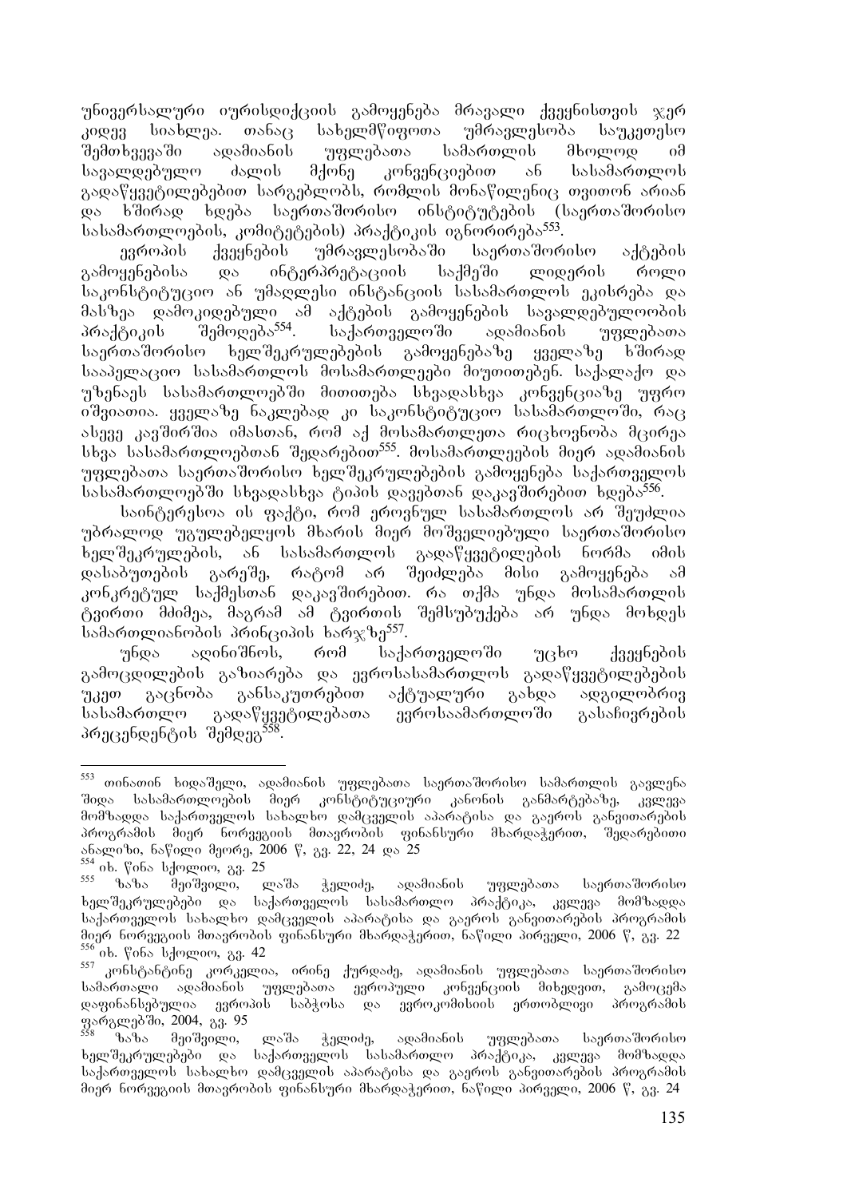უნივერსალური იურისდიქციის გამოყენება მრავალი ქვეყნისთვის ჯერ კიდევ სიახლეა. თანაც სახელმწიფოთა უმრავლესობა საუკეთესო შემთხვევაში ადამიანის უფლებათა სამართლის მხოლოდ იმ სავალდებულო ძალის მქონე კონვენციებით ან სასამართლოს გადაწყვეტილებებით სარგებლობს, რომლის მონაწილენიც თვითონ არიან და ხშირად ხდება საერთაშორისო ინსტიტუტების (საერთაშორისო სასამართლოების, კომიტეტების) პრაქტიკის იგნორირება[553].

ევროპის ქვეყნების უმრავლესობაში საერთაშორისო აქტების გამოყენებისა და ინტერპრეტაციის საქმეში ლიდერის როლი საკონსტიტუციო ან უმაღლესი ინსტანციის სასამართლოს ეკისრება და მასზეა დამოკიდებული ამ აქტების გამოყენების სავალდებულოობის პრაქტიკის შემოღება[554]. საქართველოში ადამიანის უფლებათა საერთაშორისო ხელშეკრულებების გამოყენებაზე ყველაზე ხშირად სააპელაციო სასამართლოს მოსამართლეები მიუთითებენ. საქალაქო და უზენაეს სასამართლოებში მითითება სხვადასხვა კონვენციაზე უფრო იშვიათია. ყველაზე ნაკლებად კი საკონსტიტუციო სასამართლოში, რაც ასევე კავშირშია იმასთან, რომ აქ მოსამართლეთა რიცხოვნობა მცირეა სხვა სასამართლოებთან შედარებით[555]. მოსამართლეების მიერ ადამიანის უფლებათა საერთაშორისო ხელშეკრულებების გამოყენება საქართველოს სასამართლოებში სხვადასხვა ტიპის დავებთან დაკავშირებით ხდება[556].

საინტერესოა ის ფაქტი, რომ ეროვნულ სასამართლოს არ შეუძლია უბრალოდ უგულებელყოს მხარის მიერ მოშველიებული საერთაშორისო ხელშეკრულების, ან სასამართლოს გადაწყვეტილების ნორმა იმის დასაბუთების გარეშე, რატომ არ შეიძლება მისი გამოყენება ამ კონკრეტულ საქმესთან დაკავშირებით. რა თქმა უნდა მოსამართლის ტვირთი მძიმეა, მაგრამ ამ ტვირთის შემსუბუქება არ უნდა მოხდეს სამართლიანობის პრინციპის ხარჯზე[557].

უნდა აღინიშნოს, რომ საქართველოში უცხო ქვეყნების გამოცდილების გაზიარება და ევროსასამართლოს გადაწყვეტილებების უკეთ გაცნობა განსაკუთრებით აქტუალური გახდა ადგილობრივ სასამართლო გადაწყვეტილებათა ევროსაამართლოში გასაჩივრების პრეცენდენტის შემდეგ[558].

---

[553] თინათინ ხიდაშელი, ადამიანის უფლებათა საერთაშორისო სამართლის გავლენა შიდა სასამართლოების მიერ კონსტიტუციური კანონის განმარტებაზე, კვლევა მომზადდა საქართველოს სახალხო დამცველის აპარატისა და გაეროს განვითარების პროგრამის მიერ ნორვეგიის მთავრობის ფინანსური მხარდაჭერით, შედარებითი ანალიზი, ნაწილი მეორე, 2006 წ, გვ. 22, 24 და 25

[554] იხ. წინა სქოლიო, გვ. 25

[555] ზაზა მეიშვილი, ლაშა ჭელიძე, ადამიანის უფლებათა საერთაშორისო ხელშეკრულებები და საქართველოს სასამართლო პრაქტიკა, კვლევა მომზადდა საქართველოს სახალხო დამცველის აპარატისა და გაეროს განვითარების პროგრამის მიერ ნორვეგიის მთავრობის ფინანსური მხარდაჭერით, ნაწილი პირველი, 2006 წ, გვ. 22

[556] იხ. წინა სქოლიო, გვ. 42

[557] კონსტანტინე კორკელია, ირინე ქურდაძე, ადამიანის უფლებათა საერთაშორისო სამართალი ადამიანის უფლებათა ევროპული კონვენციის მიხედვით, გამოცემა დაფინანსებულია ევროპის საბჭოსა და ევროკომისიის ერთობლივი პროგრამის ფარგლებში, 2004, გვ. 95

[558] ზაზა მეიშვილი, ლაშა ჭელიძე, ადამიანის უფლებათა საერთაშორისო ხელშეკრულებები და საქართველოს სასამართლო პრაქტიკა, კვლევა მომზადდა საქართველოს სახალხო დამცველის აპარატისა და გაეროს განვითარების პროგრამის მიერ ნორვეგიის მთავრობის ფინანსური მხარდაჭერით, ნაწილი პირველი, 2006 წ, გვ. 24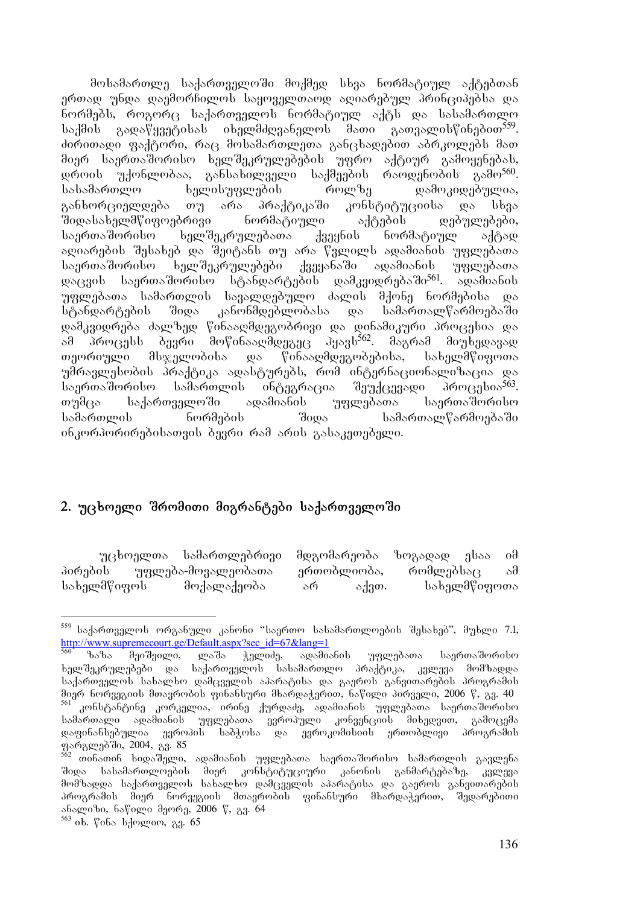მოსამართლე საქართველოში მოქმედ სხვა ნორმატიულ აქტებთან ერთად უნდა დაემორჩილოს საყოველთაოდ აღიარებულ პრინციპებსა და ნორმებს, როგორც საქართველოს ნორმატიულ აქტს და სასამართლო საქმის გადაწყვეტისას იხელმძღვანელოს მათი გათვალისწინებით[559]. ძირითადი ფაქტორი, რაც მოსამართლეთა განცხადებით აბრკოლებს მათ მიერ საერთაშორისო ხელშეკრულებების უფრო აქტიურ გამოყენებას, დროის უქონლობაა, განსახილველი საქმეების რაოდენობის გამო[560]. სასამართლო ხელისუფლების როლზე დამოკიდებულია, განხორციელდება თუ არა პრაქტიკაში კონსტიტუციისა და სხვა შიდასახელმწიფოებრივი ნორმატიული აქტების დებულებები, საერთაშორისო ხელშეკრულებათა ქვეყნის ნორმატიულ აქტად აღიარების შესახებ და შეიტანს თუ არა წვლილს ადამიანის უფლებათა საერთაშორისო ხელშეკრულებები ქვეყანაში ადამიანის უფლებათა დაცვის საერთაშორისო სტანდარტების დამკვიდრებაში[561]. ადამიანის უფლებათა სამართლის სავალდებულო ძალის მქონე ნორმებისა და სტანდარტების შიდა კანონმდებლობასა და სამართალწარმოებაში დამკვიდრება ძალზედ წინააღმდეგობრივი და დინამიკური პროცესია და ამ პროცესს ბევრი მოწინააღმდეგეც ჰყავს[562]. მაგრამ მიუხედავად თეორიული მსჯელობისა და წინააღმდეგობებისა, სახელმწიფოთა უმრავლესობის პრაქტიკა ადასტურებს, რომ ინტერნაციონალიზაცია და საერთაშორისო სამართლის ინტეგრაცია შეუქცევადი პროცესია[563]. თუმცა საქართველოში ადამიანის უფლებათა საერთაშორისო სამართლის ნორმების შიდა სამართალწარმოებაში ინკორპორირებისათვის ბევრი რამ არის გასაკეთებელი.

## 2. უცხოელი შრომითი მიგრანტები საქართველოში

უცხოელთა სამართლებრივი მდგომარეობა ზოგადად ესაა იმ პირების უფლება-მოვალეობათა ერთობლიობა, რომლებსაც ამ სახელმწიფოს მოქალაქეობა არ აქვთ. სახელმწიფოთა

---

[559] საქართველოს ორგანული კანონი "საერთო სასამართლოების შესახებ", მუხლი 7.1, http://www.supremecourt.ge/Default.aspx?sec_id=67&lang=1

[560] ზაზა მეიშვილი, ლაშა ჭელიძე, ადამიანის უფლებათა საერთაშორისო ხელშეკრულებები და საქართველოს სასამართლო პრაქტიკა, კვლევა მომზადდა საქართველოს სახალხო დამცველის აპარატისა და გაეროს განვითარების პროგრამის მიერ ნორვეგიის მთავრობის ფინანსური მხარდაჭერით, ნაწილი პირველი, 2006 წ, გვ. 40

[561] კონსტანტინე კორკელია, ირინე ქურდაძე, ადამიანის უფლებათა საერთაშორისო სამართალი ადამიანის უფლებათა ევროპული კონვენციის მიხედვით, გამოცემა დაფინანსებულია ევროპის საბჭოსა და ევროკომისიის ერთობლივი პროგრამის ფარგლებში, 2004, გვ. 85

[562] თინათინ ხიდაშელი, ადამიანის უფლებათა საერთაშორისო სამართლის გავლენა შიდა სასამართლოების მიერ კონსტიტუციური კანონის განმარტებაზე, კვლევა მომზადდა საქართველოს სახალხო დამცველის აპარატისა და გაეროს განვითარების პროგრამის მიერ ნორვეგიის მთავრობის ფინანსური მხარდაჭერით, შედარებითი ანალიზი, ნაწილი მეორე, 2006 წ, გვ. 64

[563] იხ. წინა სქოლიო, გვ. 65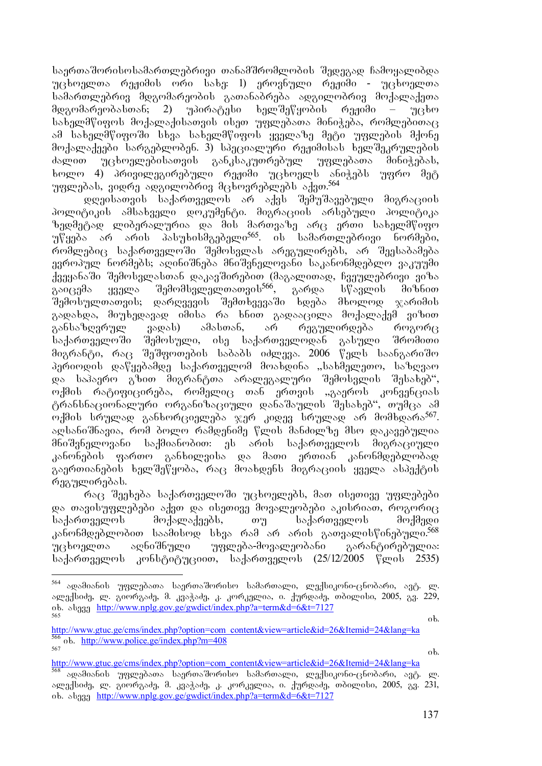საერთაშორისოსამართლებრივი თანამშრომლობის შედეგად ჩამოყალიბდა უცხოელთა რეჟიმის ორი სახე: 1) ეროვნული რეჟიმი - უცხოელთა სამართლებრივ მდგომარეობის გათანაბრება ადგილობრივ მოქალაქეთა მდგომარეობასთან; 2) უპირატესი ხელშეწყობის რეჟიმი – უცხო სახელმწიფოს მოქალაქისათვის ისეთ უფლებათა მინიჭება, რომლებითაც ამ სახელმწიფოში სხვა სახელმწიფოს ყველაზე მეტი უფლების მქონე მოქალაქეები სარგებლობენ. 3) სპეციალური რეჟიმისას ხელშეკრულების ძალით უცხოელებისათვის განკსაკუთრებულ უფლებათა მინიჭებას, ხოლო 4) პრივილეგირებული რეჟიმი უცხოელს ანიჭებს უფრო მეტ უფლებას, ვიდრე ადგილობრივ მცხოვრებლებს აქვთ.[564]

დღეისათვის საქართველოს არ აქვს შემუშავებული მიგრაციის პოლიტიკის ამსახველი დოკუმენტი. მიგრაციის არსებული პოლიტიკა ზედმეტად ლიბერალურია და მის მართვაზე არც ერთი სახელმწიფო უწყება არ არის პასუხისმგებელი[565]. ის სამართლებრივი ნორმები, რომლებიც საქართველოში შემოსვლას არეგულირებს, არ შეესაბამება ევროპულ ნორმებს; აღინიშნება მნიშვნელოვანი საკანონმდებლო ვაკუუმი ქვეყანაში შემოსვლასთან დაკავშირებით (მაგალითად, ჩვეულებრივი ვიზა გაიცემა ყველა შემომსვლელთათვის[566], გარდა სწავლის მიზნით შემოსულთათვის; დარღვევის შემთხვევაში ხდება მხოლოდ ჯარიმის გადახდა, მიუხედავად იმისა რა ხნით გადააცილა მოქალაქემ ვიზით განსაზღვრულ ვადას) ამასთან, არ რეგულირდება როგორც საქართველოში შემოსული, ისე საქართველოდან გასული შრომითი მიგრანტი, რაც შეშფოთების საბაბს იძლევა. 2006 წელს საანგარიშო პერიოდის დაწყებამდე საქართველომ მოახდინა „სახმელეთო, საზღვაო და საჰაერო გზით მიგრანტთა არალეგალური შემოსვლის შესახებ", ოქმის რატიფიცირება, რომელიც თან ერთვის „გაეროს კონვენციას ტრანსნაციონალური ორგანიზაციული დანაშაულის შესახებ", თუმცა ამ ოქმის სრულად განხორციელება ჯერ კიდევ სრულად არ მომხდარა[567]. აღსანიშნავია, რომ ბოლო რამდენიმე წლის მანძილზე მსო დაკავებულია მნიშვნელოვანი საქმიანობით: ეს არის საქართველოს მიგრაციული კანონების ფართო განხილვისა და მათი ერთიან კანონმდებლობად გაერთიანების ხელშეწყობა, რაც მოახდენს მიგრაციის ყველა ასპექტის რეგულირებას.

რაც შეეხება საქართველოში უცხოელებს, მათ ისეთივე უფლებები და თავისუფლებები აქვთ და ისეთივე მოვალეობები აკისრიათ, როგორიც საქართველოს მოქალაქეებს, თუ საქართველოს მოქმედი კანონმდებლობით საამისოდ სხვა რამ არ არის გათვალისწინებული.[568] უცხოელთა აღინიშნული უფლება-მოვალეობანი გარანტირებულია: საქართველოს კონსტიტუციით, საქართველოს (25/12/2005 წლის 2535)

---

[564] ადამიანის უფლებათა საერთაშორისო სამართალი, ლექსიკონი-ცნობარი, ავტ. ლ. ალექსიძე, ლ. გიორგაძე, მ. კვაჭაძე, კ. კორკელია, ი. ქურდაძე, თბილისი, 2005, გვ. 229, იხ. ასევე http://www.nplg.gov.ge/gwdict/index.php?a=term&d=6&t=7127

[565] იხ. http://www.gtuc.ge/cms/index.php?option=com_content&view=article&id=26&Itemid=24&lang=ka

[566] იხ. http://www.police.ge/index.php?m=408

[567] იხ. http://www.gtuc.ge/cms/index.php?option=com_content&view=article&id=26&Itemid=24&lang=ka

[568] ადამიანის უფლებათა საერთაშორისო სამართალი, ლექსიკონი-ცნობარი, ავტ. ლ. ალექსიძე, ლ. გიორგაძე, მ. კვაჭაძე, კ. კორკელია, ი. ქურდაძე, თბილისი, 2005, გვ. 231, იხ. ასევე http://www.nplg.gov.ge/gwdict/index.php?a=term&d=6&t=7127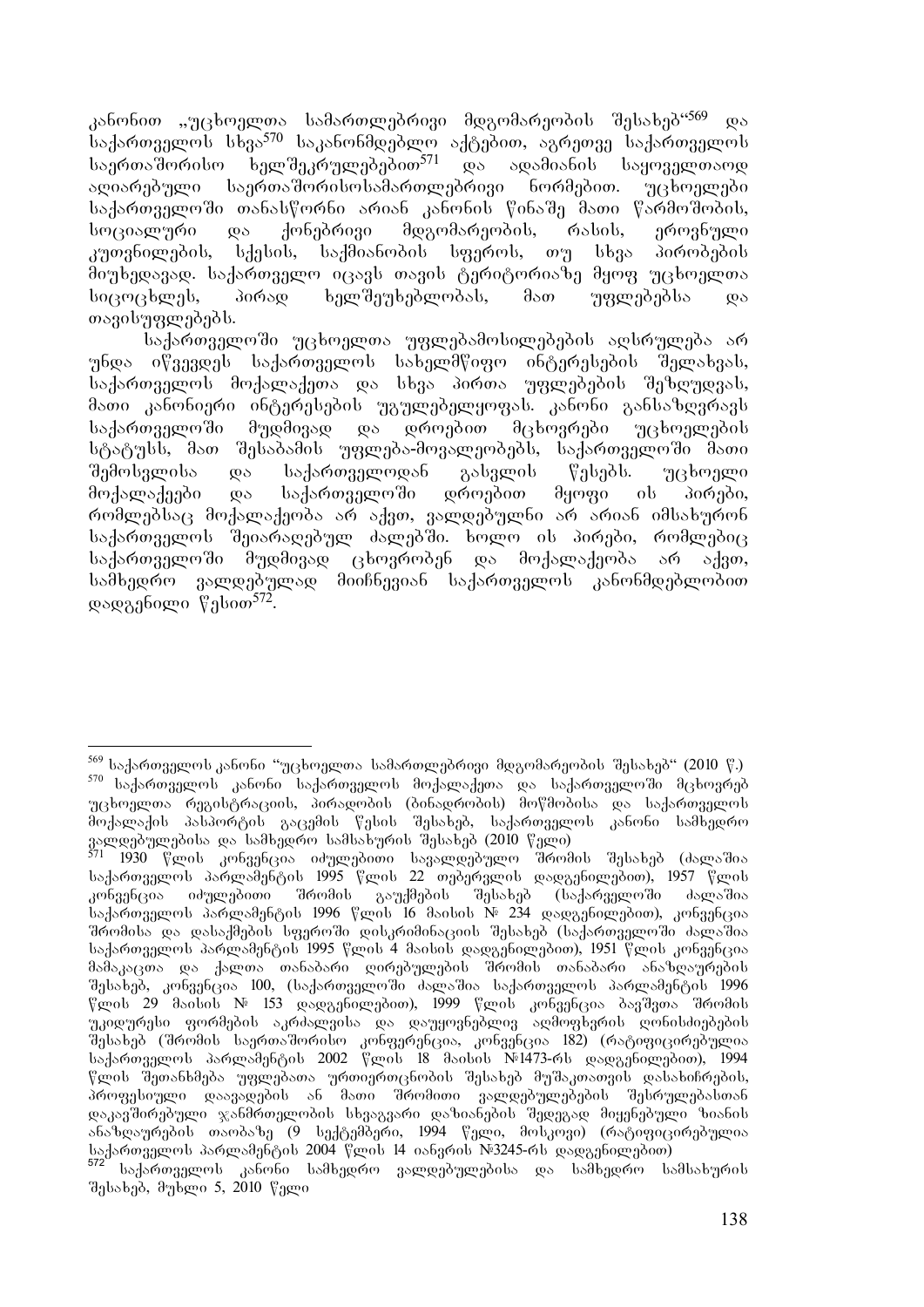კანონით „უცხოელთა სამართლებრივი მდგომარეობის შესახებ“[569] და საქართველოს სხვა[570] საკანონმდებლო აქტებით, აგრეთვე საქართველოს საერთაშორისო ხელშეკრულებებით[571] და ადამიანის საყოველთაოდ აღიარებული საერთაშორისოსამართლებრივი ნორმებით. უცხოელები საქართველოში თანასწორნი არიან კანონის წინაშე მათი წარმოშობის, სოციალური და ქონებრივი მდგომარეობის, რასის, ეროვნული კუთვნილების, სქესის, საქმიანობის სფეროს, თუ სხვა პირობების მიუხედავად. საქართველო იცავს თავის ტერიტორიაზე მყოფ უცხოელთა სიცოცხლეს, პირად ხელშეუხებლობას, მათ უფლებებსა და თავისუფლებებს.

საქართველოში უცხოელთა უფლებამოსილებების აღსრულება არ უნდა იწვევდეს საქართველოს სახელმწიფო ინტერესების შელახვას, საქართველოს მოქალაქეთა და სხვა პირთა უფლებების შეზღუდვას, მათი კანონიერი ინტერესების უგულებელყოფას. კანონი განსაზღვრავს საქართველოში მუდმივად და დროებით მცხოვრები უცხოელების სტატუსს, მათ შესაბამის უფლება-მოვალეობებს, საქართველოში მათი შემოსვლისა და საქართველოდან გასვლის წესებს. უცხოელი მოქალაქეები და საქართველოში დროებით მყოფი ის პირები, რომლებსაც მოქალაქეობა არ აქვთ, ვალდებულნი არ არიან იმსახურონ საქართველოს შეიარაღებულ ძალებში. ხოლო ის პირები, რომლებიც საქართველოში მუდმივად ცხოვრობენ და მოქალაქეობა არ აქვთ, სამხედრო ვალდებულად მიიჩნევიან საქართველოს კანონმდებლობით დადგენილი წესით[572].

---

[569] საქართველოს კანონი "უცხოელთა სამართლებრივი მდგომარეობის შესახებ" (2010 წ.)

[570] საქართველოს კანონი საქართველოს მოქალაქეთა და საქართველოში მცხოვრებ უცხოელთა რეგისტრაციის, პირადობის (ბინადრობის) მოწმობისა და საქართველოს მოქალაქის პასპორტის გაცემის წესის შესახებ, საქართველოს კანონი სამხედრო ვალდებულებისა და სამხედრო სამსახურის შესახებ (2010 წელი)

[571] 1930 წლის კონვენცია იძულებითი სავალდებულო შრომის შესახებ (ძალაშია საქართველოს პარლამენტის 1995 წლის 22 თებერვლის დადგენილებით), 1957 წლის კონვენცია იძულებითი შრომის გაუქმების შესახებ (საქართველოში ძალაშია საქართველოს პარლამენტის 1996 წლის 16 მაისის № 234 დადგენილებით), კონვენცია შრომისა და დასაქმების სფეროში დისკრიმინაციის შესახებ (საქართველოში ძალაშია საქართველოს პარლამენტის 1995 წლის 4 მაისის დადგენილებით), 1951 წლის კონვენცია მამაკაცთა და ქალთა თანაბარი ღირებულების შრომის თანაბარი ანაზღაურების შესახებ, კონვენცია 100, (საქართველოში ძალაშია საქართველოს პარლამენტის 1996 წლის 29 მაისის № 153 დადგენილებით), 1999 წლის კონვენცია ბავშვთა შრომის უკიდურესი ფორმების აკრძალვისა და დაუყოვნებლივ აღმოფხვრის ღონისძიებების შესახებ (შრომის საერთაშორისო კონფერენცია, კონვენცია 182) (რატიფიცირებულია საქართველოს პარლამენტის 2002 წლის 18 მაისის №1473-რს დადგენილებით), 1994 წლის შეთანხმება უფლებათა ურთიერთცნობის შესახებ მუშაკთათვის დასახიჩრების, პროფესიული დაავადების ან მათი შრომითი ვალდებულებების შესრულებასთან დაკავშირებული ჯანმრთელობის სხვაგვარი დაზიანების შედეგად მიყენებული ზიანის ანაზღაურების თაობაზე (9 სექტემბერი, 1994 წელი, მოსკოვი) (რატიფიცირებულია საქართველოს პარლამენტის 2004 წლის 14 იანვრის №3245-რს დადგენილებით)

[572] საქართველოს კანონი სამხედრო ვალდებულებისა და სამხედრო სამსახურის შესახებ, მუხლი 5, 2010 წელი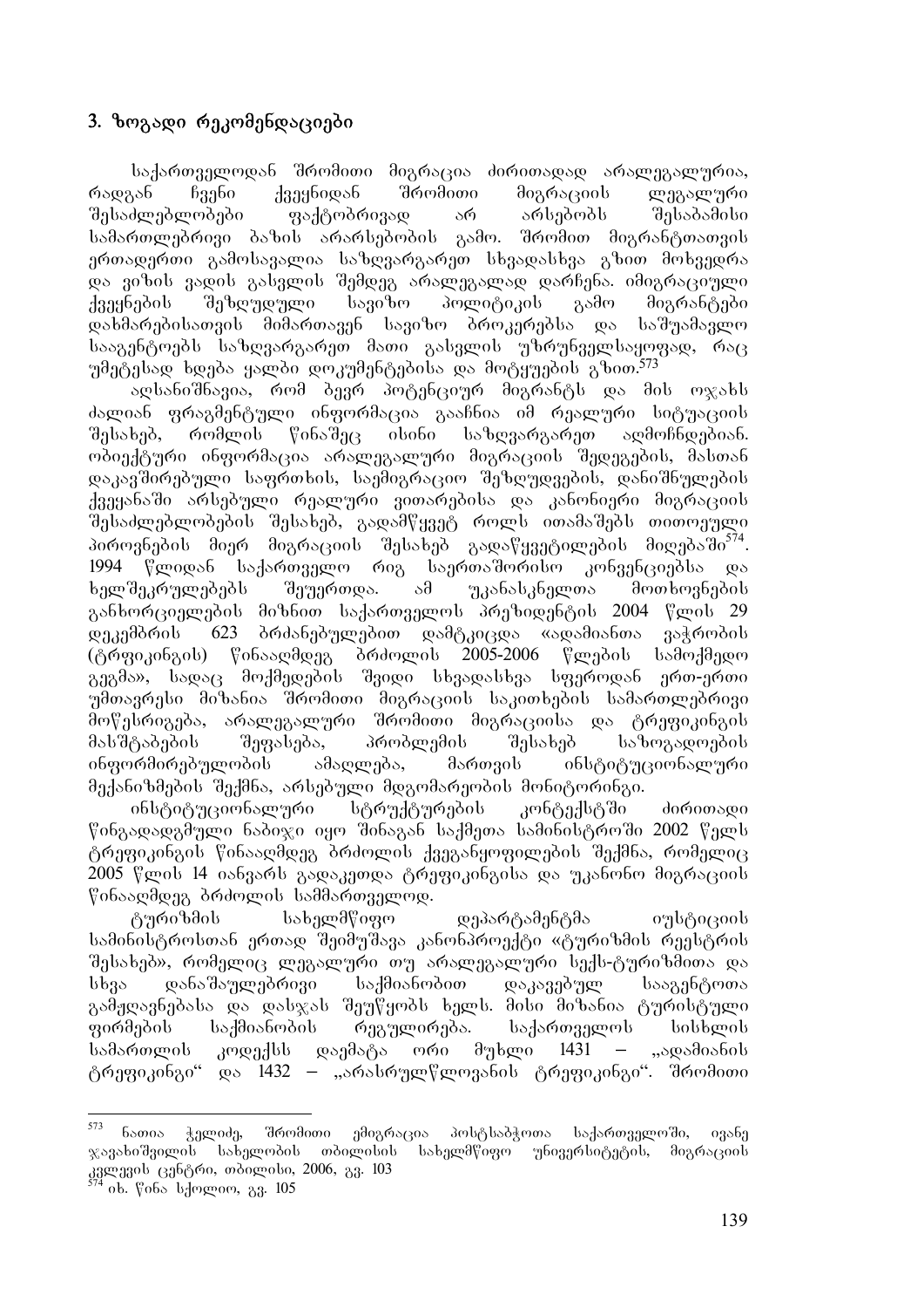### 3. ზოგადი რეკომენდაციები

საქართველოდან შრომითი მიგრაცია ძირითადად არალეგალურია, რადგან ჩვენი ქვეყნიდან შრომითი მიგრაციის ლეგალური შესაძლებლობები ფაქტობრივად არ არსებობს შესაბამისი სამართლებრივი ბაზის არარსებობის გამო. შრომით მიგრანტთათვის ერთადერთი გამოსავალია საზღვარგარეთ სხვადასხვა გზით მოხვედრა და ვიზის ვადის გასვლის შემდეგ არალეგალად დარჩენა. იმიგრაციული ქვეყნების შეზღუდული სავიზო პოლიტიკის გამო მიგრანტები დახმარებისათვის მიმართავენ სავიზო ბროკერებსა და საშუამავლო სააგენტოებს საზღვარგარეთ მათი გასვლის უზრუნველსაყოფად, რაც უმეტესად ხდება ყალბი დოკუმენტებისა და მოტყუების გზით.[573]

აღსანიშნავია, რომ ბევრ პოტენციურ მიგრანტს და მის ოჯახს ძალიან ფრაგმენტული ინფორმაცია გააჩნია იმ რეალური სიტუაციის შესახებ, რომლის წინაშეც ისინი საზღვარგარეთ აღმოჩნდებიან. ობიექტური ინფორმაცია არალეგალური მიგრაციის შედეგების, მასთან დაკავშირებული საფრთხის, საემიგრაციო შეზღუდვების, დანიშნულების ქვეყანაში არსებული რეალური ვითარებისა და კანონიერი მიგრაციის შესაძლებლობების შესახებ, გადამწყვეტ როლს ითამაშებს თითოეული პიროვნების მიერ მიგრაციის შესახებ გადაწყვეტილების მიღებაში[574]. 1994 წლიდან საქართველო რიგ საერთაშორისო კონვენციებსა და ხელშეკრულებებს შეუერთდა. ამ უკანასკნელთა მოთხოვნების განხორციელების მიზნით საქართველოს პრეზიდენტის 2004 წლის 29 დეკემბრის 623 ბრძანებულებით დამტკიცდა «ადამიანთა ვაჭრობის (ტრფიკინგის) წინააღმდეგ ბრძოლის 2005-2006 წლების სამოქმედო გეგმა», სადაც მოქმედების შვიდი სხვადასხვა სფეროდან ერთ-ერთი უმთავრესი მიზანია შრომითი მიგრაციის საკითხების სამართლებრივი მოწესრიგება, არალეგალური შრომითი მიგრაციისა და ტრეფიკინგის მასშტაბების შეფასება, პრობლემის შესახებ საზოგადოების ინფორმირებულობის ამაღლება, მართვის ინსტიტუციონალური მექანიზმების შექმნა, არსებული მდგომარეობის მონიტორინგი.

ინსტიტუციონალური სტრუქტურების კონტექსტში ძირითადი წინგადადგმული ნაბიჯი იყო შინაგან საქმეთა სამინისტროში 2002 წელს ტრეფიკინგის წინააღმდეგ ბრძოლის ქვეგანყოფილების შექმნა, რომელიც 2005 წლის 14 იანვარს გადაკეთდა ტრეფიკინგისა და უკანონო მიგრაციის წინააღმდეგ ბრძოლის სამმართველოდ.

ტურიზმის სახელმწიფო დეპარტამენტმა იუსტიციის სამინისტროსთან ერთად შეიმუშავა კანონპროექტი «ტურიზმის რეესტრის შესახებ», რომელიც ლეგალური თუ არალეგალური სექს-ტურიზმითა და სხვა დანაშაულებრივი საქმიანობით დაკავებულ სააგენტოთა გამჟღავნებასა და დასჯას შეუწყობს ხელს. მისი მიზანია ტურისტული ფირმების საქმიანობის რეგულირება. საქართველოს სისხლის სამართლის კოდექსს დაემატა ორი მუხლი 1431 – „ადამიანის ტრეფიკინგი“ და 1432 – „არასრულწლოვანის ტრეფიკინგი“. შრომითი

---

[573] ნათია ჭელიძე, შრომითი ემიგრაცია პოსტსაბჭოთა საქართველოში, ივანე ჯავახიშვილის სახელობის თბილისის სახელმწიფო უნივერსიტეტის, მიგრაციის კვლევის ცენტრი, თბილისი, 2006, გვ. 103

[574] იხ. წინა სქოლიო, გვ. 105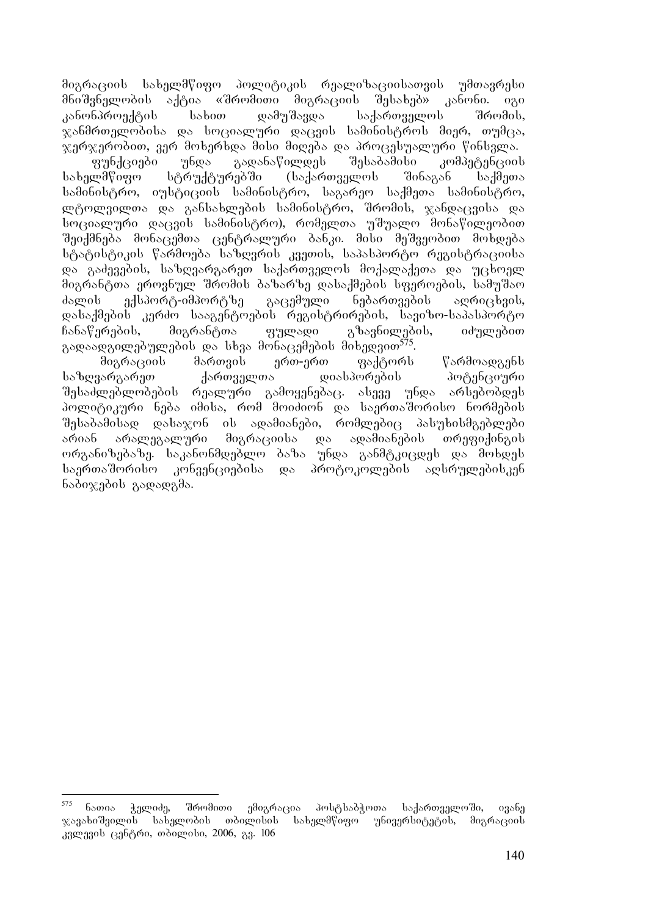მიგრაციის სახელმწიფო პოლიტიკის რეალიზაციისათვის უმთავრესი მნიშვნელობის აქტია «შრომითი მიგრაციის შესახებ» კანონი. იგი კანონპროექტის სახით დამუშავდა საქართველოს შრომის, ჯანმრთელობისა და სოციალური დაცვის სამინისტროს მიერ, თუმცა, ჯერჯერობით, ვერ მოხერხდა მისი მიღება და პროცესუალური წინსვლა.

ფუნქციები უნდა გადანაწილდეს შესაბამისი კომპეტენციის სახელმწიფო სტრუქტურებში (საქართველოს შინაგან საქმეთა სამინისტრო, იუსტიციის სამინისტრო, საგარეო საქმეთა სამინისტრო, ლტოლვილთა და განსახლების სამინისტრო, შრომის, ჯანდაცვისა და სოციალური დაცვის სამინისტრო), რომელთა უშუალო მონაწილეობით შეიქმნება მონაცემთა ცენტრალური ბანკი. მისი მეშვეობით მოხდება სტატისტიკის წარმოება საზღვრის კვეთის, საპასპორტო რეგისტრაციისა და გაძევების, საზღვარგარეთ საქართველოს მოქალაქეთა და უცხოელ მიგრანტთა ეროვნულ შრომის ბაზარზე დასაქმების სფეროების, სამუშაო ძალის ექსპორტ-იმპორტზე გაცემული ნებართვების აღრიცხვის, დასაქმების კერძო სააგენტოების რეგისტრირების, სავიზო-საპასპორტო ჩანაწერების, მიგრანტთა ფულადი გზავნილების, იძულებით გადაადგილებულების და სხვა მონაცემების მიხედვით[575].

მიგრაციის მართვის ერთ-ერთ ფაქტორს წარმოადგენს საზღვარგარეთ ქართველთა დიასპორების პოტენციური შესაძლებლობების რეალური გამოყენებაც. ასევე უნდა არსებობდეს პოლიტიკური ნება იმისა, რომ მოიძიონ და საერთაშორისო ნორმების შესაბამისად დასაჯონ ის ადამიანები, რომლებიც პასუხისმგებლები არიან არალეგალური მიგრაციისა და ადამიანების თრეფიქინგის ორგანიზებაზე. საკანონმდებლო ბაზა უნდა განმტკიცდეს და მოხდეს საერთაშორისო კონვენციებისა და პროტოკოლების აღსრულებისკენ ნაბიჯების გადადგმა.

---

[575] ნათია ჭელიძე, შრომითი ემიგრაცია პოსტსაბჭოთა საქართველოში, ივანე ჯავახიშვილის სახელობის თბილისის სახელმწიფო უნივერსიტეტის, მიგრაციის კვლევის ცენტრი, თბილისი, 2006, გვ. 106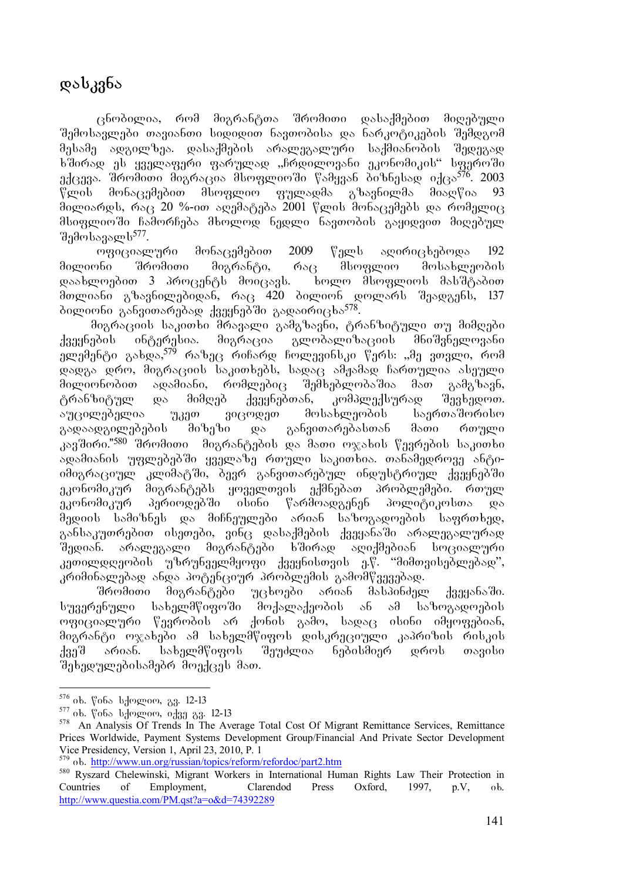# დასკვნა

ცნობილია, რომ მიგრანტთა შრომითი დასაქმებით მიღებული შემოსავლები თავიანთი სიდიდით ნავთობისა და ნარკოტიკების შემდგომ მესამე ადგილზეა. დასაქმების არალეგალური საქმიანობის შედეგად ხშირად ეს ყველაფერი ფარულად „ჩრდილოვანი ეკონომიკის" სფეროში ექცევა. შრომითი მიგრაცია მსოფლიოში წამყვან ბიზნესად იქცა[576]. 2003 წლის მონაცემებით მსოფლიო ფულადმა გზავნილმა მიაღწია 93 მილიარდს, რაც 20 %-ით აღემატება 2001 წლის მონაცემებს და რომელიც მსოფლიოში ჩამორჩება მხოლოდ ნედლი ნავთობის გაყიდვით მიღებულ შემოსავალს[577].

ოფიციალური მონაცემებით 2009 წელს აღირიცხებოდა 192 მილიონი შრომითი მიგრანტი, რაც მსოფლიო მოსახლეობის დაახლოებით 3 პროცენტს მოიცავს. ხოლო მსოფლიოს მასშტაბით მთლიანი გზავნილებიდან, რაც 420 ბილიონ დოლარს შეადგენს, 137 ბილიონი განვითარებად ქვეყნებში გადაირიცხა[578].

მიგრაციის საკითხი მრავალი გამგზავნი, ტრანზიტული თუ მიმღები ქვეყნების ინტერესია. მიგრაცია გლობალიზაციის მნიშვნელოვანი ელემენტი გახდა,[579] რაზეც რიჩარდ ჩოლევინსკი წერს: „მე ვთვლი, რომ დადგა დრო, მიგრაციის საკითხებს, სადაც ამჟამად ჩართულია ასეული მილიონობით ადამიანი, რომლებიც შემხებლობაშია მათ გამგზავნ, ტრანზიტულ და მიმღებ ქვეყნებთან, კომპლექსურად შევხედოთ. აუცილებელია უკეთ ვიცოდეთ მოსახლეობის საერთაშორისო გადაადგილებების მიზეზი და განვითარებასთან მათი რთული კავშირი."[580] შრომითი მიგრანტების და მათი ოჯახის წევრების საკითხი ადამიანის უფლებებში ყველაზე რთული საკითხია. თანამედროვე ანტი-იმიგრაციულ კლიმატში, ბევრ განვითარებულ ინდუსტრიულ ქვეყნებში ეკონომიკურ მიგრანტებს ყოველთვის ექმნებათ პრობლემები. რთულ ეკონომიკურ პერიოდებში ისინი წარმოადგენენ პოლიტიკოსთა და მედიის სამიზნეს და მიჩნეულები არიან საზოგადოების საფრთხედ, განსაკუთრებით ისეთები, ვინც დასაქმების ქვეყანაში არალეგალურად შედიან. არალეგალი მიგრანტები ხშირად აღიქმებიან სოციალური კეთილდღეობის უზრუნველმყოფი ქვეყნისთვის ე.წ. "მიმთვისებლებად", კრიმინალებად ანდა პოტენციურ პრობლემის გამომწვევებად.

შრომითი მიგრანტები უცხოები არიან მასპინძელ ქვეყანაში. სუვერენული სახელმწიფოში მოქალაქეობის ან ამ საზოგადოების ოფიციალური წევრობის არ ქონის გამო, სადაც ისინი იმყოფებიან, მიგრანტი ოჯახები ამ სახელმწიფოს დისკრეციული კაპრიზის რისკის ქვეშ არიან. სახელმწიფოს შეუძლია ნებისმიერ დროს თავისი შეხედულებისამებრ მოექცეს მათ.

---

[576] იხ. წინა სქოლიო, გვ. 12-13

[577] იხ. წინა სქოლიო, იქვე გვ. 12-13

[578] An Analysis Of Trends In The Average Total Cost Of Migrant Remittance Services, Remittance Prices Worldwide, Payment Systems Development Group/Financial And Private Sector Development Vice Presidency, Version 1, April 23, 2010, P. 1

[579] იხ. http://www.un.org/russian/topics/reform/refordoc/part2.htm

[580] Ryszard Chelewinski, Migrant Workers in International Human Rights Law Their Protection in Countries of Employment, Clarendod Press Oxford, 1997, p.V, იხ. http://www.questia.com/PM.qst?a=o&d=74392289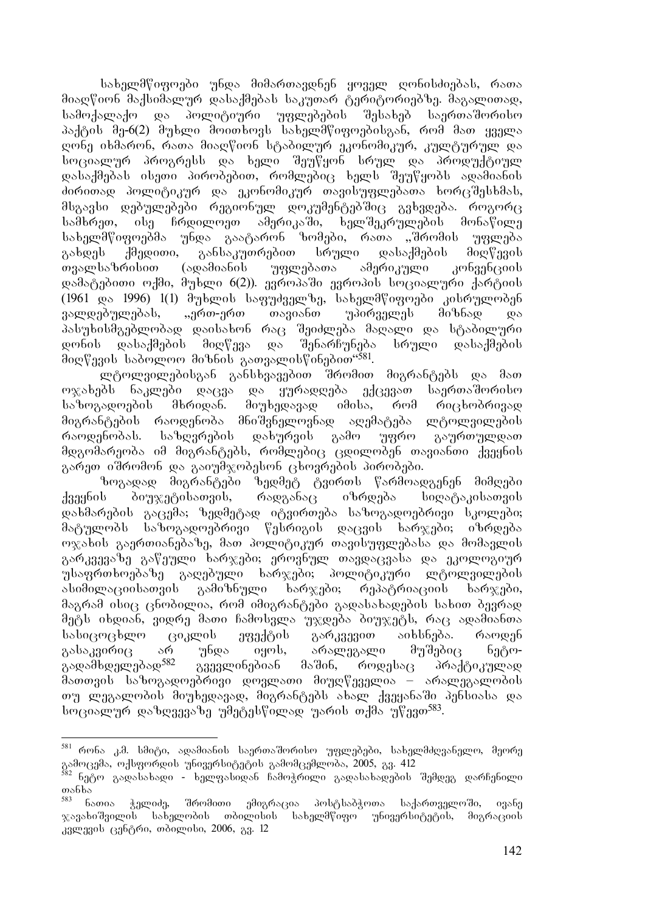სახელმწიფოები უნდა მიმართავდნენ ყოველ ღონისძიებას, რათა მიაღწიონ მაქსიმალურ დასაქმებას საკუთარ ტერიტორიებზე. მაგალითად, სამოქალაქო და პოლიტიური უფლებების შესახებ საერთაშორისო პაქტის მე-6(2) მუხლი მოითხოვს სახელმწიფოებისგან, რომ მათ ყველა ღონე იხმარონ, რათა მიაღწიონ სტაბილურ ეკონომიკურ, კულტურულ და სოციალურ პროგრესს და ხელი შეუწყონ სრულ და პროდუქტიულ დასაქმებას ისეთი პირობებით, რომლებიც ხელს შეუწყობს ადამიანის ძირითად პოლიტიკურ და ეკონომიკურ თავისუფლებათა ხორცშესხმას, მსგავსი დებულებები რეგიონულ დოკუმენტებშიც გვხვდება. როგორც სამხრეთ, ისე ჩრდილოეთ ამერიკაში, ხელშეკრულების მონაწილე სახელმწიფოებმა უნდა გაატარონ ზომები, რათა „შრომის უფლება გახდეს ქმედითი, განსაკუთრებით სრული დასაქმების მიღწევის თვალსაზრისით (ადამიანის უფლებათა ამერიკული კონვენციის დამატებითი ოქმი, მუხლი 6(2)). ევროპაში ევროპის სოციალური ქარტიის (1961 და 1996) 1(1) მუხლის საფუძველზე, სახელმწიფოები კისრულობენ ვალდებულებას, „ერთ-ერთ თავიანთ უპირველეს მიზნად და პასუხისმგებლობად დაისახონ რაც შეიძლება მაღალი და სტაბილური დონის დასაქმების მიღწევა და შენარჩუნება სრული დასაქმების მიღწევის საბოლოო მიზნის გათვალისწინებით“[581].

ლტოლვილებისგან განსხვავებით შრომით მიგრანტებს და მათ ოჯახებს ნაკლები დაცვა და ყურადღება ექცევათ საერთაშორისო საზოგადოების მხრიდან. მიუხედავად იმისა, რომ რიცხობრივად მიგრანტების რაოდენობა მნიშვნელოვნად აღემატება ლტოლვილების რაოდენობას. საზღვრების დახურვის გამო უფრო გაურთულდათ მდგომარეობა იმ მიგრანტებს, რომლებიც ცდილობენ თავიანთი ქვეყნის გარეთ იშრომონ და გაიუმჯობესონ ცხოვრების პირობები.

ზოგადად მიგრანტები ზედმეტ ტვირთს წარმოადგენენ მიმღები ქვეყნის ბიუჯეტისათვის, რადგანაც იზრდება სიღატაკისათვის დახმარების გაცემა; ზედმეტად იტვირთება საზოგადოებრივი სკოლები; მატულობს საზოგადოებრივი წესრიგის დაცვის ხარჯები; იზრდება ოჯახის გაერთიანებაზე, მათ პოლიტიკურ თავისუფლებასა და მომავლის გარკვევაზე გაწეული ხარჯები; ეროვნულ თავდაცვასა და ეკოლოგიურ უსაფრთხოებაზე გაღებული ხარჯები; პოლიტიკური ლტოლვილების ასიმილაციისათვის გამიზნული ხარჯები; რეპატრიაციის ხარჯები, მაგრამ ისიც ცნობილია, რომ იმიგრანტები გადასახადების სახით ბევრად მეტს იხდიან, ვიდრე მათი ჩამოსვლა უჯდება ბიუჯეტს, რაც ადამიანთა სასიცოცხლო ციკლის ეფექტის გარკვევით აიხსნება. რაოდენ გასაკვირიც არ უნდა იყოს, არალეგალი მუშებიც ნეტო-გადამხდელებად[582] გვევლინებიან მაშინ, როდესაც პრაქტიკულად მათთვის საზოგადოებრივი დოვლათი მიუღწეველია – არალეგალობის თუ ლეგალობის მიუხედავად, მიგრანტებს ახალ ქვეყანაში პენსიასა და სოციალურ დაზღვევაზე უმეტესწილად უარის თქმა უწევთ[583].

---

[581] რონა კ.მ. სმიტი, ადამიანის საერთაშორისო უფლებები, სახელმძღვანელო, მეორე გამოცემა, ოქსფორდის უნივერსიტეტის გამომცემლობა, 2005, გვ. 412

[582] ნეტო გადასახადი - ხელფასიდან ჩამოჭრილი გადასახადების შემდეგ დარჩენილი თანხა

[583] ნათია ჭელიძე, შრომითი ემიგრაცია პოსტსაბჭოთა საქართველოში, ივანე ჯავახიშვილის სახელობის თბილისის სახელმწიფო უნივერსიტეტის, მიგრაციის კვლევის ცენტრი, თბილისი, 2006, გვ. 12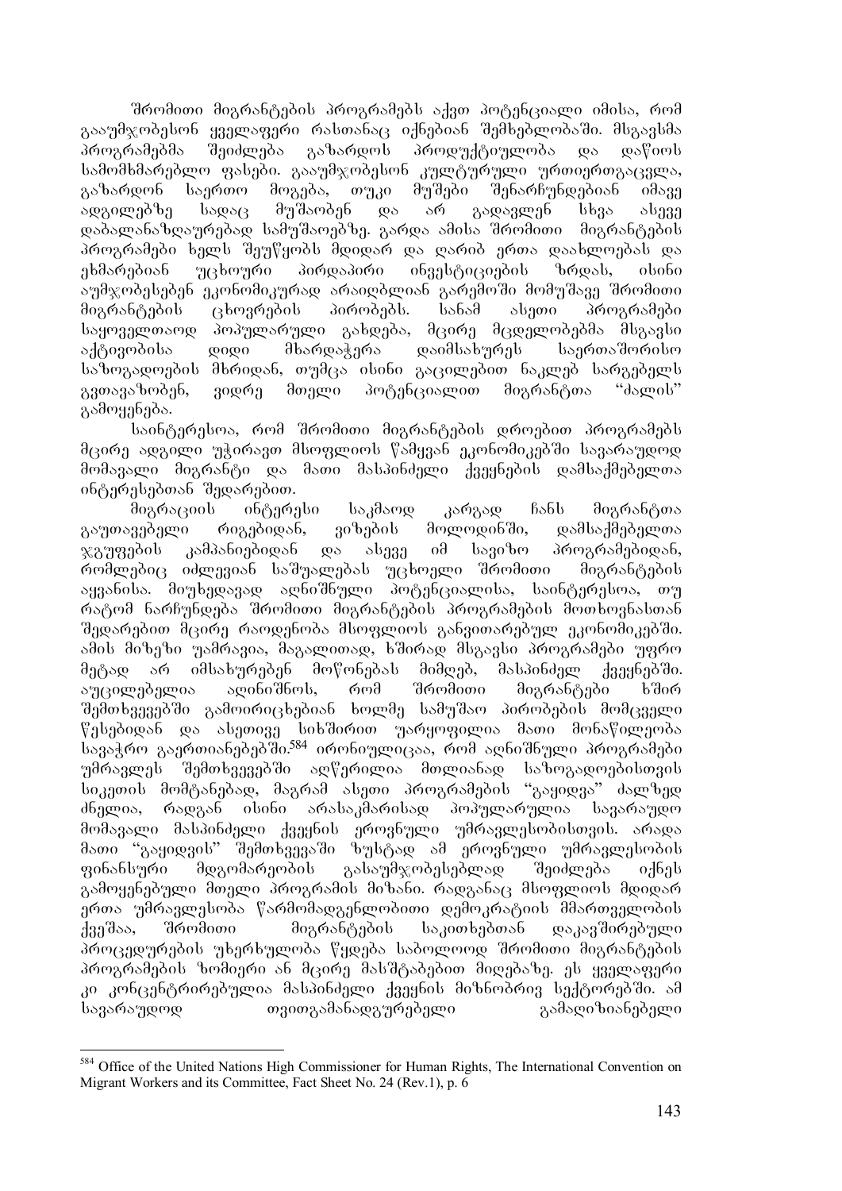შრომითი მიგრანტების პროგრამებს აქვთ პოტენციალი იმისა, რომ გააუმჯობესონ ყველაფერი რასთანაც იქნებიან შემხებლობაში. მსგავსმა პროგრამებმა შეიძლება გაზარდოს პროდუქტიულობა და დაწიოს სამომხმარებლო ფასები. გააუმჯობესონ კულტურული ურთიერთგაცვლა, გაზარდონ საერთო მოგება, თუკი მუშები შენარჩუნდებიან იმავე ადგილებზე სადაც მუშაობენ და არ გადავლენ სხვა ასევე დაბალანაზღაურებად სამუშაოებზე. გარდა ამისა შრომითი მიგრანტების პროგრამები ხელს შეუწყობს მდიდარ და ღარიბ ერთა დაახლოებას და ეხმარებიან უცხოური პირდაპირი ინვესტიციების ზრდას, ისინი აუმჯობესებენ ეკონომიკურად არაიღბლიან გარემოში მომუშავე შრომითი მიგრანტების ცხოვრების პირობებს. სანამ ასეთი პროგრამები საყოველთაოდ პოპულარული გახდება, მცირე მცდელობებმა მსგავსი აქტივობისა დიდი მხარდაჭერა დაიმსახურეს საერთაშორისო საზოგადოების მხრიდან, თუმცა ისინი გაცილებით ნაკლებ სარგებელს გვთავაზობენ, ვიდრე მთელი პოტენციალით მიგრანტთა "ძალის" გამოყენება.

საინტერესოა, რომ შრომითი მიგრანტების დროებით პროგრამებს მცირე ადგილი უჭირავთ მსოფლიოს წამყვან ეკონომიკებში სავარაუდოდ მომავალი მიგრანტი და მათი მასპინძელი ქვეყნების დამსაქმებელთა ინტერესებთან შედარებით.

მიგრაციის ინტერესი საკმაოდ კარგად ჩანს მიგრანტთა გაუთავებელი რიგებიდან, ვიზების მოლოდინში, დამსაქმებელთა ჯგუფების კამპანიებიდან და ასევე იმ სავიზო პროგრამებიდან, რომლებიც იძლევიან საშუალებას უცხოელი შრომითი მიგრანტების აყვანისა. მიუხედავად აღნიშნული პოტენციალისა, საინტერესოა, თუ რატომ ნარჩუნდება შრომითი მიგრანტების პროგრამების მოთხოვნასთან შედარებით მცირე რაოდენობა მსოფლიოს განვითარებულ ეკონომიკებში. ამის მიზეზი უამრავია, მაგალითად, ხშირად მსგავსი პროგრამები უფრო მეტად არ იმსახურებენ მოწონებას მიმღებ, მასპინძელ ქვეყნებში. აუცილებელია აღინიშნოს, რომ შრომითი მიგრანტები ხშირ შემთხვევებში გამოირიცხებიან ხოლმე სამუშაო პირობების მომცველი წესებიდან და ასეთივე სიხშირით უარყოფილია მათი მონაწილეობა სავაჭრო გაერთიანებებში.[584] ირონიულიცაა, რომ აღნიშნული პროგრამები უმრავლეს შემთხვევებში აღწერილია მთლიანად საზოგადოებისთვის სიკეთის მომტანებად, მაგრამ ასეთი პროგრამების "გაყიდვა" ძალზედ ძნელია, რადგან ისინი არასაკმარისად პოპულარულია სავარაუდო მომავალი მასპინძელი ქვეყნის ეროვნული უმრავლესობისთვის. არადა მათი "გაყიდვის" შემთხვევაში ზუსტად ამ ეროვნული უმრავლესობის ფინანსური მდგომარეობის გასაუმჯობესებლად შეიძლება იქნეს გამოყენებული მთელი პროგრამის მიზანი. რადგანაც მსოფლიოს მდიდარ ერთა უმრავლესობა წარმომადგენლობითი დემოკრატიის მმართველობის ქვეშაა, შრომითი მიგრანტების საკითხებთან დაკავშირებული პროცედურების უხერხულობა წყდება საბოლოოდ შრომითი მიგრანტების პროგრამების ზომიერი ან მცირე მასშტაბებით მიღებაზე. ეს ყველაფერი კი კონცენტრირებულია მასპინძელი ქვეყნის მიზნობრივ სექტორებში. ამ სავარაუდოდ თვითგამანადგურებელი გამაღიზიანებელი

---

[584] Office of the United Nations High Commissioner for Human Rights, The International Convention on Migrant Workers and its Committee, Fact Sheet No. 24 (Rev.1), p. 6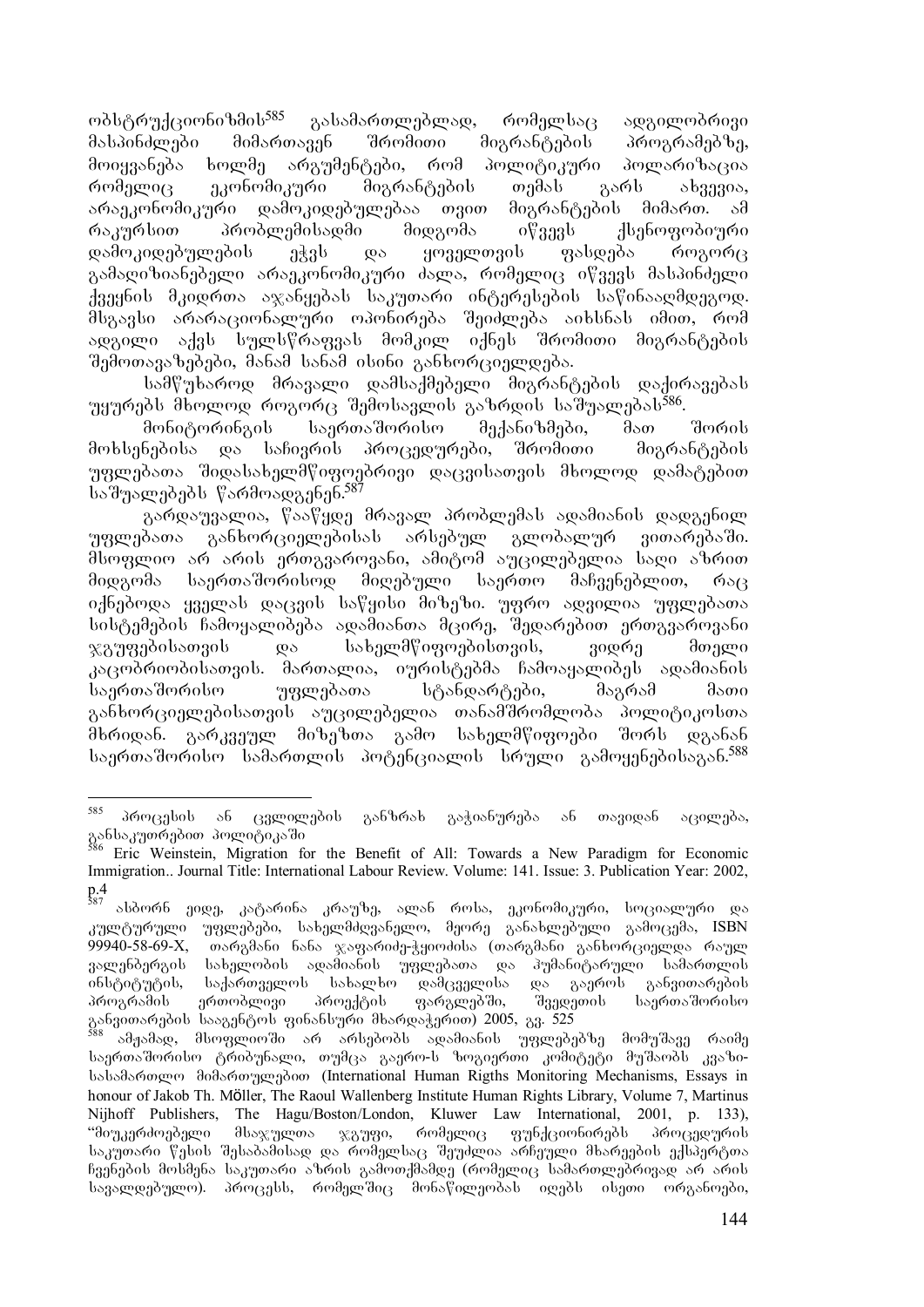ობსტრუქციონიზმის[585] გასამართლებლად, რომელსაც ადგილობრივი მასპინძლები მიმართავენ შრომითი მიგრანტების პროგრამებზე, მოიყვანება ხოლმე არგუმენტები, რომ პოლიტიკური პოლარიზაცია რომელიც ეკონომიკური მიგრანტების თემას გარს ახვევია, არაეკონომიკური დამოკიდებულებაა თვით მიგრანტების მიმართ. ამ რაკურსით პრობლემისადმი მიდგომა იწვევს ქსენოფობიური დამოკიდებულების ეჭვს და ყოველთვის ფასდება როგორც გამადიზიანებელი არაეკონომიკური ძალა, რომელიც იწვევს მასპინძელი ქვეყნის მკიდრთა აჯანყებას საკუთარი ინტერესების საწინააღმდეგოდ. მსგავსი არარაციონალური ოპონირება შეიძლება აიხსნას იმით, რომ ადგილი აქვს სულსწრაფვას მოკლ იქნეს შრომითი მიგრანტების შემოთავაზებები, მანამ სანამ ისინი განხორციელდება.

სამწუხაროდ მრავალი დამსაქმებელი მიგრანტების დაქირავებას უყურებს მხოლოდ როგორც შემოსავლის გაზრდის საშუალებას[586].

მონიტორინგის საერთაშორისო მექანიზმები, მათ შორის მოხსენებისა და საჩივრის პროცედურები, შრომითი მიგრანტების უფლებათა შიდასახელმწიფოებრივი დაცვისათვის მხოლოდ დამატებით საშუალებებს წარმოადგენენ.[587]

გარდაუვალია, წააწყდე მრავალ პრობლემას ადამიანის დადგენილ უფლებათა განხორციელებისას არსებულ გლობალურ ვითარებაში. მსოფლიო არ არის ერთგვაროვანი, ამიტომ აუცილებელია საღი აზრით მიდგომა საერთაშორისოდ მიღებული საერთო მაჩვენებლით, რაც იქნებოდა ყველას დაცვის საწყისი მიზეზი. უფრო ადვილია უფლებათა სისტემების ჩამოყალიბება ადამიანთა მცირე, შედარებით ერთგვაროვანი ჯგუფებისათვის და სახელმწიფოებისთვის, ვიდრე მთელი კაცობრიობისათვის. მართალია, იურისტებმა ჩამოაყალიბეს ადამიანის საერთაშორისო უფლებათა სტანდარტები, მაგრამ მათი განხორციელებისათვის აუცილებელია თანამშრომლობა პოლიტიკოსთა მხრიდან. გარკვეულ მიზეზთა გამო სახელმწიფოები შორს დგანან საერთაშორისო სამართლის პოტენციალის სრული გამოყენებისაგან.[588]

---

[585] პროცესის ან ცვლილების განზრახ გაჭიანურება ან თავიდან აცილება, განსაკუთრებით პოლიტიკაში

[586] Eric Weinstein, Migration for the Benefit of All: Towards a New Paradigm for Economic Immigration.. Journal Title: International Labour Review. Volume: 141. Issue: 3. Publication Year: 2002, p.4

[587] ასბორნ ეიდე, კატარინა კრაუზე, ალან როსა, ეკონომიკური, სოციალური და კულტურული უფლებები, სახელმძღვანელო, მეორე განახლებული გამოცემა, ISBN 99940-58-69-X, თარგმანი ნანა ჯაფარიძე-ჭყოიძისა (თარგმანი განხორციელდა რაულ ვალენბერგის სახელობის ადამიანის უფლებათა და ჰუმანიტარული სამართლის ინსტიტუტის, საქართველოს სახალხო დამცველისა და გაეროს განვითარების პროგრამის ერთობლივი პროექტის ფარგლებში, შვედეთის საერთაშორისო განვითარების სააგენტოს ფინანსური მხარდაჭერით) 2005, გვ. 525

[588] ამჟამად, მსოფლიოში არ არსებობს ადამიანის უფლებებზე მომუშავე რაიმე საერთაშორისო ტრიბუნალი, თუმცა გაერო-ს ზოგიერთი კომიტეტი მუშაობს კვაზი-სასამართლო მიმართულებით (International Human Rigths Monitoring Mechanisms, Essays in honour of Jakob Th. Möller, The Raoul Wallenberg Institute Human Rights Library, Volume 7, Martinus Nijhoff Publishers, The Hagu/Boston/London, Kluwer Law International, 2001, p. 133), "მიუკერძოებელი მსაჯულთა ჯგუფი, რომელიც ფუნქციონირებს პროცედურის საკუთარი წესის შესაბამისად და რომელსაც შეუძლია არჩეული მხარეების ექსპერტთა ჩვენების მოსმენა საკუთარი აზრის გამოთქმამდე (რომელიც სამართლებრივად არ არის სავალდებულო). პროცესს, რომელშიც მონაწილეობას იღებს ისეთი ორგანოები,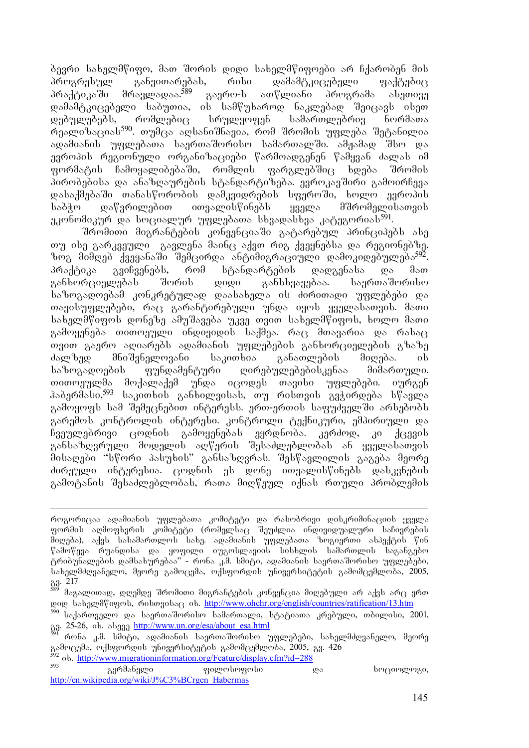ბევრი სახელმწიფო, მათ შორის დიდი სახელმწიფოები არ ჩქარობენ მის პროგრესულ განვითარებას, რისი დამამტკიცებელი ფაქტებიც პრაქტიკაში მრავლადაა.[589] გაერო-ს ათწლიანი პროგრამა ასევე დამამტკიცებელი საბუთია, ის სამწუხაროდ ნაკლებად შეიცავს ისეთ დებულებებს, რომლებიც სრულყოფენ სამართლებრივ ნორმათა რეალიზაციას[590]. თუმცა აღსანიშნავია, რომ შრომის უფლება შეტანილია ადამიანის უფლებათა საერთაშორისო სამართალში. ამჟამად შსო და ევროპის რეგიონული ორგანიზაციები წარმოადგენენ წამყვან ძალას იმ ფორმატის ჩამოყალიბებაში, რომლის ფარგლებშიც ხდება შრომის პირობებისა და ანაზღაურების სტანდარტიზება. ევროკავშირი გამოირჩევა დასაქმებაში თანასწორობის დამკვიდრების სფეროში, ხოლო ევროპის საბჭო დაწვრილებით ითვალისწინებს ყველა მშრომელისათვის ეკონომიკურ და სოციალურ უფლებათა სხვადასხვა კატეგორიას[591].

შრომითი მიგრანტების კონვენციაში გატარებულ პრინციპებს ასე თუ ისე გარკვეული გავლენა მაინც აქვთ რიგ ქვეყნებსა და რეგიონებზე. ზოგ მიმღებ ქვეყანაში შემცირდა ანტიმიგრაციული დამოკიდებულება[592]. პრაქტიკა გვიჩვენებს, რომ სტანდარტების დადგენასა და მათ განხორციელებას შორის დიდი განსხვავებაა. საერთაშორისო საზოგადოებამ კონკრეტულად დაასახელა ის ძირითადი უფლებები და თავისუფლებები, რაც გარანტირებული უნდა იყოს ყველასათვის. მათი სახელმწიფოს დონეზე ამუშავება უკვე თვით სახელმწიფოს, ხოლო მათი გამოყენება თითოეული ინდივიდის საქმეა. რაც მთავარია და რასაც თვით გაერო აღიარებს ადამიანის უფლებების განხორციელების გზაზე ძალზედ მნიშვნელოვანი საკითხია განათლების მიღება. ის საზოგადოების ფუნდამენტური ღირებულებისკენაა მიმართული. თითოეულმა მოქალაქემ უნდა იცოდეს თავისი უფლებები. იურგენ ჰაბერმასი,[593] საკითხის განხილვისას, თუ რისთვის გვჭირდება სწავლა გამოყოფს სამ შემეცნებით ინტერესს. ერთ-ერთის საფუძველში არსებობს გარემოს კონტროლის ინტერესი. კონტროლი ტექნიკური, ემპირიული და ჩვეულებრივი ცოდნის გამოყენებას ეყრდნობა. კერძოდ, კი ქცევის განსაზღვრული მოდელის აღწერის შესაძლებლობას ან ყველასათვის მისაღები "სწორი პასუხის" განსაზღვრას. შესწავლილის გაგება მეორე ძირეული ინტერესია. ცოდნის ეს დონე ითვალისწინებს დასკვნების გამოტანის შესაძლებლობას, რათა მიღწეულ იქნას რთული პრობლემის

---

როგორიცაა ადამიანის უფლებათა კომიტეტი და რასობრივი დისკრიმინაციის ყველა ფორმის აღმოფხვრის კომიტეტი (რომელსაც შეუძლია ინდივიდუალური საჩივრების მიღება), აქვს სასამართლოს სახე. ადამიანის უფლებათა ზოგიერთი ასპექტის წინ წამოწევა რუანდისა და ყოფილი იუგოსლავიის სისხლის სამართლის საგანგებო ტრიბუნალების დამსახურებაა" - რონა კ.მ. სმიტი, ადამიანის საერთაშორისო უფლებები, სახელმძღვანელო, მეორე გამოცემა, ოქსფორდის უნივერსიტეტის გამომცემლობა, 2005, გვ. 217

[589] მაგალითად, დღემდე შრომითი მიგრანტების კონვენცია მიღებული არ აქვს არც ერთ დიდ სახელმწიფოს, რისთვისაც იხ. http://www.ohchr.org/english/countries/ratification/13.htm

[590] საქართველო და საერთაშორისო სამართალი, სტატიათა კრებული, თბილისი, 2001, გვ. 25-26, იხ. ასევე http://www.un.org/esa/about_esa.html

[591] რონა კ.მ. სმიტი, ადამიანის საერთაშორისო უფლებები, სახელმძღვანელო, მეორე გამოცემა, ოქსფორდის უნივერსიტეტის გამომცემლობა, 2005, გვ. 426

[592] იხ. http://www.migrationinformation.org/Feature/display.cfm?id=288

[593] გერმანელი ფილოსოფოსი და სოციოლოგი, http://en.wikipedia.org/wiki/J%C3%BCrgen_Habermas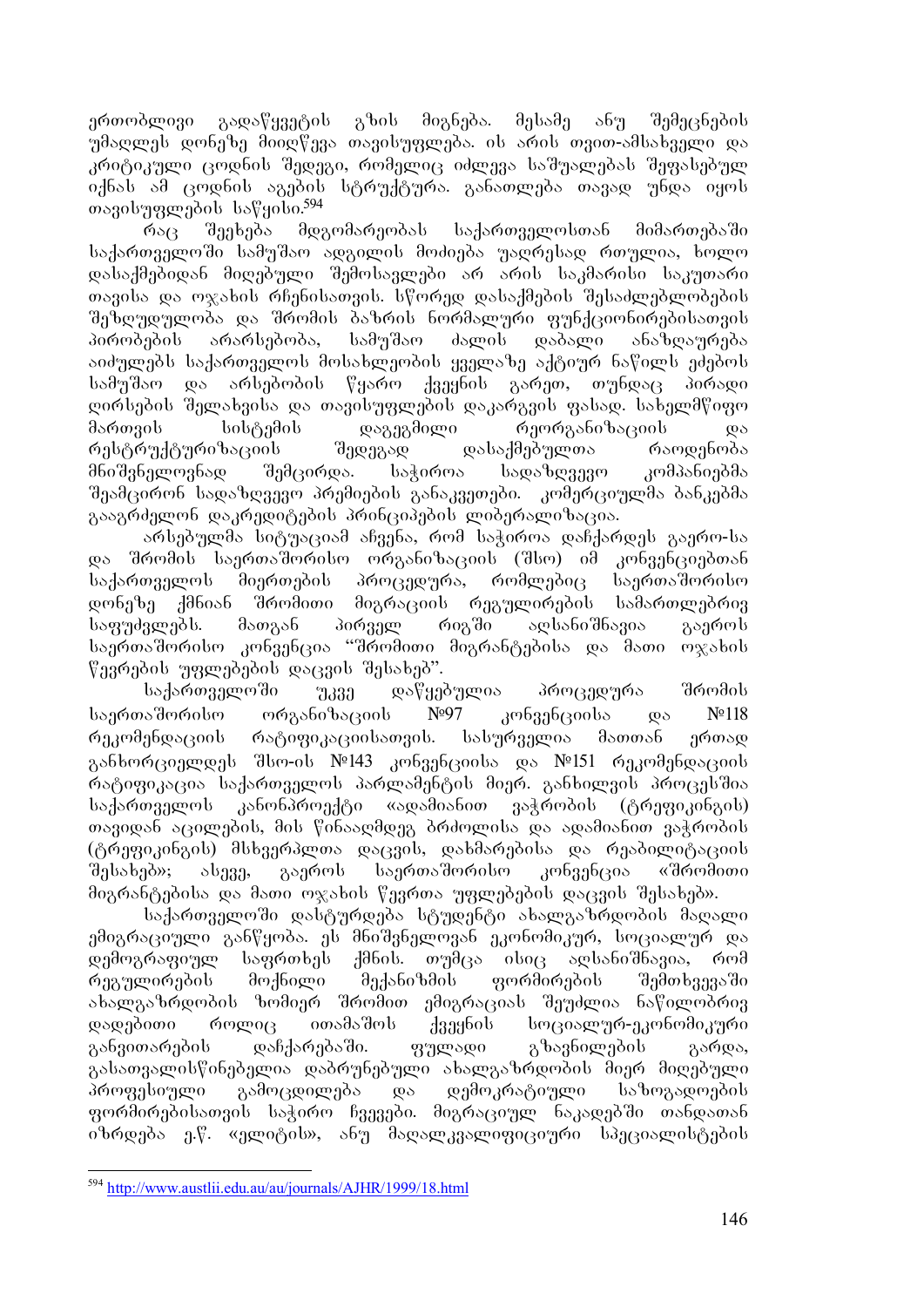ერთობლივი გადაწყვეტის გზის მიგნება. მესამე ანუ შემეცნების უმაღლეს დონეზე მიიღწევა თავისუფლება. ის არის თვით-ამსახველი და კრიტიკული ცოდნის შედეგი, რომელიც იძლევა საშუალებას შეფასებულ იქნას ამ ცოდნის აგების სტრუქტურა. განათლება თავად უნდა იყოს თავისუფლების საწყისი.[594]

რაც შეეხება მდგომარეობას საქართველოსთან მიმართებაში საქართველოში სამუშაო ადგილის მოძიება უაღრესად რთულია, ხოლო დასაქმებიდან მიღებული შემოსავლები არ არის საკმარისი საკუთარი თავისა და ოჯახის რჩენისათვის. სწორედ დასაქმების შესაძლებლობების შეზღუდულობა და შრომის ბაზრის ნორმალური ფუნქციონირებისათვის პირობების არარსებობა, სამუშაო ძალის დაბალი ანაზღაურება აიძულებს საქართველოს მოსახლეობის ყველაზე აქტიურ ნაწილს ეძებოს სამუშაო და არსებობის წყარო ქვეყნის გარეთ, თუნდაც პირადი ღირსების შელახვისა და თავისუფლების დაკარგვის ფასად. სახელმწიფო მართვის სისტემის დაგეგმილი რეორგანიზაციის და რესტრუქტურიზაციის შედეგად დასაქმებულთა რაოდენობა მნიშვნელოვნად შემცირდა. საჭიროა სადაზღვევო კომპანიებმა შეამცირონ სადაზღვევო პრემიების განაკვეთები. კომერციულმა ბანკებმა გააგრძელონ დაკრედიტების პრინციპების ლიბერალიზაცია.

არსებულმა სიტუაციამ აჩვენა, რომ საჭიროა დაჩქარდეს გაერო-სა და შრომის საერთაშორისო ორგანიზაციის (შსო) იმ კონვენციებთან საქართველოს მიერთების პროცედურა, რომლებიც საერთაშორისო დონეზე ქმნიან შრომითი მიგრაციის რეგულირების სამართლებრივ საფუძვლებს. მათგან პირველ რიგში აღსანიშნავია გაეროს საერთაშორისო კონვენცია "შრომითი მიგრანტებისა და მათი ოჯახის წევრების უფლებების დაცვის შესახებ".

საქართველოში უკვე დაწყებულია პროცედურა შრომის საერთაშორისო ორგანიზაციის №97 კონვენციისა და №118 რეკომენდაციის რატიფიკაციისათვის. სასურველია მათთან ერთად განხორციელდეს შსო-ის №143 კონვენციისა და №151 რეკომენდაციის რატიფიკაცია საქართველოს პარლამენტის მიერ. განხილვის პროცესშია საქართველოს კანონპროექტი «ადამიანით ვაჭრობის (ტრეფიკინგის) თავიდან აცილების, მის წინააღმდეგ ბრძოლისა და ადამიანით ვაჭრობის (ტრეფიკინგის) მსხვერპლთა დაცვის, დახმარებისა და რეაბილიტაციის შესახებ»; ასევე, გაეროს საერთაშორისო კონვენცია «შრომითი მიგრანტებისა და მათი ოჯახის წევრთა უფლებების დაცვის შესახებ».

საქართველოში დასტურდება სტუდენტი ახალგაზრდობის მაღალი ემიგრაციული განწყობა. ეს მნიშვნელოვან ეკონომიკურ, სოციალურ და დემოგრაფიულ საფრთხეს ქმნის. თუმცა ისიც აღსანიშნავია, რომ რეგულირების მოქნილი მექანიზმის ფორმირების შემთხვევაში ახალგაზრდობის ზომიერ შრომით ემიგრაციას შეუძლია ნაწილობრივ დადებითი როლიც ითამაშოს ქვეყნის სოციალურ-ეკონომიკური განვითარების დაჩქარებაში. ფულადი გზავნილების გარდა, გასათვალისწინებელია დაბრუნებული ახალგაზრდობის მიერ მიღებული პროფესიული გამოცდილება და დემოკრატიული საზოგადოების ფორმირებისათვის საჭირო ჩვევები. მიგრაციულ ნაკადებში თანდათან იზრდება ე.წ. «ელიტის», ანუ მაღალკვალიფიციური სპეციალისტების

---

[594] http://www.austlii.edu.au/au/journals/AJHR/1999/18.html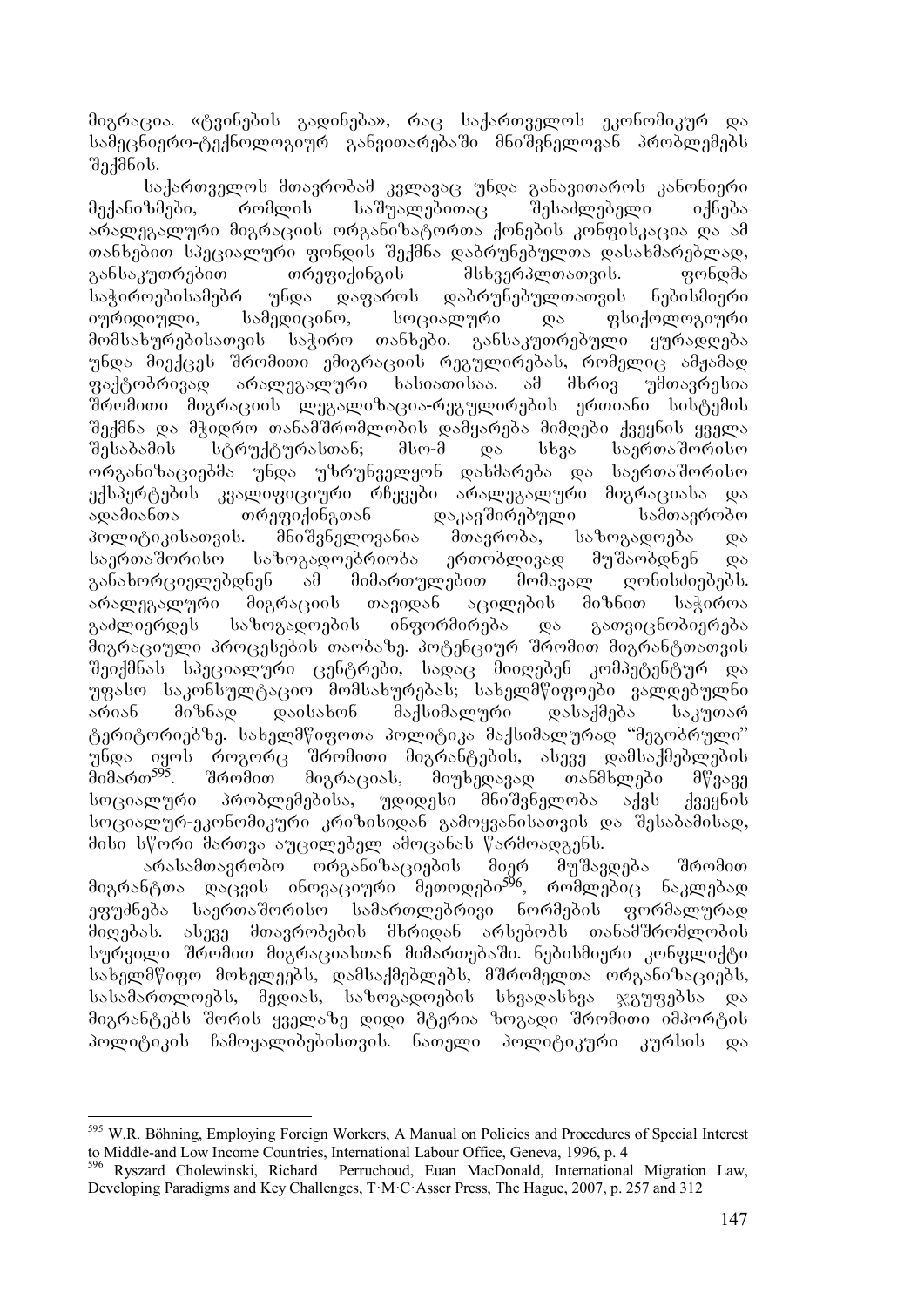მიგრაცია. «ტვინების გადინება», რაც საქართველოს ეკონომიკურ და სამეცნიერო-ტექნოლოგიურ განვითარებაში მნიშვნელოვან პრობლემებს შექმნის.

საქართველოს მთავრობამ კვლავაც უნდა განავითაროს კანონიერი მექანიზმები, რომლის საშუალებითაც შესაძლებელი იქნება არალეგალური მიგრაციის ორგანიზატორთა ქონების კონფისკაცია და ამ თანხებით სპეციალური ფონდის შექმნა დაბრუნებულთა დასახმარებლად, განსაკუთრებით თრეფიქინგის მსხვერპლთათვის. ფონდმა საჭიროებისამებრ უნდა დაფაროს დაბრუნებულთათვის ნებისმიერი იურიდიული, სამედიცინო, სოციალური და ფსიქოლოგიური მომსახურებისათვის საჭირო თანხები. განსაკუთრებული ყურადღება უნდა მიექცეს შრომითი ემიგრაციის რეგულირებას, რომელიც ამჟამად ფაქტობრივად არალეგალური ხასიათისაა. ამ მხრივ უმთავრესია შრომითი მიგრაციის ლეგალიზაცია-რეგულირების ერთიანი სისტემის შექმნა და მჭიდრო თანამშრომლობის დამყარება მიმღები ქვეყნის ყველა შესაბამის სტრუქტურასთან; მსო-მ და სხვა საერთაშორისო ორგანიზაციებმა უნდა უზრუნველყონ დახმარება და საერთაშორისო ექსპერტების კვალიფიციური რჩევები არალეგალური მიგრაციასა და ადამიანთა თრეფიქინგთან დაკავშირებული სამთავრობო პოლიტიკისათვის. მნიშვნელოვანია მთავრობა, საზოგადოება და საერთაშორისო საზოგადოებრიობა ერთობლივად მუშაობდნენ და განახორციელებდნენ ამ მიმართულებით მომავალ ღონისძიებებს. არალეგალური მიგრაციის თავიდან აცილების მიზნით საჭიროა გაძლიერდეს საზოგადოების ინფორმირება და გათვიცნობიერება მიგრაციული პროცესების თაობაზე. პოტენციურ შრომით მიგრანტთათვის შეიქმნას სპეციალური ცენტრები, სადაც მიიღებენ კომპეტენტურ და უფასო საკონსულტაციო მომსახურებას; სახელმწიფოები ვალდებულნი არიან მიზნად დაისახონ მაქსიმალური დასაქმება საკუთარ ტერიტორიებზე. სახელმწიფოთა პოლიტიკა მაქსიმალურად "მეგობრული" უნდა იყოს როგორც შრომითი მიგრანტების, ასევე დამსაქმებლების მიმართ[595]. შრომით მიგრაციას, მიუხედავად თანმხლები მწვავე სოციალური პრობლემებისა, უდიდესი მნიშვნელობა აქვს ქვეყნის სოციალურ-ეკონომიკური კრიზისიდან გამოყვანისათვის და შესაბამისად, მისი სწორი მართვა აუცილებელ ამოცანას წარმოადგენს.

არასამთავრობო ორგანიზაციების მიერ მუშავდება შრომით მიგრანტთა დაცვის ინოვაციური მეთოდები[596], რომლებიც ნაკლებად ეფუძნება საერთაშორისო სამართლებრივი ნორმების ფორმალურად მიღებას. ასევე მთავრობების მხრიდან არსებობს თანამშრომლობის სურვილი შრომით მიგრაციასთან მიმართებაში. ნებისმიერი კონფლიქტი სახელმწიფო მოხელეებს, დამსაქმებლებს, მშრომელთა ორგანიზაციებს, სასამართლოებს, მედიას, საზოგადოების სხვადასხვა ჯგუფებსა და მიგრანტებს შორის ყველაზე დიდი მტერია ზოგადი შრომითი იმპორტის პოლიტიკის ჩამოყალიბებისთვის. ნათელი პოლიტიკური კურსის და

---

[595] W.R. Böhning, Employing Foreign Workers, A Manual on Policies and Procedures of Special Interest to Middle-and Low Income Countries, International Labour Office, Geneva, 1996, p. 4

[596] Ryszard Cholewinski, Richard Perruchoud, Euan MacDonald, International Migration Law, Developing Paradigms and Key Challenges, T·M·C·Asser Press, The Hague, 2007, p. 257 and 312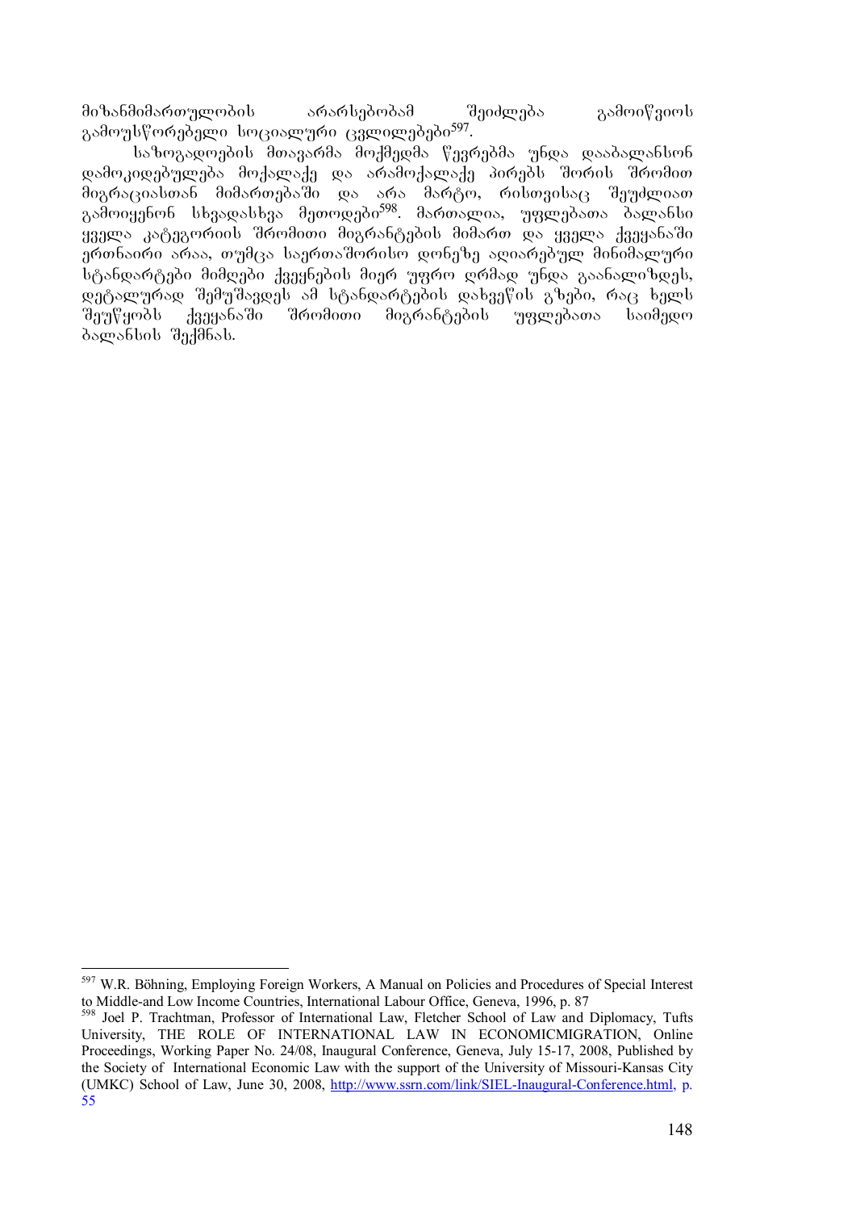მიზანმიმართულობის არარსებობამ შეიძლება გამოიწვიოს გამოუსწორებელი სოციალური ცვლილებები[597].

საზოგადოების მთავარმა მოქმედმა წევრებმა უნდა დააბალანსონ დამოკიდებულება მოქალაქე და არამოქალაქე პირებს შორის შრომით მიგრაციასთან მიმართებაში და არა მარტო, რისთვისაც შეუძლიათ გამოიყენონ სხვადასხვა მეთოდები[598]. მართალია, უფლებათა ბალანსი ყველა კატეგორიის შრომითი მიგრანტების მიმართ და ყველა ქვეყანაში ერთნაირი არაა, თუმცა საერთაშორისო დონეზე აღიარებულ მინიმალური სტანდარტები მიმღები ქვეყნების მიერ უფრო ღრმად უნდა გაანალიზდეს, დეტალურად შემუშავდეს ამ სტანდარტების დახვეწის გზები, რაც ხელს შეუწყობს ქვეყანაში შრომითი მიგრანტების უფლებათა საიმედო ბალანსის შექმნას.

---

[597] W.R. Böhning, Employing Foreign Workers, A Manual on Policies and Procedures of Special Interest to Middle-and Low Income Countries, International Labour Office, Geneva, 1996, p. 87

[598] Joel P. Trachtman, Professor of International Law, Fletcher School of Law and Diplomacy, Tufts University, THE ROLE OF INTERNATIONAL LAW IN ECONOMICMIGRATION, Online Proceedings, Working Paper No. 24/08, Inaugural Conference, Geneva, July 15-17, 2008, Published by the Society of International Economic Law with the support of the University of Missouri-Kansas City (UMKC) School of Law, June 30, 2008, http://www.ssrn.com/link/SIEL-Inaugural-Conference.html, p. 55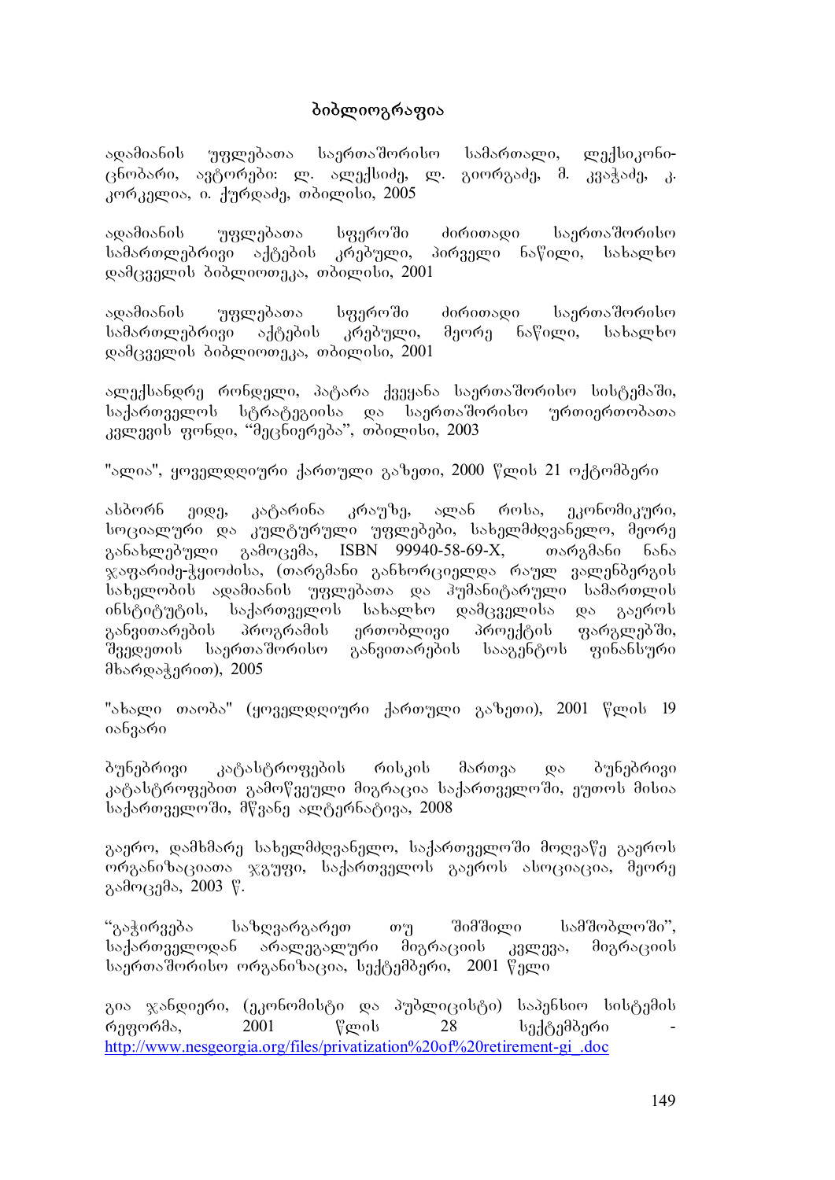# ბიბლიოგრაფია

ადამიანის უფლებათა საერთაშორისო სამართალი, ლექსიკონი-ცნობარი, ავტორები: ლ. ალექსიძე, ლ. გიორგაძე, მ. კვაჭაძე, კ. კორკელია, ი. ქურდაძე, თბილისი, 2005

ადამიანის უფლებათა სფეროში ძირითადი საერთაშორისო სამართლებრივი აქტების კრებული, პირველი ნაწილი, სახალხო დამცველის ბიბლიოთეკა, თბილისი, 2001

ადამიანის უფლებათა სფეროში ძირითადი საერთაშორისო სამართლებრივი აქტების კრებული, მეორე ნაწილი, სახალხო დამცველის ბიბლიოთეკა, თბილისი, 2001

ალექსანდრე რონდელი, პატარა ქვეყანა საერთაშორისო სისტემაში, საქართველოს სტრატეგიისა და საერთაშორისო ურთიერთობათა კვლევის ფონდი, "მეცნიერება", თბილისი, 2003

"ალია", ყოველდღიური ქართული გაზეთი, 2000 წლის 21 ოქტომბერი

ასბორნ ეიდე, კატარინა კრაუზე, ალან როსა, ეკონომიკური, სოციალური და კულტურული უფლებები, სახელმძღვანელო, მეორე განახლებული გამოცემა, ISBN 99940-58-69-X, თარგმანი ნანა ჯაფარიძე-ჭყოიძისა, (თარგმანი განხორციელდა რაულ ვალენბერგის სახელობის ადამიანის უფლებათა და ჰუმანიტარული სამართლის ინსტიტუტის, საქართველოს სახალხო დამცველისა და გაეროს განვითარების პროგრამის ერთობლივი პროექტის ფარგლებში, შვედეთის საერთაშორისო განვითარების სააგენტოს ფინანსური მხარდაჭერით), 2005

"ახალი თაობა" (ყოველდღიური ქართული გაზეთი), 2001 წლის 19 იანვარი

ბუნებრივი კატასტროფების რისკის მართვა და ბუნებრივი კატასტროფებით გამოწვეული მიგრაცია საქართველოში, ეუთოს მისია საქართველოში, მწვანე ალტერნატივა, 2008

გაერო, დამხმარე სახელმძღვანელო, საქართველოში მოღვაწე გაეროს ორგანიზაციათა ჯგუფი, საქართველოს გაეროს ასოციაცია, მეორე გამოცემა, 2003 წ.

"გაჭირვება საზღვარგარეთ თუ შიმშილი სამშობლოში", საქართველოდან არალეგალური მიგრაციის კვლევა, მიგრაციის საერთაშორისო ორგანიზაცია, სექტემბერი, 2001 წელი

გია ჯანდიერი, (ეკონომისტი და პუბლიცისტი) საპენსიო სისტემის რეფორმა, 2001 წლის 28 სექტემბერი - http://www.nesgeorgia.org/files/privatization%20of%20retirement-gi_.doc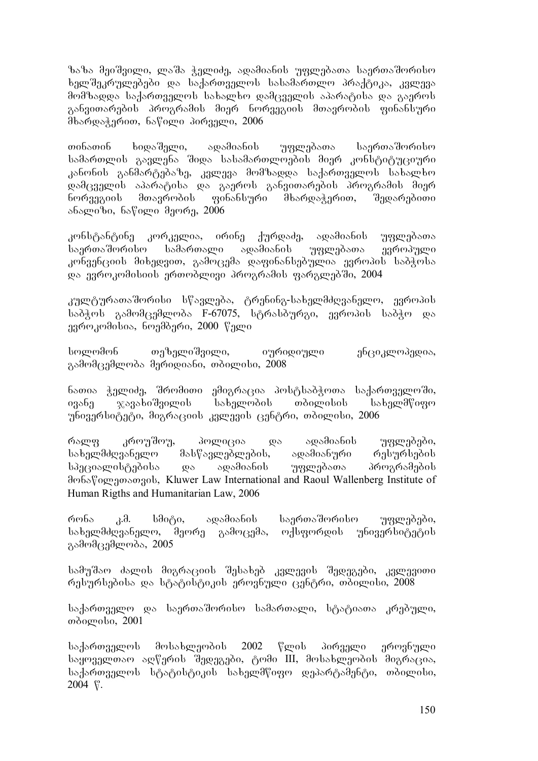ზაზა მეიშვილი, ლაშა ჭელიძე, ადამიანის უფლებათა საერთაშორისო ხელშეკრულებები და საქართველოს სასამართლო პრაქტიკა, კვლევა მომზადდა საქართველოს სახალხო დამცველის აპარატისა და გაეროს განვითარების პროგრამის მიერ ნორვეგიის მთავრობის ფინანსური მხარდაჭერით, ნაწილი პირველი, 2006

თინათინ ხიდაშელი, ადამიანის უფლებათა საერთაშორისო სამართლის გავლენა შიდა სასამართლოების მიერ კონსტიტუციური კანონის განმარტებაზე, კვლევა მომზადდა საქართველოს სახალხო დამცველის აპარატისა და გაეროს განვითარების პროგრამის მიერ ნორვეგიის მთავრობის ფინანსური მხარდაჭერით, შედარებითი ანალიზი, ნაწილი მეორე, 2006

კონსტანტინე კორკელია, ირინე ქურდაძე, ადამიანის უფლებათა საერთაშორისო სამართალი ადამიანის უფლებათა ევროპული კონვენციის მიხედვით, გამოცემა დაფინანსებულია ევროპის საბჭოსა და ევროკომისიის ერთობლივი პროგრამის ფარგლებში, 2004

კულტურათაშორისი სწავლება, ტრენინგ-სახელმძღვანელო, ევროპის საბჭოს გამომცემლობა F-67075, სტრასბურგი, ევროპის საბჭო და ევროკომისია, ნოემბერი, 2000 წელი

სოლომონ თეზელიშვილი, იურიდიული ენციკლოპედია, გამომცემლობა მერიდიანი, თბილისი, 2008

ნათია ჭელიძე, შრომითი ემიგრაცია პოსტსაბჭოთა საქართველოში, ივანე ჯავახიშვილის სახელობის თბილისის სახელმწიფო უნივერსიტეტი, მიგრაციის კვლევის ცენტრი, თბილისი, 2006

რალფ კროუშოუ, პოლიცია და ადამიანის უფლებები, სახელმძღვანელო მასწავლებლების, ადამიანური რესურსების სპეციალისტებისა და ადამიანის უფლებათა პროგრამების მონაწილეთათვის, Kluwer Law International and Raoul Wallenberg Institute of Human Rigths and Humanitarian Law, 2006

რონა კ.მ. სმიტი, ადამიანის საერთაშორისო უფლებები, სახელმძღვანელო, მეორე გამოცემა, ოქსფორდის უნივერსიტეტის გამომცემლობა, 2005

სამუშაო ძალის მიგრაციის შესახებ კვლევის შედეგები, კვლევითი რესურსებისა და სტატისტიკის ეროვნული ცენტრი, თბილისი, 2008

საქართველო და საერთაშორისო სამართალი, სტატიათა კრებული, თბილისი, 2001

საქართველოს მოსახლეობის 2002 წლის პირველი ეროვნული საყოველთაო აღწერის შედეგები, ტომი III, მოსახლეობის მიგრაცია, საქართველოს სტატისტიკის სახელმწიფო დეპარტამენტი, თბილისი, 2004 წ.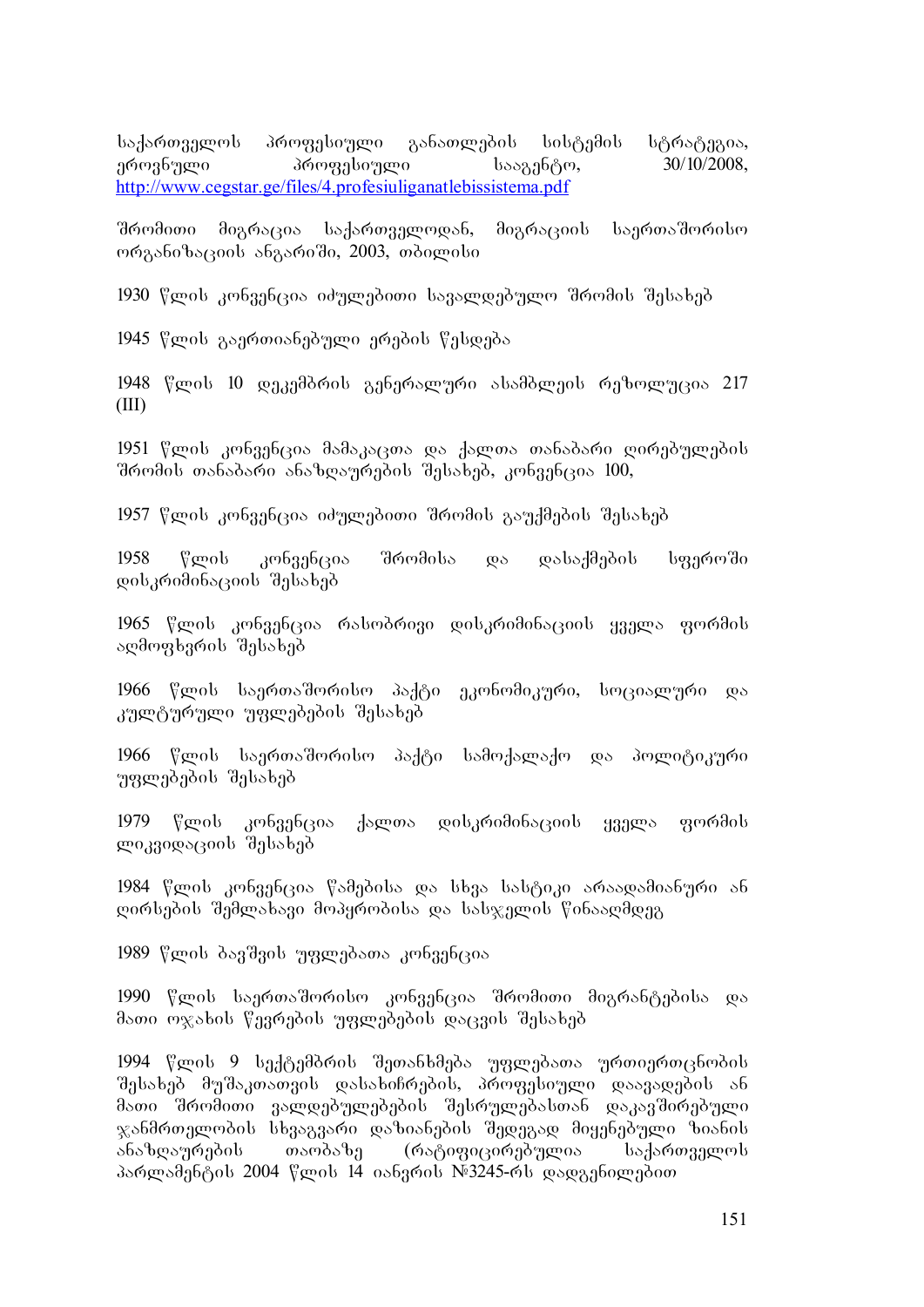საქართველოს პროფესიული განათლების სისტემის სტრატეგია, ეროვნული პროფესიული სააგენტო, 30/10/2008, http://www.cegstar.ge/files/4.profesiuliganatlebissistema.pdf

შრომითი მიგრაცია საქართველოდან, მიგრაციის საერთაშორისო ორგანიზაციის ანგარიში, 2003, თბილისი

1930 წლის კონვენცია იძულებითი სავალდებულო შრომის შესახებ

1945 წლის გაერთიანებული ერების წესდება

1948 წლის 10 დეკემბრის გენერალური ასამბლეის რეზოლუცია 217 (III)

1951 წლის კონვენცია მამაკაცთა და ქალთა თანაბარი ღირებულების შრომის თანაბარი ანაზღაურების შესახებ, კონვენცია 100,

1957 წლის კონვენცია იძულებითი შრომის გაუქმების შესახებ

1958 წლის კონვენცია შრომისა და დასაქმების სფეროში დისკრიმინაციის შესახებ

1965 წლის კონვენცია რასობრივი დისკრიმინაციის ყველა ფორმის აღმოფხვრის შესახებ

1966 წლის საერთაშორისო პაქტი ეკონომიკური, სოციალური და კულტურული უფლებების შესახებ

1966 წლის საერთაშორისო პაქტი სამოქალაქო და პოლიტიკური უფლებების შესახებ

1979 წლის კონვენცია ქალთა დისკრიმინაციის ყველა ფორმის ლიკვიდაციის შესახებ

1984 წლის კონვენცია წამებისა და სხვა სასტიკი არაადამიანური ან ღირსების შემლახავი მოპყრობისა და სასჯელის წინააღმდეგ

1989 წლის ბავშვის უფლებათა კონვენცია

1990 წლის საერთაშორისო კონვენცია შრომითი მიგრანტებისა და მათი ოჯახის წევრების უფლებების დაცვის შესახებ

1994 წლის 9 სექტემბრის შეთანხმება უფლებათა ურთიერთცნობის შესახებ მუშაკთათვის დასახიჩრების, პროფესიული დაავადების ან მათი შრომითი ვალდებულებების შესრულებასთან დაკავშირებული ჯანმრთელობის სხვაგვარი დაზიანების შედეგად მიყენებული ზიანის ანაზღაურების თაობაზე (რატიფიცირებულია საქართველოს პარლამენტის 2004 წლის 14 იანვრის №3245-რს დადგენილებით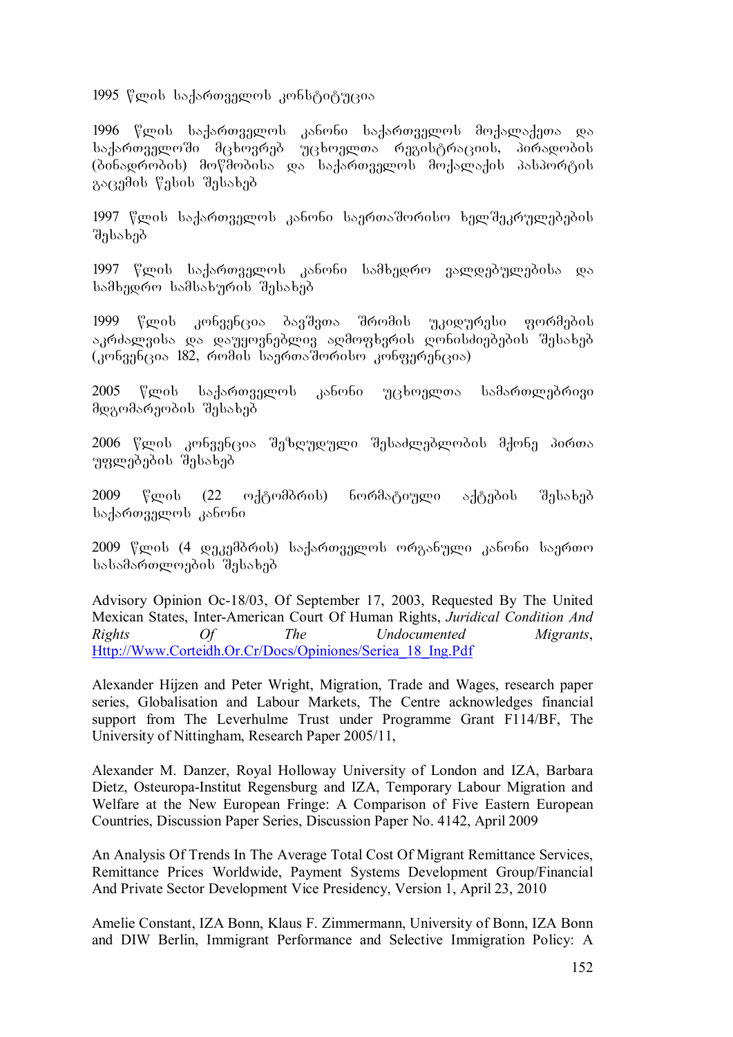1995 წლის საქართველოს კონსტიტუცია

1996 წლის საქართველოს კანონი საქართველოს მოქალაქეთა და საქართველოში მცხოვრებ უცხოელთა რეგისტრაციის, პირადობის (ბინადრობის) მოწმობისა და საქართველოს მოქალაქის პასპორტის გაცემის წესის შესახებ

1997 წლის საქართველოს კანონი საერთაშორისო ხელშეკრულებების შესახებ

1997 წლის საქართველოს კანონი სამხედრო ვალდებულებისა და სამხედრო სამსახურის შესახებ

1999 წლის კონვენცია ბავშვთა შრომის უკიდურესი ფორმების აკრძალვისა და დაუყოვნებლივ აღმოფხვრის ღონისძიებების შესახებ (კონვენცია 182, რომის საერთაშორისო კონფერენცია)

2005 წლის საქართველოს კანონი უცხოელთა სამართლებრივი მდგომარეობის შესახებ

2006 წლის კონვენცია შეზღუდული შესაძლებლობის მქონე პირთა უფლებების შესახებ

2009 წლის (22 ოქტომბრის) ნორმატიული აქტების შესახებ საქართველოს კანონი

2009 წლის (4 დეკემბრის) საქართველოს ორგანული კანონი საერთო სასამართლოების შესახებ

Advisory Opinion Oc-18/03, Of September 17, 2003, Requested By The United Mexican States, Inter-American Court Of Human Rights, *Juridical Condition And Rights Of The Undocumented Migrants*, Http://Www.Corteidh.Or.Cr/Docs/Opiniones/Seriea_18_Ing.Pdf

Alexander Hijzen and Peter Wright, Migration, Trade and Wages, research paper series, Globalisation and Labour Markets, The Centre acknowledges financial support from The Leverhulme Trust under Programme Grant F114/BF, The University of Nittingham, Research Paper 2005/11,

Alexander M. Danzer, Royal Holloway University of London and IZA, Barbara Dietz, Osteuropa-Institut Regensburg and IZA, Temporary Labour Migration and Welfare at the New European Fringe: A Comparison of Five Eastern European Countries, Discussion Paper Series, Discussion Paper No. 4142, April 2009

An Analysis Of Trends In The Average Total Cost Of Migrant Remittance Services, Remittance Prices Worldwide, Payment Systems Development Group/Financial And Private Sector Development Vice Presidency, Version 1, April 23, 2010

Amelie Constant, IZA Bonn, Klaus F. Zimmermann, University of Bonn, IZA Bonn and DIW Berlin, Immigrant Performance and Selective Immigration Policy: A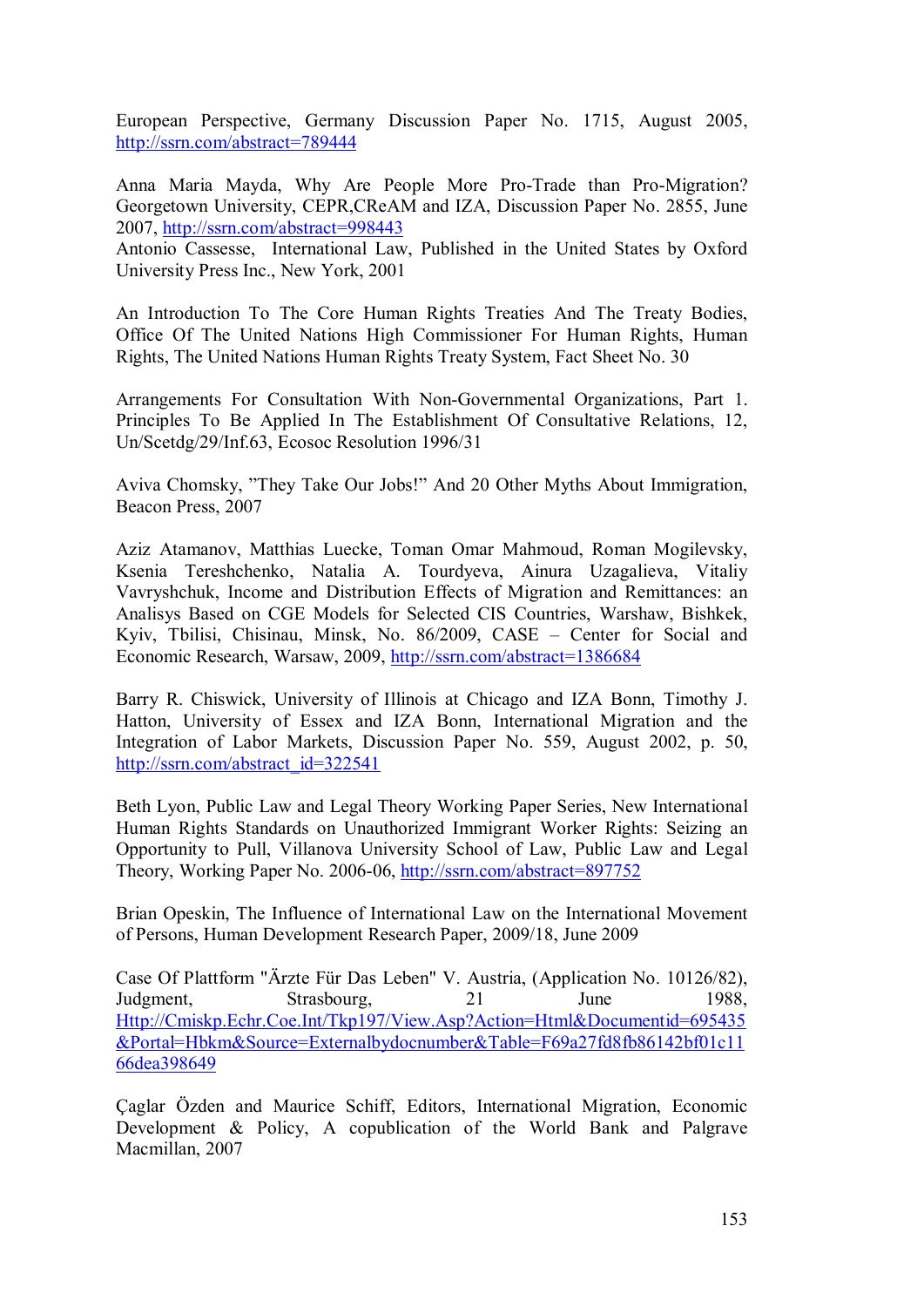European Perspective, Germany Discussion Paper No. 1715, August 2005, http://ssrn.com/abstract=789444

Anna Maria Mayda, Why Are People More Pro-Trade than Pro-Migration? Georgetown University, CEPR,CReAM and IZA, Discussion Paper No. 2855, June 2007, http://ssrn.com/abstract=998443
Antonio Cassesse, International Law, Published in the United States by Oxford University Press Inc., New York, 2001

An Introduction To The Core Human Rights Treaties And The Treaty Bodies, Office Of The United Nations High Commissioner For Human Rights, Human Rights, The United Nations Human Rights Treaty System, Fact Sheet No. 30

Arrangements For Consultation With Non-Governmental Organizations, Part 1. Principles To Be Applied In The Establishment Of Consultative Relations, 12, Un/Scetdg/29/Inf.63, Ecosoc Resolution 1996/31

Aviva Chomsky, "They Take Our Jobs!" And 20 Other Myths About Immigration, Beacon Press, 2007

Aziz Atamanov, Matthias Luecke, Toman Omar Mahmoud, Roman Mogilevsky, Ksenia Tereshchenko, Natalia A. Tourdyeva, Ainura Uzagalieva, Vitaliy Vavryshchuk, Income and Distribution Effects of Migration and Remittances: an Analisys Based on CGE Models for Selected CIS Countries, Warshaw, Bishkek, Kyiv, Tbilisi, Chisinau, Minsk, No. 86/2009, CASE – Center for Social and Economic Research, Warsaw, 2009, http://ssrn.com/abstract=1386684

Barry R. Chiswick, University of Illinois at Chicago and IZA Bonn, Timothy J. Hatton, University of Essex and IZA Bonn, International Migration and the Integration of Labor Markets, Discussion Paper No. 559, August 2002, p. 50, http://ssrn.com/abstract_id=322541

Beth Lyon, Public Law and Legal Theory Working Paper Series, New International Human Rights Standards on Unauthorized Immigrant Worker Rights: Seizing an Opportunity to Pull, Villanova University School of Law, Public Law and Legal Theory, Working Paper No. 2006-06, http://ssrn.com/abstract=897752

Brian Opeskin, The Influence of International Law on the International Movement of Persons, Human Development Research Paper, 2009/18, June 2009

Case Of Plattform "Ärzte Für Das Leben" V. Austria, (Application No. 10126/82), Judgment, Strasbourg, 21 June 1988, Http://Cmiskp.Echr.Coe.Int/Tkp197/View.Asp?Action=Html&Documentid=695435&Portal=Hbkm&Source=Externalbydocnumber&Table=F69a27fd8fb86142bf01c1166dea398649

Çaglar Özden and Maurice Schiff, Editors, International Migration, Economic Development & Policy, A copublication of the World Bank and Palgrave Macmillan, 2007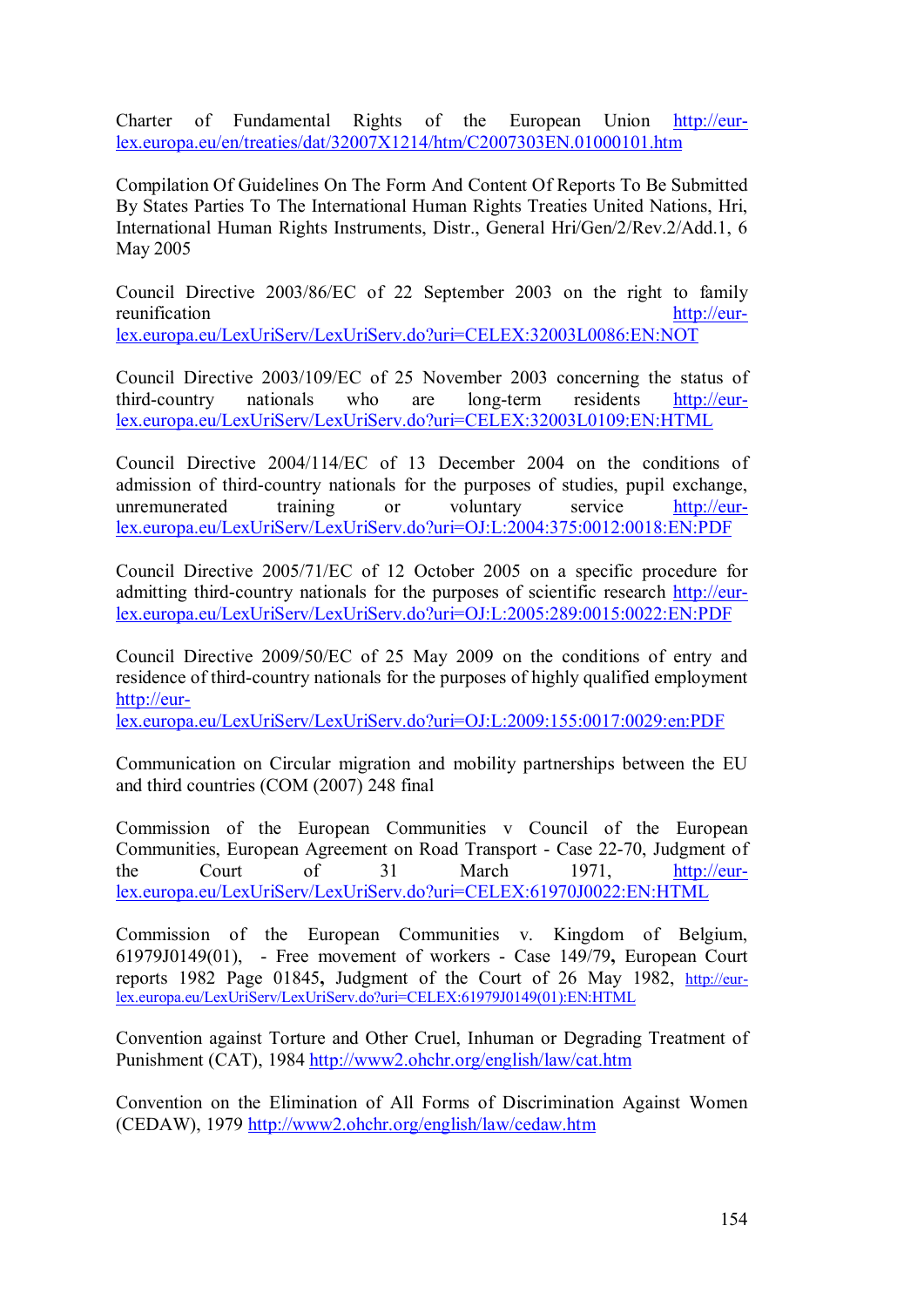Charter of Fundamental Rights of the European Union http://eur-lex.europa.eu/en/treaties/dat/32007X1214/htm/C2007303EN.01000101.htm

Compilation Of Guidelines On The Form And Content Of Reports To Be Submitted By States Parties To The International Human Rights Treaties United Nations, Hri, International Human Rights Instruments, Distr., General Hri/Gen/2/Rev.2/Add.1, 6 May 2005

Council Directive 2003/86/EC of 22 September 2003 on the right to family reunification http://eur-lex.europa.eu/LexUriServ/LexUriServ.do?uri=CELEX:32003L0086:EN:NOT

Council Directive 2003/109/EC of 25 November 2003 concerning the status of third-country nationals who are long-term residents http://eur-lex.europa.eu/LexUriServ/LexUriServ.do?uri=CELEX:32003L0109:EN:HTML

Council Directive 2004/114/EC of 13 December 2004 on the conditions of admission of third-country nationals for the purposes of studies, pupil exchange, unremunerated training or voluntary service http://eur-lex.europa.eu/LexUriServ/LexUriServ.do?uri=OJ:L:2004:375:0012:0018:EN:PDF

Council Directive 2005/71/EC of 12 October 2005 on a specific procedure for admitting third-country nationals for the purposes of scientific research http://eur-lex.europa.eu/LexUriServ/LexUriServ.do?uri=OJ:L:2005:289:0015:0022:EN:PDF

Council Directive 2009/50/EC of 25 May 2009 on the conditions of entry and residence of third-country nationals for the purposes of highly qualified employment http://eur-lex.europa.eu/LexUriServ/LexUriServ.do?uri=OJ:L:2009:155:0017:0029:en:PDF

Communication on Circular migration and mobility partnerships between the EU and third countries (COM (2007) 248 final

Commission of the European Communities v Council of the European Communities, European Agreement on Road Transport - Case 22-70, Judgment of the Court of 31 March 1971, http://eur-lex.europa.eu/LexUriServ/LexUriServ.do?uri=CELEX:61970J0022:EN:HTML

Commission of the European Communities v. Kingdom of Belgium, 61979J0149(01), - Free movement of workers - Case 149/79**,** European Court reports 1982 Page 01845**,** Judgment of the Court of 26 May 1982, http://eur-lex.europa.eu/LexUriServ/LexUriServ.do?uri=CELEX:61979J0149(01):EN:HTML

Convention against Torture and Other Cruel, Inhuman or Degrading Treatment of Punishment (CAT), 1984 http://www2.ohchr.org/english/law/cat.htm

Convention on the Elimination of All Forms of Discrimination Against Women (CEDAW), 1979 http://www2.ohchr.org/english/law/cedaw.htm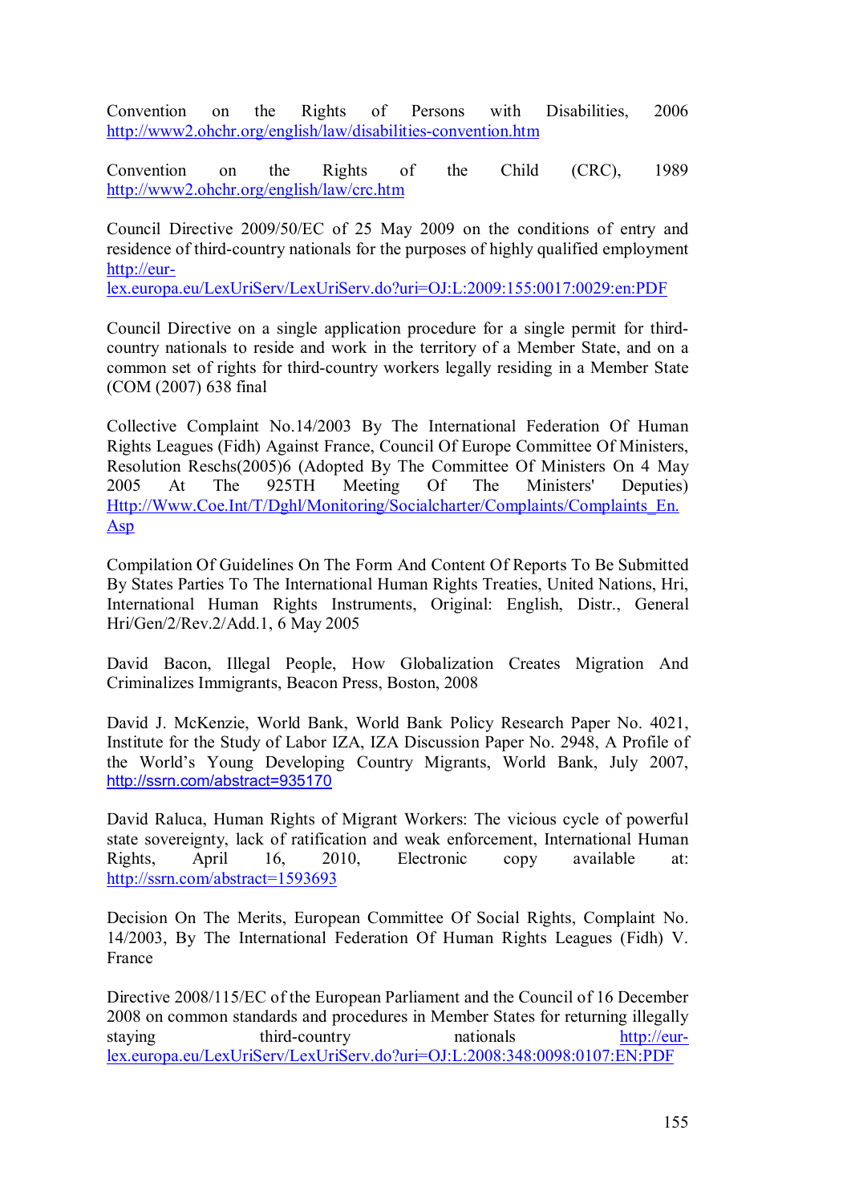Convention on the Rights of Persons with Disabilities, 2006 http://www2.ohchr.org/english/law/disabilities-convention.htm

Convention on the Rights of the Child (CRC), 1989 http://www2.ohchr.org/english/law/crc.htm

Council Directive 2009/50/EC of 25 May 2009 on the conditions of entry and residence of third-country nationals for the purposes of highly qualified employment http://eur-lex.europa.eu/LexUriServ/LexUriServ.do?uri=OJ:L:2009:155:0017:0029:en:PDF

Council Directive on a single application procedure for a single permit for third-country nationals to reside and work in the territory of a Member State, and on a common set of rights for third-country workers legally residing in a Member State (COM (2007) 638 final

Collective Complaint No.14/2003 By The International Federation Of Human Rights Leagues (Fidh) Against France, Council Of Europe Committee Of Ministers, Resolution Reschs(2005)6 (Adopted By The Committee Of Ministers On 4 May 2005 At The 925TH Meeting Of The Ministers' Deputies) Http://Www.Coe.Int/T/Dghl/Monitoring/Socialcharter/Complaints/Complaints_En.Asp

Compilation Of Guidelines On The Form And Content Of Reports To Be Submitted By States Parties To The International Human Rights Treaties, United Nations, Hri, International Human Rights Instruments, Original: English, Distr., General Hri/Gen/2/Rev.2/Add.1, 6 May 2005

David Bacon, Illegal People, How Globalization Creates Migration And Criminalizes Immigrants, Beacon Press, Boston, 2008

David J. McKenzie, World Bank, World Bank Policy Research Paper No. 4021, Institute for the Study of Labor IZA, IZA Discussion Paper No. 2948, A Profile of the World's Young Developing Country Migrants, World Bank, July 2007, http://ssrn.com/abstract=935170

David Raluca, Human Rights of Migrant Workers: The vicious cycle of powerful state sovereignty, lack of ratification and weak enforcement, International Human Rights, April 16, 2010, Electronic copy available at: http://ssrn.com/abstract=1593693

Decision On The Merits, European Committee Of Social Rights, Complaint No. 14/2003, By The International Federation Of Human Rights Leagues (Fidh) V. France

Directive 2008/115/EC of the European Parliament and the Council of 16 December 2008 on common standards and procedures in Member States for returning illegally staying third-country nationals http://eur-lex.europa.eu/LexUriServ/LexUriServ.do?uri=OJ:L:2008:348:0098:0107:EN:PDF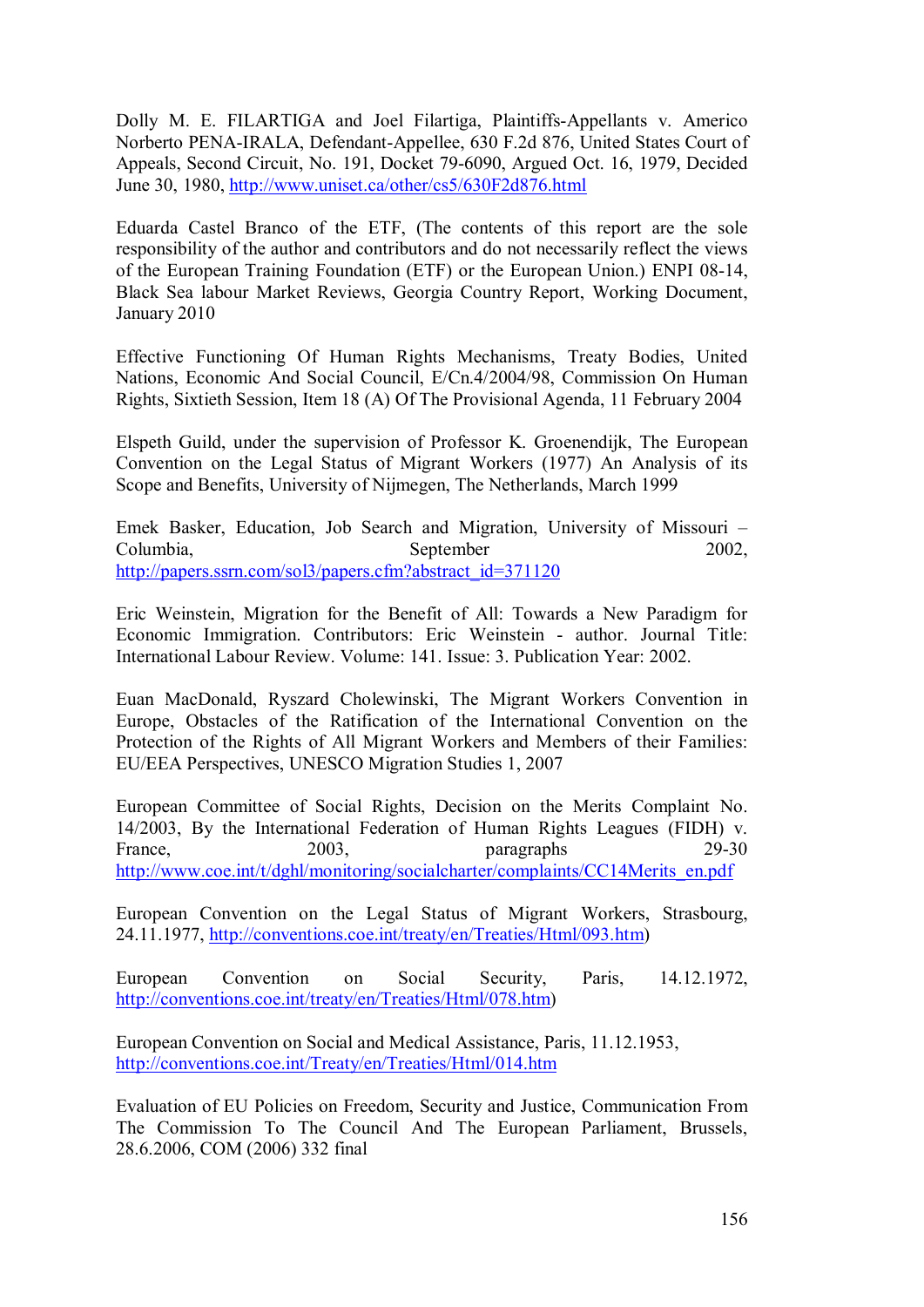Dolly M. E. FILARTIGA and Joel Filartiga, Plaintiffs-Appellants v. Americo Norberto PENA-IRALA, Defendant-Appellee, 630 F.2d 876, United States Court of Appeals, Second Circuit, No. 191, Docket 79-6090, Argued Oct. 16, 1979, Decided June 30, 1980, http://www.uniset.ca/other/cs5/630F2d876.html

Eduarda Castel Branco of the ETF, (The contents of this report are the sole responsibility of the author and contributors and do not necessarily reflect the views of the European Training Foundation (ETF) or the European Union.) ENPI 08-14, Black Sea labour Market Reviews, Georgia Country Report, Working Document, January 2010

Effective Functioning Of Human Rights Mechanisms, Treaty Bodies, United Nations, Economic And Social Council, E/Cn.4/2004/98, Commission On Human Rights, Sixtieth Session, Item 18 (A) Of The Provisional Agenda, 11 February 2004

Elspeth Guild, under the supervision of Professor K. Groenendijk, The European Convention on the Legal Status of Migrant Workers (1977) An Analysis of its Scope and Benefits, University of Nijmegen, The Netherlands, March 1999

Emek Basker, Education, Job Search and Migration, University of Missouri – Columbia, September 2002, http://papers.ssrn.com/sol3/papers.cfm?abstract_id=371120

Eric Weinstein, Migration for the Benefit of All: Towards a New Paradigm for Economic Immigration. Contributors: Eric Weinstein - author. Journal Title: International Labour Review. Volume: 141. Issue: 3. Publication Year: 2002.

Euan MacDonald, Ryszard Cholewinski, The Migrant Workers Convention in Europe, Obstacles of the Ratification of the International Convention on the Protection of the Rights of All Migrant Workers and Members of their Families: EU/EEA Perspectives, UNESCO Migration Studies 1, 2007

European Committee of Social Rights, Decision on the Merits Complaint No. 14/2003, By the International Federation of Human Rights Leagues (FIDH) v. France, 2003, paragraphs 29-30 http://www.coe.int/t/dghl/monitoring/socialcharter/complaints/CC14Merits_en.pdf

European Convention on the Legal Status of Migrant Workers, Strasbourg, 24.11.1977, http://conventions.coe.int/treaty/en/Treaties/Html/093.htm)

European Convention on Social Security, Paris, 14.12.1972, http://conventions.coe.int/treaty/en/Treaties/Html/078.htm)

European Convention on Social and Medical Assistance, Paris, 11.12.1953, http://conventions.coe.int/Treaty/en/Treaties/Html/014.htm

Evaluation of EU Policies on Freedom, Security and Justice, Communication From The Commission To The Council And The European Parliament, Brussels, 28.6.2006, COM (2006) 332 final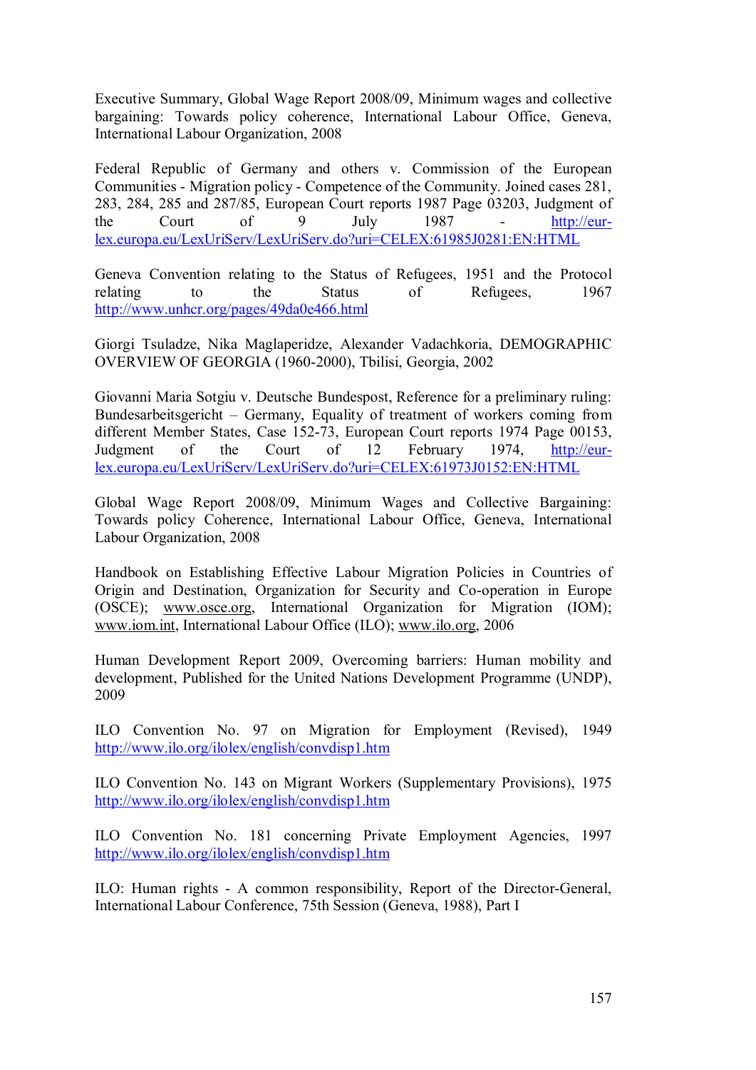Executive Summary, Global Wage Report 2008/09, Minimum wages and collective bargaining: Towards policy coherence, International Labour Office, Geneva, International Labour Organization, 2008

Federal Republic of Germany and others v. Commission of the European Communities - Migration policy - Competence of the Community. Joined cases 281, 283, 284, 285 and 287/85, European Court reports 1987 Page 03203, Judgment of the Court of 9 July 1987 - http://eur-lex.europa.eu/LexUriServ/LexUriServ.do?uri=CELEX:61985J0281:EN:HTML

Geneva Convention relating to the Status of Refugees, 1951 and the Protocol relating to the Status of Refugees, 1967 http://www.unhcr.org/pages/49da0e466.html

Giorgi Tsuladze, Nika Maglaperidze, Alexander Vadachkoria, DEMOGRAPHIC OVERVIEW OF GEORGIA (1960-2000), Tbilisi, Georgia, 2002

Giovanni Maria Sotgiu v. Deutsche Bundespost, Reference for a preliminary ruling: Bundesarbeitsgericht – Germany, Equality of treatment of workers coming from different Member States, Case 152-73, European Court reports 1974 Page 00153, Judgment of the Court of 12 February 1974, http://eur-lex.europa.eu/LexUriServ/LexUriServ.do?uri=CELEX:61973J0152:EN:HTML

Global Wage Report 2008/09, Minimum Wages and Collective Bargaining: Towards policy Coherence, International Labour Office, Geneva, International Labour Organization, 2008

Handbook on Establishing Effective Labour Migration Policies in Countries of Origin and Destination, Organization for Security and Co-operation in Europe (OSCE); www.osce.org, International Organization for Migration (IOM); www.iom.int, International Labour Office (ILO); www.ilo.org, 2006

Human Development Report 2009, Overcoming barriers: Human mobility and development, Published for the United Nations Development Programme (UNDP), 2009

ILO Convention No. 97 on Migration for Employment (Revised), 1949 http://www.ilo.org/ilolex/english/convdisp1.htm

ILO Convention No. 143 on Migrant Workers (Supplementary Provisions), 1975 http://www.ilo.org/ilolex/english/convdisp1.htm

ILO Convention No. 181 concerning Private Employment Agencies, 1997 http://www.ilo.org/ilolex/english/convdisp1.htm

ILO: Human rights - A common responsibility, Report of the Director-General, International Labour Conference, 75th Session (Geneva, 1988), Part I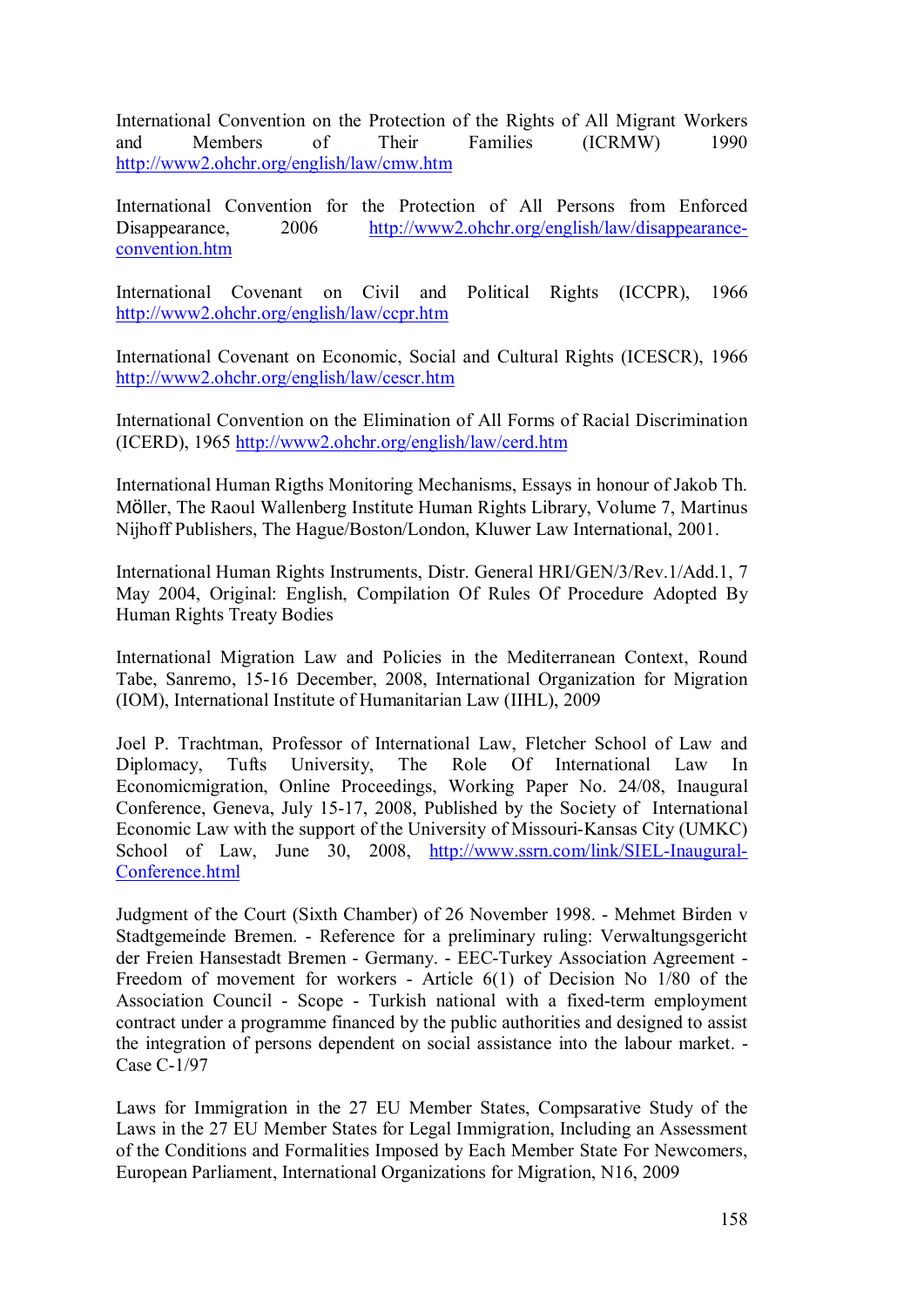International Convention on the Protection of the Rights of All Migrant Workers and Members of Their Families (ICRMW) 1990 http://www2.ohchr.org/english/law/cmw.htm

International Convention for the Protection of All Persons from Enforced Disappearance, 2006 http://www2.ohchr.org/english/law/disappearance-convention.htm

International Covenant on Civil and Political Rights (ICCPR), 1966 http://www2.ohchr.org/english/law/ccpr.htm

International Covenant on Economic, Social and Cultural Rights (ICESCR), 1966 http://www2.ohchr.org/english/law/cescr.htm

International Convention on the Elimination of All Forms of Racial Discrimination (ICERD), 1965 http://www2.ohchr.org/english/law/cerd.htm

International Human Rigths Monitoring Mechanisms, Essays in honour of Jakob Th. Möller, The Raoul Wallenberg Institute Human Rights Library, Volume 7, Martinus Nijhoff Publishers, The Hague/Boston/London, Kluwer Law International, 2001.

International Human Rights Instruments, Distr. General HRI/GEN/3/Rev.1/Add.1, 7 May 2004, Original: English, Compilation Of Rules Of Procedure Adopted By Human Rights Treaty Bodies

International Migration Law and Policies in the Mediterranean Context, Round Tabe, Sanremo, 15-16 December, 2008, International Organization for Migration (IOM), International Institute of Humanitarian Law (IIHL), 2009

Joel P. Trachtman, Professor of International Law, Fletcher School of Law and Diplomacy, Tufts University, The Role Of International Law In Economicmigration, Online Proceedings, Working Paper No. 24/08, Inaugural Conference, Geneva, July 15-17, 2008, Published by the Society of International Economic Law with the support of the University of Missouri-Kansas City (UMKC) School of Law, June 30, 2008, http://www.ssrn.com/link/SIEL-Inaugural-Conference.html

Judgment of the Court (Sixth Chamber) of 26 November 1998. - Mehmet Birden v Stadtgemeinde Bremen. - Reference for a preliminary ruling: Verwaltungsgericht der Freien Hansestadt Bremen - Germany. - EEC-Turkey Association Agreement - Freedom of movement for workers - Article 6(1) of Decision No 1/80 of the Association Council - Scope - Turkish national with a fixed-term employment contract under a programme financed by the public authorities and designed to assist the integration of persons dependent on social assistance into the labour market. - Case C-1/97

Laws for Immigration in the 27 EU Member States, Compsarative Study of the Laws in the 27 EU Member States for Legal Immigration, Including an Assessment of the Conditions and Formalities Imposed by Each Member State For Newcomers, European Parliament, International Organizations for Migration, N16, 2009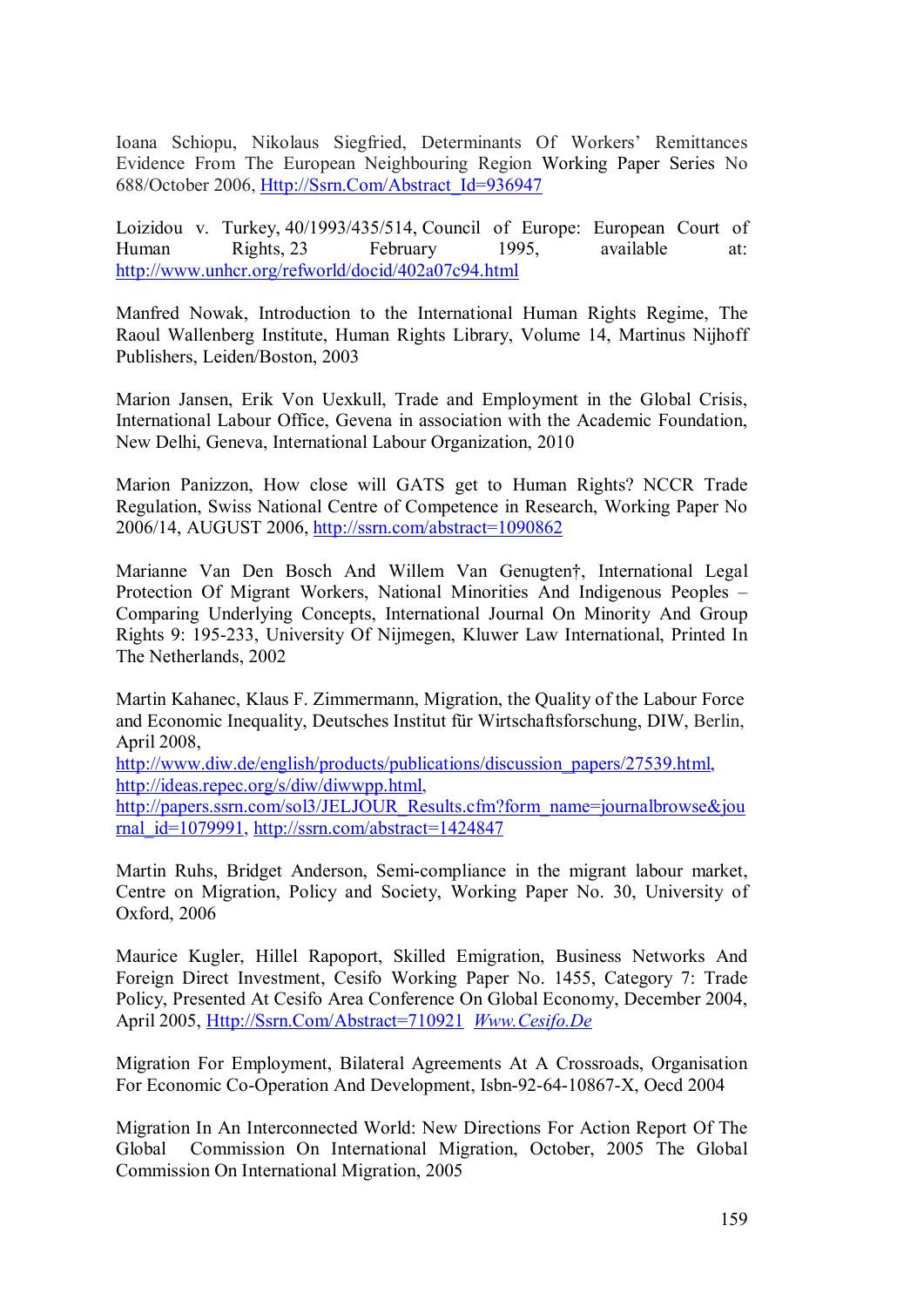Ioana Schiopu, Nikolaus Siegfried, Determinants Of Workers' Remittances Evidence From The European Neighbouring Region Working Paper Series No 688/October 2006, Http://Ssrn.Com/Abstract_Id=936947

Loizidou v. Turkey, 40/1993/435/514, Council of Europe: European Court of Human Rights, 23 February 1995, available at: http://www.unhcr.org/refworld/docid/402a07c94.html

Manfred Nowak, Introduction to the International Human Rights Regime, The Raoul Wallenberg Institute, Human Rights Library, Volume 14, Martinus Nijhoff Publishers, Leiden/Boston, 2003

Marion Jansen, Erik Von Uexkull, Trade and Employment in the Global Crisis, International Labour Office, Gevena in association with the Academic Foundation, New Delhi, Geneva, International Labour Organization, 2010

Marion Panizzon, How close will GATS get to Human Rights? NCCR Trade Regulation, Swiss National Centre of Competence in Research, Working Paper No 2006/14, AUGUST 2006, http://ssrn.com/abstract=1090862

Marianne Van Den Bosch And Willem Van Genugten†, International Legal Protection Of Migrant Workers, National Minorities And Indigenous Peoples – Comparing Underlying Concepts, International Journal On Minority And Group Rights 9: 195-233, University Of Nijmegen, Kluwer Law International, Printed In The Netherlands, 2002

Martin Kahanec, Klaus F. Zimmermann, Migration, the Quality of the Labour Force and Economic Inequality, Deutsches Institut für Wirtschaftsforschung, DIW, Berlin, April 2008, http://www.diw.de/english/products/publications/discussion_papers/27539.html, http://ideas.repec.org/s/diw/diwwpp.html, http://papers.ssrn.com/sol3/JELJOUR_Results.cfm?form_name=journalbrowse&journal_id=1079991, http://ssrn.com/abstract=1424847

Martin Ruhs, Bridget Anderson, Semi-compliance in the migrant labour market, Centre on Migration, Policy and Society, Working Paper No. 30, University of Oxford, 2006

Maurice Kugler, Hillel Rapoport, Skilled Emigration, Business Networks And Foreign Direct Investment, Cesifo Working Paper No. 1455, Category 7: Trade Policy, Presented At Cesifo Area Conference On Global Economy, December 2004, April 2005, Http://Ssrn.Com/Abstract=710921 *Www.Cesifo.De*

Migration For Employment, Bilateral Agreements At A Crossroads, Organisation For Economic Co-Operation And Development, Isbn-92-64-10867-X, Oecd 2004

Migration In An Interconnected World: New Directions For Action Report Of The Global Commission On International Migration, October, 2005 The Global Commission On International Migration, 2005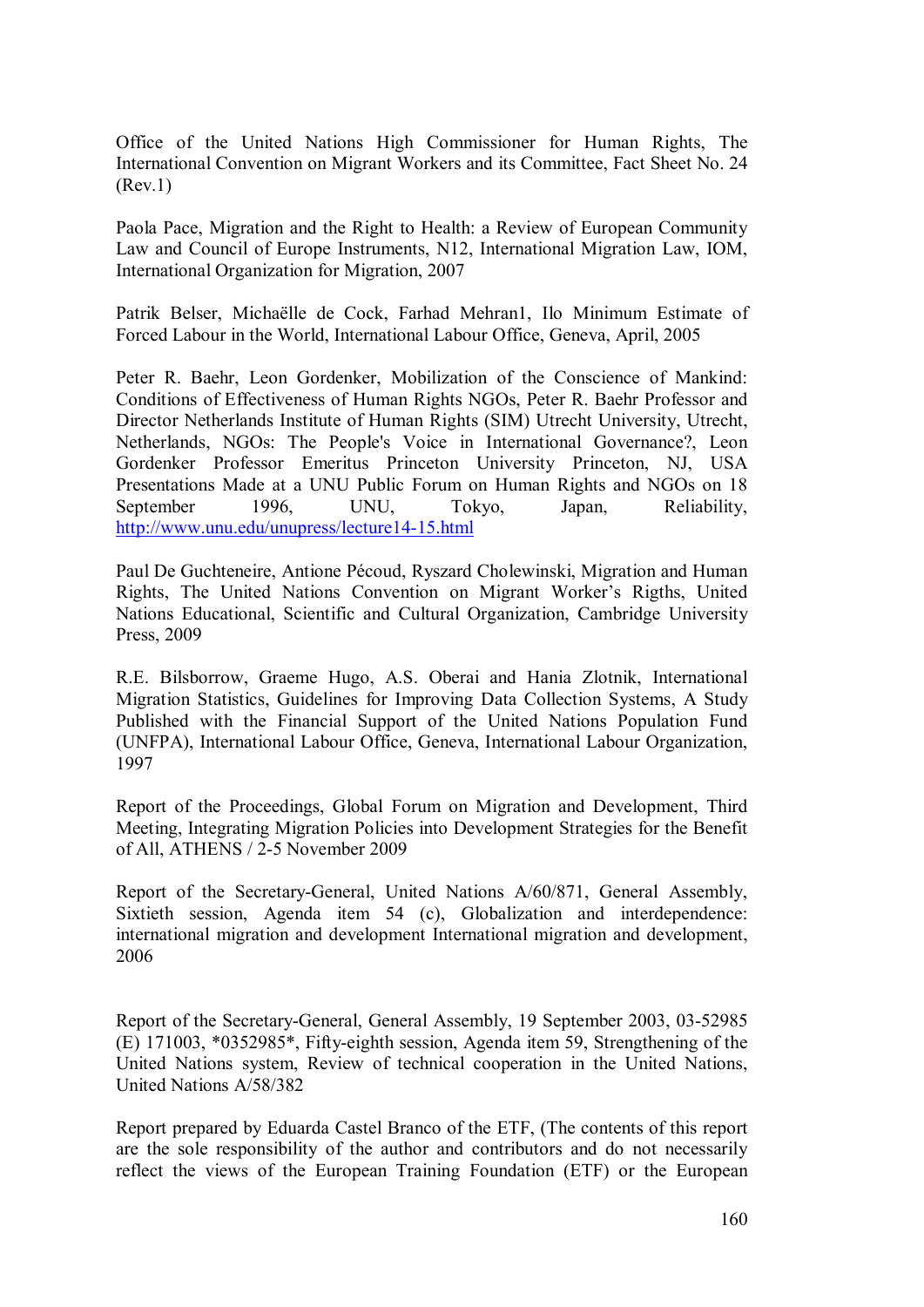Office of the United Nations High Commissioner for Human Rights, The International Convention on Migrant Workers and its Committee, Fact Sheet No. 24 (Rev.1)

Paola Pace, Migration and the Right to Health: a Review of European Community Law and Council of Europe Instruments, N12, International Migration Law, IOM, International Organization for Migration, 2007

Patrik Belser, Michaëlle de Cock, Farhad Mehran1, Ilo Minimum Estimate of Forced Labour in the World, International Labour Office, Geneva, April, 2005

Peter R. Baehr, Leon Gordenker, Mobilization of the Conscience of Mankind: Conditions of Effectiveness of Human Rights NGOs, Peter R. Baehr Professor and Director Netherlands Institute of Human Rights (SIM) Utrecht University, Utrecht, Netherlands, NGOs: The People's Voice in International Governance?, Leon Gordenker Professor Emeritus Princeton University Princeton, NJ, USA Presentations Made at a UNU Public Forum on Human Rights and NGOs on 18 September 1996, UNU, Tokyo, Japan, Reliability, http://www.unu.edu/unupress/lecture14-15.html

Paul De Guchteneire, Antione Pécoud, Ryszard Cholewinski, Migration and Human Rights, The United Nations Convention on Migrant Worker's Rigths, United Nations Educational, Scientific and Cultural Organization, Cambridge University Press, 2009

R.E. Bilsborrow, Graeme Hugo, A.S. Oberai and Hania Zlotnik, International Migration Statistics, Guidelines for Improving Data Collection Systems, A Study Published with the Financial Support of the United Nations Population Fund (UNFPA), International Labour Office, Geneva, International Labour Organization, 1997

Report of the Proceedings, Global Forum on Migration and Development, Third Meeting, Integrating Migration Policies into Development Strategies for the Benefit of All, ATHENS / 2-5 November 2009

Report of the Secretary-General, United Nations A/60/871, General Assembly, Sixtieth session, Agenda item 54 (c), Globalization and interdependence: international migration and development International migration and development, 2006

Report of the Secretary-General, General Assembly, 19 September 2003, 03-52985 (E) 171003, *0352985*, Fifty-eighth session, Agenda item 59, Strengthening of the United Nations system, Review of technical cooperation in the United Nations, United Nations A/58/382

Report prepared by Eduarda Castel Branco of the ETF, (The contents of this report are the sole responsibility of the author and contributors and do not necessarily reflect the views of the European Training Foundation (ETF) or the European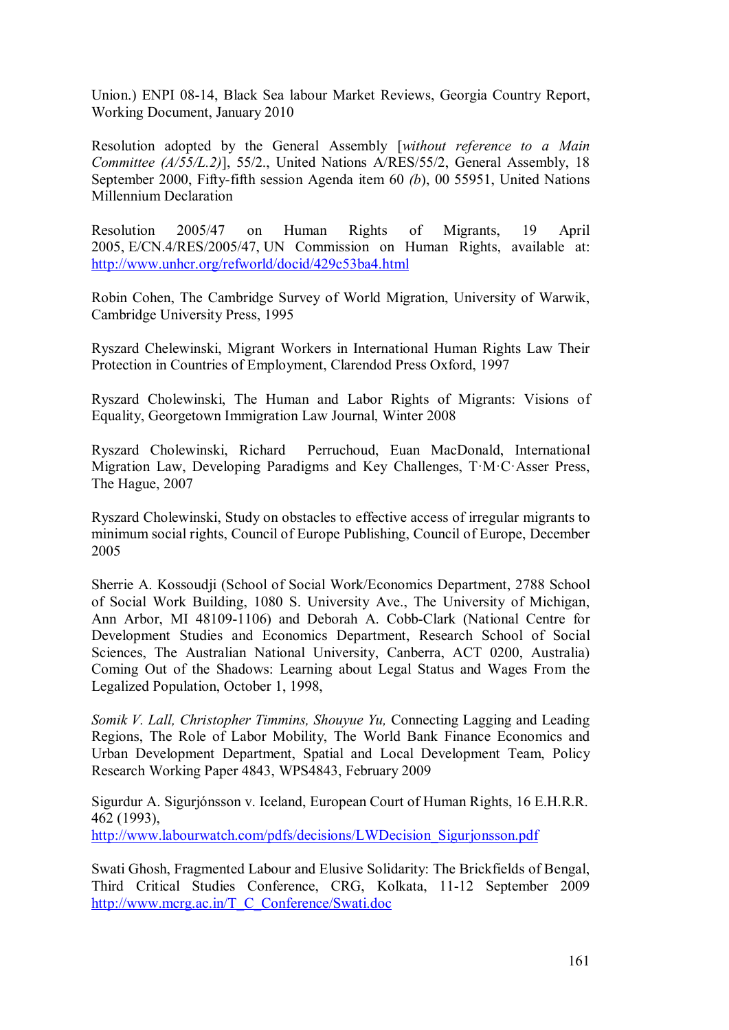Union.) ENPI 08-14, Black Sea labour Market Reviews, Georgia Country Report, Working Document, January 2010

Resolution adopted by the General Assembly [*without reference to a Main Committee (A/55/L.2)*], 55/2., United Nations A/RES/55/2, General Assembly, 18 September 2000, Fifty-fifth session Agenda item 60 *(b)*, 00 55951, United Nations Millennium Declaration

Resolution 2005/47 on Human Rights of Migrants, 19 April 2005, E/CN.4/RES/2005/47, UN Commission on Human Rights, available at: http://www.unhcr.org/refworld/docid/429c53ba4.html

Robin Cohen, The Cambridge Survey of World Migration, University of Warwik, Cambridge University Press, 1995

Ryszard Chelewinski, Migrant Workers in International Human Rights Law Their Protection in Countries of Employment, Clarendod Press Oxford, 1997

Ryszard Cholewinski, The Human and Labor Rights of Migrants: Visions of Equality, Georgetown Immigration Law Journal, Winter 2008

Ryszard Cholewinski, Richard Perruchoud, Euan MacDonald, International Migration Law, Developing Paradigms and Key Challenges, T·M·C·Asser Press, The Hague, 2007

Ryszard Cholewinski, Study on obstacles to effective access of irregular migrants to minimum social rights, Council of Europe Publishing, Council of Europe, December 2005

Sherrie A. Kossoudji (School of Social Work/Economics Department, 2788 School of Social Work Building, 1080 S. University Ave., The University of Michigan, Ann Arbor, MI 48109-1106) and Deborah A. Cobb-Clark (National Centre for Development Studies and Economics Department, Research School of Social Sciences, The Australian National University, Canberra, ACT 0200, Australia) Coming Out of the Shadows: Learning about Legal Status and Wages From the Legalized Population, October 1, 1998,

*Somik V. Lall, Christopher Timmins, Shouyue Yu,* Connecting Lagging and Leading Regions, The Role of Labor Mobility, The World Bank Finance Economics and Urban Development Department, Spatial and Local Development Team, Policy Research Working Paper 4843, WPS4843, February 2009

Sigurdur A. Sigurjónsson v. Iceland, European Court of Human Rights, 16 E.H.R.R. 462 (1993),
http://www.labourwatch.com/pdfs/decisions/LWDecision_Sigurjonsson.pdf

Swati Ghosh, Fragmented Labour and Elusive Solidarity: The Brickfields of Bengal, Third Critical Studies Conference, CRG, Kolkata, 11-12 September 2009 http://www.mcrg.ac.in/T_C_Conference/Swati.doc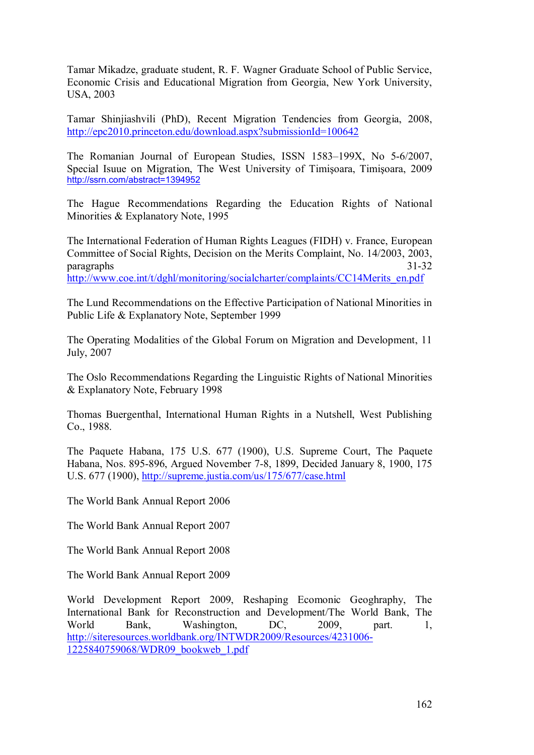Tamar Mikadze, graduate student, R. F. Wagner Graduate School of Public Service, Economic Crisis and Educational Migration from Georgia, New York University, USA, 2003

Tamar Shinjiashvili (PhD), Recent Migration Tendencies from Georgia, 2008, http://epc2010.princeton.edu/download.aspx?submissionId=100642

The Romanian Journal of European Studies, ISSN 1583–199X, No 5-6/2007, Special Isuue on Migration, The West University of Timişoara, Timişoara, 2009 http://ssrn.com/abstract=1394952

The Hague Recommendations Regarding the Education Rights of National Minorities & Explanatory Note, 1995

The International Federation of Human Rights Leagues (FIDH) v. France, European Committee of Social Rights, Decision on the Merits Complaint, No. 14/2003, 2003, paragraphs 31-32 http://www.coe.int/t/dghl/monitoring/socialcharter/complaints/CC14Merits_en.pdf

The Lund Recommendations on the Effective Participation of National Minorities in Public Life & Explanatory Note, September 1999

The Operating Modalities of the Global Forum on Migration and Development, 11 July, 2007

The Oslo Recommendations Regarding the Linguistic Rights of National Minorities & Explanatory Note, February 1998

Thomas Buergenthal, International Human Rights in a Nutshell, West Publishing Co., 1988.

The Paquete Habana, 175 U.S. 677 (1900), U.S. Supreme Court, The Paquete Habana, Nos. 895-896, Argued November 7-8, 1899, Decided January 8, 1900, 175 U.S. 677 (1900), http://supreme.justia.com/us/175/677/case.html

The World Bank Annual Report 2006

The World Bank Annual Report 2007

The World Bank Annual Report 2008

The World Bank Annual Report 2009

World Development Report 2009, Reshaping Ecomonic Geoghraphy, The International Bank for Reconstruction and Development/The World Bank, The World Bank, Washington, DC, 2009, part. 1, http://siteresources.worldbank.org/INTWDR2009/Resources/4231006-1225840759068/WDR09_bookweb_1.pdf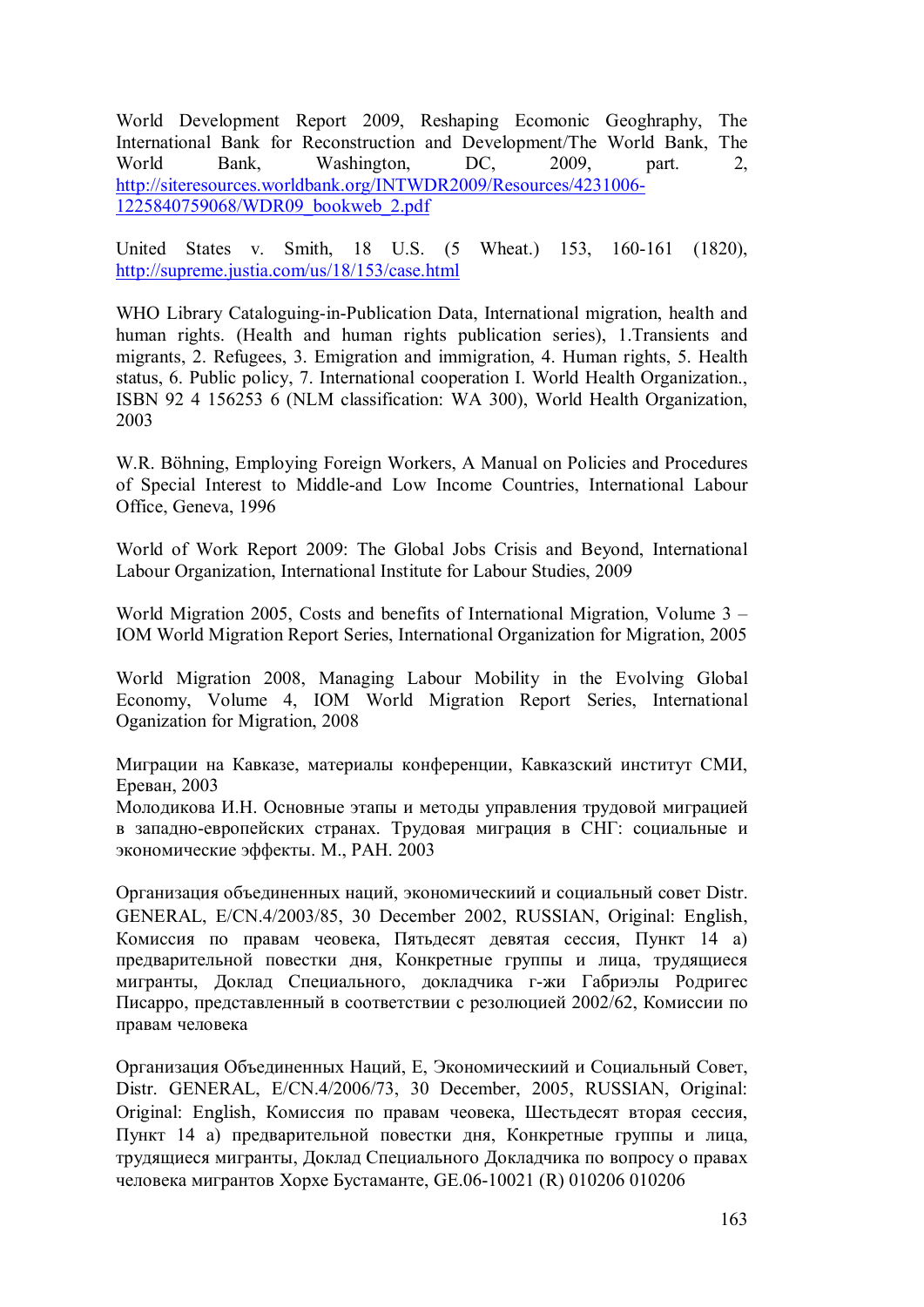World Development Report 2009, Reshaping Ecomonic Geoghraphy, The International Bank for Reconstruction and Development/The World Bank, The World Bank, Washington, DC, 2009, part. 2, http://siteresources.worldbank.org/INTWDR2009/Resources/4231006-1225840759068/WDR09_bookweb_2.pdf

United States v. Smith, 18 U.S. (5 Wheat.) 153, 160-161 (1820), http://supreme.justia.com/us/18/153/case.html

WHO Library Cataloguing-in-Publication Data, International migration, health and human rights. (Health and human rights publication series), 1.Transients and migrants, 2. Refugees, 3. Emigration and immigration, 4. Human rights, 5. Health status, 6. Public policy, 7. International cooperation I. World Health Organization., ISBN 92 4 156253 6 (NLM classification: WA 300), World Health Organization, 2003

W.R. Böhning, Employing Foreign Workers, A Manual on Policies and Procedures of Special Interest to Middle-and Low Income Countries, International Labour Office, Geneva, 1996

World of Work Report 2009: The Global Jobs Crisis and Beyond, International Labour Organization, International Institute for Labour Studies, 2009

World Migration 2005, Costs and benefits of International Migration, Volume 3 – IOM World Migration Report Series, International Organization for Migration, 2005

World Migration 2008, Managing Labour Mobility in the Evolving Global Economy, Volume 4, IOM World Migration Report Series, International Oganization for Migration, 2008

Миграции на Кавказе, материалы конференции, Кавказский институт СМИ, Ереван, 2003
Молодикова И.Н. Основные этапы и методы управления трудовой миграцией в западно-европейских странах. Трудовая миграция в СНГ: социальные и экономические эффекты. М., РАН. 2003

Организация объединенных наций, экономическиий и социальный совет Distr. GENERAL, E/CN.4/2003/85, 30 December 2002, RUSSIAN, Original: English, Комиссия по правам чеовека, Пятьдесят девятая сессия, Пункт 14 а) предварительной повестки дня, Конкретные группы и лица, трудящиеся мигранты, Доклад Специального, докладчика г-жи Габриэлы Родригес Писарро, представленный в соответствии с резолюцией 2002/62, Комиссии по правам человека

Организация Объединенных Наций, Е, Экономическиий и Социальный Совет, Distr. GENERAL, E/CN.4/2006/73, 30 December, 2005, RUSSIAN, Original: Original: English, Комиссия по правам чеовека, Шестьдесят вторая сессия, Пункт 14 а) предварительной повестки дня, Конкретные группы и лица, трудящиеся мигранты, Доклад Специального Докладчика по вопросу о правах человека мигрантов Хорхе Бустаманте, GE.06-10021 (R) 010206 010206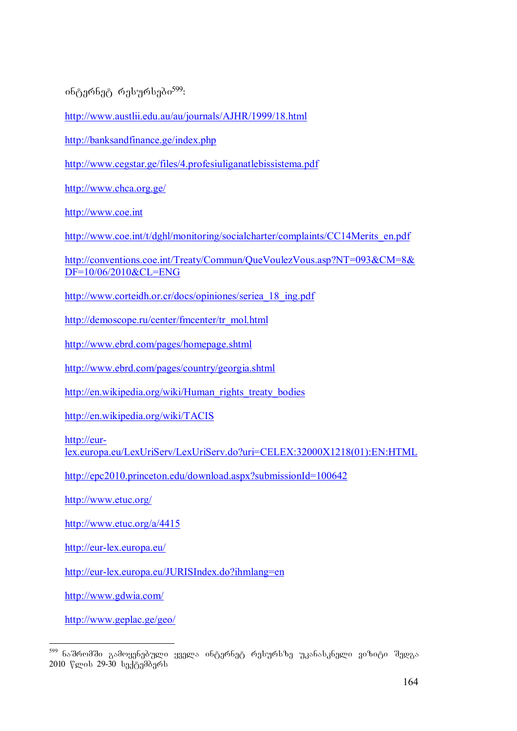ინტერნეტ რესურსები[599]:

http://www.austlii.edu.au/au/journals/AJHR/1999/18.html

http://banksandfinance.ge/index.php

http://www.cegstar.ge/files/4.profesiuliganatlebissistema.pdf

http://www.chca.org.ge/

http://www.coe.int

http://www.coe.int/t/dghl/monitoring/socialcharter/complaints/CC14Merits_en.pdf

http://conventions.coe.int/Treaty/Commun/QueVoulezVous.asp?NT=093&CM=8&DF=10/06/2010&CL=ENG

http://www.corteidh.or.cr/docs/opiniones/seriea_18_ing.pdf

http://demoscope.ru/center/fmcenter/tr_mol.html

http://www.ebrd.com/pages/homepage.shtml

http://www.ebrd.com/pages/country/georgia.shtml

http://en.wikipedia.org/wiki/Human_rights_treaty_bodies

http://en.wikipedia.org/wiki/TACIS

http://eur-lex.europa.eu/LexUriServ/LexUriServ.do?uri=CELEX:32000X1218(01):EN:HTML

http://epc2010.princeton.edu/download.aspx?submissionId=100642

http://www.etuc.org/

http://www.etuc.org/a/4415

http://eur-lex.europa.eu/

http://eur-lex.europa.eu/JURISIndex.do?ihmlang=en

http://www.gdwia.com/

http://www.geplac.ge/geo/

---

[599] ნაშრომში გამოყენებული ყველა ინტერნეტ რესურსზე უკანასკნელი ვიზიტი შედგა 2010 წლის 29-30 სექტემბერს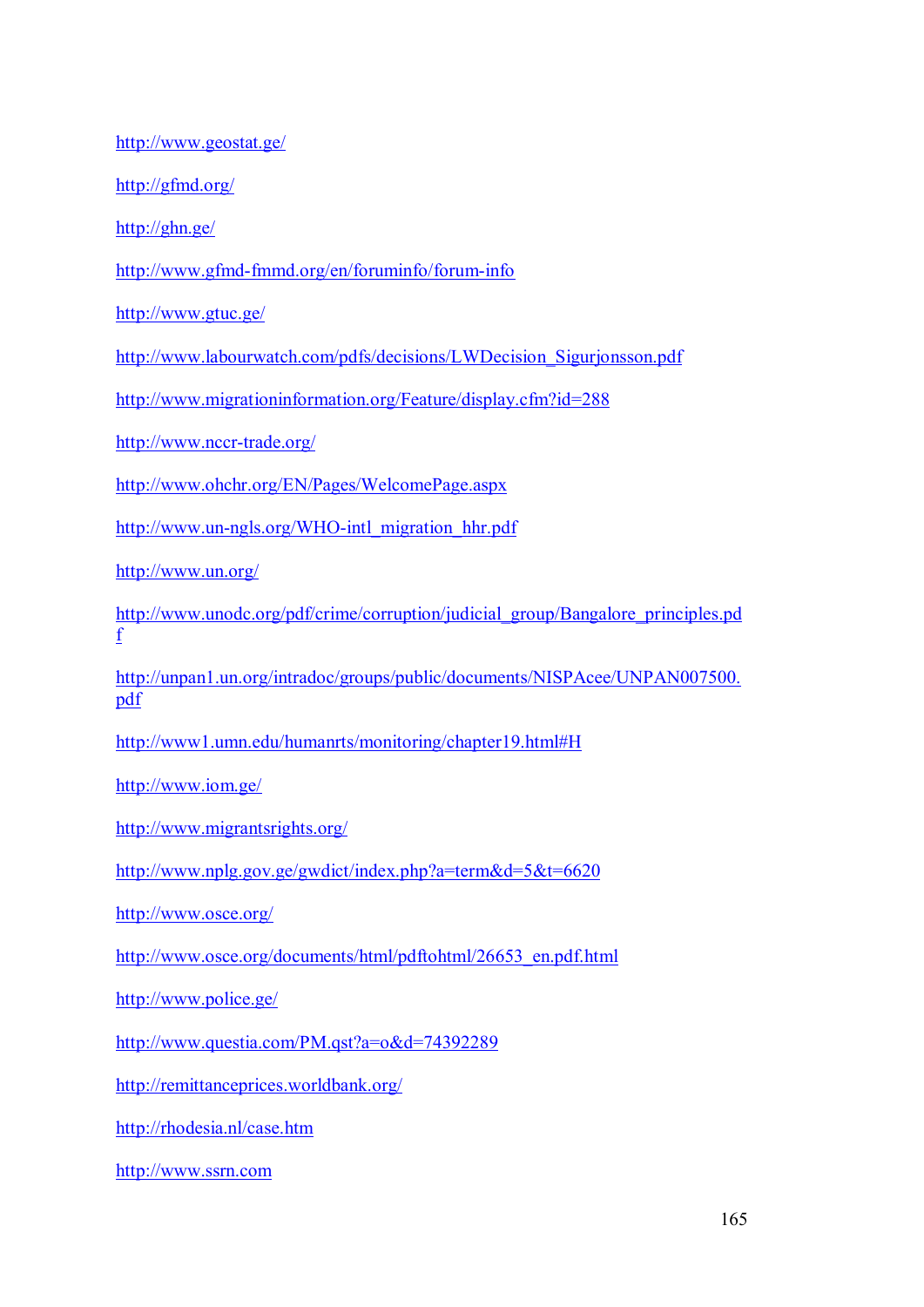http://www.geostat.ge/

http://gfmd.org/

http://ghn.ge/

http://www.gfmd-fmmd.org/en/foruminfo/forum-info

http://www.gtuc.ge/

http://www.labourwatch.com/pdfs/decisions/LWDecision_Sigurjonsson.pdf

http://www.migrationinformation.org/Feature/display.cfm?id=288

http://www.nccr-trade.org/

http://www.ohchr.org/EN/Pages/WelcomePage.aspx

http://www.un-ngls.org/WHO-intl_migration_hhr.pdf

http://www.un.org/

http://www.unodc.org/pdf/crime/corruption/judicial_group/Bangalore_principles.pdf

http://unpan1.un.org/intradoc/groups/public/documents/NISPAcee/UNPAN007500.pdf

http://www1.umn.edu/humanrts/monitoring/chapter19.html#H

http://www.iom.ge/

http://www.migrantsrights.org/

http://www.nplg.gov.ge/gwdict/index.php?a=term&d=5&t=6620

http://www.osce.org/

http://www.osce.org/documents/html/pdftohtml/26653_en.pdf.html

http://www.police.ge/

http://www.questia.com/PM.qst?a=o&d=74392289

http://remittanceprices.worldbank.org/

http://rhodesia.nl/case.htm

http://www.ssrn.com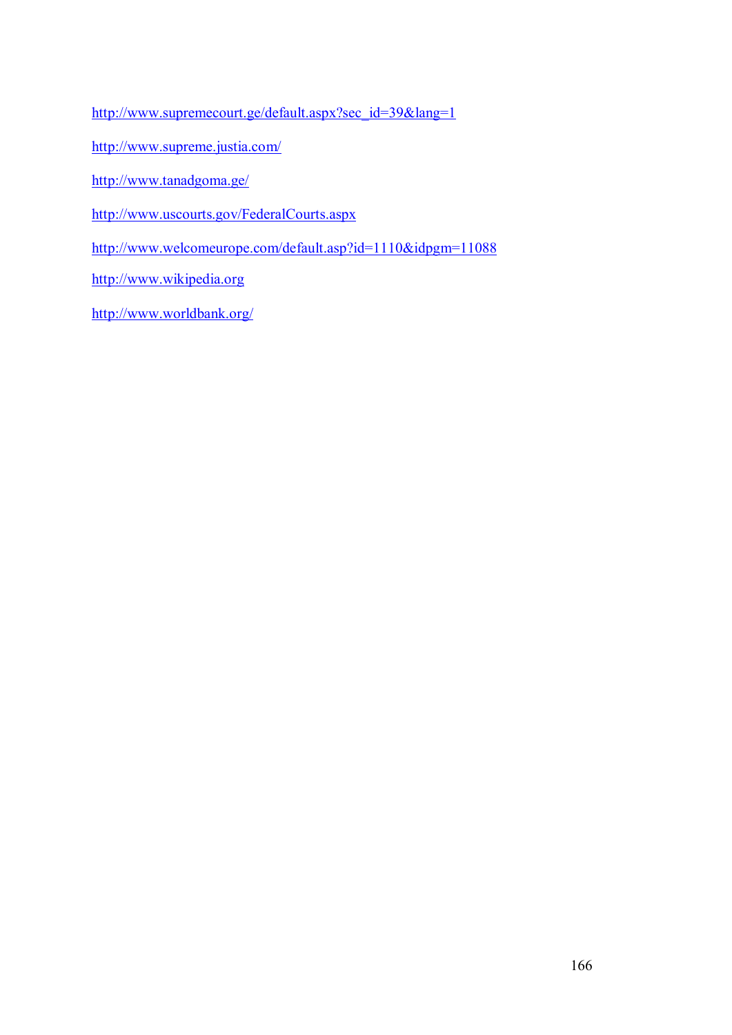http://www.supremecourt.ge/default.aspx?sec_id=39&lang=1

http://www.supreme.justia.com/

http://www.tanadgoma.ge/

http://www.uscourts.gov/FederalCourts.aspx

http://www.welcomeurope.com/default.asp?id=1110&idpgm=11088

http://www.wikipedia.org

http://www.worldbank.org/